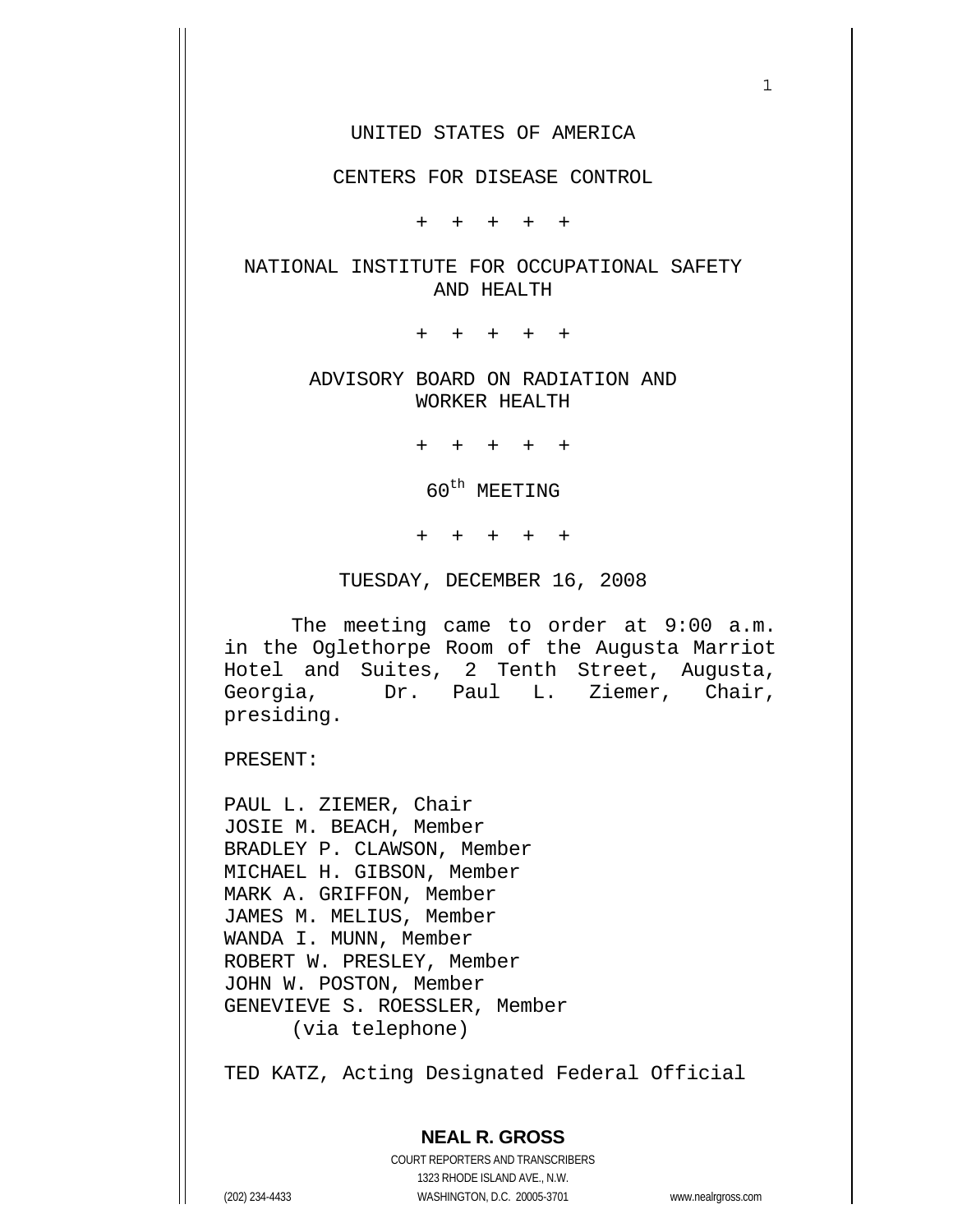UNITED STATES OF AMERICA

CENTERS FOR DISEASE CONTROL

\+ + + + +

NATIONAL INSTITUTE FOR OCCUPATIONAL SAFETY AND HEALTH

\+ + + + +

ADVISORY BOARD ON RADIATION AND WORKER HEALTH

\+ + + + +

60th MEETING

\+ + + + +

TUESDAY, DECEMBER 16, 2008

The meeting came to order at 9:00 a.m. in the Oglethorpe Room of the Augusta Marriot Hotel and Suites, 2 Tenth Street, Augusta, Georgia, Dr. Paul L. Ziemer, Chair, presiding.

PRESENT:

PAUL L. ZIEMER, Chair
JOSIE M. BEACH, Member
BRADLEY P. CLAWSON, Member
MICHAEL H. GIBSON, Member
MARK A. GRIFFON, Member
JAMES M. MELIUS, Member
WANDA I. MUNN, Member
ROBERT W. PRESLEY, Member
JOHN W. POSTON, Member
GENEVIEVE S. ROESSLER, Member
(via telephone)

TED KATZ, Acting Designated Federal Official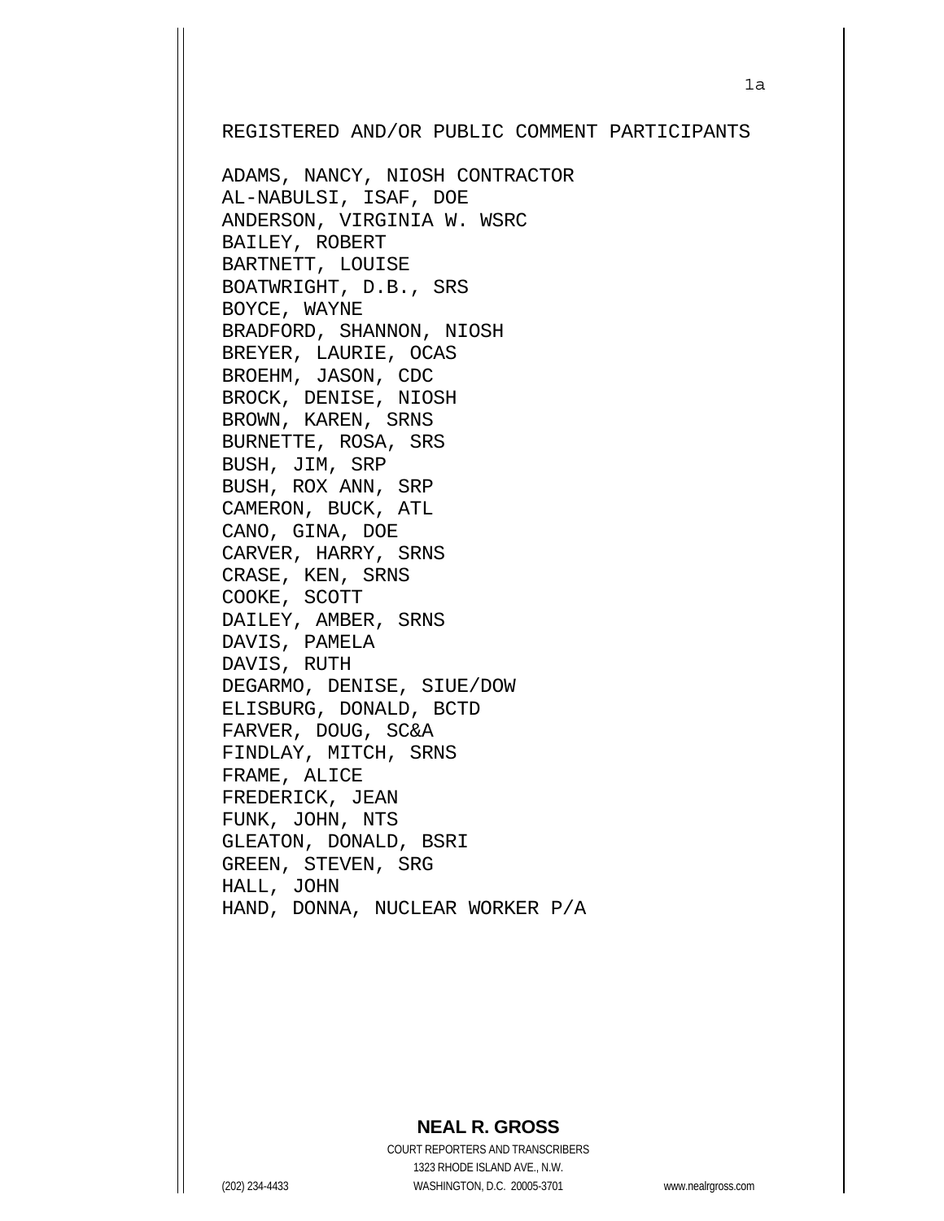REGISTERED AND/OR PUBLIC COMMENT PARTICIPANTS

ADAMS, NANCY, NIOSH CONTRACTOR
AL-NABULSI, ISAF, DOE
ANDERSON, VIRGINIA W. WSRC
BAILEY, ROBERT
BARTNETT, LOUISE
BOATWRIGHT, D.B., SRS
BOYCE, WAYNE
BRADFORD, SHANNON, NIOSH
BREYER, LAURIE, OCAS
BROEHM, JASON, CDC
BROCK, DENISE, NIOSH
BROWN, KAREN, SRNS
BURNETTE, ROSA, SRS
BUSH, JIM, SRP
BUSH, ROX ANN, SRP
CAMERON, BUCK, ATL
CANO, GINA, DOE
CARVER, HARRY, SRNS
CRASE, KEN, SRNS
COOKE, SCOTT
DAILEY, AMBER, SRNS
DAVIS, PAMELA
DAVIS, RUTH
DEGARMO, DENISE, SIUE/DOW
ELISBURG, DONALD, BCTD
FARVER, DOUG, SC&A
FINDLAY, MITCH, SRNS
FRAME, ALICE
FREDERICK, JEAN
FUNK, JOHN, NTS
GLEATON, DONALD, BSRI
GREEN, STEVEN, SRG
HALL, JOHN
HAND, DONNA, NUCLEAR WORKER P/A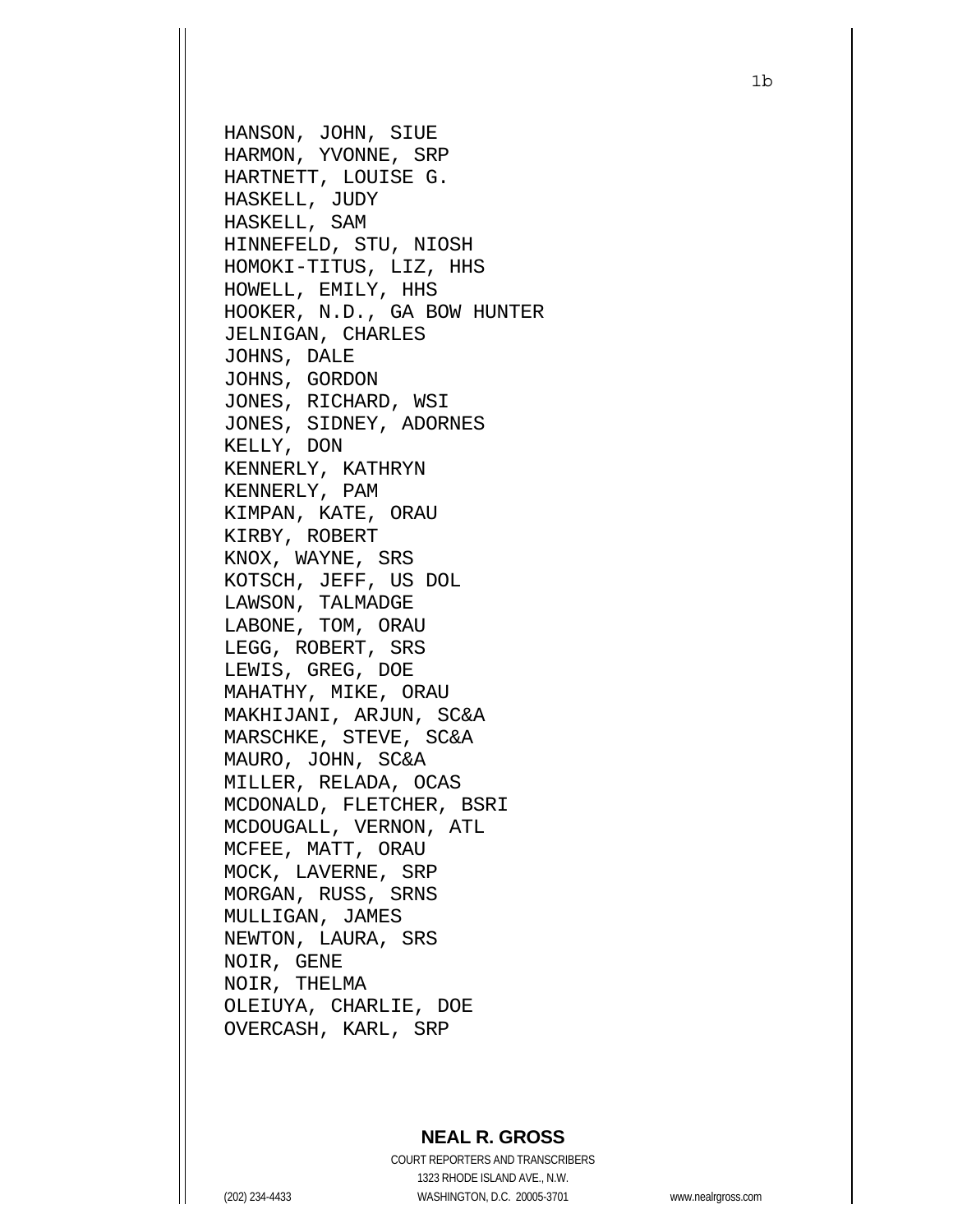HANSON, JOHN, SIUE
HARMON, YVONNE, SRP
HARTNETT, LOUISE G.
HASKELL, JUDY
HASKELL, SAM
HINNEFELD, STU, NIOSH
HOMOKI-TITUS, LIZ, HHS
HOWELL, EMILY, HHS
HOOKER, N.D., GA BOW HUNTER
JELNIGAN, CHARLES
JOHNS, DALE
JOHNS, GORDON
JONES, RICHARD, WSI
JONES, SIDNEY, ADORNES
KELLY, DON
KENNERLY, KATHRYN
KENNERLY, PAM
KIMPAN, KATE, ORAU
KIRBY, ROBERT
KNOX, WAYNE, SRS
KOTSCH, JEFF, US DOL
LAWSON, TALMADGE
LABONE, TOM, ORAU
LEGG, ROBERT, SRS
LEWIS, GREG, DOE
MAHATHY, MIKE, ORAU
MAKHIJANI, ARJUN, SC&A
MARSCHKE, STEVE, SC&A
MAURO, JOHN, SC&A
MILLER, RELADA, OCAS
MCDONALD, FLETCHER, BSRI
MCDOUGALL, VERNON, ATL
MCFEE, MATT, ORAU
MOCK, LAVERNE, SRP
MORGAN, RUSS, SRNS
MULLIGAN, JAMES
NEWTON, LAURA, SRS
NOIR, GENE
NOIR, THELMA
OLEIUYA, CHARLIE, DOE
OVERCASH, KARL, SRP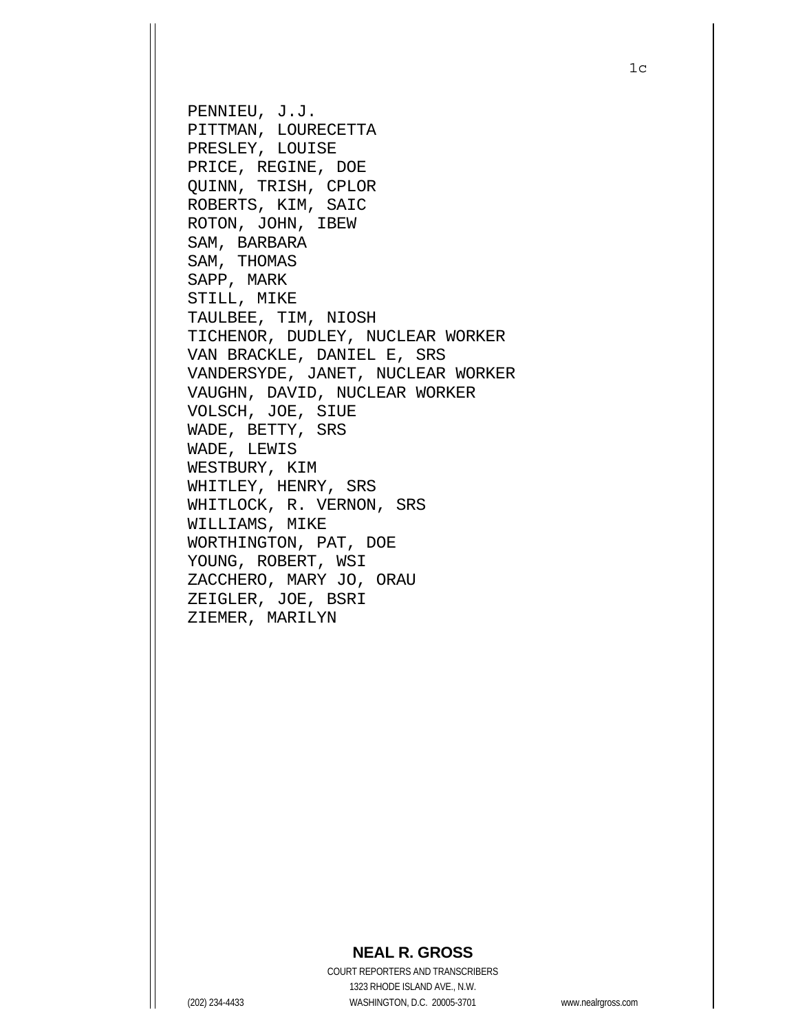PENNIEU, J.J.
PITTMAN, LOURECETTA
PRESLEY, LOUISE
PRICE, REGINE, DOE
QUINN, TRISH, CPLOR
ROBERTS, KIM, SAIC
ROTON, JOHN, IBEW
SAM, BARBARA
SAM, THOMAS
SAPP, MARK
STILL, MIKE
TAULBEE, TIM, NIOSH
TICHENOR, DUDLEY, NUCLEAR WORKER
VAN BRACKLE, DANIEL E, SRS
VANDERSYDE, JANET, NUCLEAR WORKER
VAUGHN, DAVID, NUCLEAR WORKER
VOLSCH, JOE, SIUE
WADE, BETTY, SRS
WADE, LEWIS
WESTBURY, KIM
WHITLEY, HENRY, SRS
WHITLOCK, R. VERNON, SRS
WILLIAMS, MIKE
WORTHINGTON, PAT, DOE
YOUNG, ROBERT, WSI
ZACCHERO, MARY JO, ORAU
ZEIGLER, JOE, BSRI
ZIEMER, MARILYN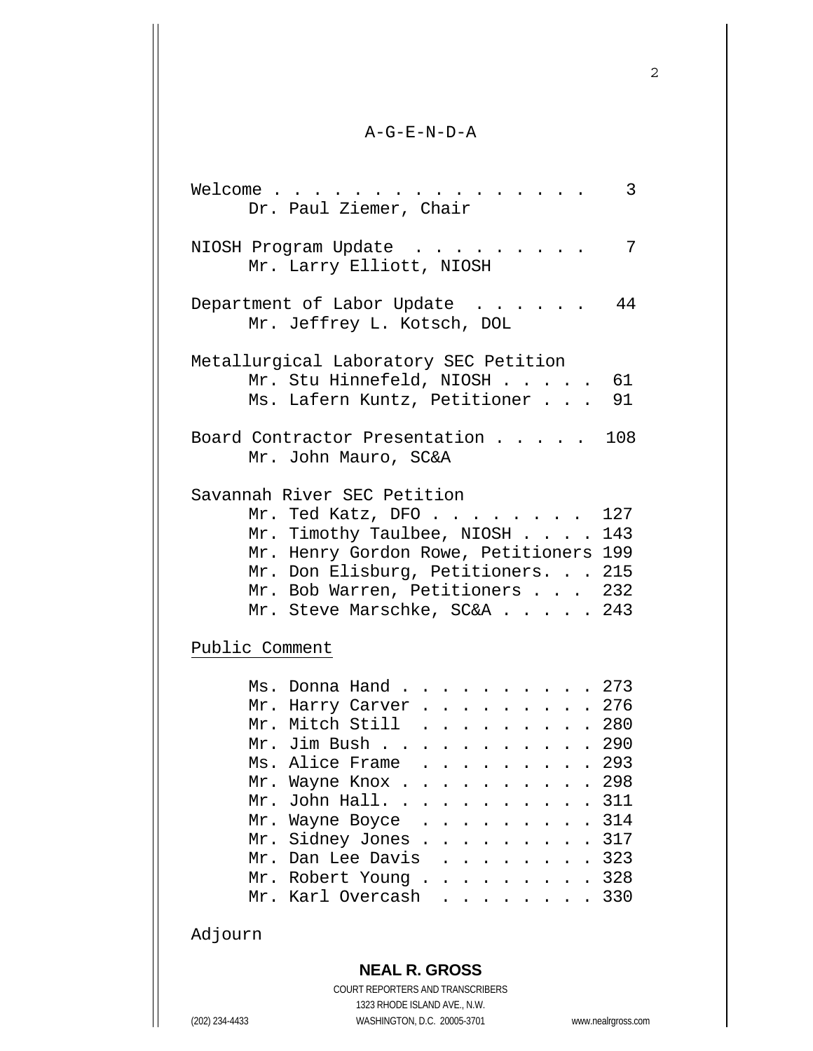# A-G-E-N-D-A

Welcome . . . . . . . . . . . . . . . . 3
Dr. Paul Ziemer, Chair

NIOSH Program Update . . . . . . . . . 7
Mr. Larry Elliott, NIOSH

Department of Labor Update . . . . . . 44
Mr. Jeffrey L. Kotsch, DOL

Metallurgical Laboratory SEC Petition
- Mr. Stu Hinnefeld, NIOSH . . . . . 61
- Ms. Lafern Kuntz, Petitioner . . . 91

Board Contractor Presentation . . . . . 108
Mr. John Mauro, SC&A

Savannah River SEC Petition
- Mr. Ted Katz, DFO . . . . . . . . 127
- Mr. Timothy Taulbee, NIOSH . . . . 143
- Mr. Henry Gordon Rowe, Petitioners 199
- Mr. Don Elisburg, Petitioners. . . 215
- Mr. Bob Warren, Petitioners . . . 232
- Mr. Steve Marschke, SC&A . . . . . 243

<u>Public Comment</u>

- Ms. Donna Hand . . . . . . . . . . 273
- Mr. Harry Carver . . . . . . . . . 276
- Mr. Mitch Still . . . . . . . . . 280
- Mr. Jim Bush . . . . . . . . . . . 290
- Ms. Alice Frame . . . . . . . . . 293
- Mr. Wayne Knox . . . . . . . . . . 298
- Mr. John Hall. . . . . . . . . . . 311
- Mr. Wayne Boyce . . . . . . . . . 314
- Mr. Sidney Jones . . . . . . . . . 317
- Mr. Dan Lee Davis . . . . . . . . 323
- Mr. Robert Young . . . . . . . . . 328
- Mr. Karl Overcash . . . . . . . . 330

Adjourn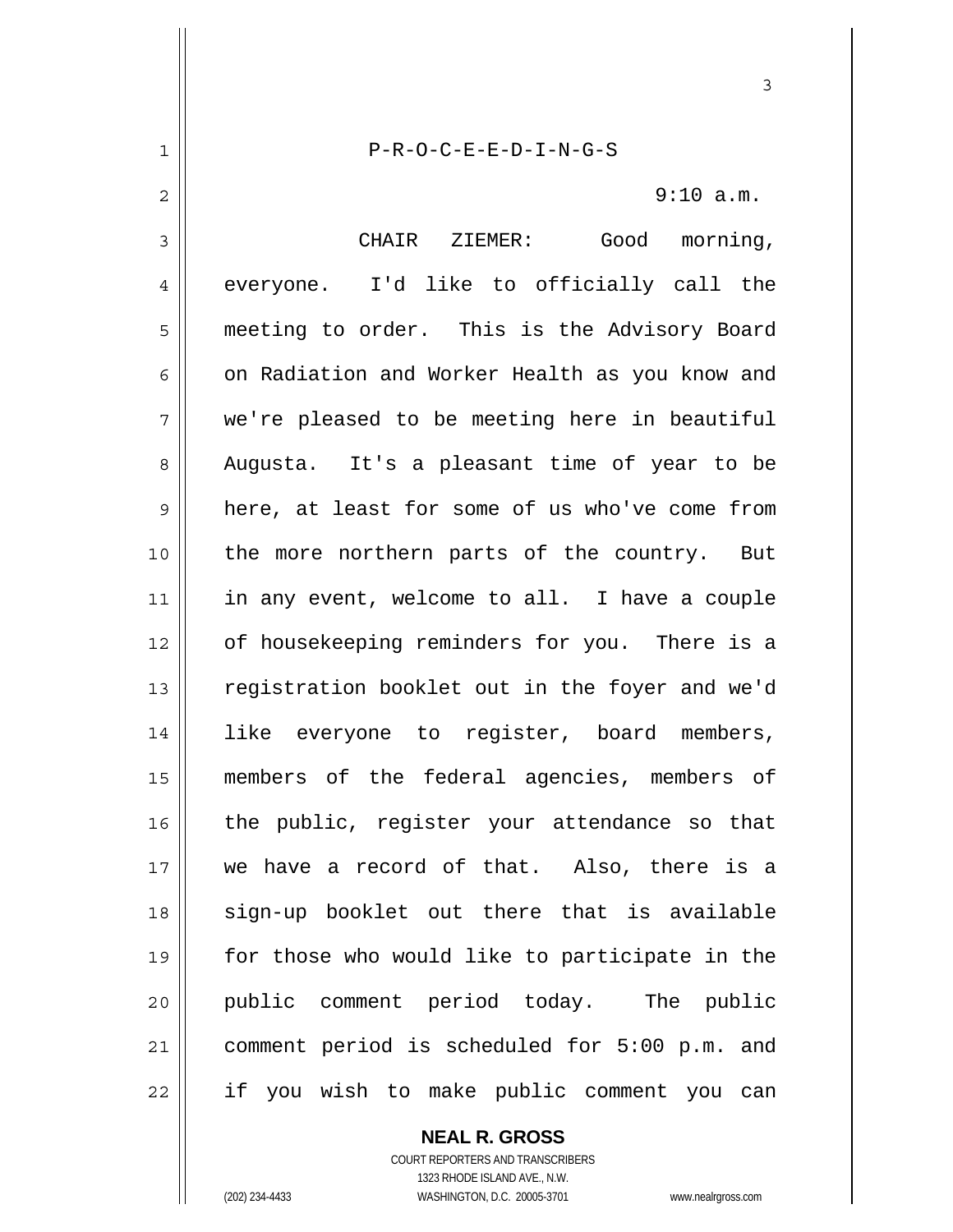P-R-O-C-E-E-D-I-N-G-S

9:10 a.m.

CHAIR ZIEMER: Good morning, everyone. I'd like to officially call the meeting to order. This is the Advisory Board on Radiation and Worker Health as you know and we're pleased to be meeting here in beautiful Augusta. It's a pleasant time of year to be here, at least for some of us who've come from the more northern parts of the country. But in any event, welcome to all. I have a couple of housekeeping reminders for you. There is a registration booklet out in the foyer and we'd like everyone to register, board members, members of the federal agencies, members of the public, register your attendance so that we have a record of that. Also, there is a sign-up booklet out there that is available for those who would like to participate in the public comment period today. The public comment period is scheduled for 5:00 p.m. and if you wish to make public comment you can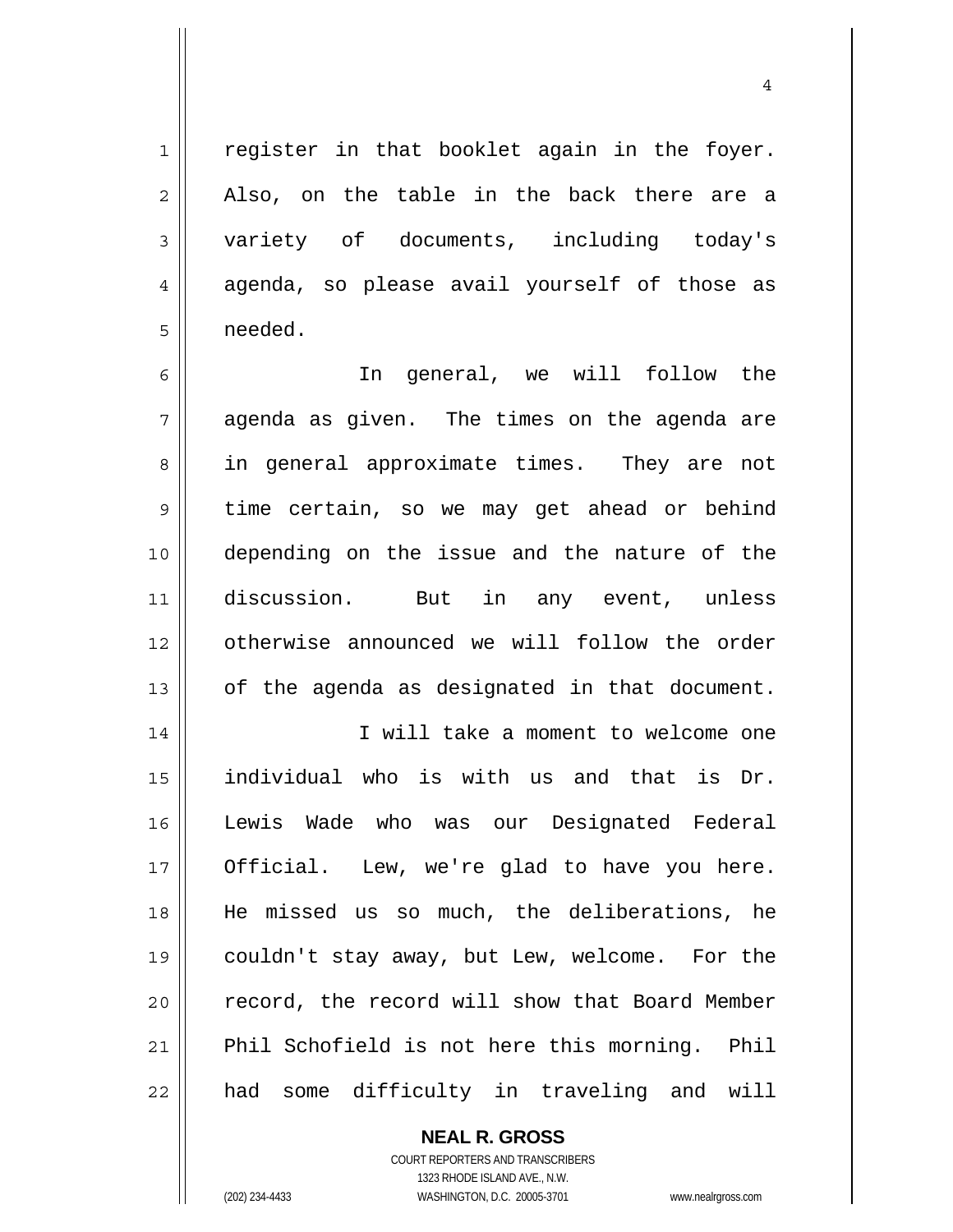register in that booklet again in the foyer. Also, on the table in the back there are a variety of documents, including today's agenda, so please avail yourself of those as needed.

In general, we will follow the agenda as given. The times on the agenda are in general approximate times. They are not time certain, so we may get ahead or behind depending on the issue and the nature of the discussion. But in any event, unless otherwise announced we will follow the order of the agenda as designated in that document.

I will take a moment to welcome one individual who is with us and that is Dr. Lewis Wade who was our Designated Federal Official. Lew, we're glad to have you here. He missed us so much, the deliberations, he couldn't stay away, but Lew, welcome. For the record, the record will show that Board Member Phil Schofield is not here this morning. Phil had some difficulty in traveling and will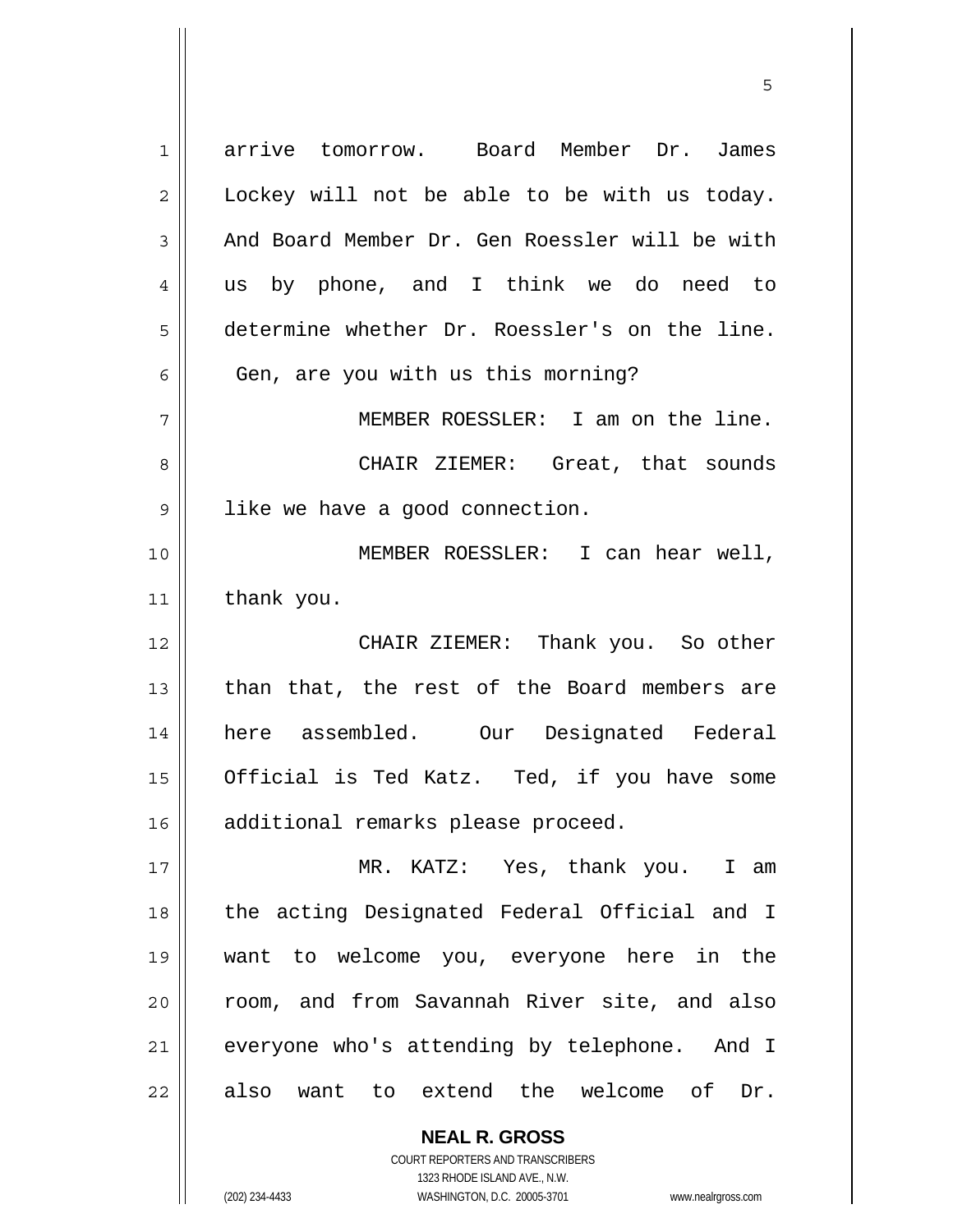arrive tomorrow. Board Member Dr. James Lockey will not be able to be with us today. And Board Member Dr. Gen Roessler will be with us by phone, and I think we do need to determine whether Dr. Roessler's on the line. Gen, are you with us this morning?

MEMBER ROESSLER: I am on the line.

CHAIR ZIEMER: Great, that sounds like we have a good connection.

MEMBER ROESSLER: I can hear well, thank you.

CHAIR ZIEMER: Thank you. So other than that, the rest of the Board members are here assembled. Our Designated Federal Official is Ted Katz. Ted, if you have some additional remarks please proceed.

MR. KATZ: Yes, thank you. I am the acting Designated Federal Official and I want to welcome you, everyone here in the room, and from Savannah River site, and also everyone who's attending by telephone. And I also want to extend the welcome of Dr.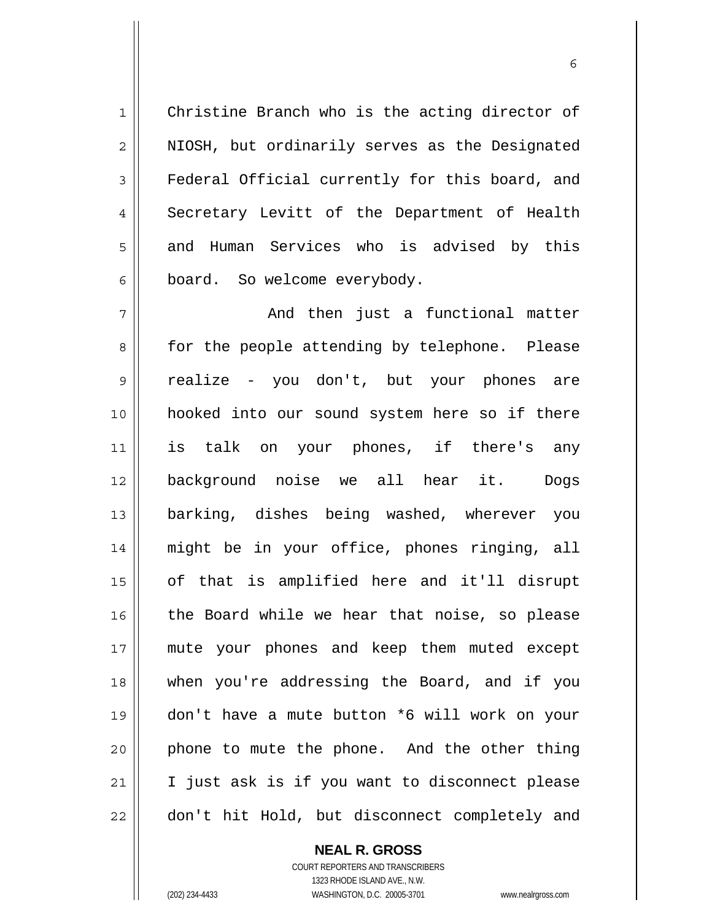Christine Branch who is the acting director of NIOSH, but ordinarily serves as the Designated Federal Official currently for this board, and Secretary Levitt of the Department of Health and Human Services who is advised by this board. So welcome everybody.

And then just a functional matter for the people attending by telephone. Please realize - you don't, but your phones are hooked into our sound system here so if there is talk on your phones, if there's any background noise we all hear it. Dogs barking, dishes being washed, wherever you might be in your office, phones ringing, all of that is amplified here and it'll disrupt the Board while we hear that noise, so please mute your phones and keep them muted except when you're addressing the Board, and if you don't have a mute button *6 will work on your phone to mute the phone. And the other thing I just ask is if you want to disconnect please don't hit Hold, but disconnect completely and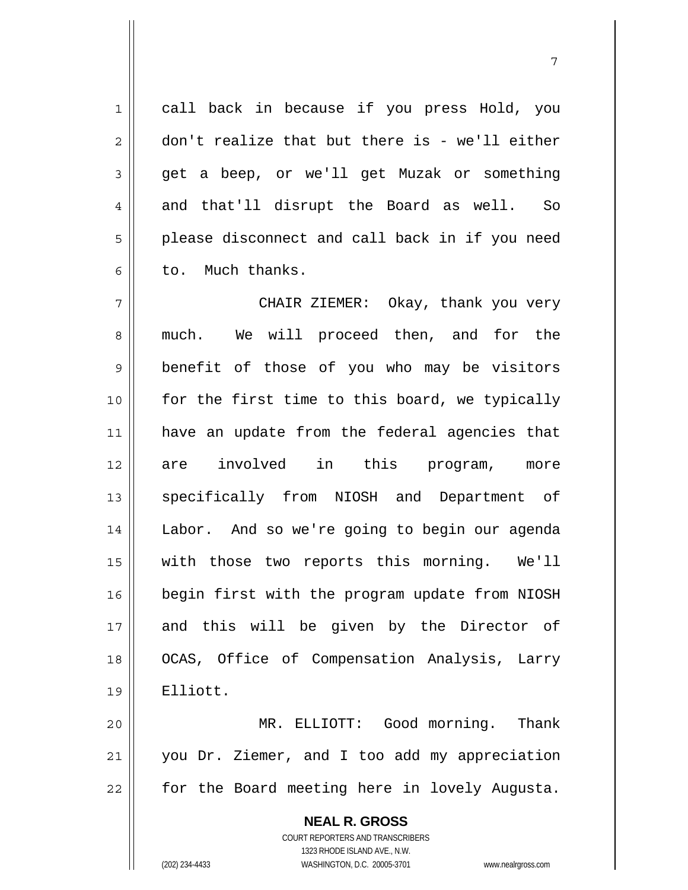call back in because if you press Hold, you don't realize that but there is - we'll either get a beep, or we'll get Muzak or something and that'll disrupt the Board as well. So please disconnect and call back in if you need to. Much thanks.

CHAIR ZIEMER: Okay, thank you very much. We will proceed then, and for the benefit of those of you who may be visitors for the first time to this board, we typically have an update from the federal agencies that are involved in this program, more specifically from NIOSH and Department of Labor. And so we're going to begin our agenda with those two reports this morning. We'll begin first with the program update from NIOSH and this will be given by the Director of OCAS, Office of Compensation Analysis, Larry Elliott.

MR. ELLIOTT: Good morning. Thank you Dr. Ziemer, and I too add my appreciation for the Board meeting here in lovely Augusta.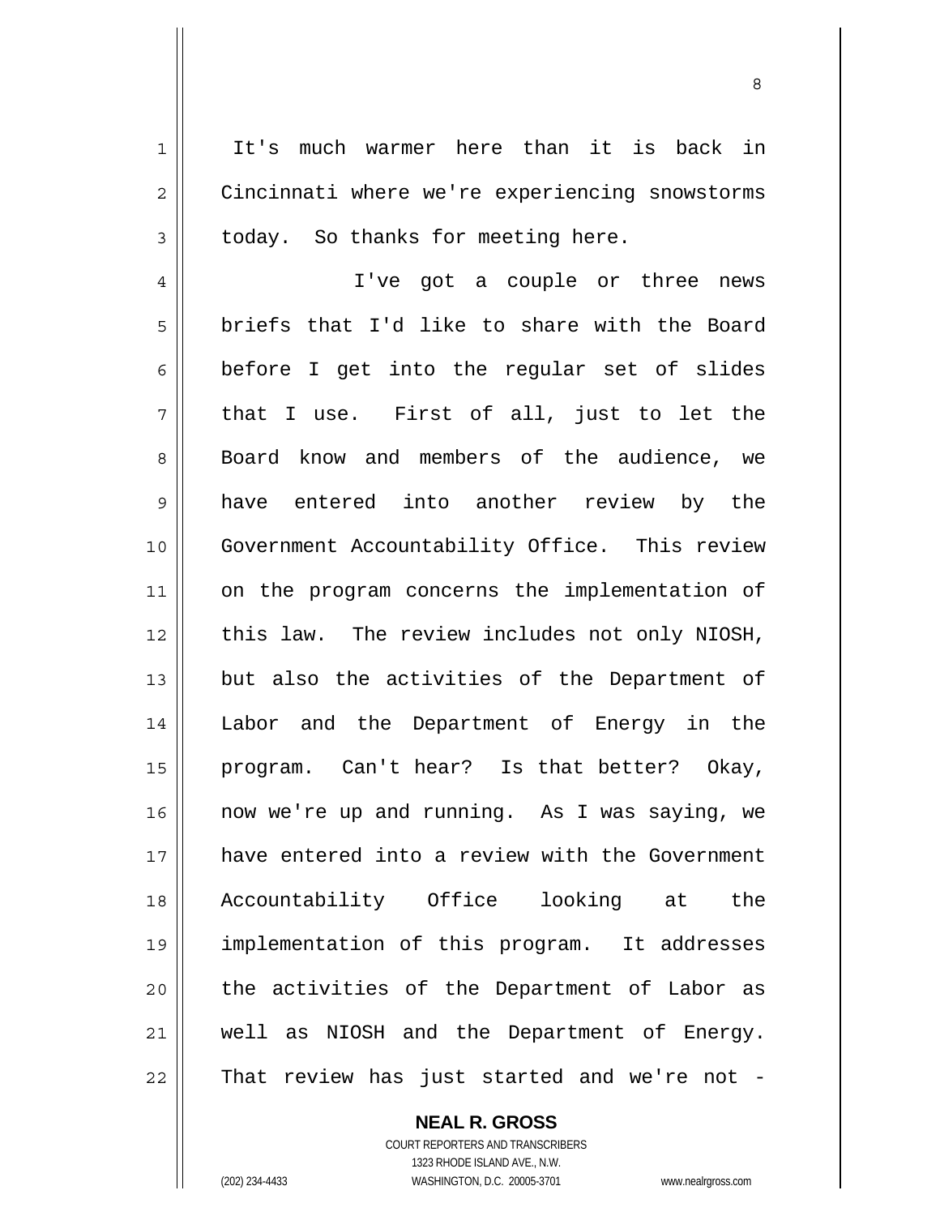It's much warmer here than it is back in Cincinnati where we're experiencing snowstorms today. So thanks for meeting here.

I've got a couple or three news briefs that I'd like to share with the Board before I get into the regular set of slides that I use. First of all, just to let the Board know and members of the audience, we have entered into another review by the Government Accountability Office. This review on the program concerns the implementation of this law. The review includes not only NIOSH, but also the activities of the Department of Labor and the Department of Energy in the program. Can't hear? Is that better? Okay, now we're up and running. As I was saying, we have entered into a review with the Government Accountability Office looking at the implementation of this program. It addresses the activities of the Department of Labor as well as NIOSH and the Department of Energy. That review has just started and we're not -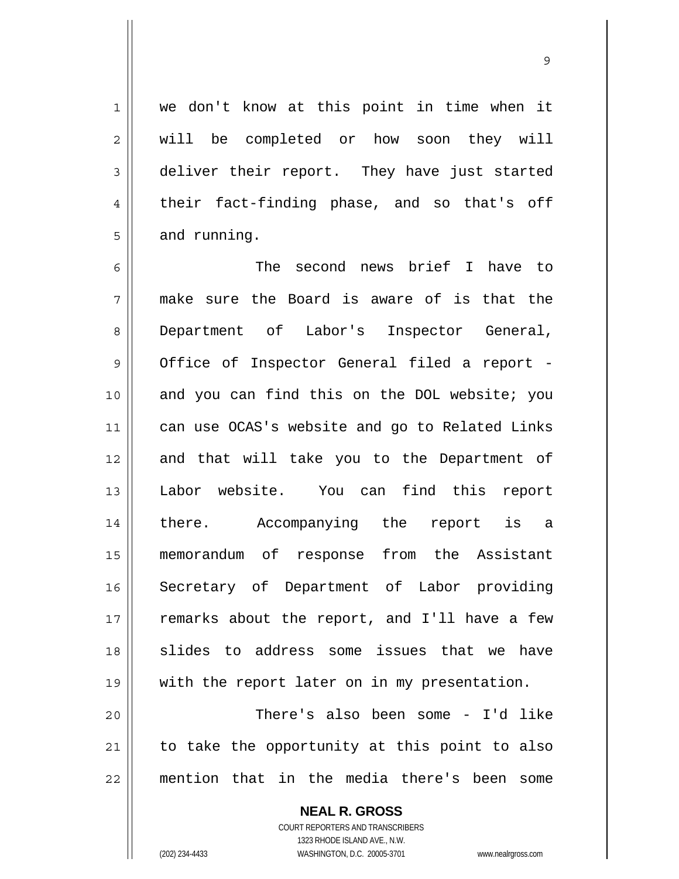we don't know at this point in time when it will be completed or how soon they will deliver their report. They have just started their fact-finding phase, and so that's off and running.

The second news brief I have to make sure the Board is aware of is that the Department of Labor's Inspector General, Office of Inspector General filed a report - and you can find this on the DOL website; you can use OCAS's website and go to Related Links and that will take you to the Department of Labor website. You can find this report there. Accompanying the report is a memorandum of response from the Assistant Secretary of Department of Labor providing remarks about the report, and I'll have a few slides to address some issues that we have with the report later on in my presentation.

There's also been some - I'd like to take the opportunity at this point to also mention that in the media there's been some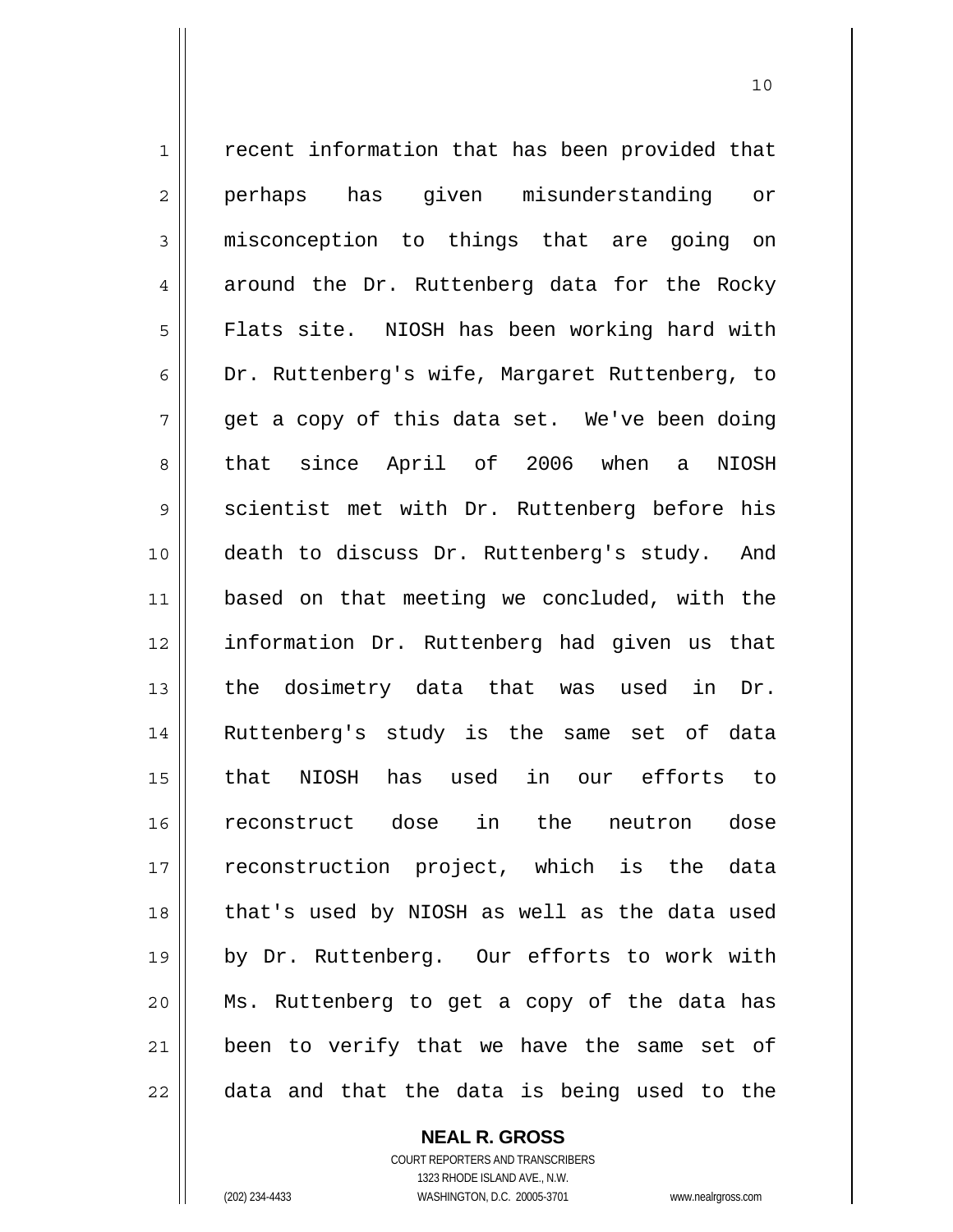recent information that has been provided that perhaps has given misunderstanding or misconception to things that are going on around the Dr. Ruttenberg data for the Rocky Flats site. NIOSH has been working hard with Dr. Ruttenberg's wife, Margaret Ruttenberg, to get a copy of this data set. We've been doing that since April of 2006 when a NIOSH scientist met with Dr. Ruttenberg before his death to discuss Dr. Ruttenberg's study. And based on that meeting we concluded, with the information Dr. Ruttenberg had given us that the dosimetry data that was used in Dr. Ruttenberg's study is the same set of data that NIOSH has used in our efforts to reconstruct dose in the neutron dose reconstruction project, which is the data that's used by NIOSH as well as the data used by Dr. Ruttenberg. Our efforts to work with Ms. Ruttenberg to get a copy of the data has been to verify that we have the same set of data and that the data is being used to the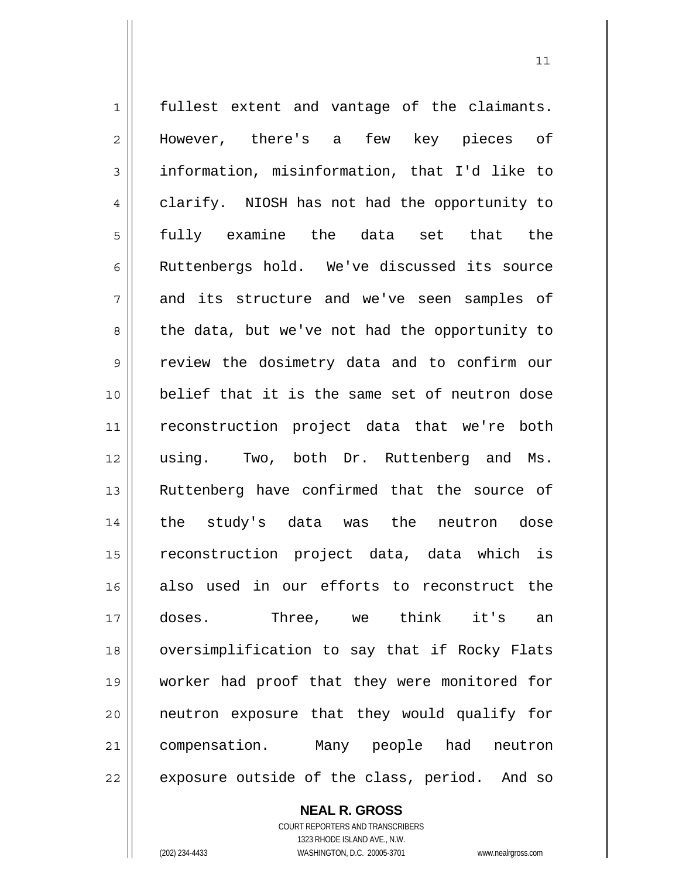fullest extent and vantage of the claimants. However, there's a few key pieces of information, misinformation, that I'd like to clarify. NIOSH has not had the opportunity to fully examine the data set that the Ruttenbergs hold. We've discussed its source and its structure and we've seen samples of the data, but we've not had the opportunity to review the dosimetry data and to confirm our belief that it is the same set of neutron dose reconstruction project data that we're both using. Two, both Dr. Ruttenberg and Ms. Ruttenberg have confirmed that the source of the study's data was the neutron dose reconstruction project data, data which is also used in our efforts to reconstruct the doses. Three, we think it's an oversimplification to say that if Rocky Flats worker had proof that they were monitored for neutron exposure that they would qualify for compensation. Many people had neutron exposure outside of the class, period. And so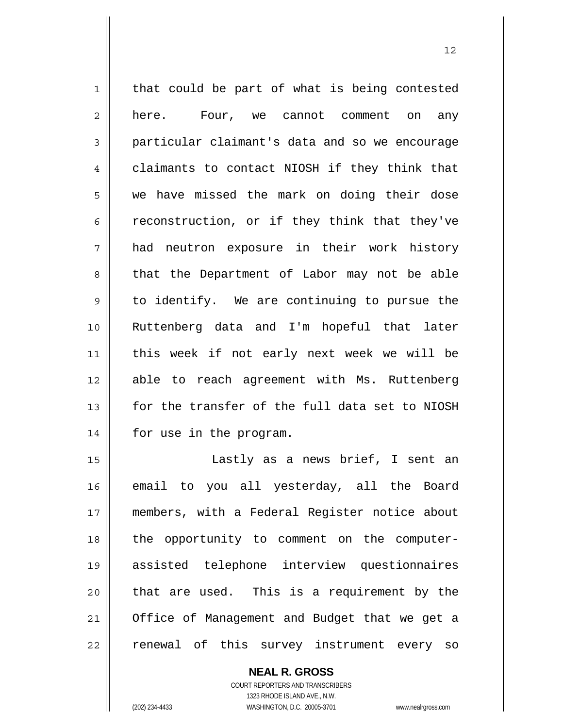that could be part of what is being contested here. Four, we cannot comment on any particular claimant's data and so we encourage claimants to contact NIOSH if they think that we have missed the mark on doing their dose reconstruction, or if they think that they've had neutron exposure in their work history that the Department of Labor may not be able to identify. We are continuing to pursue the Ruttenberg data and I'm hopeful that later this week if not early next week we will be able to reach agreement with Ms. Ruttenberg for the transfer of the full data set to NIOSH for use in the program.

Lastly as a news brief, I sent an email to you all yesterday, all the Board members, with a Federal Register notice about the opportunity to comment on the computer-assisted telephone interview questionnaires that are used. This is a requirement by the Office of Management and Budget that we get a renewal of this survey instrument every so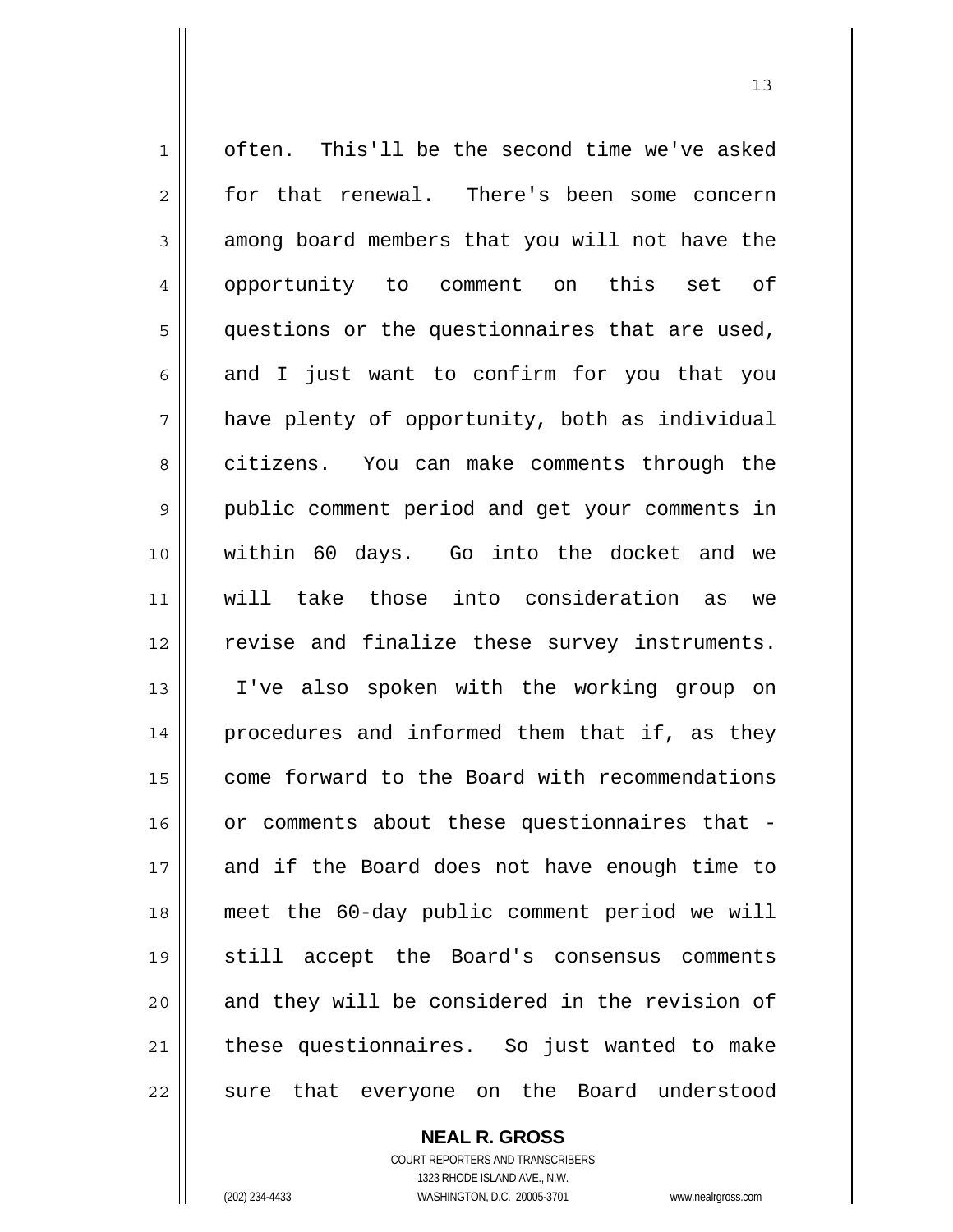often. This'll be the second time we've asked for that renewal. There's been some concern among board members that you will not have the opportunity to comment on this set of questions or the questionnaires that are used, and I just want to confirm for you that you have plenty of opportunity, both as individual citizens. You can make comments through the public comment period and get your comments in within 60 days. Go into the docket and we will take those into consideration as we revise and finalize these survey instruments. I've also spoken with the working group on procedures and informed them that if, as they come forward to the Board with recommendations or comments about these questionnaires that - and if the Board does not have enough time to meet the 60-day public comment period we will still accept the Board's consensus comments and they will be considered in the revision of these questionnaires. So just wanted to make sure that everyone on the Board understood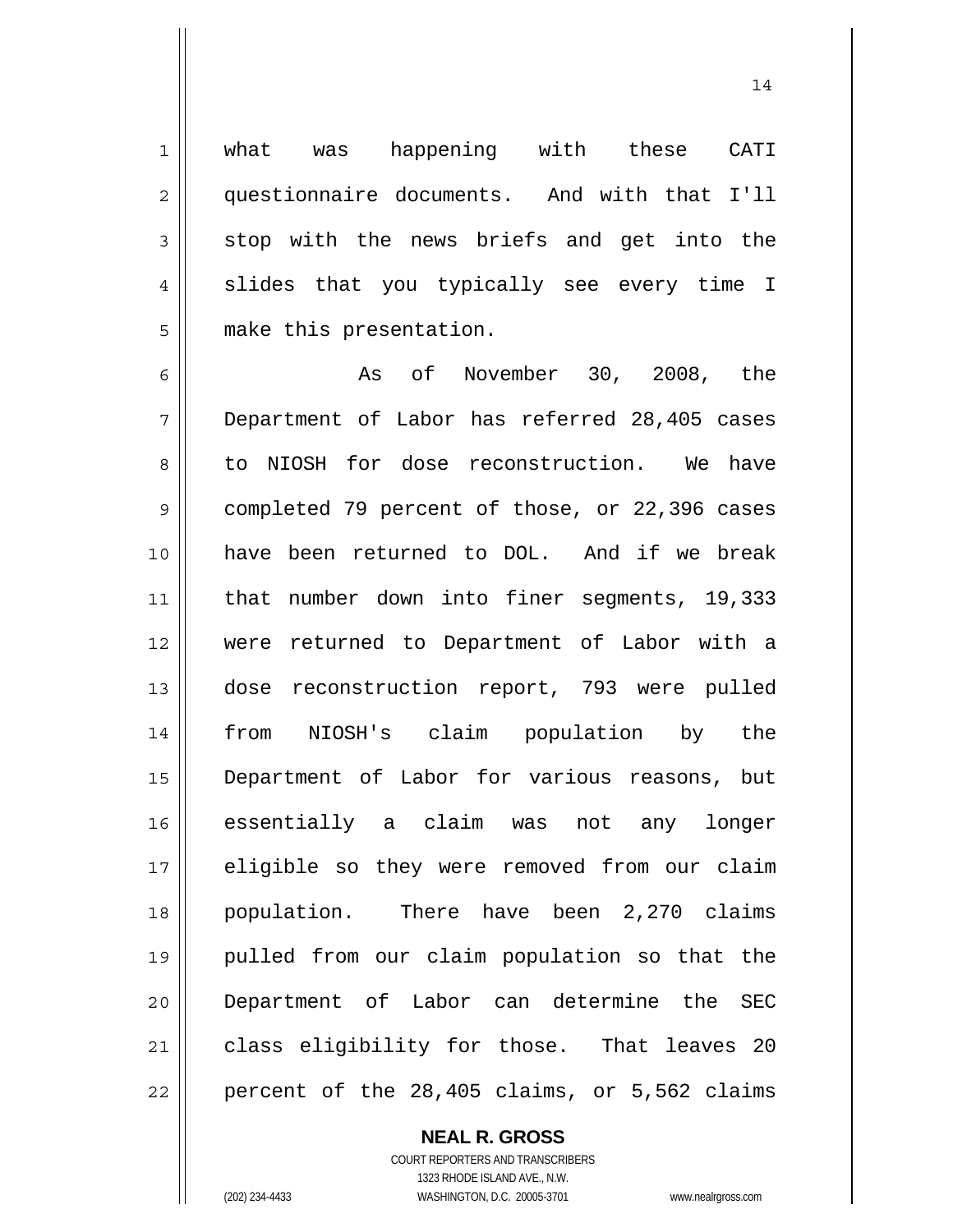what was happening with these CATI questionnaire documents. And with that I'll stop with the news briefs and get into the slides that you typically see every time I make this presentation.

As of November 30, 2008, the Department of Labor has referred 28,405 cases to NIOSH for dose reconstruction. We have completed 79 percent of those, or 22,396 cases have been returned to DOL. And if we break that number down into finer segments, 19,333 were returned to Department of Labor with a dose reconstruction report, 793 were pulled from NIOSH's claim population by the Department of Labor for various reasons, but essentially a claim was not any longer eligible so they were removed from our claim population. There have been 2,270 claims pulled from our claim population so that the Department of Labor can determine the SEC class eligibility for those. That leaves 20 percent of the 28,405 claims, or 5,562 claims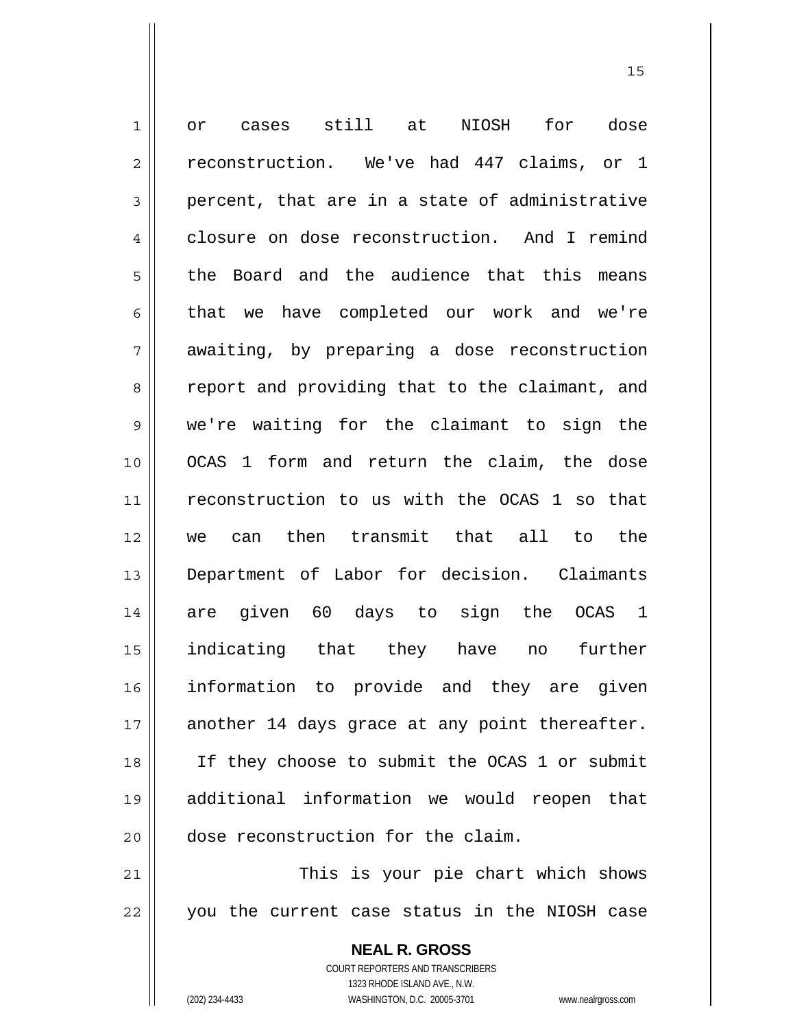or cases still at NIOSH for dose reconstruction. We've had 447 claims, or 1 percent, that are in a state of administrative closure on dose reconstruction. And I remind the Board and the audience that this means that we have completed our work and we're awaiting, by preparing a dose reconstruction report and providing that to the claimant, and we're waiting for the claimant to sign the OCAS 1 form and return the claim, the dose reconstruction to us with the OCAS 1 so that we can then transmit that all to the Department of Labor for decision. Claimants are given 60 days to sign the OCAS 1 indicating that they have no further information to provide and they are given another 14 days grace at any point thereafter. If they choose to submit the OCAS 1 or submit additional information we would reopen that dose reconstruction for the claim.

This is your pie chart which shows you the current case status in the NIOSH case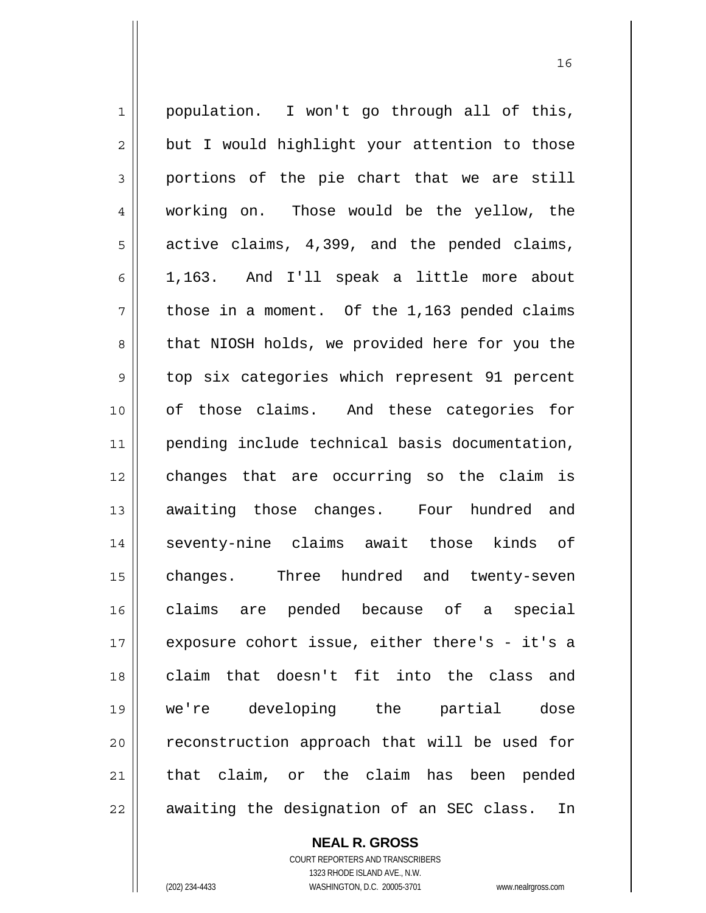population. I won't go through all of this, but I would highlight your attention to those portions of the pie chart that we are still working on. Those would be the yellow, the active claims, 4,399, and the pended claims, 1,163. And I'll speak a little more about those in a moment. Of the 1,163 pended claims that NIOSH holds, we provided here for you the top six categories which represent 91 percent of those claims. And these categories for pending include technical basis documentation, changes that are occurring so the claim is awaiting those changes. Four hundred and seventy-nine claims await those kinds of changes. Three hundred and twenty-seven claims are pended because of a special exposure cohort issue, either there's - it's a claim that doesn't fit into the class and we're developing the partial dose reconstruction approach that will be used for that claim, or the claim has been pended awaiting the designation of an SEC class. In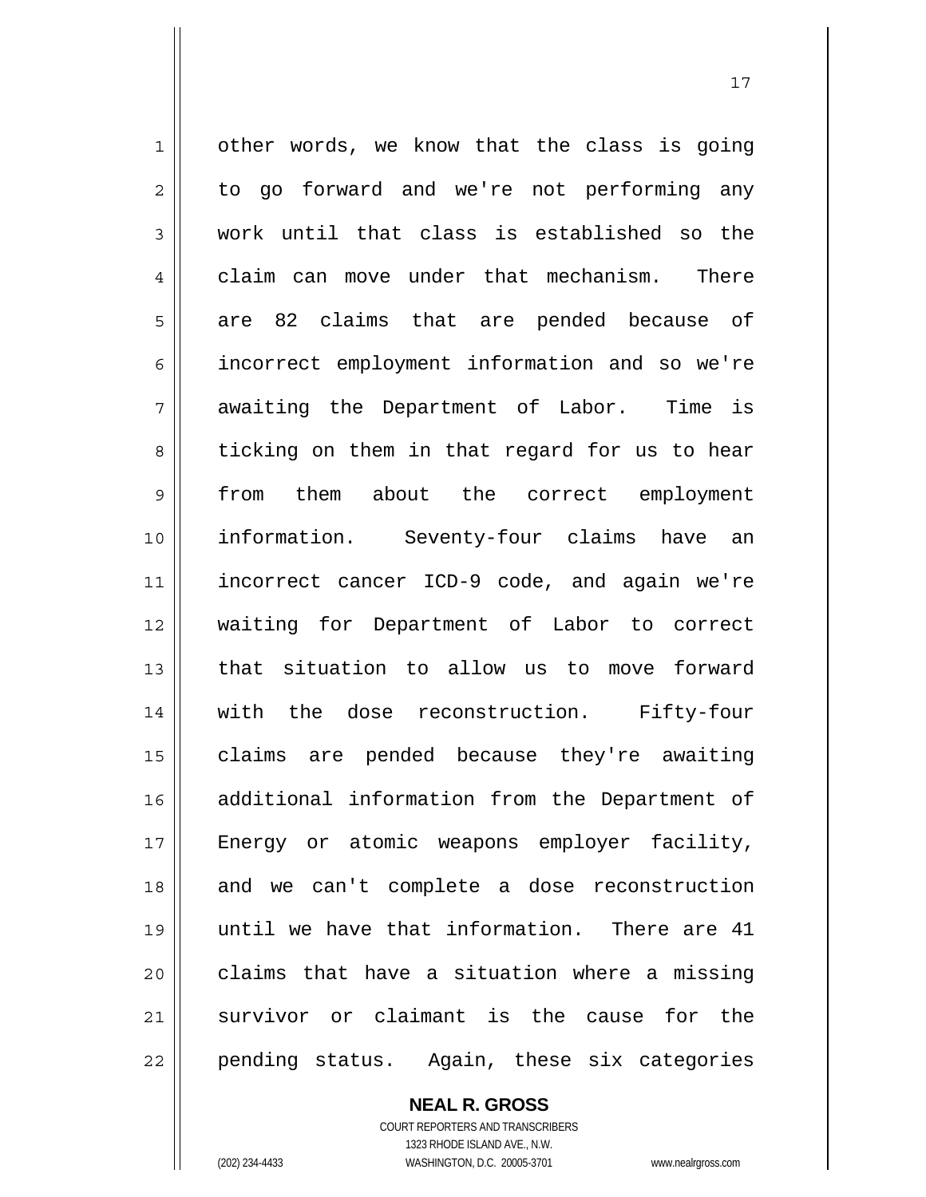other words, we know that the class is going to go forward and we're not performing any work until that class is established so the claim can move under that mechanism. There are 82 claims that are pended because of incorrect employment information and so we're awaiting the Department of Labor. Time is ticking on them in that regard for us to hear from them about the correct employment information. Seventy-four claims have an incorrect cancer ICD-9 code, and again we're waiting for Department of Labor to correct that situation to allow us to move forward with the dose reconstruction. Fifty-four claims are pended because they're awaiting additional information from the Department of Energy or atomic weapons employer facility, and we can't complete a dose reconstruction until we have that information. There are 41 claims that have a situation where a missing survivor or claimant is the cause for the pending status. Again, these six categories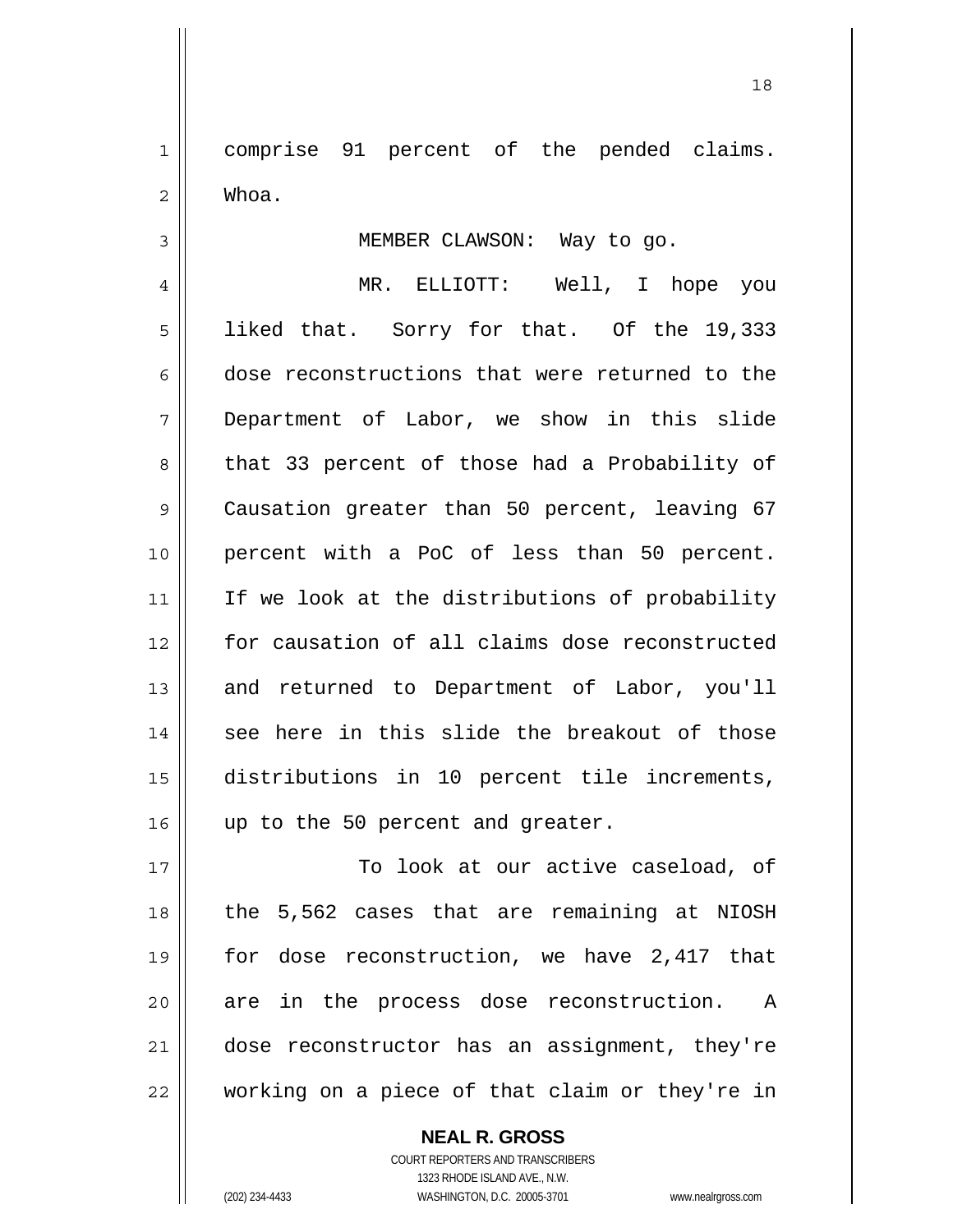comprise 91 percent of the pended claims. Whoa.

MEMBER CLAWSON: Way to go.

MR. ELLIOTT: Well, I hope you liked that. Sorry for that. Of the 19,333 dose reconstructions that were returned to the Department of Labor, we show in this slide that 33 percent of those had a Probability of Causation greater than 50 percent, leaving 67 percent with a PoC of less than 50 percent. If we look at the distributions of probability for causation of all claims dose reconstructed and returned to Department of Labor, you'll see here in this slide the breakout of those distributions in 10 percent tile increments, up to the 50 percent and greater.

To look at our active caseload, of the 5,562 cases that are remaining at NIOSH for dose reconstruction, we have 2,417 that are in the process dose reconstruction. A dose reconstructor has an assignment, they're working on a piece of that claim or they're in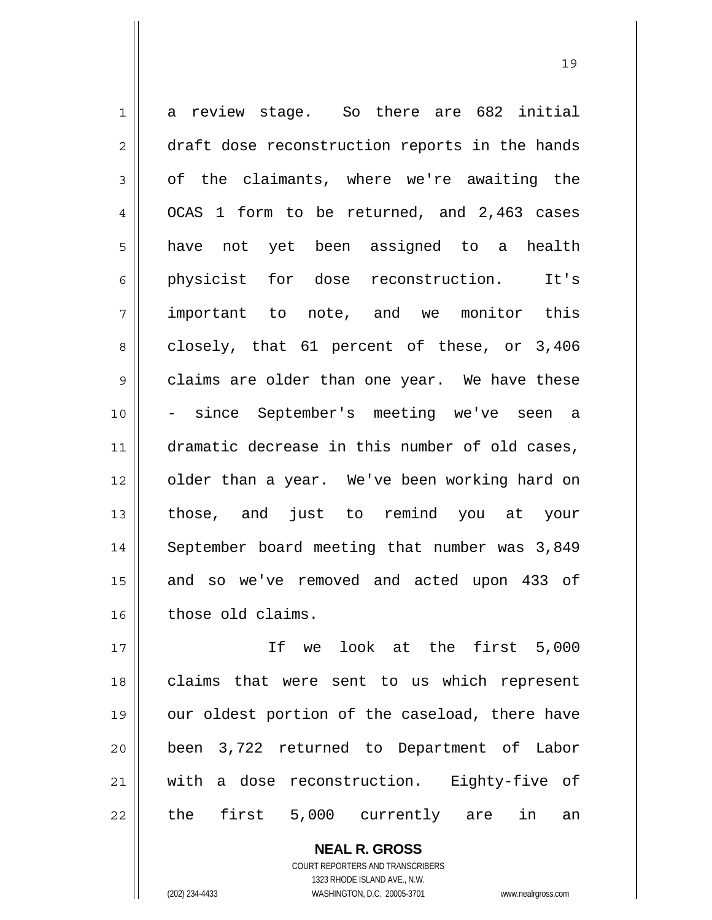a review stage. So there are 682 initial draft dose reconstruction reports in the hands of the claimants, where we're awaiting the OCAS 1 form to be returned, and 2,463 cases have not yet been assigned to a health physicist for dose reconstruction. It's important to note, and we monitor this closely, that 61 percent of these, or 3,406 claims are older than one year. We have these - since September's meeting we've seen a dramatic decrease in this number of old cases, older than a year. We've been working hard on those, and just to remind you at your September board meeting that number was 3,849 and so we've removed and acted upon 433 of those old claims.

If we look at the first 5,000 claims that were sent to us which represent our oldest portion of the caseload, there have been 3,722 returned to Department of Labor with a dose reconstruction. Eighty-five of the first 5,000 currently are in an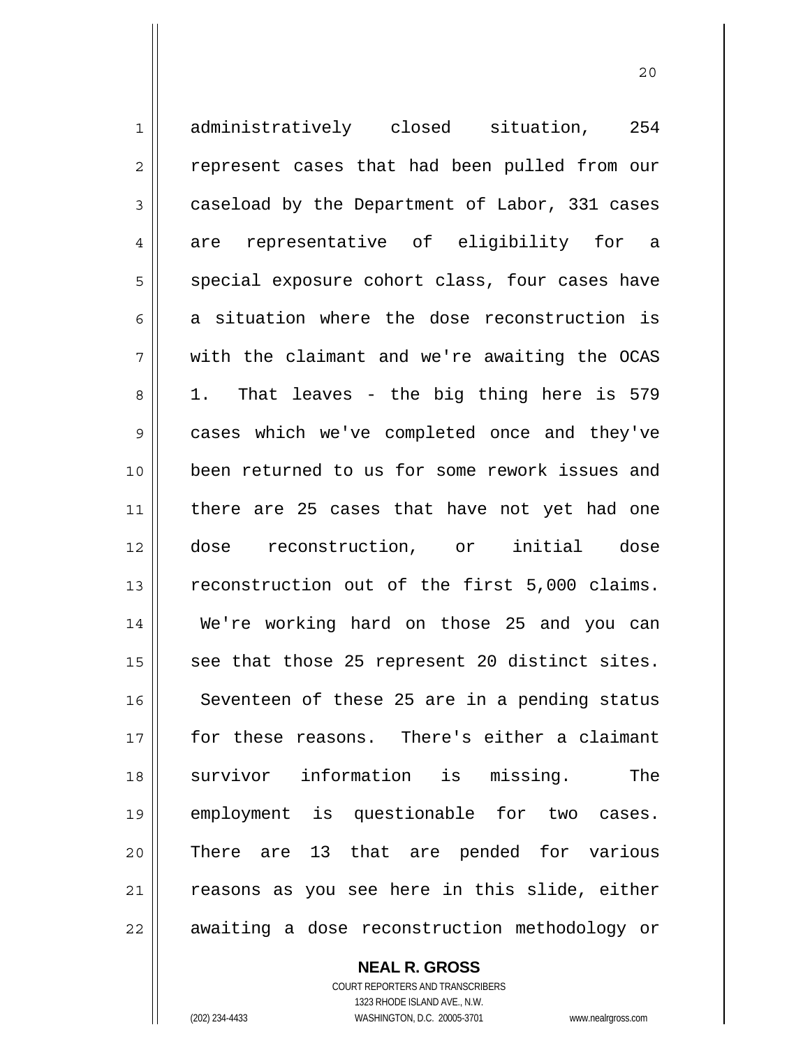administratively closed situation, 254 represent cases that had been pulled from our caseload by the Department of Labor, 331 cases are representative of eligibility for a special exposure cohort class, four cases have a situation where the dose reconstruction is with the claimant and we're awaiting the OCAS 1. That leaves - the big thing here is 579 cases which we've completed once and they've been returned to us for some rework issues and there are 25 cases that have not yet had one dose reconstruction, or initial dose reconstruction out of the first 5,000 claims. We're working hard on those 25 and you can see that those 25 represent 20 distinct sites. Seventeen of these 25 are in a pending status for these reasons. There's either a claimant survivor information is missing. The employment is questionable for two cases. There are 13 that are pended for various reasons as you see here in this slide, either awaiting a dose reconstruction methodology or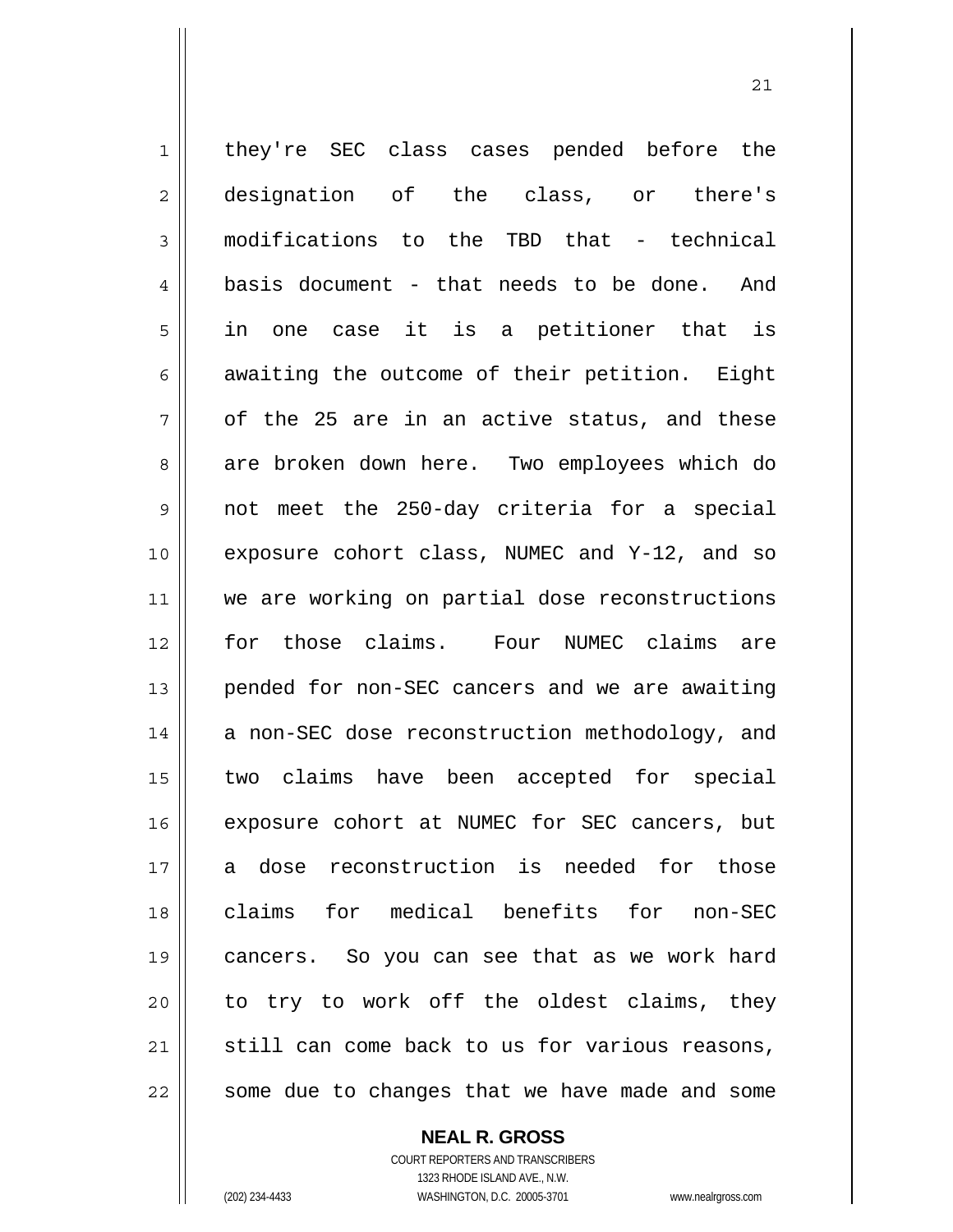they're SEC class cases pended before the designation of the class, or there's modifications to the TBD that - technical basis document - that needs to be done. And in one case it is a petitioner that is awaiting the outcome of their petition. Eight of the 25 are in an active status, and these are broken down here. Two employees which do not meet the 250-day criteria for a special exposure cohort class, NUMEC and Y-12, and so we are working on partial dose reconstructions for those claims. Four NUMEC claims are pended for non-SEC cancers and we are awaiting a non-SEC dose reconstruction methodology, and two claims have been accepted for special exposure cohort at NUMEC for SEC cancers, but a dose reconstruction is needed for those claims for medical benefits for non-SEC cancers. So you can see that as we work hard to try to work off the oldest claims, they still can come back to us for various reasons, some due to changes that we have made and some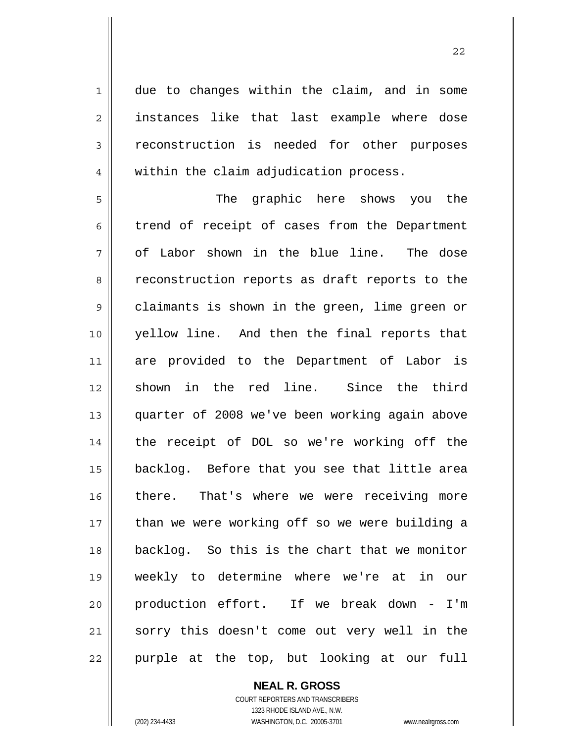due to changes within the claim, and in some instances like that last example where dose reconstruction is needed for other purposes within the claim adjudication process.

The graphic here shows you the trend of receipt of cases from the Department of Labor shown in the blue line. The dose reconstruction reports as draft reports to the claimants is shown in the green, lime green or yellow line. And then the final reports that are provided to the Department of Labor is shown in the red line. Since the third quarter of 2008 we've been working again above the receipt of DOL so we're working off the backlog. Before that you see that little area there. That's where we were receiving more than we were working off so we were building a backlog. So this is the chart that we monitor weekly to determine where we're at in our production effort. If we break down - I'm sorry this doesn't come out very well in the purple at the top, but looking at our full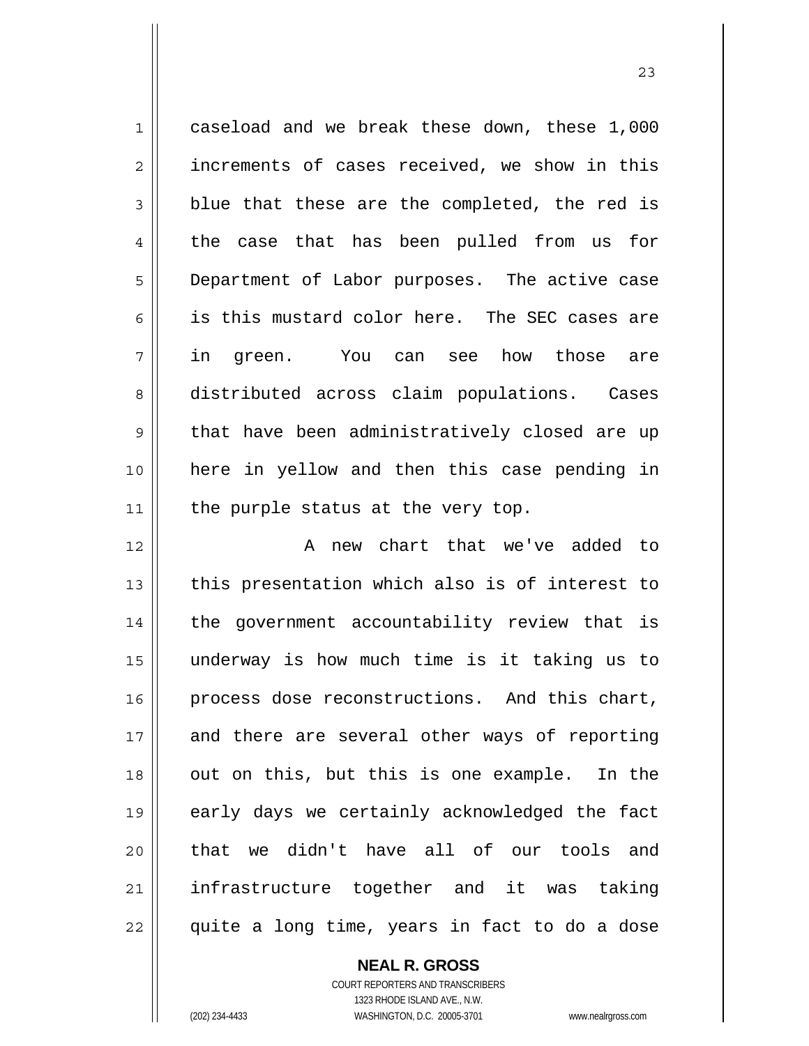caseload and we break these down, these 1,000 increments of cases received, we show in this blue that these are the completed, the red is the case that has been pulled from us for Department of Labor purposes. The active case is this mustard color here. The SEC cases are in green. You can see how those are distributed across claim populations. Cases that have been administratively closed are up here in yellow and then this case pending in the purple status at the very top.

A new chart that we've added to this presentation which also is of interest to the government accountability review that is underway is how much time is it taking us to process dose reconstructions. And this chart, and there are several other ways of reporting out on this, but this is one example. In the early days we certainly acknowledged the fact that we didn't have all of our tools and infrastructure together and it was taking quite a long time, years in fact to do a dose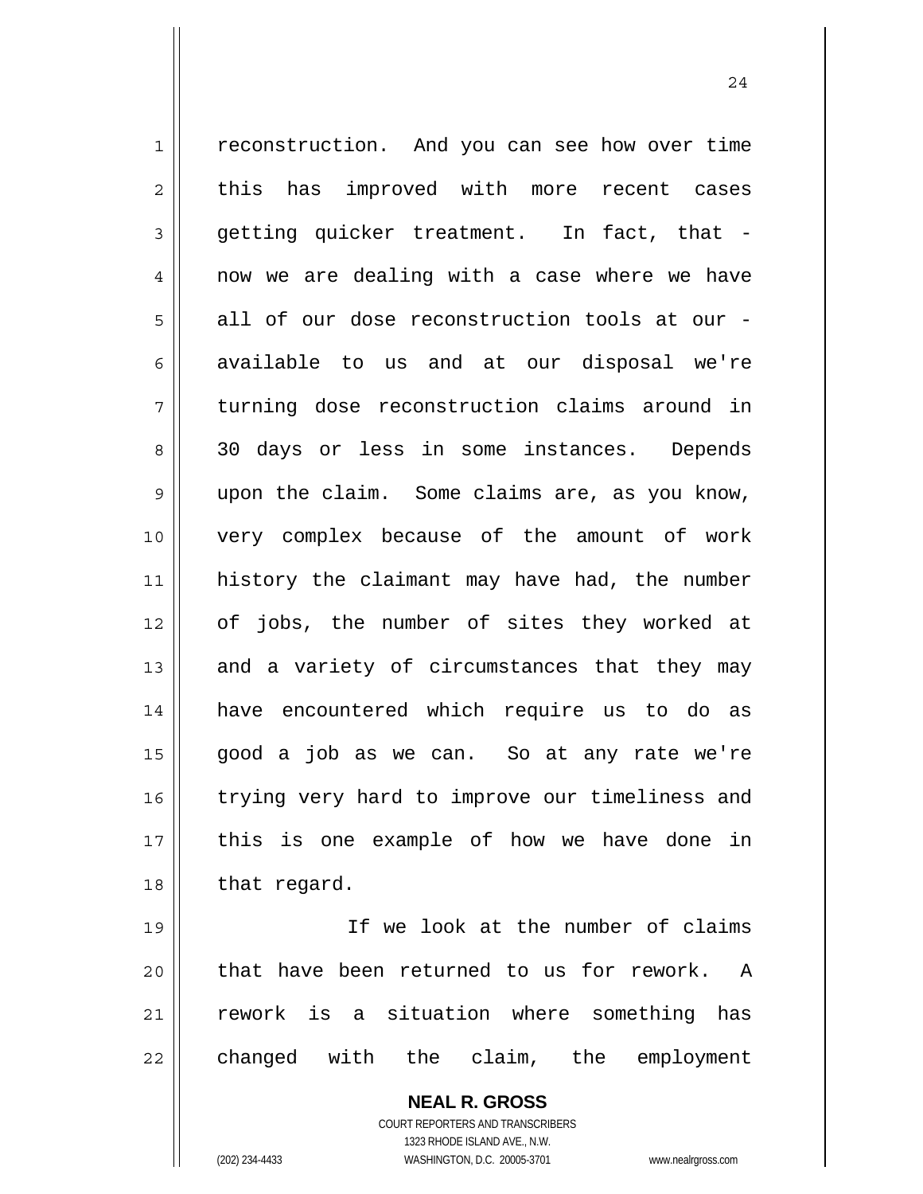reconstruction. And you can see how over time this has improved with more recent cases getting quicker treatment. In fact, that - now we are dealing with a case where we have all of our dose reconstruction tools at our - available to us and at our disposal we're turning dose reconstruction claims around in 30 days or less in some instances. Depends upon the claim. Some claims are, as you know, very complex because of the amount of work history the claimant may have had, the number of jobs, the number of sites they worked at and a variety of circumstances that they may have encountered which require us to do as good a job as we can. So at any rate we're trying very hard to improve our timeliness and this is one example of how we have done in that regard.

If we look at the number of claims that have been returned to us for rework. A rework is a situation where something has changed with the claim, the employment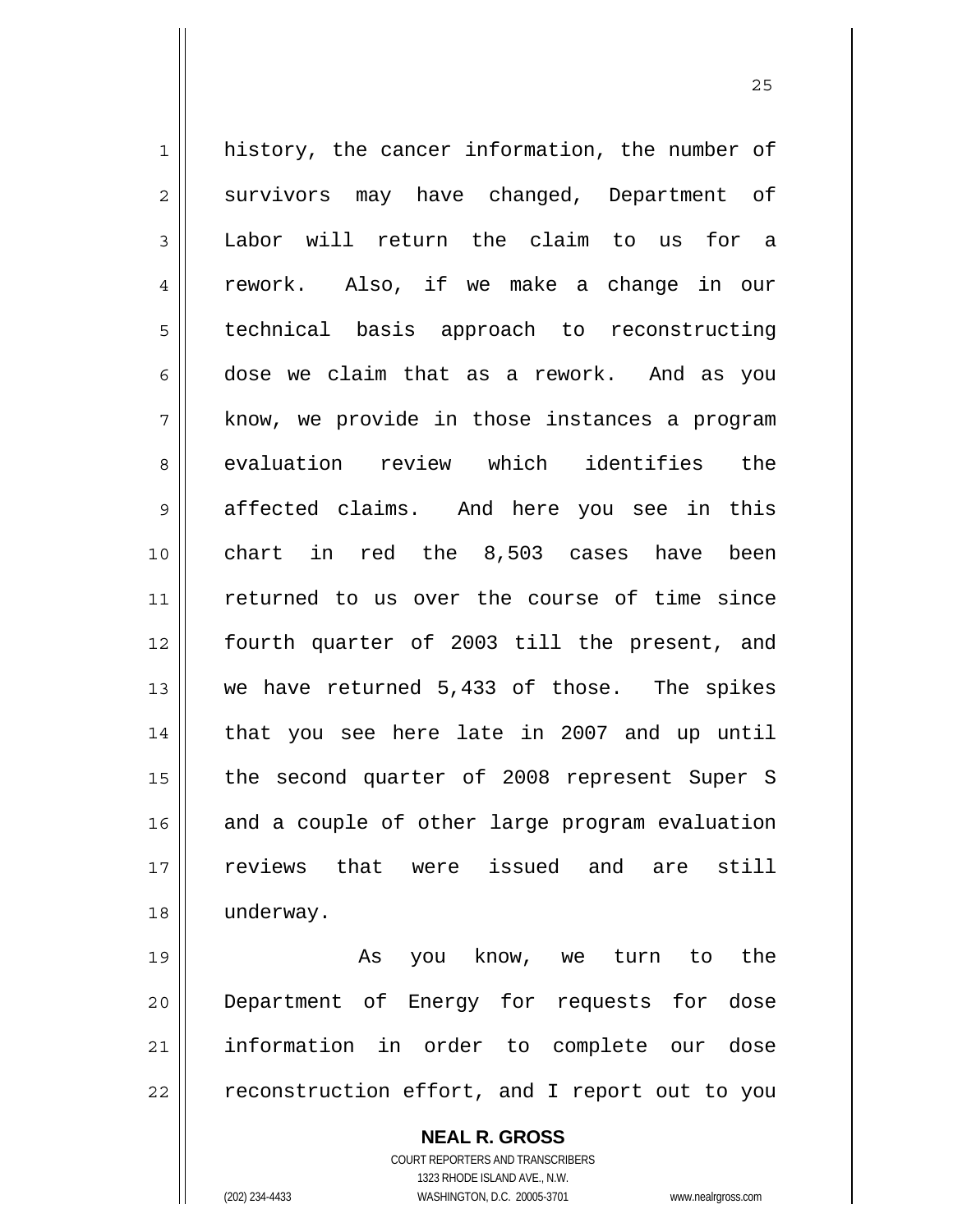history, the cancer information, the number of survivors may have changed, Department of Labor will return the claim to us for a rework. Also, if we make a change in our technical basis approach to reconstructing dose we claim that as a rework. And as you know, we provide in those instances a program evaluation review which identifies the affected claims. And here you see in this chart in red the 8,503 cases have been returned to us over the course of time since fourth quarter of 2003 till the present, and we have returned 5,433 of those. The spikes that you see here late in 2007 and up until the second quarter of 2008 represent Super S and a couple of other large program evaluation reviews that were issued and are still underway.

As you know, we turn to the Department of Energy for requests for dose information in order to complete our dose reconstruction effort, and I report out to you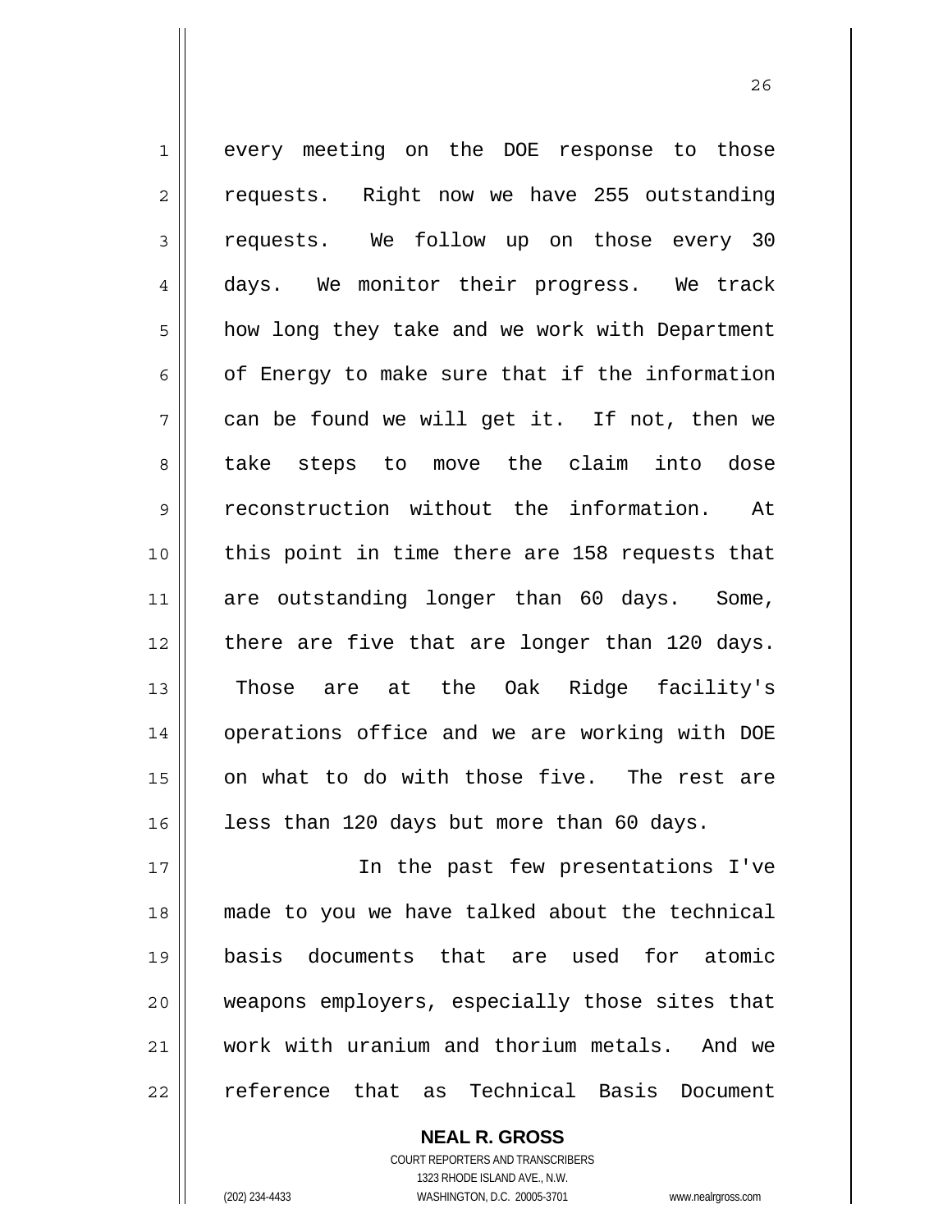every meeting on the DOE response to those requests. Right now we have 255 outstanding requests. We follow up on those every 30 days. We monitor their progress. We track how long they take and we work with Department of Energy to make sure that if the information can be found we will get it. If not, then we take steps to move the claim into dose reconstruction without the information. At this point in time there are 158 requests that are outstanding longer than 60 days. Some, there are five that are longer than 120 days. Those are at the Oak Ridge facility's operations office and we are working with DOE on what to do with those five. The rest are less than 120 days but more than 60 days.

In the past few presentations I've made to you we have talked about the technical basis documents that are used for atomic weapons employers, especially those sites that work with uranium and thorium metals. And we reference that as Technical Basis Document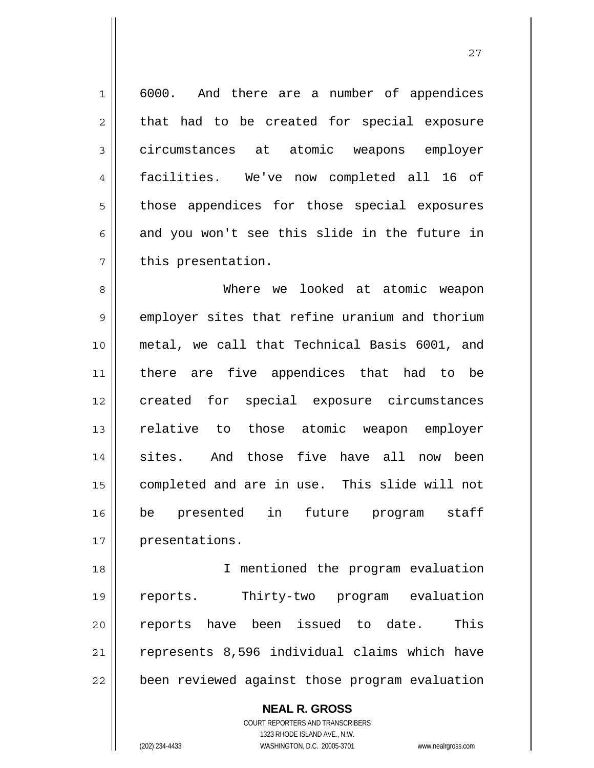6000. And there are a number of appendices that had to be created for special exposure circumstances at atomic weapons employer facilities. We've now completed all 16 of those appendices for those special exposures and you won't see this slide in the future in this presentation.

Where we looked at atomic weapon employer sites that refine uranium and thorium metal, we call that Technical Basis 6001, and there are five appendices that had to be created for special exposure circumstances relative to those atomic weapon employer sites. And those five have all now been completed and are in use. This slide will not be presented in future program staff presentations.

I mentioned the program evaluation reports. Thirty-two program evaluation reports have been issued to date. This represents 8,596 individual claims which have been reviewed against those program evaluation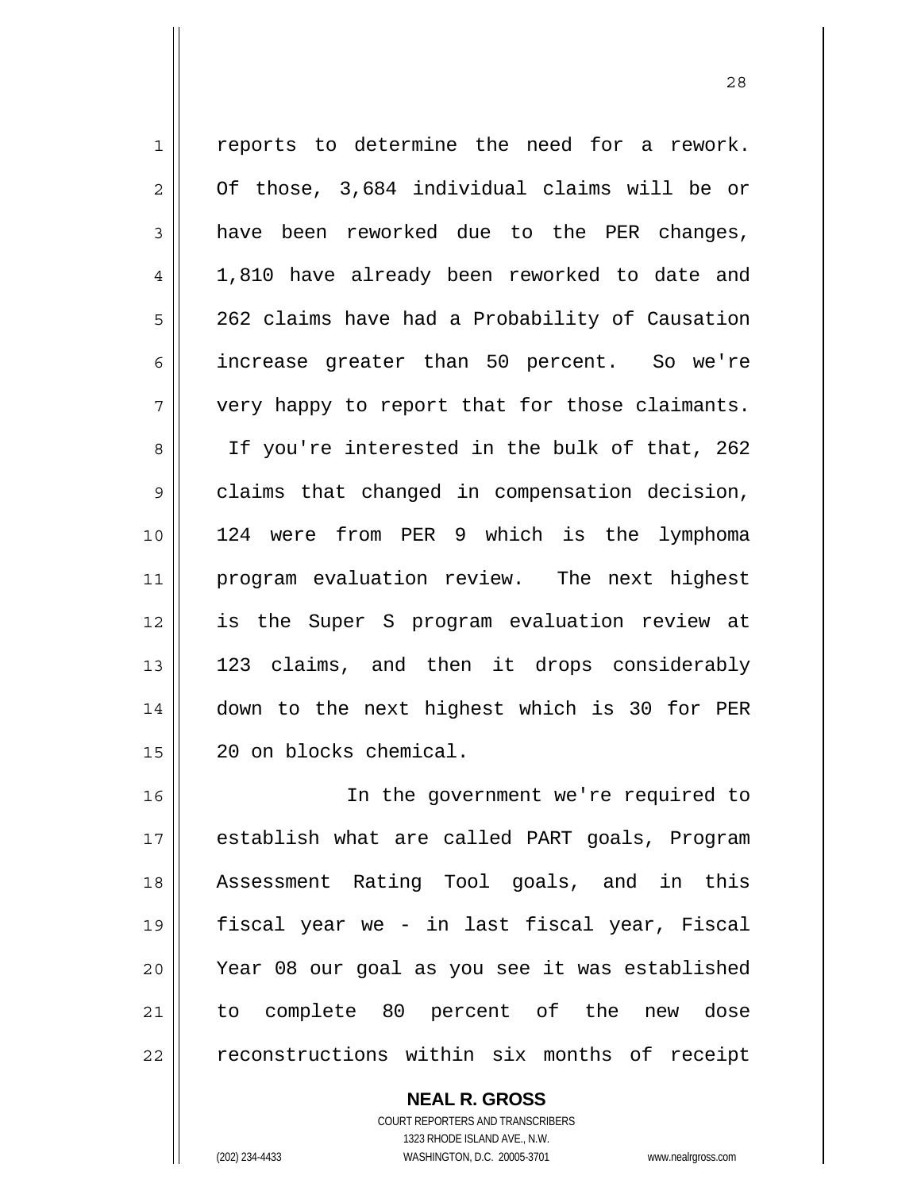reports to determine the need for a rework. Of those, 3,684 individual claims will be or have been reworked due to the PER changes, 1,810 have already been reworked to date and 262 claims have had a Probability of Causation increase greater than 50 percent. So we're very happy to report that for those claimants. If you're interested in the bulk of that, 262 claims that changed in compensation decision, 124 were from PER 9 which is the lymphoma program evaluation review. The next highest is the Super S program evaluation review at 123 claims, and then it drops considerably down to the next highest which is 30 for PER 20 on blocks chemical.

In the government we're required to establish what are called PART goals, Program Assessment Rating Tool goals, and in this fiscal year we - in last fiscal year, Fiscal Year 08 our goal as you see it was established to complete 80 percent of the new dose reconstructions within six months of receipt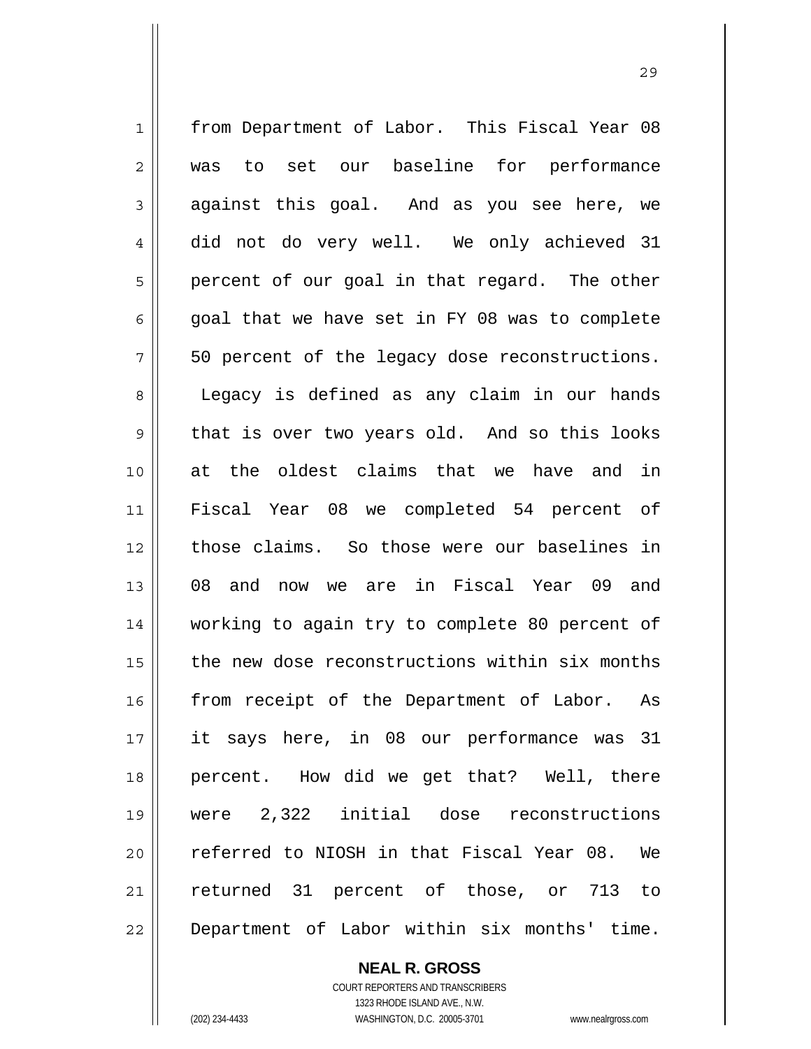from Department of Labor. This Fiscal Year 08 was to set our baseline for performance against this goal. And as you see here, we did not do very well. We only achieved 31 percent of our goal in that regard. The other goal that we have set in FY 08 was to complete 50 percent of the legacy dose reconstructions. Legacy is defined as any claim in our hands that is over two years old. And so this looks at the oldest claims that we have and in Fiscal Year 08 we completed 54 percent of those claims. So those were our baselines in 08 and now we are in Fiscal Year 09 and working to again try to complete 80 percent of the new dose reconstructions within six months from receipt of the Department of Labor. As it says here, in 08 our performance was 31 percent. How did we get that? Well, there were 2,322 initial dose reconstructions referred to NIOSH in that Fiscal Year 08. We returned 31 percent of those, or 713 to Department of Labor within six months' time.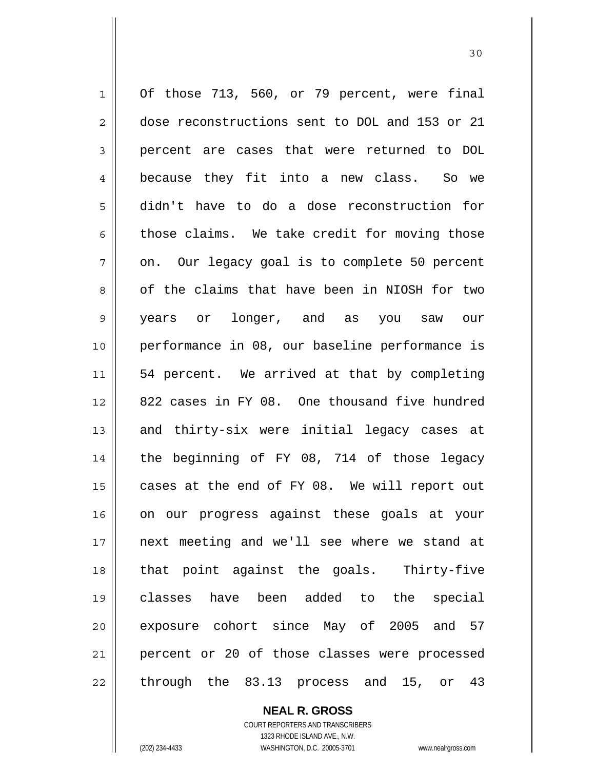Of those 713, 560, or 79 percent, were final dose reconstructions sent to DOL and 153 or 21 percent are cases that were returned to DOL because they fit into a new class. So we didn't have to do a dose reconstruction for those claims. We take credit for moving those on. Our legacy goal is to complete 50 percent of the claims that have been in NIOSH for two years or longer, and as you saw our performance in 08, our baseline performance is 54 percent. We arrived at that by completing 822 cases in FY 08. One thousand five hundred and thirty-six were initial legacy cases at the beginning of FY 08, 714 of those legacy cases at the end of FY 08. We will report out on our progress against these goals at your next meeting and we'll see where we stand at that point against the goals. Thirty-five classes have been added to the special exposure cohort since May of 2005 and 57 percent or 20 of those classes were processed through the 83.13 process and 15, or 43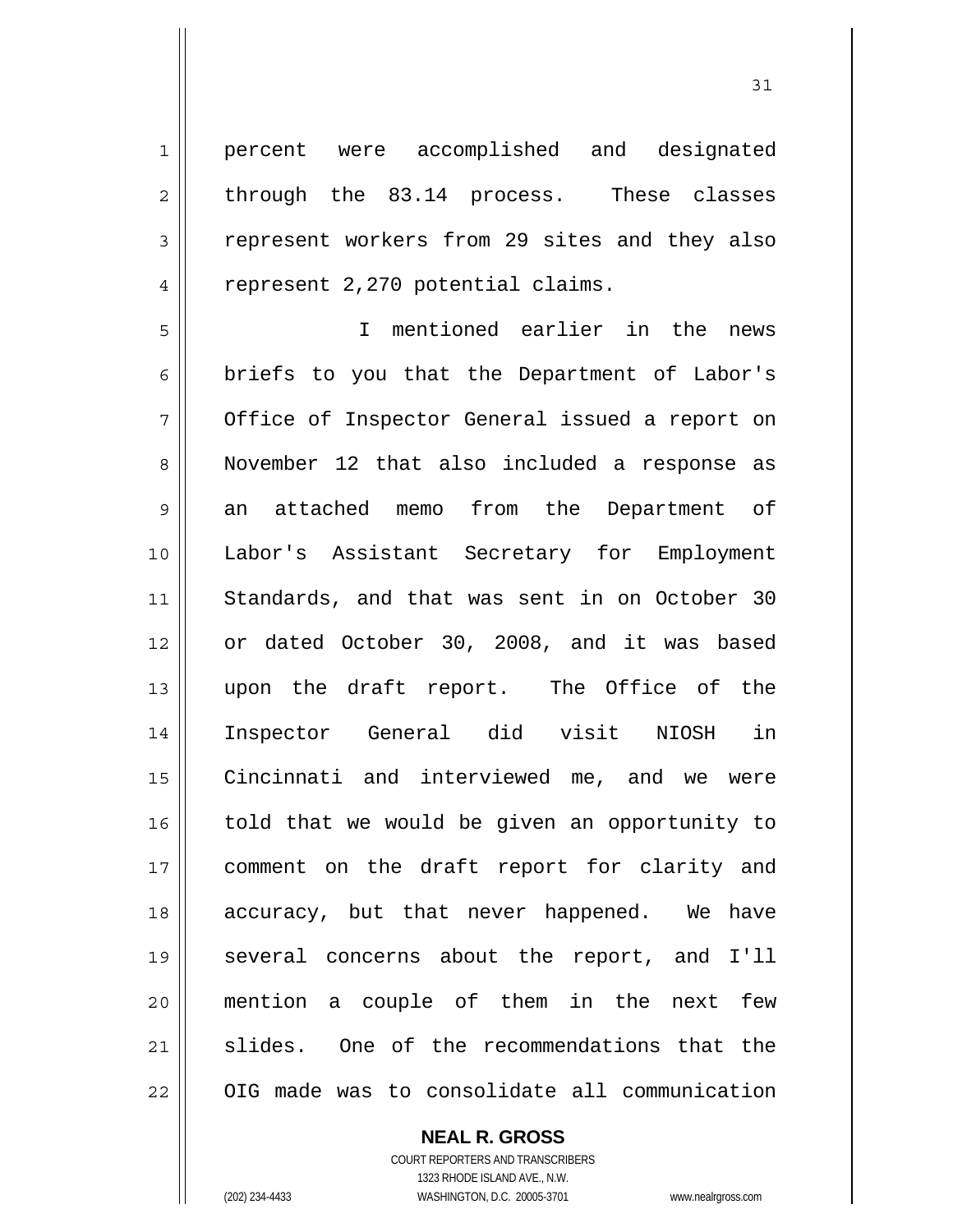percent were accomplished and designated through the 83.14 process. These classes represent workers from 29 sites and they also represent 2,270 potential claims.

I mentioned earlier in the news briefs to you that the Department of Labor's Office of Inspector General issued a report on November 12 that also included a response as an attached memo from the Department of Labor's Assistant Secretary for Employment Standards, and that was sent in on October 30 or dated October 30, 2008, and it was based upon the draft report. The Office of the Inspector General did visit NIOSH in Cincinnati and interviewed me, and we were told that we would be given an opportunity to comment on the draft report for clarity and accuracy, but that never happened. We have several concerns about the report, and I'll mention a couple of them in the next few slides. One of the recommendations that the OIG made was to consolidate all communication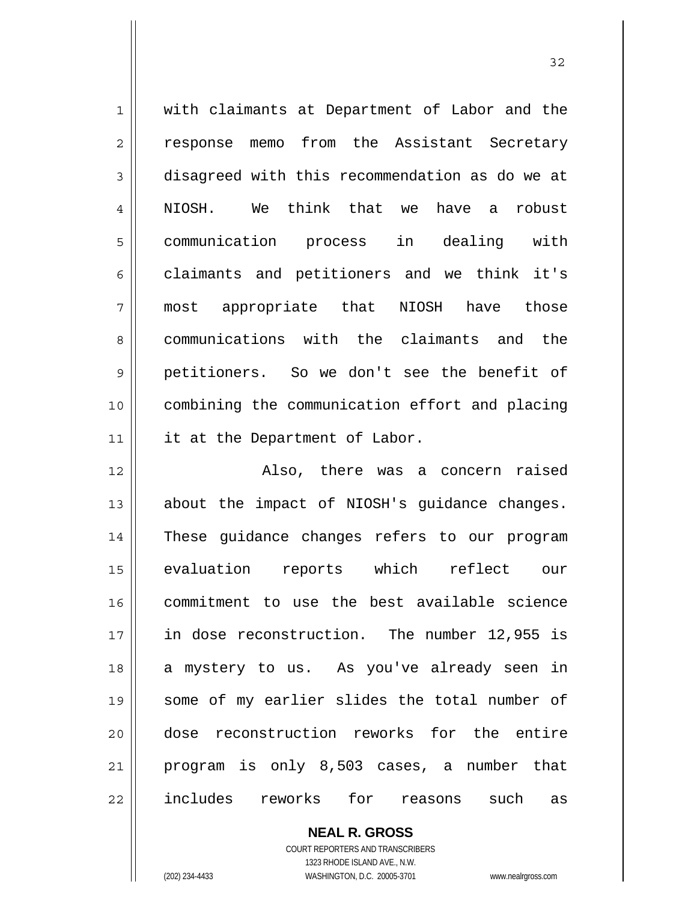with claimants at Department of Labor and the response memo from the Assistant Secretary disagreed with this recommendation as do we at NIOSH. We think that we have a robust communication process in dealing with claimants and petitioners and we think it's most appropriate that NIOSH have those communications with the claimants and the petitioners. So we don't see the benefit of combining the communication effort and placing it at the Department of Labor.

Also, there was a concern raised about the impact of NIOSH's guidance changes. These guidance changes refers to our program evaluation reports which reflect our commitment to use the best available science in dose reconstruction. The number 12,955 is a mystery to us. As you've already seen in some of my earlier slides the total number of dose reconstruction reworks for the entire program is only 8,503 cases, a number that includes reworks for reasons such as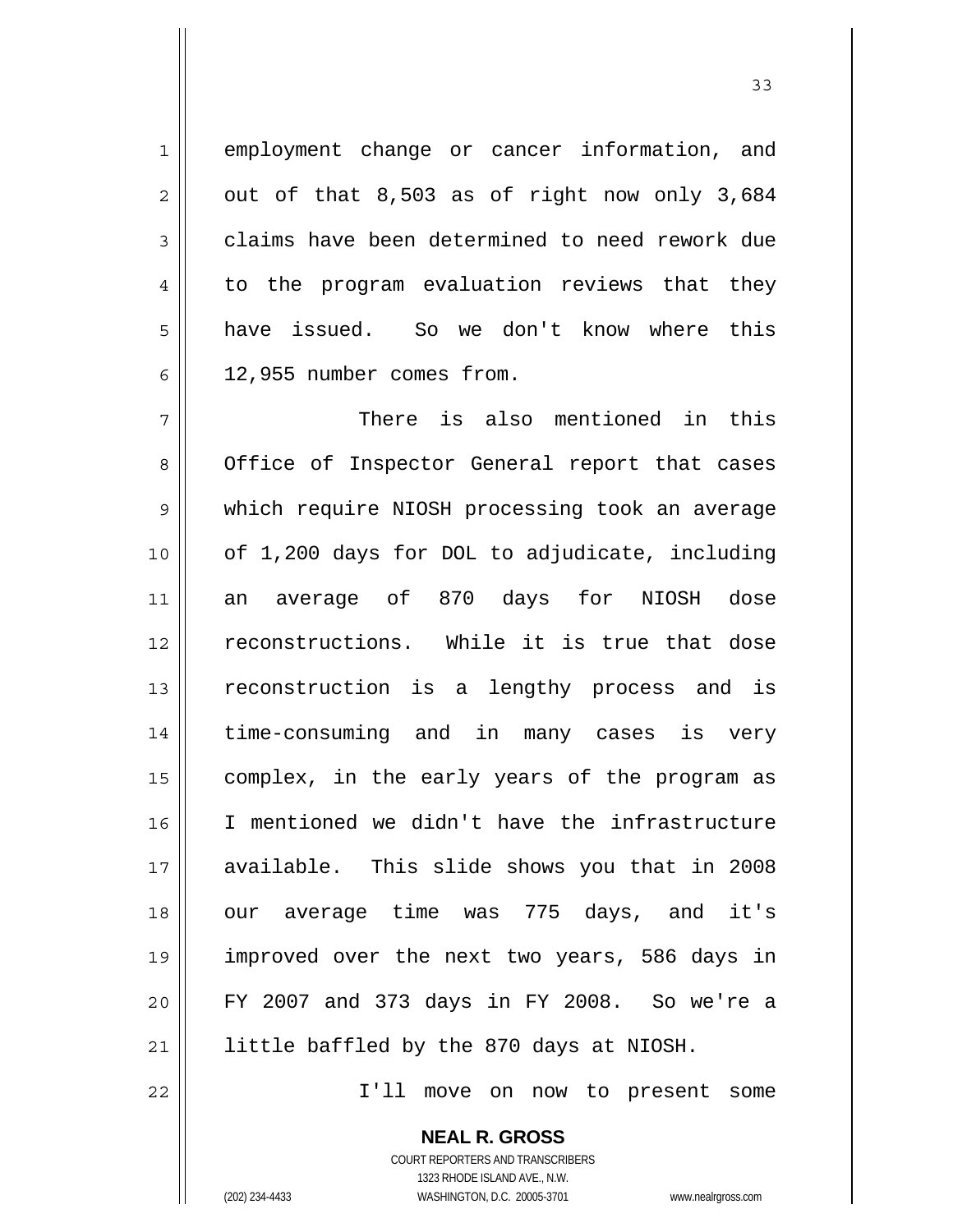employment change or cancer information, and out of that 8,503 as of right now only 3,684 claims have been determined to need rework due to the program evaluation reviews that they have issued. So we don't know where this 12,955 number comes from.

There is also mentioned in this Office of Inspector General report that cases which require NIOSH processing took an average of 1,200 days for DOL to adjudicate, including an average of 870 days for NIOSH dose reconstructions. While it is true that dose reconstruction is a lengthy process and is time-consuming and in many cases is very complex, in the early years of the program as I mentioned we didn't have the infrastructure available. This slide shows you that in 2008 our average time was 775 days, and it's improved over the next two years, 586 days in FY 2007 and 373 days in FY 2008. So we're a little baffled by the 870 days at NIOSH.

I'll move on now to present some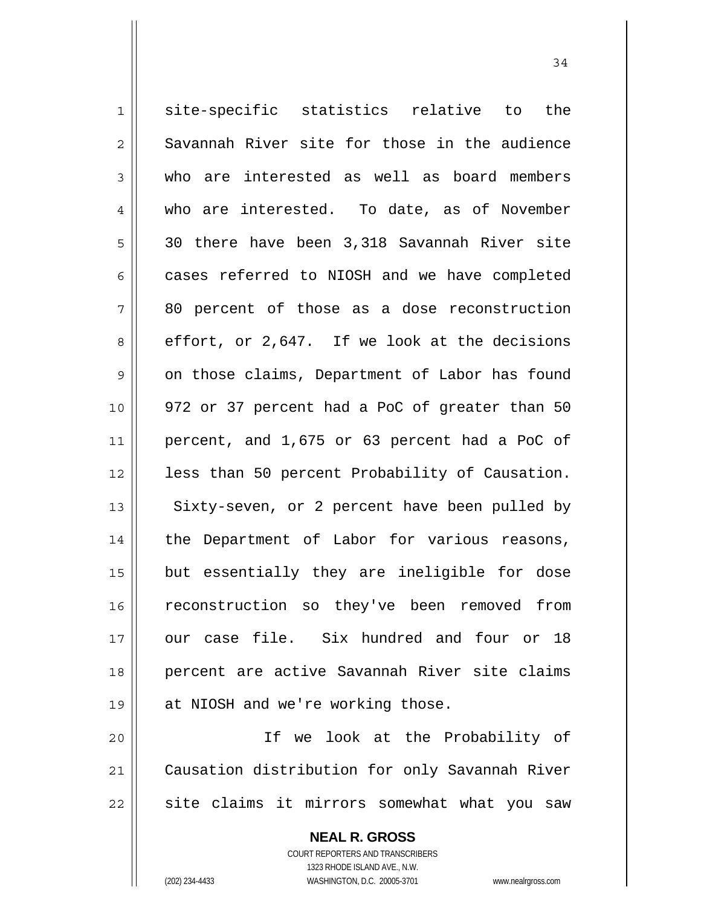site-specific statistics relative to the Savannah River site for those in the audience who are interested as well as board members who are interested. To date, as of November 30 there have been 3,318 Savannah River site cases referred to NIOSH and we have completed 80 percent of those as a dose reconstruction effort, or 2,647. If we look at the decisions on those claims, Department of Labor has found 972 or 37 percent had a PoC of greater than 50 percent, and 1,675 or 63 percent had a PoC of less than 50 percent Probability of Causation. Sixty-seven, or 2 percent have been pulled by the Department of Labor for various reasons, but essentially they are ineligible for dose reconstruction so they've been removed from our case file. Six hundred and four or 18 percent are active Savannah River site claims at NIOSH and we're working those.

If we look at the Probability of Causation distribution for only Savannah River site claims it mirrors somewhat what you saw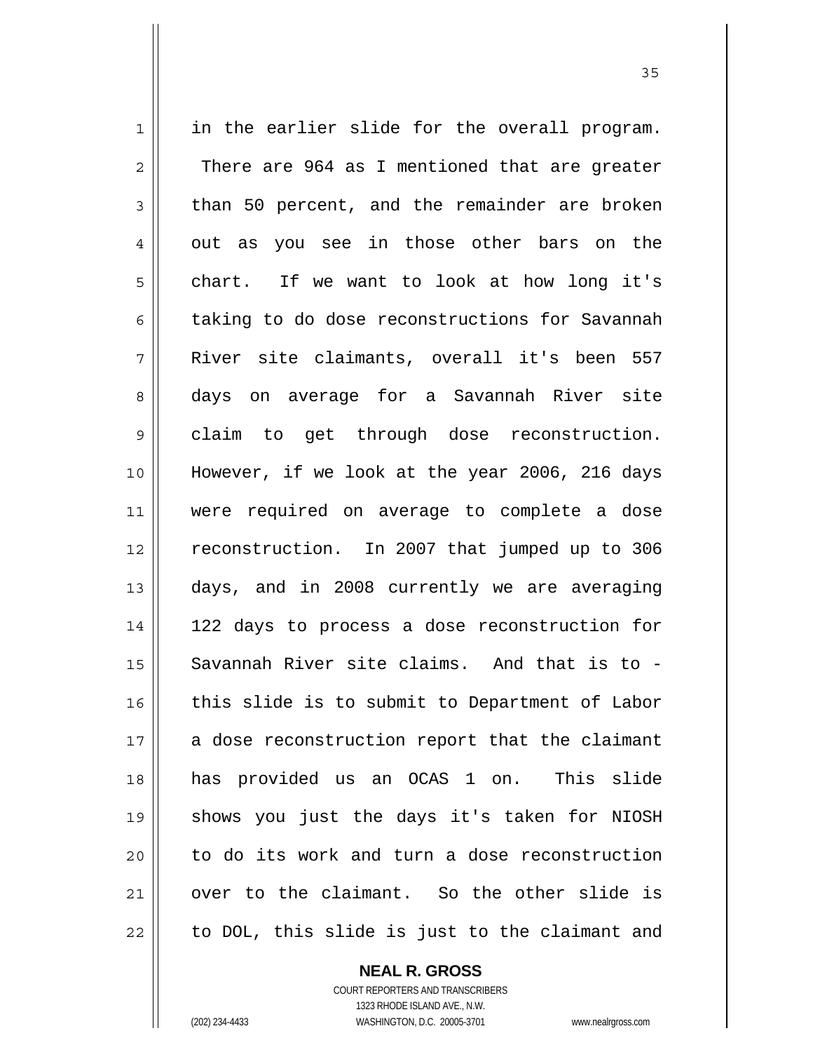in the earlier slide for the overall program. There are 964 as I mentioned that are greater than 50 percent, and the remainder are broken out as you see in those other bars on the chart. If we want to look at how long it's taking to do dose reconstructions for Savannah River site claimants, overall it's been 557 days on average for a Savannah River site claim to get through dose reconstruction. However, if we look at the year 2006, 216 days were required on average to complete a dose reconstruction. In 2007 that jumped up to 306 days, and in 2008 currently we are averaging 122 days to process a dose reconstruction for Savannah River site claims. And that is to - this slide is to submit to Department of Labor a dose reconstruction report that the claimant has provided us an OCAS 1 on. This slide shows you just the days it's taken for NIOSH to do its work and turn a dose reconstruction over to the claimant. So the other slide is to DOL, this slide is just to the claimant and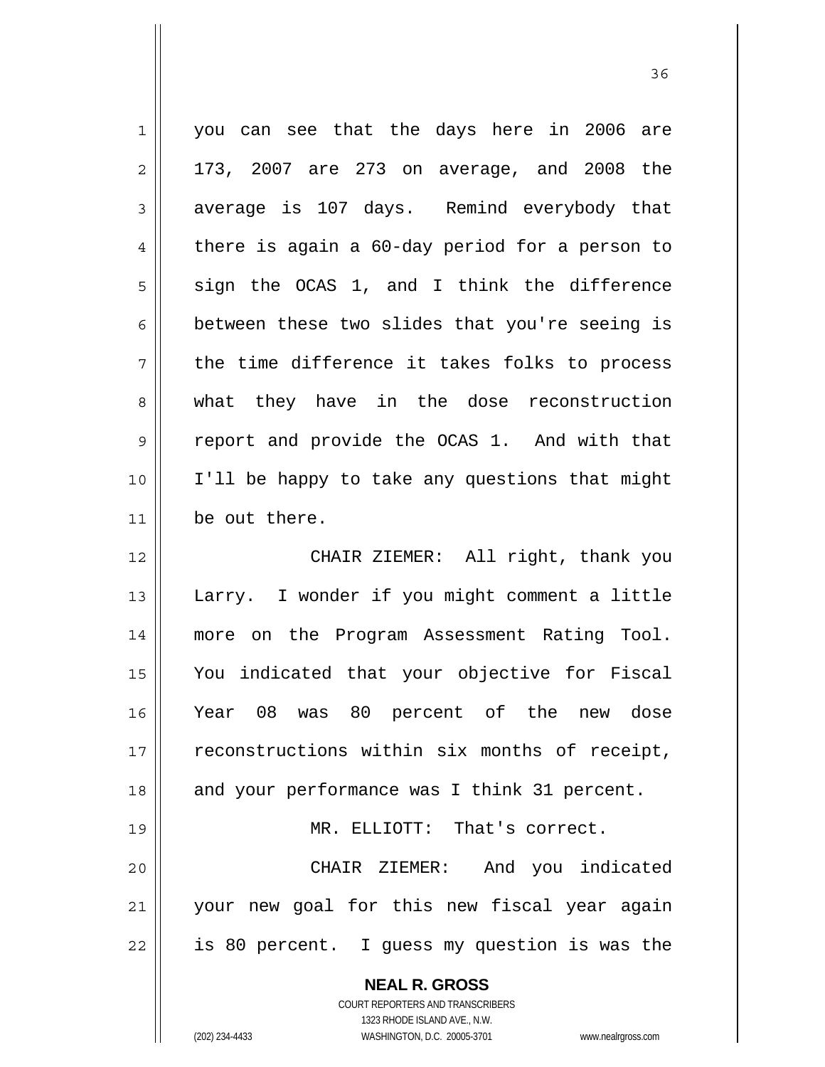you can see that the days here in 2006 are 173, 2007 are 273 on average, and 2008 the average is 107 days. Remind everybody that there is again a 60-day period for a person to sign the OCAS 1, and I think the difference between these two slides that you're seeing is the time difference it takes folks to process what they have in the dose reconstruction report and provide the OCAS 1. And with that I'll be happy to take any questions that might be out there.

CHAIR ZIEMER: All right, thank you Larry. I wonder if you might comment a little more on the Program Assessment Rating Tool. You indicated that your objective for Fiscal Year 08 was 80 percent of the new dose reconstructions within six months of receipt, and your performance was I think 31 percent.

MR. ELLIOTT: That's correct.

CHAIR ZIEMER: And you indicated your new goal for this new fiscal year again is 80 percent. I guess my question is was the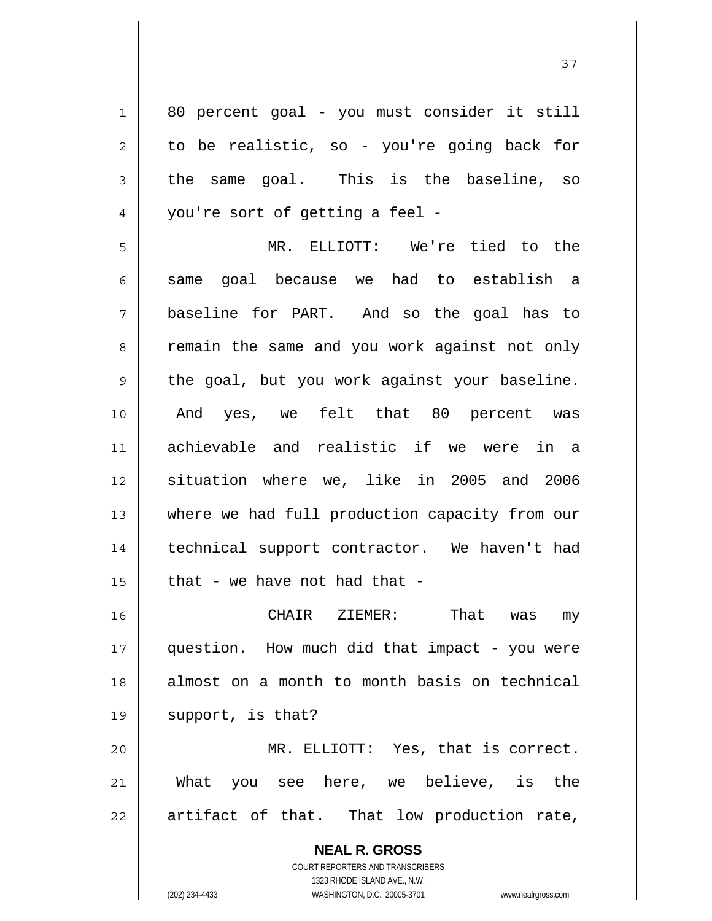80 percent goal - you must consider it still to be realistic, so - you're going back for the same goal. This is the baseline, so you're sort of getting a feel -

MR. ELLIOTT: We're tied to the same goal because we had to establish a baseline for PART. And so the goal has to remain the same and you work against not only the goal, but you work against your baseline. And yes, we felt that 80 percent was achievable and realistic if we were in a situation where we, like in 2005 and 2006 where we had full production capacity from our technical support contractor. We haven't had that - we have not had that -

CHAIR ZIEMER: That was my question. How much did that impact - you were almost on a month to month basis on technical support, is that?

MR. ELLIOTT: Yes, that is correct. What you see here, we believe, is the artifact of that. That low production rate,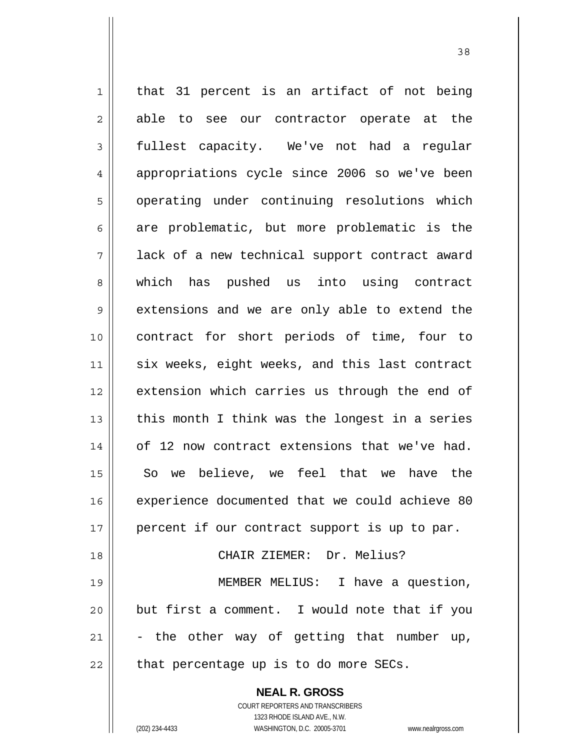that 31 percent is an artifact of not being able to see our contractor operate at the fullest capacity. We've not had a regular appropriations cycle since 2006 so we've been operating under continuing resolutions which are problematic, but more problematic is the lack of a new technical support contract award which has pushed us into using contract extensions and we are only able to extend the contract for short periods of time, four to six weeks, eight weeks, and this last contract extension which carries us through the end of this month I think was the longest in a series of 12 now contract extensions that we've had. So we believe, we feel that we have the experience documented that we could achieve 80 percent if our contract support is up to par.

CHAIR ZIEMER: Dr. Melius?

MEMBER MELIUS: I have a question, but first a comment. I would note that if you - the other way of getting that number up, that percentage up is to do more SECs.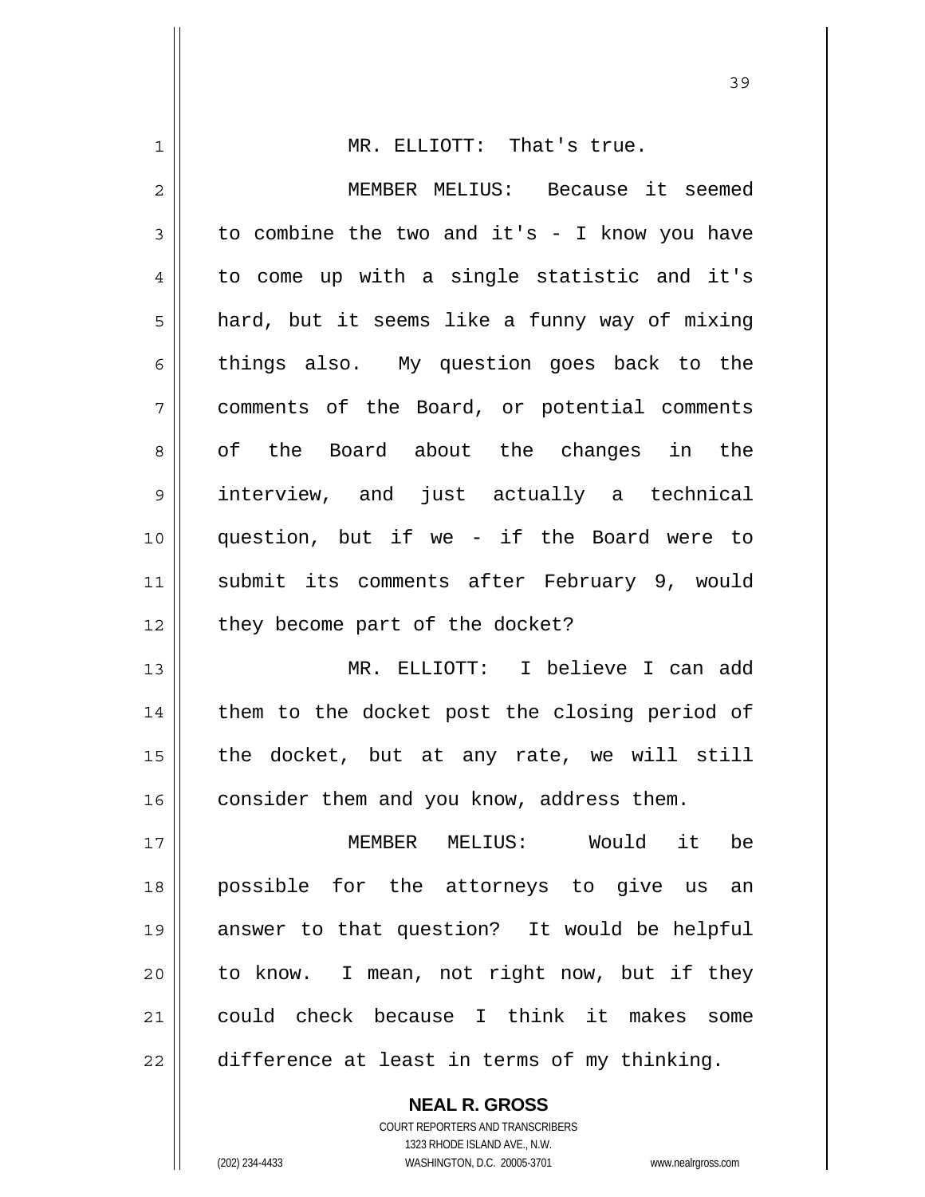MR. ELLIOTT: That's true.

MEMBER MELIUS: Because it seemed to combine the two and it's - I know you have to come up with a single statistic and it's hard, but it seems like a funny way of mixing things also. My question goes back to the comments of the Board, or potential comments of the Board about the changes in the interview, and just actually a technical question, but if we - if the Board were to submit its comments after February 9, would they become part of the docket?

MR. ELLIOTT: I believe I can add them to the docket post the closing period of the docket, but at any rate, we will still consider them and you know, address them.

MEMBER MELIUS: Would it be possible for the attorneys to give us an answer to that question? It would be helpful to know. I mean, not right now, but if they could check because I think it makes some difference at least in terms of my thinking.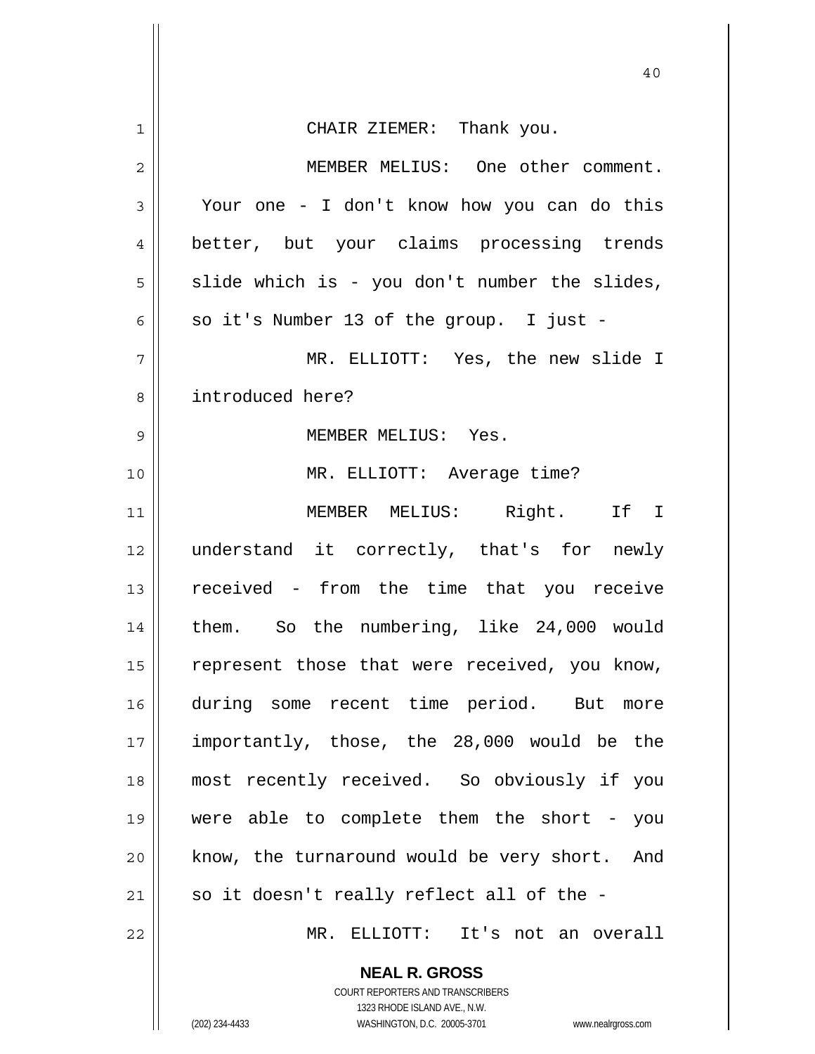CHAIR ZIEMER: Thank you.

MEMBER MELIUS: One other comment. Your one - I don't know how you can do this better, but your claims processing trends slide which is - you don't number the slides, so it's Number 13 of the group. I just -

MR. ELLIOTT: Yes, the new slide I introduced here?

MEMBER MELIUS: Yes.

MR. ELLIOTT: Average time?

MEMBER MELIUS: Right. If I understand it correctly, that's for newly received - from the time that you receive them. So the numbering, like 24,000 would represent those that were received, you know, during some recent time period. But more importantly, those, the 28,000 would be the most recently received. So obviously if you were able to complete them the short - you know, the turnaround would be very short. And so it doesn't really reflect all of the -

MR. ELLIOTT: It's not an overall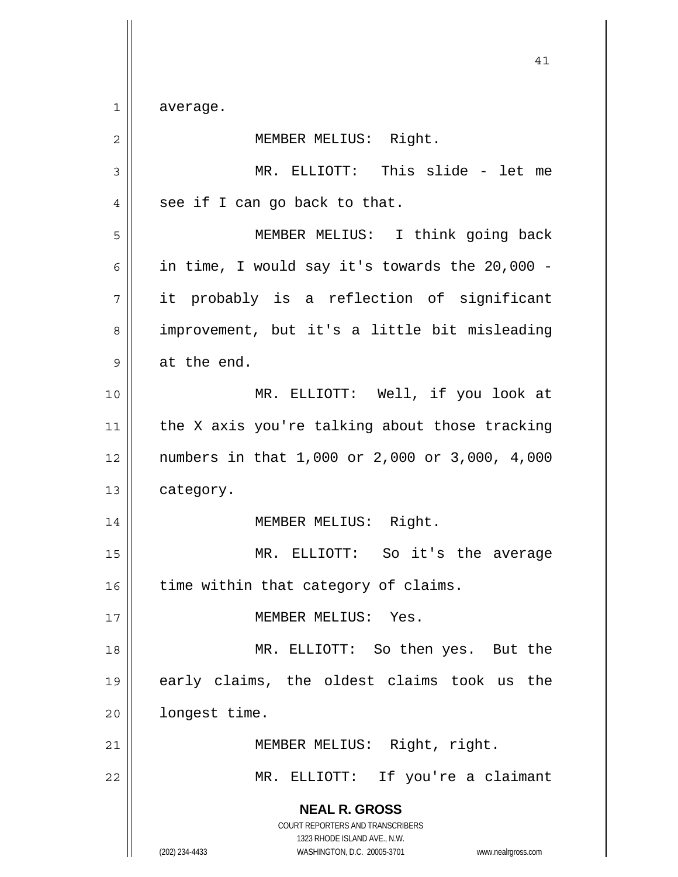average.

MEMBER MELIUS: Right.

MR. ELLIOTT: This slide - let me see if I can go back to that.

MEMBER MELIUS: I think going back in time, I would say it's towards the 20,000 - it probably is a reflection of significant improvement, but it's a little bit misleading at the end.

MR. ELLIOTT: Well, if you look at the X axis you're talking about those tracking numbers in that 1,000 or 2,000 or 3,000, 4,000 category.

MEMBER MELIUS: Right.

MR. ELLIOTT: So it's the average time within that category of claims.

MEMBER MELIUS: Yes.

MR. ELLIOTT: So then yes. But the early claims, the oldest claims took us the longest time.

MEMBER MELIUS: Right, right.

MR. ELLIOTT: If you're a claimant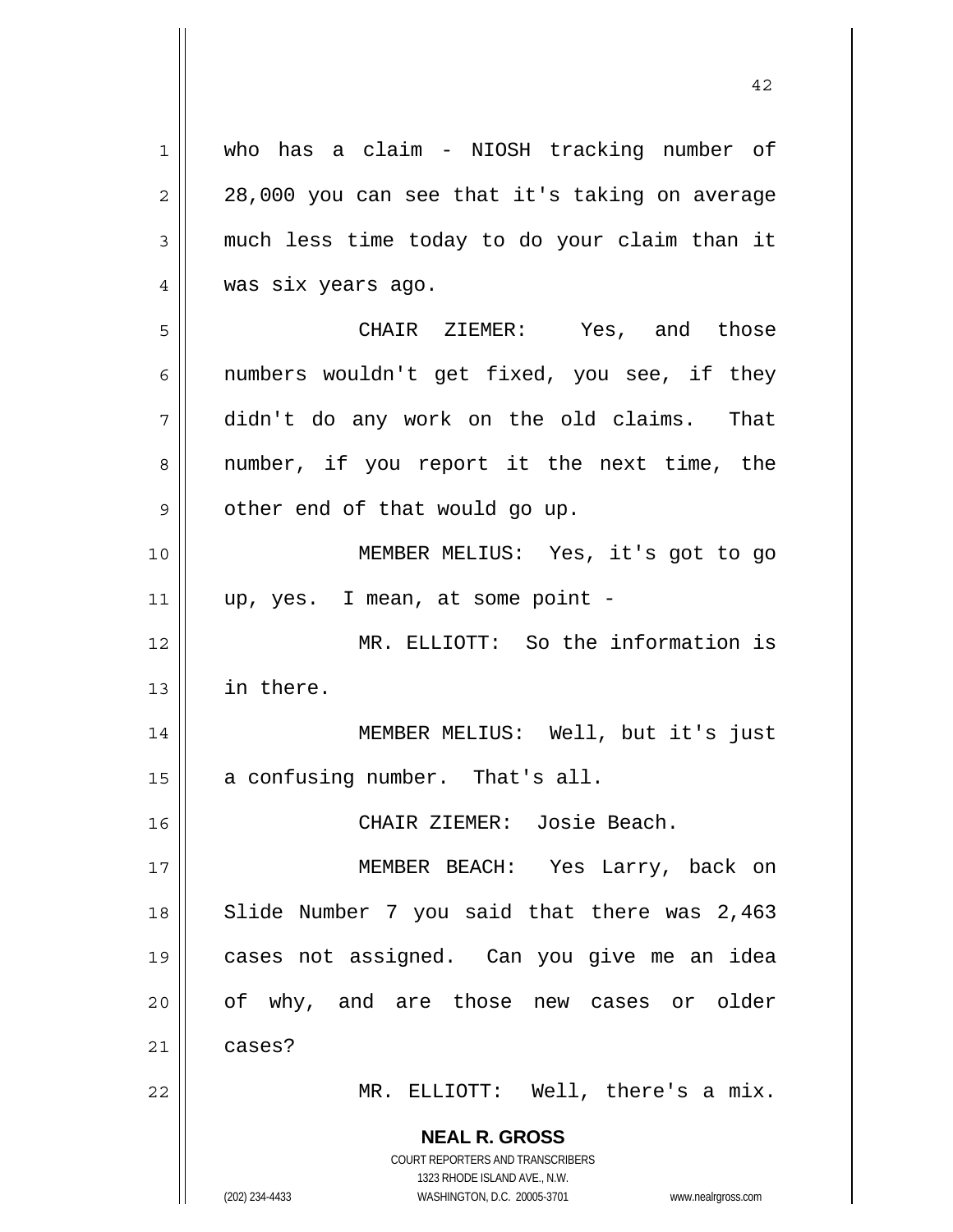who has a claim - NIOSH tracking number of 28,000 you can see that it's taking on average much less time today to do your claim than it was six years ago.

CHAIR ZIEMER: Yes, and those numbers wouldn't get fixed, you see, if they didn't do any work on the old claims. That number, if you report it the next time, the other end of that would go up.

MEMBER MELIUS: Yes, it's got to go up, yes. I mean, at some point -

MR. ELLIOTT: So the information is in there.

MEMBER MELIUS: Well, but it's just a confusing number. That's all.

CHAIR ZIEMER: Josie Beach.

MEMBER BEACH: Yes Larry, back on Slide Number 7 you said that there was 2,463 cases not assigned. Can you give me an idea of why, and are those new cases or older cases?

MR. ELLIOTT: Well, there's a mix.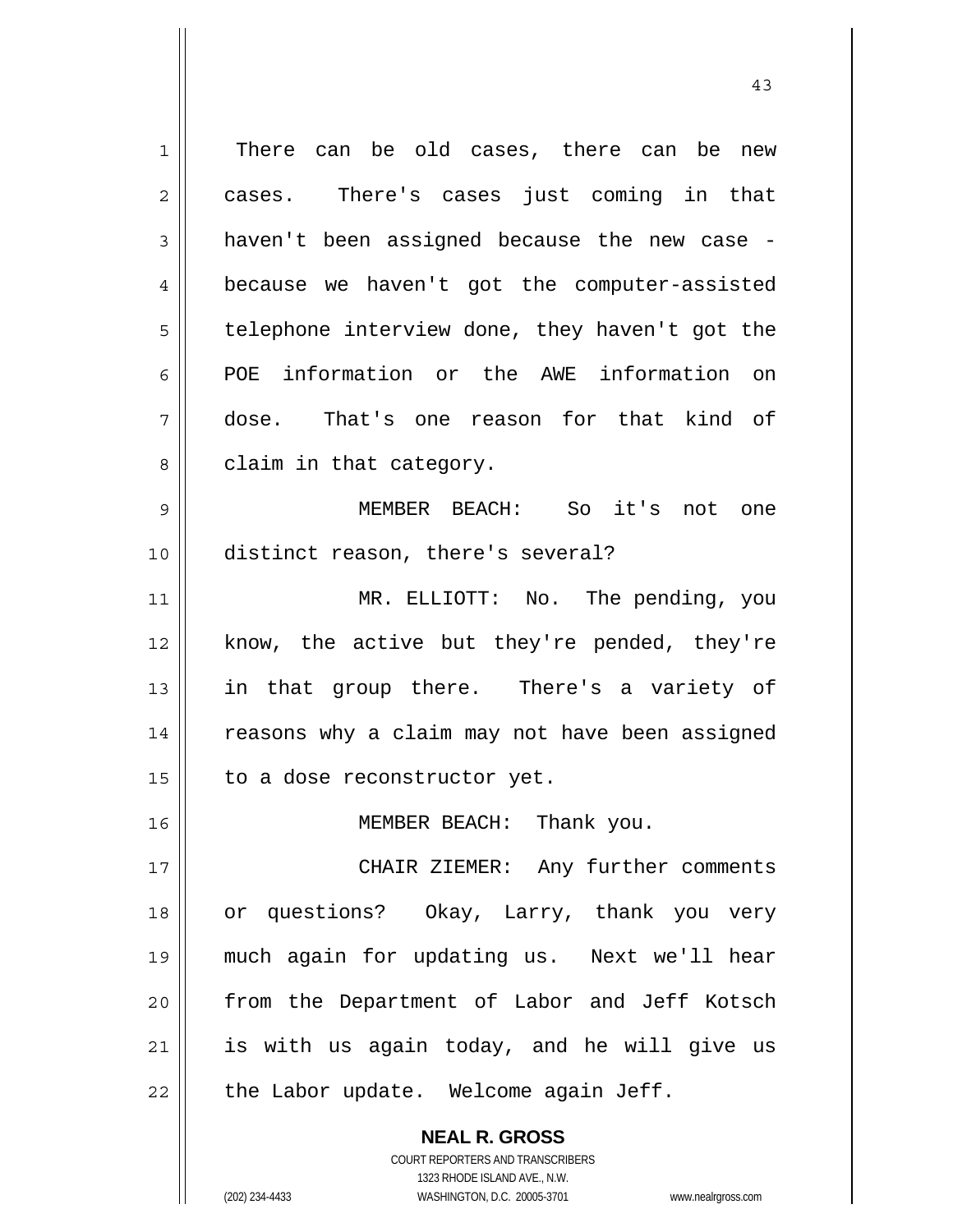There can be old cases, there can be new cases. There's cases just coming in that haven't been assigned because the new case - because we haven't got the computer-assisted telephone interview done, they haven't got the POE information or the AWE information on dose. That's one reason for that kind of claim in that category.

MEMBER BEACH: So it's not one distinct reason, there's several?

MR. ELLIOTT: No. The pending, you know, the active but they're pended, they're in that group there. There's a variety of reasons why a claim may not have been assigned to a dose reconstructor yet.

MEMBER BEACH: Thank you.

CHAIR ZIEMER: Any further comments or questions? Okay, Larry, thank you very much again for updating us. Next we'll hear from the Department of Labor and Jeff Kotsch is with us again today, and he will give us the Labor update. Welcome again Jeff.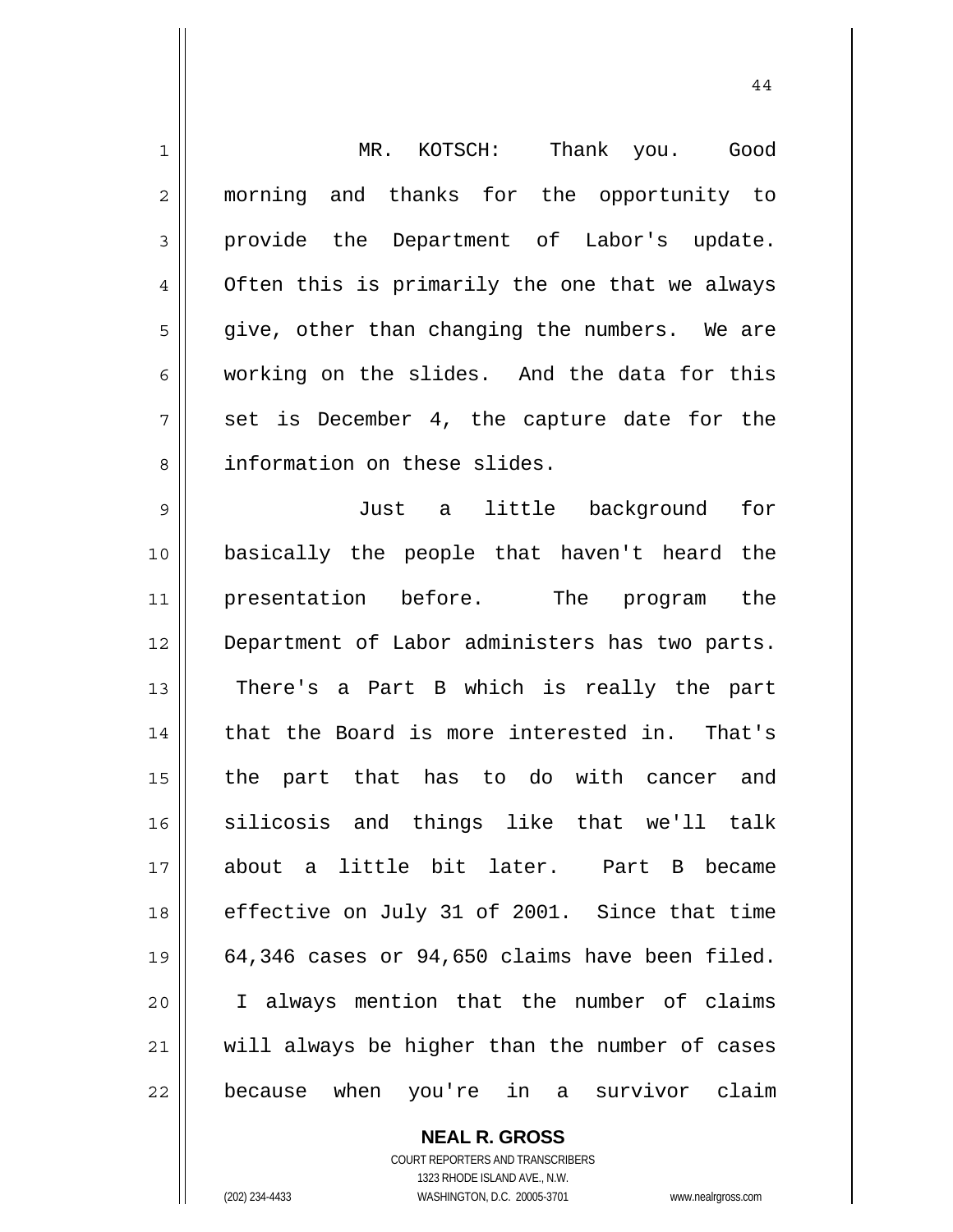MR. KOTSCH: Thank you. Good morning and thanks for the opportunity to provide the Department of Labor's update. Often this is primarily the one that we always give, other than changing the numbers. We are working on the slides. And the data for this set is December 4, the capture date for the information on these slides.

Just a little background for basically the people that haven't heard the presentation before. The program the Department of Labor administers has two parts. There's a Part B which is really the part that the Board is more interested in. That's the part that has to do with cancer and silicosis and things like that we'll talk about a little bit later. Part B became effective on July 31 of 2001. Since that time 64,346 cases or 94,650 claims have been filed. I always mention that the number of claims will always be higher than the number of cases because when you're in a survivor claim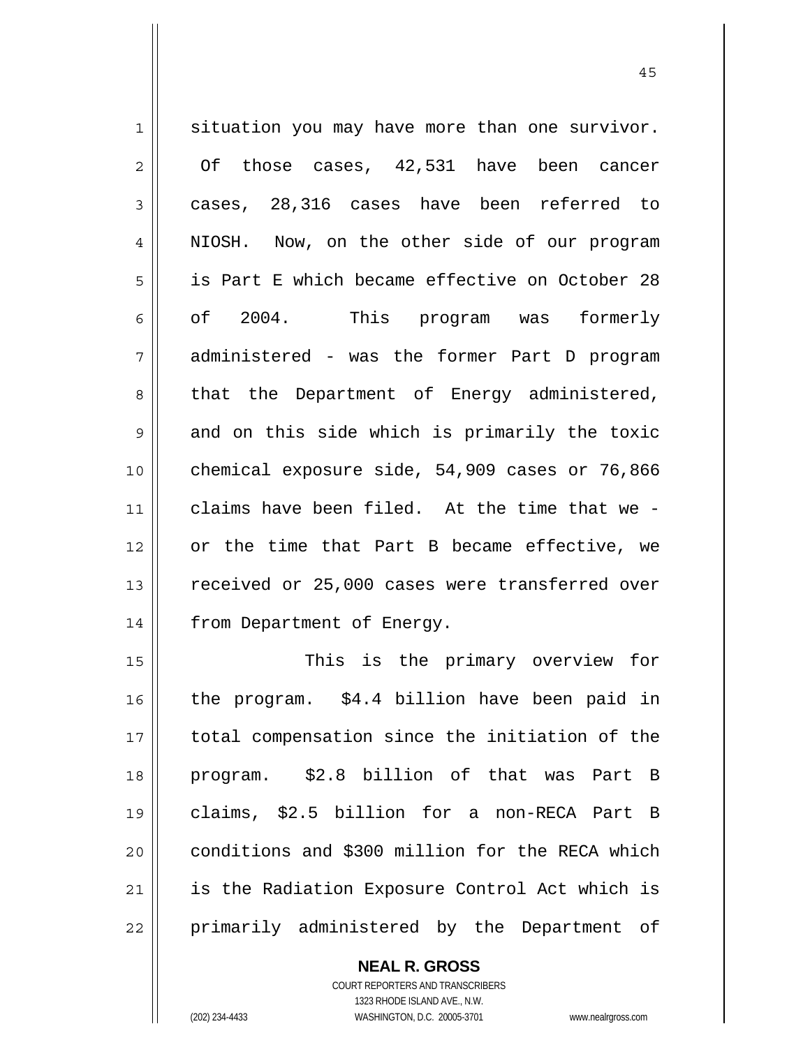situation you may have more than one survivor. Of those cases, 42,531 have been cancer cases, 28,316 cases have been referred to NIOSH. Now, on the other side of our program is Part E which became effective on October 28 of 2004. This program was formerly administered - was the former Part D program that the Department of Energy administered, and on this side which is primarily the toxic chemical exposure side, 54,909 cases or 76,866 claims have been filed. At the time that we - or the time that Part B became effective, we received or 25,000 cases were transferred over from Department of Energy.

This is the primary overview for the program. $4.4 billion have been paid in total compensation since the initiation of the program. $2.8 billion of that was Part B claims, $2.5 billion for a non-RECA Part B conditions and $300 million for the RECA which is the Radiation Exposure Control Act which is primarily administered by the Department of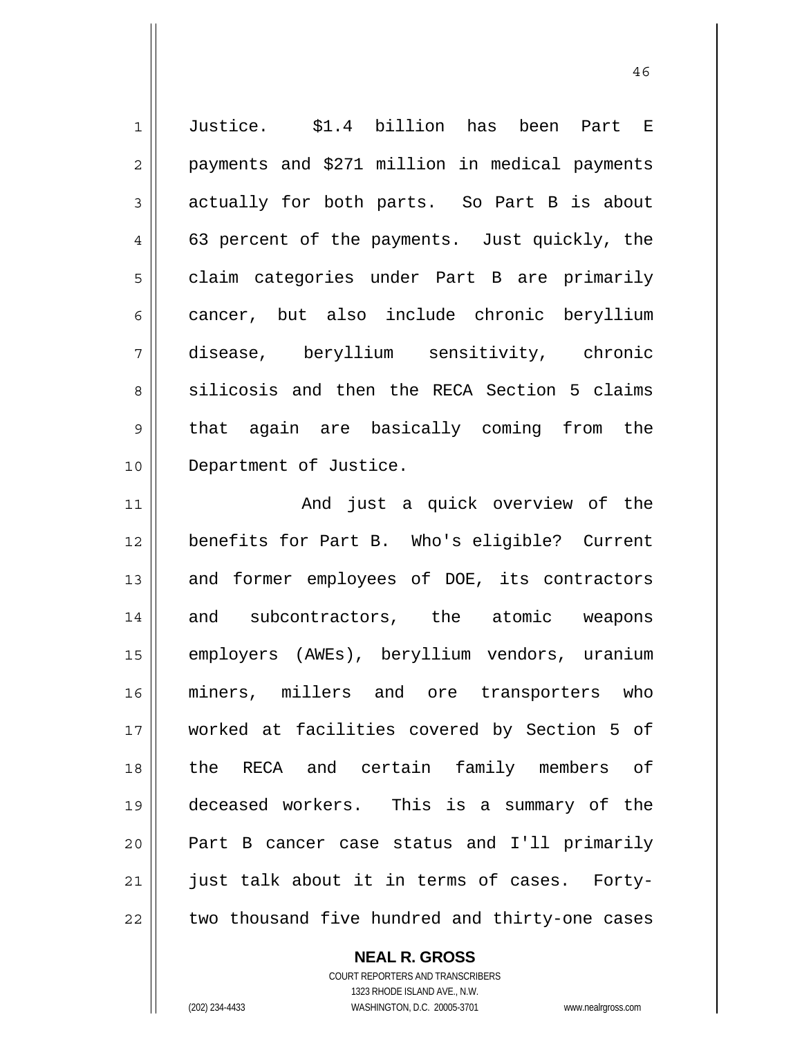Justice. $1.4 billion has been Part E payments and $271 million in medical payments actually for both parts. So Part B is about 63 percent of the payments. Just quickly, the claim categories under Part B are primarily cancer, but also include chronic beryllium disease, beryllium sensitivity, chronic silicosis and then the RECA Section 5 claims that again are basically coming from the Department of Justice.

And just a quick overview of the benefits for Part B. Who's eligible? Current and former employees of DOE, its contractors and subcontractors, the atomic weapons employers (AWEs), beryllium vendors, uranium miners, millers and ore transporters who worked at facilities covered by Section 5 of the RECA and certain family members of deceased workers. This is a summary of the Part B cancer case status and I'll primarily just talk about it in terms of cases. Forty-two thousand five hundred and thirty-one cases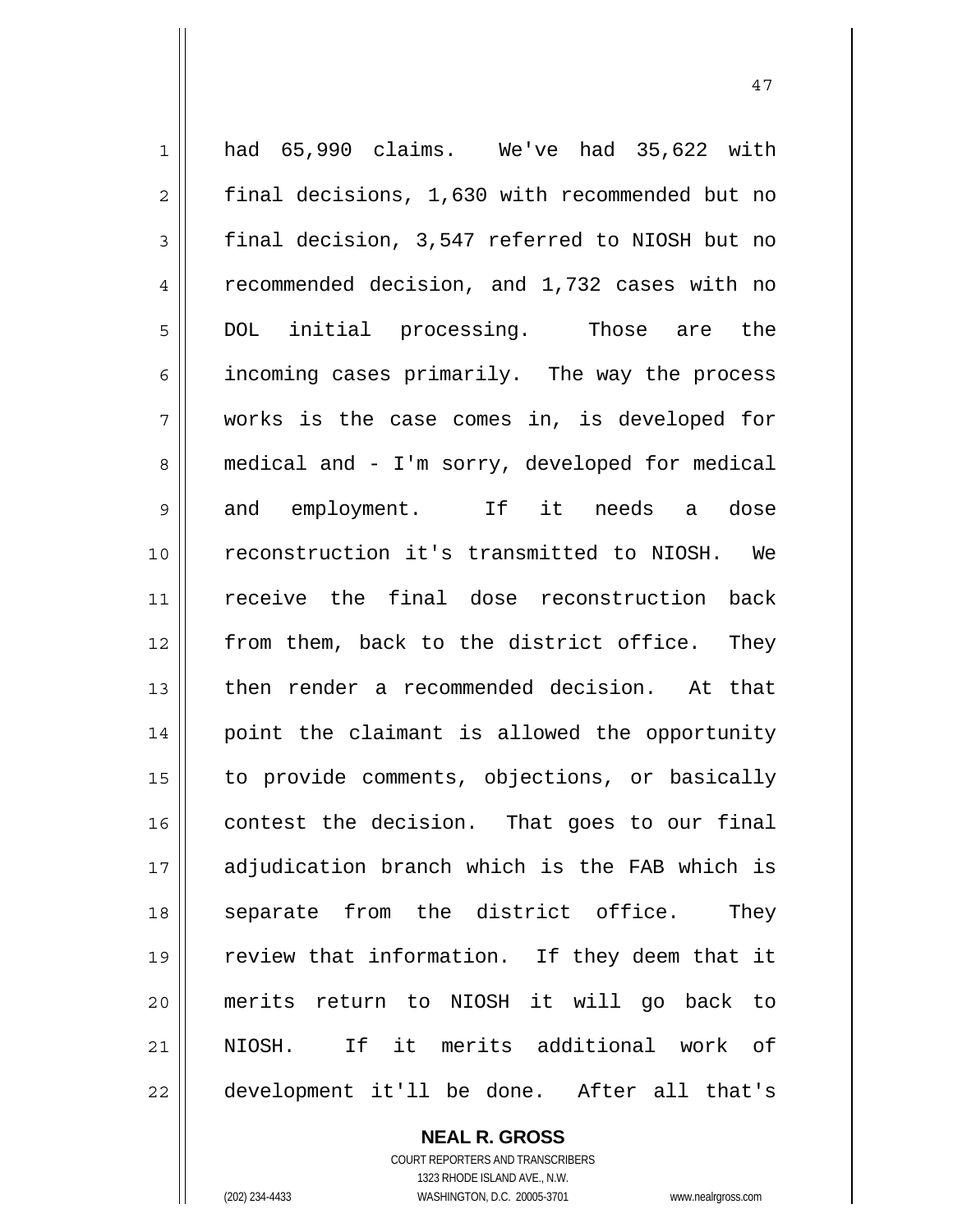had 65,990 claims. We've had 35,622 with final decisions, 1,630 with recommended but no final decision, 3,547 referred to NIOSH but no recommended decision, and 1,732 cases with no DOL initial processing. Those are the incoming cases primarily. The way the process works is the case comes in, is developed for medical and - I'm sorry, developed for medical and employment. If it needs a dose reconstruction it's transmitted to NIOSH. We receive the final dose reconstruction back from them, back to the district office. They then render a recommended decision. At that point the claimant is allowed the opportunity to provide comments, objections, or basically contest the decision. That goes to our final adjudication branch which is the FAB which is separate from the district office. They review that information. If they deem that it merits return to NIOSH it will go back to NIOSH. If it merits additional work of development it'll be done. After all that's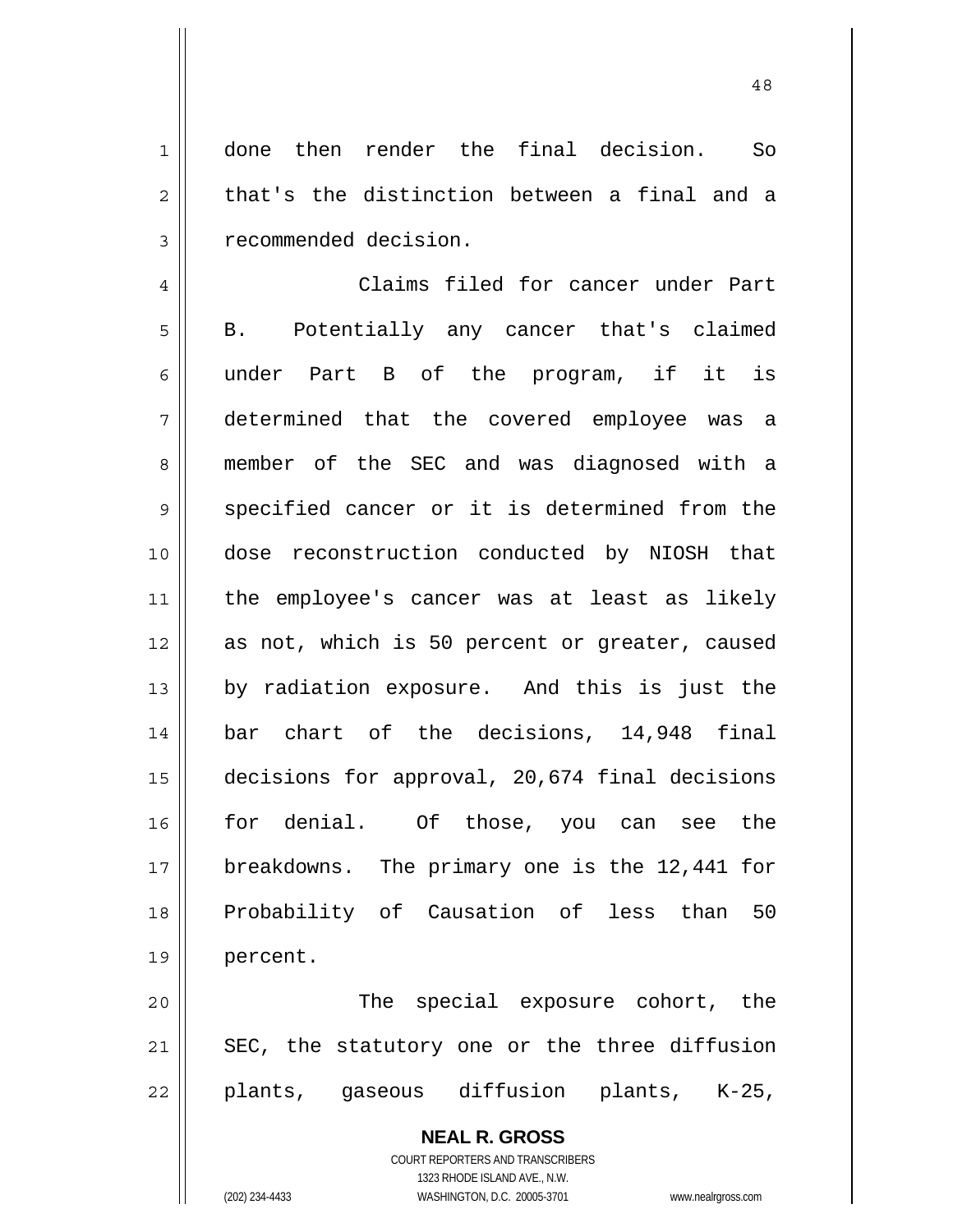done then render the final decision. So that's the distinction between a final and a recommended decision.

Claims filed for cancer under Part B. Potentially any cancer that's claimed under Part B of the program, if it is determined that the covered employee was a member of the SEC and was diagnosed with a specified cancer or it is determined from the dose reconstruction conducted by NIOSH that the employee's cancer was at least as likely as not, which is 50 percent or greater, caused by radiation exposure. And this is just the bar chart of the decisions, 14,948 final decisions for approval, 20,674 final decisions for denial. Of those, you can see the breakdowns. The primary one is the 12,441 for Probability of Causation of less than 50 percent.

The special exposure cohort, the SEC, the statutory one or the three diffusion plants, gaseous diffusion plants, K-25,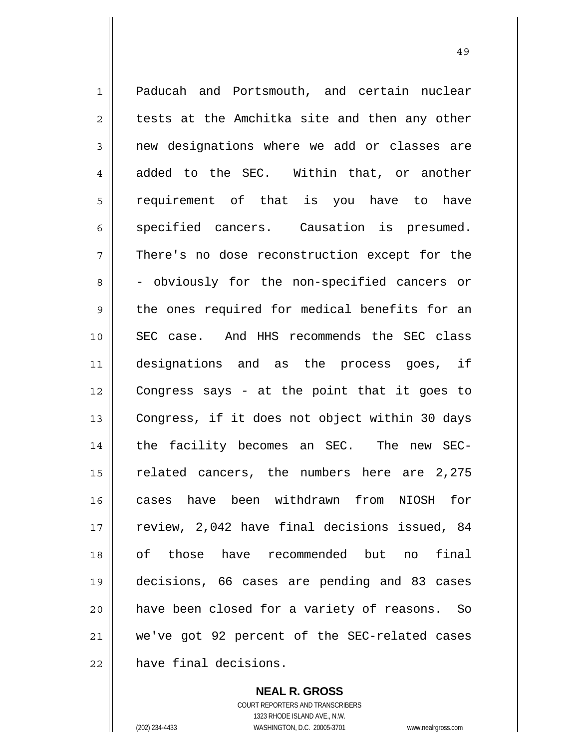Paducah and Portsmouth, and certain nuclear tests at the Amchitka site and then any other new designations where we add or classes are added to the SEC. Within that, or another requirement of that is you have to have specified cancers. Causation is presumed. There's no dose reconstruction except for the - obviously for the non-specified cancers or the ones required for medical benefits for an SEC case. And HHS recommends the SEC class designations and as the process goes, if Congress says - at the point that it goes to Congress, if it does not object within 30 days the facility becomes an SEC. The new SEC-related cancers, the numbers here are 2,275 cases have been withdrawn from NIOSH for review, 2,042 have final decisions issued, 84 of those have recommended but no final decisions, 66 cases are pending and 83 cases have been closed for a variety of reasons. So we've got 92 percent of the SEC-related cases have final decisions.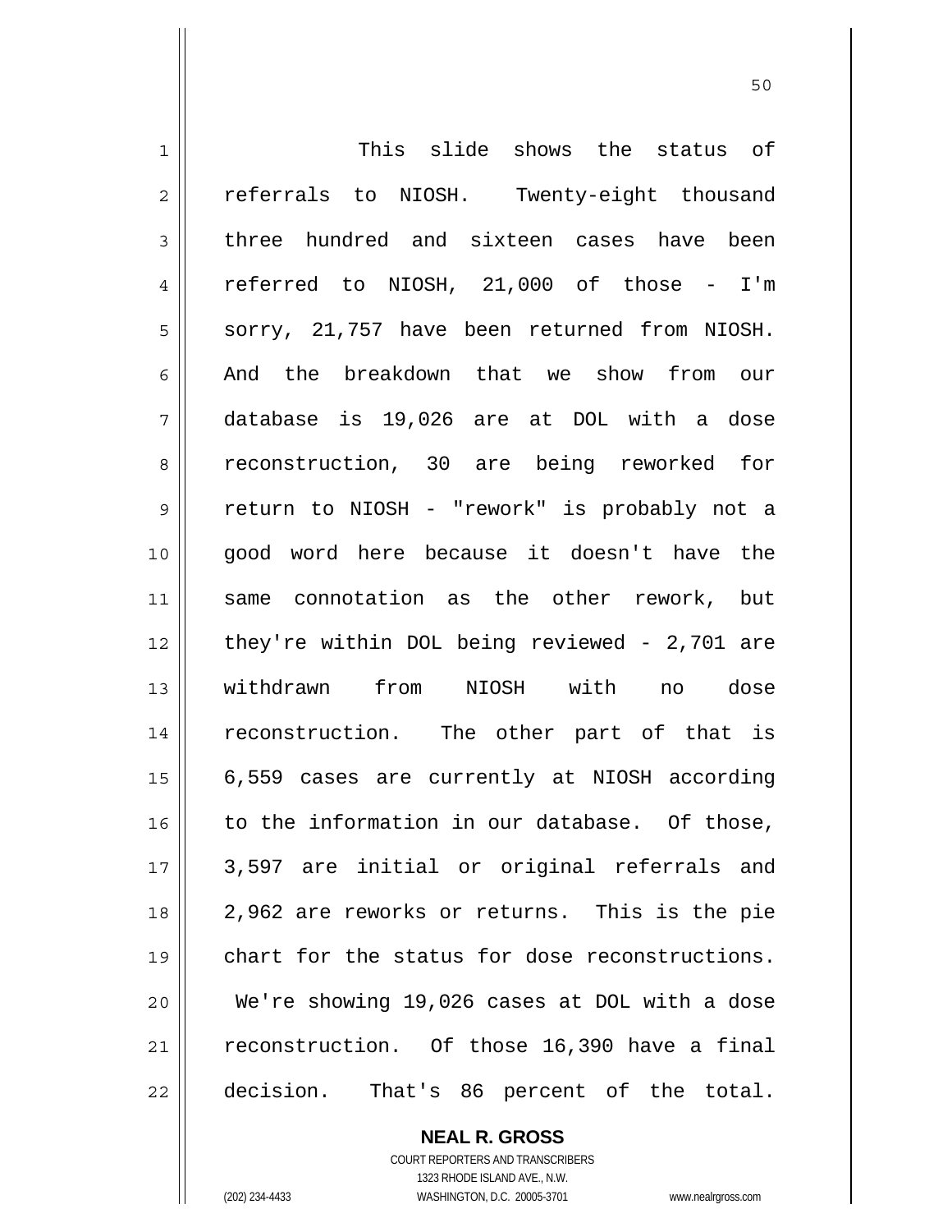This slide shows the status of referrals to NIOSH. Twenty-eight thousand three hundred and sixteen cases have been referred to NIOSH, 21,000 of those - I'm sorry, 21,757 have been returned from NIOSH. And the breakdown that we show from our database is 19,026 are at DOL with a dose reconstruction, 30 are being reworked for return to NIOSH - "rework" is probably not a good word here because it doesn't have the same connotation as the other rework, but they're within DOL being reviewed - 2,701 are withdrawn from NIOSH with no dose reconstruction. The other part of that is 6,559 cases are currently at NIOSH according to the information in our database. Of those, 3,597 are initial or original referrals and 2,962 are reworks or returns. This is the pie chart for the status for dose reconstructions. We're showing 19,026 cases at DOL with a dose reconstruction. Of those 16,390 have a final decision. That's 86 percent of the total.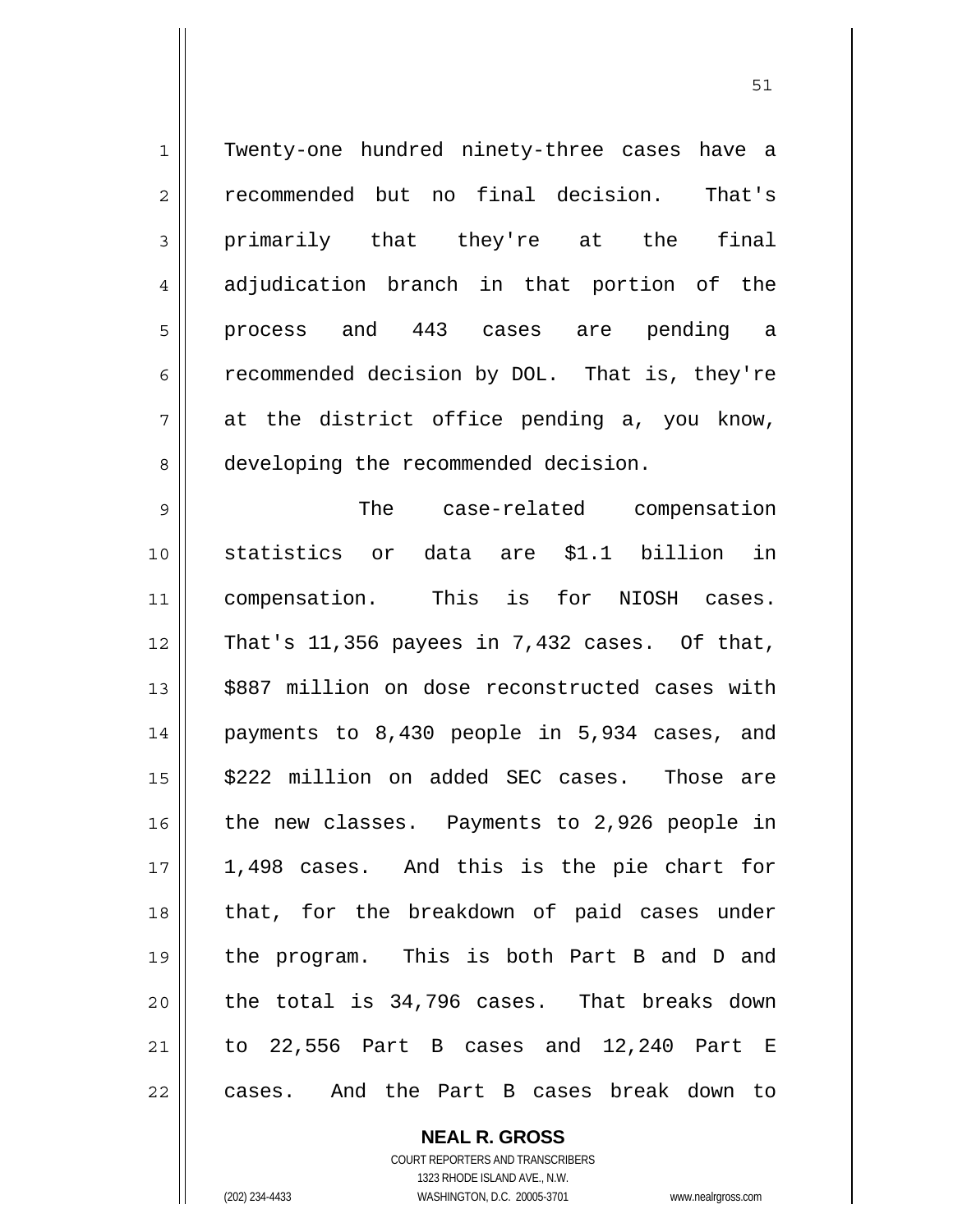Twenty-one hundred ninety-three cases have a recommended but no final decision. That's primarily that they're at the final adjudication branch in that portion of the process and 443 cases are pending a recommended decision by DOL. That is, they're at the district office pending a, you know, developing the recommended decision.

The case-related compensation statistics or data are $1.1 billion in compensation. This is for NIOSH cases. That's 11,356 payees in 7,432 cases. Of that, $887 million on dose reconstructed cases with payments to 8,430 people in 5,934 cases, and $222 million on added SEC cases. Those are the new classes. Payments to 2,926 people in 1,498 cases. And this is the pie chart for that, for the breakdown of paid cases under the program. This is both Part B and D and the total is 34,796 cases. That breaks down to 22,556 Part B cases and 12,240 Part E cases. And the Part B cases break down to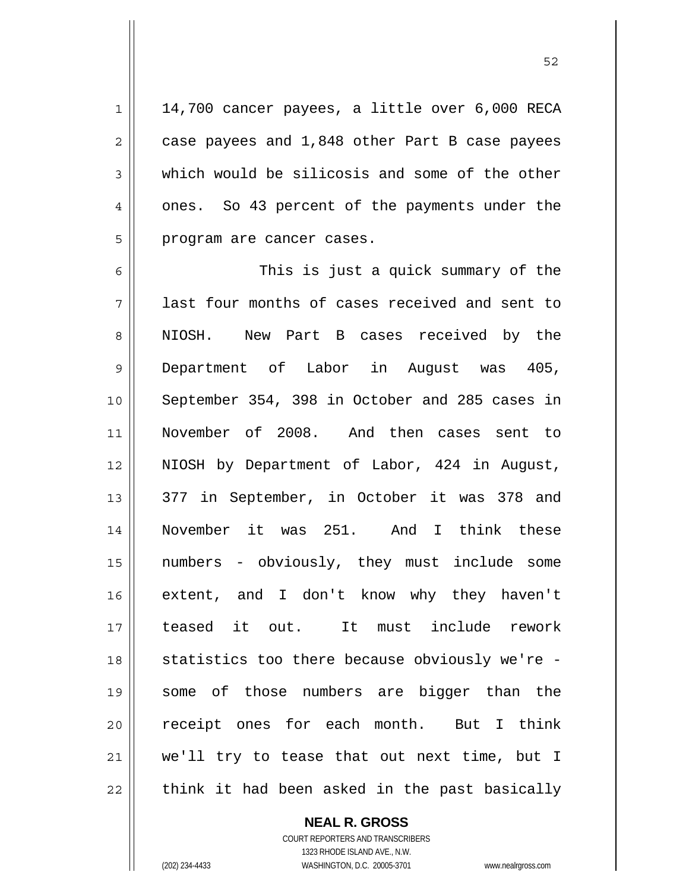14,700 cancer payees, a little over 6,000 RECA case payees and 1,848 other Part B case payees which would be silicosis and some of the other ones. So 43 percent of the payments under the program are cancer cases.

This is just a quick summary of the last four months of cases received and sent to NIOSH. New Part B cases received by the Department of Labor in August was 405, September 354, 398 in October and 285 cases in November of 2008. And then cases sent to NIOSH by Department of Labor, 424 in August, 377 in September, in October it was 378 and November it was 251. And I think these numbers - obviously, they must include some extent, and I don't know why they haven't teased it out. It must include rework statistics too there because obviously we're - some of those numbers are bigger than the receipt ones for each month. But I think we'll try to tease that out next time, but I think it had been asked in the past basically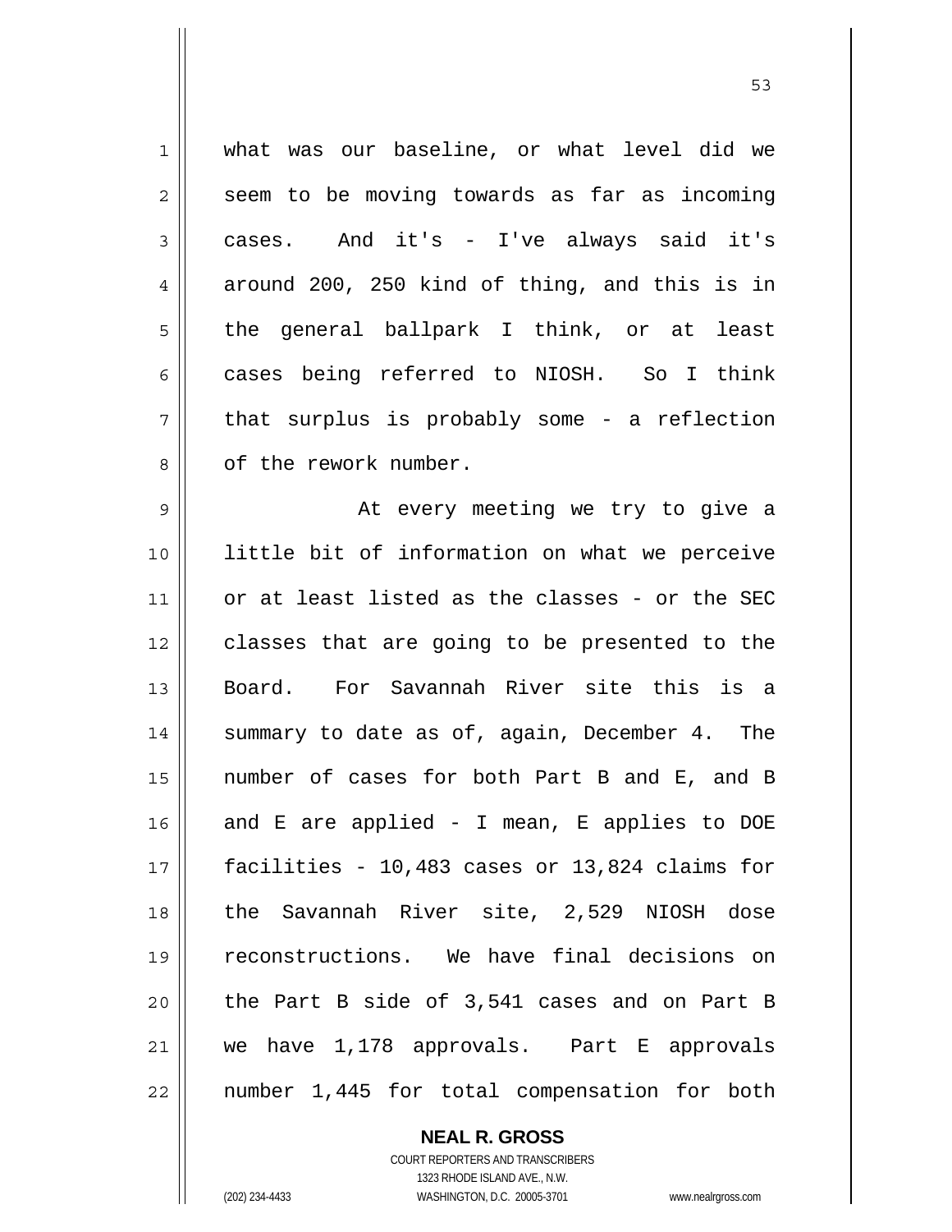what was our baseline, or what level did we seem to be moving towards as far as incoming cases. And it's - I've always said it's around 200, 250 kind of thing, and this is in the general ballpark I think, or at least cases being referred to NIOSH. So I think that surplus is probably some - a reflection of the rework number.

At every meeting we try to give a little bit of information on what we perceive or at least listed as the classes - or the SEC classes that are going to be presented to the Board. For Savannah River site this is a summary to date as of, again, December 4. The number of cases for both Part B and E, and B and E are applied - I mean, E applies to DOE facilities - 10,483 cases or 13,824 claims for the Savannah River site, 2,529 NIOSH dose reconstructions. We have final decisions on the Part B side of 3,541 cases and on Part B we have 1,178 approvals. Part E approvals number 1,445 for total compensation for both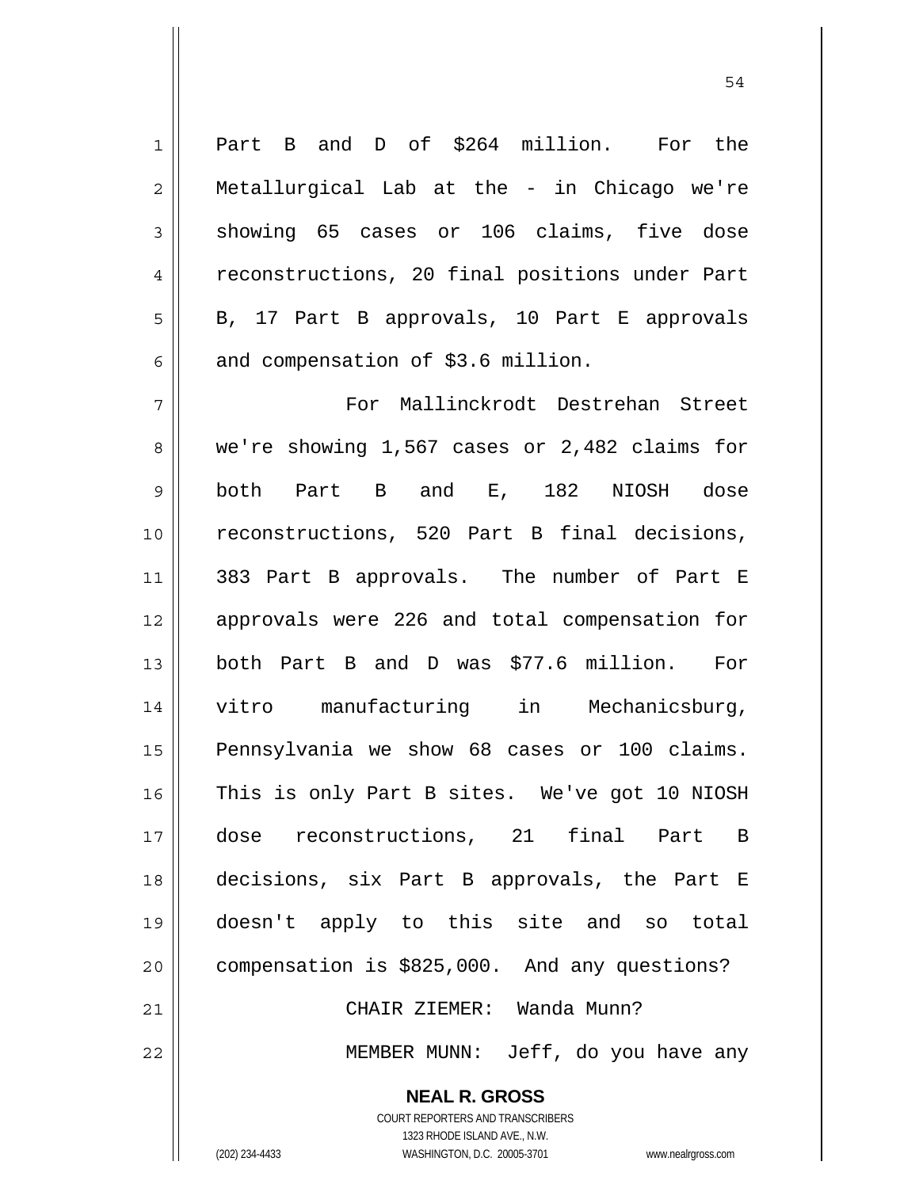Part B and D of $264 million. For the Metallurgical Lab at the - in Chicago we're showing 65 cases or 106 claims, five dose reconstructions, 20 final positions under Part B, 17 Part B approvals, 10 Part E approvals and compensation of $3.6 million.

For Mallinckrodt Destrehan Street we're showing 1,567 cases or 2,482 claims for both Part B and E, 182 NIOSH dose reconstructions, 520 Part B final decisions, 383 Part B approvals. The number of Part E approvals were 226 and total compensation for both Part B and D was $77.6 million. For vitro manufacturing in Mechanicsburg, Pennsylvania we show 68 cases or 100 claims. This is only Part B sites. We've got 10 NIOSH dose reconstructions, 21 final Part B decisions, six Part B approvals, the Part E doesn't apply to this site and so total compensation is $825,000. And any questions?

CHAIR ZIEMER: Wanda Munn?

MEMBER MUNN: Jeff, do you have any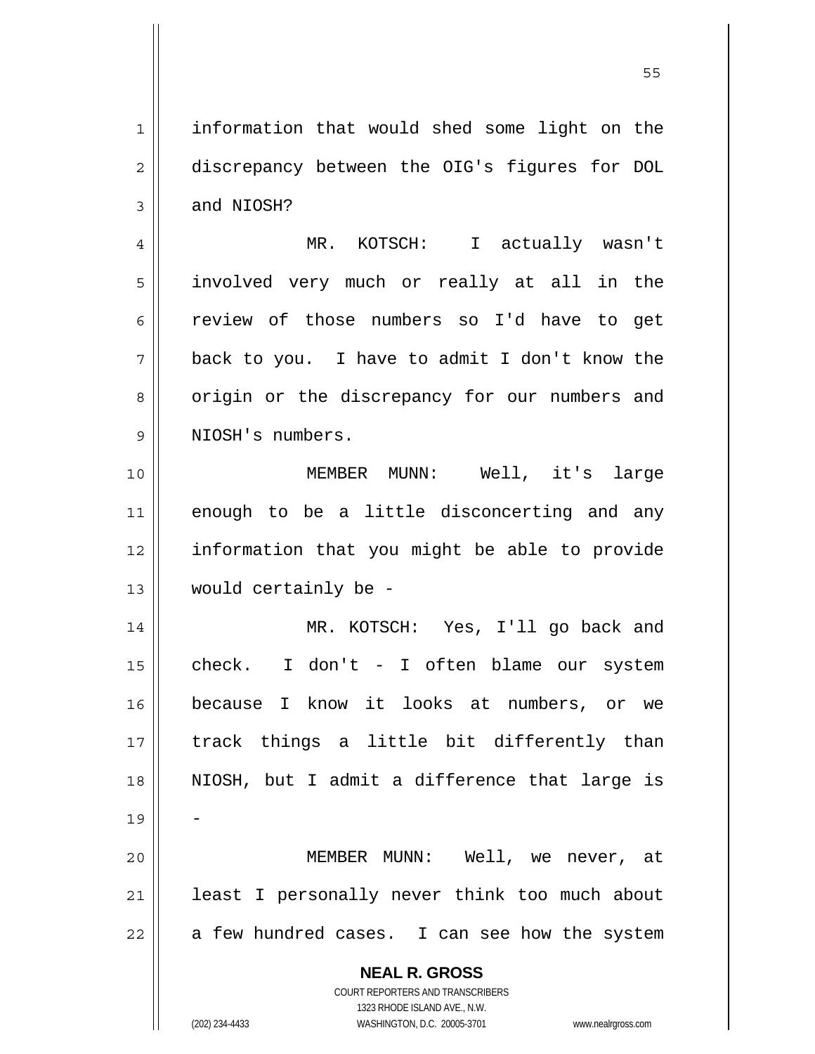information that would shed some light on the discrepancy between the OIG's figures for DOL and NIOSH?

MR. KOTSCH: I actually wasn't involved very much or really at all in the review of those numbers so I'd have to get back to you. I have to admit I don't know the origin or the discrepancy for our numbers and NIOSH's numbers.

MEMBER MUNN: Well, it's large enough to be a little disconcerting and any information that you might be able to provide would certainly be -

MR. KOTSCH: Yes, I'll go back and check. I don't - I often blame our system because I know it looks at numbers, or we track things a little bit differently than NIOSH, but I admit a difference that large is -

MEMBER MUNN: Well, we never, at least I personally never think too much about a few hundred cases. I can see how the system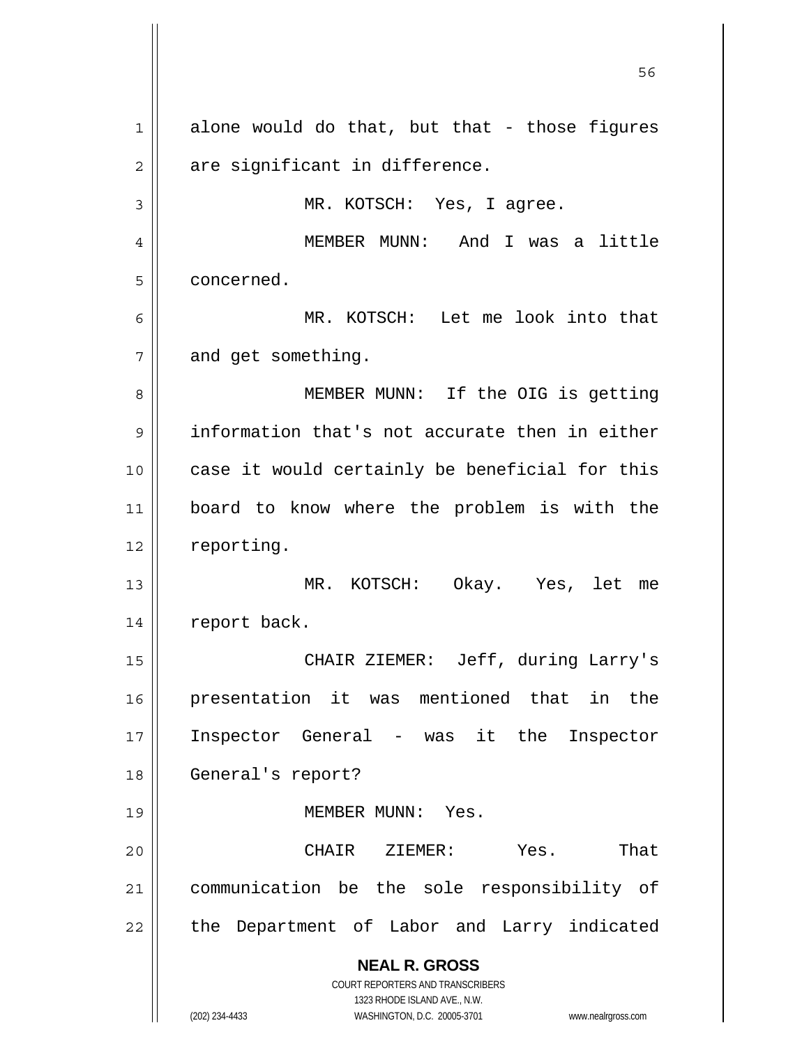alone would do that, but that - those figures are significant in difference.

MR. KOTSCH: Yes, I agree.

MEMBER MUNN: And I was a little concerned.

MR. KOTSCH: Let me look into that and get something.

MEMBER MUNN: If the OIG is getting information that's not accurate then in either case it would certainly be beneficial for this board to know where the problem is with the reporting.

MR. KOTSCH: Okay. Yes, let me report back.

CHAIR ZIEMER: Jeff, during Larry's presentation it was mentioned that in the Inspector General - was it the Inspector General's report?

MEMBER MUNN: Yes.

CHAIR ZIEMER: Yes. That communication be the sole responsibility of the Department of Labor and Larry indicated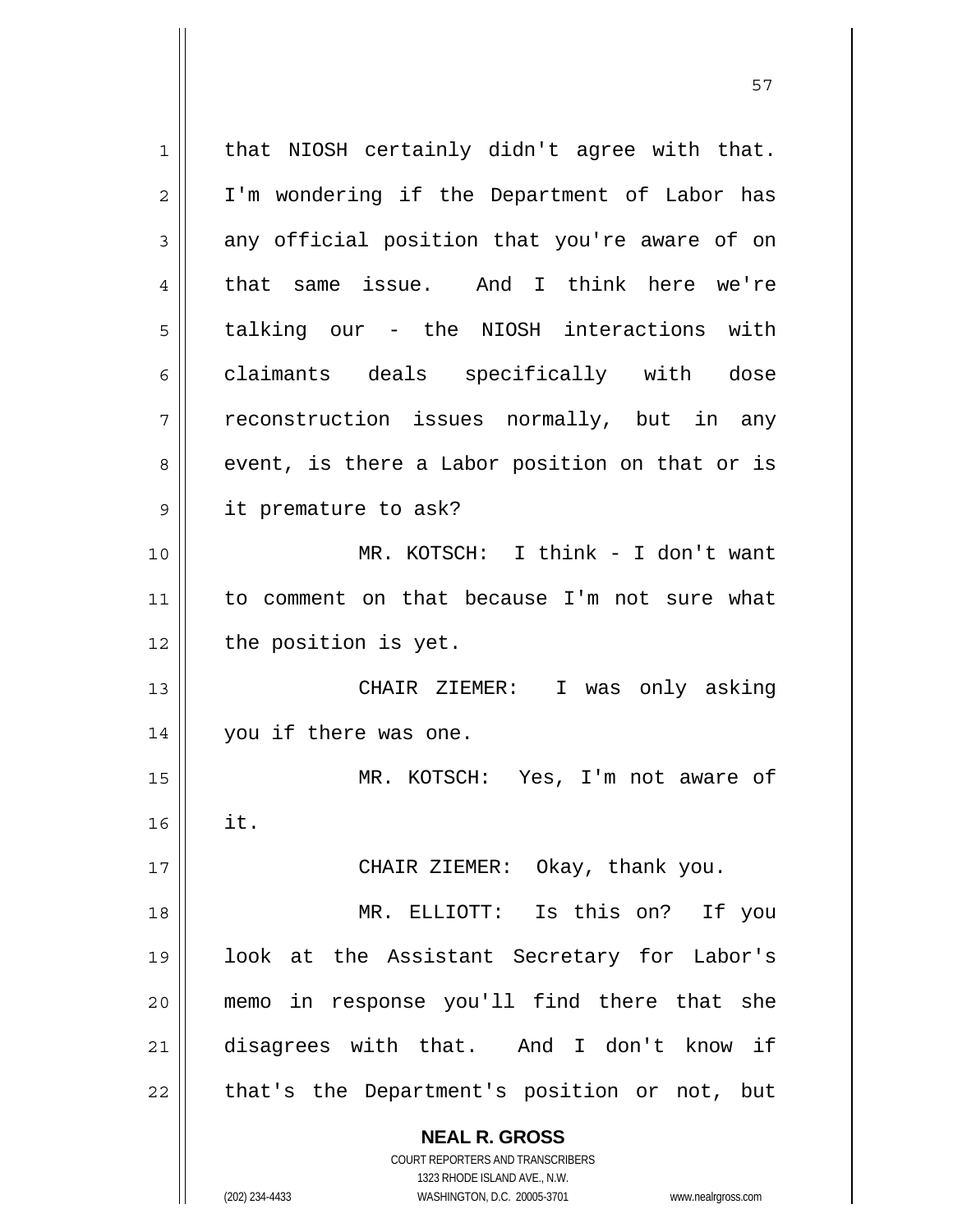that NIOSH certainly didn't agree with that. I'm wondering if the Department of Labor has any official position that you're aware of on that same issue. And I think here we're talking our - the NIOSH interactions with claimants deals specifically with dose reconstruction issues normally, but in any event, is there a Labor position on that or is it premature to ask?

MR. KOTSCH: I think - I don't want to comment on that because I'm not sure what the position is yet.

CHAIR ZIEMER: I was only asking you if there was one.

MR. KOTSCH: Yes, I'm not aware of it.

CHAIR ZIEMER: Okay, thank you.

MR. ELLIOTT: Is this on? If you look at the Assistant Secretary for Labor's memo in response you'll find there that she disagrees with that. And I don't know if that's the Department's position or not, but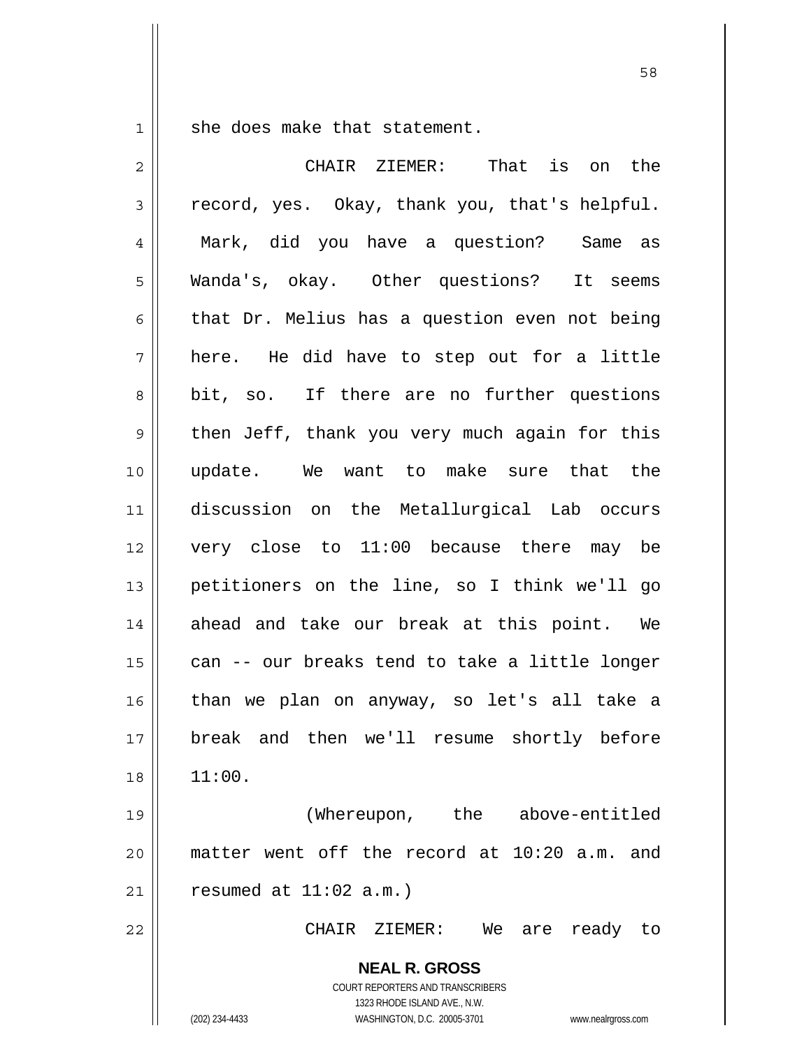she does make that statement.

CHAIR ZIEMER: That is on the record, yes. Okay, thank you, that's helpful. Mark, did you have a question? Same as Wanda's, okay. Other questions? It seems that Dr. Melius has a question even not being here. He did have to step out for a little bit, so. If there are no further questions then Jeff, thank you very much again for this update. We want to make sure that the discussion on the Metallurgical Lab occurs very close to 11:00 because there may be petitioners on the line, so I think we'll go ahead and take our break at this point. We can -- our breaks tend to take a little longer than we plan on anyway, so let's all take a break and then we'll resume shortly before 11:00.

(Whereupon, the above-entitled matter went off the record at 10:20 a.m. and resumed at 11:02 a.m.)

CHAIR ZIEMER: We are ready to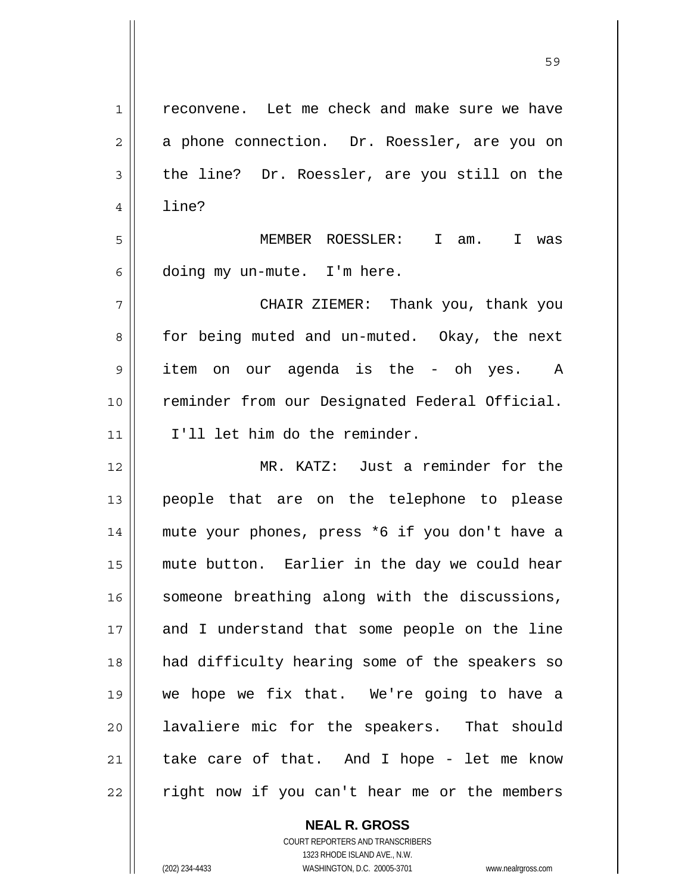reconvene. Let me check and make sure we have a phone connection. Dr. Roessler, are you on the line? Dr. Roessler, are you still on the line?

MEMBER ROESSLER: I am. I was doing my un-mute. I'm here.

CHAIR ZIEMER: Thank you, thank you for being muted and un-muted. Okay, the next item on our agenda is the - oh yes. A reminder from our Designated Federal Official. I'll let him do the reminder.

MR. KATZ: Just a reminder for the people that are on the telephone to please mute your phones, press *6 if you don't have a mute button. Earlier in the day we could hear someone breathing along with the discussions, and I understand that some people on the line had difficulty hearing some of the speakers so we hope we fix that. We're going to have a lavaliere mic for the speakers. That should take care of that. And I hope - let me know right now if you can't hear me or the members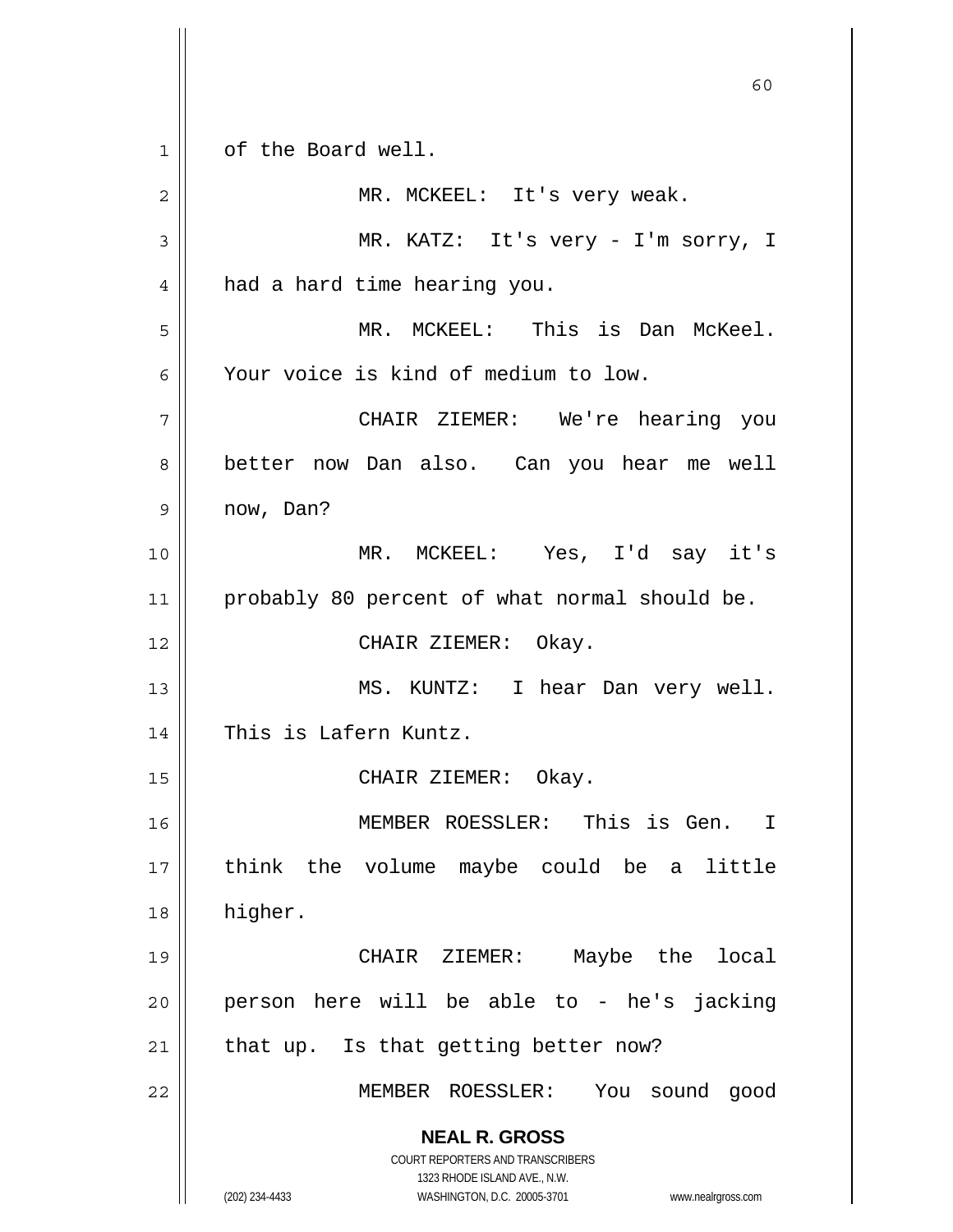of the Board well.

MR. MCKEEL: It's very weak.

MR. KATZ: It's very - I'm sorry, I had a hard time hearing you.

MR. MCKEEL: This is Dan McKeel. Your voice is kind of medium to low.

CHAIR ZIEMER: We're hearing you better now Dan also. Can you hear me well now, Dan?

MR. MCKEEL: Yes, I'd say it's probably 80 percent of what normal should be.

CHAIR ZIEMER: Okay.

MS. KUNTZ: I hear Dan very well. This is Lafern Kuntz.

CHAIR ZIEMER: Okay.

MEMBER ROESSLER: This is Gen. I think the volume maybe could be a little higher.

CHAIR ZIEMER: Maybe the local person here will be able to - he's jacking that up. Is that getting better now?

MEMBER ROESSLER: You sound good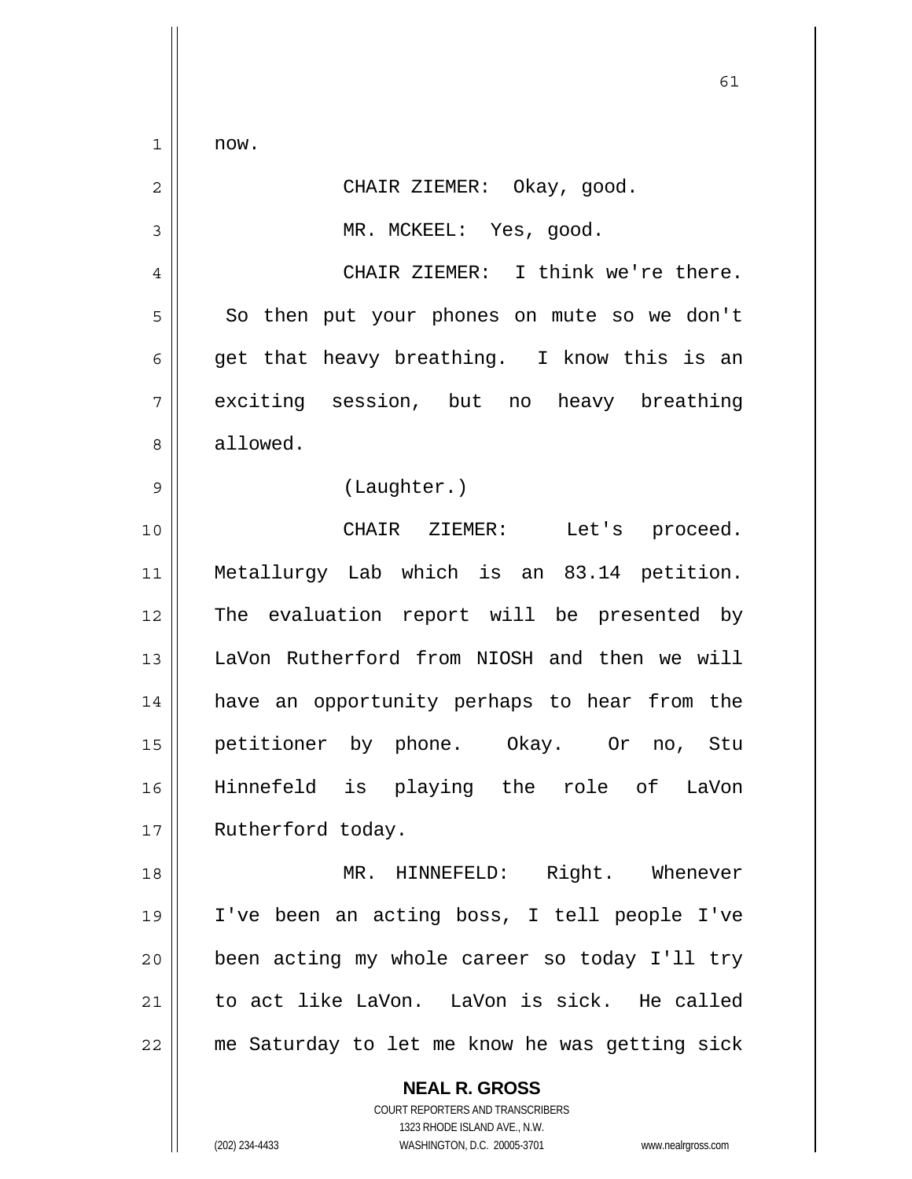now.

CHAIR ZIEMER: Okay, good.

MR. MCKEEL: Yes, good.

CHAIR ZIEMER: I think we're there. So then put your phones on mute so we don't get that heavy breathing. I know this is an exciting session, but no heavy breathing allowed.

(Laughter.)

CHAIR ZIEMER: Let's proceed. Metallurgy Lab which is an 83.14 petition. The evaluation report will be presented by LaVon Rutherford from NIOSH and then we will have an opportunity perhaps to hear from the petitioner by phone. Okay. Or no, Stu Hinnefeld is playing the role of LaVon Rutherford today.

MR. HINNEFELD: Right. Whenever I've been an acting boss, I tell people I've been acting my whole career so today I'll try to act like LaVon. LaVon is sick. He called me Saturday to let me know he was getting sick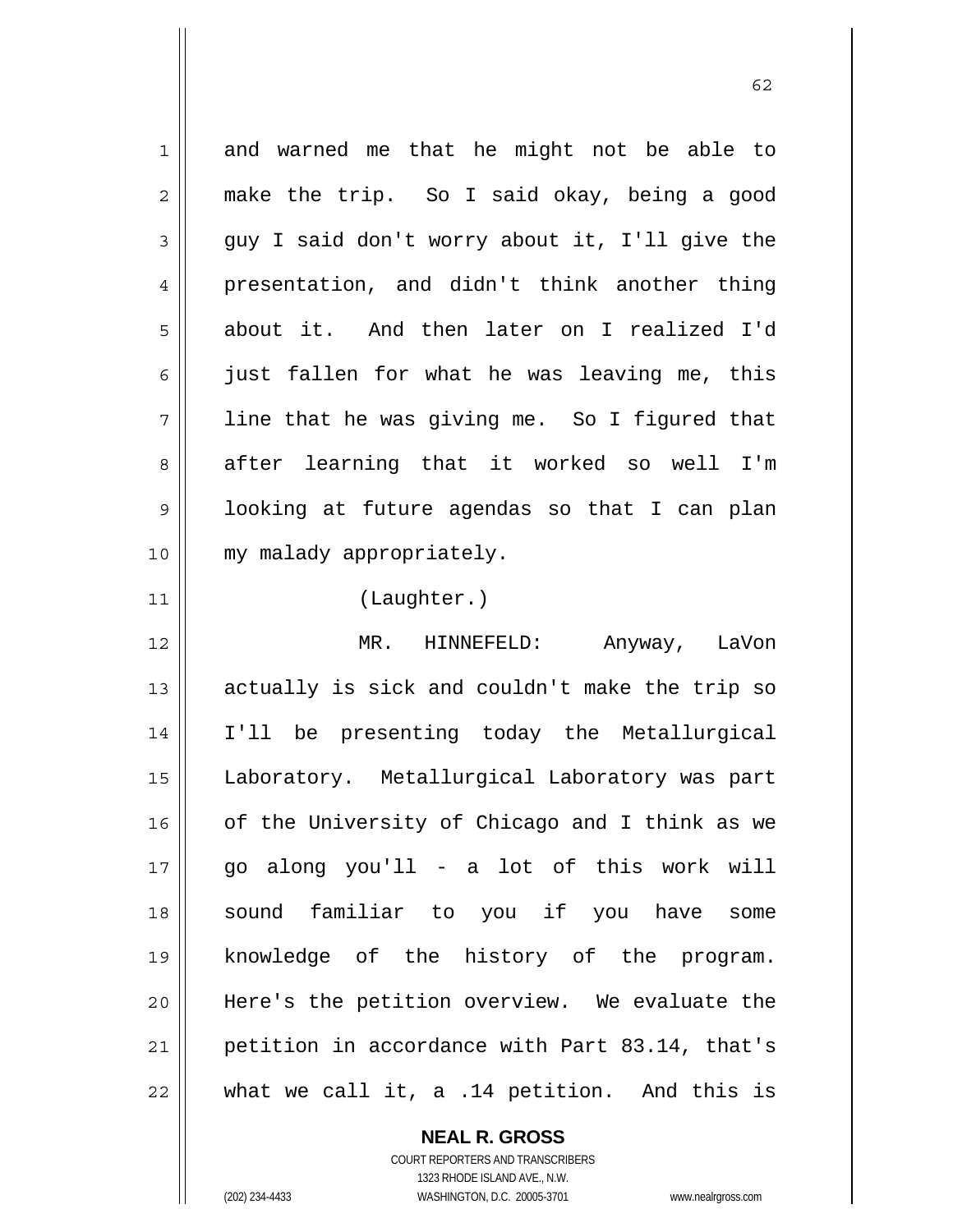and warned me that he might not be able to make the trip. So I said okay, being a good guy I said don't worry about it, I'll give the presentation, and didn't think another thing about it. And then later on I realized I'd just fallen for what he was leaving me, this line that he was giving me. So I figured that after learning that it worked so well I'm looking at future agendas so that I can plan my malady appropriately.

(Laughter.)

MR. HINNEFELD: Anyway, LaVon actually is sick and couldn't make the trip so I'll be presenting today the Metallurgical Laboratory. Metallurgical Laboratory was part of the University of Chicago and I think as we go along you'll - a lot of this work will sound familiar to you if you have some knowledge of the history of the program. Here's the petition overview. We evaluate the petition in accordance with Part 83.14, that's what we call it, a .14 petition. And this is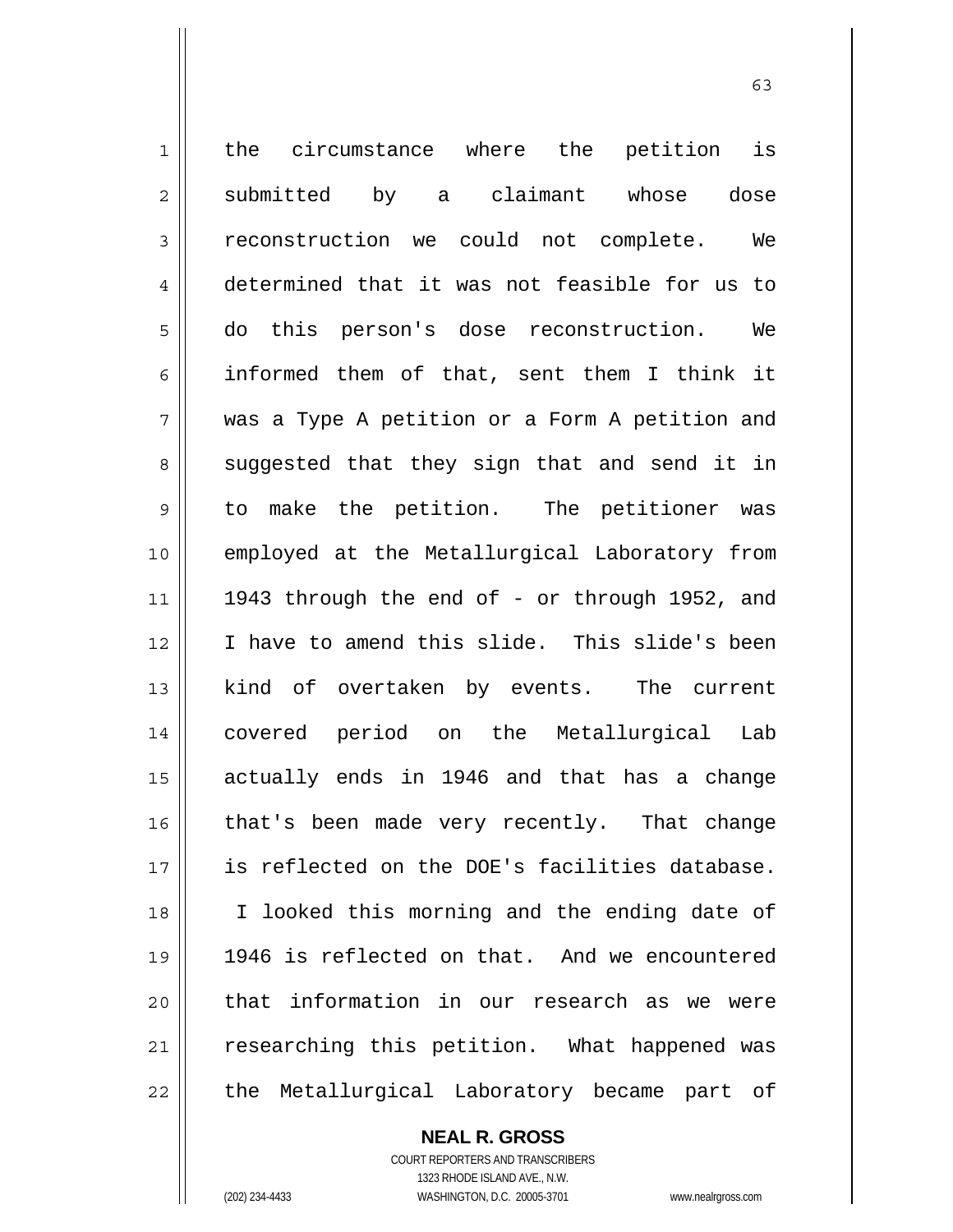the circumstance where the petition is submitted by a claimant whose dose reconstruction we could not complete. We determined that it was not feasible for us to do this person's dose reconstruction. We informed them of that, sent them I think it was a Type A petition or a Form A petition and suggested that they sign that and send it in to make the petition. The petitioner was employed at the Metallurgical Laboratory from 1943 through the end of - or through 1952, and I have to amend this slide. This slide's been kind of overtaken by events. The current covered period on the Metallurgical Lab actually ends in 1946 and that has a change that's been made very recently. That change is reflected on the DOE's facilities database. I looked this morning and the ending date of 1946 is reflected on that. And we encountered that information in our research as we were researching this petition. What happened was the Metallurgical Laboratory became part of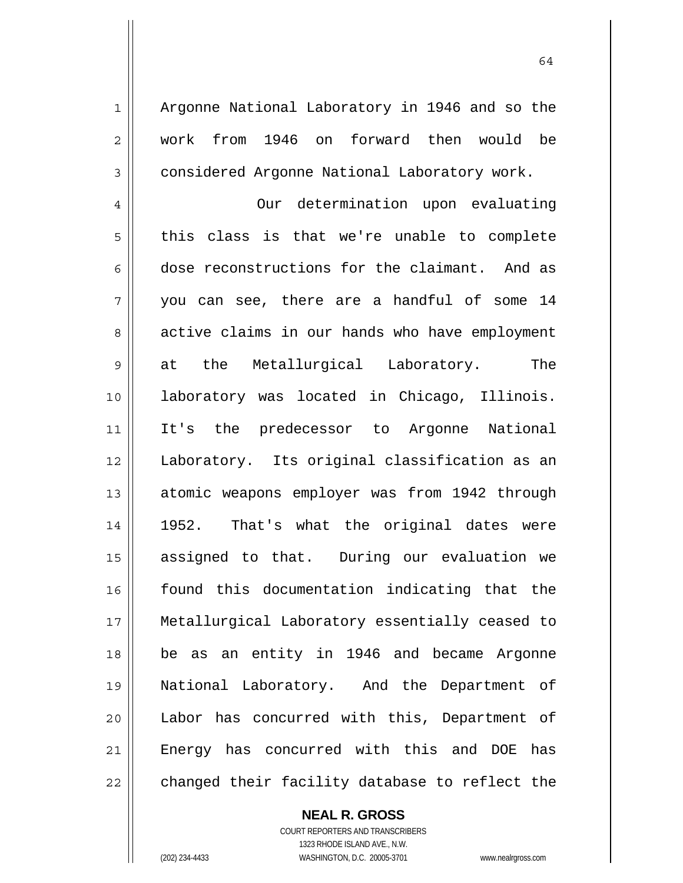Argonne National Laboratory in 1946 and so the work from 1946 on forward then would be considered Argonne National Laboratory work.

Our determination upon evaluating this class is that we're unable to complete dose reconstructions for the claimant. And as you can see, there are a handful of some 14 active claims in our hands who have employment at the Metallurgical Laboratory. The laboratory was located in Chicago, Illinois. It's the predecessor to Argonne National Laboratory. Its original classification as an atomic weapons employer was from 1942 through 1952. That's what the original dates were assigned to that. During our evaluation we found this documentation indicating that the Metallurgical Laboratory essentially ceased to be as an entity in 1946 and became Argonne National Laboratory. And the Department of Labor has concurred with this, Department of Energy has concurred with this and DOE has changed their facility database to reflect the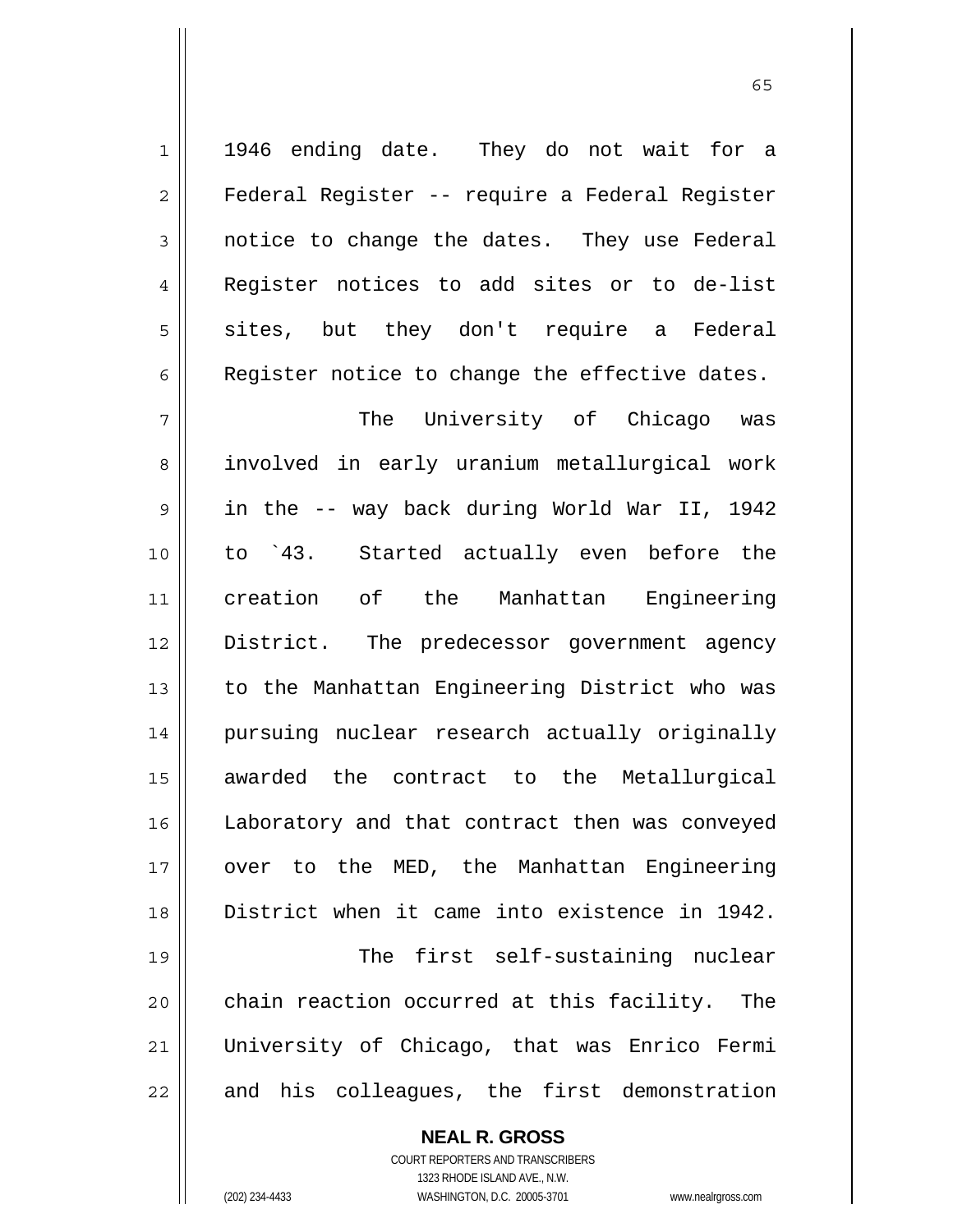1946 ending date. They do not wait for a Federal Register -- require a Federal Register notice to change the dates. They use Federal Register notices to add sites or to de-list sites, but they don't require a Federal Register notice to change the effective dates.

The University of Chicago was involved in early uranium metallurgical work in the -- way back during World War II, 1942 to `43. Started actually even before the creation of the Manhattan Engineering District. The predecessor government agency to the Manhattan Engineering District who was pursuing nuclear research actually originally awarded the contract to the Metallurgical Laboratory and that contract then was conveyed over to the MED, the Manhattan Engineering District when it came into existence in 1942.

The first self-sustaining nuclear chain reaction occurred at this facility. The University of Chicago, that was Enrico Fermi and his colleagues, the first demonstration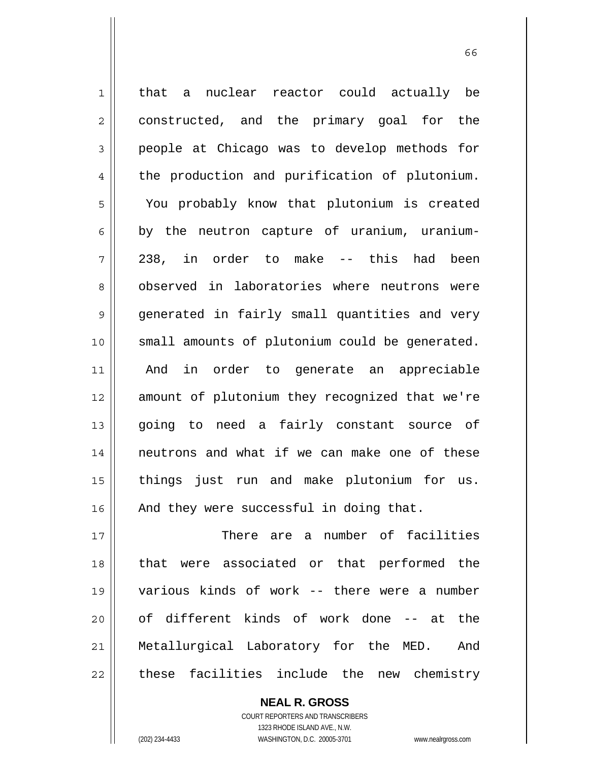that a nuclear reactor could actually be constructed, and the primary goal for the people at Chicago was to develop methods for the production and purification of plutonium. You probably know that plutonium is created by the neutron capture of uranium, uranium-238, in order to make -- this had been observed in laboratories where neutrons were generated in fairly small quantities and very small amounts of plutonium could be generated. And in order to generate an appreciable amount of plutonium they recognized that we're going to need a fairly constant source of neutrons and what if we can make one of these things just run and make plutonium for us. And they were successful in doing that.

There are a number of facilities that were associated or that performed the various kinds of work -- there were a number of different kinds of work done -- at the Metallurgical Laboratory for the MED. And these facilities include the new chemistry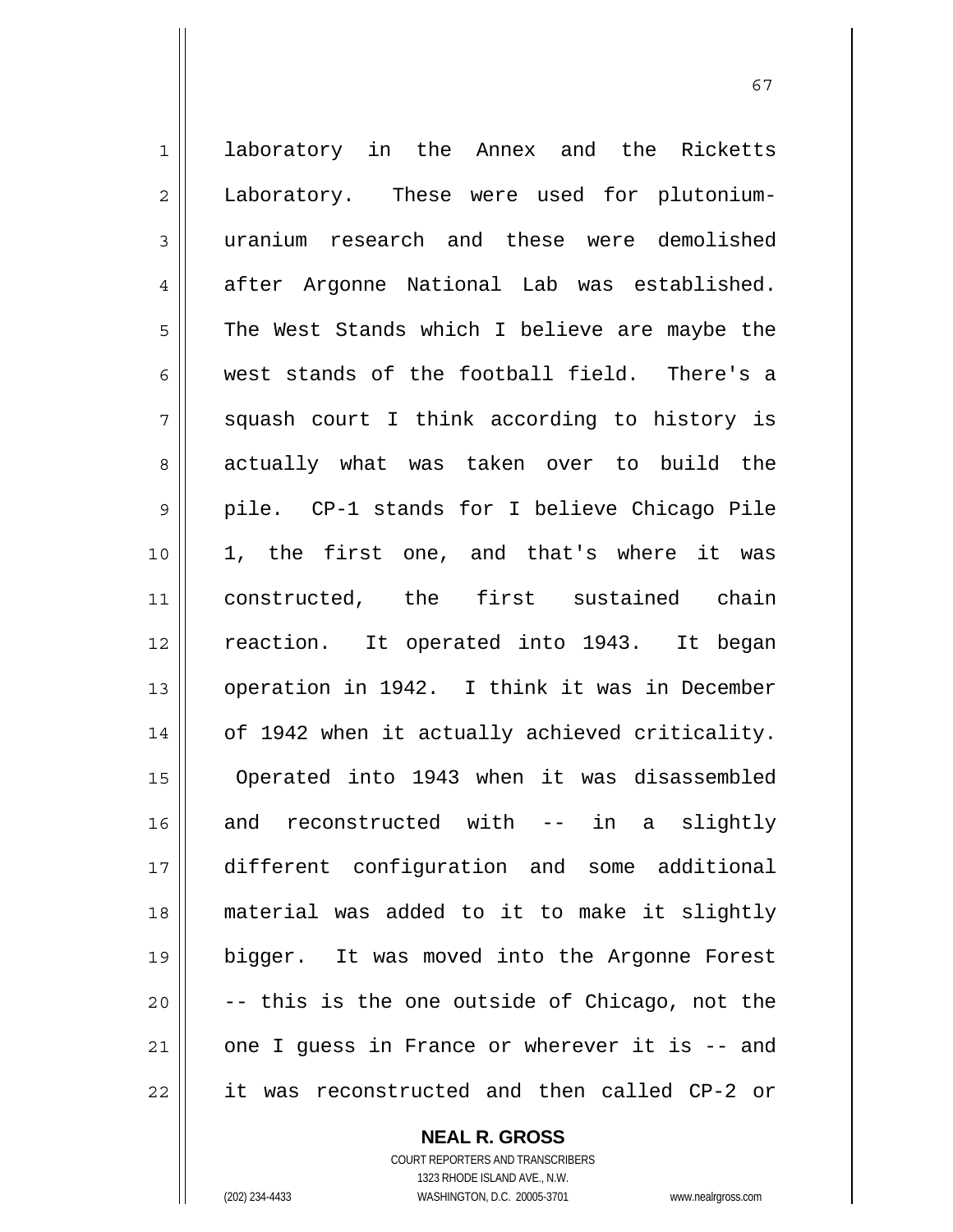laboratory in the Annex and the Ricketts Laboratory. These were used for plutonium-uranium research and these were demolished after Argonne National Lab was established. The West Stands which I believe are maybe the west stands of the football field. There's a squash court I think according to history is actually what was taken over to build the pile. CP-1 stands for I believe Chicago Pile 1, the first one, and that's where it was constructed, the first sustained chain reaction. It operated into 1943. It began operation in 1942. I think it was in December of 1942 when it actually achieved criticality. Operated into 1943 when it was disassembled and reconstructed with -- in a slightly different configuration and some additional material was added to it to make it slightly bigger. It was moved into the Argonne Forest -- this is the one outside of Chicago, not the one I guess in France or wherever it is -- and it was reconstructed and then called CP-2 or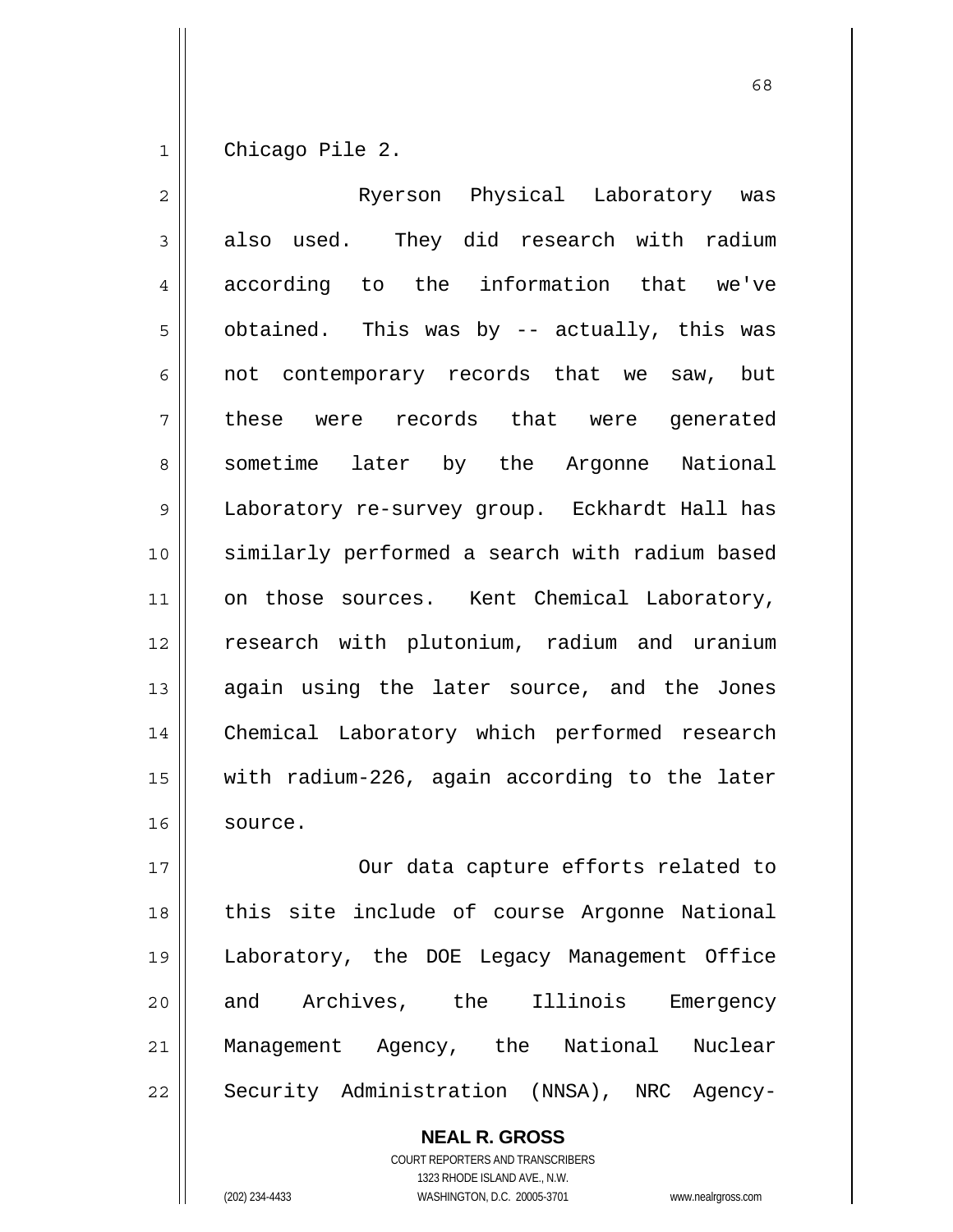Chicago Pile 2.

Ryerson Physical Laboratory was also used. They did research with radium according to the information that we've obtained. This was by -- actually, this was not contemporary records that we saw, but these were records that were generated sometime later by the Argonne National Laboratory re-survey group. Eckhardt Hall has similarly performed a search with radium based on those sources. Kent Chemical Laboratory, research with plutonium, radium and uranium again using the later source, and the Jones Chemical Laboratory which performed research with radium-226, again according to the later source.

Our data capture efforts related to this site include of course Argonne National Laboratory, the DOE Legacy Management Office and Archives, the Illinois Emergency Management Agency, the National Nuclear Security Administration (NNSA), NRC Agency-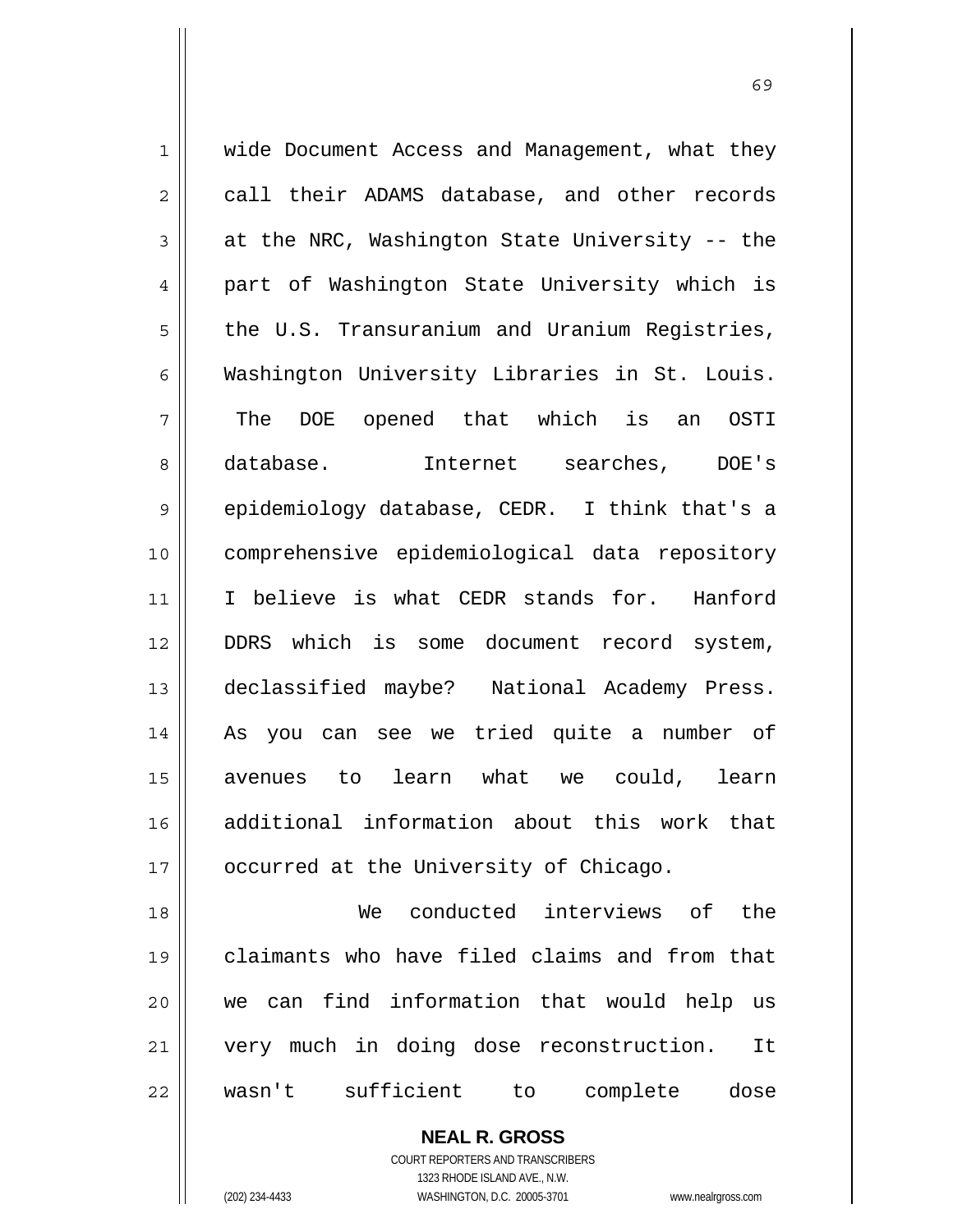wide Document Access and Management, what they call their ADAMS database, and other records at the NRC, Washington State University -- the part of Washington State University which is the U.S. Transuranium and Uranium Registries, Washington University Libraries in St. Louis. The DOE opened that which is an OSTI database. Internet searches, DOE's epidemiology database, CEDR. I think that's a comprehensive epidemiological data repository I believe is what CEDR stands for. Hanford DDRS which is some document record system, declassified maybe? National Academy Press. As you can see we tried quite a number of avenues to learn what we could, learn additional information about this work that occurred at the University of Chicago.

We conducted interviews of the claimants who have filed claims and from that we can find information that would help us very much in doing dose reconstruction. It wasn't sufficient to complete dose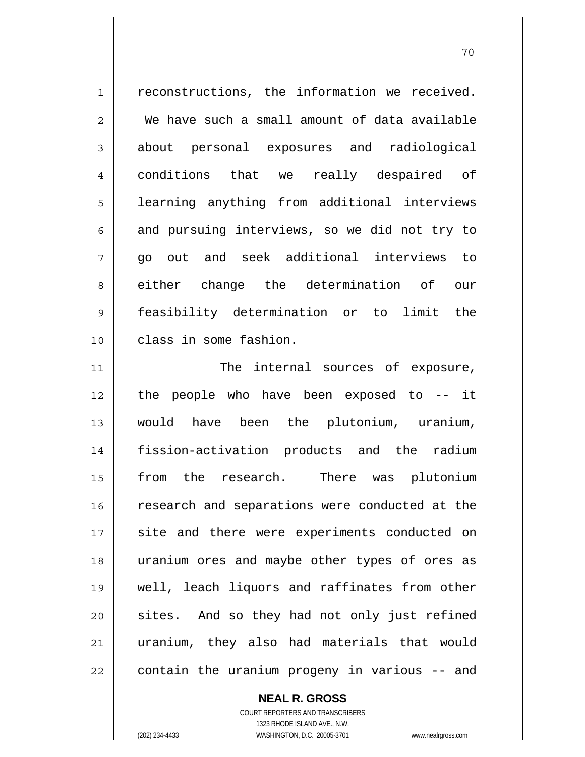reconstructions, the information we received. We have such a small amount of data available about personal exposures and radiological conditions that we really despaired of learning anything from additional interviews and pursuing interviews, so we did not try to go out and seek additional interviews to either change the determination of our feasibility determination or to limit the class in some fashion.

The internal sources of exposure, the people who have been exposed to -- it would have been the plutonium, uranium, fission-activation products and the radium from the research. There was plutonium research and separations were conducted at the site and there were experiments conducted on uranium ores and maybe other types of ores as well, leach liquors and raffinates from other sites. And so they had not only just refined uranium, they also had materials that would contain the uranium progeny in various -- and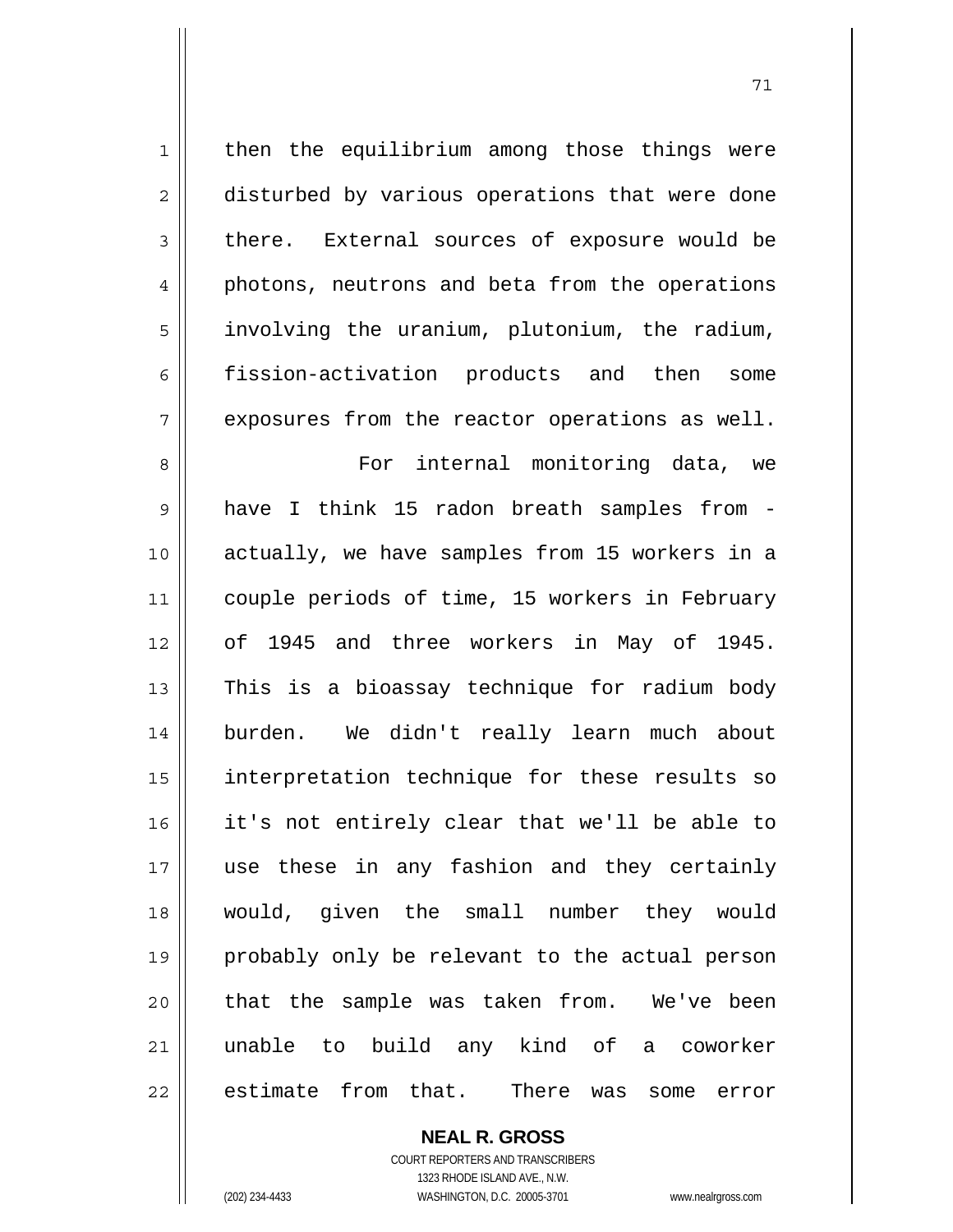then the equilibrium among those things were disturbed by various operations that were done there. External sources of exposure would be photons, neutrons and beta from the operations involving the uranium, plutonium, the radium, fission-activation products and then some exposures from the reactor operations as well.

For internal monitoring data, we have I think 15 radon breath samples from - actually, we have samples from 15 workers in a couple periods of time, 15 workers in February of 1945 and three workers in May of 1945. This is a bioassay technique for radium body burden. We didn't really learn much about interpretation technique for these results so it's not entirely clear that we'll be able to use these in any fashion and they certainly would, given the small number they would probably only be relevant to the actual person that the sample was taken from. We've been unable to build any kind of a coworker estimate from that. There was some error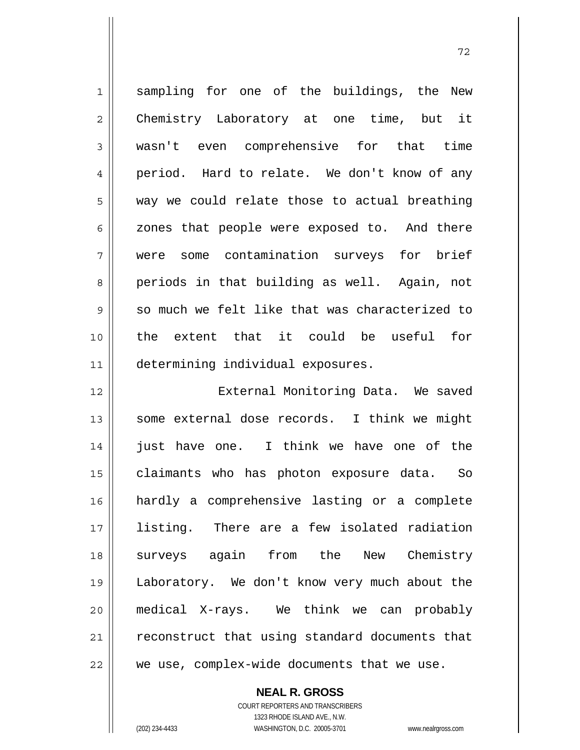sampling for one of the buildings, the New Chemistry Laboratory at one time, but it wasn't even comprehensive for that time period. Hard to relate. We don't know of any way we could relate those to actual breathing zones that people were exposed to. And there were some contamination surveys for brief periods in that building as well. Again, not so much we felt like that was characterized to the extent that it could be useful for determining individual exposures.

External Monitoring Data. We saved some external dose records. I think we might just have one. I think we have one of the claimants who has photon exposure data. So hardly a comprehensive lasting or a complete listing. There are a few isolated radiation surveys again from the New Chemistry Laboratory. We don't know very much about the medical X-rays. We think we can probably reconstruct that using standard documents that we use, complex-wide documents that we use.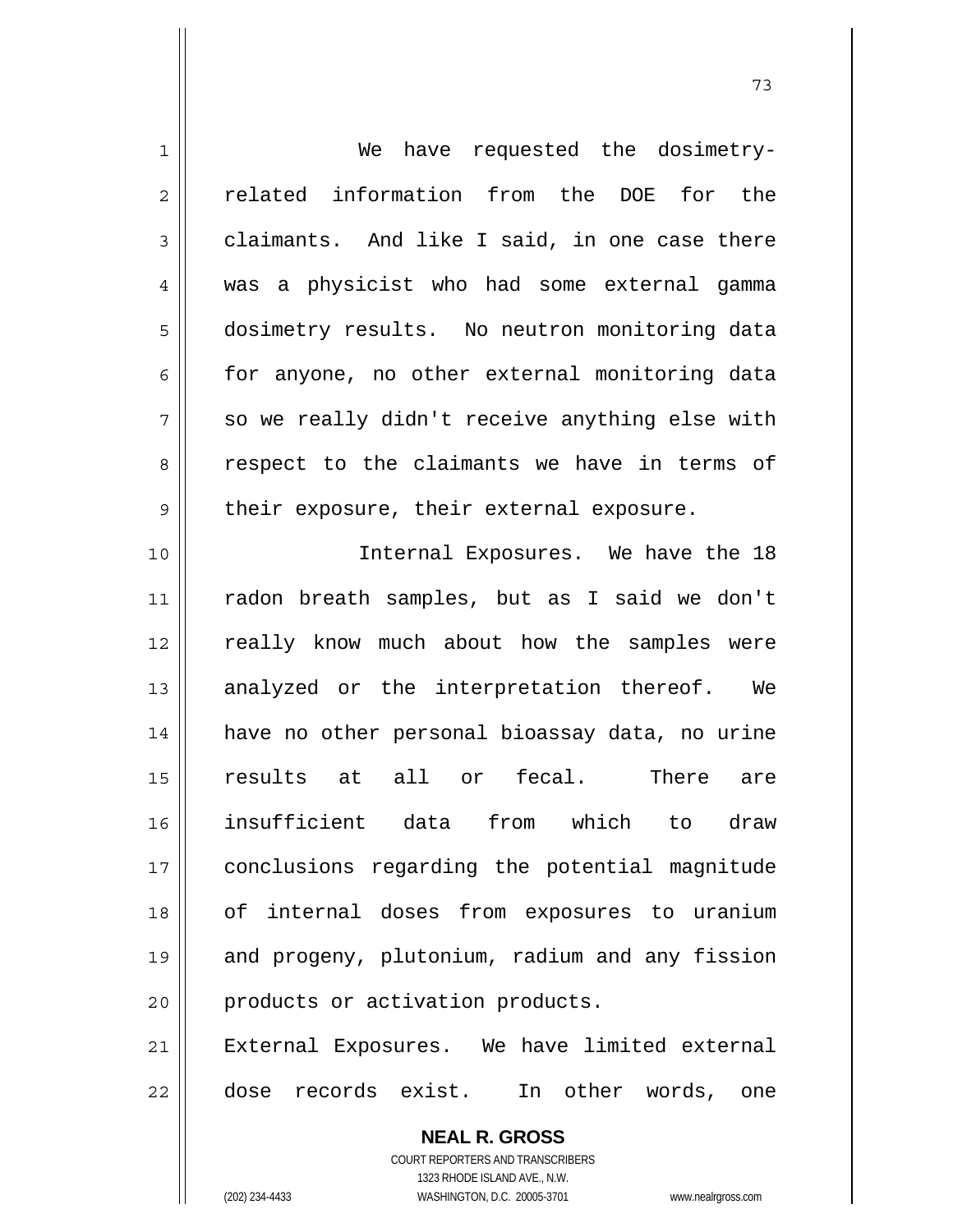We have requested the dosimetry-related information from the DOE for the claimants. And like I said, in one case there was a physicist who had some external gamma dosimetry results. No neutron monitoring data for anyone, no other external monitoring data so we really didn't receive anything else with respect to the claimants we have in terms of their exposure, their external exposure.

Internal Exposures. We have the 18 radon breath samples, but as I said we don't really know much about how the samples were analyzed or the interpretation thereof. We have no other personal bioassay data, no urine results at all or fecal. There are insufficient data from which to draw conclusions regarding the potential magnitude of internal doses from exposures to uranium and progeny, plutonium, radium and any fission products or activation products.

External Exposures. We have limited external dose records exist. In other words, one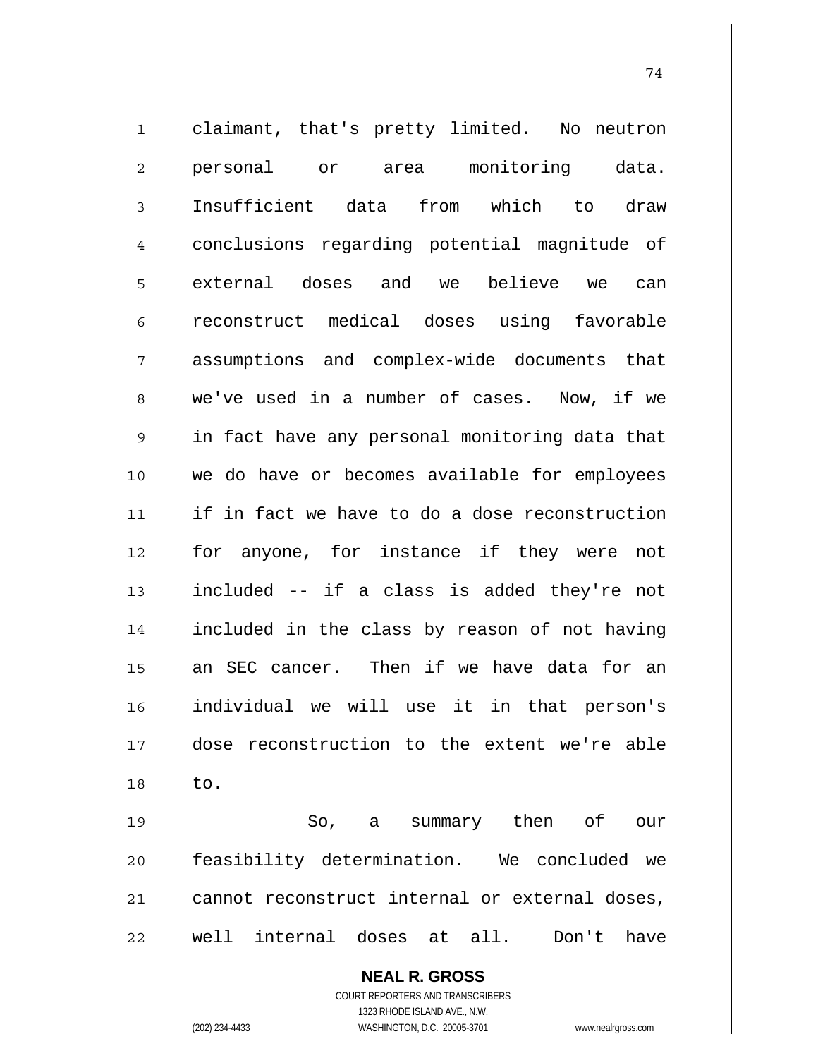claimant, that's pretty limited. No neutron personal or area monitoring data. Insufficient data from which to draw conclusions regarding potential magnitude of external doses and we believe we can reconstruct medical doses using favorable assumptions and complex-wide documents that we've used in a number of cases. Now, if we in fact have any personal monitoring data that we do have or becomes available for employees if in fact we have to do a dose reconstruction for anyone, for instance if they were not included -- if a class is added they're not included in the class by reason of not having an SEC cancer. Then if we have data for an individual we will use it in that person's dose reconstruction to the extent we're able to.

So, a summary then of our feasibility determination. We concluded we cannot reconstruct internal or external doses, well internal doses at all. Don't have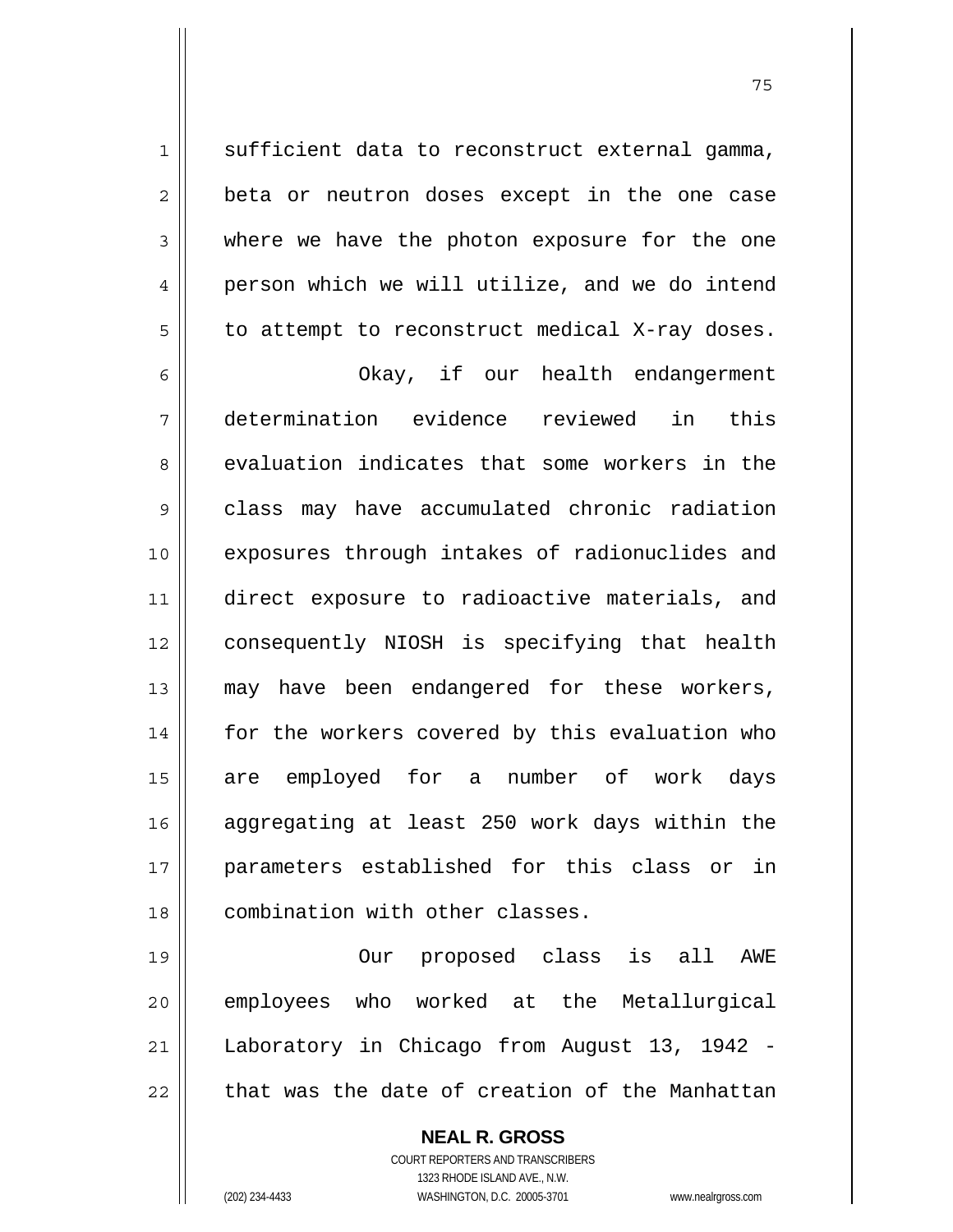sufficient data to reconstruct external gamma, beta or neutron doses except in the one case where we have the photon exposure for the one person which we will utilize, and we do intend to attempt to reconstruct medical X-ray doses.

Okay, if our health endangerment determination evidence reviewed in this evaluation indicates that some workers in the class may have accumulated chronic radiation exposures through intakes of radionuclides and direct exposure to radioactive materials, and consequently NIOSH is specifying that health may have been endangered for these workers, for the workers covered by this evaluation who are employed for a number of work days aggregating at least 250 work days within the parameters established for this class or in combination with other classes.

Our proposed class is all AWE employees who worked at the Metallurgical Laboratory in Chicago from August 13, 1942 - that was the date of creation of the Manhattan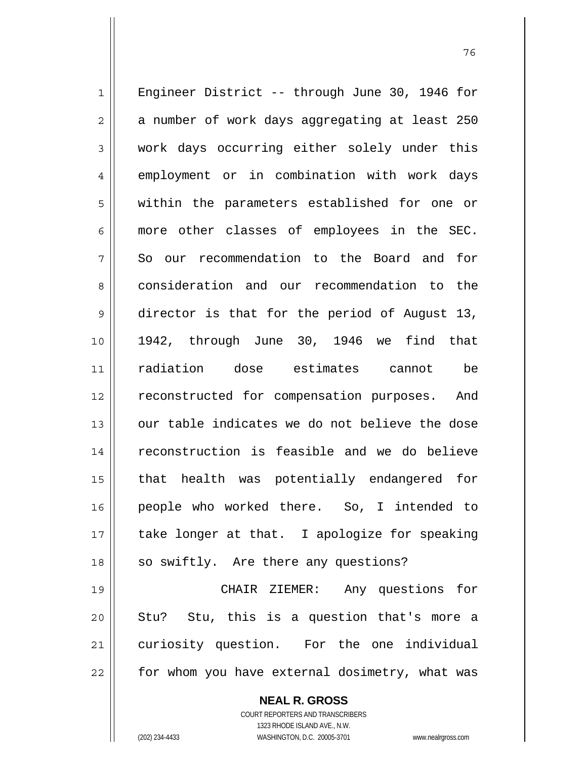Engineer District -- through June 30, 1946 for a number of work days aggregating at least 250 work days occurring either solely under this employment or in combination with work days within the parameters established for one or more other classes of employees in the SEC. So our recommendation to the Board and for consideration and our recommendation to the director is that for the period of August 13, 1942, through June 30, 1946 we find that radiation dose estimates cannot be reconstructed for compensation purposes. And our table indicates we do not believe the dose reconstruction is feasible and we do believe that health was potentially endangered for people who worked there. So, I intended to take longer at that. I apologize for speaking so swiftly. Are there any questions?

CHAIR ZIEMER: Any questions for Stu? Stu, this is a question that's more a curiosity question. For the one individual for whom you have external dosimetry, what was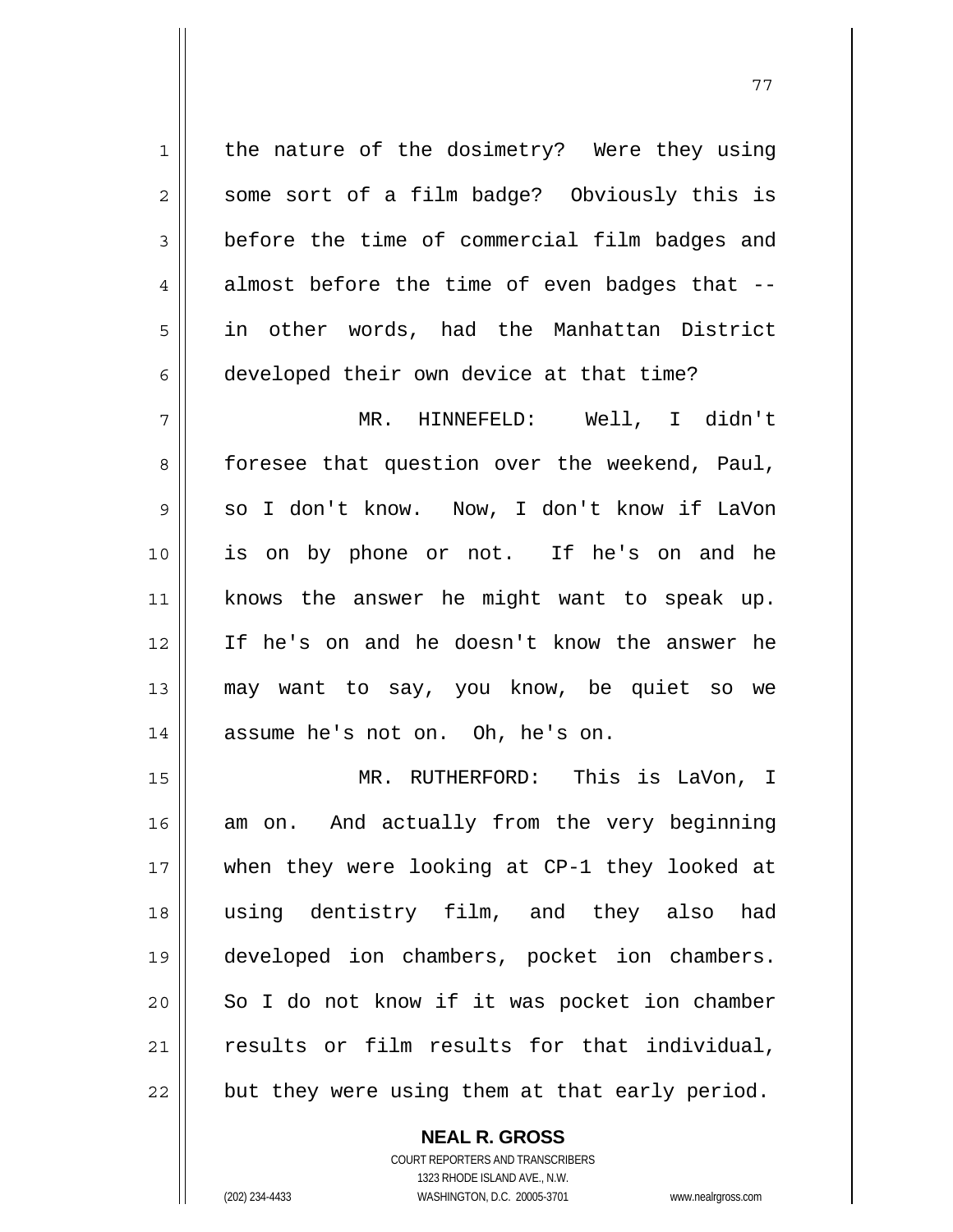the nature of the dosimetry? Were they using some sort of a film badge? Obviously this is before the time of commercial film badges and almost before the time of even badges that -- in other words, had the Manhattan District developed their own device at that time?

MR. HINNEFELD: Well, I didn't foresee that question over the weekend, Paul, so I don't know. Now, I don't know if LaVon is on by phone or not. If he's on and he knows the answer he might want to speak up. If he's on and he doesn't know the answer he may want to say, you know, be quiet so we assume he's not on. Oh, he's on.

MR. RUTHERFORD: This is LaVon, I am on. And actually from the very beginning when they were looking at CP-1 they looked at using dentistry film, and they also had developed ion chambers, pocket ion chambers. So I do not know if it was pocket ion chamber results or film results for that individual, but they were using them at that early period.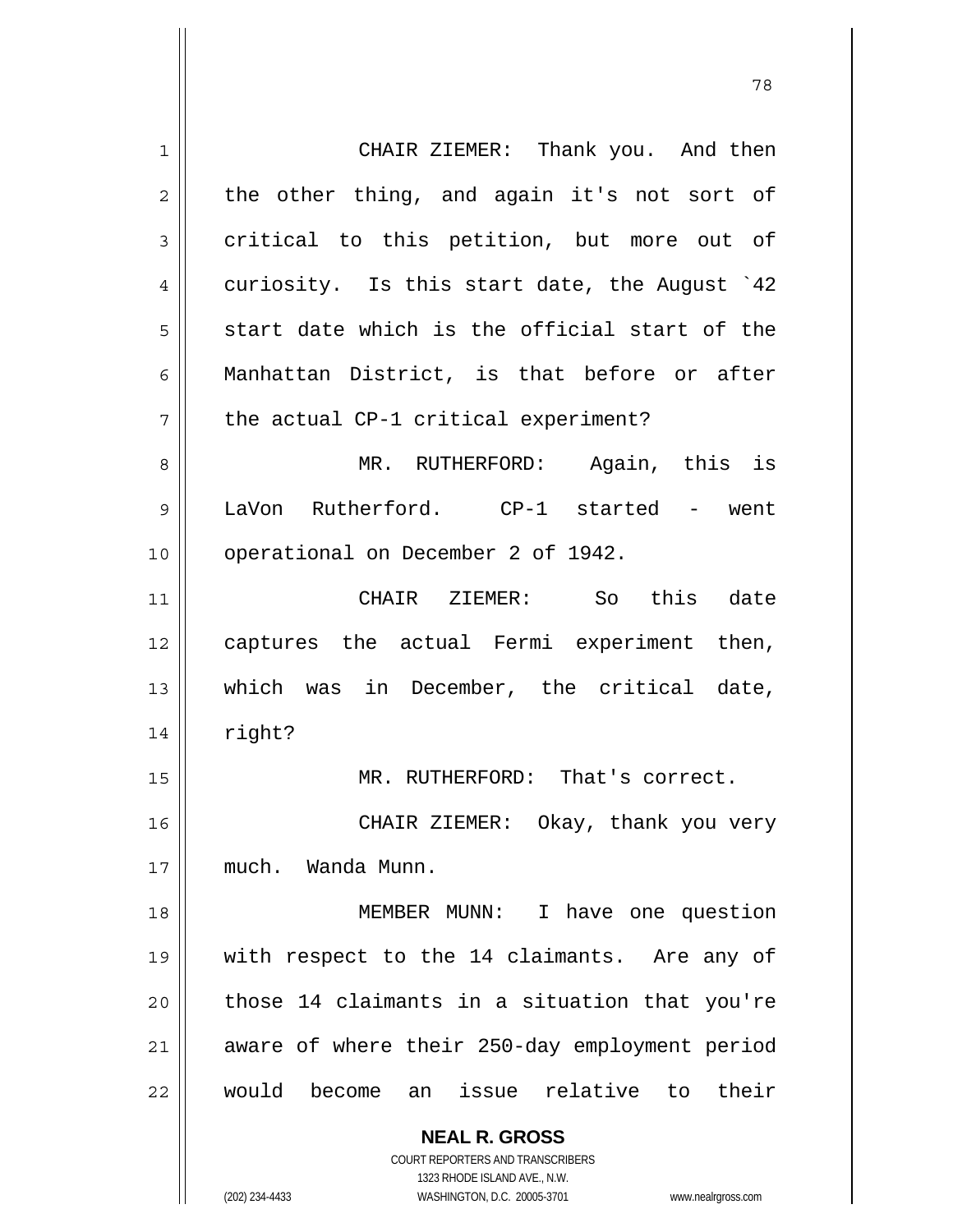CHAIR ZIEMER: Thank you. And then the other thing, and again it's not sort of critical to this petition, but more out of curiosity. Is this start date, the August `42 start date which is the official start of the Manhattan District, is that before or after the actual CP-1 critical experiment?

MR. RUTHERFORD: Again, this is LaVon Rutherford. CP-1 started - went operational on December 2 of 1942.

CHAIR ZIEMER: So this date captures the actual Fermi experiment then, which was in December, the critical date, right?

MR. RUTHERFORD: That's correct.

CHAIR ZIEMER: Okay, thank you very much. Wanda Munn.

MEMBER MUNN: I have one question with respect to the 14 claimants. Are any of those 14 claimants in a situation that you're aware of where their 250-day employment period would become an issue relative to their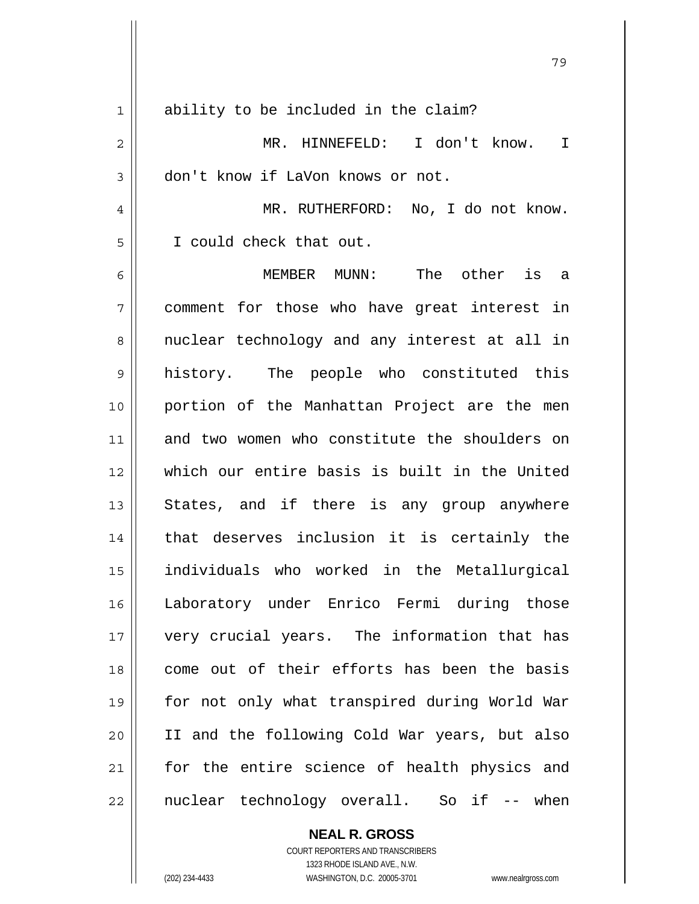ability to be included in the claim?

MR. HINNEFELD: I don't know. I don't know if LaVon knows or not.

MR. RUTHERFORD: No, I do not know. I could check that out.

MEMBER MUNN: The other is a comment for those who have great interest in nuclear technology and any interest at all in history. The people who constituted this portion of the Manhattan Project are the men and two women who constitute the shoulders on which our entire basis is built in the United States, and if there is any group anywhere that deserves inclusion it is certainly the individuals who worked in the Metallurgical Laboratory under Enrico Fermi during those very crucial years. The information that has come out of their efforts has been the basis for not only what transpired during World War II and the following Cold War years, but also for the entire science of health physics and nuclear technology overall. So if -- when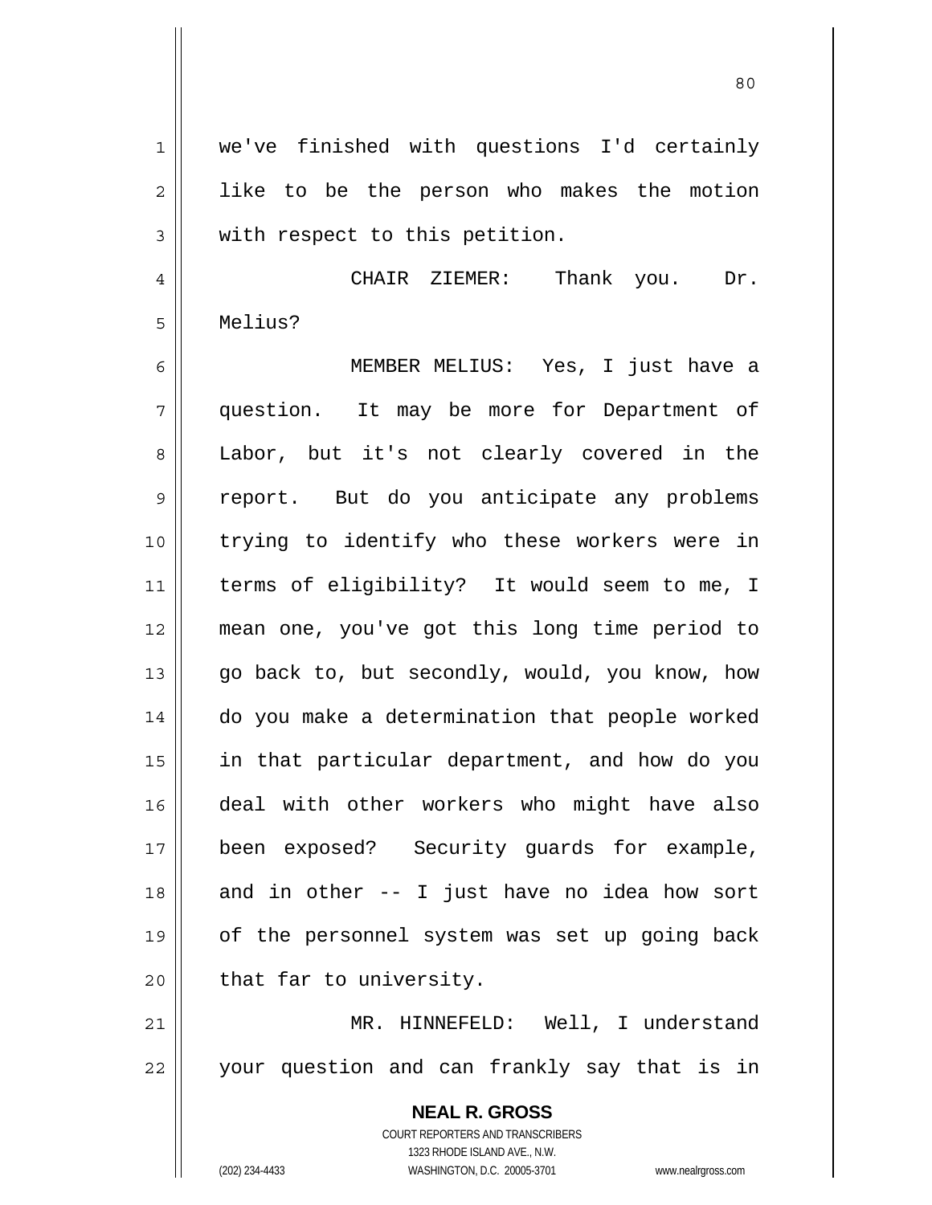we've finished with questions I'd certainly like to be the person who makes the motion with respect to this petition.

CHAIR ZIEMER: Thank you. Dr. Melius?

MEMBER MELIUS: Yes, I just have a question. It may be more for Department of Labor, but it's not clearly covered in the report. But do you anticipate any problems trying to identify who these workers were in terms of eligibility? It would seem to me, I mean one, you've got this long time period to go back to, but secondly, would, you know, how do you make a determination that people worked in that particular department, and how do you deal with other workers who might have also been exposed? Security guards for example, and in other -- I just have no idea how sort of the personnel system was set up going back that far to university.

MR. HINNEFELD: Well, I understand your question and can frankly say that is in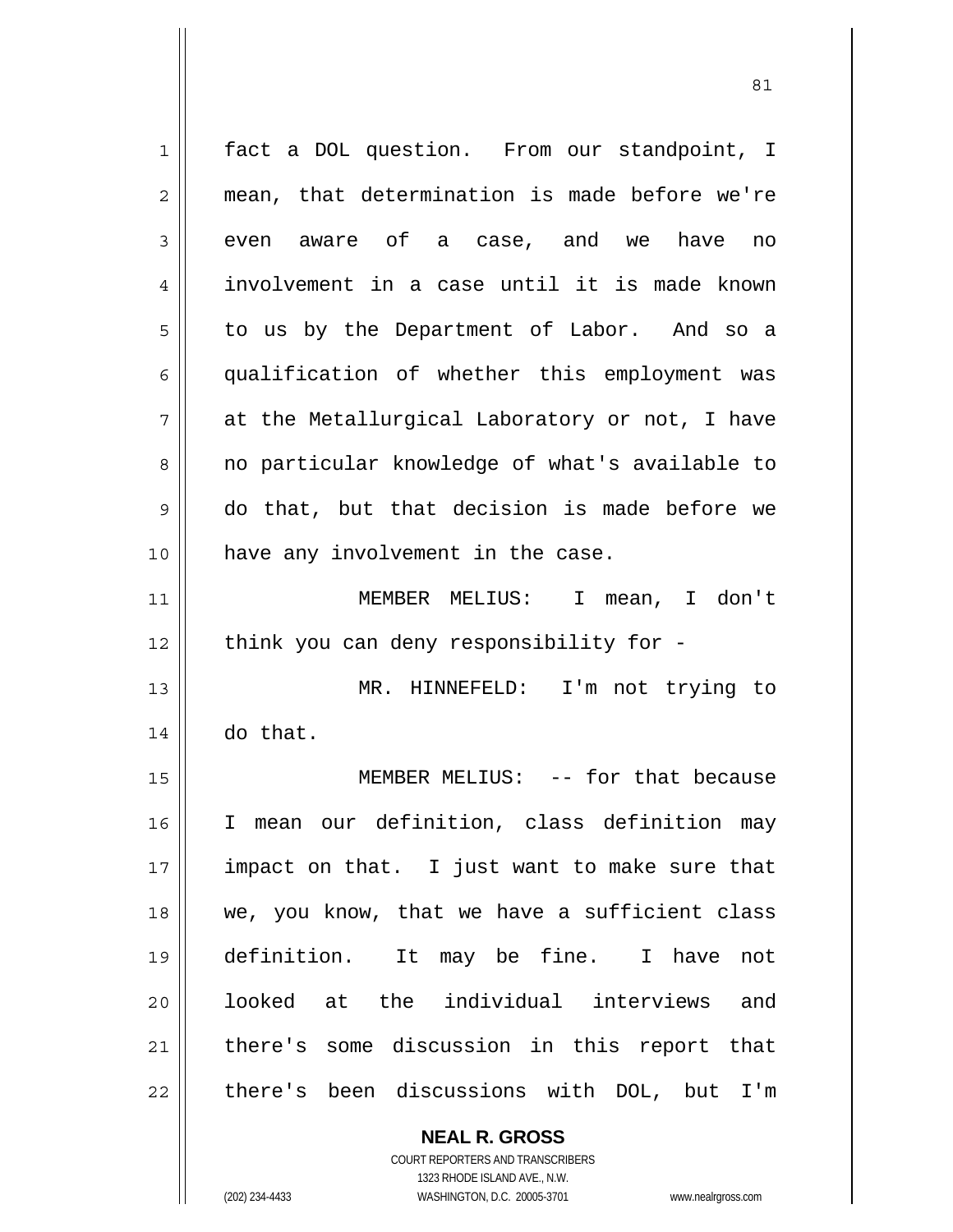fact a DOL question. From our standpoint, I mean, that determination is made before we're even aware of a case, and we have no involvement in a case until it is made known to us by the Department of Labor. And so a qualification of whether this employment was at the Metallurgical Laboratory or not, I have no particular knowledge of what's available to do that, but that decision is made before we have any involvement in the case.

MEMBER MELIUS: I mean, I don't think you can deny responsibility for -

MR. HINNEFELD: I'm not trying to do that.

MEMBER MELIUS: -- for that because I mean our definition, class definition may impact on that. I just want to make sure that we, you know, that we have a sufficient class definition. It may be fine. I have not looked at the individual interviews and there's some discussion in this report that there's been discussions with DOL, but I'm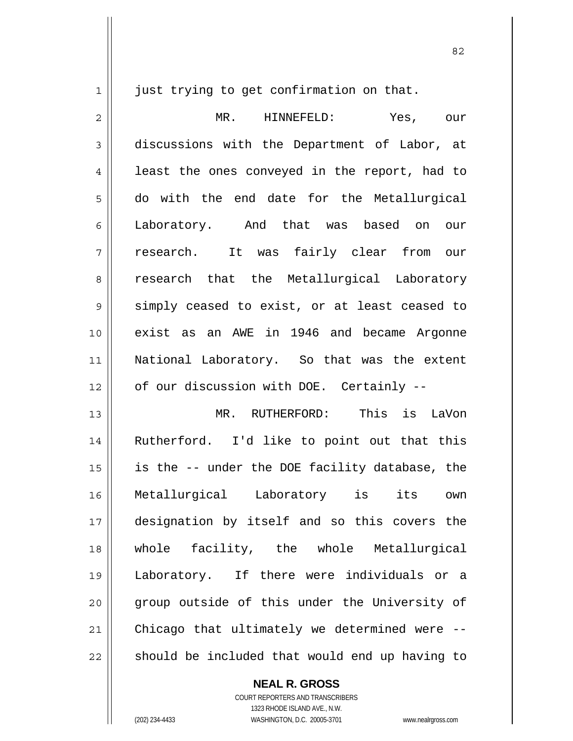just trying to get confirmation on that.

MR. HINNEFELD: Yes, our discussions with the Department of Labor, at least the ones conveyed in the report, had to do with the end date for the Metallurgical Laboratory. And that was based on our research. It was fairly clear from our research that the Metallurgical Laboratory simply ceased to exist, or at least ceased to exist as an AWE in 1946 and became Argonne National Laboratory. So that was the extent of our discussion with DOE. Certainly --

MR. RUTHERFORD: This is LaVon Rutherford. I'd like to point out that this is the -- under the DOE facility database, the Metallurgical Laboratory is its own designation by itself and so this covers the whole facility, the whole Metallurgical Laboratory. If there were individuals or a group outside of this under the University of Chicago that ultimately we determined were -- should be included that would end up having to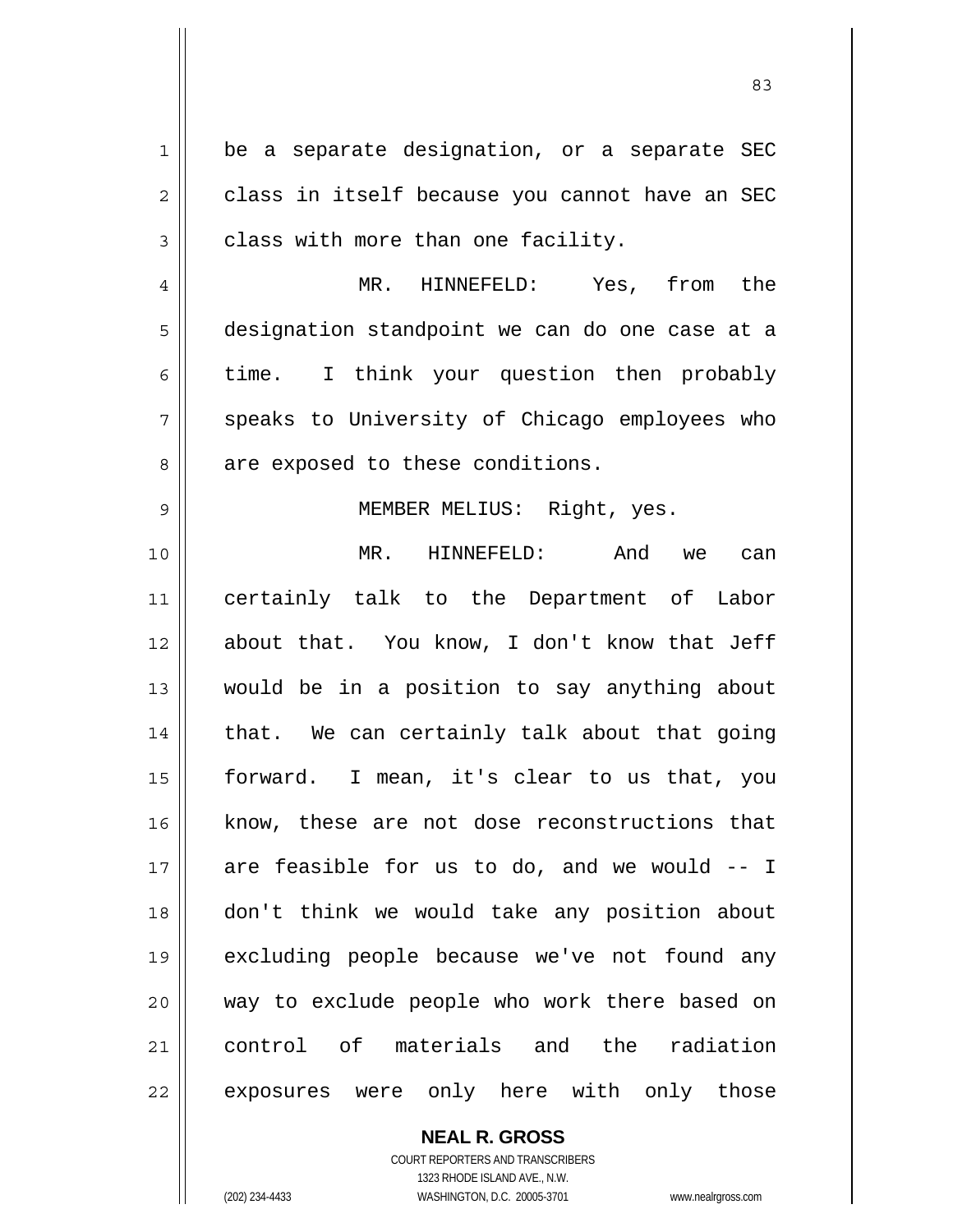be a separate designation, or a separate SEC class in itself because you cannot have an SEC class with more than one facility.

MR. HINNEFELD: Yes, from the designation standpoint we can do one case at a time. I think your question then probably speaks to University of Chicago employees who are exposed to these conditions.

MEMBER MELIUS: Right, yes.

MR. HINNEFELD: And we can certainly talk to the Department of Labor about that. You know, I don't know that Jeff would be in a position to say anything about that. We can certainly talk about that going forward. I mean, it's clear to us that, you know, these are not dose reconstructions that are feasible for us to do, and we would -- I don't think we would take any position about excluding people because we've not found any way to exclude people who work there based on control of materials and the radiation exposures were only here with only those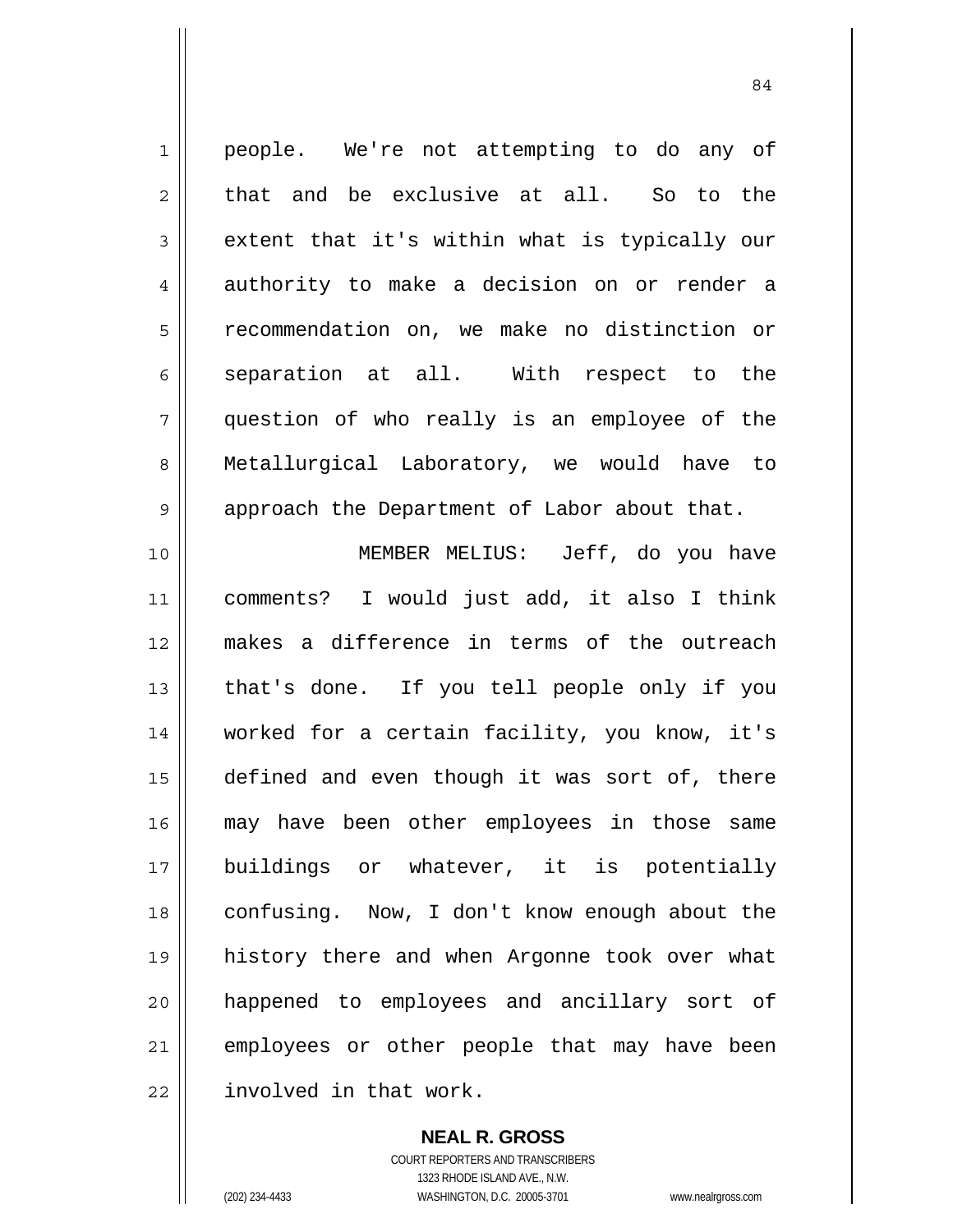people. We're not attempting to do any of that and be exclusive at all. So to the extent that it's within what is typically our authority to make a decision on or render a recommendation on, we make no distinction or separation at all. With respect to the question of who really is an employee of the Metallurgical Laboratory, we would have to approach the Department of Labor about that.

MEMBER MELIUS: Jeff, do you have comments? I would just add, it also I think makes a difference in terms of the outreach that's done. If you tell people only if you worked for a certain facility, you know, it's defined and even though it was sort of, there may have been other employees in those same buildings or whatever, it is potentially confusing. Now, I don't know enough about the history there and when Argonne took over what happened to employees and ancillary sort of employees or other people that may have been involved in that work.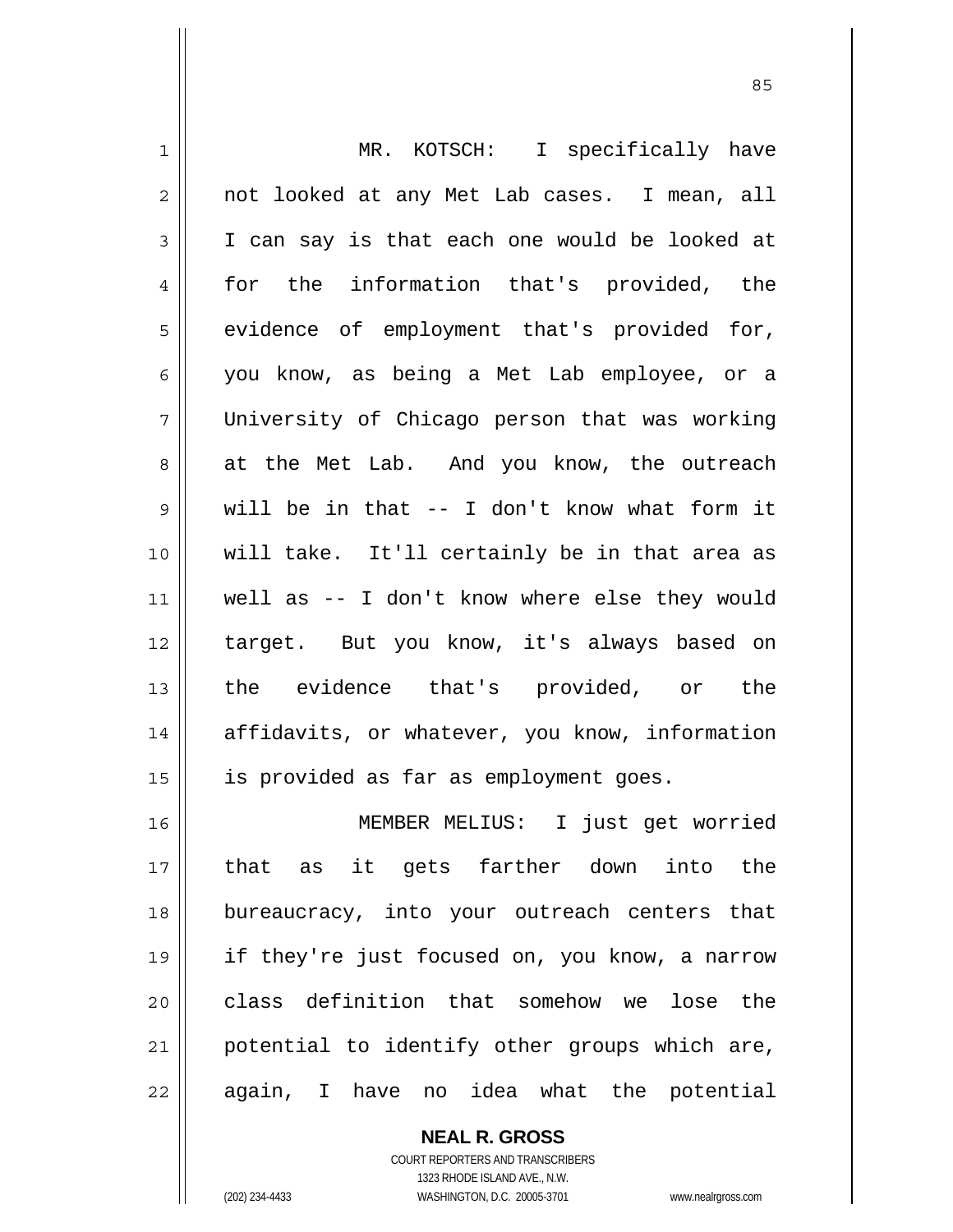MR. KOTSCH: I specifically have not looked at any Met Lab cases. I mean, all I can say is that each one would be looked at for the information that's provided, the evidence of employment that's provided for, you know, as being a Met Lab employee, or a University of Chicago person that was working at the Met Lab. And you know, the outreach will be in that -- I don't know what form it will take. It'll certainly be in that area as well as -- I don't know where else they would target. But you know, it's always based on the evidence that's provided, or the affidavits, or whatever, you know, information is provided as far as employment goes.

MEMBER MELIUS: I just get worried that as it gets farther down into the bureaucracy, into your outreach centers that if they're just focused on, you know, a narrow class definition that somehow we lose the potential to identify other groups which are, again, I have no idea what the potential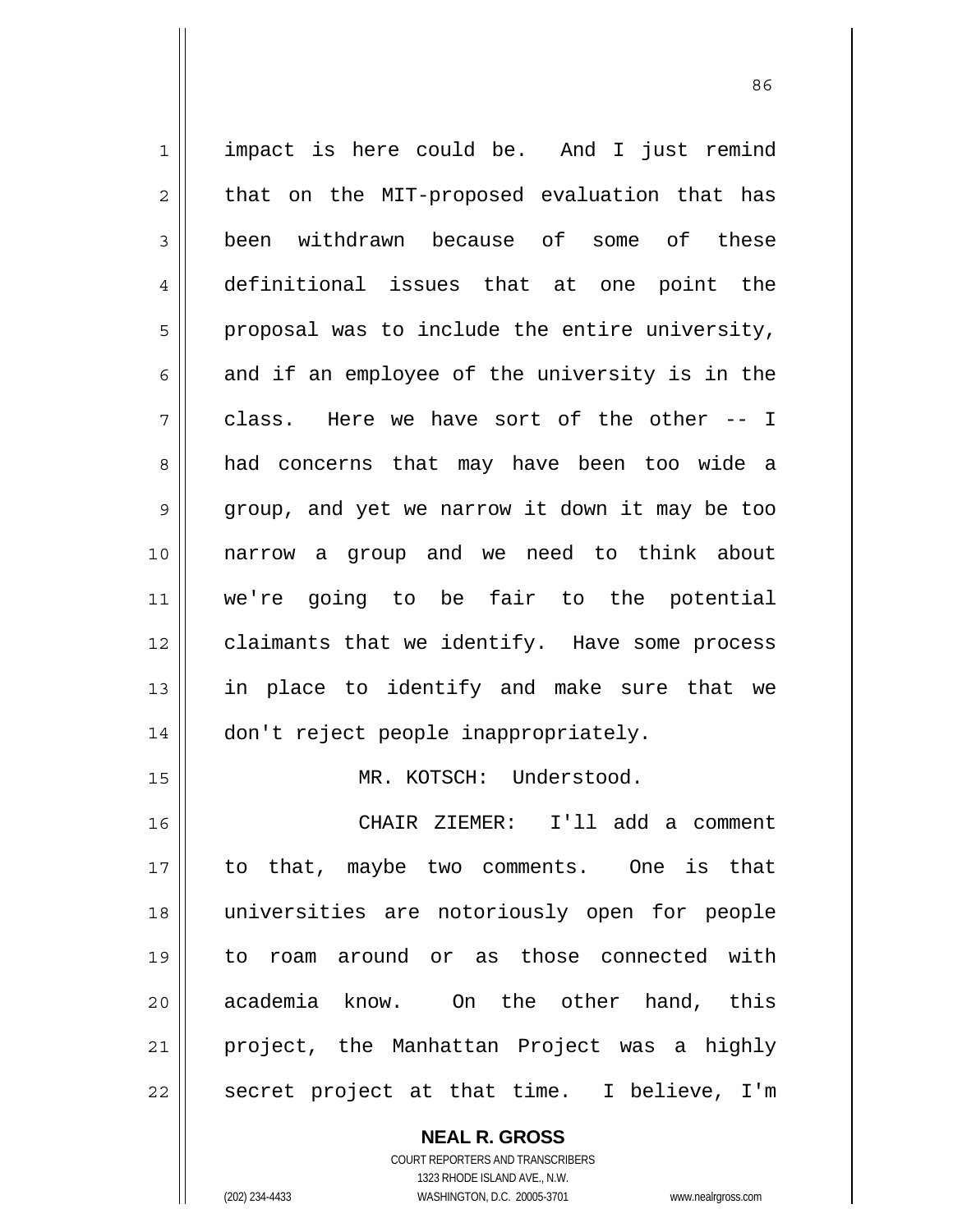impact is here could be. And I just remind that on the MIT-proposed evaluation that has been withdrawn because of some of these definitional issues that at one point the proposal was to include the entire university, and if an employee of the university is in the class. Here we have sort of the other -- I had concerns that may have been too wide a group, and yet we narrow it down it may be too narrow a group and we need to think about we're going to be fair to the potential claimants that we identify. Have some process in place to identify and make sure that we don't reject people inappropriately.

MR. KOTSCH: Understood.

CHAIR ZIEMER: I'll add a comment to that, maybe two comments. One is that universities are notoriously open for people to roam around or as those connected with academia know. On the other hand, this project, the Manhattan Project was a highly secret project at that time. I believe, I'm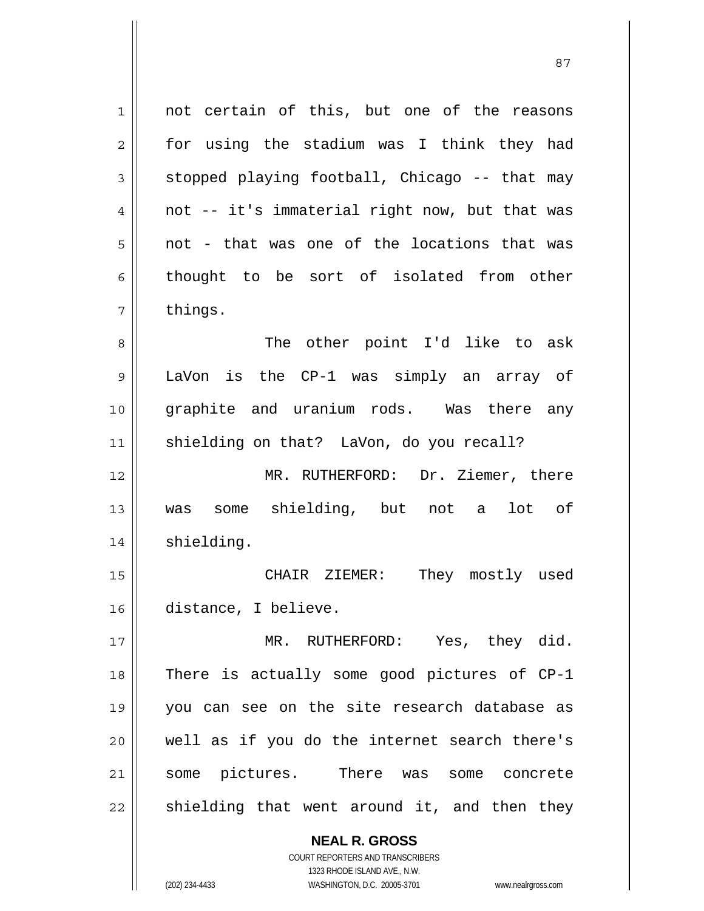not certain of this, but one of the reasons for using the stadium was I think they had stopped playing football, Chicago -- that may not -- it's immaterial right now, but that was not - that was one of the locations that was thought to be sort of isolated from other things.

The other point I'd like to ask LaVon is the CP-1 was simply an array of graphite and uranium rods. Was there any shielding on that? LaVon, do you recall?

MR. RUTHERFORD: Dr. Ziemer, there was some shielding, but not a lot of shielding.

CHAIR ZIEMER: They mostly used distance, I believe.

MR. RUTHERFORD: Yes, they did. There is actually some good pictures of CP-1 you can see on the site research database as well as if you do the internet search there's some pictures. There was some concrete shielding that went around it, and then they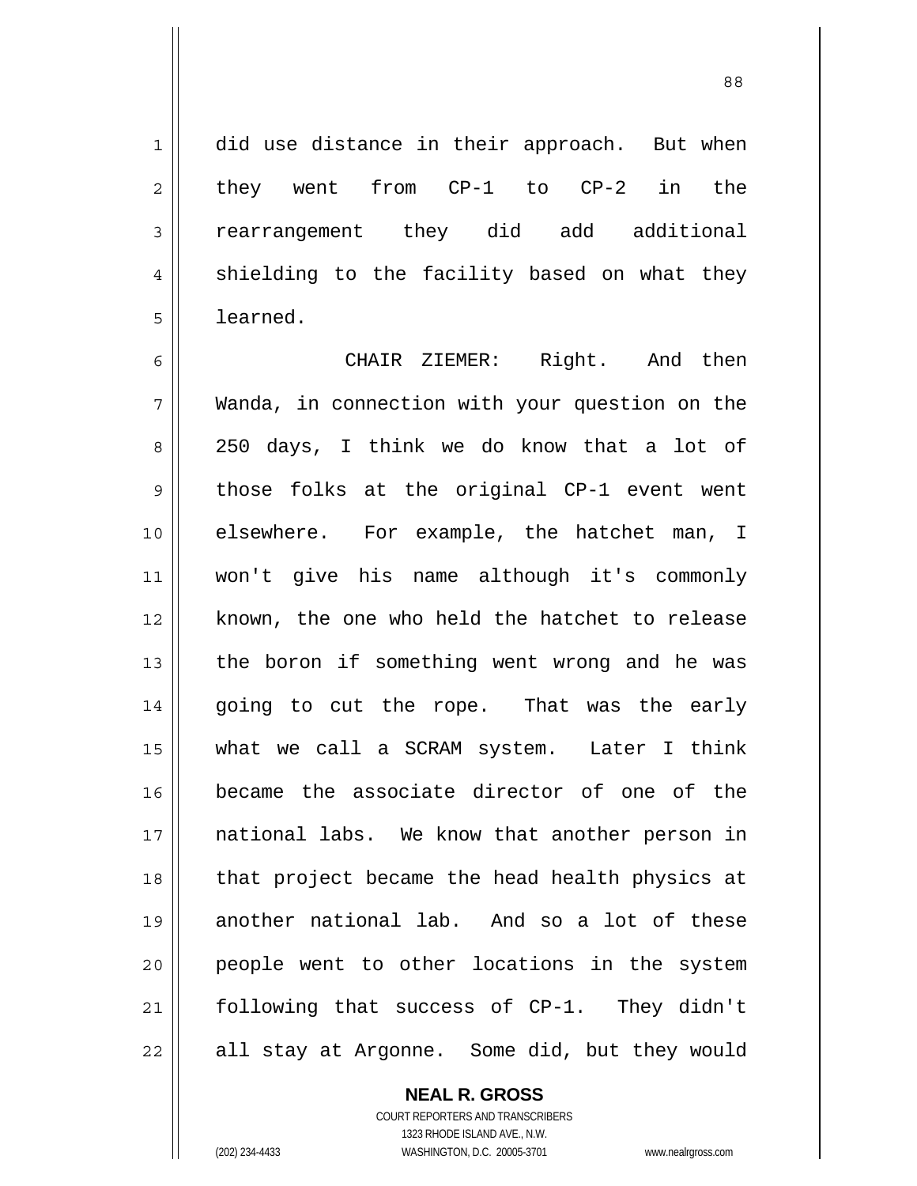did use distance in their approach. But when they went from CP-1 to CP-2 in the rearrangement they did add additional shielding to the facility based on what they learned.

CHAIR ZIEMER: Right. And then Wanda, in connection with your question on the 250 days, I think we do know that a lot of those folks at the original CP-1 event went elsewhere. For example, the hatchet man, I won't give his name although it's commonly known, the one who held the hatchet to release the boron if something went wrong and he was going to cut the rope. That was the early what we call a SCRAM system. Later I think became the associate director of one of the national labs. We know that another person in that project became the head health physics at another national lab. And so a lot of these people went to other locations in the system following that success of CP-1. They didn't all stay at Argonne. Some did, but they would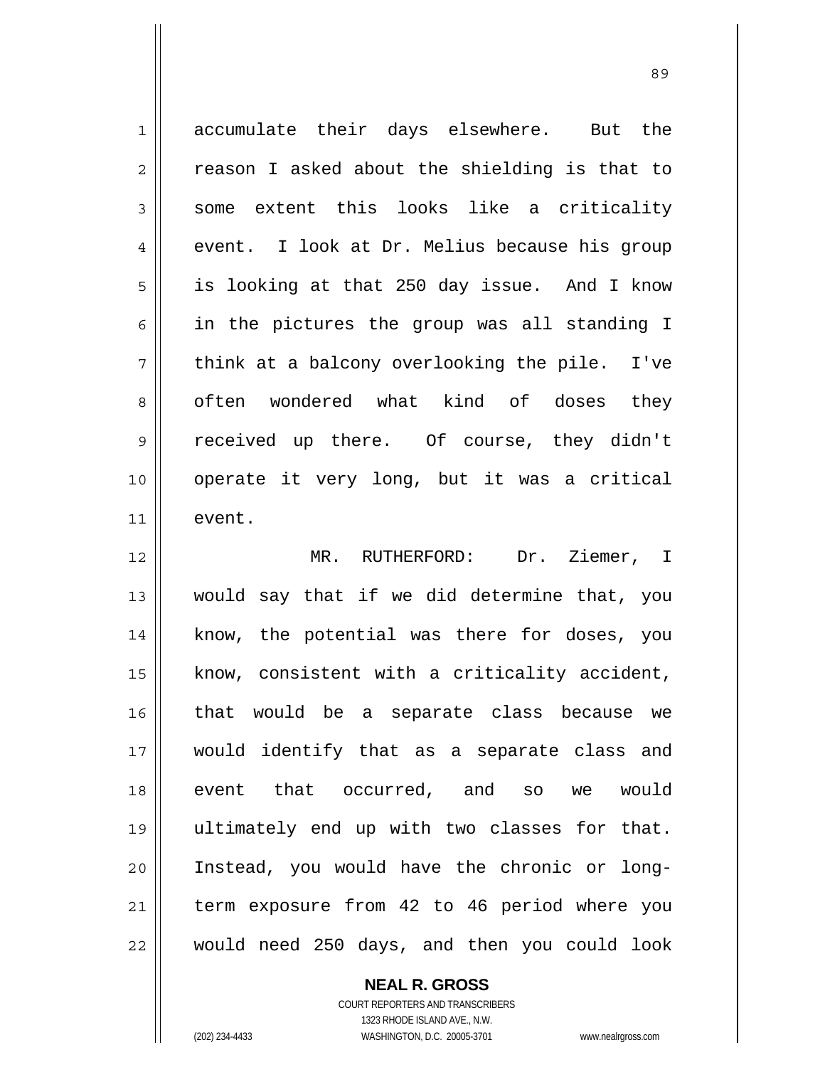accumulate their days elsewhere. But the reason I asked about the shielding is that to some extent this looks like a criticality event. I look at Dr. Melius because his group is looking at that 250 day issue. And I know in the pictures the group was all standing I think at a balcony overlooking the pile. I've often wondered what kind of doses they received up there. Of course, they didn't operate it very long, but it was a critical event.

MR. RUTHERFORD: Dr. Ziemer, I would say that if we did determine that, you know, the potential was there for doses, you know, consistent with a criticality accident, that would be a separate class because we would identify that as a separate class and event that occurred, and so we would ultimately end up with two classes for that. Instead, you would have the chronic or long-term exposure from 42 to 46 period where you would need 250 days, and then you could look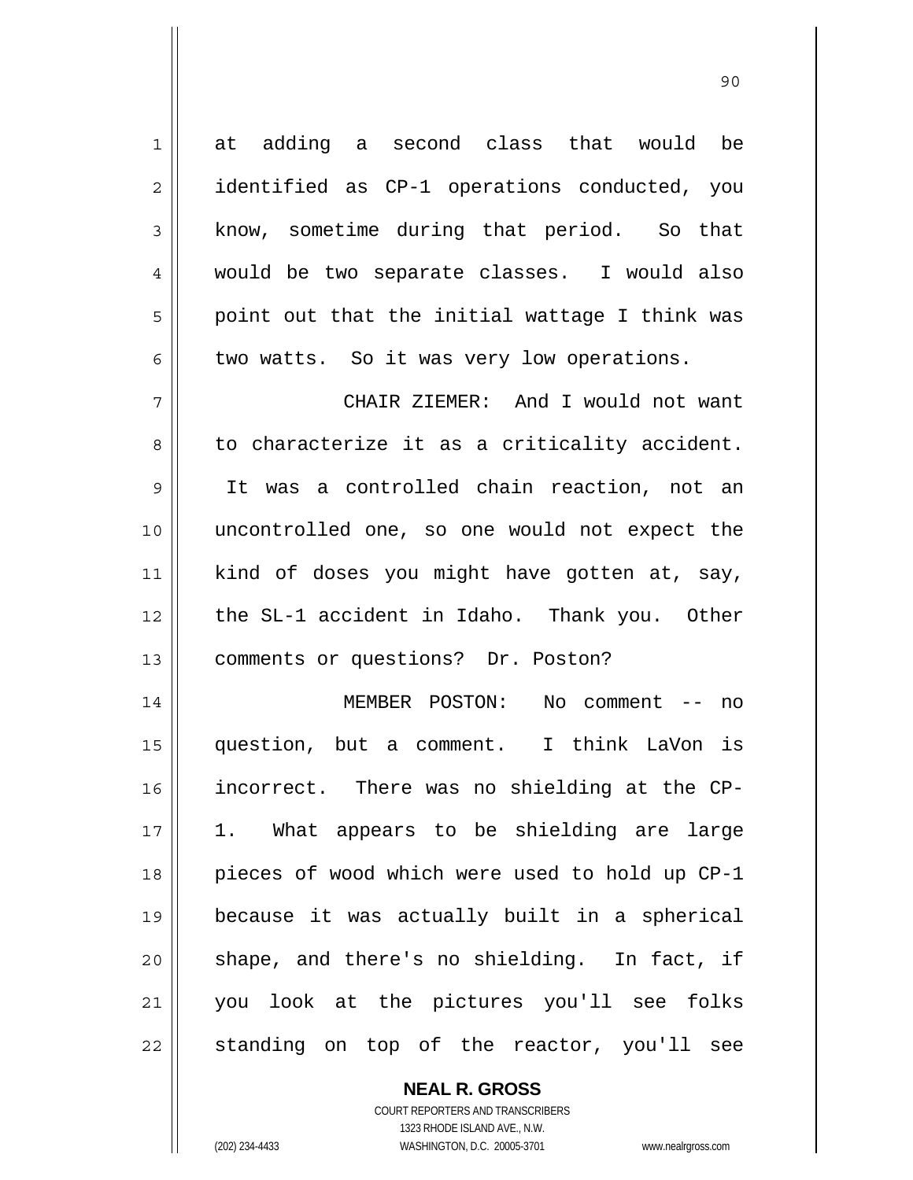at adding a second class that would be identified as CP-1 operations conducted, you know, sometime during that period. So that would be two separate classes. I would also point out that the initial wattage I think was two watts. So it was very low operations.

CHAIR ZIEMER: And I would not want to characterize it as a criticality accident. It was a controlled chain reaction, not an uncontrolled one, so one would not expect the kind of doses you might have gotten at, say, the SL-1 accident in Idaho. Thank you. Other comments or questions? Dr. Poston?

MEMBER POSTON: No comment -- no question, but a comment. I think LaVon is incorrect. There was no shielding at the CP-1. What appears to be shielding are large pieces of wood which were used to hold up CP-1 because it was actually built in a spherical shape, and there's no shielding. In fact, if you look at the pictures you'll see folks standing on top of the reactor, you'll see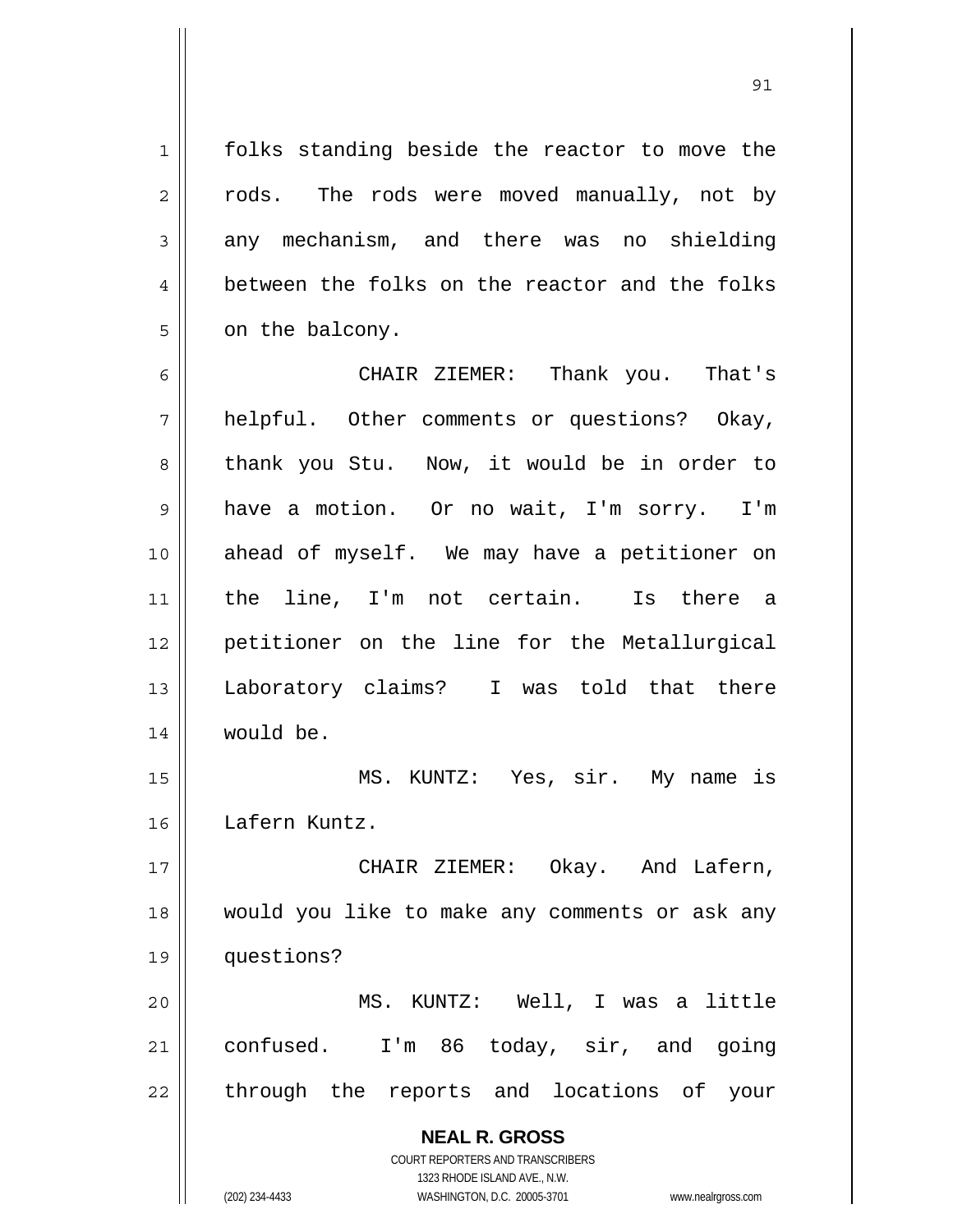folks standing beside the reactor to move the rods. The rods were moved manually, not by any mechanism, and there was no shielding between the folks on the reactor and the folks on the balcony.

CHAIR ZIEMER: Thank you. That's helpful. Other comments or questions? Okay, thank you Stu. Now, it would be in order to have a motion. Or no wait, I'm sorry. I'm ahead of myself. We may have a petitioner on the line, I'm not certain. Is there a petitioner on the line for the Metallurgical Laboratory claims? I was told that there would be.

MS. KUNTZ: Yes, sir. My name is Lafern Kuntz.

CHAIR ZIEMER: Okay. And Lafern, would you like to make any comments or ask any questions?

MS. KUNTZ: Well, I was a little confused. I'm 86 today, sir, and going through the reports and locations of your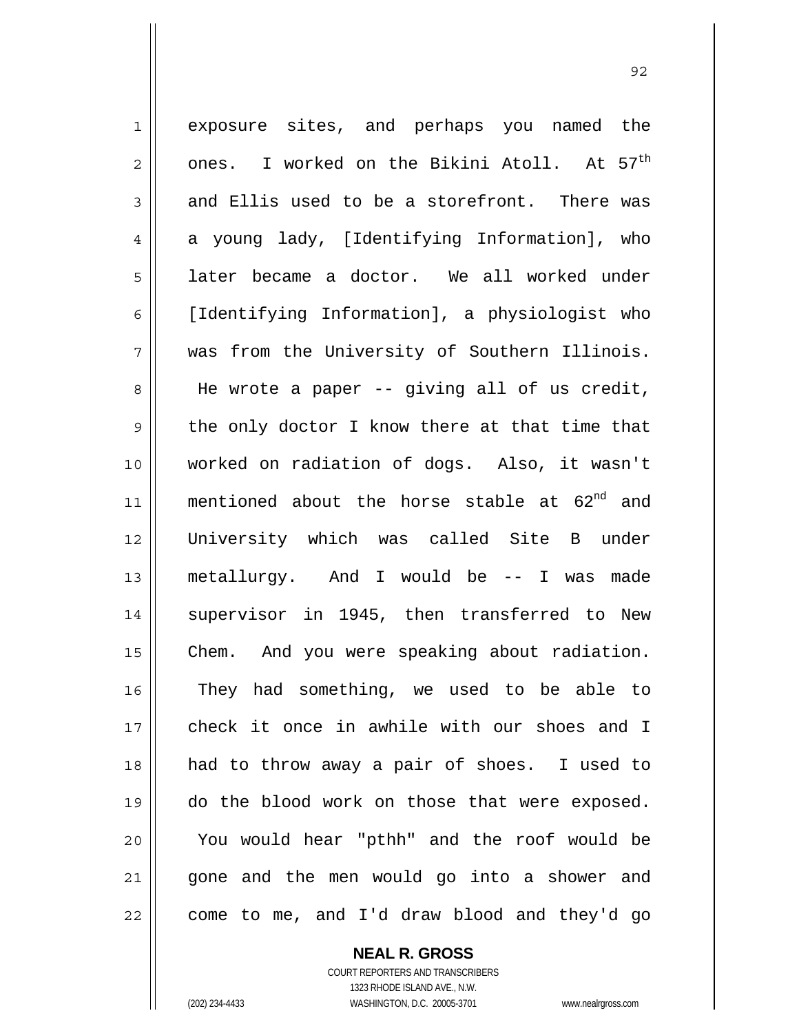exposure sites, and perhaps you named the ones. I worked on the Bikini Atoll. At 57th and Ellis used to be a storefront. There was a young lady, [Identifying Information], who later became a doctor. We all worked under [Identifying Information], a physiologist who was from the University of Southern Illinois. He wrote a paper -- giving all of us credit, the only doctor I know there at that time that worked on radiation of dogs. Also, it wasn't mentioned about the horse stable at 62nd and University which was called Site B under metallurgy. And I would be -- I was made supervisor in 1945, then transferred to New Chem. And you were speaking about radiation. They had something, we used to be able to check it once in awhile with our shoes and I had to throw away a pair of shoes. I used to do the blood work on those that were exposed. You would hear "pthh" and the roof would be gone and the men would go into a shower and come to me, and I'd draw blood and they'd go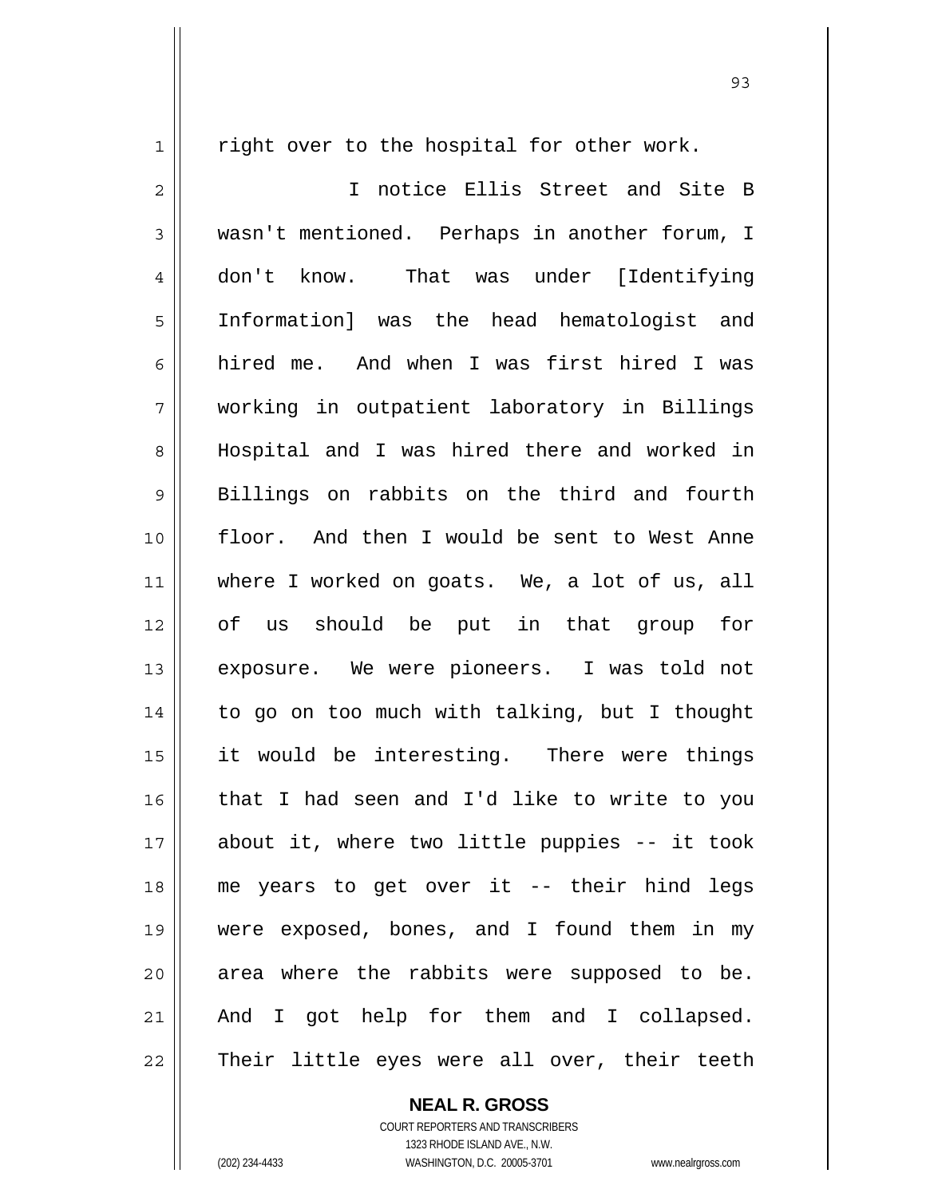right over to the hospital for other work.

I notice Ellis Street and Site B wasn't mentioned. Perhaps in another forum, I don't know. That was under [Identifying Information] was the head hematologist and hired me. And when I was first hired I was working in outpatient laboratory in Billings Hospital and I was hired there and worked in Billings on rabbits on the third and fourth floor. And then I would be sent to West Anne where I worked on goats. We, a lot of us, all of us should be put in that group for exposure. We were pioneers. I was told not to go on too much with talking, but I thought it would be interesting. There were things that I had seen and I'd like to write to you about it, where two little puppies -- it took me years to get over it -- their hind legs were exposed, bones, and I found them in my area where the rabbits were supposed to be. And I got help for them and I collapsed. Their little eyes were all over, their teeth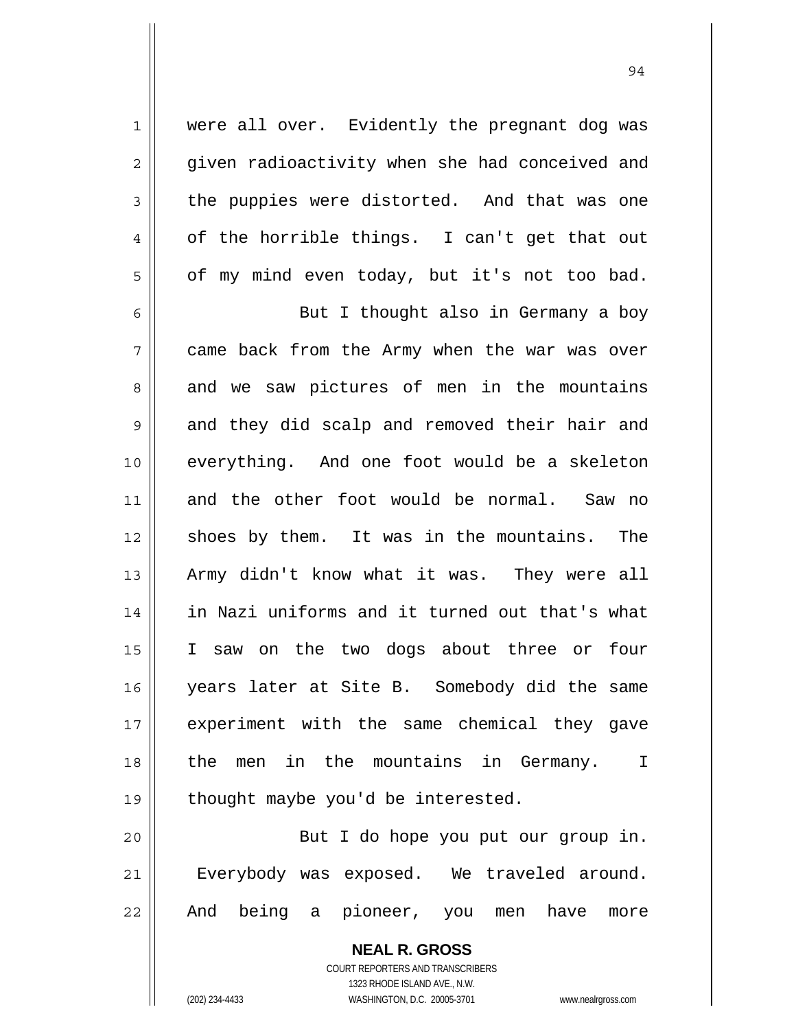were all over. Evidently the pregnant dog was given radioactivity when she had conceived and the puppies were distorted. And that was one of the horrible things. I can't get that out of my mind even today, but it's not too bad.

But I thought also in Germany a boy came back from the Army when the war was over and we saw pictures of men in the mountains and they did scalp and removed their hair and everything. And one foot would be a skeleton and the other foot would be normal. Saw no shoes by them. It was in the mountains. The Army didn't know what it was. They were all in Nazi uniforms and it turned out that's what I saw on the two dogs about three or four years later at Site B. Somebody did the same experiment with the same chemical they gave the men in the mountains in Germany. I thought maybe you'd be interested.

But I do hope you put our group in. Everybody was exposed. We traveled around. And being a pioneer, you men have more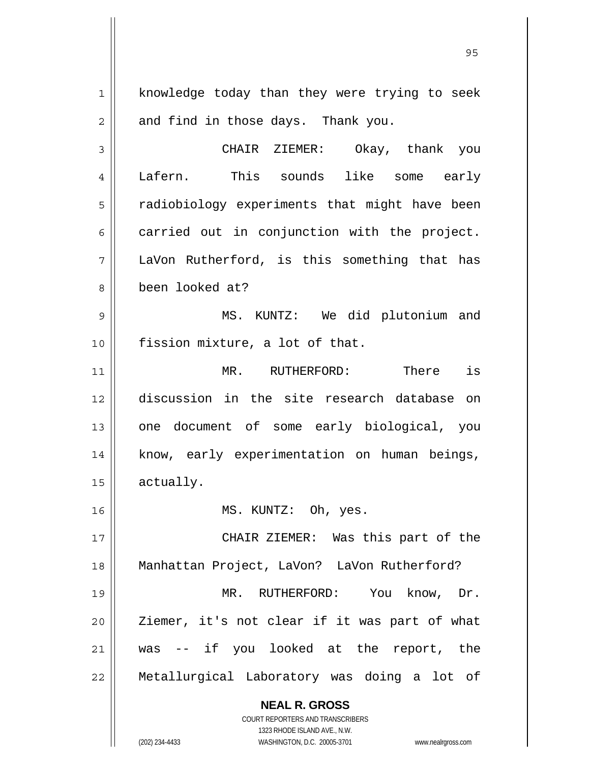knowledge today than they were trying to seek and find in those days. Thank you.

CHAIR ZIEMER: Okay, thank you Lafern. This sounds like some early radiobiology experiments that might have been carried out in conjunction with the project. LaVon Rutherford, is this something that has been looked at?

MS. KUNTZ: We did plutonium and fission mixture, a lot of that.

MR. RUTHERFORD: There is discussion in the site research database on one document of some early biological, you know, early experimentation on human beings, actually.

MS. KUNTZ: Oh, yes.

CHAIR ZIEMER: Was this part of the Manhattan Project, LaVon? LaVon Rutherford?

MR. RUTHERFORD: You know, Dr. Ziemer, it's not clear if it was part of what was -- if you looked at the report, the Metallurgical Laboratory was doing a lot of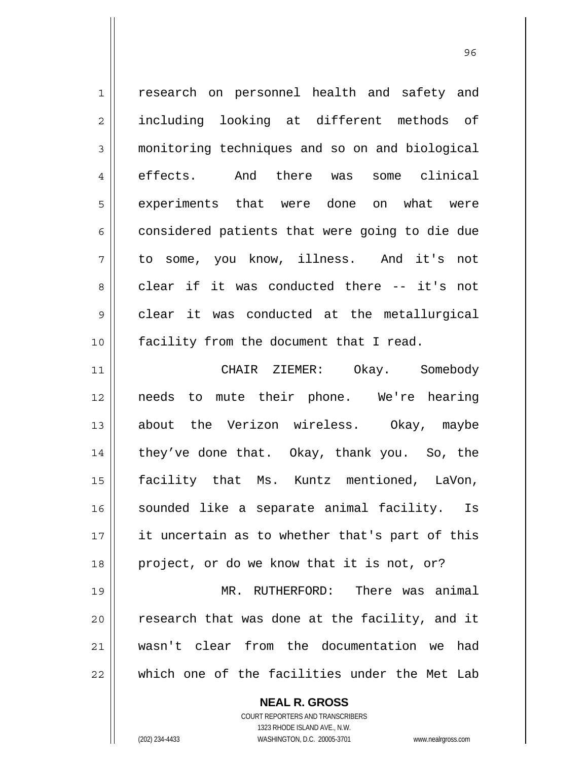research on personnel health and safety and including looking at different methods of monitoring techniques and so on and biological effects. And there was some clinical experiments that were done on what were considered patients that were going to die due to some, you know, illness. And it's not clear if it was conducted there -- it's not clear it was conducted at the metallurgical facility from the document that I read.

CHAIR ZIEMER: Okay. Somebody needs to mute their phone. We're hearing about the Verizon wireless. Okay, maybe they've done that. Okay, thank you. So, the facility that Ms. Kuntz mentioned, LaVon, sounded like a separate animal facility. Is it uncertain as to whether that's part of this project, or do we know that it is not, or?

MR. RUTHERFORD: There was animal research that was done at the facility, and it wasn't clear from the documentation we had which one of the facilities under the Met Lab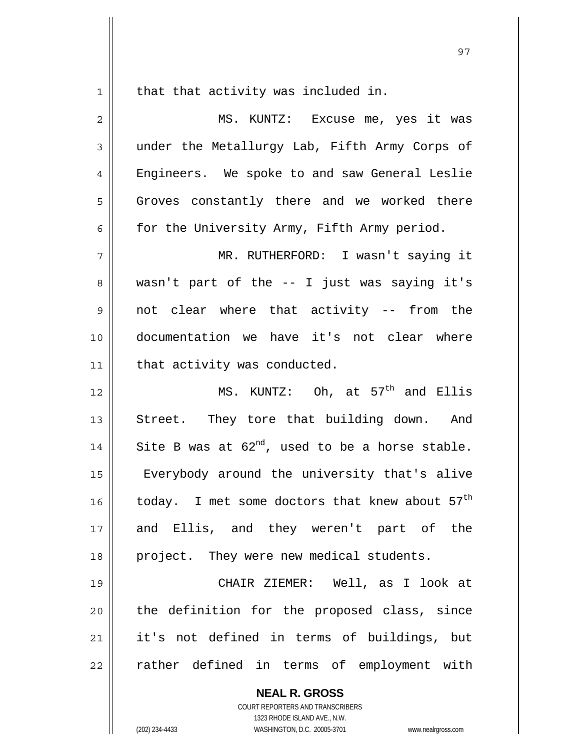that that activity was included in.

MS. KUNTZ: Excuse me, yes it was under the Metallurgy Lab, Fifth Army Corps of Engineers. We spoke to and saw General Leslie Groves constantly there and we worked there for the University Army, Fifth Army period.

MR. RUTHERFORD: I wasn't saying it wasn't part of the -- I just was saying it's not clear where that activity -- from the documentation we have it's not clear where that activity was conducted.

MS. KUNTZ: Oh, at 57th and Ellis Street. They tore that building down. And Site B was at 62nd, used to be a horse stable. Everybody around the university that's alive today. I met some doctors that knew about 57th and Ellis, and they weren't part of the project. They were new medical students.

CHAIR ZIEMER: Well, as I look at the definition for the proposed class, since it's not defined in terms of buildings, but rather defined in terms of employment with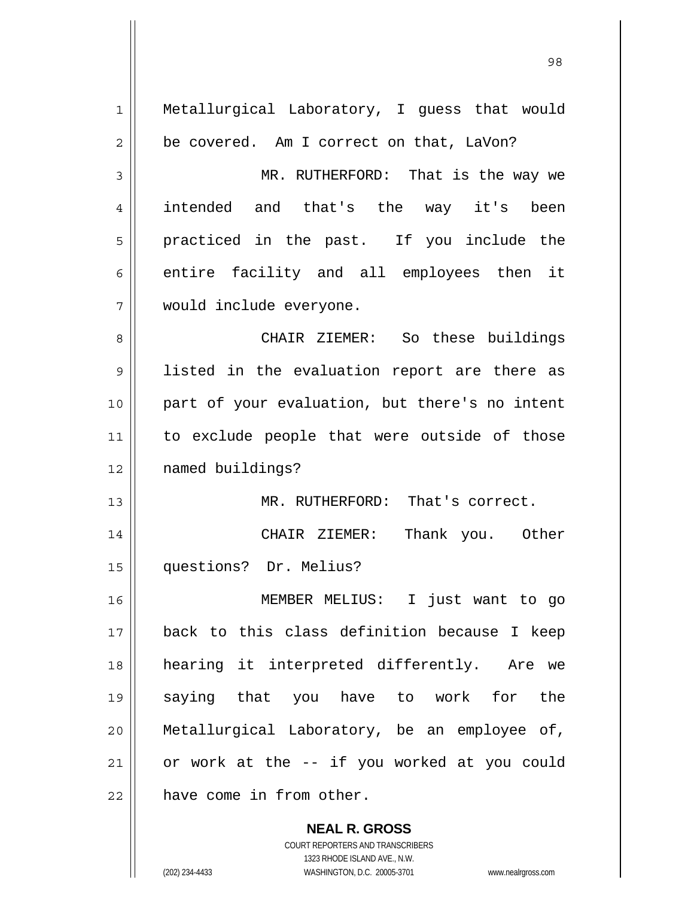Metallurgical Laboratory, I guess that would be covered. Am I correct on that, LaVon?

MR. RUTHERFORD: That is the way we intended and that's the way it's been practiced in the past. If you include the entire facility and all employees then it would include everyone.

CHAIR ZIEMER: So these buildings listed in the evaluation report are there as part of your evaluation, but there's no intent to exclude people that were outside of those named buildings?

MR. RUTHERFORD: That's correct.

CHAIR ZIEMER: Thank you. Other questions? Dr. Melius?

MEMBER MELIUS: I just want to go back to this class definition because I keep hearing it interpreted differently. Are we saying that you have to work for the Metallurgical Laboratory, be an employee of, or work at the -- if you worked at you could have come in from other.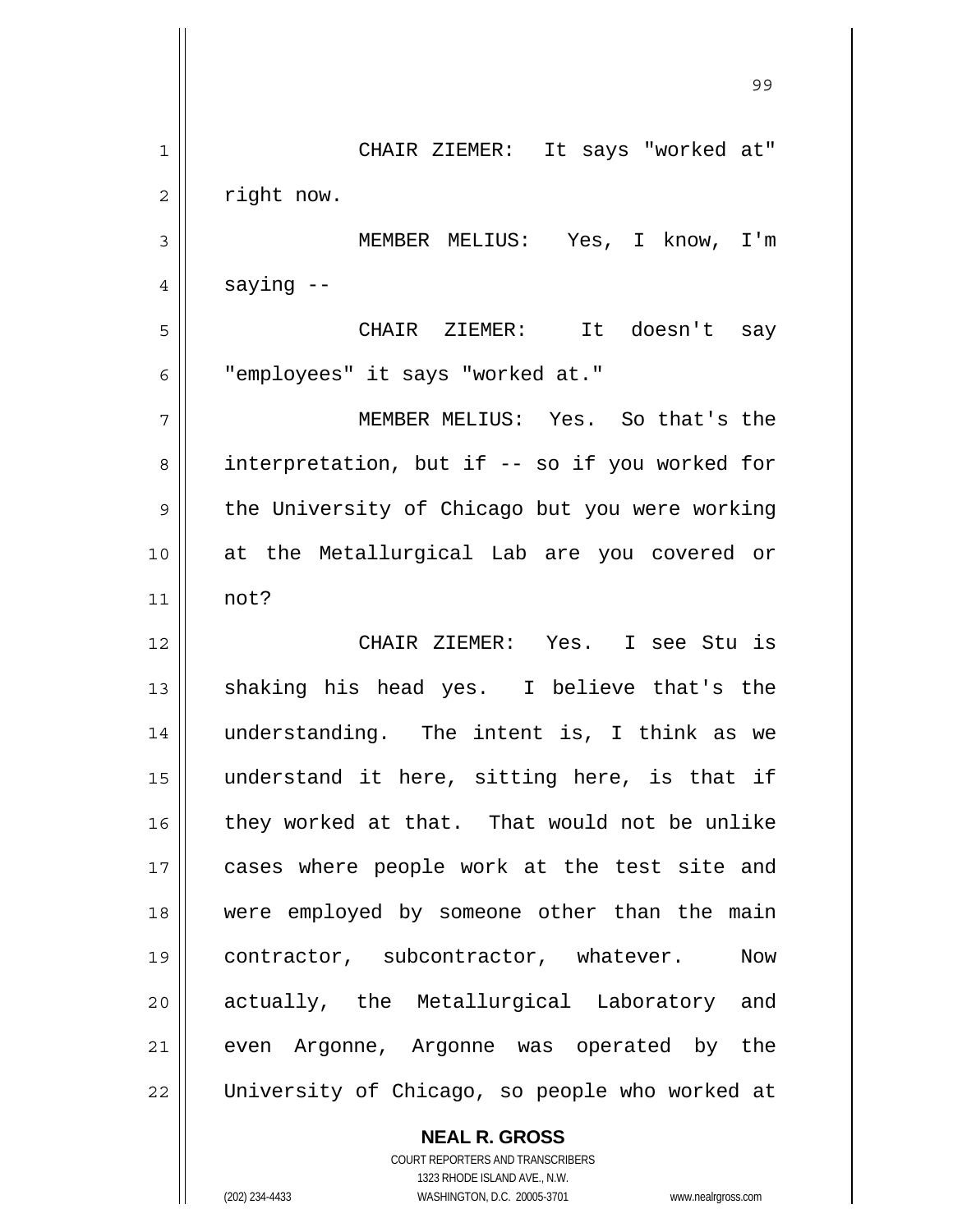CHAIR ZIEMER: It says "worked at" right now.

MEMBER MELIUS: Yes, I know, I'm saying --

CHAIR ZIEMER: It doesn't say "employees" it says "worked at."

MEMBER MELIUS: Yes. So that's the interpretation, but if -- so if you worked for the University of Chicago but you were working at the Metallurgical Lab are you covered or not?

CHAIR ZIEMER: Yes. I see Stu is shaking his head yes. I believe that's the understanding. The intent is, I think as we understand it here, sitting here, is that if they worked at that. That would not be unlike cases where people work at the test site and were employed by someone other than the main contractor, subcontractor, whatever. Now actually, the Metallurgical Laboratory and even Argonne, Argonne was operated by the University of Chicago, so people who worked at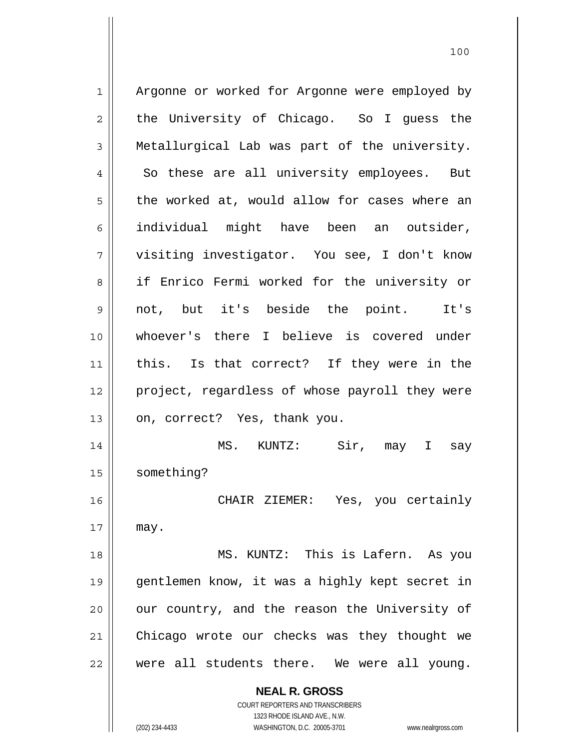Argonne or worked for Argonne were employed by the University of Chicago. So I guess the Metallurgical Lab was part of the university. So these are all university employees. But the worked at, would allow for cases where an individual might have been an outsider, visiting investigator. You see, I don't know if Enrico Fermi worked for the university or not, but it's beside the point. It's whoever's there I believe is covered under this. Is that correct? If they were in the project, regardless of whose payroll they were on, correct? Yes, thank you.

MS. KUNTZ: Sir, may I say something?

CHAIR ZIEMER: Yes, you certainly may.

MS. KUNTZ: This is Lafern. As you gentlemen know, it was a highly kept secret in our country, and the reason the University of Chicago wrote our checks was they thought we were all students there. We were all young.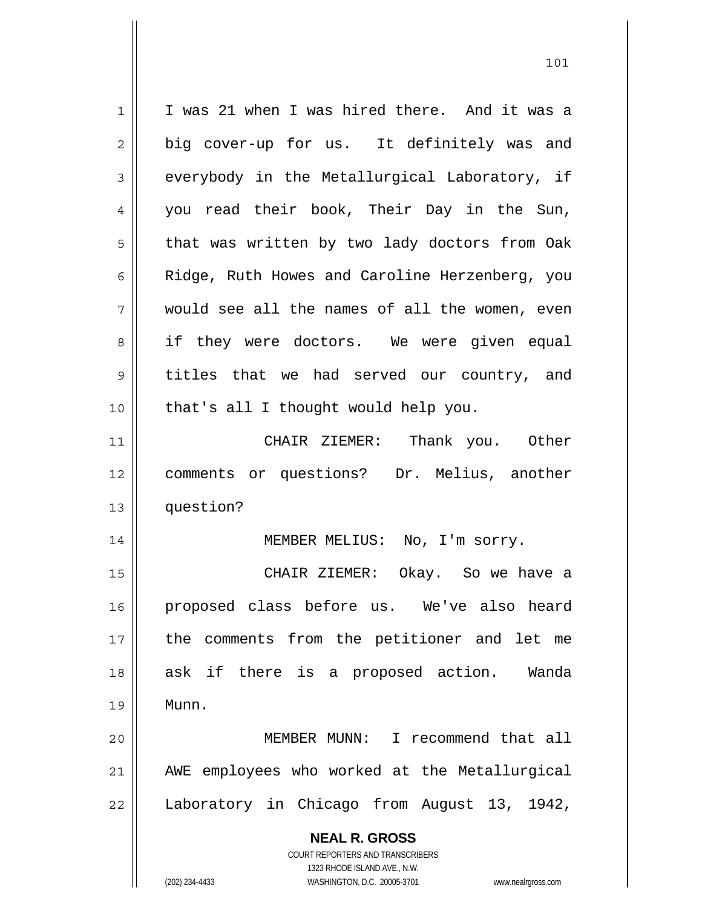I was 21 when I was hired there. And it was a big cover-up for us. It definitely was and everybody in the Metallurgical Laboratory, if you read their book, Their Day in the Sun, that was written by two lady doctors from Oak Ridge, Ruth Howes and Caroline Herzenberg, you would see all the names of all the women, even if they were doctors. We were given equal titles that we had served our country, and that's all I thought would help you.

CHAIR ZIEMER: Thank you. Other comments or questions? Dr. Melius, another question?

MEMBER MELIUS: No, I'm sorry.

CHAIR ZIEMER: Okay. So we have a proposed class before us. We've also heard the comments from the petitioner and let me ask if there is a proposed action. Wanda Munn.

MEMBER MUNN: I recommend that all AWE employees who worked at the Metallurgical Laboratory in Chicago from August 13, 1942,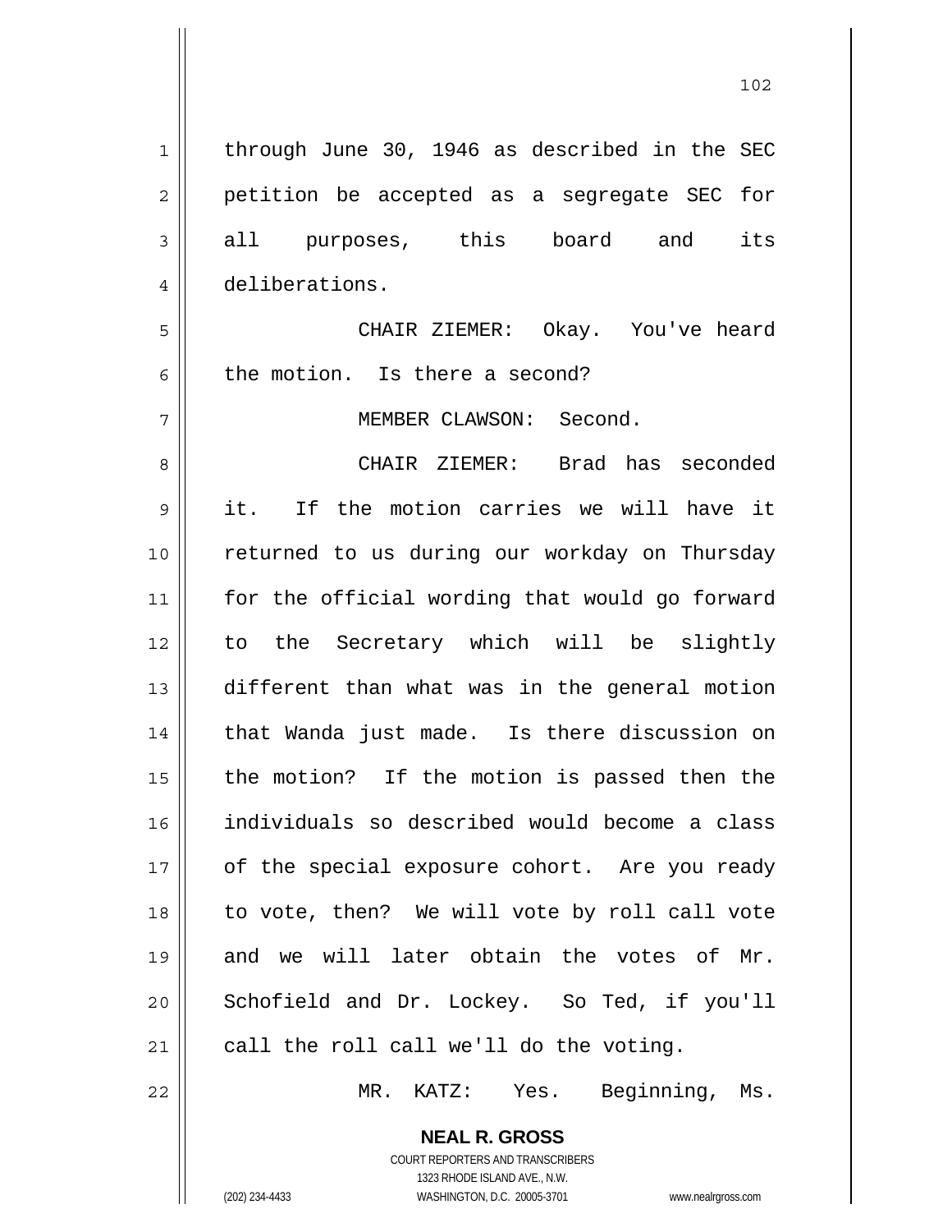through June 30, 1946 as described in the SEC petition be accepted as a segregate SEC for all purposes, this board and its deliberations.

CHAIR ZIEMER: Okay. You've heard the motion. Is there a second?

MEMBER CLAWSON: Second.

CHAIR ZIEMER: Brad has seconded it. If the motion carries we will have it returned to us during our workday on Thursday for the official wording that would go forward to the Secretary which will be slightly different than what was in the general motion that Wanda just made. Is there discussion on the motion? If the motion is passed then the individuals so described would become a class of the special exposure cohort. Are you ready to vote, then? We will vote by roll call vote and we will later obtain the votes of Mr. Schofield and Dr. Lockey. So Ted, if you'll call the roll call we'll do the voting.

MR. KATZ: Yes. Beginning, Ms.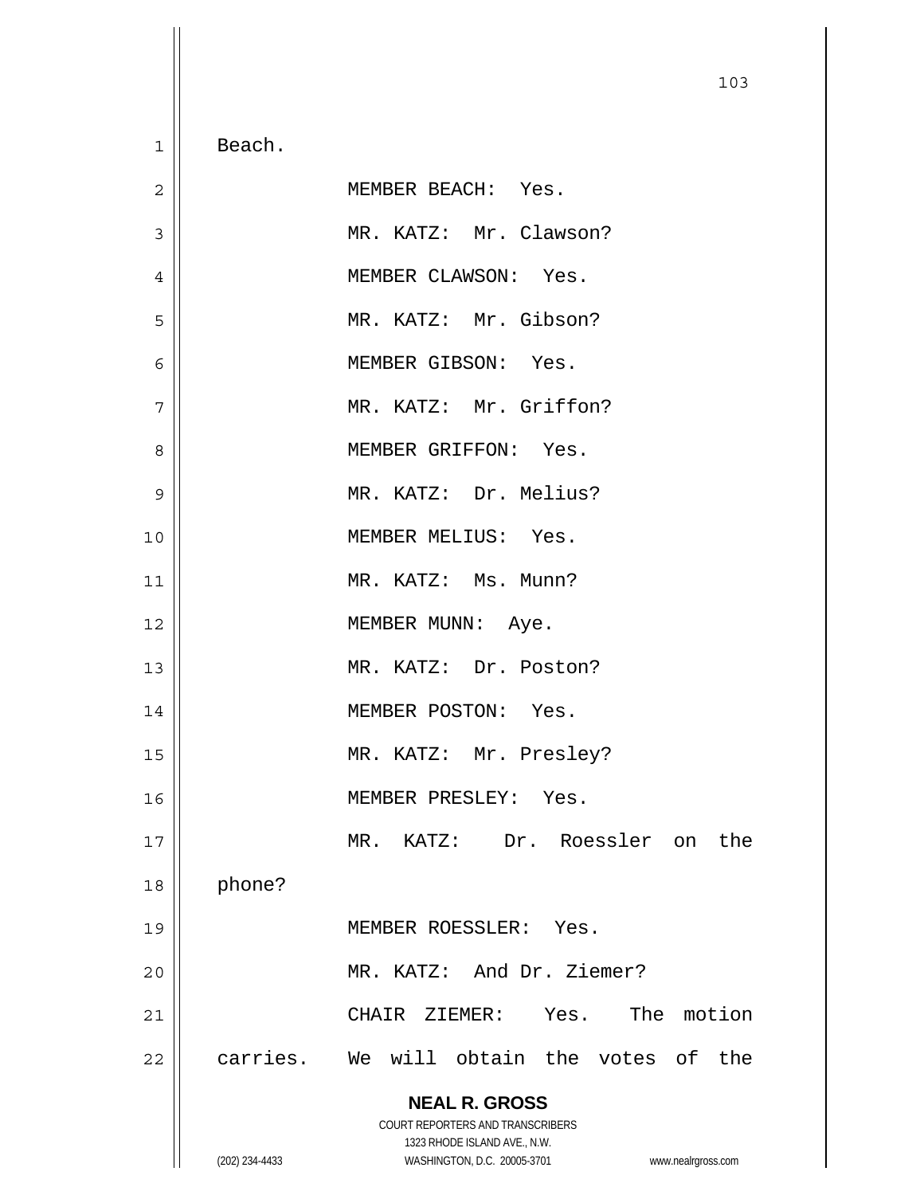Beach.

MEMBER BEACH: Yes.

MR. KATZ: Mr. Clawson?

MEMBER CLAWSON: Yes.

MR. KATZ: Mr. Gibson?

MEMBER GIBSON: Yes.

MR. KATZ: Mr. Griffon?

MEMBER GRIFFON: Yes.

MR. KATZ: Dr. Melius?

MEMBER MELIUS: Yes.

MR. KATZ: Ms. Munn?

MEMBER MUNN: Aye.

MR. KATZ: Dr. Poston?

MEMBER POSTON: Yes.

MR. KATZ: Mr. Presley?

MEMBER PRESLEY: Yes.

MR. KATZ: Dr. Roessler on the phone?

MEMBER ROESSLER: Yes.

MR. KATZ: And Dr. Ziemer?

CHAIR ZIEMER: Yes. The motion carries. We will obtain the votes of the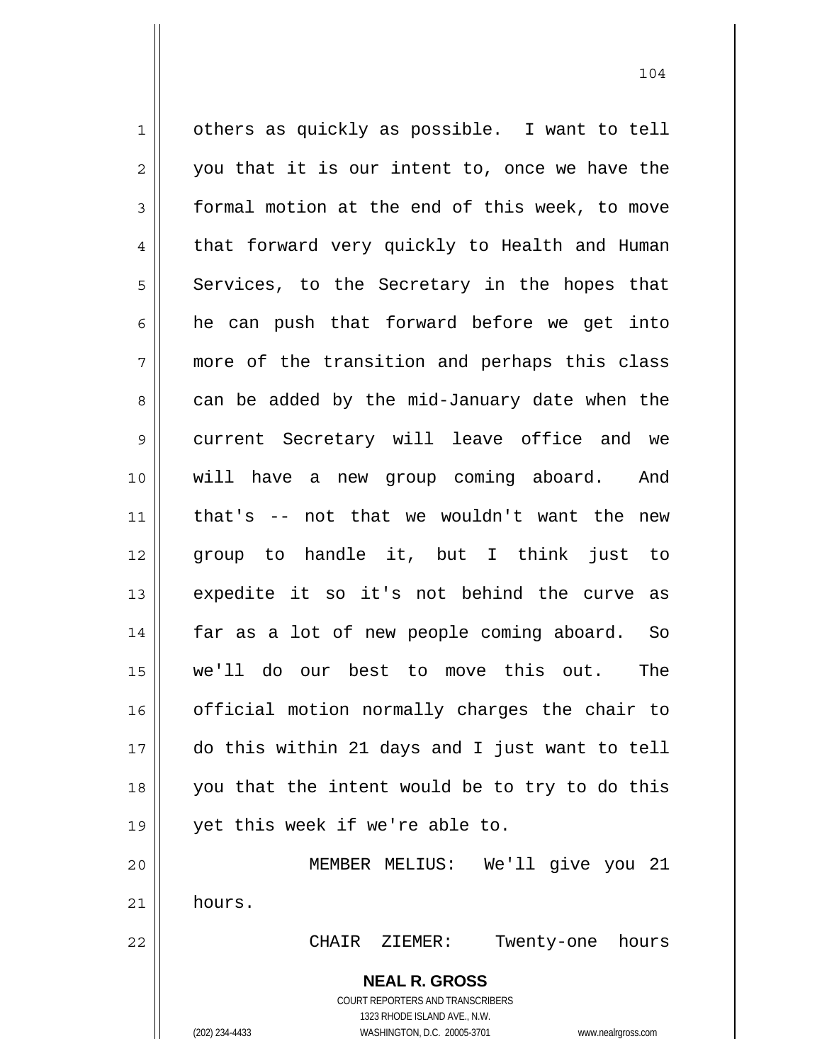others as quickly as possible. I want to tell you that it is our intent to, once we have the formal motion at the end of this week, to move that forward very quickly to Health and Human Services, to the Secretary in the hopes that he can push that forward before we get into more of the transition and perhaps this class can be added by the mid-January date when the current Secretary will leave office and we will have a new group coming aboard. And that's -- not that we wouldn't want the new group to handle it, but I think just to expedite it so it's not behind the curve as far as a lot of new people coming aboard. So we'll do our best to move this out. The official motion normally charges the chair to do this within 21 days and I just want to tell you that the intent would be to try to do this yet this week if we're able to.

MEMBER MELIUS: We'll give you 21 hours.

CHAIR ZIEMER: Twenty-one hours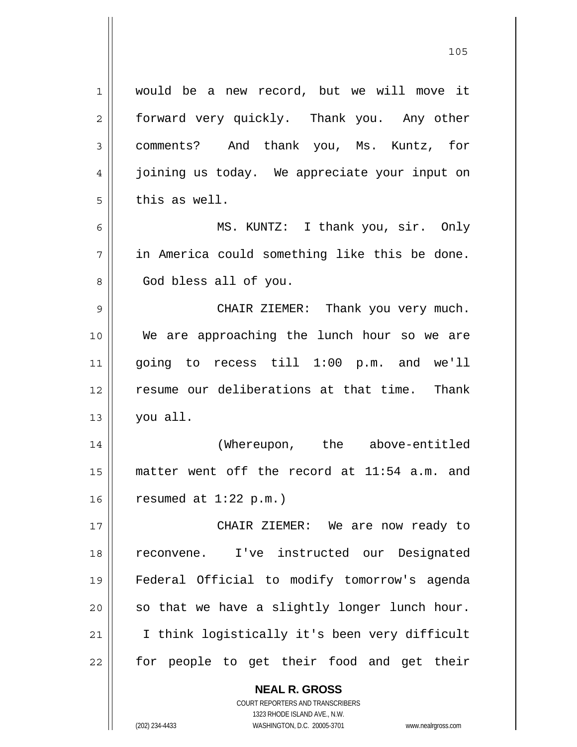would be a new record, but we will move it forward very quickly. Thank you. Any other comments? And thank you, Ms. Kuntz, for joining us today. We appreciate your input on this as well.

MS. KUNTZ: I thank you, sir. Only in America could something like this be done. God bless all of you.

CHAIR ZIEMER: Thank you very much. We are approaching the lunch hour so we are going to recess till 1:00 p.m. and we'll resume our deliberations at that time. Thank you all.

(Whereupon, the above-entitled matter went off the record at 11:54 a.m. and resumed at 1:22 p.m.)

CHAIR ZIEMER: We are now ready to reconvene. I've instructed our Designated Federal Official to modify tomorrow's agenda so that we have a slightly longer lunch hour. I think logistically it's been very difficult for people to get their food and get their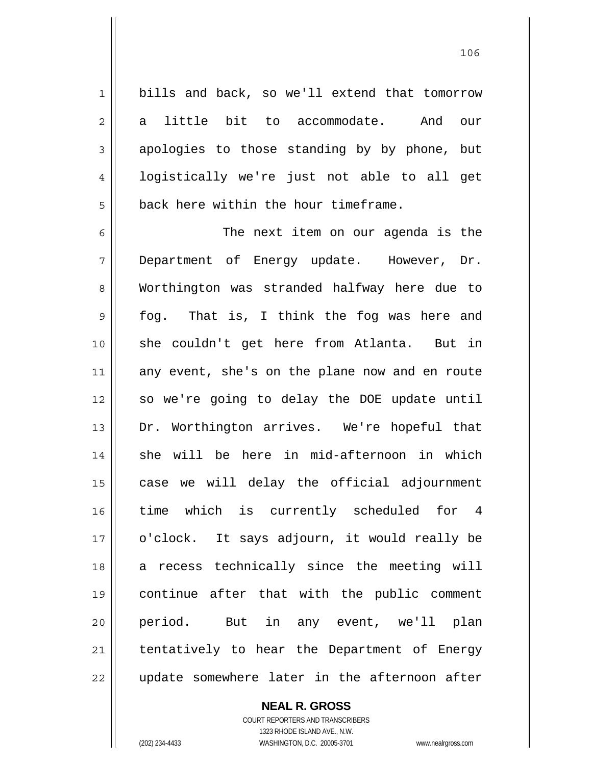bills and back, so we'll extend that tomorrow a little bit to accommodate. And our apologies to those standing by by phone, but logistically we're just not able to all get back here within the hour timeframe.

The next item on our agenda is the Department of Energy update. However, Dr. Worthington was stranded halfway here due to fog. That is, I think the fog was here and she couldn't get here from Atlanta. But in any event, she's on the plane now and en route so we're going to delay the DOE update until Dr. Worthington arrives. We're hopeful that she will be here in mid-afternoon in which case we will delay the official adjournment time which is currently scheduled for 4 o'clock. It says adjourn, it would really be a recess technically since the meeting will continue after that with the public comment period. But in any event, we'll plan tentatively to hear the Department of Energy update somewhere later in the afternoon after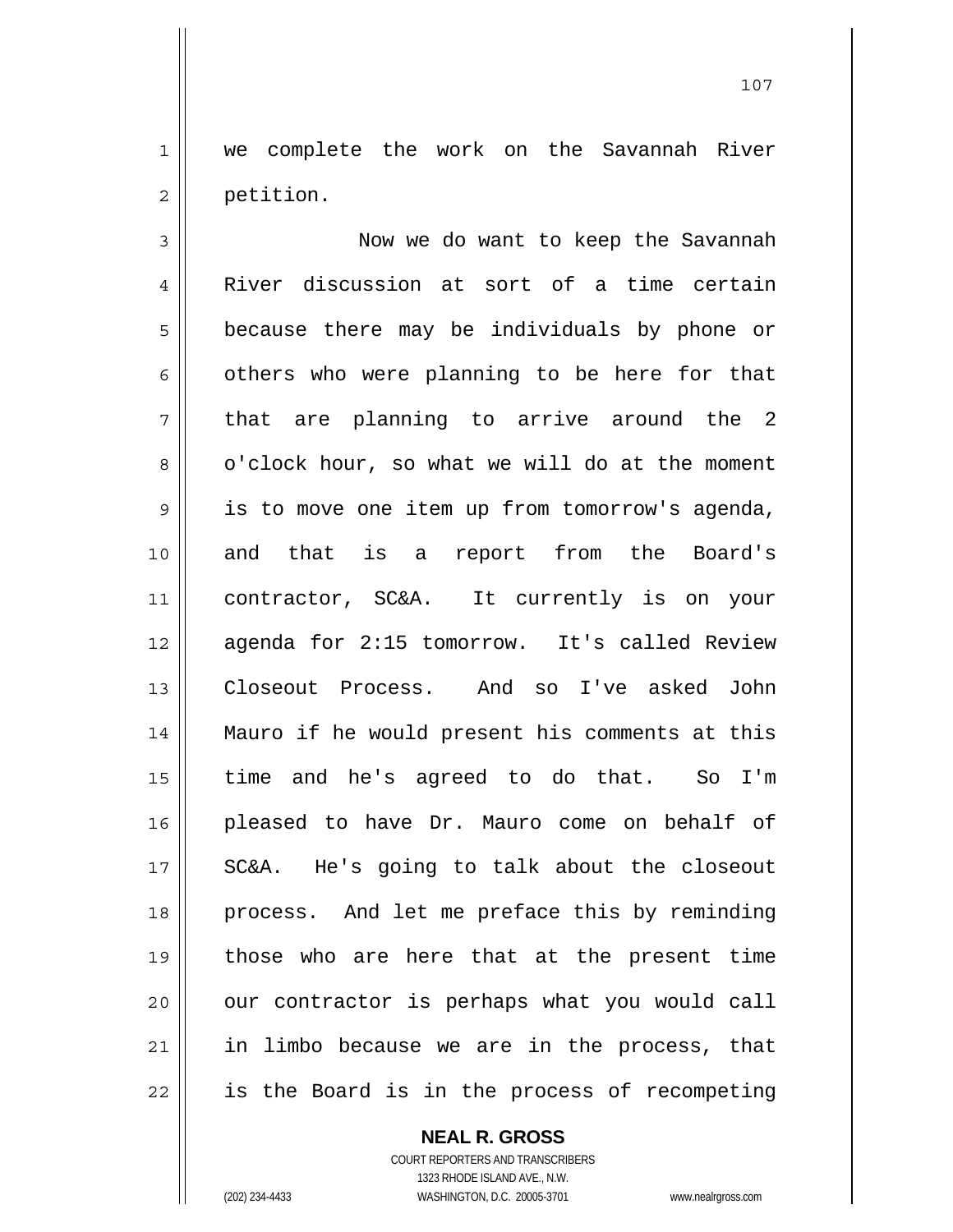we complete the work on the Savannah River petition.

Now we do want to keep the Savannah River discussion at sort of a time certain because there may be individuals by phone or others who were planning to be here for that that are planning to arrive around the 2 o'clock hour, so what we will do at the moment is to move one item up from tomorrow's agenda, and that is a report from the Board's contractor, SC&A. It currently is on your agenda for 2:15 tomorrow. It's called Review Closeout Process. And so I've asked John Mauro if he would present his comments at this time and he's agreed to do that. So I'm pleased to have Dr. Mauro come on behalf of SC&A. He's going to talk about the closeout process. And let me preface this by reminding those who are here that at the present time our contractor is perhaps what you would call in limbo because we are in the process, that is the Board is in the process of recompeting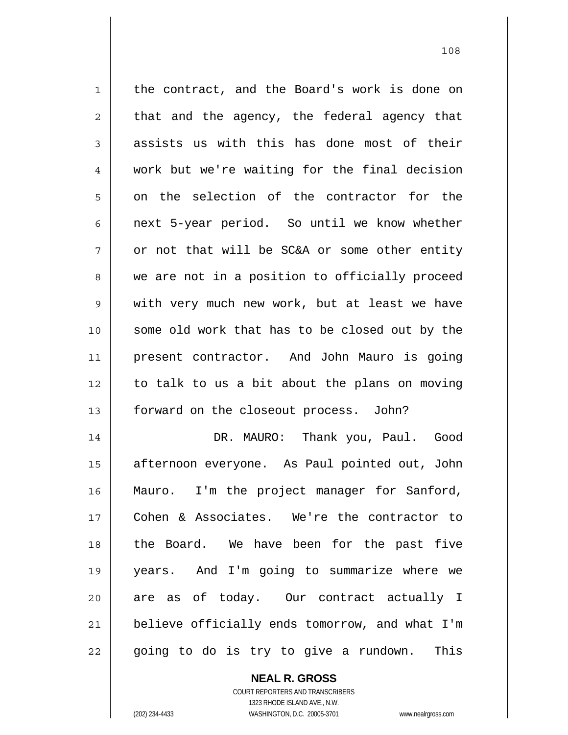the contract, and the Board's work is done on that and the agency, the federal agency that assists us with this has done most of their work but we're waiting for the final decision on the selection of the contractor for the next 5-year period. So until we know whether or not that will be SC&A or some other entity we are not in a position to officially proceed with very much new work, but at least we have some old work that has to be closed out by the present contractor. And John Mauro is going to talk to us a bit about the plans on moving forward on the closeout process. John?

DR. MAURO: Thank you, Paul. Good afternoon everyone. As Paul pointed out, John Mauro. I'm the project manager for Sanford, Cohen & Associates. We're the contractor to the Board. We have been for the past five years. And I'm going to summarize where we are as of today. Our contract actually I believe officially ends tomorrow, and what I'm going to do is try to give a rundown. This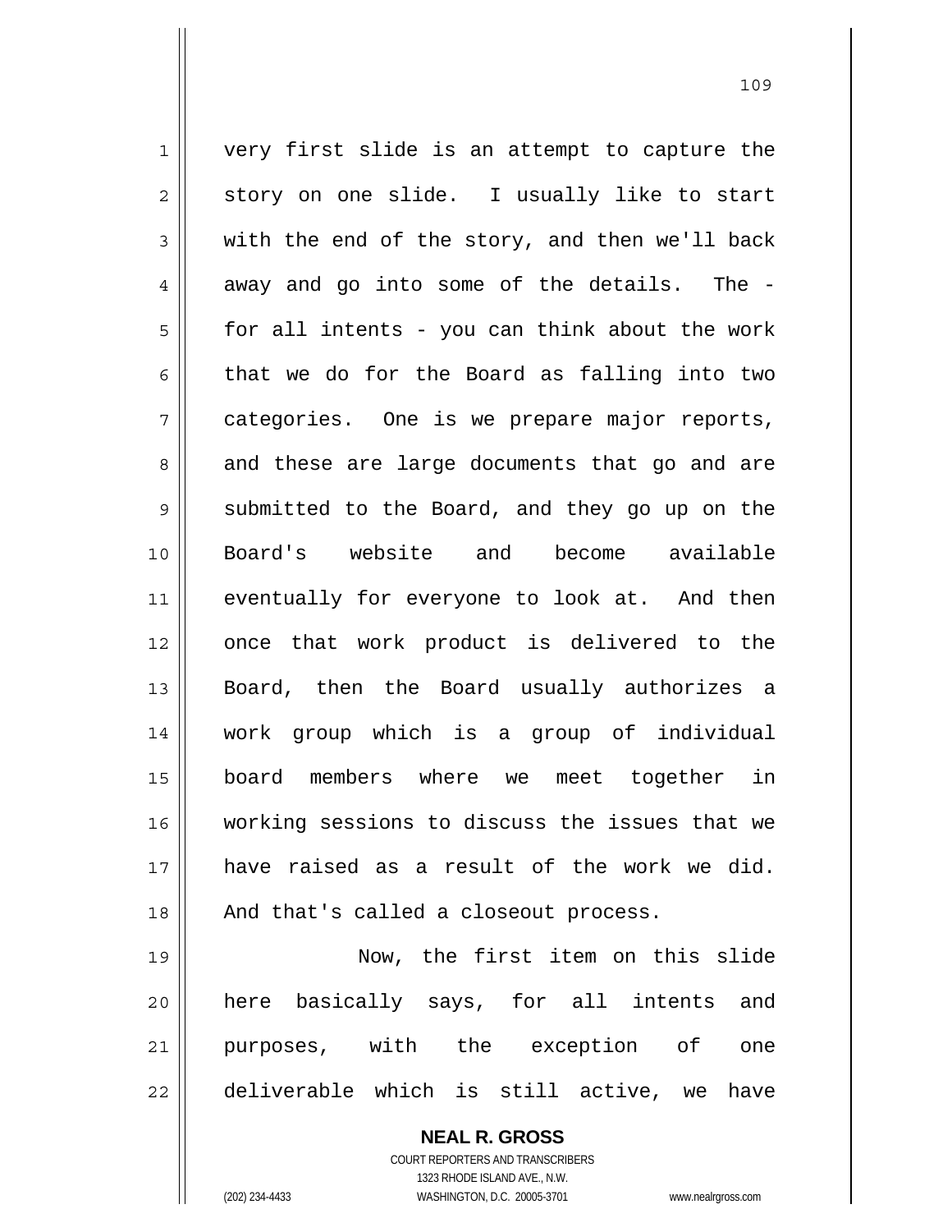very first slide is an attempt to capture the story on one slide. I usually like to start with the end of the story, and then we'll back away and go into some of the details. The - for all intents - you can think about the work that we do for the Board as falling into two categories. One is we prepare major reports, and these are large documents that go and are submitted to the Board, and they go up on the Board's website and become available eventually for everyone to look at. And then once that work product is delivered to the Board, then the Board usually authorizes a work group which is a group of individual board members where we meet together in working sessions to discuss the issues that we have raised as a result of the work we did. And that's called a closeout process.

Now, the first item on this slide here basically says, for all intents and purposes, with the exception of one deliverable which is still active, we have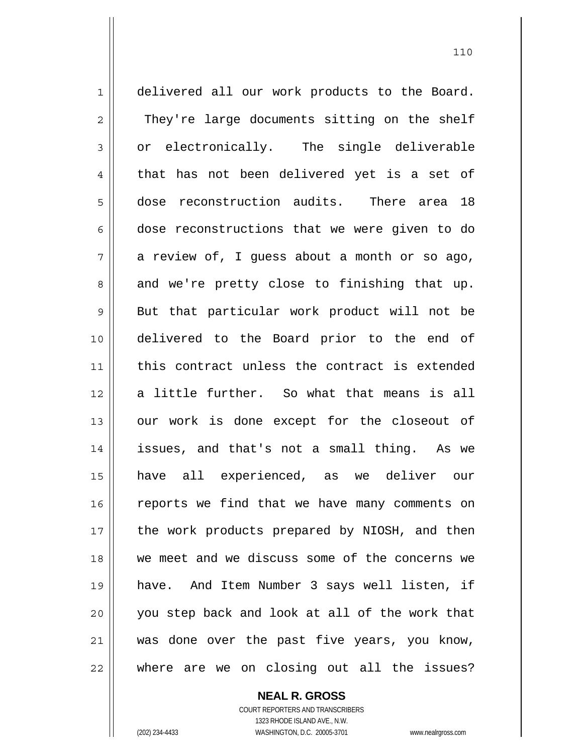delivered all our work products to the Board. They're large documents sitting on the shelf or electronically. The single deliverable that has not been delivered yet is a set of dose reconstruction audits. There area 18 dose reconstructions that we were given to do a review of, I guess about a month or so ago, and we're pretty close to finishing that up. But that particular work product will not be delivered to the Board prior to the end of this contract unless the contract is extended a little further. So what that means is all our work is done except for the closeout of issues, and that's not a small thing. As we have all experienced, as we deliver our reports we find that we have many comments on the work products prepared by NIOSH, and then we meet and we discuss some of the concerns we have. And Item Number 3 says well listen, if you step back and look at all of the work that was done over the past five years, you know, where are we on closing out all the issues?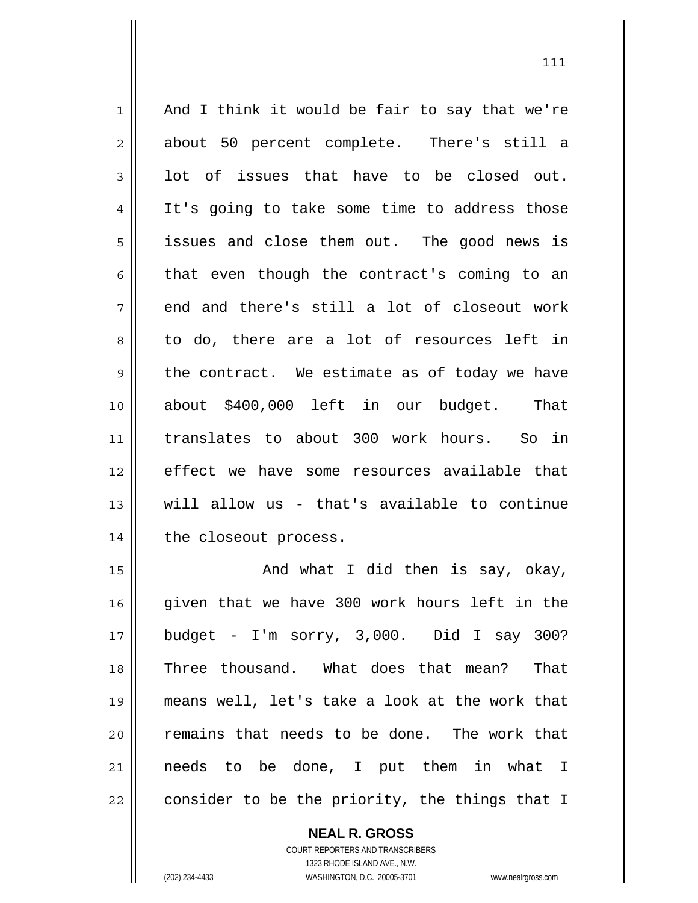And I think it would be fair to say that we're about 50 percent complete. There's still a lot of issues that have to be closed out. It's going to take some time to address those issues and close them out. The good news is that even though the contract's coming to an end and there's still a lot of closeout work to do, there are a lot of resources left in the contract. We estimate as of today we have about $400,000 left in our budget. That translates to about 300 work hours. So in effect we have some resources available that will allow us - that's available to continue the closeout process.

And what I did then is say, okay, given that we have 300 work hours left in the budget - I'm sorry, 3,000. Did I say 300? Three thousand. What does that mean? That means well, let's take a look at the work that remains that needs to be done. The work that needs to be done, I put them in what I consider to be the priority, the things that I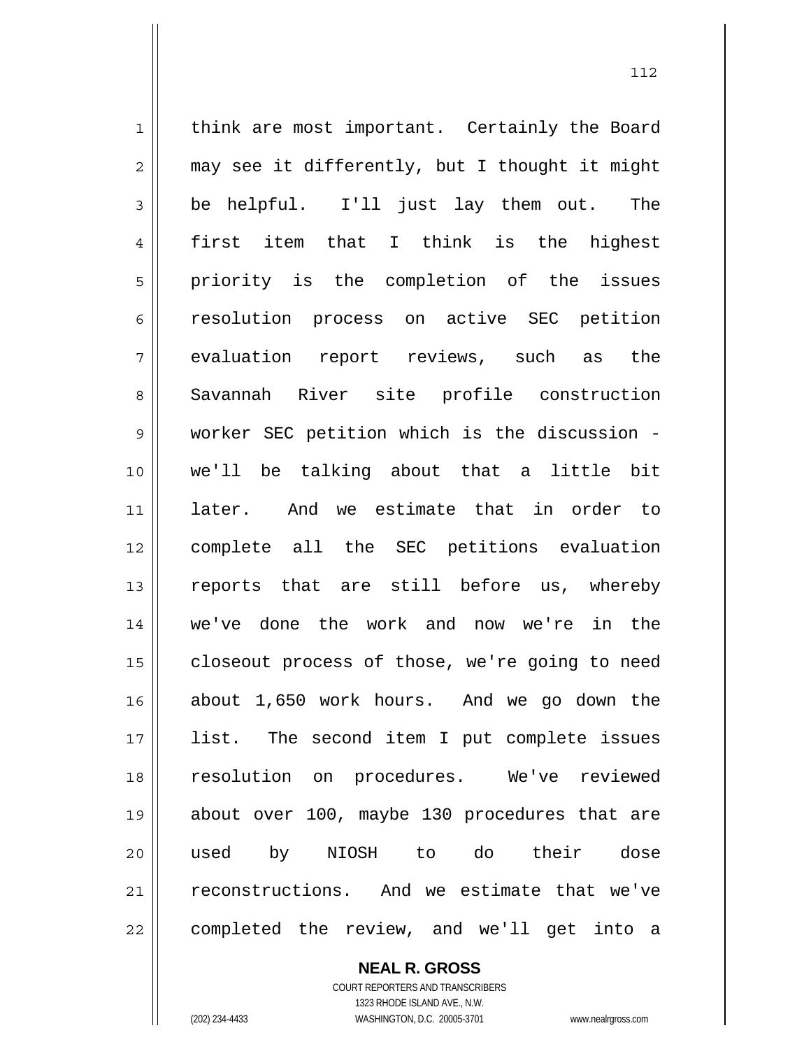think are most important. Certainly the Board may see it differently, but I thought it might be helpful. I'll just lay them out. The first item that I think is the highest priority is the completion of the issues resolution process on active SEC petition evaluation report reviews, such as the Savannah River site profile construction worker SEC petition which is the discussion - we'll be talking about that a little bit later. And we estimate that in order to complete all the SEC petitions evaluation reports that are still before us, whereby we've done the work and now we're in the closeout process of those, we're going to need about 1,650 work hours. And we go down the list. The second item I put complete issues resolution on procedures. We've reviewed about over 100, maybe 130 procedures that are used by NIOSH to do their dose reconstructions. And we estimate that we've completed the review, and we'll get into a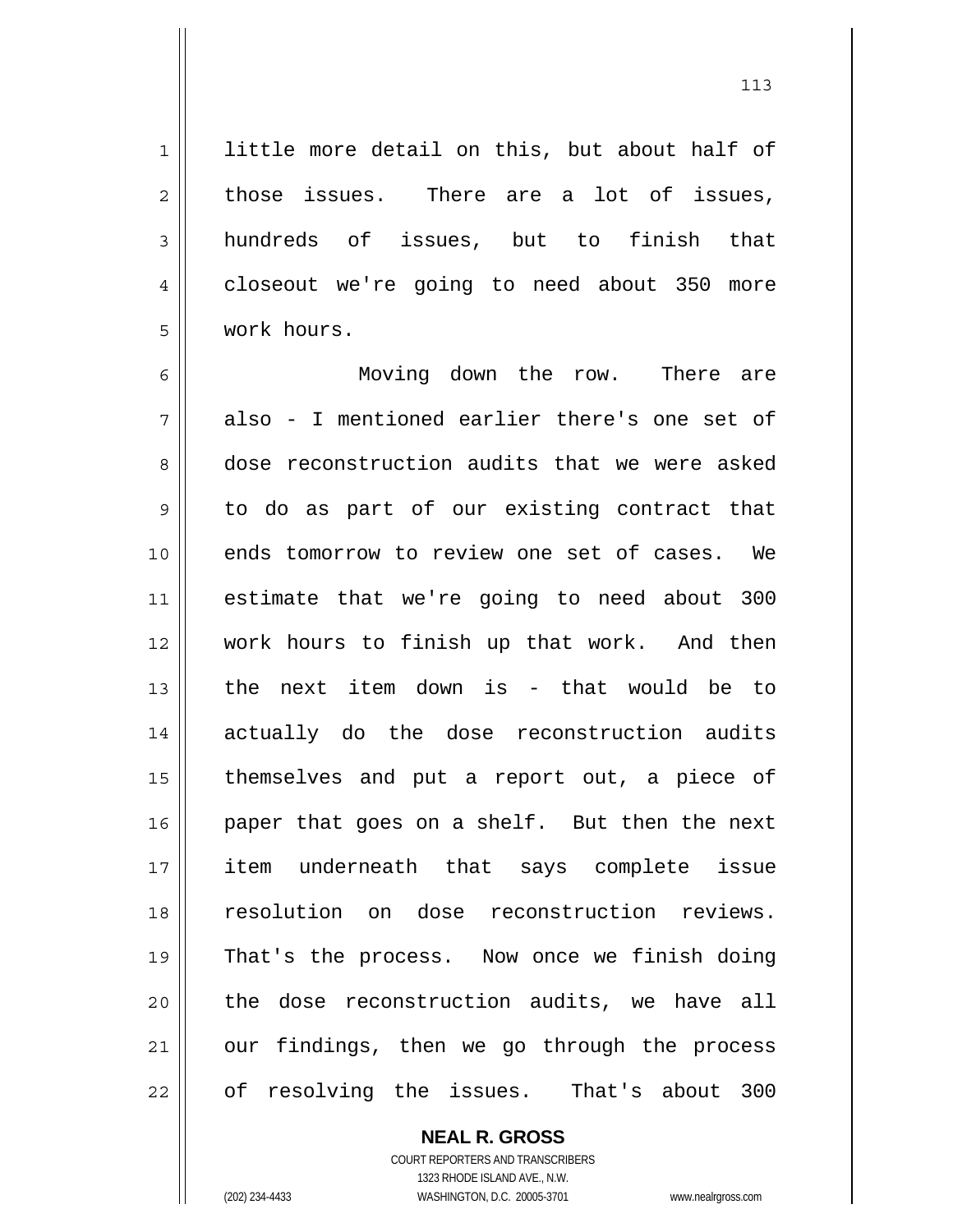little more detail on this, but about half of those issues. There are a lot of issues, hundreds of issues, but to finish that closeout we're going to need about 350 more work hours.

Moving down the row. There are also - I mentioned earlier there's one set of dose reconstruction audits that we were asked to do as part of our existing contract that ends tomorrow to review one set of cases. We estimate that we're going to need about 300 work hours to finish up that work. And then the next item down is - that would be to actually do the dose reconstruction audits themselves and put a report out, a piece of paper that goes on a shelf. But then the next item underneath that says complete issue resolution on dose reconstruction reviews. That's the process. Now once we finish doing the dose reconstruction audits, we have all our findings, then we go through the process of resolving the issues. That's about 300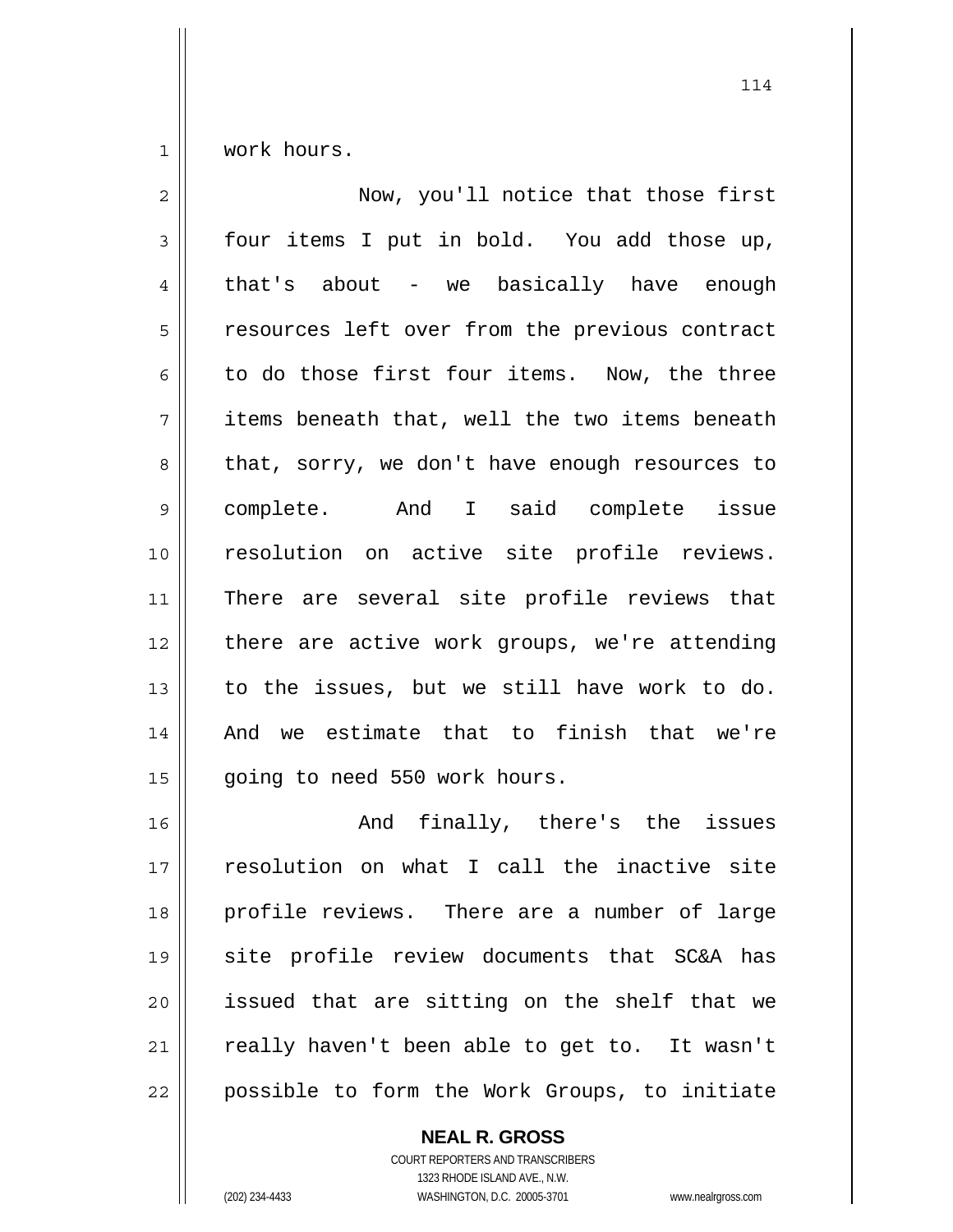work hours.

Now, you'll notice that those first four items I put in bold. You add those up, that's about - we basically have enough resources left over from the previous contract to do those first four items. Now, the three items beneath that, well the two items beneath that, sorry, we don't have enough resources to complete. And I said complete issue resolution on active site profile reviews. There are several site profile reviews that there are active work groups, we're attending to the issues, but we still have work to do. And we estimate that to finish that we're going to need 550 work hours.

And finally, there's the issues resolution on what I call the inactive site profile reviews. There are a number of large site profile review documents that SC&A has issued that are sitting on the shelf that we really haven't been able to get to. It wasn't possible to form the Work Groups, to initiate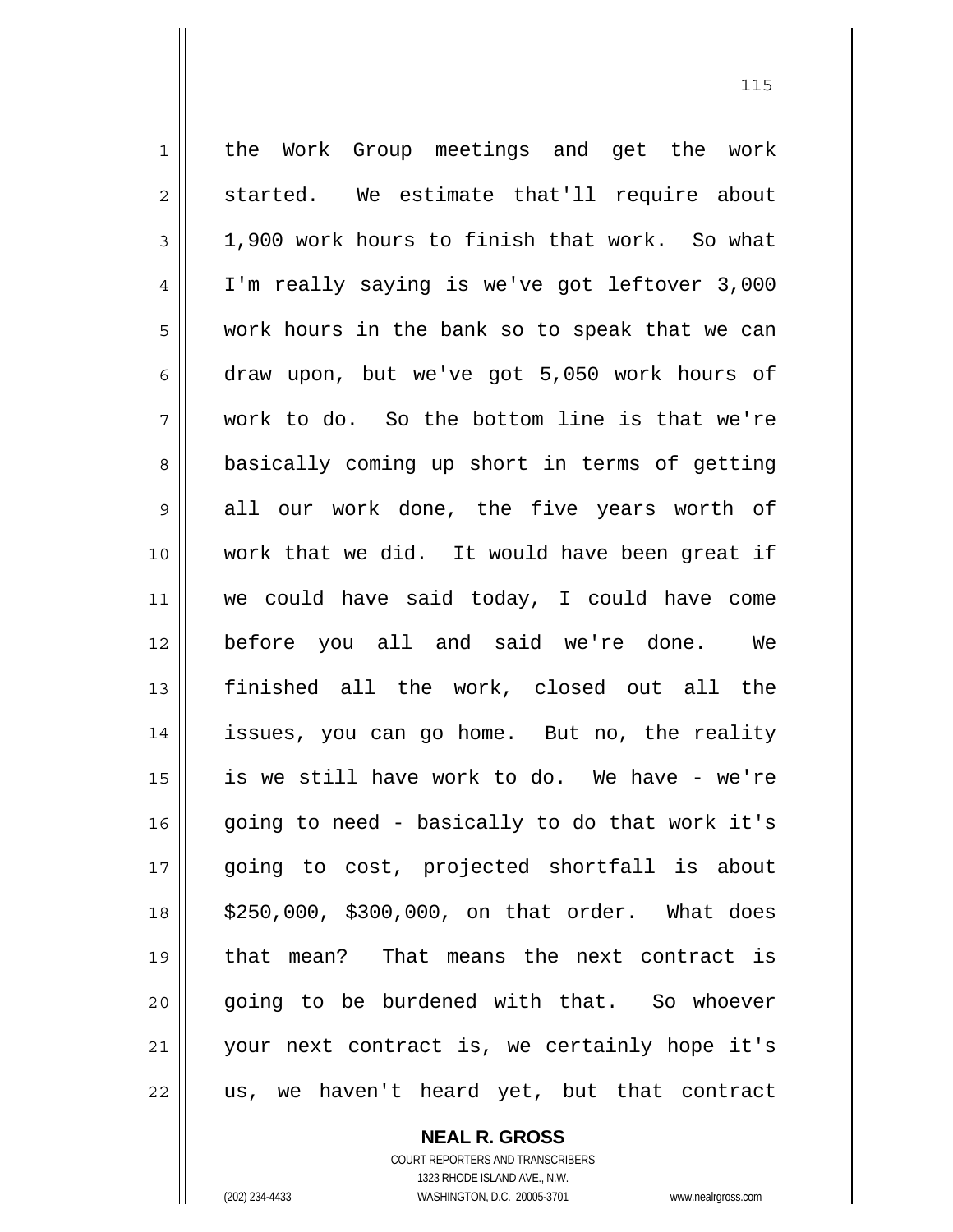the Work Group meetings and get the work started. We estimate that'll require about 1,900 work hours to finish that work. So what I'm really saying is we've got leftover 3,000 work hours in the bank so to speak that we can draw upon, but we've got 5,050 work hours of work to do. So the bottom line is that we're basically coming up short in terms of getting all our work done, the five years worth of work that we did. It would have been great if we could have said today, I could have come before you all and said we're done. We finished all the work, closed out all the issues, you can go home. But no, the reality is we still have work to do. We have - we're going to need - basically to do that work it's going to cost, projected shortfall is about $250,000, $300,000, on that order. What does that mean? That means the next contract is going to be burdened with that. So whoever your next contract is, we certainly hope it's us, we haven't heard yet, but that contract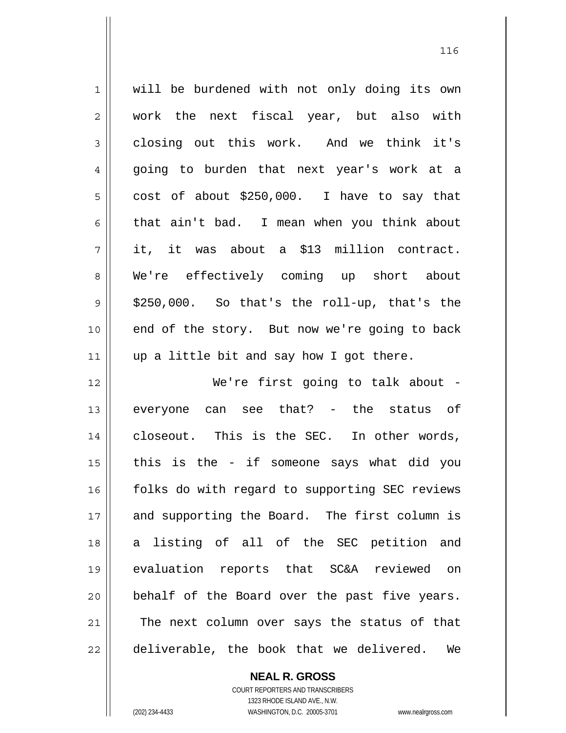will be burdened with not only doing its own work the next fiscal year, but also with closing out this work. And we think it's going to burden that next year's work at a cost of about $250,000. I have to say that that ain't bad. I mean when you think about it, it was about a $13 million contract. We're effectively coming up short about $250,000. So that's the roll-up, that's the end of the story. But now we're going to back up a little bit and say how I got there.

We're first going to talk about - everyone can see that? - the status of closeout. This is the SEC. In other words, this is the - if someone says what did you folks do with regard to supporting SEC reviews and supporting the Board. The first column is a listing of all of the SEC petition and evaluation reports that SC&A reviewed on behalf of the Board over the past five years. The next column over says the status of that deliverable, the book that we delivered. We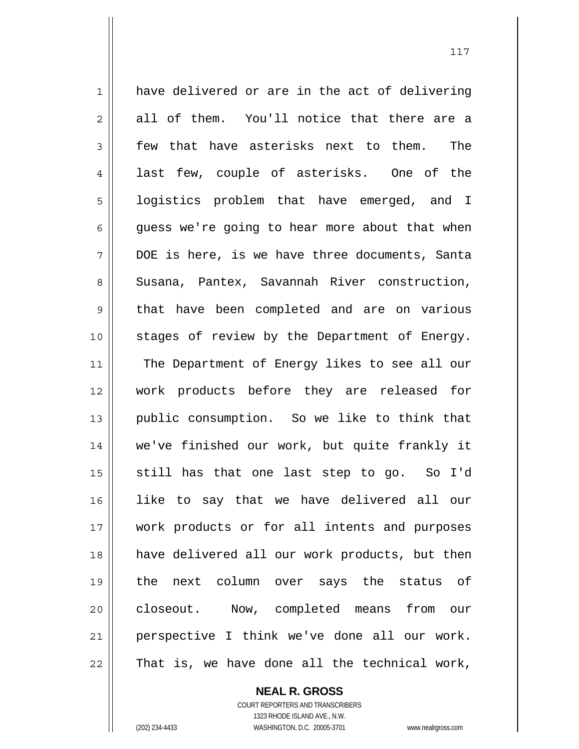have delivered or are in the act of delivering all of them. You'll notice that there are a few that have asterisks next to them. The last few, couple of asterisks. One of the logistics problem that have emerged, and I guess we're going to hear more about that when DOE is here, is we have three documents, Santa Susana, Pantex, Savannah River construction, that have been completed and are on various stages of review by the Department of Energy. The Department of Energy likes to see all our work products before they are released for public consumption. So we like to think that we've finished our work, but quite frankly it still has that one last step to go. So I'd like to say that we have delivered all our work products or for all intents and purposes have delivered all our work products, but then the next column over says the status of closeout. Now, completed means from our perspective I think we've done all our work. That is, we have done all the technical work,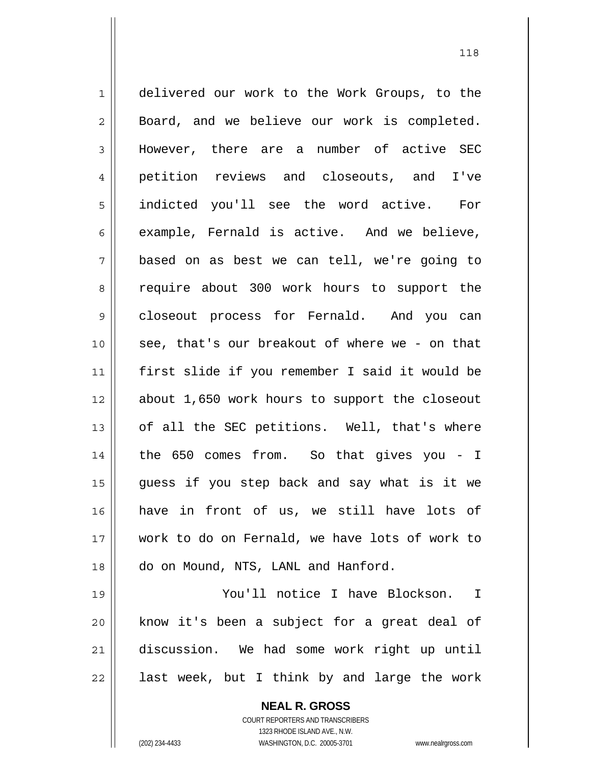delivered our work to the Work Groups, to the Board, and we believe our work is completed. However, there are a number of active SEC petition reviews and closeouts, and I've indicted you'll see the word active. For example, Fernald is active. And we believe, based on as best we can tell, we're going to require about 300 work hours to support the closeout process for Fernald. And you can see, that's our breakout of where we - on that first slide if you remember I said it would be about 1,650 work hours to support the closeout of all the SEC petitions. Well, that's where the 650 comes from. So that gives you - I guess if you step back and say what is it we have in front of us, we still have lots of work to do on Fernald, we have lots of work to do on Mound, NTS, LANL and Hanford.

You'll notice I have Blockson. I know it's been a subject for a great deal of discussion. We had some work right up until last week, but I think by and large the work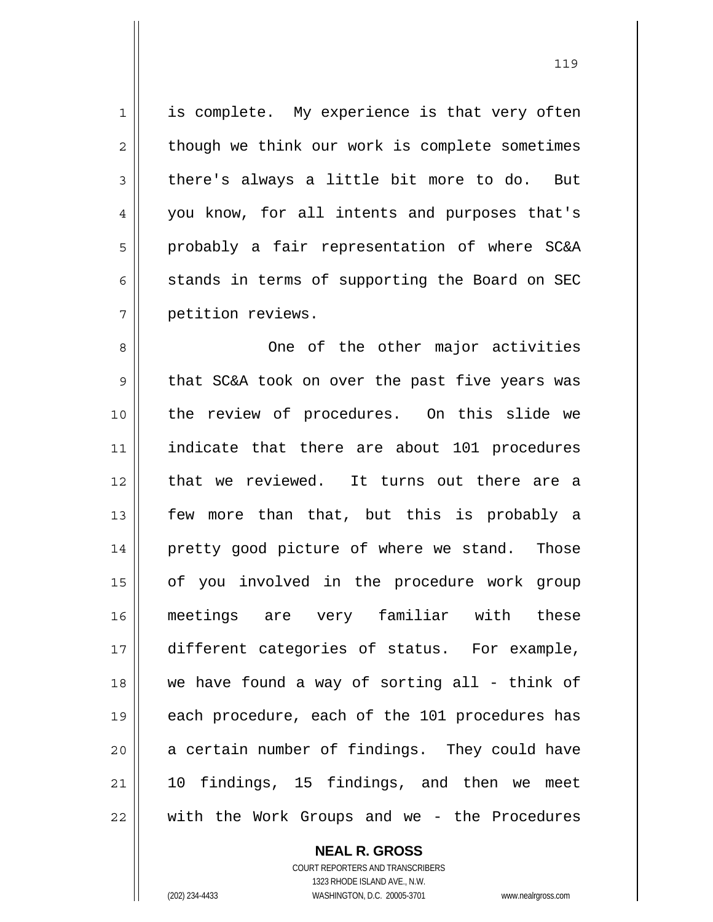is complete. My experience is that very often though we think our work is complete sometimes there's always a little bit more to do. But you know, for all intents and purposes that's probably a fair representation of where SC&A stands in terms of supporting the Board on SEC petition reviews.

One of the other major activities that SC&A took on over the past five years was the review of procedures. On this slide we indicate that there are about 101 procedures that we reviewed. It turns out there are a few more than that, but this is probably a pretty good picture of where we stand. Those of you involved in the procedure work group meetings are very familiar with these different categories of status. For example, we have found a way of sorting all - think of each procedure, each of the 101 procedures has a certain number of findings. They could have 10 findings, 15 findings, and then we meet with the Work Groups and we - the Procedures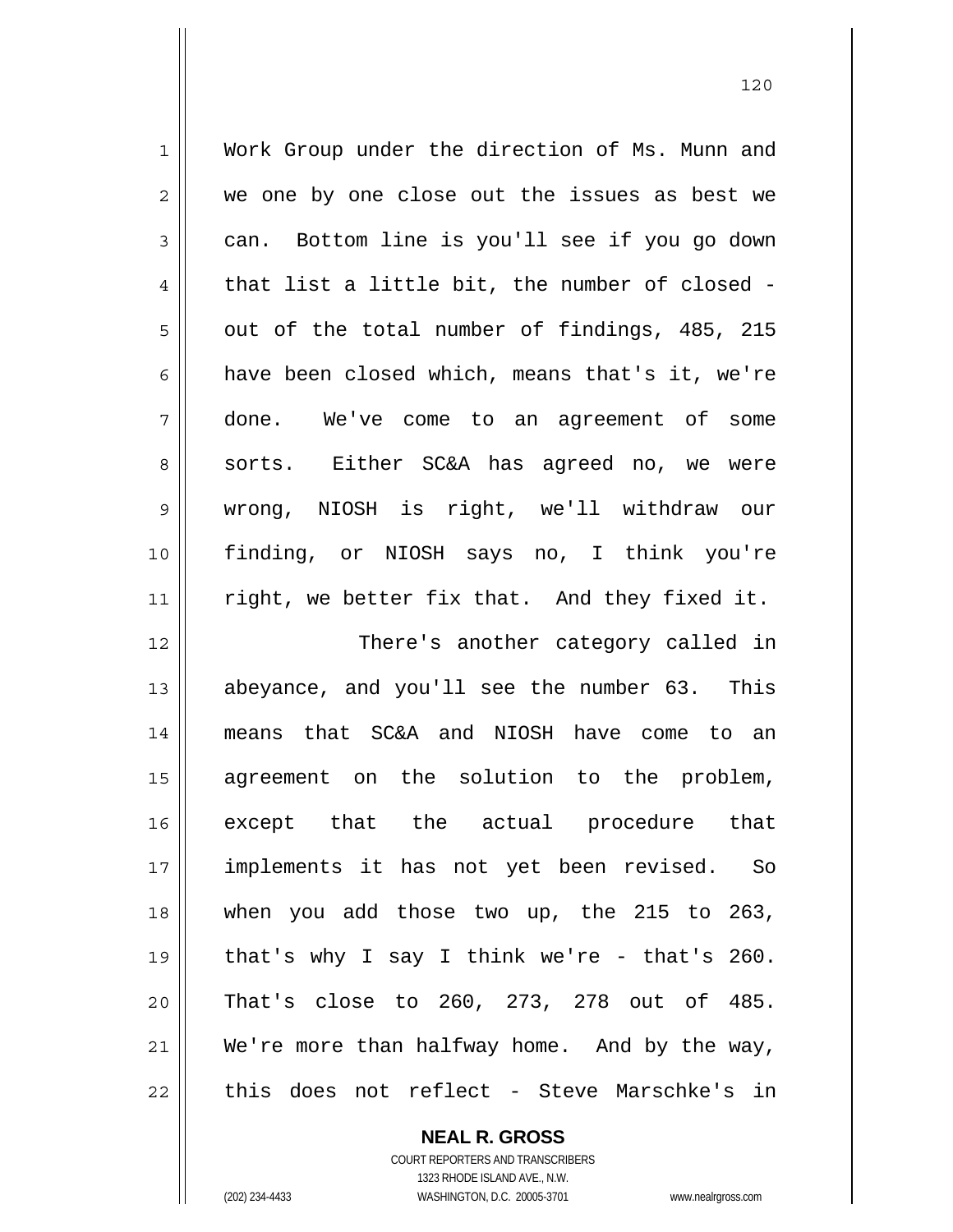Work Group under the direction of Ms. Munn and we one by one close out the issues as best we can. Bottom line is you'll see if you go down that list a little bit, the number of closed - out of the total number of findings, 485, 215 have been closed which, means that's it, we're done. We've come to an agreement of some sorts. Either SC&A has agreed no, we were wrong, NIOSH is right, we'll withdraw our finding, or NIOSH says no, I think you're right, we better fix that. And they fixed it.

There's another category called in abeyance, and you'll see the number 63. This means that SC&A and NIOSH have come to an agreement on the solution to the problem, except that the actual procedure that implements it has not yet been revised. So when you add those two up, the 215 to 263, that's why I say I think we're - that's 260. That's close to 260, 273, 278 out of 485. We're more than halfway home. And by the way, this does not reflect - Steve Marschke's in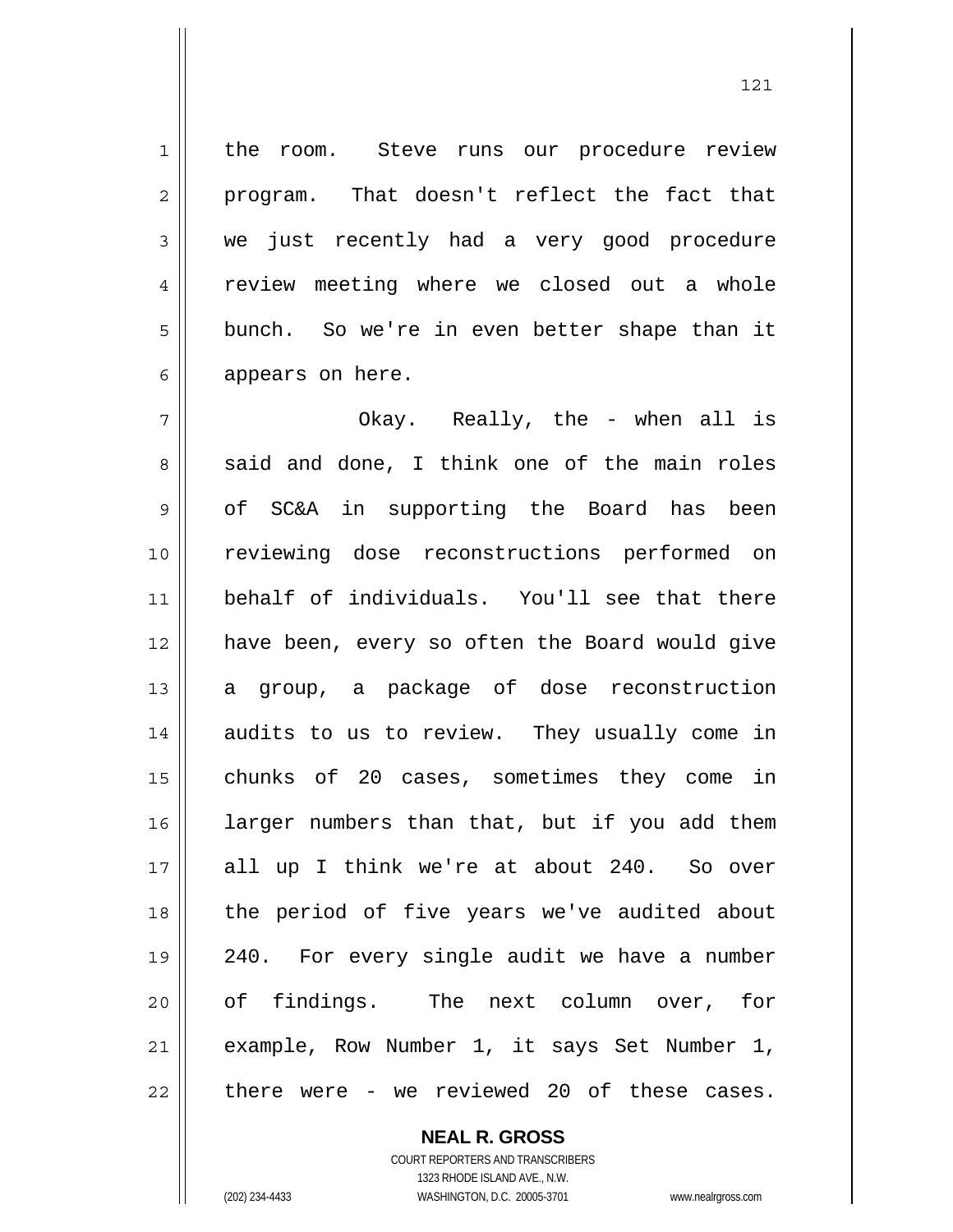the room. Steve runs our procedure review program. That doesn't reflect the fact that we just recently had a very good procedure review meeting where we closed out a whole bunch. So we're in even better shape than it appears on here.

Okay. Really, the - when all is said and done, I think one of the main roles of SC&A in supporting the Board has been reviewing dose reconstructions performed on behalf of individuals. You'll see that there have been, every so often the Board would give a group, a package of dose reconstruction audits to us to review. They usually come in chunks of 20 cases, sometimes they come in larger numbers than that, but if you add them all up I think we're at about 240. So over the period of five years we've audited about 240. For every single audit we have a number of findings. The next column over, for example, Row Number 1, it says Set Number 1, there were - we reviewed 20 of these cases.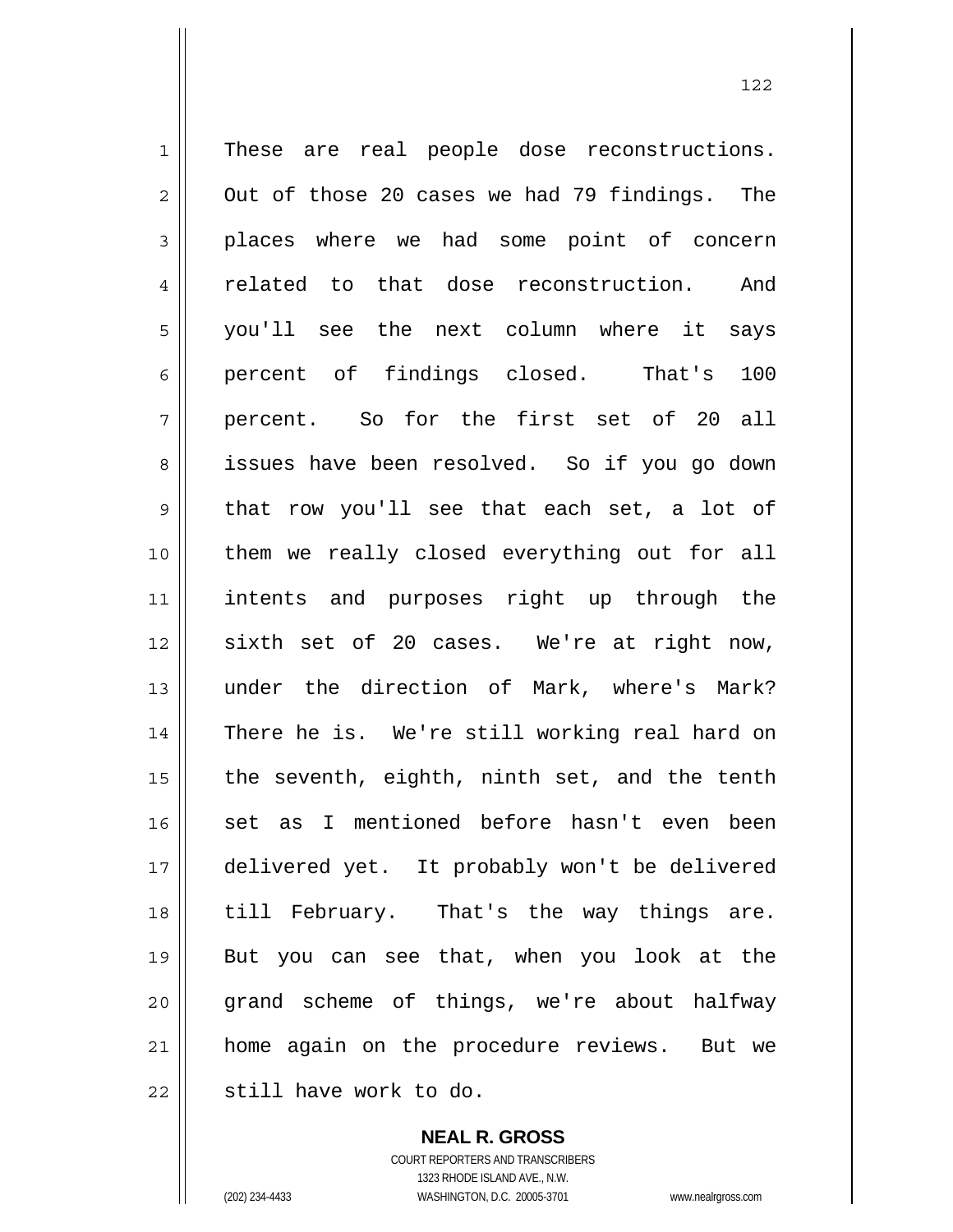These are real people dose reconstructions. Out of those 20 cases we had 79 findings. The places where we had some point of concern related to that dose reconstruction. And you'll see the next column where it says percent of findings closed. That's 100 percent. So for the first set of 20 all issues have been resolved. So if you go down that row you'll see that each set, a lot of them we really closed everything out for all intents and purposes right up through the sixth set of 20 cases. We're at right now, under the direction of Mark, where's Mark? There he is. We're still working real hard on the seventh, eighth, ninth set, and the tenth set as I mentioned before hasn't even been delivered yet. It probably won't be delivered till February. That's the way things are. But you can see that, when you look at the grand scheme of things, we're about halfway home again on the procedure reviews. But we still have work to do.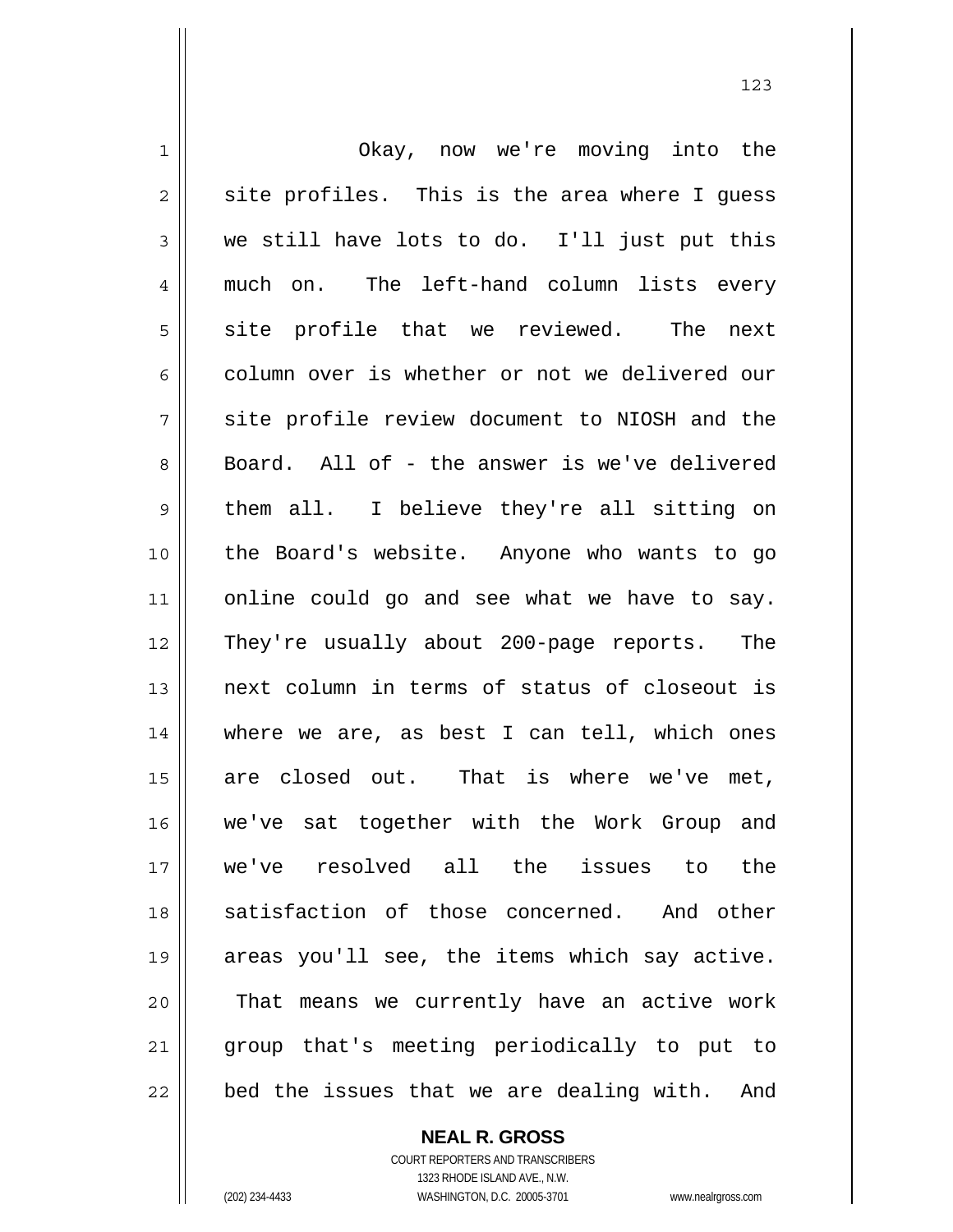Okay, now we're moving into the site profiles. This is the area where I guess we still have lots to do. I'll just put this much on. The left-hand column lists every site profile that we reviewed. The next column over is whether or not we delivered our site profile review document to NIOSH and the Board. All of - the answer is we've delivered them all. I believe they're all sitting on the Board's website. Anyone who wants to go online could go and see what we have to say. They're usually about 200-page reports. The next column in terms of status of closeout is where we are, as best I can tell, which ones are closed out. That is where we've met, we've sat together with the Work Group and we've resolved all the issues to the satisfaction of those concerned. And other areas you'll see, the items which say active. That means we currently have an active work group that's meeting periodically to put to bed the issues that we are dealing with. And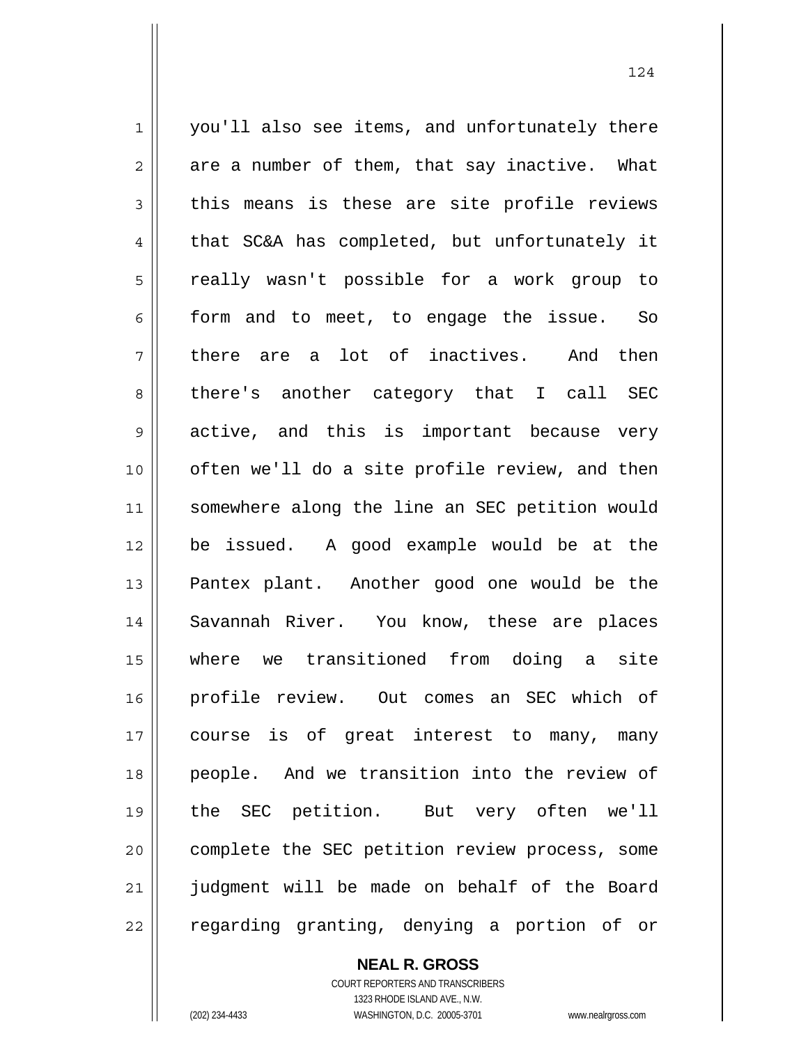you'll also see items, and unfortunately there are a number of them, that say inactive. What this means is these are site profile reviews that SC&A has completed, but unfortunately it really wasn't possible for a work group to form and to meet, to engage the issue. So there are a lot of inactives. And then there's another category that I call SEC active, and this is important because very often we'll do a site profile review, and then somewhere along the line an SEC petition would be issued. A good example would be at the Pantex plant. Another good one would be the Savannah River. You know, these are places where we transitioned from doing a site profile review. Out comes an SEC which of course is of great interest to many, many people. And we transition into the review of the SEC petition. But very often we'll complete the SEC petition review process, some judgment will be made on behalf of the Board regarding granting, denying a portion of or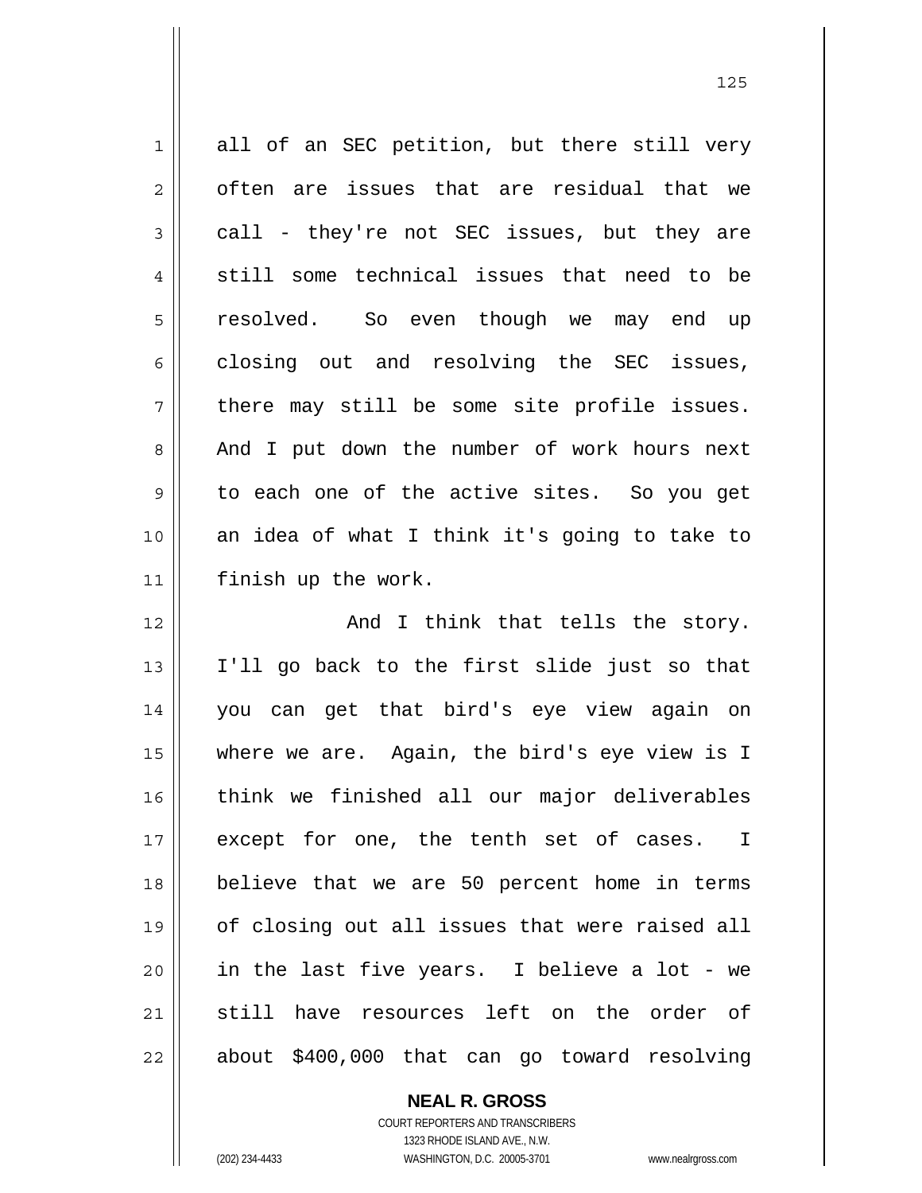all of an SEC petition, but there still very often are issues that are residual that we call - they're not SEC issues, but they are still some technical issues that need to be resolved. So even though we may end up closing out and resolving the SEC issues, there may still be some site profile issues. And I put down the number of work hours next to each one of the active sites. So you get an idea of what I think it's going to take to finish up the work.

And I think that tells the story. I'll go back to the first slide just so that you can get that bird's eye view again on where we are. Again, the bird's eye view is I think we finished all our major deliverables except for one, the tenth set of cases. I believe that we are 50 percent home in terms of closing out all issues that were raised all in the last five years. I believe a lot - we still have resources left on the order of about $400,000 that can go toward resolving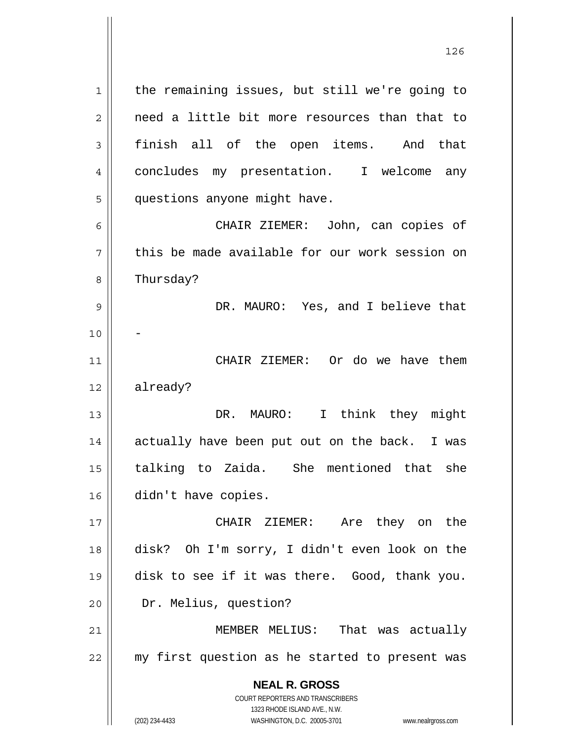the remaining issues, but still we're going to need a little bit more resources than that to finish all of the open items. And that concludes my presentation. I welcome any questions anyone might have.

CHAIR ZIEMER: John, can copies of this be made available for our work session on Thursday?

DR. MAURO: Yes, and I believe that -

CHAIR ZIEMER: Or do we have them already?

DR. MAURO: I think they might actually have been put out on the back. I was talking to Zaida. She mentioned that she didn't have copies.

CHAIR ZIEMER: Are they on the disk? Oh I'm sorry, I didn't even look on the disk to see if it was there. Good, thank you. Dr. Melius, question?

MEMBER MELIUS: That was actually my first question as he started to present was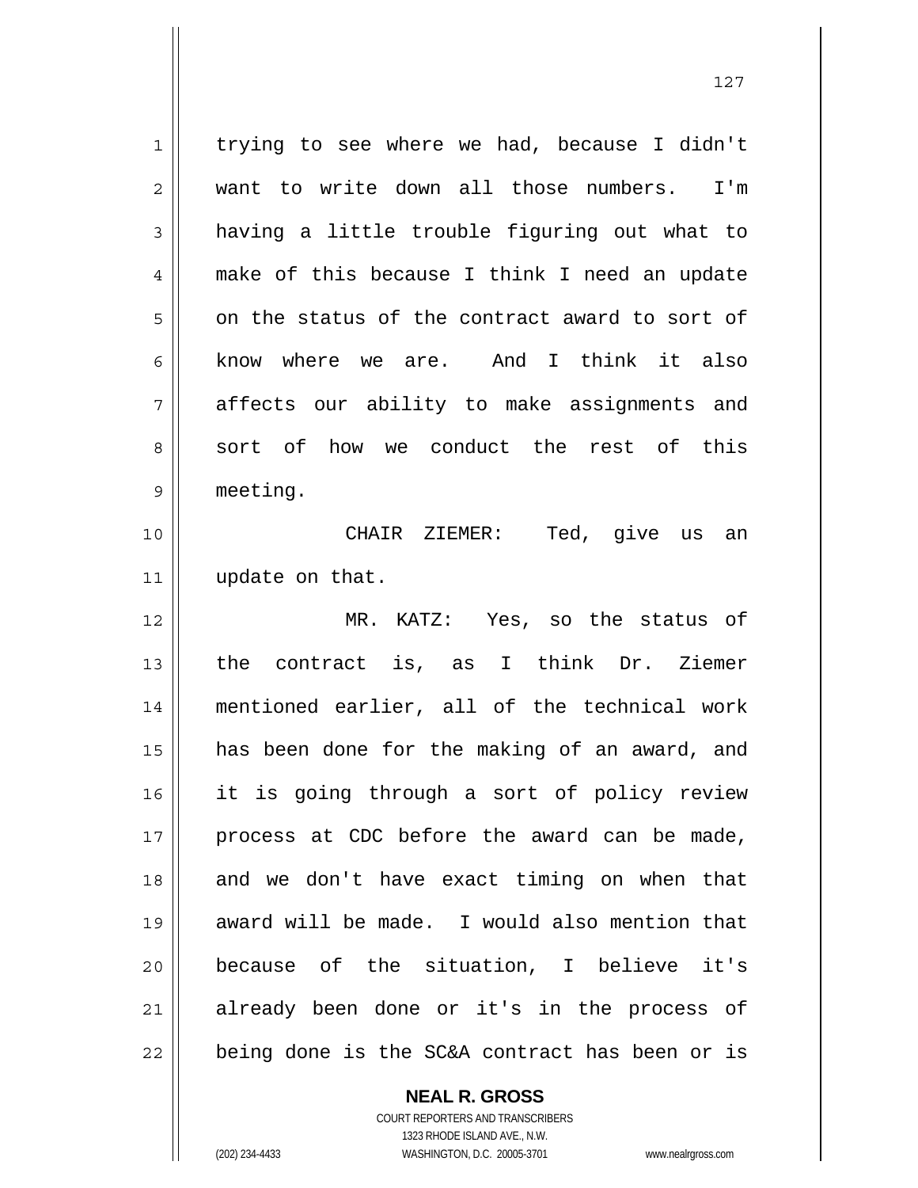trying to see where we had, because I didn't want to write down all those numbers. I'm having a little trouble figuring out what to make of this because I think I need an update on the status of the contract award to sort of know where we are. And I think it also affects our ability to make assignments and sort of how we conduct the rest of this meeting.

CHAIR ZIEMER: Ted, give us an update on that.

MR. KATZ: Yes, so the status of the contract is, as I think Dr. Ziemer mentioned earlier, all of the technical work has been done for the making of an award, and it is going through a sort of policy review process at CDC before the award can be made, and we don't have exact timing on when that award will be made. I would also mention that because of the situation, I believe it's already been done or it's in the process of being done is the SC&A contract has been or is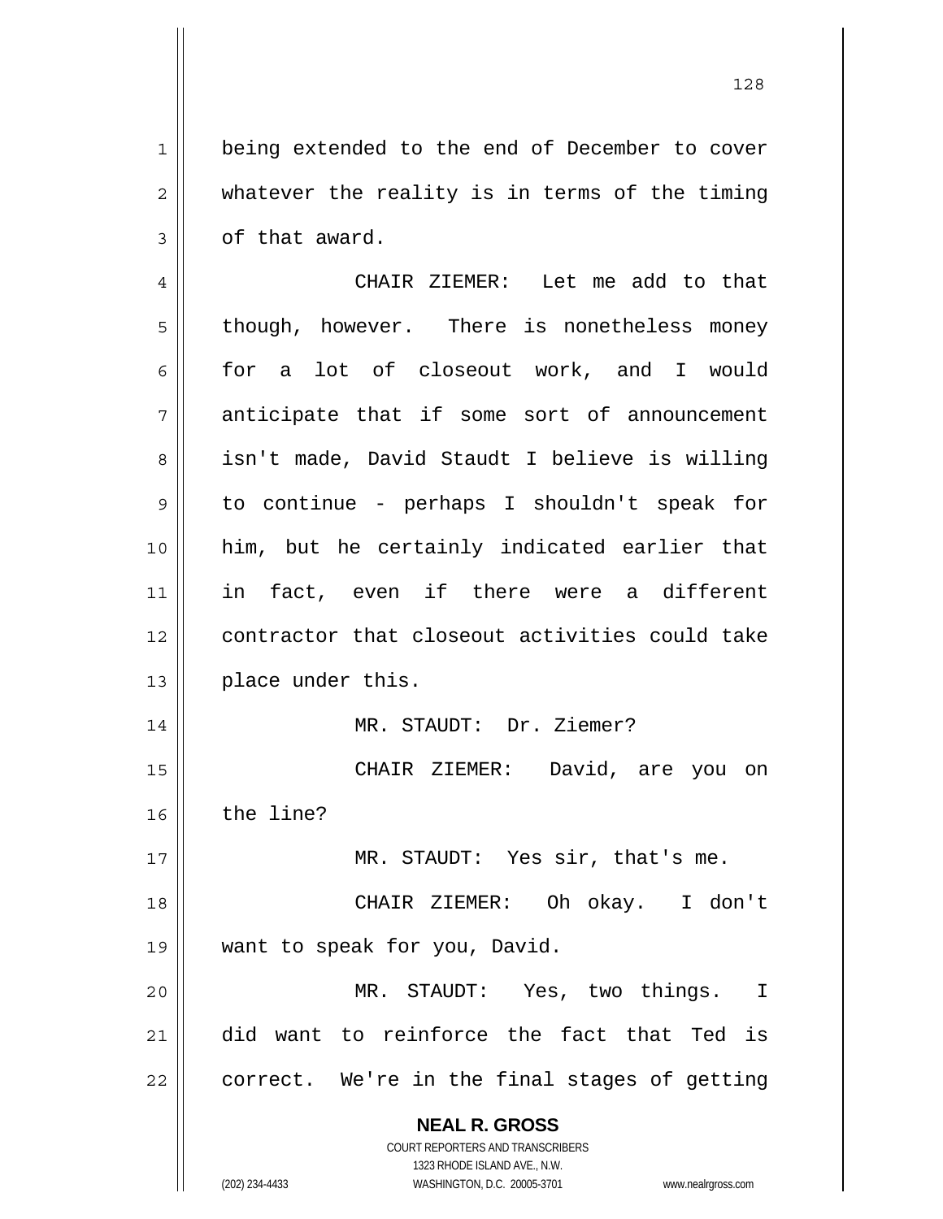being extended to the end of December to cover whatever the reality is in terms of the timing of that award.

CHAIR ZIEMER: Let me add to that though, however. There is nonetheless money for a lot of closeout work, and I would anticipate that if some sort of announcement isn't made, David Staudt I believe is willing to continue - perhaps I shouldn't speak for him, but he certainly indicated earlier that in fact, even if there were a different contractor that closeout activities could take place under this.

MR. STAUDT: Dr. Ziemer?

CHAIR ZIEMER: David, are you on the line?

MR. STAUDT: Yes sir, that's me.

CHAIR ZIEMER: Oh okay. I don't want to speak for you, David.

MR. STAUDT: Yes, two things. I did want to reinforce the fact that Ted is correct. We're in the final stages of getting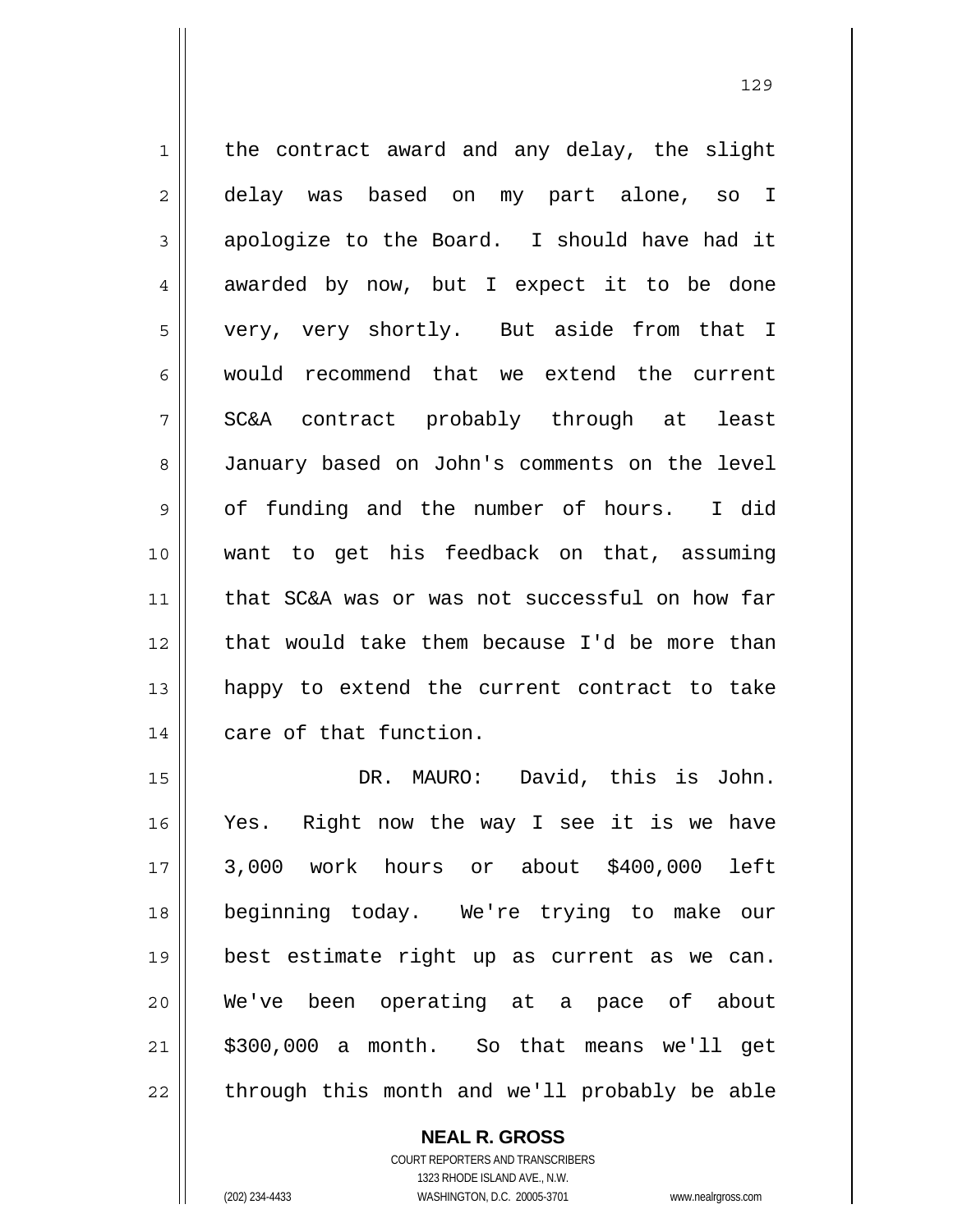the contract award and any delay, the slight delay was based on my part alone, so I apologize to the Board. I should have had it awarded by now, but I expect it to be done very, very shortly. But aside from that I would recommend that we extend the current SC&A contract probably through at least January based on John's comments on the level of funding and the number of hours. I did want to get his feedback on that, assuming that SC&A was or was not successful on how far that would take them because I'd be more than happy to extend the current contract to take care of that function.

DR. MAURO: David, this is John. Yes. Right now the way I see it is we have 3,000 work hours or about $400,000 left beginning today. We're trying to make our best estimate right up as current as we can. We've been operating at a pace of about $300,000 a month. So that means we'll get through this month and we'll probably be able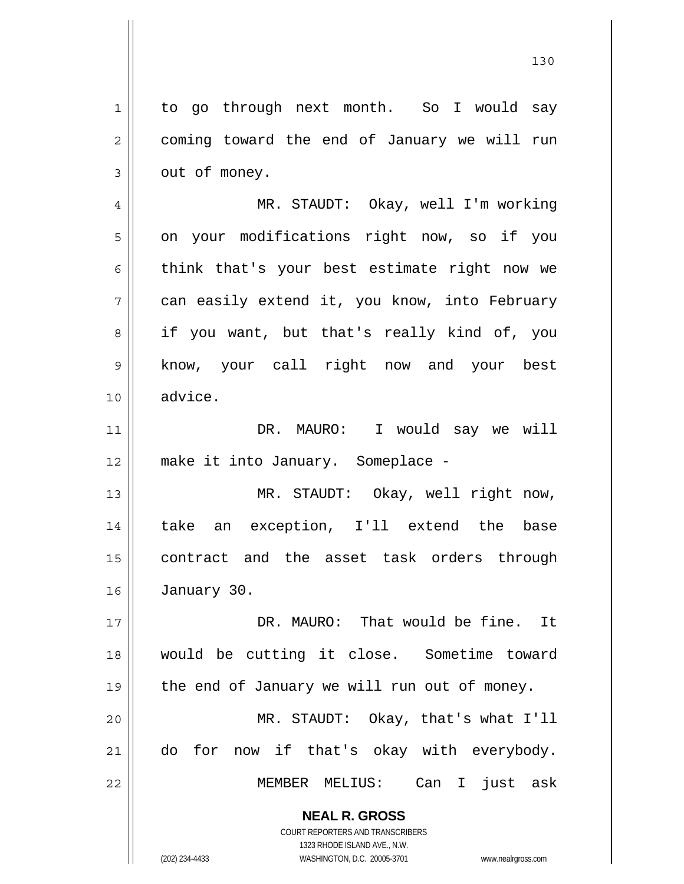to go through next month. So I would say coming toward the end of January we will run out of money.

MR. STAUDT: Okay, well I'm working on your modifications right now, so if you think that's your best estimate right now we can easily extend it, you know, into February if you want, but that's really kind of, you know, your call right now and your best advice.

DR. MAURO: I would say we will make it into January. Someplace -

MR. STAUDT: Okay, well right now, take an exception, I'll extend the base contract and the asset task orders through January 30.

DR. MAURO: That would be fine. It would be cutting it close. Sometime toward the end of January we will run out of money.

MR. STAUDT: Okay, that's what I'll do for now if that's okay with everybody.

MEMBER MELIUS: Can I just ask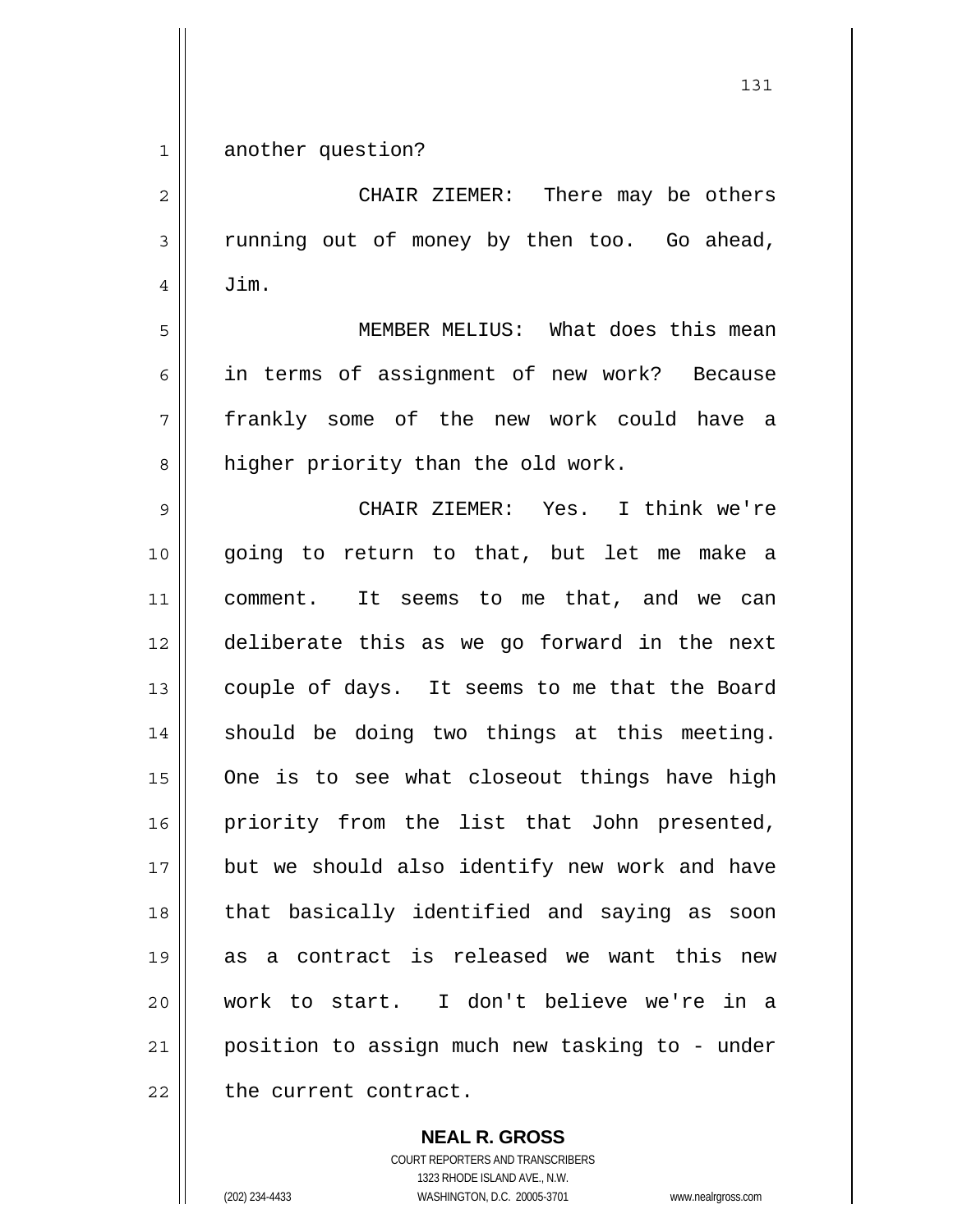another question?

CHAIR ZIEMER: There may be others running out of money by then too. Go ahead, Jim.

MEMBER MELIUS: What does this mean in terms of assignment of new work? Because frankly some of the new work could have a higher priority than the old work.

CHAIR ZIEMER: Yes. I think we're going to return to that, but let me make a comment. It seems to me that, and we can deliberate this as we go forward in the next couple of days. It seems to me that the Board should be doing two things at this meeting. One is to see what closeout things have high priority from the list that John presented, but we should also identify new work and have that basically identified and saying as soon as a contract is released we want this new work to start. I don't believe we're in a position to assign much new tasking to - under the current contract.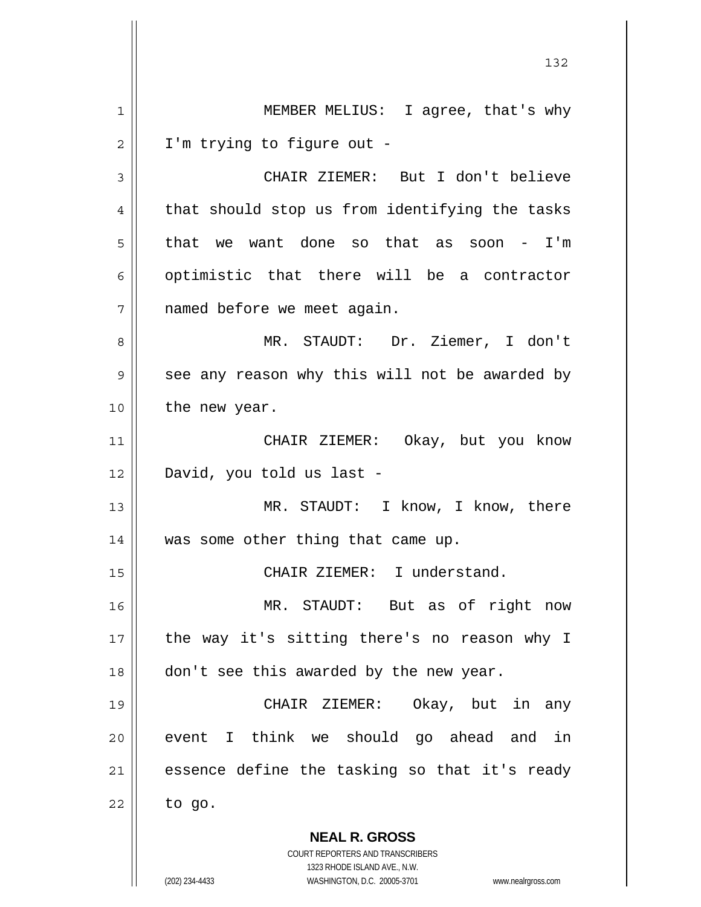MEMBER MELIUS: I agree, that's why I'm trying to figure out -

CHAIR ZIEMER: But I don't believe that should stop us from identifying the tasks that we want done so that as soon - I'm optimistic that there will be a contractor named before we meet again.

MR. STAUDT: Dr. Ziemer, I don't see any reason why this will not be awarded by the new year.

CHAIR ZIEMER: Okay, but you know David, you told us last -

MR. STAUDT: I know, I know, there was some other thing that came up.

CHAIR ZIEMER: I understand.

MR. STAUDT: But as of right now the way it's sitting there's no reason why I don't see this awarded by the new year.

CHAIR ZIEMER: Okay, but in any event I think we should go ahead and in essence define the tasking so that it's ready to go.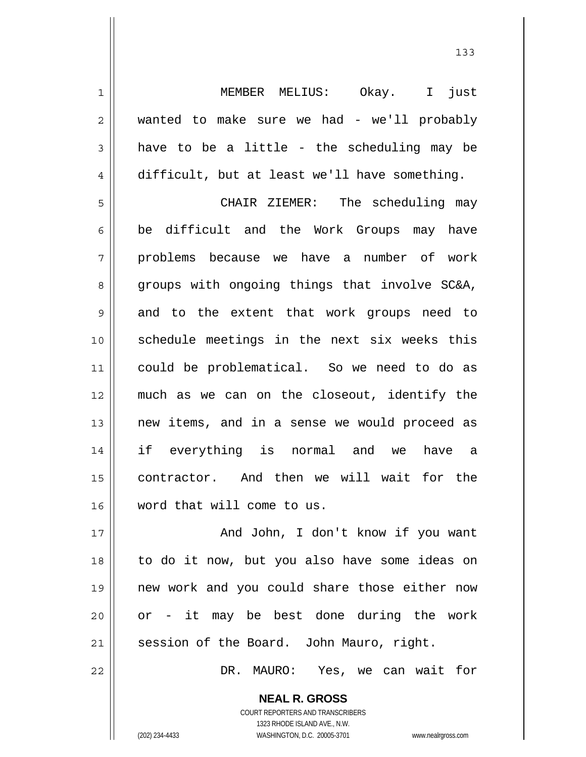MEMBER MELIUS: Okay. I just wanted to make sure we had - we'll probably have to be a little - the scheduling may be difficult, but at least we'll have something.

CHAIR ZIEMER: The scheduling may be difficult and the Work Groups may have problems because we have a number of work groups with ongoing things that involve SC&A, and to the extent that work groups need to schedule meetings in the next six weeks this could be problematical. So we need to do as much as we can on the closeout, identify the new items, and in a sense we would proceed as if everything is normal and we have a contractor. And then we will wait for the word that will come to us.

And John, I don't know if you want to do it now, but you also have some ideas on new work and you could share those either now or - it may be best done during the work session of the Board. John Mauro, right.

DR. MAURO: Yes, we can wait for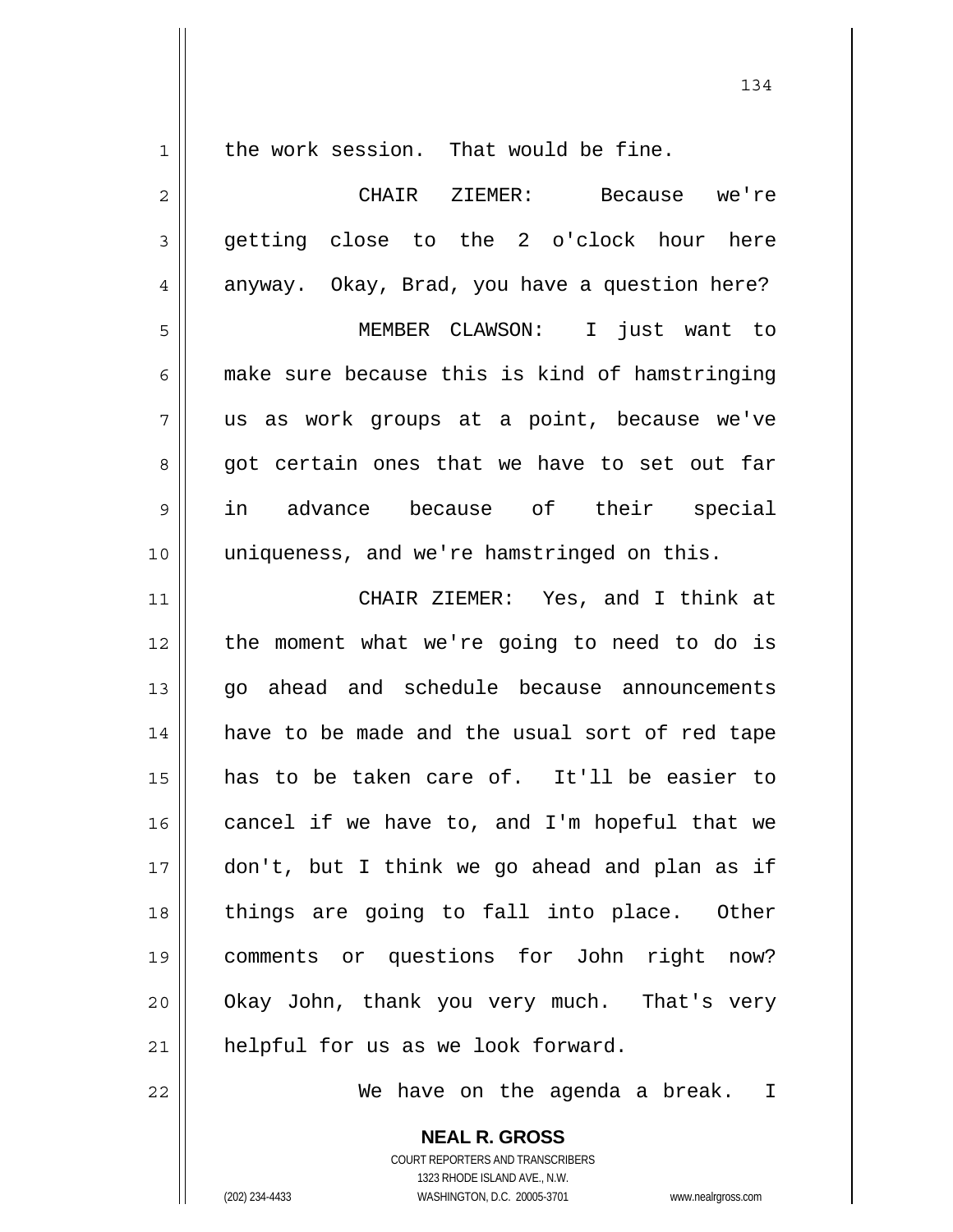the work session. That would be fine.

CHAIR ZIEMER: Because we're getting close to the 2 o'clock hour here anyway. Okay, Brad, you have a question here?

MEMBER CLAWSON: I just want to make sure because this is kind of hamstringing us as work groups at a point, because we've got certain ones that we have to set out far in advance because of their special uniqueness, and we're hamstringed on this.

CHAIR ZIEMER: Yes, and I think at the moment what we're going to need to do is go ahead and schedule because announcements have to be made and the usual sort of red tape has to be taken care of. It'll be easier to cancel if we have to, and I'm hopeful that we don't, but I think we go ahead and plan as if things are going to fall into place. Other comments or questions for John right now? Okay John, thank you very much. That's very helpful for us as we look forward.

We have on the agenda a break. I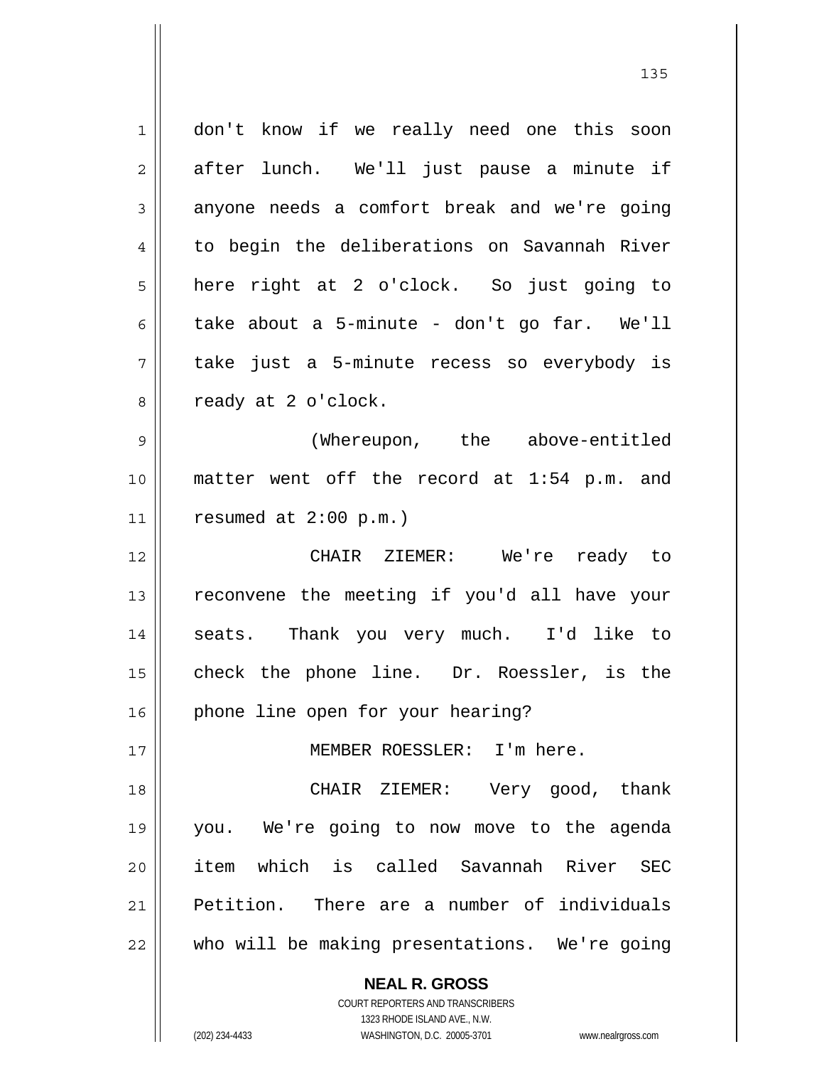don't know if we really need one this soon after lunch. We'll just pause a minute if anyone needs a comfort break and we're going to begin the deliberations on Savannah River here right at 2 o'clock. So just going to take about a 5-minute - don't go far. We'll take just a 5-minute recess so everybody is ready at 2 o'clock.

(Whereupon, the above-entitled matter went off the record at 1:54 p.m. and resumed at 2:00 p.m.)

CHAIR ZIEMER: We're ready to reconvene the meeting if you'd all have your seats. Thank you very much. I'd like to check the phone line. Dr. Roessler, is the phone line open for your hearing?

MEMBER ROESSLER: I'm here.

CHAIR ZIEMER: Very good, thank you. We're going to now move to the agenda item which is called Savannah River SEC Petition. There are a number of individuals who will be making presentations. We're going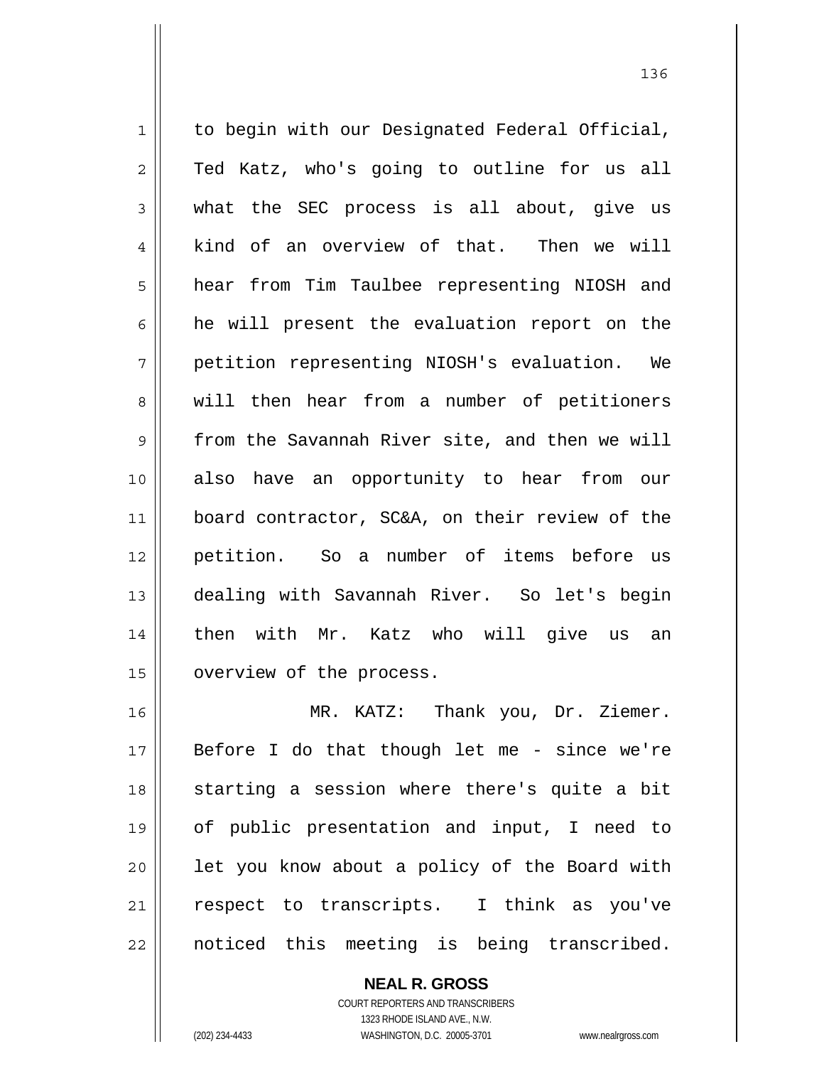to begin with our Designated Federal Official, Ted Katz, who's going to outline for us all what the SEC process is all about, give us kind of an overview of that. Then we will hear from Tim Taulbee representing NIOSH and he will present the evaluation report on the petition representing NIOSH's evaluation. We will then hear from a number of petitioners from the Savannah River site, and then we will also have an opportunity to hear from our board contractor, SC&A, on their review of the petition. So a number of items before us dealing with Savannah River. So let's begin then with Mr. Katz who will give us an overview of the process.

MR. KATZ: Thank you, Dr. Ziemer. Before I do that though let me - since we're starting a session where there's quite a bit of public presentation and input, I need to let you know about a policy of the Board with respect to transcripts. I think as you've noticed this meeting is being transcribed.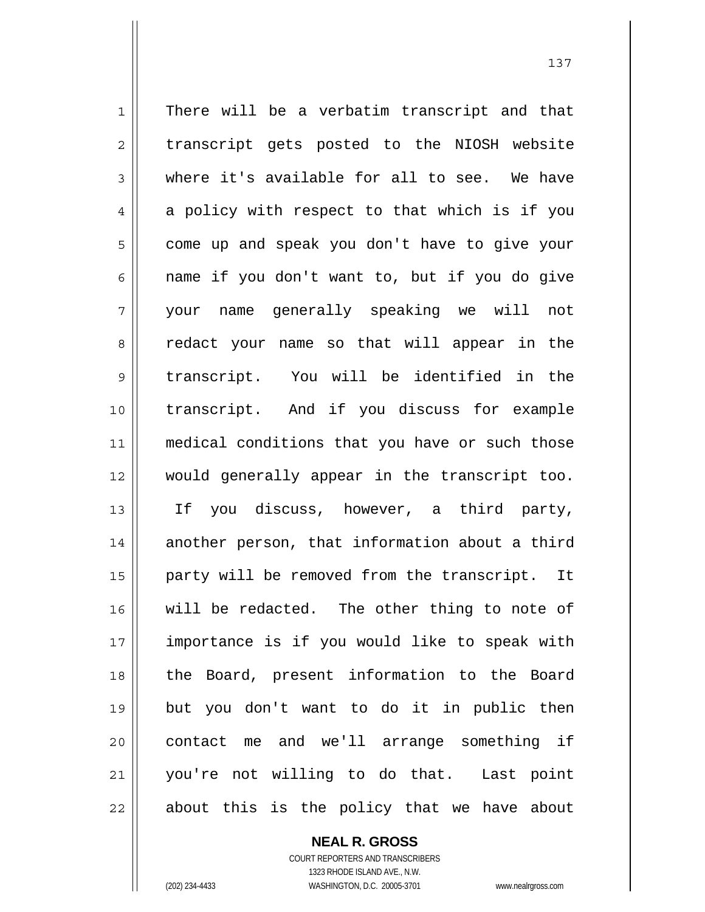There will be a verbatim transcript and that transcript gets posted to the NIOSH website where it's available for all to see. We have a policy with respect to that which is if you come up and speak you don't have to give your name if you don't want to, but if you do give your name generally speaking we will not redact your name so that will appear in the transcript. You will be identified in the transcript. And if you discuss for example medical conditions that you have or such those would generally appear in the transcript too. If you discuss, however, a third party, another person, that information about a third party will be removed from the transcript. It will be redacted. The other thing to note of importance is if you would like to speak with the Board, present information to the Board but you don't want to do it in public then contact me and we'll arrange something if you're not willing to do that. Last point about this is the policy that we have about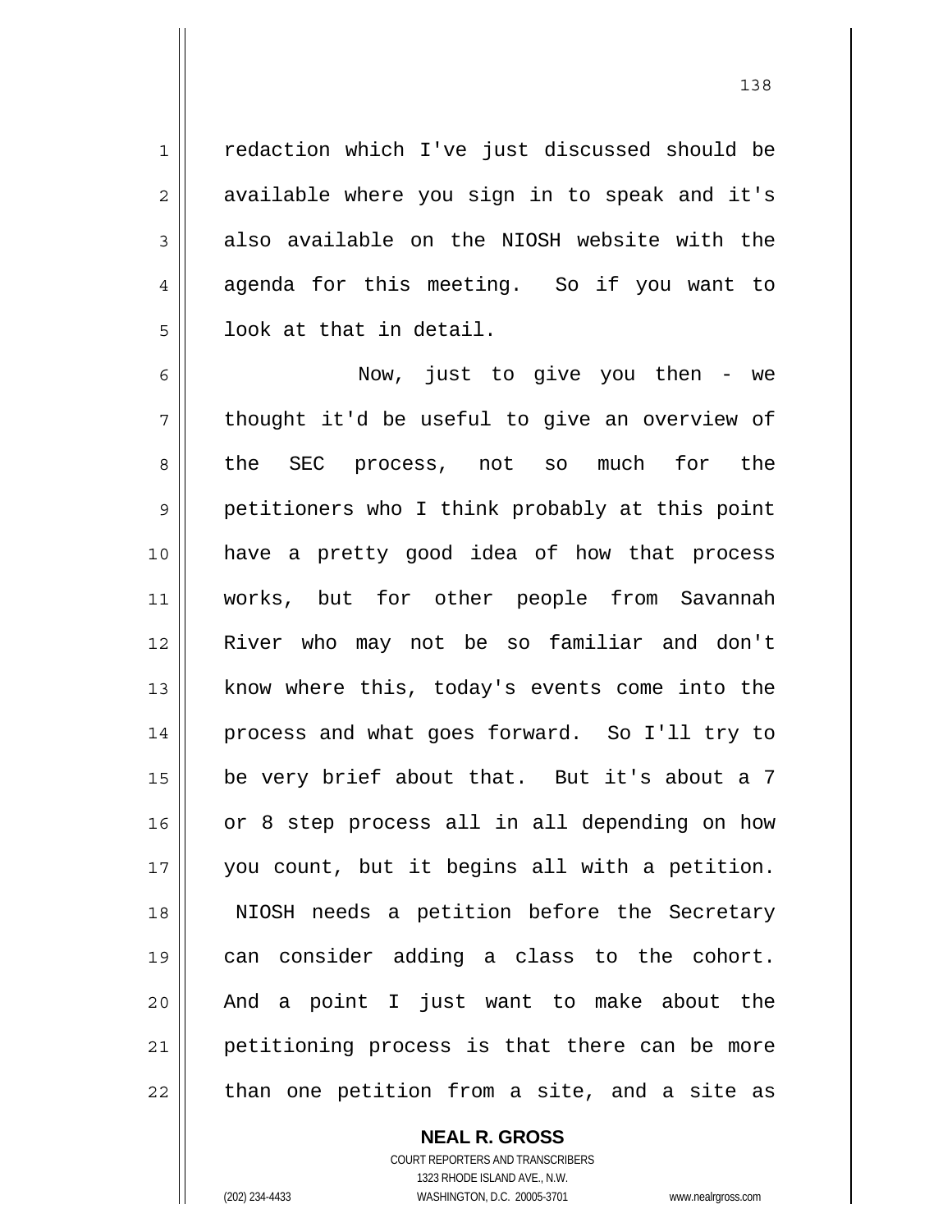redaction which I've just discussed should be available where you sign in to speak and it's also available on the NIOSH website with the agenda for this meeting. So if you want to look at that in detail.

Now, just to give you then - we thought it'd be useful to give an overview of the SEC process, not so much for the petitioners who I think probably at this point have a pretty good idea of how that process works, but for other people from Savannah River who may not be so familiar and don't know where this, today's events come into the process and what goes forward. So I'll try to be very brief about that. But it's about a 7 or 8 step process all in all depending on how you count, but it begins all with a petition. NIOSH needs a petition before the Secretary can consider adding a class to the cohort. And a point I just want to make about the petitioning process is that there can be more than one petition from a site, and a site as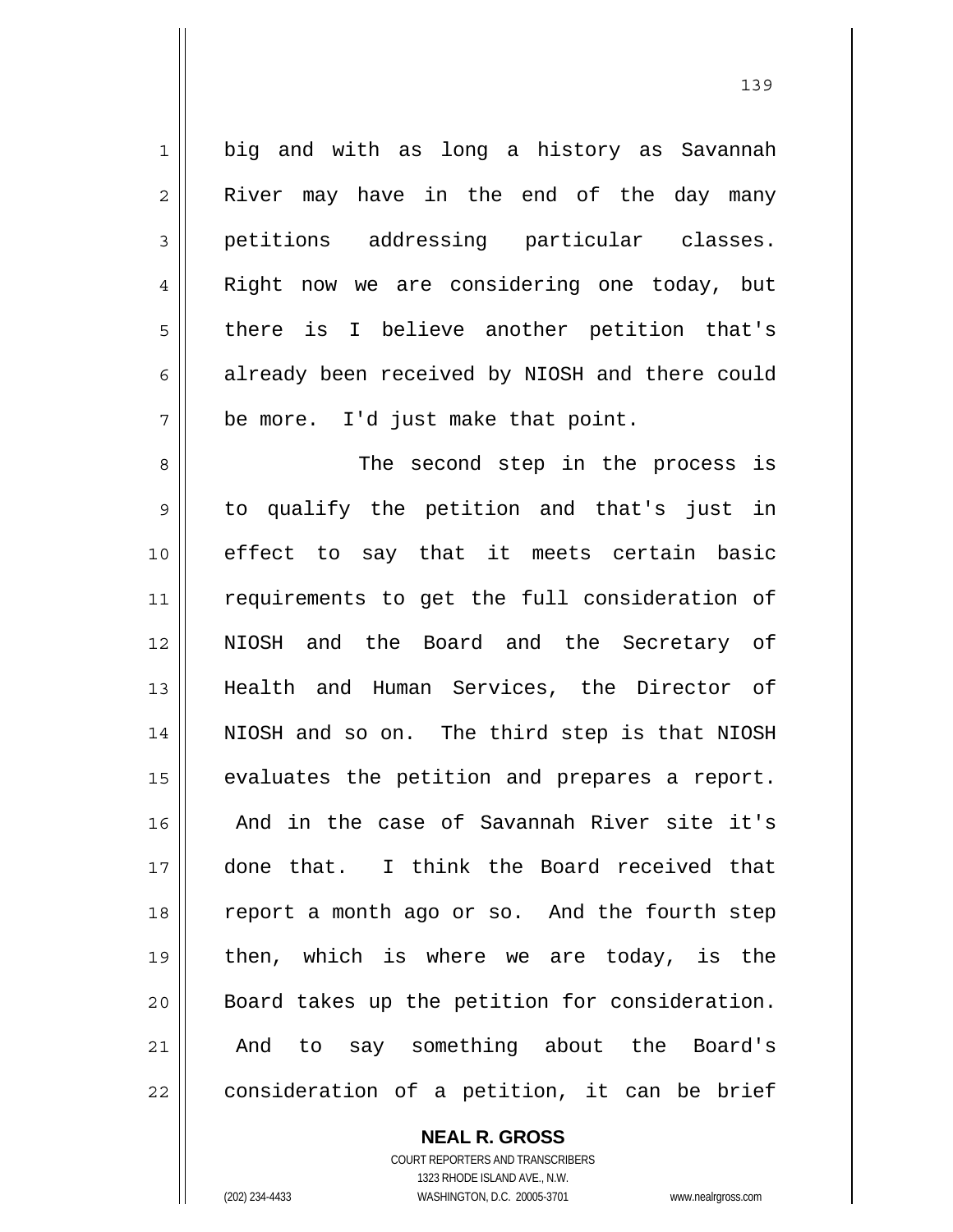big and with as long a history as Savannah River may have in the end of the day many petitions addressing particular classes. Right now we are considering one today, but there is I believe another petition that's already been received by NIOSH and there could be more. I'd just make that point.

The second step in the process is to qualify the petition and that's just in effect to say that it meets certain basic requirements to get the full consideration of NIOSH and the Board and the Secretary of Health and Human Services, the Director of NIOSH and so on. The third step is that NIOSH evaluates the petition and prepares a report. And in the case of Savannah River site it's done that. I think the Board received that report a month ago or so. And the fourth step then, which is where we are today, is the Board takes up the petition for consideration. And to say something about the Board's consideration of a petition, it can be brief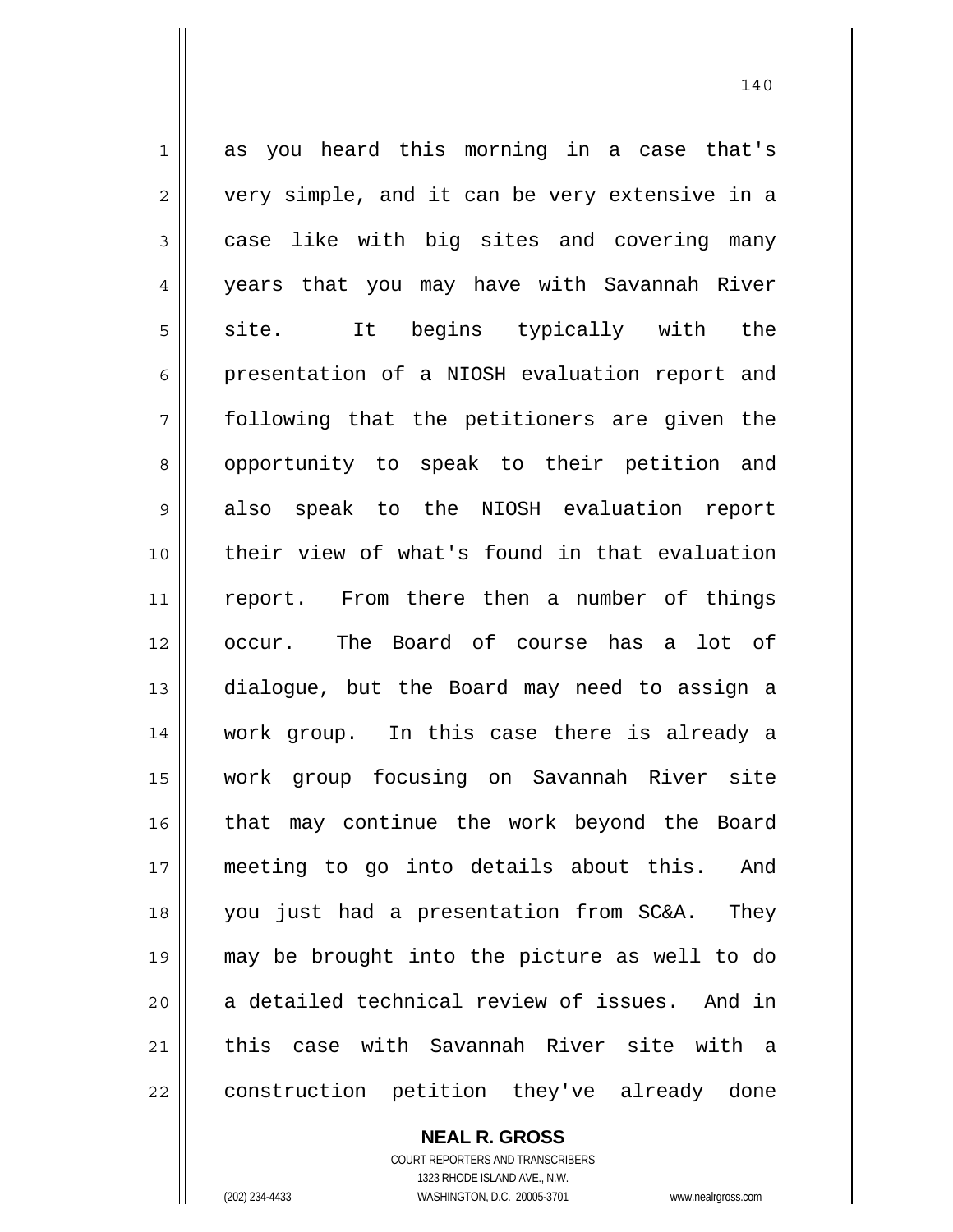as you heard this morning in a case that's very simple, and it can be very extensive in a case like with big sites and covering many years that you may have with Savannah River site. It begins typically with the presentation of a NIOSH evaluation report and following that the petitioners are given the opportunity to speak to their petition and also speak to the NIOSH evaluation report their view of what's found in that evaluation report. From there then a number of things occur. The Board of course has a lot of dialogue, but the Board may need to assign a work group. In this case there is already a work group focusing on Savannah River site that may continue the work beyond the Board meeting to go into details about this. And you just had a presentation from SC&A. They may be brought into the picture as well to do a detailed technical review of issues. And in this case with Savannah River site with a construction petition they've already done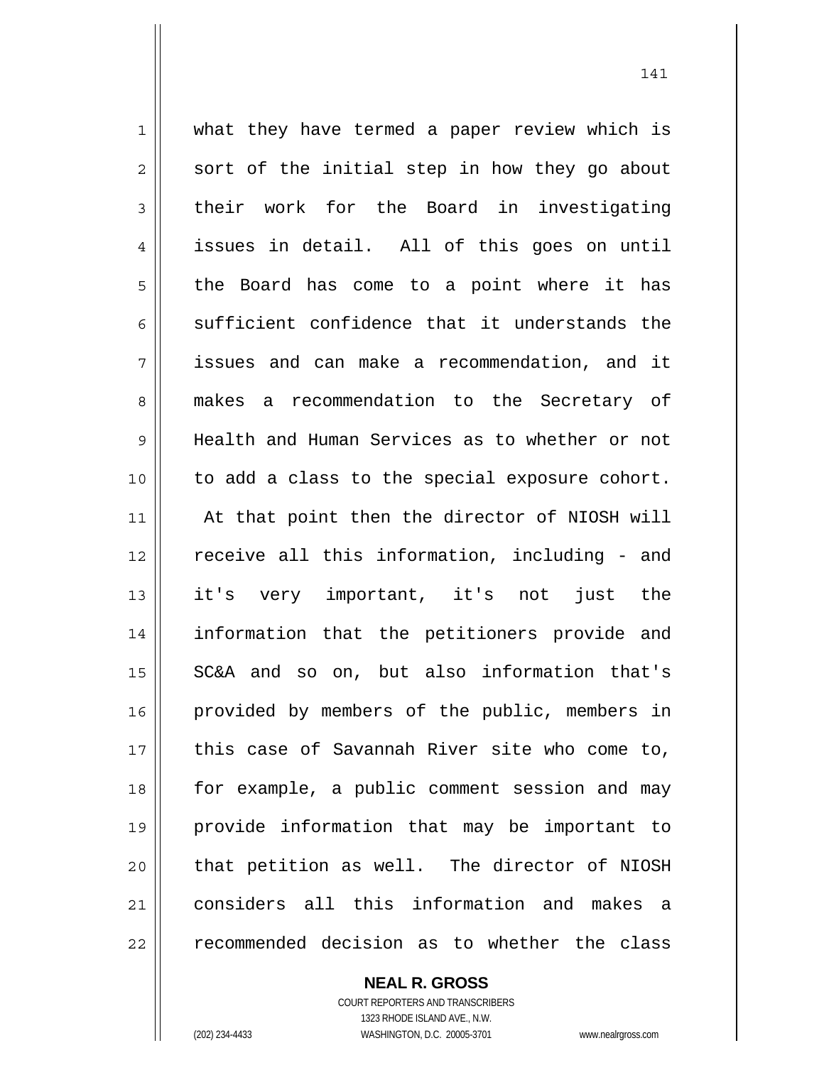what they have termed a paper review which is sort of the initial step in how they go about their work for the Board in investigating issues in detail. All of this goes on until the Board has come to a point where it has sufficient confidence that it understands the issues and can make a recommendation, and it makes a recommendation to the Secretary of Health and Human Services as to whether or not to add a class to the special exposure cohort. At that point then the director of NIOSH will receive all this information, including - and it's very important, it's not just the information that the petitioners provide and SC&A and so on, but also information that's provided by members of the public, members in this case of Savannah River site who come to, for example, a public comment session and may provide information that may be important to that petition as well. The director of NIOSH considers all this information and makes a recommended decision as to whether the class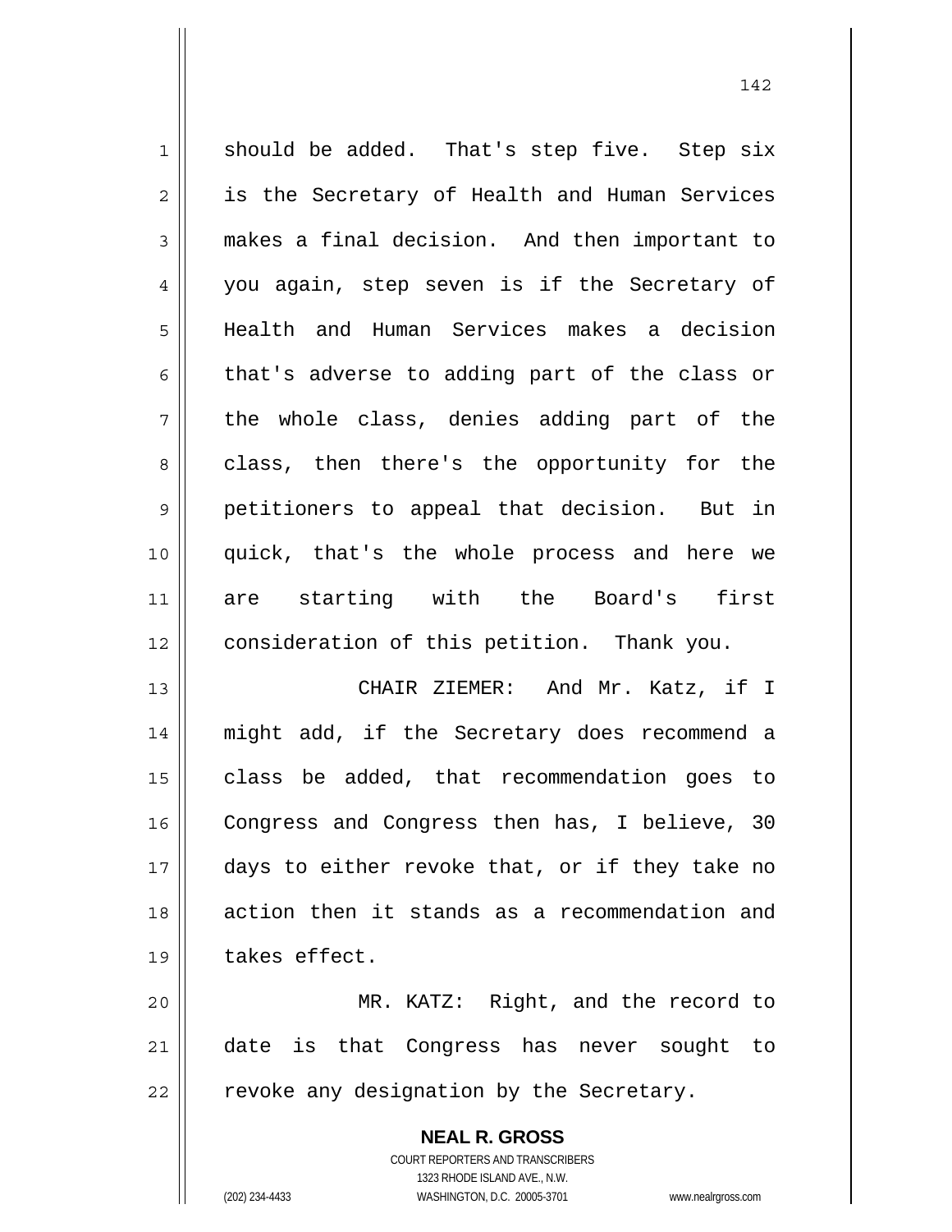should be added. That's step five. Step six is the Secretary of Health and Human Services makes a final decision. And then important to you again, step seven is if the Secretary of Health and Human Services makes a decision that's adverse to adding part of the class or the whole class, denies adding part of the class, then there's the opportunity for the petitioners to appeal that decision. But in quick, that's the whole process and here we are starting with the Board's first consideration of this petition. Thank you.

CHAIR ZIEMER: And Mr. Katz, if I might add, if the Secretary does recommend a class be added, that recommendation goes to Congress and Congress then has, I believe, 30 days to either revoke that, or if they take no action then it stands as a recommendation and takes effect.

MR. KATZ: Right, and the record to date is that Congress has never sought to revoke any designation by the Secretary.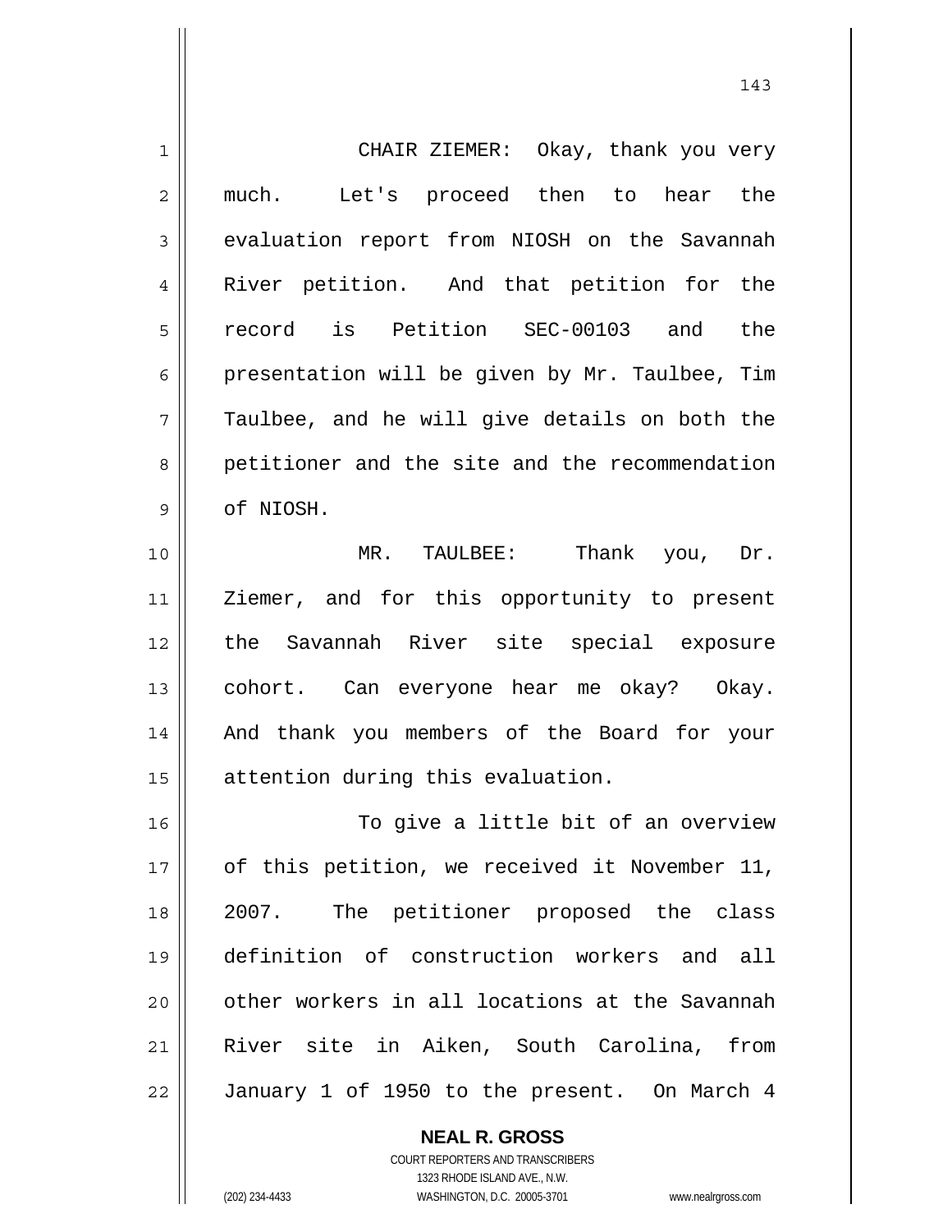CHAIR ZIEMER: Okay, thank you very much. Let's proceed then to hear the evaluation report from NIOSH on the Savannah River petition. And that petition for the record is Petition SEC-00103 and the presentation will be given by Mr. Taulbee, Tim Taulbee, and he will give details on both the petitioner and the site and the recommendation of NIOSH.

MR. TAULBEE: Thank you, Dr. Ziemer, and for this opportunity to present the Savannah River site special exposure cohort. Can everyone hear me okay? Okay. And thank you members of the Board for your attention during this evaluation.

To give a little bit of an overview of this petition, we received it November 11, 2007. The petitioner proposed the class definition of construction workers and all other workers in all locations at the Savannah River site in Aiken, South Carolina, from January 1 of 1950 to the present. On March 4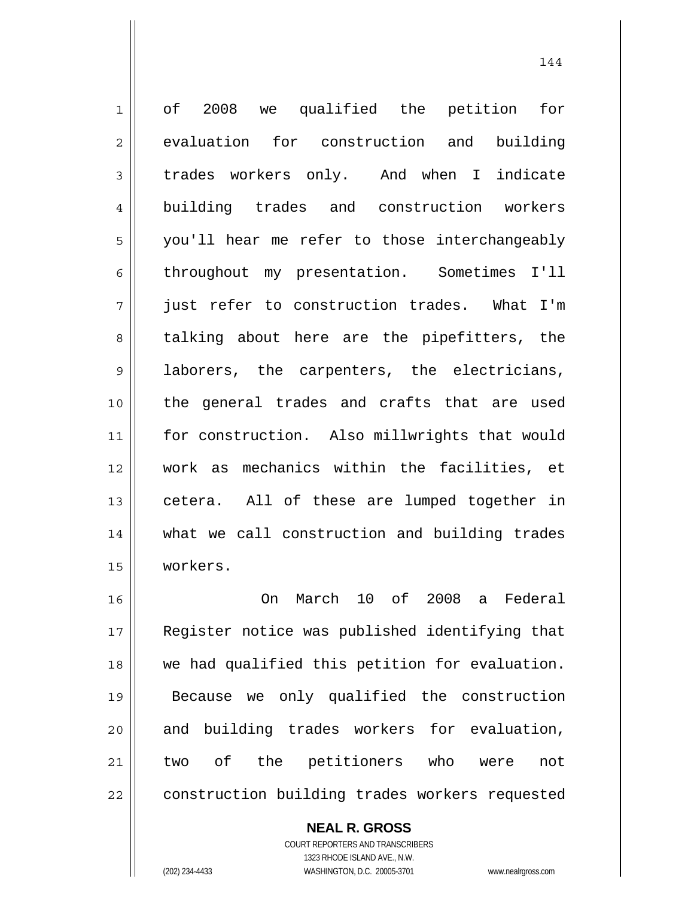of 2008 we qualified the petition for evaluation for construction and building trades workers only. And when I indicate building trades and construction workers you'll hear me refer to those interchangeably throughout my presentation. Sometimes I'll just refer to construction trades. What I'm talking about here are the pipefitters, the laborers, the carpenters, the electricians, the general trades and crafts that are used for construction. Also millwrights that would work as mechanics within the facilities, et cetera. All of these are lumped together in what we call construction and building trades workers.

On March 10 of 2008 a Federal Register notice was published identifying that we had qualified this petition for evaluation. Because we only qualified the construction and building trades workers for evaluation, two of the petitioners who were not construction building trades workers requested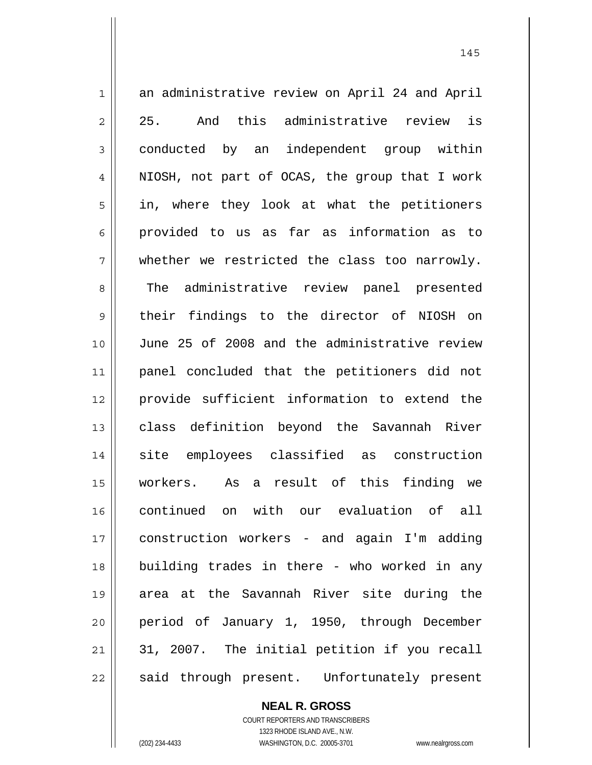an administrative review on April 24 and April 25. And this administrative review is conducted by an independent group within NIOSH, not part of OCAS, the group that I work in, where they look at what the petitioners provided to us as far as information as to whether we restricted the class too narrowly. The administrative review panel presented their findings to the director of NIOSH on June 25 of 2008 and the administrative review panel concluded that the petitioners did not provide sufficient information to extend the class definition beyond the Savannah River site employees classified as construction workers. As a result of this finding we continued on with our evaluation of all construction workers - and again I'm adding building trades in there - who worked in any area at the Savannah River site during the period of January 1, 1950, through December 31, 2007. The initial petition if you recall said through present. Unfortunately present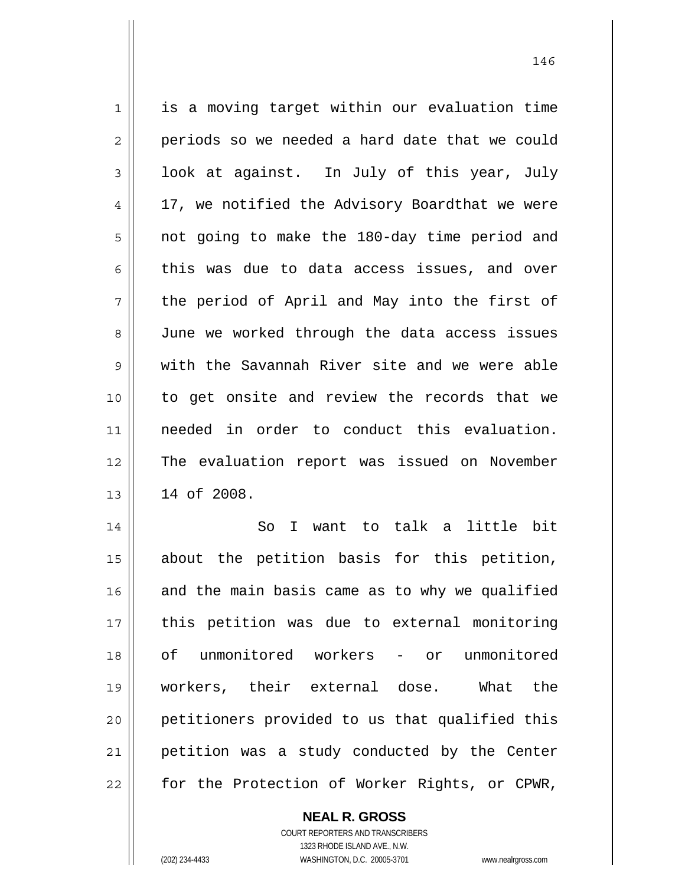is a moving target within our evaluation time periods so we needed a hard date that we could look at against. In July of this year, July 17, we notified the Advisory Boardthat we were not going to make the 180-day time period and this was due to data access issues, and over the period of April and May into the first of June we worked through the data access issues with the Savannah River site and we were able to get onsite and review the records that we needed in order to conduct this evaluation. The evaluation report was issued on November 14 of 2008.

So I want to talk a little bit about the petition basis for this petition, and the main basis came as to why we qualified this petition was due to external monitoring of unmonitored workers - or unmonitored workers, their external dose. What the petitioners provided to us that qualified this petition was a study conducted by the Center for the Protection of Worker Rights, or CPWR,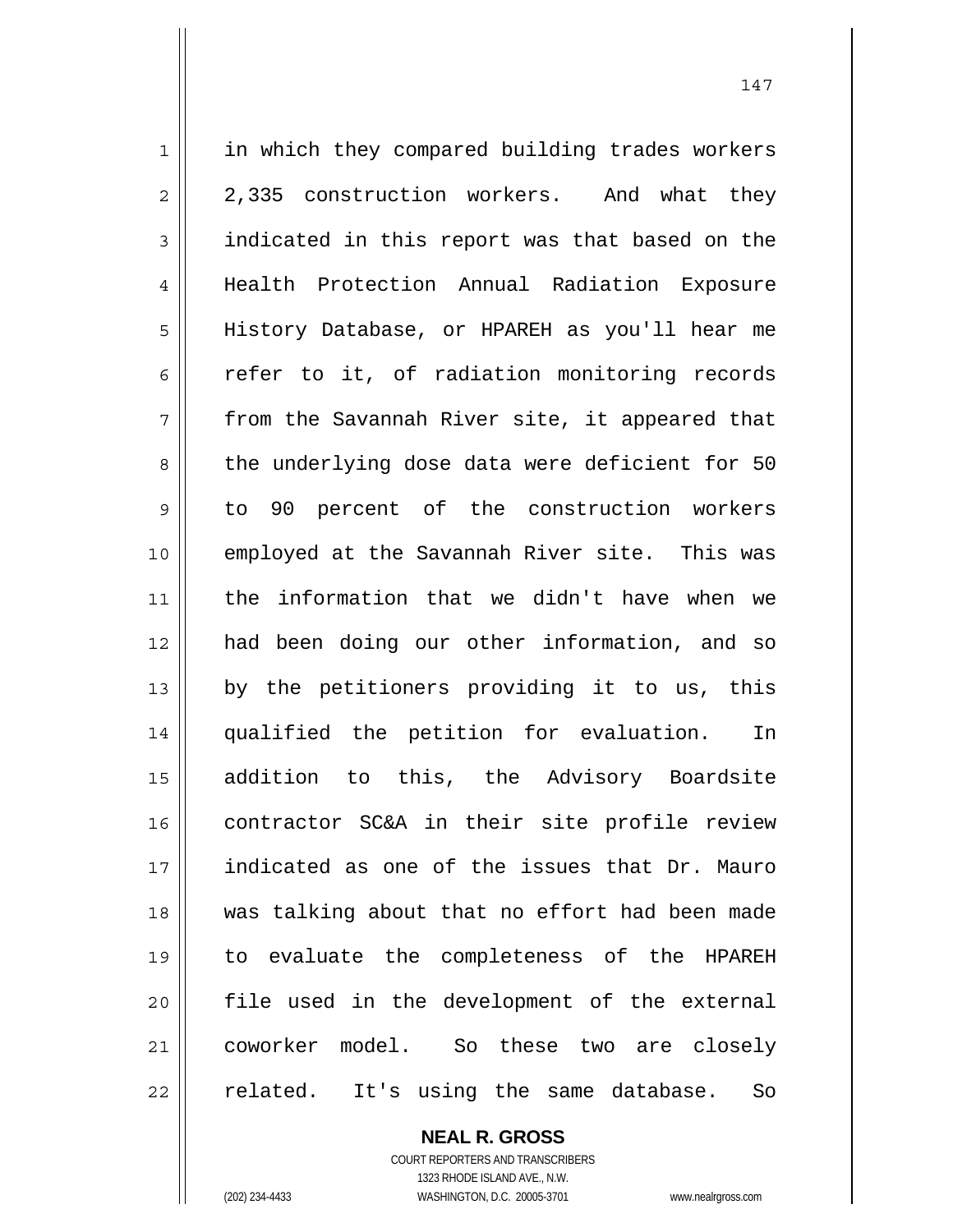in which they compared building trades workers 2,335 construction workers. And what they indicated in this report was that based on the Health Protection Annual Radiation Exposure History Database, or HPAREH as you'll hear me refer to it, of radiation monitoring records from the Savannah River site, it appeared that the underlying dose data were deficient for 50 to 90 percent of the construction workers employed at the Savannah River site. This was the information that we didn't have when we had been doing our other information, and so by the petitioners providing it to us, this qualified the petition for evaluation. In addition to this, the Advisory Boardsite contractor SC&A in their site profile review indicated as one of the issues that Dr. Mauro was talking about that no effort had been made to evaluate the completeness of the HPAREH file used in the development of the external coworker model. So these two are closely related. It's using the same database. So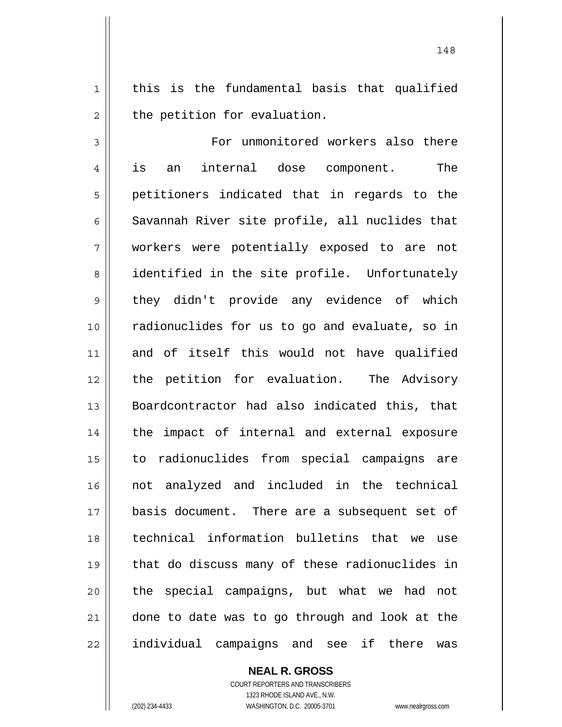this is the fundamental basis that qualified the petition for evaluation.

For unmonitored workers also there is an internal dose component. The petitioners indicated that in regards to the Savannah River site profile, all nuclides that workers were potentially exposed to are not identified in the site profile. Unfortunately they didn't provide any evidence of which radionuclides for us to go and evaluate, so in and of itself this would not have qualified the petition for evaluation. The Advisory Boardcontractor had also indicated this, that the impact of internal and external exposure to radionuclides from special campaigns are not analyzed and included in the technical basis document. There are a subsequent set of technical information bulletins that we use that do discuss many of these radionuclides in the special campaigns, but what we had not done to date was to go through and look at the individual campaigns and see if there was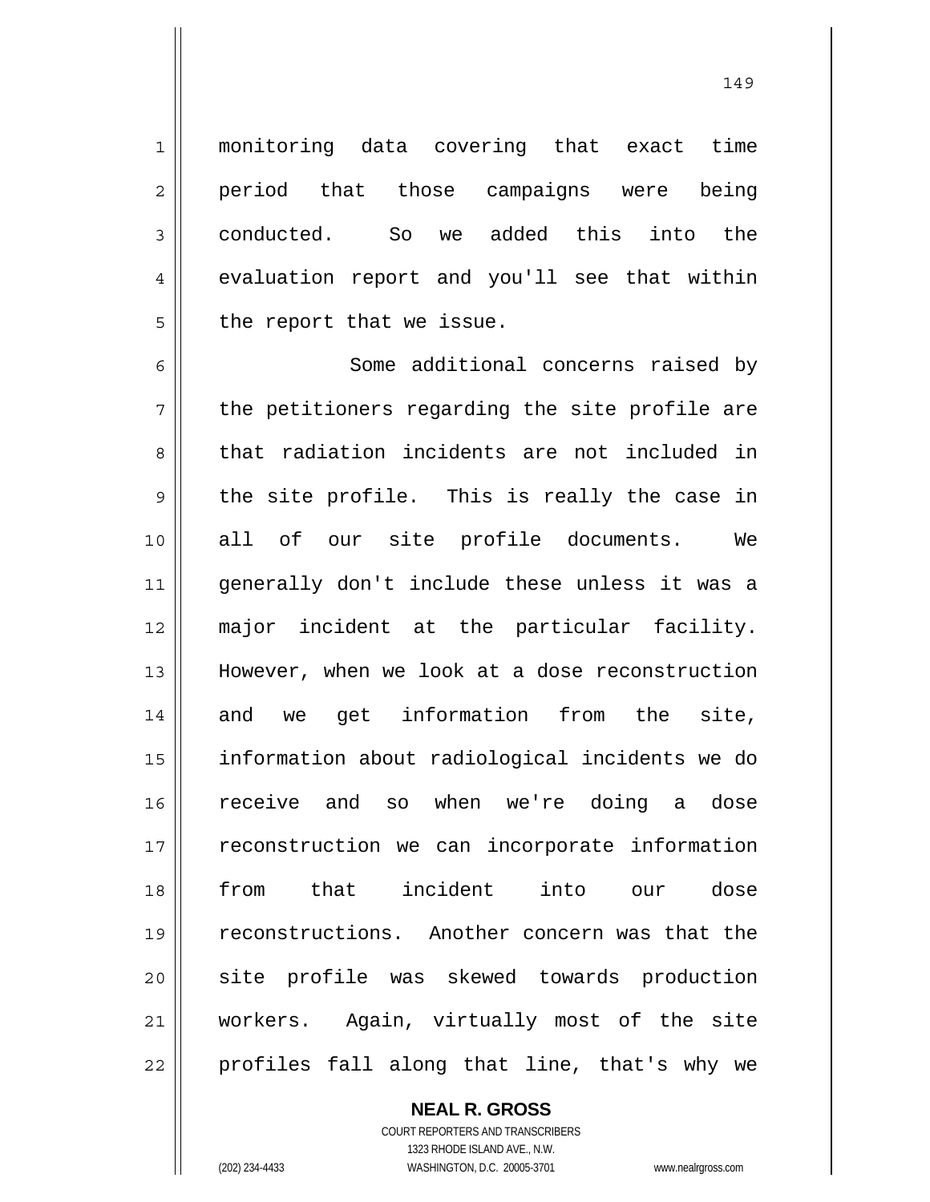monitoring data covering that exact time period that those campaigns were being conducted. So we added this into the evaluation report and you'll see that within the report that we issue.

Some additional concerns raised by the petitioners regarding the site profile are that radiation incidents are not included in the site profile. This is really the case in all of our site profile documents. We generally don't include these unless it was a major incident at the particular facility. However, when we look at a dose reconstruction and we get information from the site, information about radiological incidents we do receive and so when we're doing a dose reconstruction we can incorporate information from that incident into our dose reconstructions. Another concern was that the site profile was skewed towards production workers. Again, virtually most of the site profiles fall along that line, that's why we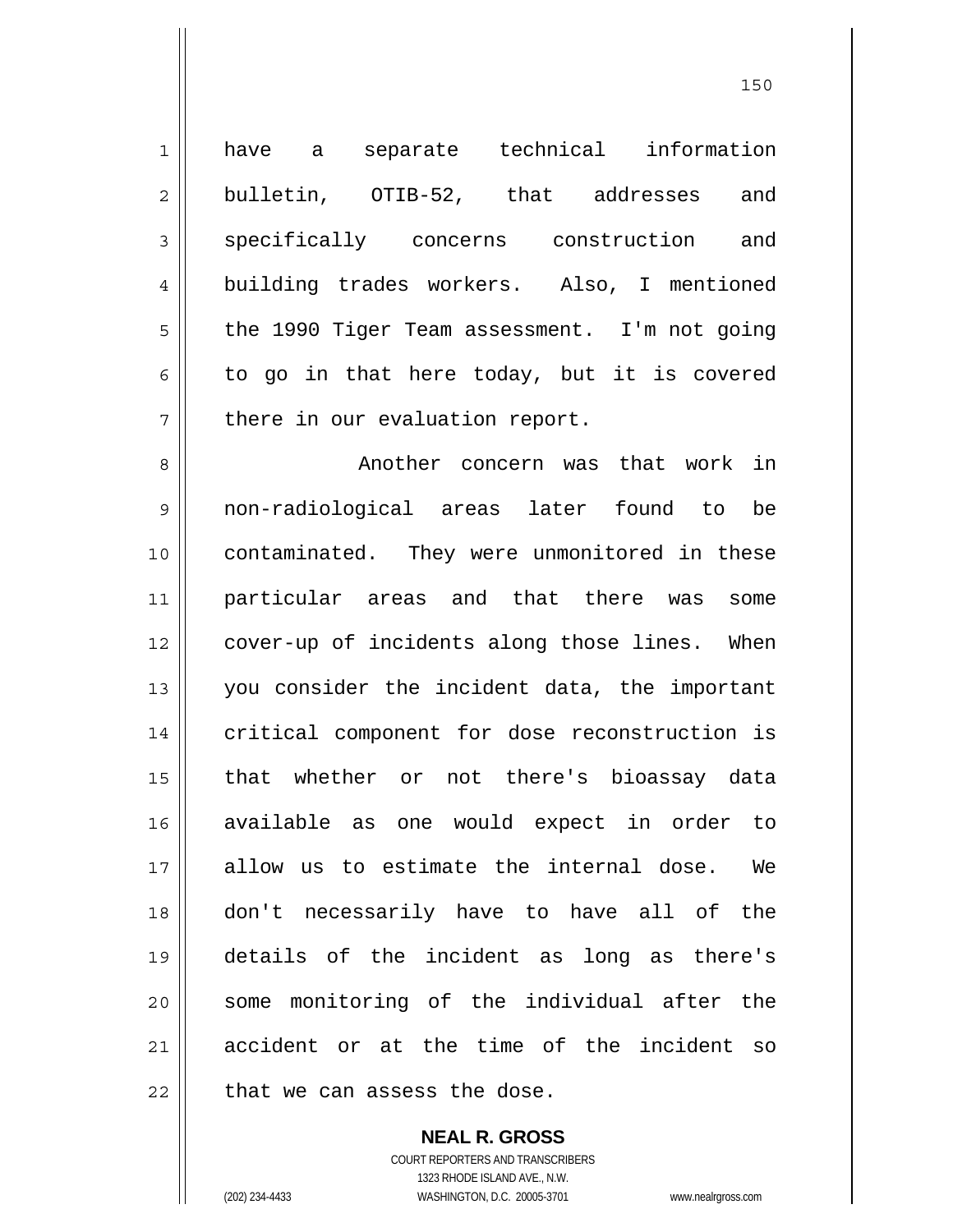have a separate technical information bulletin, OTIB-52, that addresses and specifically concerns construction and building trades workers. Also, I mentioned the 1990 Tiger Team assessment. I'm not going to go in that here today, but it is covered there in our evaluation report.

Another concern was that work in non-radiological areas later found to be contaminated. They were unmonitored in these particular areas and that there was some cover-up of incidents along those lines. When you consider the incident data, the important critical component for dose reconstruction is that whether or not there's bioassay data available as one would expect in order to allow us to estimate the internal dose. We don't necessarily have to have all of the details of the incident as long as there's some monitoring of the individual after the accident or at the time of the incident so that we can assess the dose.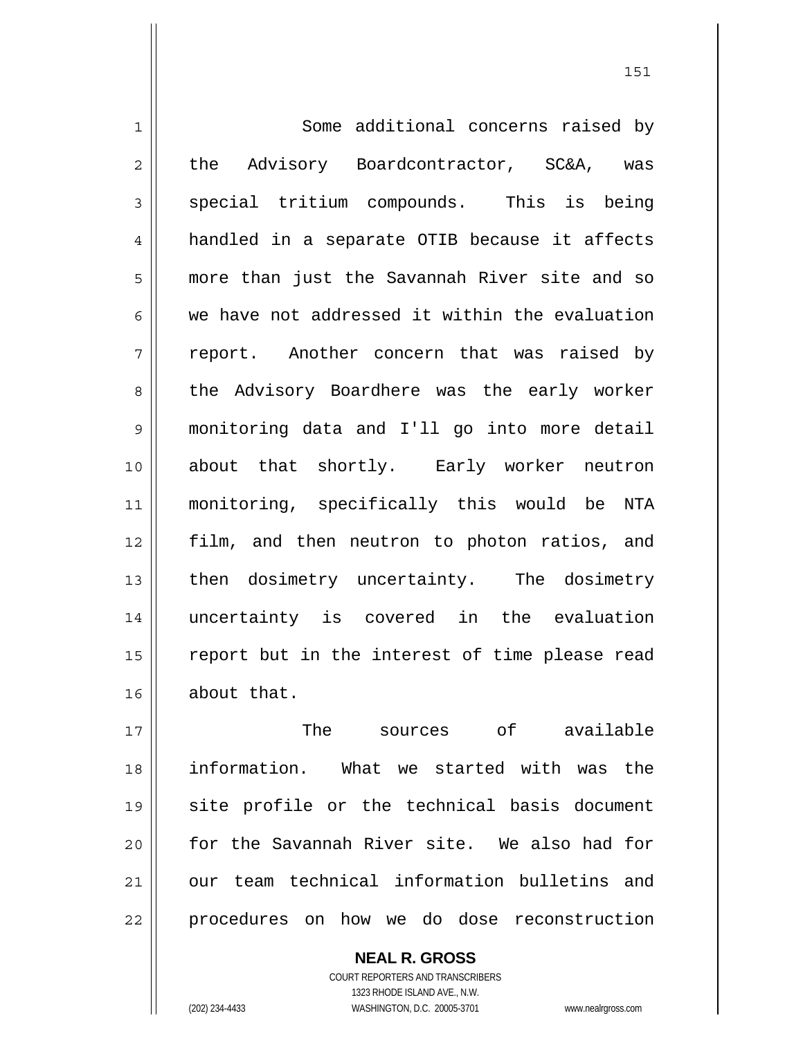Some additional concerns raised by the Advisory Boardcontractor, SC&A, was special tritium compounds. This is being handled in a separate OTIB because it affects more than just the Savannah River site and so we have not addressed it within the evaluation report. Another concern that was raised by the Advisory Boardhere was the early worker monitoring data and I'll go into more detail about that shortly. Early worker neutron monitoring, specifically this would be NTA film, and then neutron to photon ratios, and then dosimetry uncertainty. The dosimetry uncertainty is covered in the evaluation report but in the interest of time please read about that.

The sources of available information. What we started with was the site profile or the technical basis document for the Savannah River site. We also had for our team technical information bulletins and procedures on how we do dose reconstruction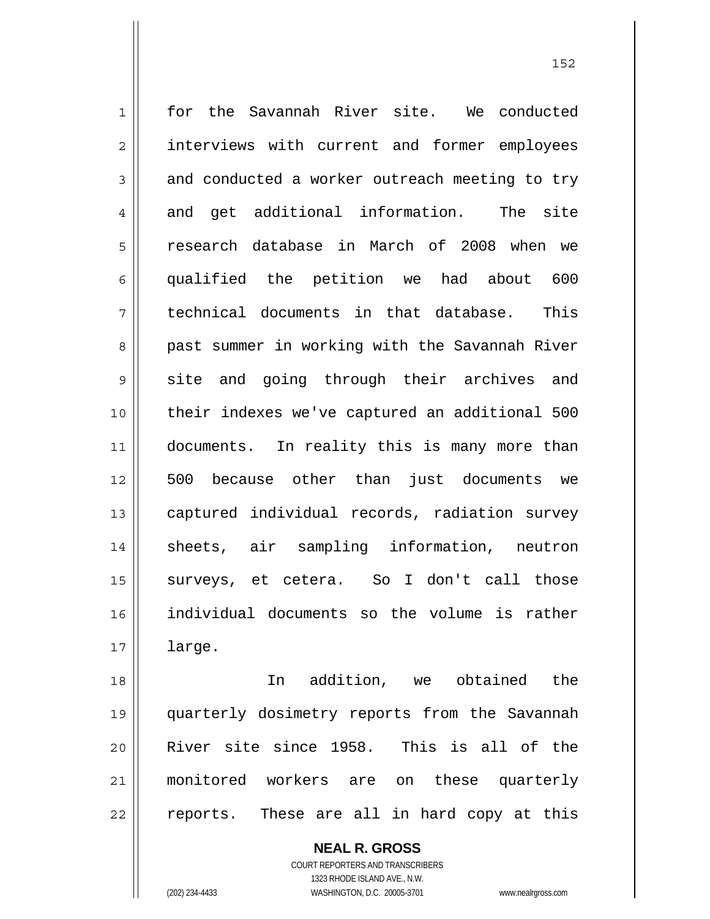for the Savannah River site. We conducted interviews with current and former employees and conducted a worker outreach meeting to try and get additional information. The site research database in March of 2008 when we qualified the petition we had about 600 technical documents in that database. This past summer in working with the Savannah River site and going through their archives and their indexes we've captured an additional 500 documents. In reality this is many more than 500 because other than just documents we captured individual records, radiation survey sheets, air sampling information, neutron surveys, et cetera. So I don't call those individual documents so the volume is rather large.

In addition, we obtained the quarterly dosimetry reports from the Savannah River site since 1958. This is all of the monitored workers are on these quarterly reports. These are all in hard copy at this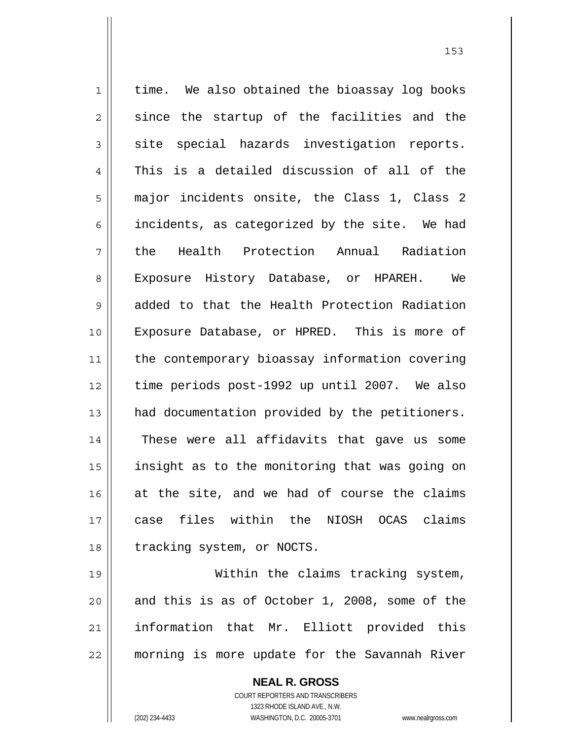time. We also obtained the bioassay log books since the startup of the facilities and the site special hazards investigation reports. This is a detailed discussion of all of the major incidents onsite, the Class 1, Class 2 incidents, as categorized by the site. We had the Health Protection Annual Radiation Exposure History Database, or HPAREH. We added to that the Health Protection Radiation Exposure Database, or HPRED. This is more of the contemporary bioassay information covering time periods post-1992 up until 2007. We also had documentation provided by the petitioners. These were all affidavits that gave us some insight as to the monitoring that was going on at the site, and we had of course the claims case files within the NIOSH OCAS claims tracking system, or NOCTS.

Within the claims tracking system, and this is as of October 1, 2008, some of the information that Mr. Elliott provided this morning is more update for the Savannah River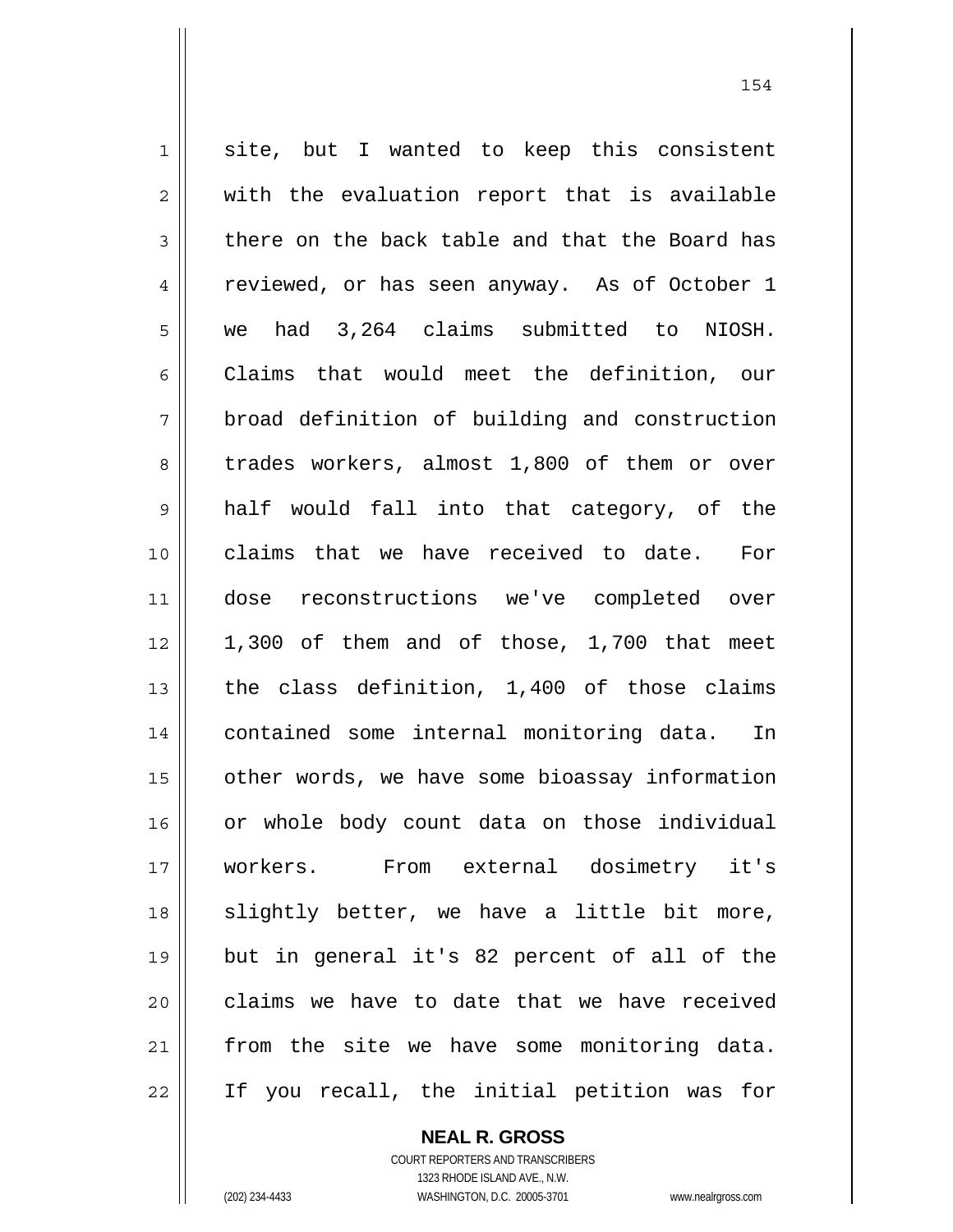site, but I wanted to keep this consistent with the evaluation report that is available there on the back table and that the Board has reviewed, or has seen anyway. As of October 1 we had 3,264 claims submitted to NIOSH. Claims that would meet the definition, our broad definition of building and construction trades workers, almost 1,800 of them or over half would fall into that category, of the claims that we have received to date. For dose reconstructions we've completed over 1,300 of them and of those, 1,700 that meet the class definition, 1,400 of those claims contained some internal monitoring data. In other words, we have some bioassay information or whole body count data on those individual workers. From external dosimetry it's slightly better, we have a little bit more, but in general it's 82 percent of all of the claims we have to date that we have received from the site we have some monitoring data. If you recall, the initial petition was for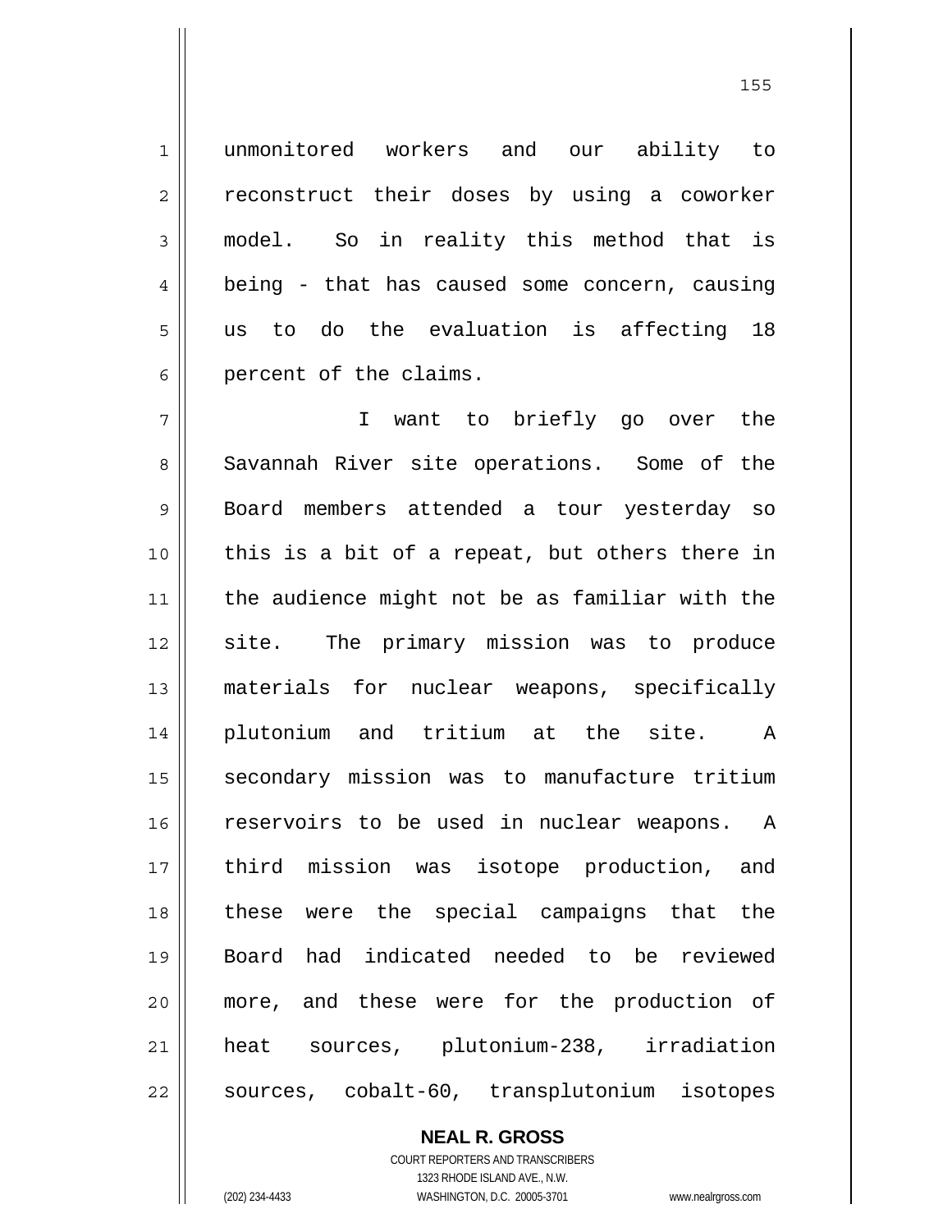unmonitored workers and our ability to reconstruct their doses by using a coworker model. So in reality this method that is being - that has caused some concern, causing us to do the evaluation is affecting 18 percent of the claims.

I want to briefly go over the Savannah River site operations. Some of the Board members attended a tour yesterday so this is a bit of a repeat, but others there in the audience might not be as familiar with the site. The primary mission was to produce materials for nuclear weapons, specifically plutonium and tritium at the site. A secondary mission was to manufacture tritium reservoirs to be used in nuclear weapons. A third mission was isotope production, and these were the special campaigns that the Board had indicated needed to be reviewed more, and these were for the production of heat sources, plutonium-238, irradiation sources, cobalt-60, transplutonium isotopes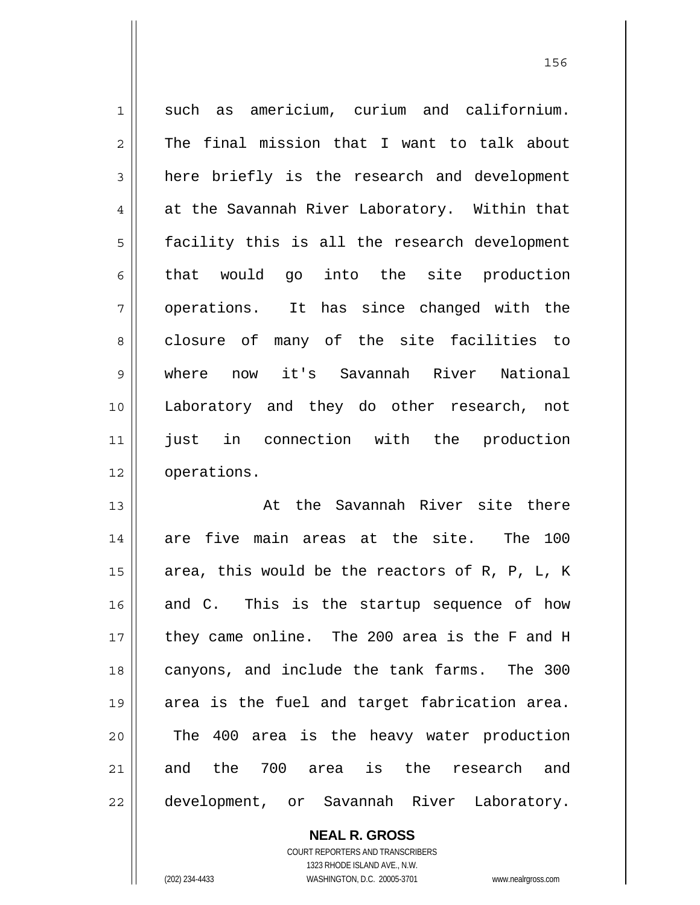such as americium, curium and californium. The final mission that I want to talk about here briefly is the research and development at the Savannah River Laboratory. Within that facility this is all the research development that would go into the site production operations. It has since changed with the closure of many of the site facilities to where now it's Savannah River National Laboratory and they do other research, not just in connection with the production operations.

At the Savannah River site there are five main areas at the site. The 100 area, this would be the reactors of R, P, L, K and C. This is the startup sequence of how they came online. The 200 area is the F and H canyons, and include the tank farms. The 300 area is the fuel and target fabrication area. The 400 area is the heavy water production and the 700 area is the research and development, or Savannah River Laboratory.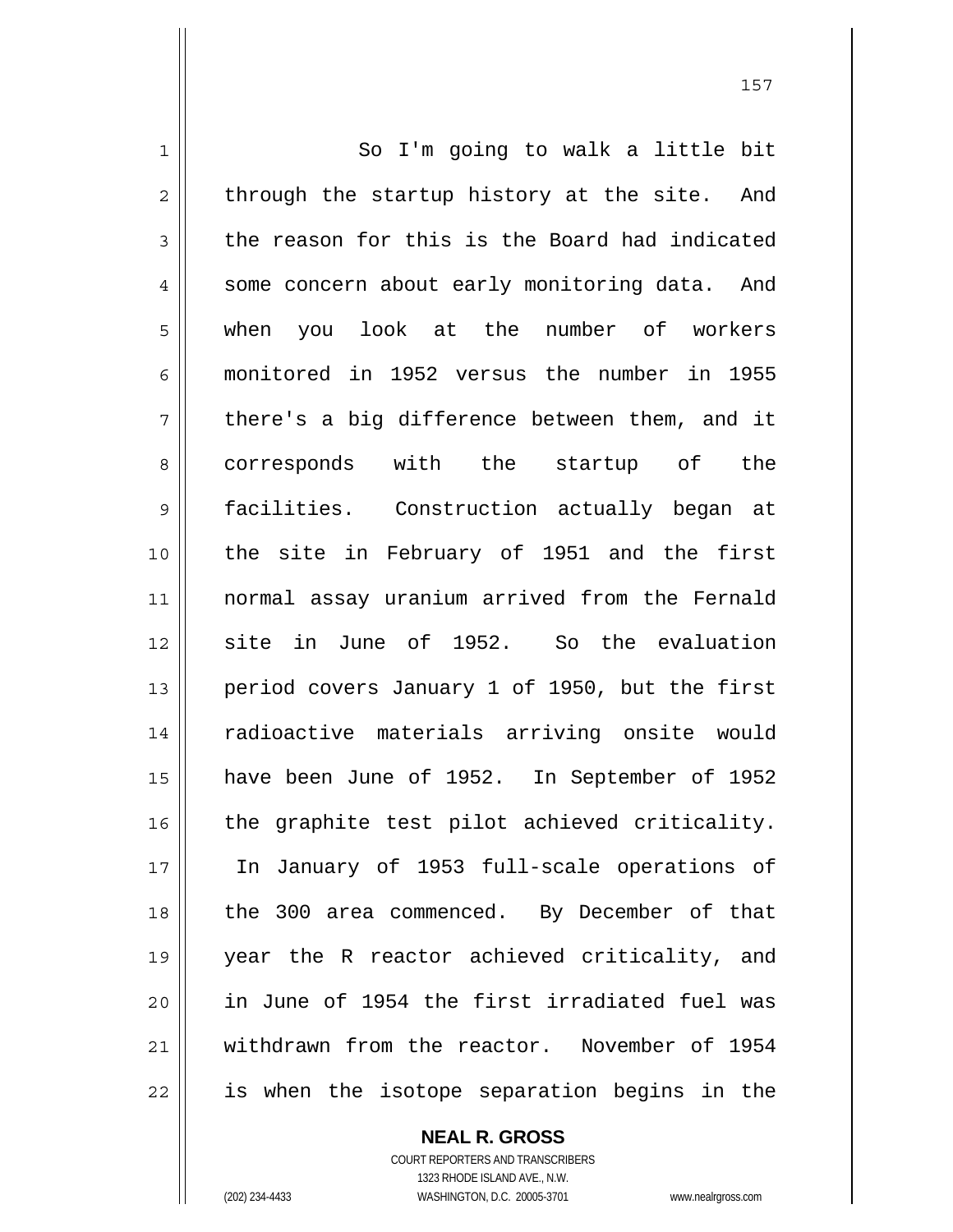So I'm going to walk a little bit through the startup history at the site. And the reason for this is the Board had indicated some concern about early monitoring data. And when you look at the number of workers monitored in 1952 versus the number in 1955 there's a big difference between them, and it corresponds with the startup of the facilities. Construction actually began at the site in February of 1951 and the first normal assay uranium arrived from the Fernald site in June of 1952. So the evaluation period covers January 1 of 1950, but the first radioactive materials arriving onsite would have been June of 1952. In September of 1952 the graphite test pilot achieved criticality. In January of 1953 full-scale operations of the 300 area commenced. By December of that year the R reactor achieved criticality, and in June of 1954 the first irradiated fuel was withdrawn from the reactor. November of 1954 is when the isotope separation begins in the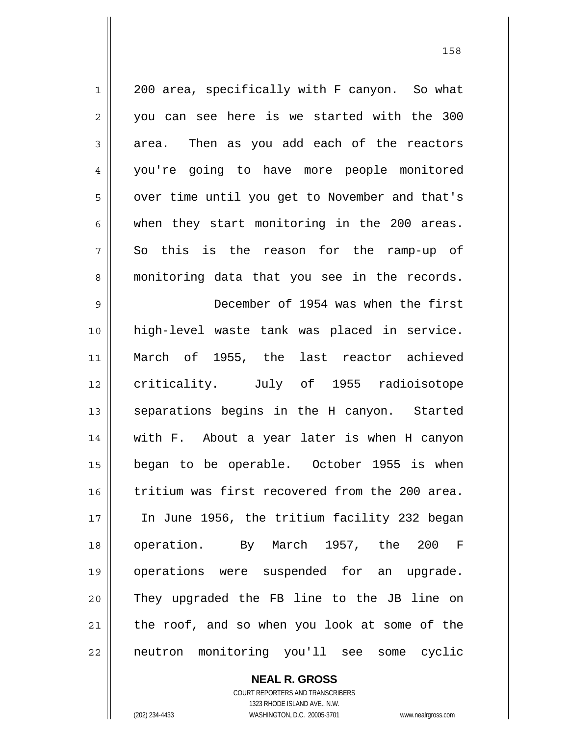200 area, specifically with F canyon. So what you can see here is we started with the 300 area. Then as you add each of the reactors you're going to have more people monitored over time until you get to November and that's when they start monitoring in the 200 areas. So this is the reason for the ramp-up of monitoring data that you see in the records.

December of 1954 was when the first high-level waste tank was placed in service. March of 1955, the last reactor achieved criticality. July of 1955 radioisotope separations begins in the H canyon. Started with F. About a year later is when H canyon began to be operable. October 1955 is when tritium was first recovered from the 200 area. In June 1956, the tritium facility 232 began operation. By March 1957, the 200 F operations were suspended for an upgrade. They upgraded the FB line to the JB line on the roof, and so when you look at some of the neutron monitoring you'll see some cyclic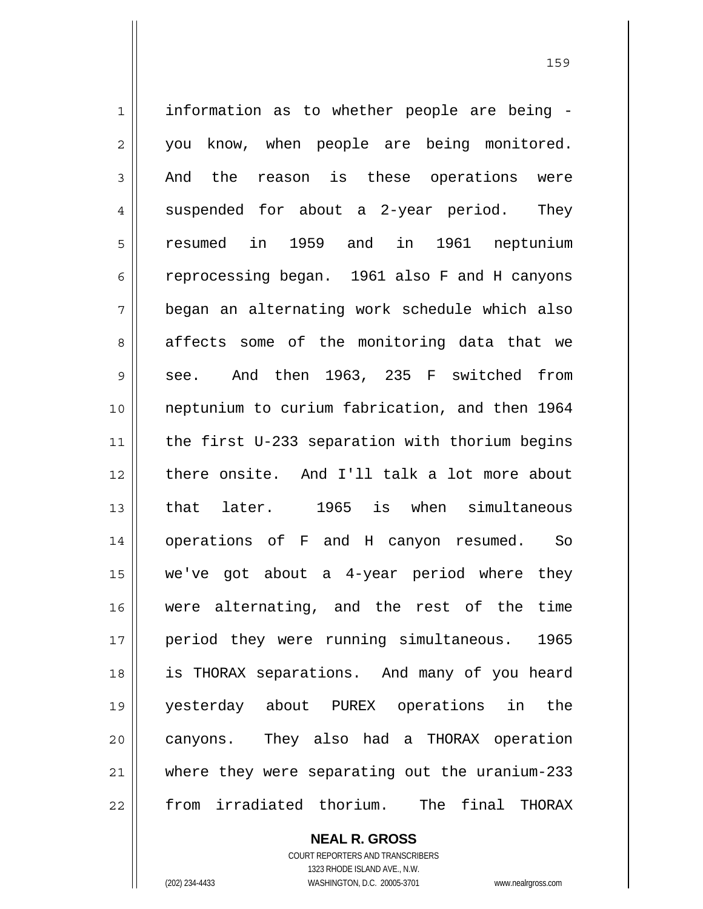information as to whether people are being - you know, when people are being monitored. And the reason is these operations were suspended for about a 2-year period. They resumed in 1959 and in 1961 neptunium reprocessing began. 1961 also F and H canyons began an alternating work schedule which also affects some of the monitoring data that we see. And then 1963, 235 F switched from neptunium to curium fabrication, and then 1964 the first U-233 separation with thorium begins there onsite. And I'll talk a lot more about that later. 1965 is when simultaneous operations of F and H canyon resumed. So we've got about a 4-year period where they were alternating, and the rest of the time period they were running simultaneous. 1965 is THORAX separations. And many of you heard yesterday about PUREX operations in the canyons. They also had a THORAX operation where they were separating out the uranium-233 from irradiated thorium. The final THORAX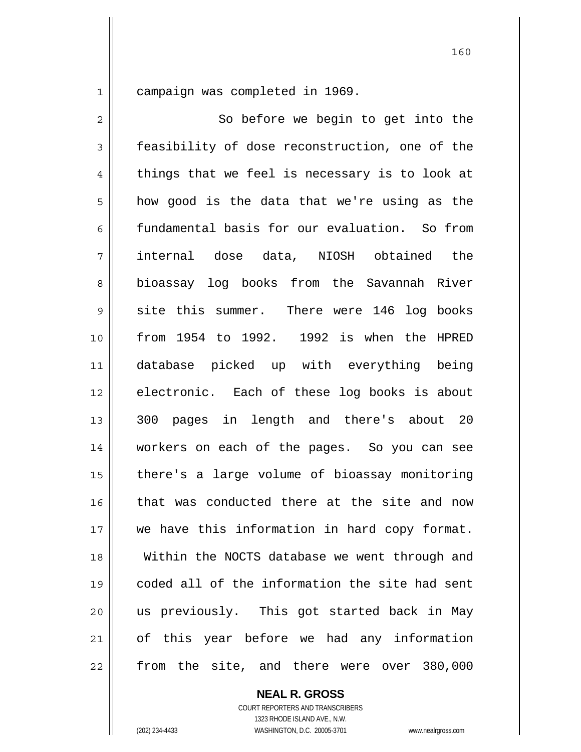campaign was completed in 1969.

So before we begin to get into the feasibility of dose reconstruction, one of the things that we feel is necessary is to look at how good is the data that we're using as the fundamental basis for our evaluation. So from internal dose data, NIOSH obtained the bioassay log books from the Savannah River site this summer. There were 146 log books from 1954 to 1992. 1992 is when the HPRED database picked up with everything being electronic. Each of these log books is about 300 pages in length and there's about 20 workers on each of the pages. So you can see there's a large volume of bioassay monitoring that was conducted there at the site and now we have this information in hard copy format. Within the NOCTS database we went through and coded all of the information the site had sent us previously. This got started back in May of this year before we had any information from the site, and there were over 380,000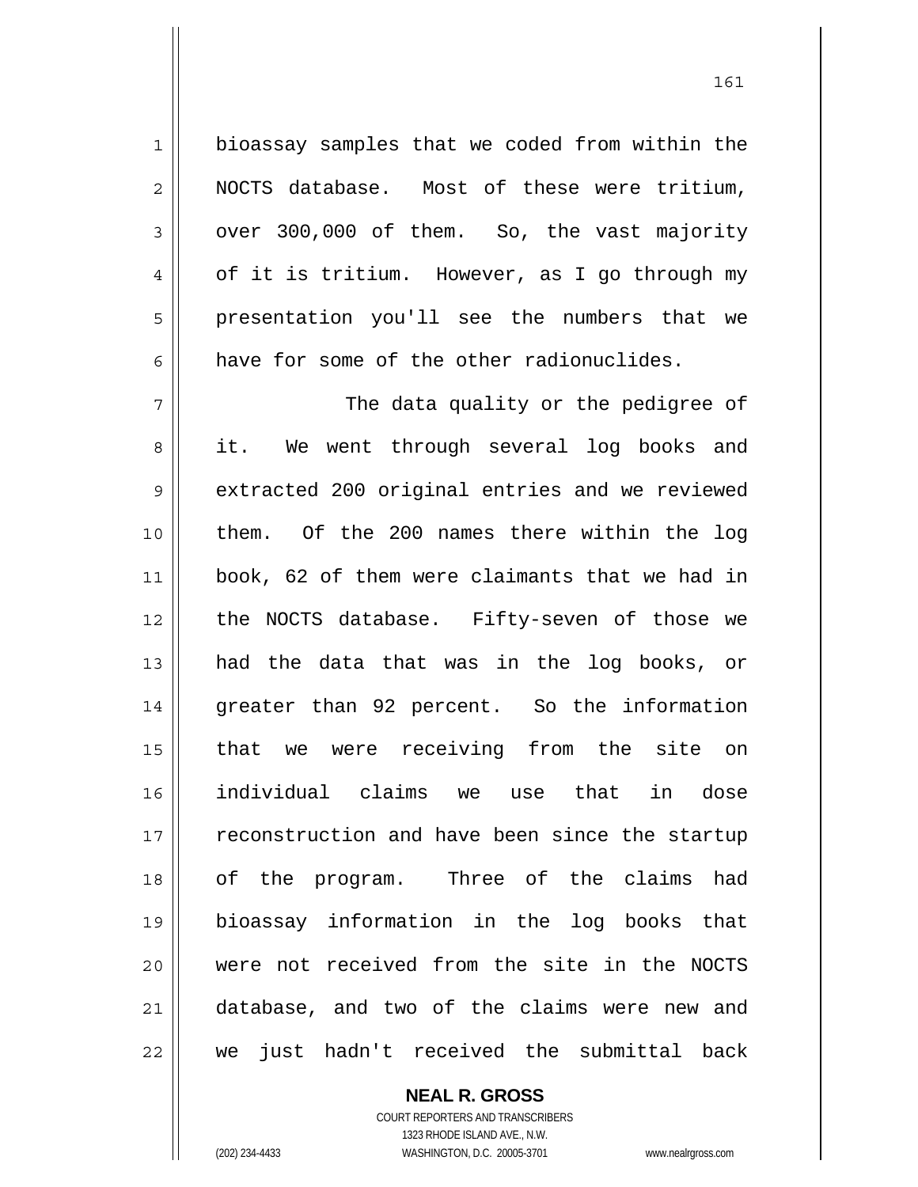bioassay samples that we coded from within the NOCTS database. Most of these were tritium, over 300,000 of them. So, the vast majority of it is tritium. However, as I go through my presentation you'll see the numbers that we have for some of the other radionuclides.

The data quality or the pedigree of it. We went through several log books and extracted 200 original entries and we reviewed them. Of the 200 names there within the log book, 62 of them were claimants that we had in the NOCTS database. Fifty-seven of those we had the data that was in the log books, or greater than 92 percent. So the information that we were receiving from the site on individual claims we use that in dose reconstruction and have been since the startup of the program. Three of the claims had bioassay information in the log books that were not received from the site in the NOCTS database, and two of the claims were new and we just hadn't received the submittal back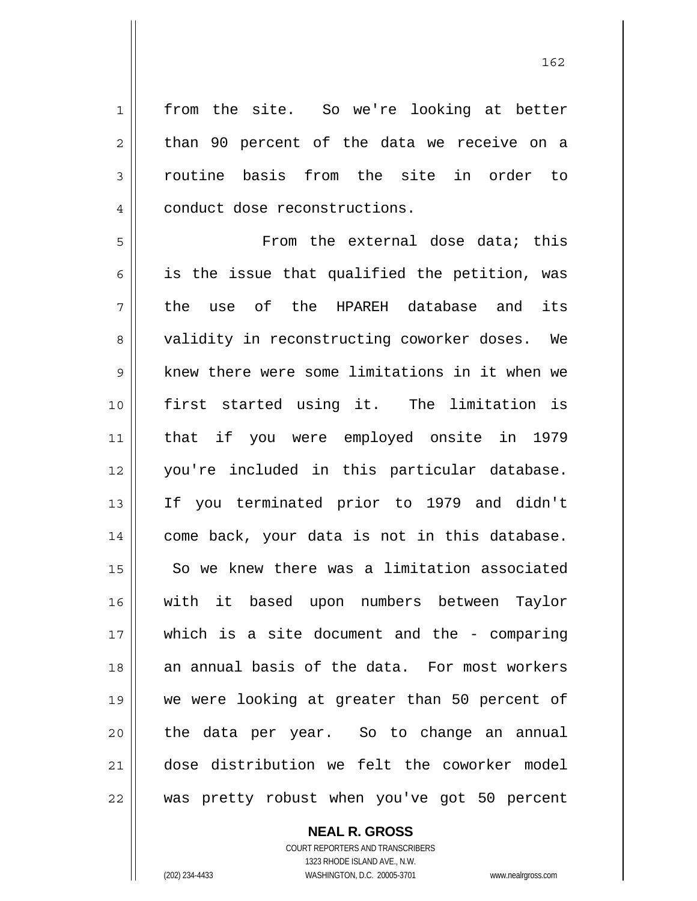from the site. So we're looking at better than 90 percent of the data we receive on a routine basis from the site in order to conduct dose reconstructions.

From the external dose data; this is the issue that qualified the petition, was the use of the HPAREH database and its validity in reconstructing coworker doses. We knew there were some limitations in it when we first started using it. The limitation is that if you were employed onsite in 1979 you're included in this particular database. If you terminated prior to 1979 and didn't come back, your data is not in this database. So we knew there was a limitation associated with it based upon numbers between Taylor which is a site document and the - comparing an annual basis of the data. For most workers we were looking at greater than 50 percent of the data per year. So to change an annual dose distribution we felt the coworker model was pretty robust when you've got 50 percent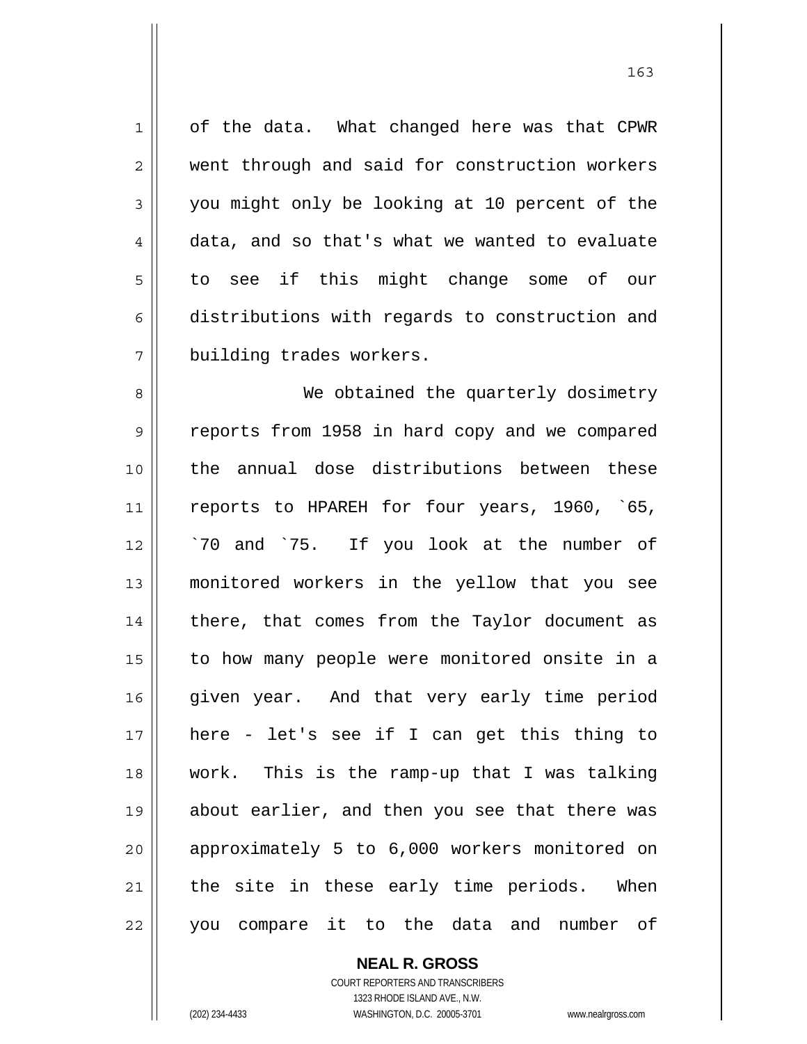of the data. What changed here was that CPWR went through and said for construction workers you might only be looking at 10 percent of the data, and so that's what we wanted to evaluate to see if this might change some of our distributions with regards to construction and building trades workers.

We obtained the quarterly dosimetry reports from 1958 in hard copy and we compared the annual dose distributions between these reports to HPAREH for four years, 1960, `65, `70 and `75. If you look at the number of monitored workers in the yellow that you see there, that comes from the Taylor document as to how many people were monitored onsite in a given year. And that very early time period here - let's see if I can get this thing to work. This is the ramp-up that I was talking about earlier, and then you see that there was approximately 5 to 6,000 workers monitored on the site in these early time periods. When you compare it to the data and number of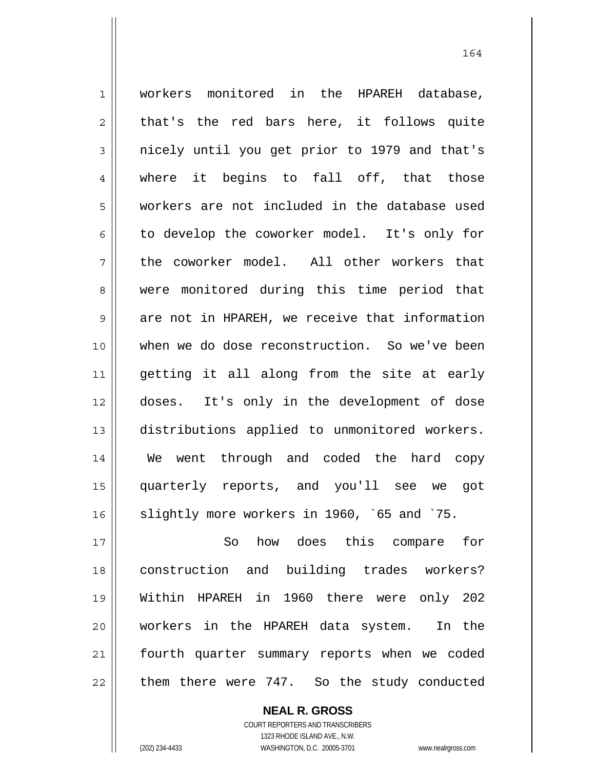workers monitored in the HPAREH database, that's the red bars here, it follows quite nicely until you get prior to 1979 and that's where it begins to fall off, that those workers are not included in the database used to develop the coworker model. It's only for the coworker model. All other workers that were monitored during this time period that are not in HPAREH, we receive that information when we do dose reconstruction. So we've been getting it all along from the site at early doses. It's only in the development of dose distributions applied to unmonitored workers. We went through and coded the hard copy quarterly reports, and you'll see we got slightly more workers in 1960, `65 and `75.

So how does this compare for construction and building trades workers? Within HPAREH in 1960 there were only 202 workers in the HPAREH data system. In the fourth quarter summary reports when we coded them there were 747. So the study conducted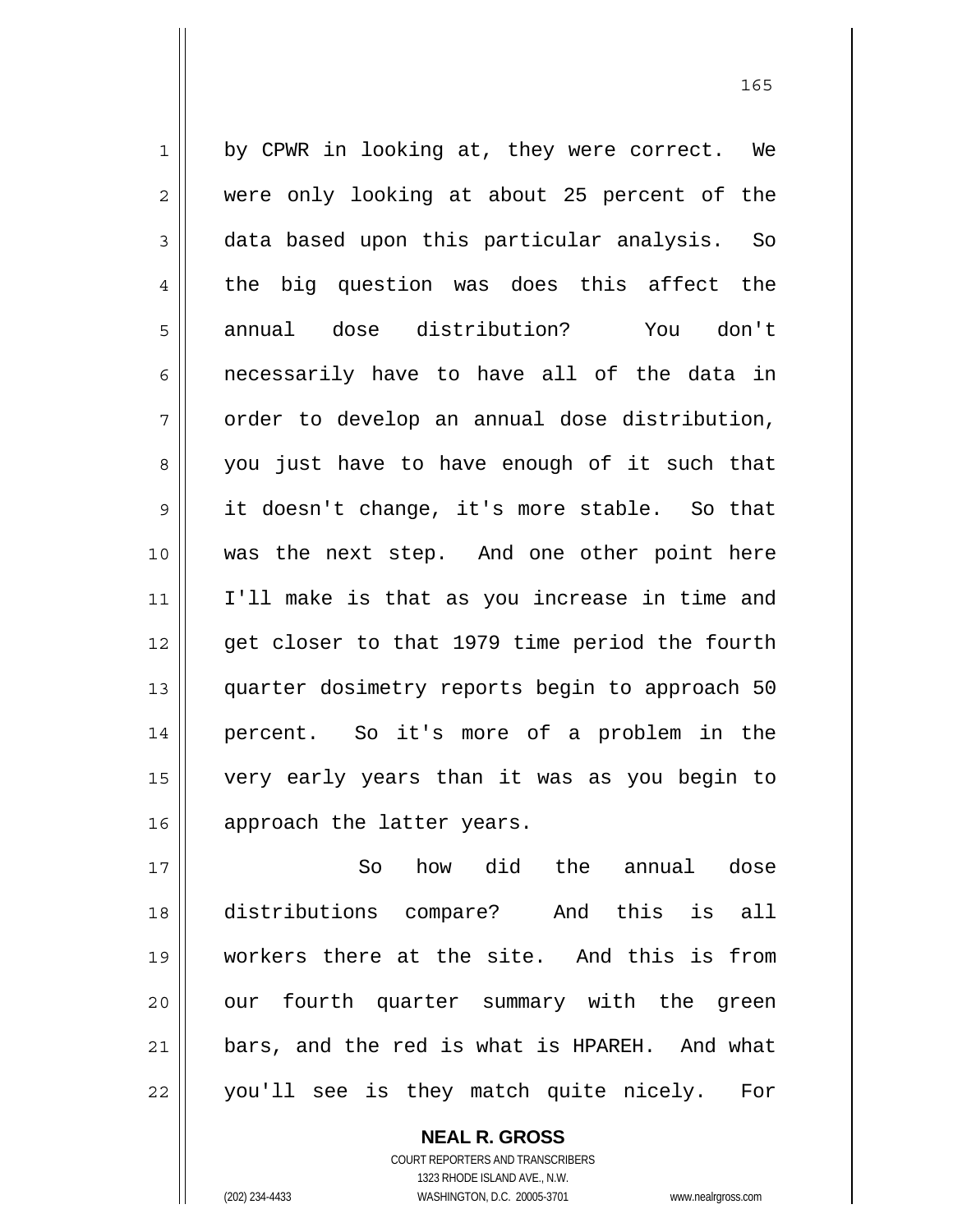by CPWR in looking at, they were correct. We were only looking at about 25 percent of the data based upon this particular analysis. So the big question was does this affect the annual dose distribution? You don't necessarily have to have all of the data in order to develop an annual dose distribution, you just have to have enough of it such that it doesn't change, it's more stable. So that was the next step. And one other point here I'll make is that as you increase in time and get closer to that 1979 time period the fourth quarter dosimetry reports begin to approach 50 percent. So it's more of a problem in the very early years than it was as you begin to approach the latter years.

So how did the annual dose distributions compare? And this is all workers there at the site. And this is from our fourth quarter summary with the green bars, and the red is what is HPAREH. And what you'll see is they match quite nicely. For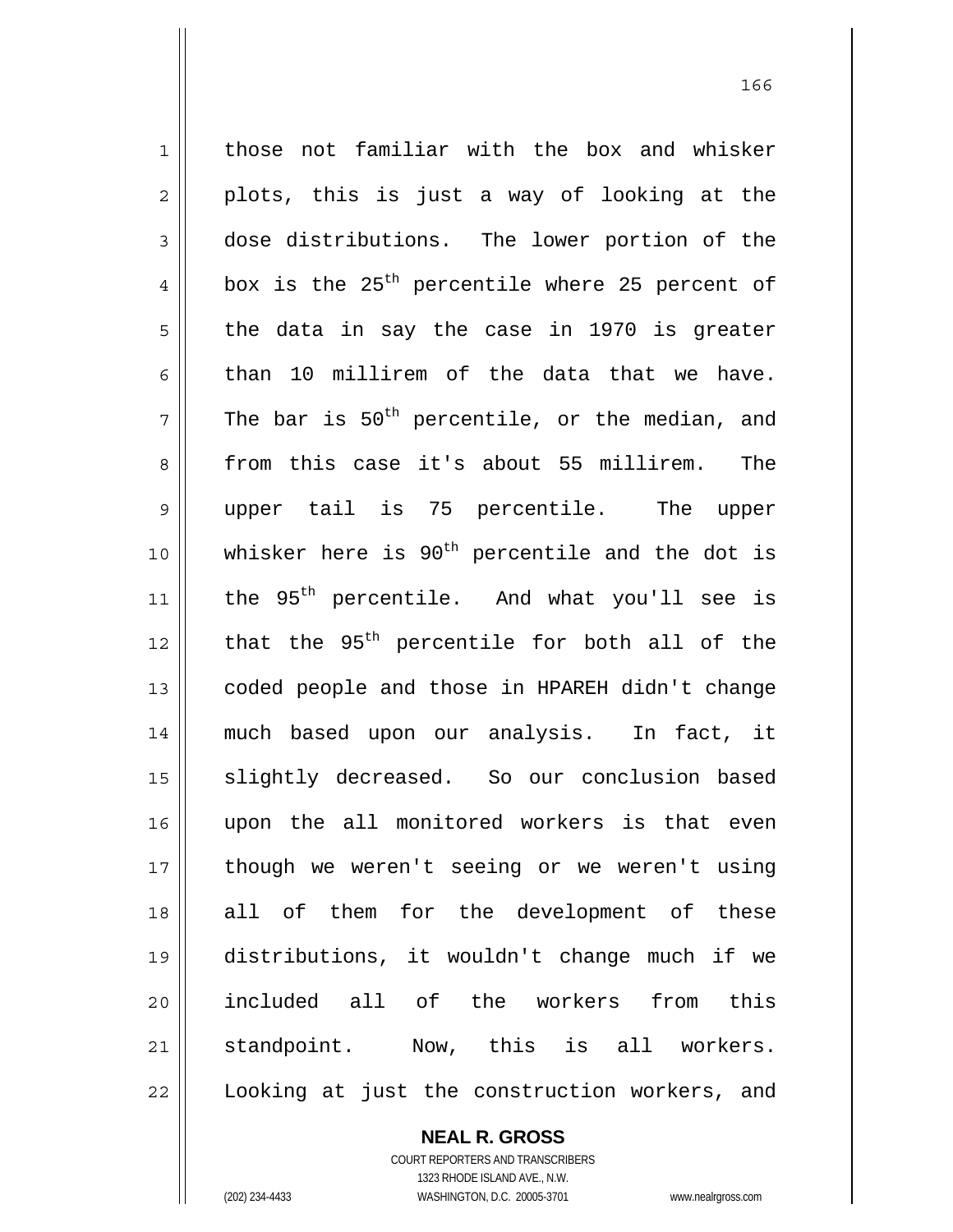those not familiar with the box and whisker plots, this is just a way of looking at the dose distributions. The lower portion of the box is the 25th percentile where 25 percent of the data in say the case in 1970 is greater than 10 millirem of the data that we have. The bar is 50th percentile, or the median, and from this case it's about 55 millirem. The upper tail is 75 percentile. The upper whisker here is 90th percentile and the dot is the 95th percentile. And what you'll see is that the 95th percentile for both all of the coded people and those in HPAREH didn't change much based upon our analysis. In fact, it slightly decreased. So our conclusion based upon the all monitored workers is that even though we weren't seeing or we weren't using all of them for the development of these distributions, it wouldn't change much if we included all of the workers from this standpoint. Now, this is all workers. Looking at just the construction workers, and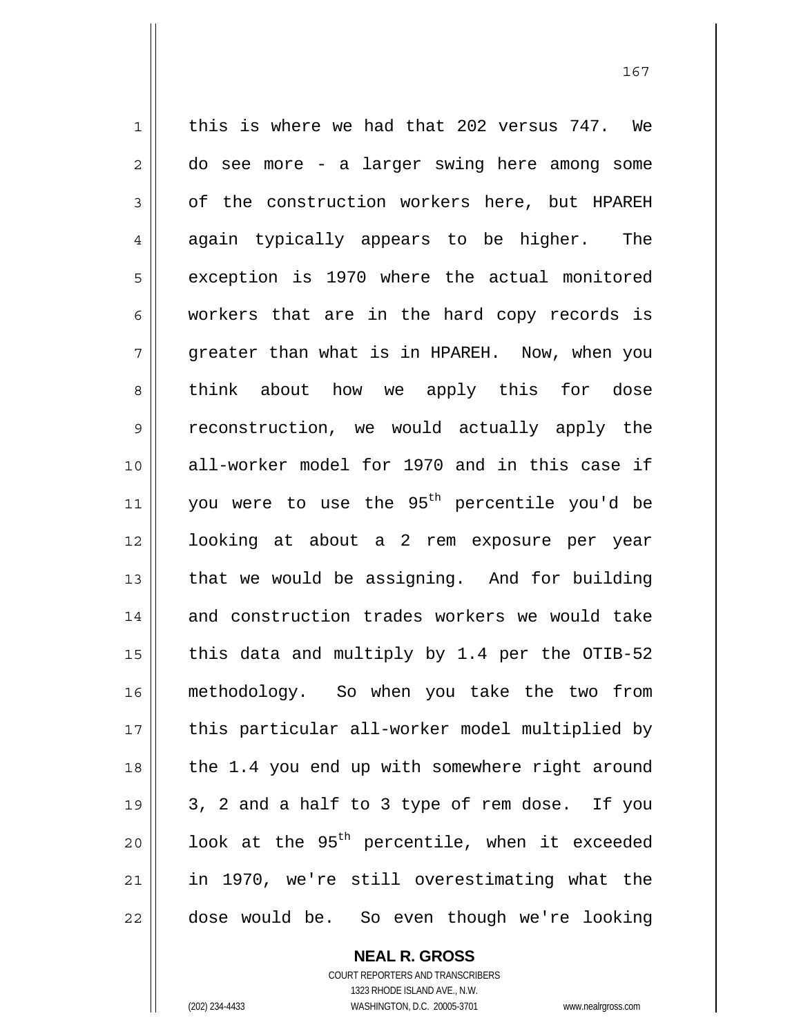this is where we had that 202 versus 747. We do see more - a larger swing here among some of the construction workers here, but HPAREH again typically appears to be higher. The exception is 1970 where the actual monitored workers that are in the hard copy records is greater than what is in HPAREH. Now, when you think about how we apply this for dose reconstruction, we would actually apply the all-worker model for 1970 and in this case if you were to use the 95th percentile you'd be looking at about a 2 rem exposure per year that we would be assigning. And for building and construction trades workers we would take this data and multiply by 1.4 per the OTIB-52 methodology. So when you take the two from this particular all-worker model multiplied by the 1.4 you end up with somewhere right around 3, 2 and a half to 3 type of rem dose. If you look at the 95th percentile, when it exceeded in 1970, we're still overestimating what the dose would be. So even though we're looking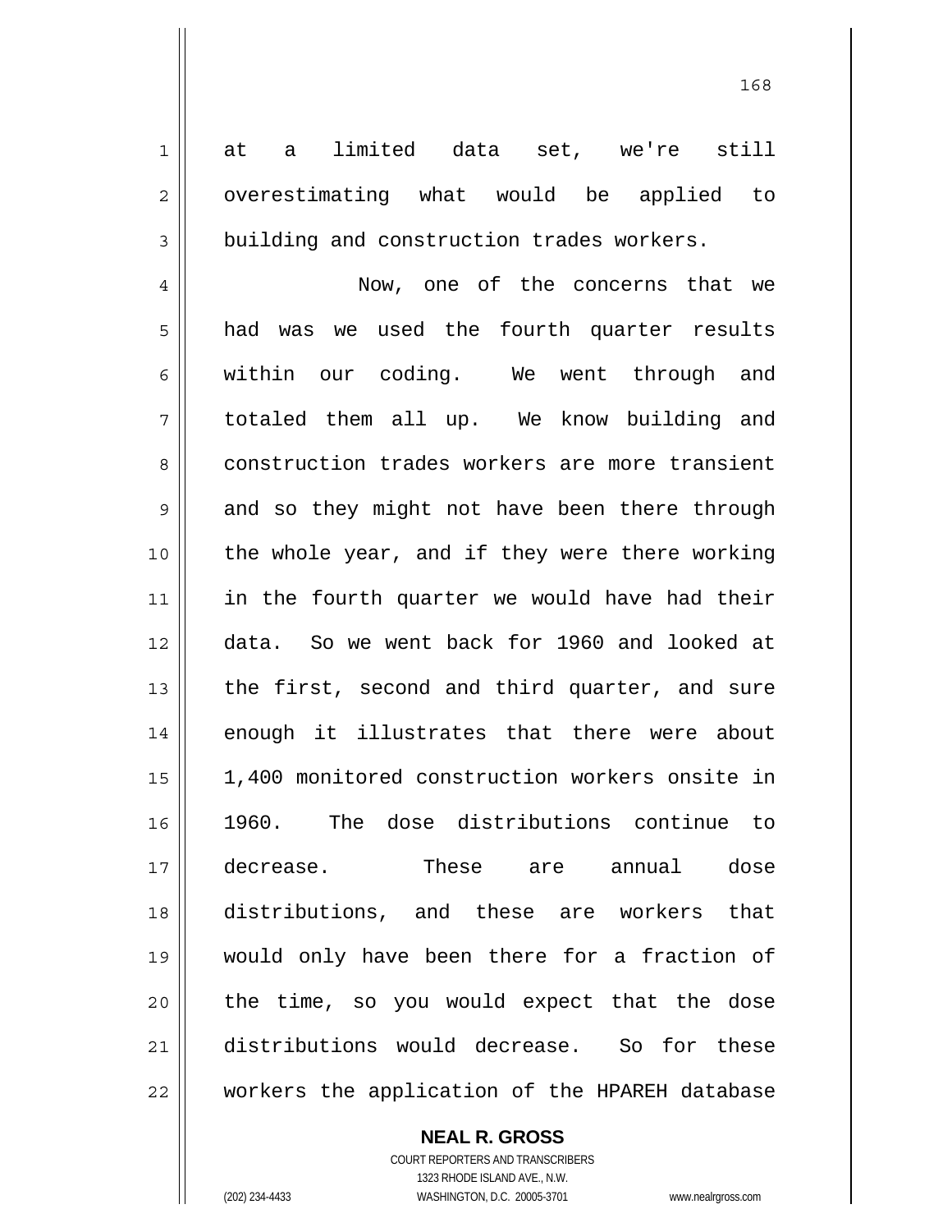at a limited data set, we're still overestimating what would be applied to building and construction trades workers.

Now, one of the concerns that we had was we used the fourth quarter results within our coding. We went through and totaled them all up. We know building and construction trades workers are more transient and so they might not have been there through the whole year, and if they were there working in the fourth quarter we would have had their data. So we went back for 1960 and looked at the first, second and third quarter, and sure enough it illustrates that there were about 1,400 monitored construction workers onsite in 1960. The dose distributions continue to decrease. These are annual dose distributions, and these are workers that would only have been there for a fraction of the time, so you would expect that the dose distributions would decrease. So for these workers the application of the HPAREH database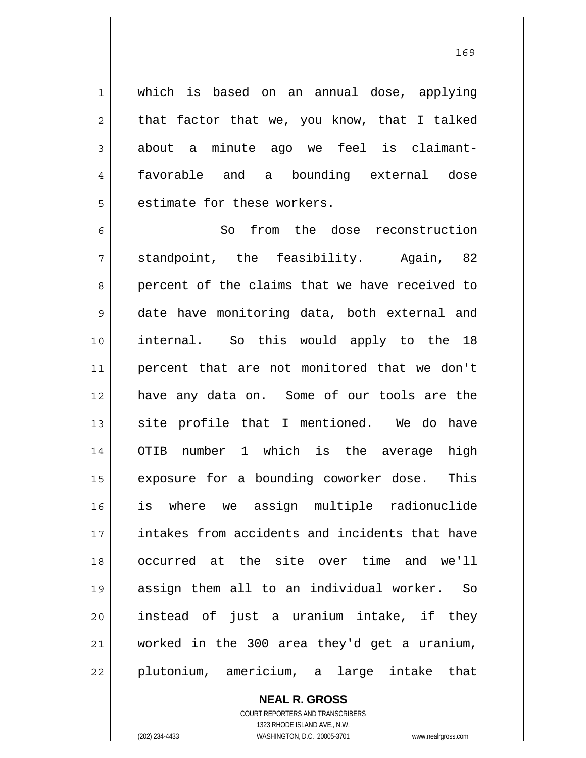which is based on an annual dose, applying that factor that we, you know, that I talked about a minute ago we feel is claimant-favorable and a bounding external dose estimate for these workers.

So from the dose reconstruction standpoint, the feasibility. Again, 82 percent of the claims that we have received to date have monitoring data, both external and internal. So this would apply to the 18 percent that are not monitored that we don't have any data on. Some of our tools are the site profile that I mentioned. We do have OTIB number 1 which is the average high exposure for a bounding coworker dose. This is where we assign multiple radionuclide intakes from accidents and incidents that have occurred at the site over time and we'll assign them all to an individual worker. So instead of just a uranium intake, if they worked in the 300 area they'd get a uranium, plutonium, americium, a large intake that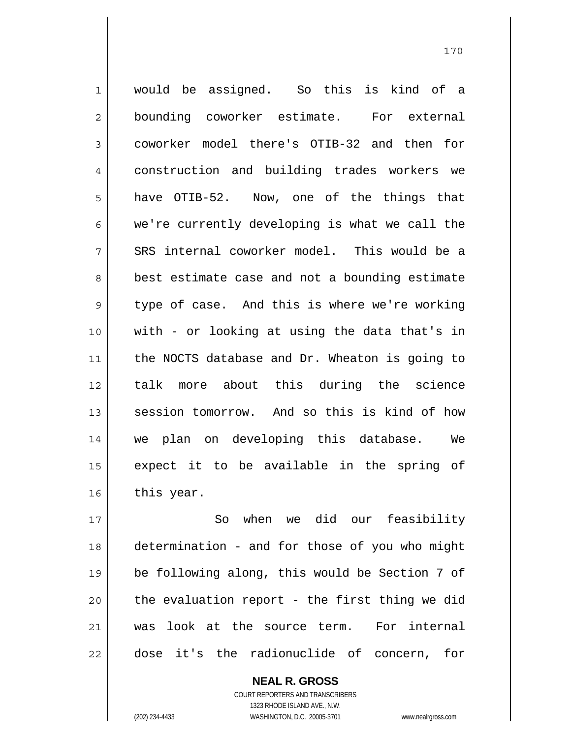would be assigned. So this is kind of a bounding coworker estimate. For external coworker model there's OTIB-32 and then for construction and building trades workers we have OTIB-52. Now, one of the things that we're currently developing is what we call the SRS internal coworker model. This would be a best estimate case and not a bounding estimate type of case. And this is where we're working with - or looking at using the data that's in the NOCTS database and Dr. Wheaton is going to talk more about this during the science session tomorrow. And so this is kind of how we plan on developing this database. We expect it to be available in the spring of this year.

So when we did our feasibility determination - and for those of you who might be following along, this would be Section 7 of the evaluation report - the first thing we did was look at the source term. For internal dose it's the radionuclide of concern, for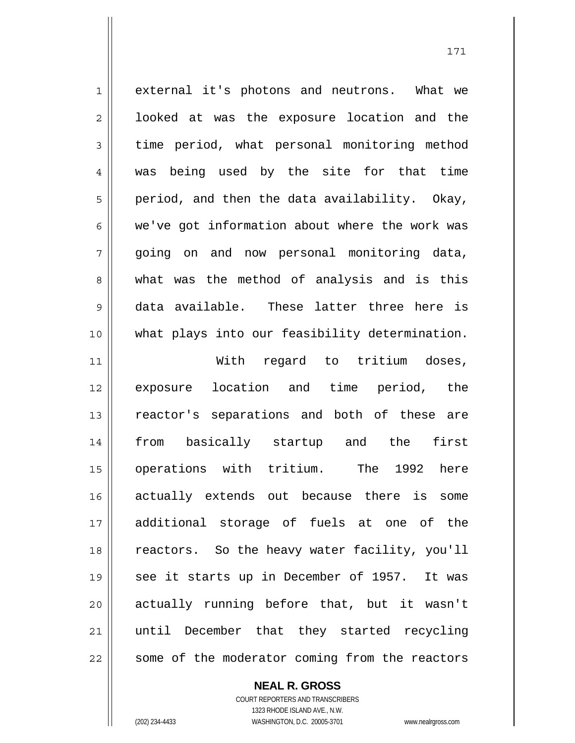external it's photons and neutrons. What we looked at was the exposure location and the time period, what personal monitoring method was being used by the site for that time period, and then the data availability. Okay, we've got information about where the work was going on and now personal monitoring data, what was the method of analysis and is this data available. These latter three here is what plays into our feasibility determination.

With regard to tritium doses, exposure location and time period, the reactor's separations and both of these are from basically startup and the first operations with tritium. The 1992 here actually extends out because there is some additional storage of fuels at one of the reactors. So the heavy water facility, you'll see it starts up in December of 1957. It was actually running before that, but it wasn't until December that they started recycling some of the moderator coming from the reactors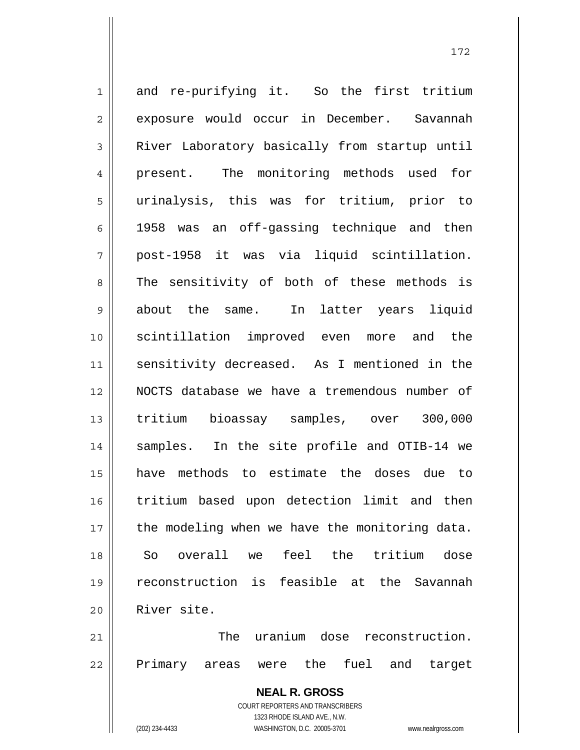and re-purifying it. So the first tritium exposure would occur in December. Savannah River Laboratory basically from startup until present. The monitoring methods used for urinalysis, this was for tritium, prior to 1958 was an off-gassing technique and then post-1958 it was via liquid scintillation. The sensitivity of both of these methods is about the same. In latter years liquid scintillation improved even more and the sensitivity decreased. As I mentioned in the NOCTS database we have a tremendous number of tritium bioassay samples, over 300,000 samples. In the site profile and OTIB-14 we have methods to estimate the doses due to tritium based upon detection limit and then the modeling when we have the monitoring data. So overall we feel the tritium dose reconstruction is feasible at the Savannah River site.

The uranium dose reconstruction. Primary areas were the fuel and target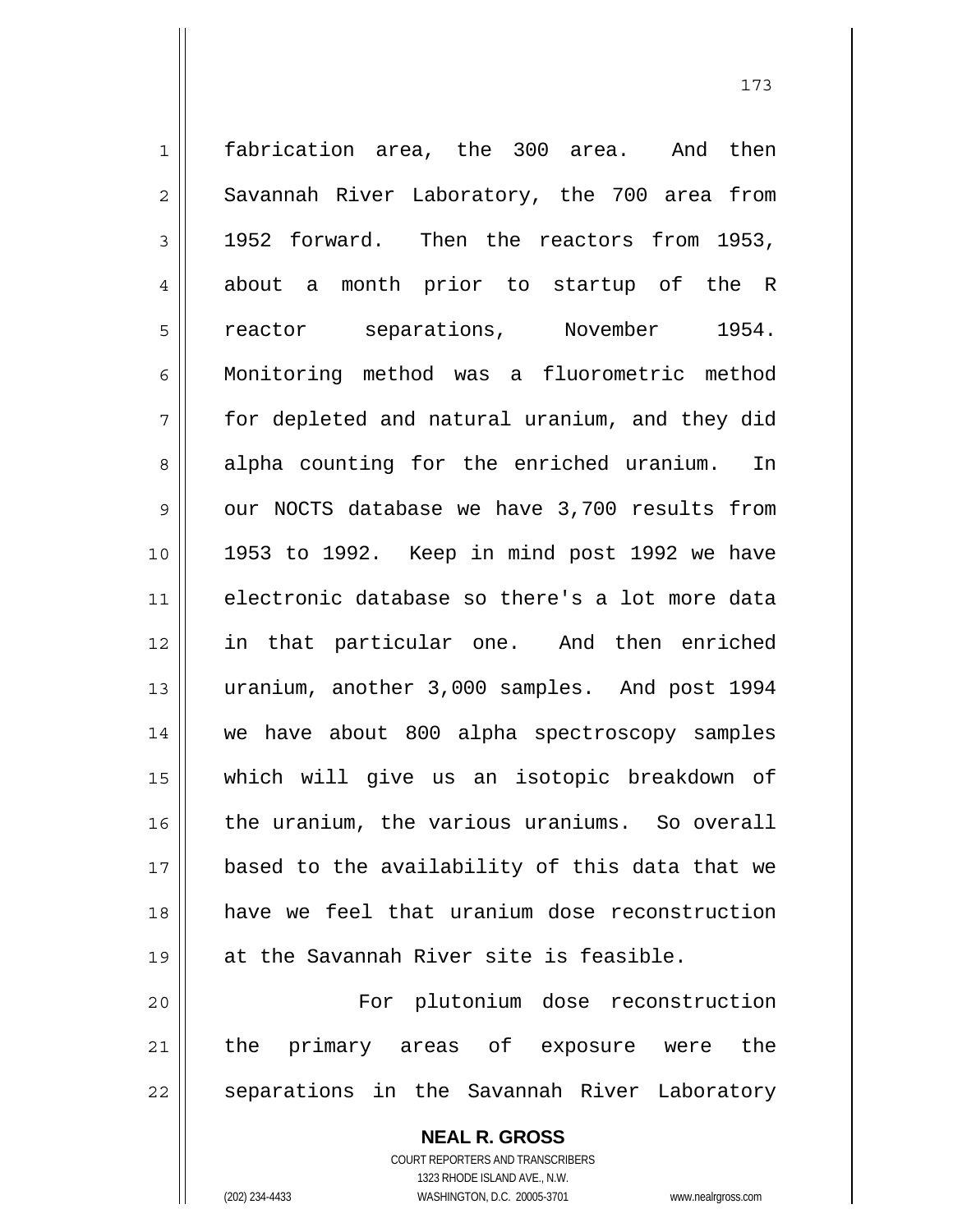fabrication area, the 300 area. And then Savannah River Laboratory, the 700 area from 1952 forward. Then the reactors from 1953, about a month prior to startup of the R reactor separations, November 1954. Monitoring method was a fluorometric method for depleted and natural uranium, and they did alpha counting for the enriched uranium. In our NOCTS database we have 3,700 results from 1953 to 1992. Keep in mind post 1992 we have electronic database so there's a lot more data in that particular one. And then enriched uranium, another 3,000 samples. And post 1994 we have about 800 alpha spectroscopy samples which will give us an isotopic breakdown of the uranium, the various uraniums. So overall based to the availability of this data that we have we feel that uranium dose reconstruction at the Savannah River site is feasible.

For plutonium dose reconstruction the primary areas of exposure were the separations in the Savannah River Laboratory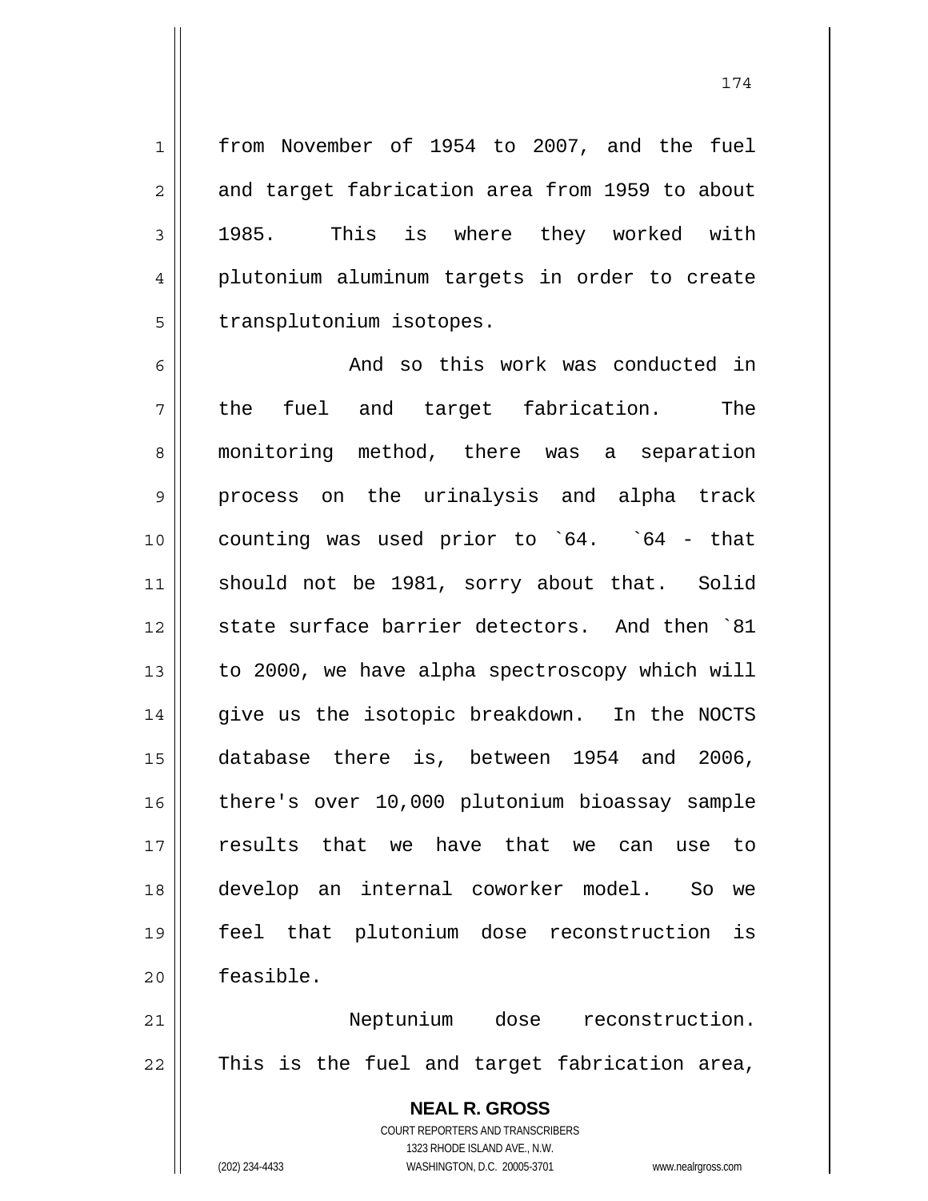from November of 1954 to 2007, and the fuel and target fabrication area from 1959 to about 1985. This is where they worked with plutonium aluminum targets in order to create transplutonium isotopes.

And so this work was conducted in the fuel and target fabrication. The monitoring method, there was a separation process on the urinalysis and alpha track counting was used prior to `64. `64 - that should not be 1981, sorry about that. Solid state surface barrier detectors. And then `81 to 2000, we have alpha spectroscopy which will give us the isotopic breakdown. In the NOCTS database there is, between 1954 and 2006, there's over 10,000 plutonium bioassay sample results that we have that we can use to develop an internal coworker model. So we feel that plutonium dose reconstruction is feasible.

Neptunium dose reconstruction. This is the fuel and target fabrication area,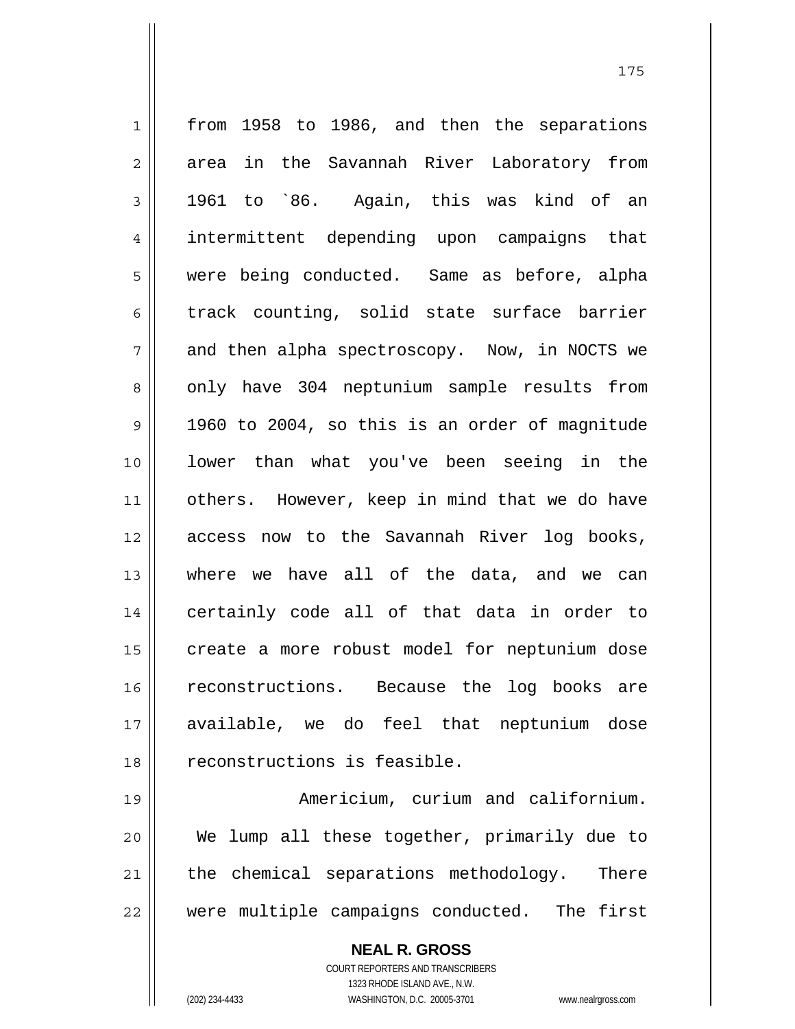from 1958 to 1986, and then the separations area in the Savannah River Laboratory from 1961 to `86. Again, this was kind of an intermittent depending upon campaigns that were being conducted. Same as before, alpha track counting, solid state surface barrier and then alpha spectroscopy. Now, in NOCTS we only have 304 neptunium sample results from 1960 to 2004, so this is an order of magnitude lower than what you've been seeing in the others. However, keep in mind that we do have access now to the Savannah River log books, where we have all of the data, and we can certainly code all of that data in order to create a more robust model for neptunium dose reconstructions. Because the log books are available, we do feel that neptunium dose reconstructions is feasible.

Americium, curium and californium. We lump all these together, primarily due to the chemical separations methodology. There were multiple campaigns conducted. The first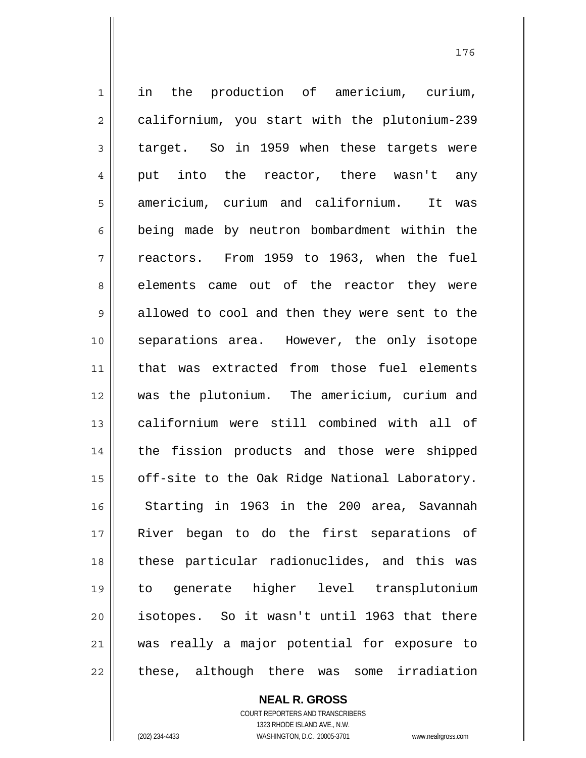in the production of americium, curium, californium, you start with the plutonium-239 target. So in 1959 when these targets were put into the reactor, there wasn't any americium, curium and californium. It was being made by neutron bombardment within the reactors. From 1959 to 1963, when the fuel elements came out of the reactor they were allowed to cool and then they were sent to the separations area. However, the only isotope that was extracted from those fuel elements was the plutonium. The americium, curium and californium were still combined with all of the fission products and those were shipped off-site to the Oak Ridge National Laboratory. Starting in 1963 in the 200 area, Savannah River began to do the first separations of these particular radionuclides, and this was to generate higher level transplutonium isotopes. So it wasn't until 1963 that there was really a major potential for exposure to these, although there was some irradiation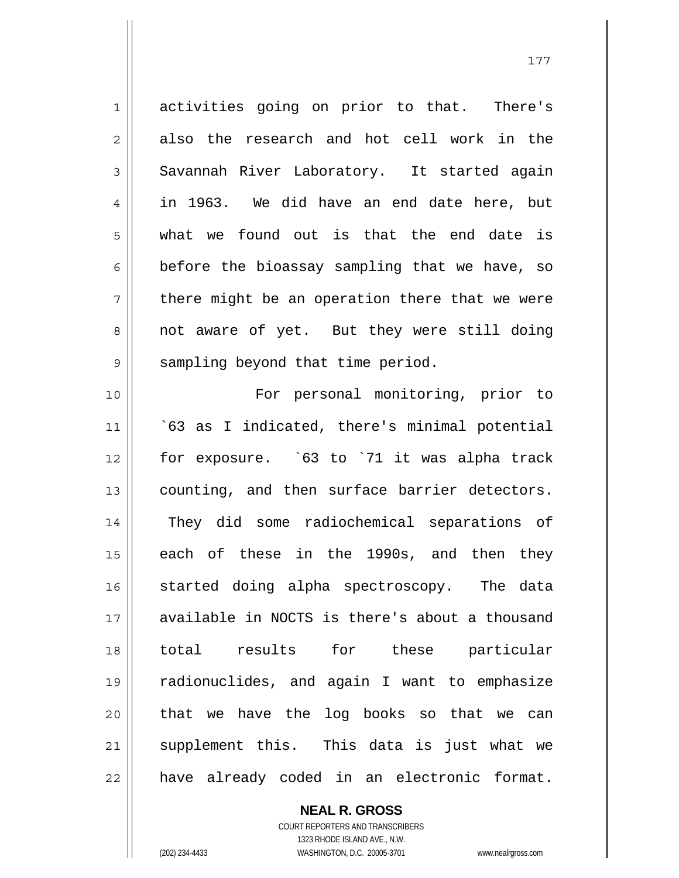activities going on prior to that. There's also the research and hot cell work in the Savannah River Laboratory. It started again in 1963. We did have an end date here, but what we found out is that the end date is before the bioassay sampling that we have, so there might be an operation there that we were not aware of yet. But they were still doing sampling beyond that time period.

For personal monitoring, prior to `63 as I indicated, there's minimal potential for exposure. `63 to `71 it was alpha track counting, and then surface barrier detectors. They did some radiochemical separations of each of these in the 1990s, and then they started doing alpha spectroscopy. The data available in NOCTS is there's about a thousand total results for these particular radionuclides, and again I want to emphasize that we have the log books so that we can supplement this. This data is just what we have already coded in an electronic format.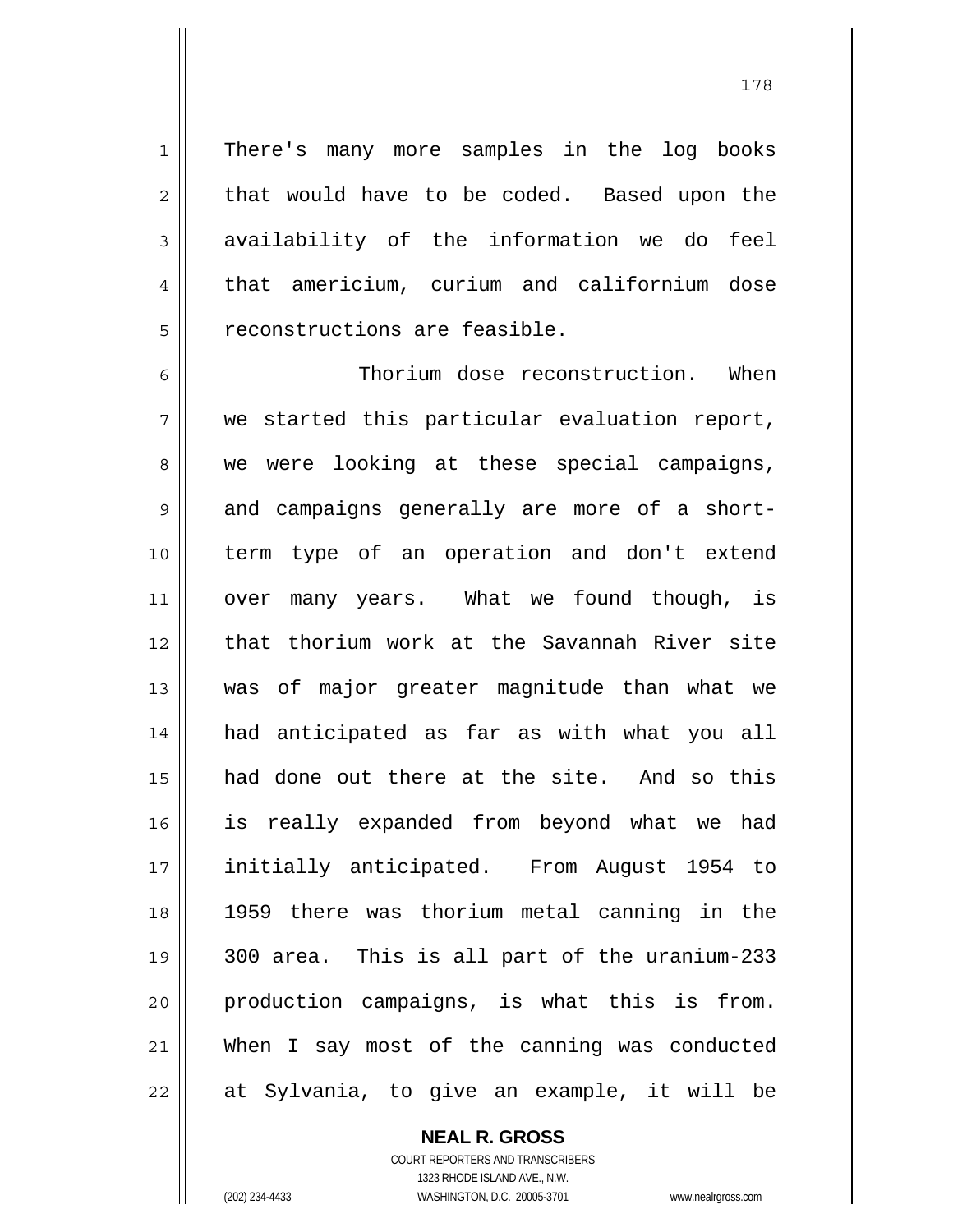There's many more samples in the log books that would have to be coded. Based upon the availability of the information we do feel that americium, curium and californium dose reconstructions are feasible.

Thorium dose reconstruction. When we started this particular evaluation report, we were looking at these special campaigns, and campaigns generally are more of a short-term type of an operation and don't extend over many years. What we found though, is that thorium work at the Savannah River site was of major greater magnitude than what we had anticipated as far as with what you all had done out there at the site. And so this is really expanded from beyond what we had initially anticipated. From August 1954 to 1959 there was thorium metal canning in the 300 area. This is all part of the uranium-233 production campaigns, is what this is from. When I say most of the canning was conducted at Sylvania, to give an example, it will be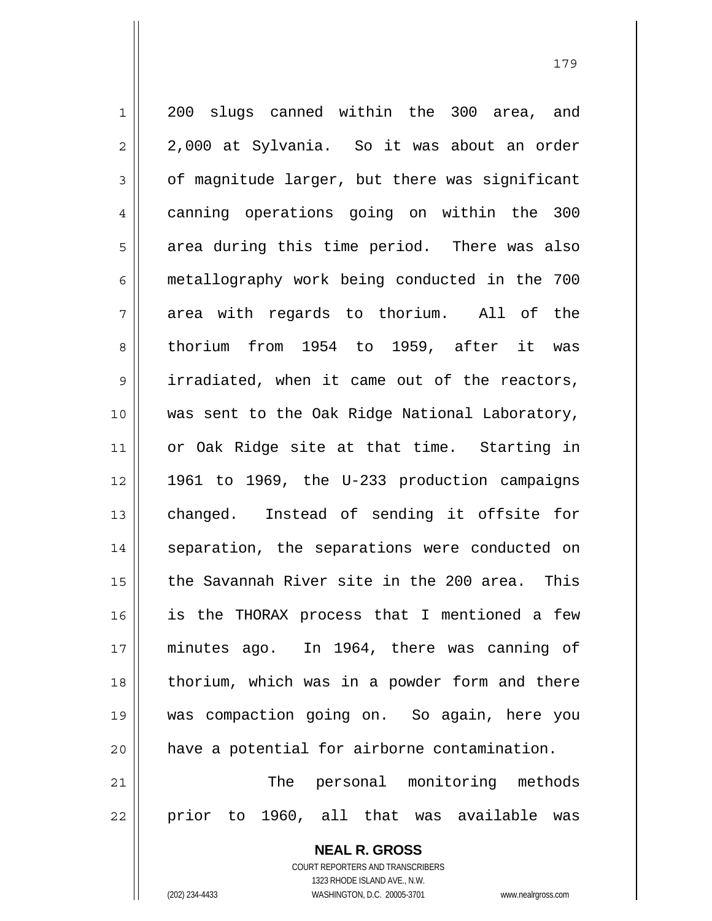200 slugs canned within the 300 area, and 2,000 at Sylvania. So it was about an order of magnitude larger, but there was significant canning operations going on within the 300 area during this time period. There was also metallography work being conducted in the 700 area with regards to thorium. All of the thorium from 1954 to 1959, after it was irradiated, when it came out of the reactors, was sent to the Oak Ridge National Laboratory, or Oak Ridge site at that time. Starting in 1961 to 1969, the U-233 production campaigns changed. Instead of sending it offsite for separation, the separations were conducted on the Savannah River site in the 200 area. This is the THORAX process that I mentioned a few minutes ago. In 1964, there was canning of thorium, which was in a powder form and there was compaction going on. So again, here you have a potential for airborne contamination.

The personal monitoring methods prior to 1960, all that was available was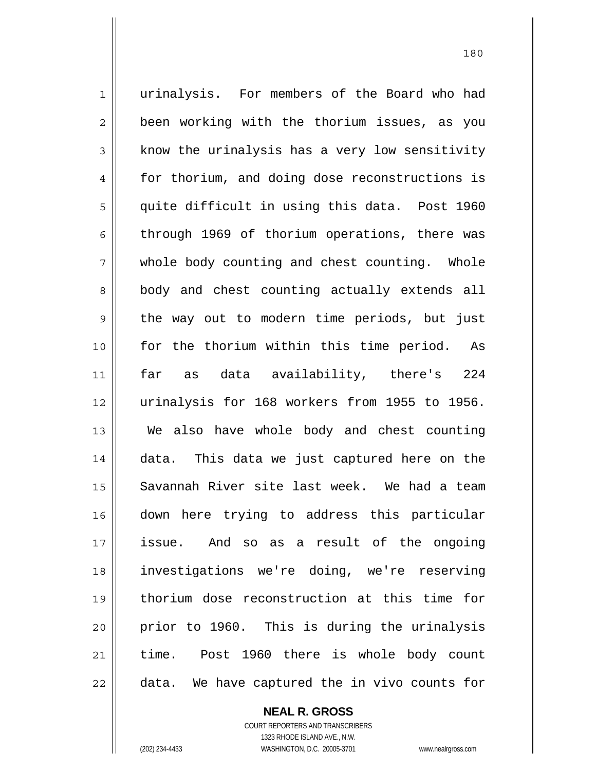urinalysis. For members of the Board who had been working with the thorium issues, as you know the urinalysis has a very low sensitivity for thorium, and doing dose reconstructions is quite difficult in using this data. Post 1960 through 1969 of thorium operations, there was whole body counting and chest counting. Whole body and chest counting actually extends all the way out to modern time periods, but just for the thorium within this time period. As far as data availability, there's 224 urinalysis for 168 workers from 1955 to 1956. We also have whole body and chest counting data. This data we just captured here on the Savannah River site last week. We had a team down here trying to address this particular issue. And so as a result of the ongoing investigations we're doing, we're reserving thorium dose reconstruction at this time for prior to 1960. This is during the urinalysis time. Post 1960 there is whole body count data. We have captured the in vivo counts for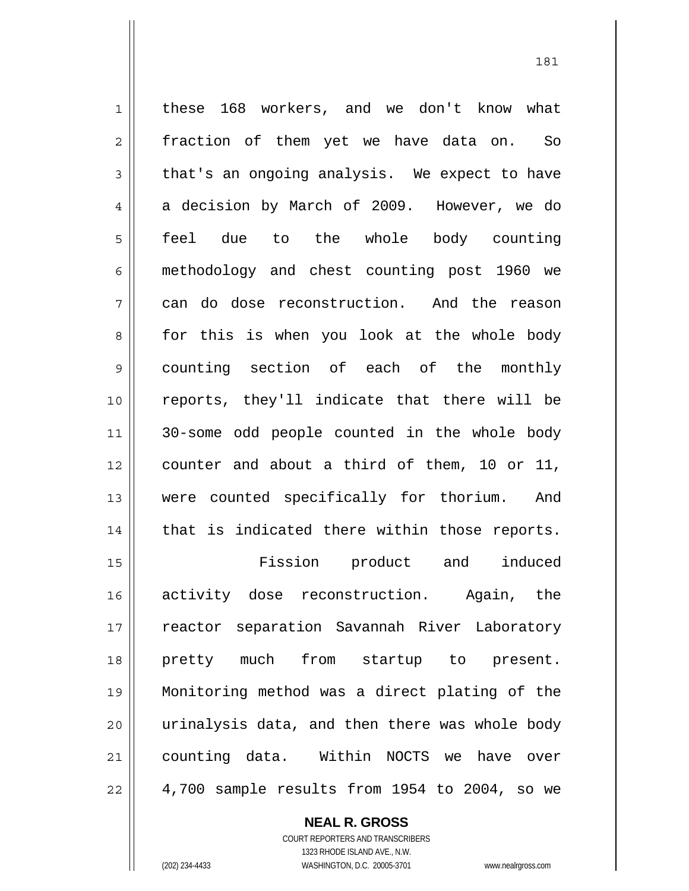these 168 workers, and we don't know what fraction of them yet we have data on. So that's an ongoing analysis. We expect to have a decision by March of 2009. However, we do feel due to the whole body counting methodology and chest counting post 1960 we can do dose reconstruction. And the reason for this is when you look at the whole body counting section of each of the monthly reports, they'll indicate that there will be 30-some odd people counted in the whole body counter and about a third of them, 10 or 11, were counted specifically for thorium. And that is indicated there within those reports.

Fission product and induced activity dose reconstruction. Again, the reactor separation Savannah River Laboratory pretty much from startup to present. Monitoring method was a direct plating of the urinalysis data, and then there was whole body counting data. Within NOCTS we have over 4,700 sample results from 1954 to 2004, so we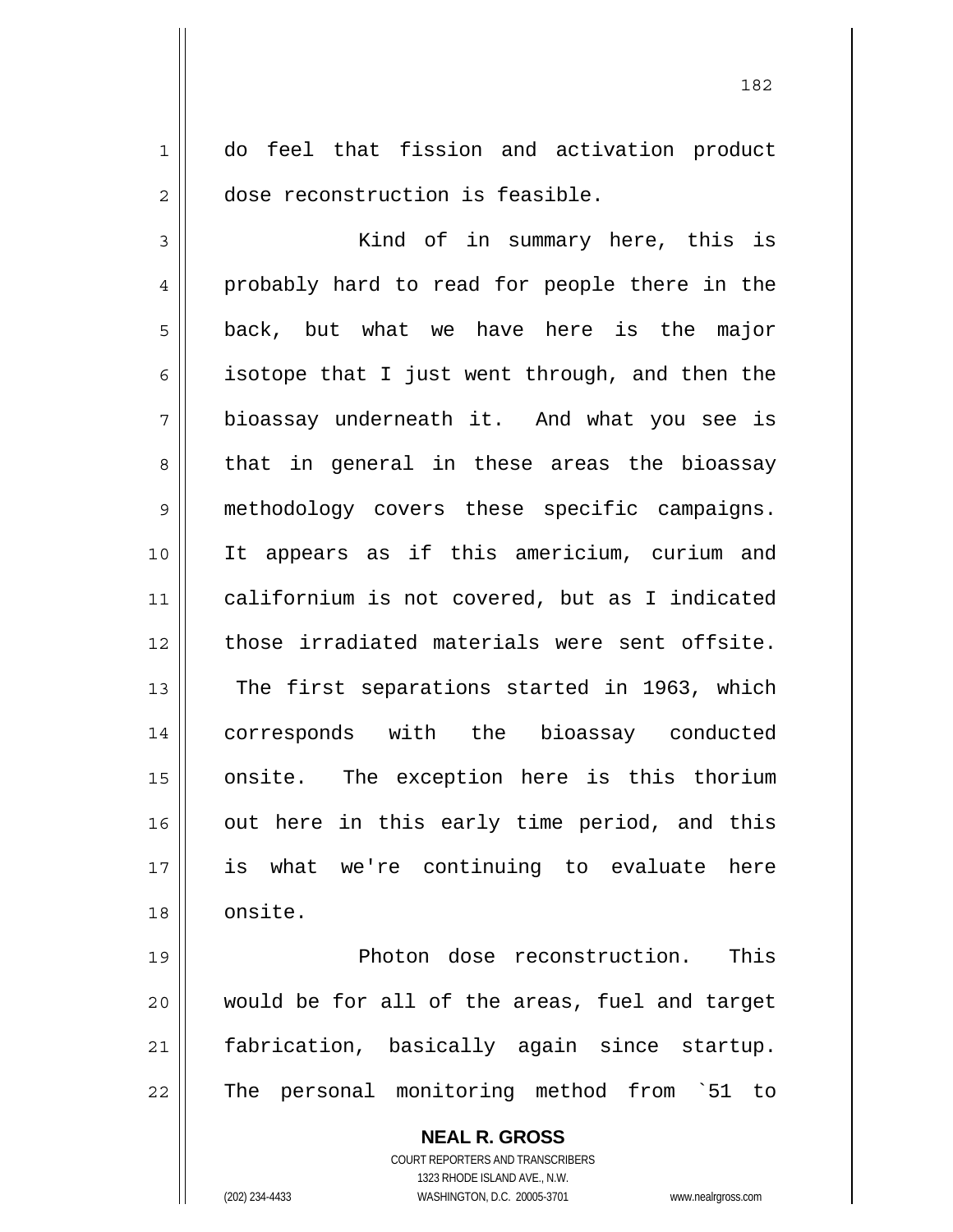do feel that fission and activation product dose reconstruction is feasible.

Kind of in summary here, this is probably hard to read for people there in the back, but what we have here is the major isotope that I just went through, and then the bioassay underneath it. And what you see is that in general in these areas the bioassay methodology covers these specific campaigns. It appears as if this americium, curium and californium is not covered, but as I indicated those irradiated materials were sent offsite. The first separations started in 1963, which corresponds with the bioassay conducted onsite. The exception here is this thorium out here in this early time period, and this is what we're continuing to evaluate here onsite.

Photon dose reconstruction. This would be for all of the areas, fuel and target fabrication, basically again since startup. The personal monitoring method from `51 to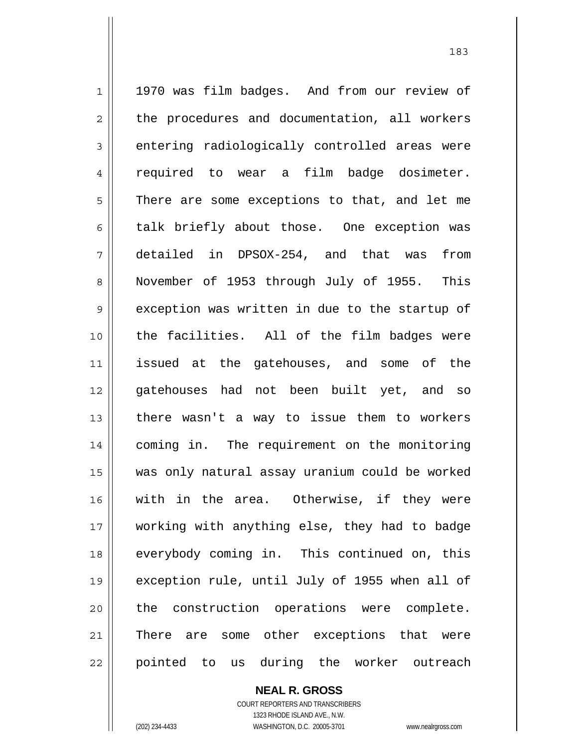1970 was film badges. And from our review of the procedures and documentation, all workers entering radiologically controlled areas were required to wear a film badge dosimeter. There are some exceptions to that, and let me talk briefly about those. One exception was detailed in DPSOX-254, and that was from November of 1953 through July of 1955. This exception was written in due to the startup of the facilities. All of the film badges were issued at the gatehouses, and some of the gatehouses had not been built yet, and so there wasn't a way to issue them to workers coming in. The requirement on the monitoring was only natural assay uranium could be worked with in the area. Otherwise, if they were working with anything else, they had to badge everybody coming in. This continued on, this exception rule, until July of 1955 when all of the construction operations were complete. There are some other exceptions that were pointed to us during the worker outreach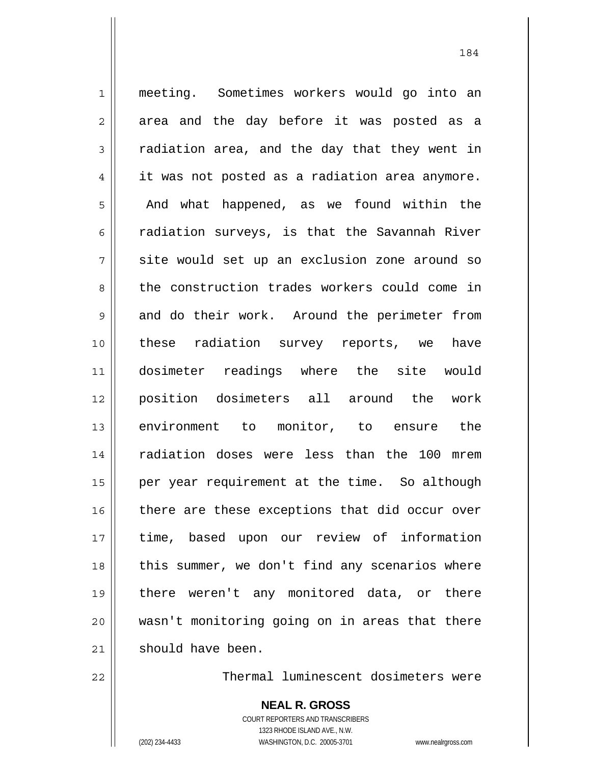meeting. Sometimes workers would go into an area and the day before it was posted as a radiation area, and the day that they went in it was not posted as a radiation area anymore. And what happened, as we found within the radiation surveys, is that the Savannah River site would set up an exclusion zone around so the construction trades workers could come in and do their work. Around the perimeter from these radiation survey reports, we have dosimeter readings where the site would position dosimeters all around the work environment to monitor, to ensure the radiation doses were less than the 100 mrem per year requirement at the time. So although there are these exceptions that did occur over time, based upon our review of information this summer, we don't find any scenarios where there weren't any monitored data, or there wasn't monitoring going on in areas that there should have been.

Thermal luminescent dosimeters were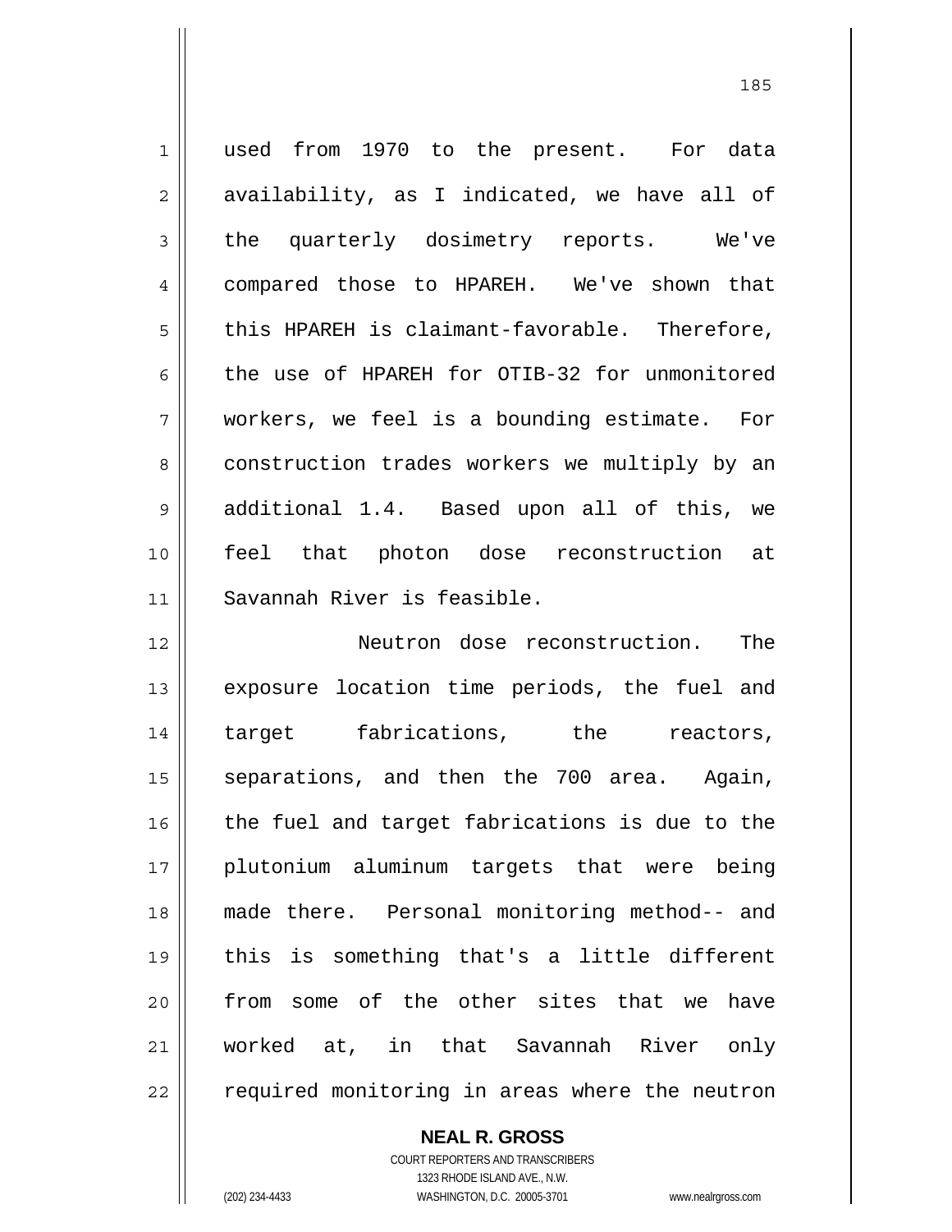used from 1970 to the present. For data availability, as I indicated, we have all of the quarterly dosimetry reports. We've compared those to HPAREH. We've shown that this HPAREH is claimant-favorable. Therefore, the use of HPAREH for OTIB-32 for unmonitored workers, we feel is a bounding estimate. For construction trades workers we multiply by an additional 1.4. Based upon all of this, we feel that photon dose reconstruction at Savannah River is feasible.

Neutron dose reconstruction. The exposure location time periods, the fuel and target fabrications, the reactors, separations, and then the 700 area. Again, the fuel and target fabrications is due to the plutonium aluminum targets that were being made there. Personal monitoring method-- and this is something that's a little different from some of the other sites that we have worked at, in that Savannah River only required monitoring in areas where the neutron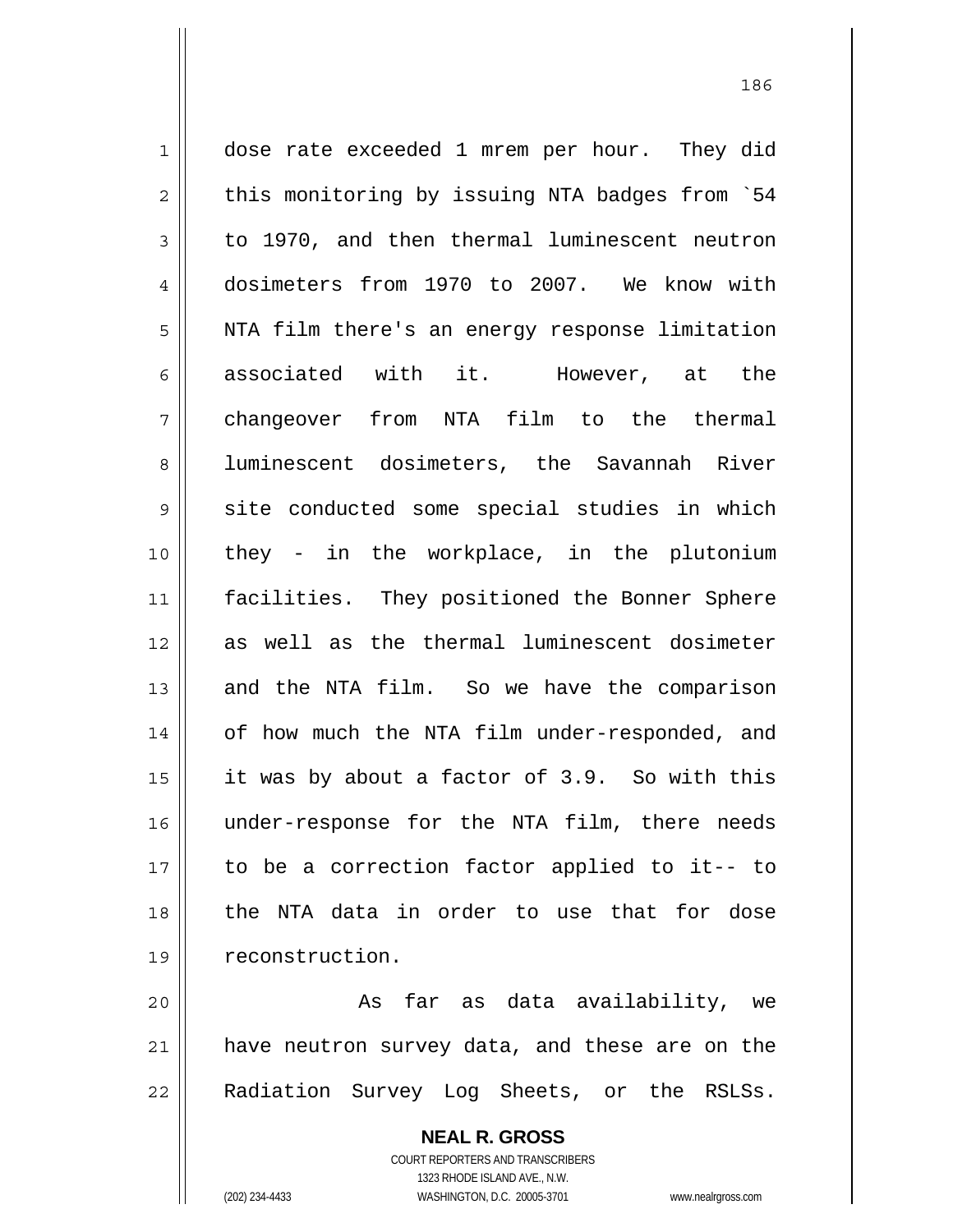dose rate exceeded 1 mrem per hour. They did this monitoring by issuing NTA badges from `54 to 1970, and then thermal luminescent neutron dosimeters from 1970 to 2007. We know with NTA film there's an energy response limitation associated with it. However, at the changeover from NTA film to the thermal luminescent dosimeters, the Savannah River site conducted some special studies in which they - in the workplace, in the plutonium facilities. They positioned the Bonner Sphere as well as the thermal luminescent dosimeter and the NTA film. So we have the comparison of how much the NTA film under-responded, and it was by about a factor of 3.9. So with this under-response for the NTA film, there needs to be a correction factor applied to it-- to the NTA data in order to use that for dose reconstruction.

As far as data availability, we have neutron survey data, and these are on the Radiation Survey Log Sheets, or the RSLSs.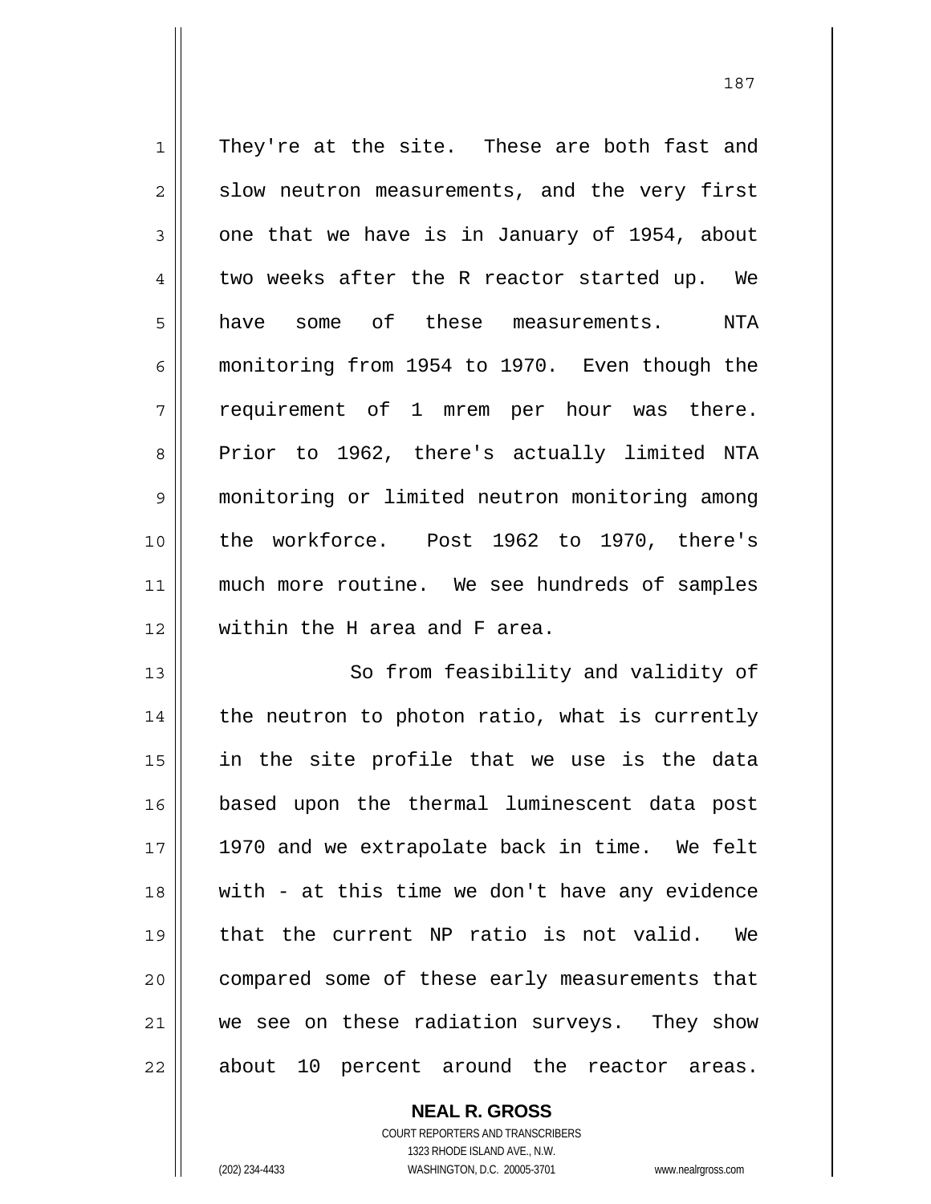They're at the site. These are both fast and slow neutron measurements, and the very first one that we have is in January of 1954, about two weeks after the R reactor started up. We have some of these measurements. NTA monitoring from 1954 to 1970. Even though the requirement of 1 mrem per hour was there. Prior to 1962, there's actually limited NTA monitoring or limited neutron monitoring among the workforce. Post 1962 to 1970, there's much more routine. We see hundreds of samples within the H area and F area.

So from feasibility and validity of the neutron to photon ratio, what is currently in the site profile that we use is the data based upon the thermal luminescent data post 1970 and we extrapolate back in time. We felt with - at this time we don't have any evidence that the current NP ratio is not valid. We compared some of these early measurements that we see on these radiation surveys. They show about 10 percent around the reactor areas.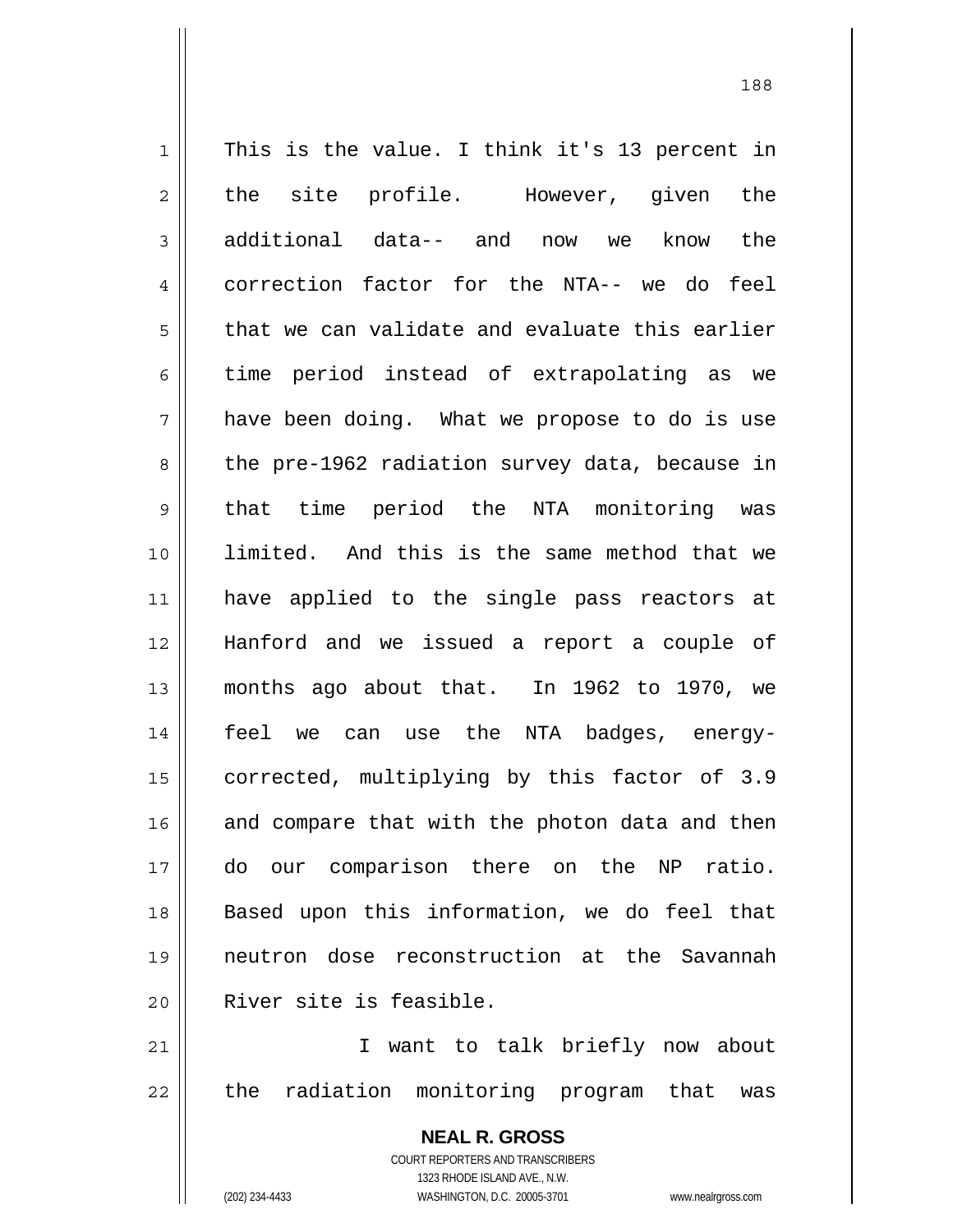This is the value. I think it's 13 percent in the site profile. However, given the additional data-- and now we know the correction factor for the NTA-- we do feel that we can validate and evaluate this earlier time period instead of extrapolating as we have been doing. What we propose to do is use the pre-1962 radiation survey data, because in that time period the NTA monitoring was limited. And this is the same method that we have applied to the single pass reactors at Hanford and we issued a report a couple of months ago about that. In 1962 to 1970, we feel we can use the NTA badges, energy-corrected, multiplying by this factor of 3.9 and compare that with the photon data and then do our comparison there on the NP ratio. Based upon this information, we do feel that neutron dose reconstruction at the Savannah River site is feasible.

I want to talk briefly now about the radiation monitoring program that was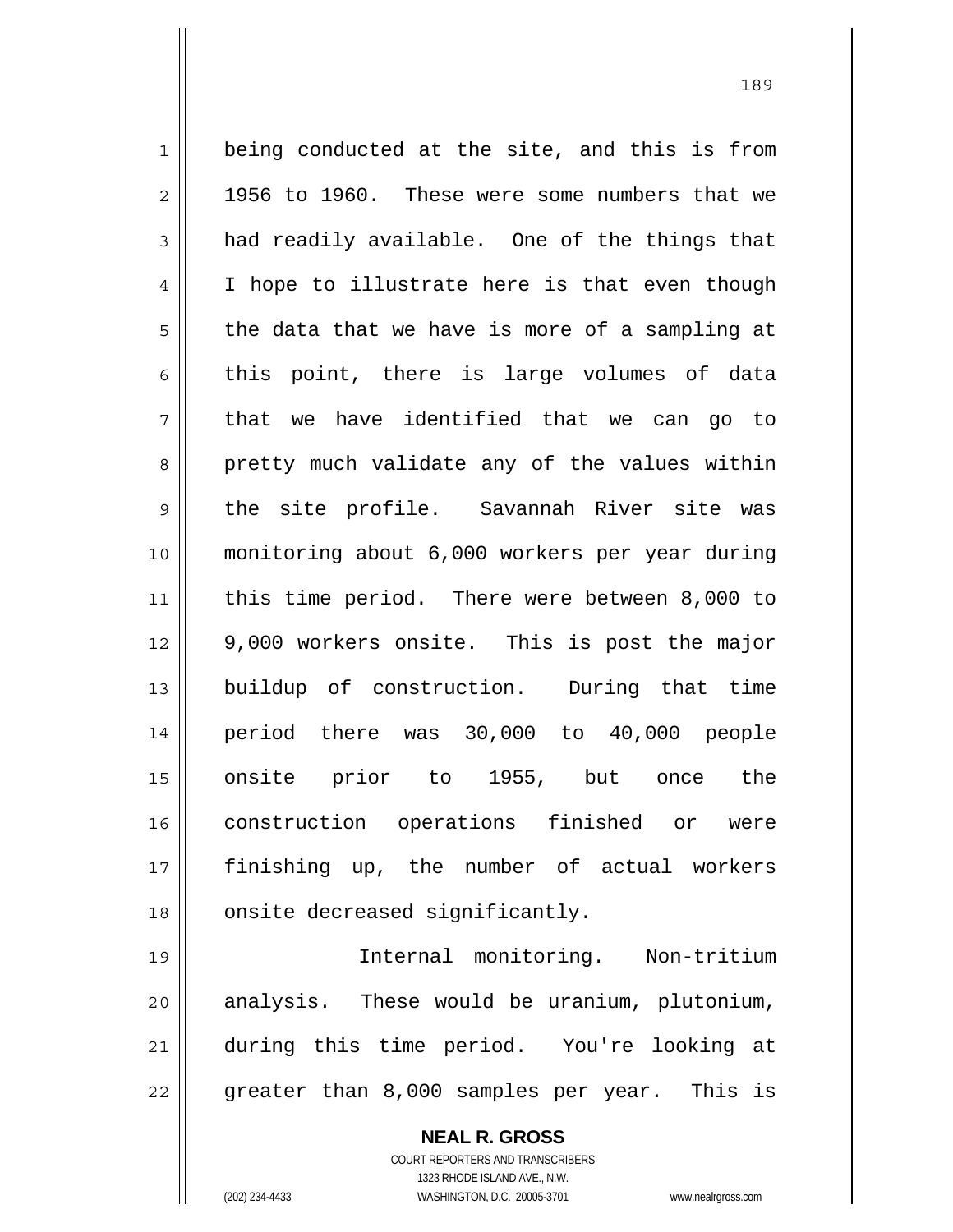being conducted at the site, and this is from 1956 to 1960. These were some numbers that we had readily available. One of the things that I hope to illustrate here is that even though the data that we have is more of a sampling at this point, there is large volumes of data that we have identified that we can go to pretty much validate any of the values within the site profile. Savannah River site was monitoring about 6,000 workers per year during this time period. There were between 8,000 to 9,000 workers onsite. This is post the major buildup of construction. During that time period there was 30,000 to 40,000 people onsite prior to 1955, but once the construction operations finished or were finishing up, the number of actual workers onsite decreased significantly.

Internal monitoring. Non-tritium analysis. These would be uranium, plutonium, during this time period. You're looking at greater than 8,000 samples per year. This is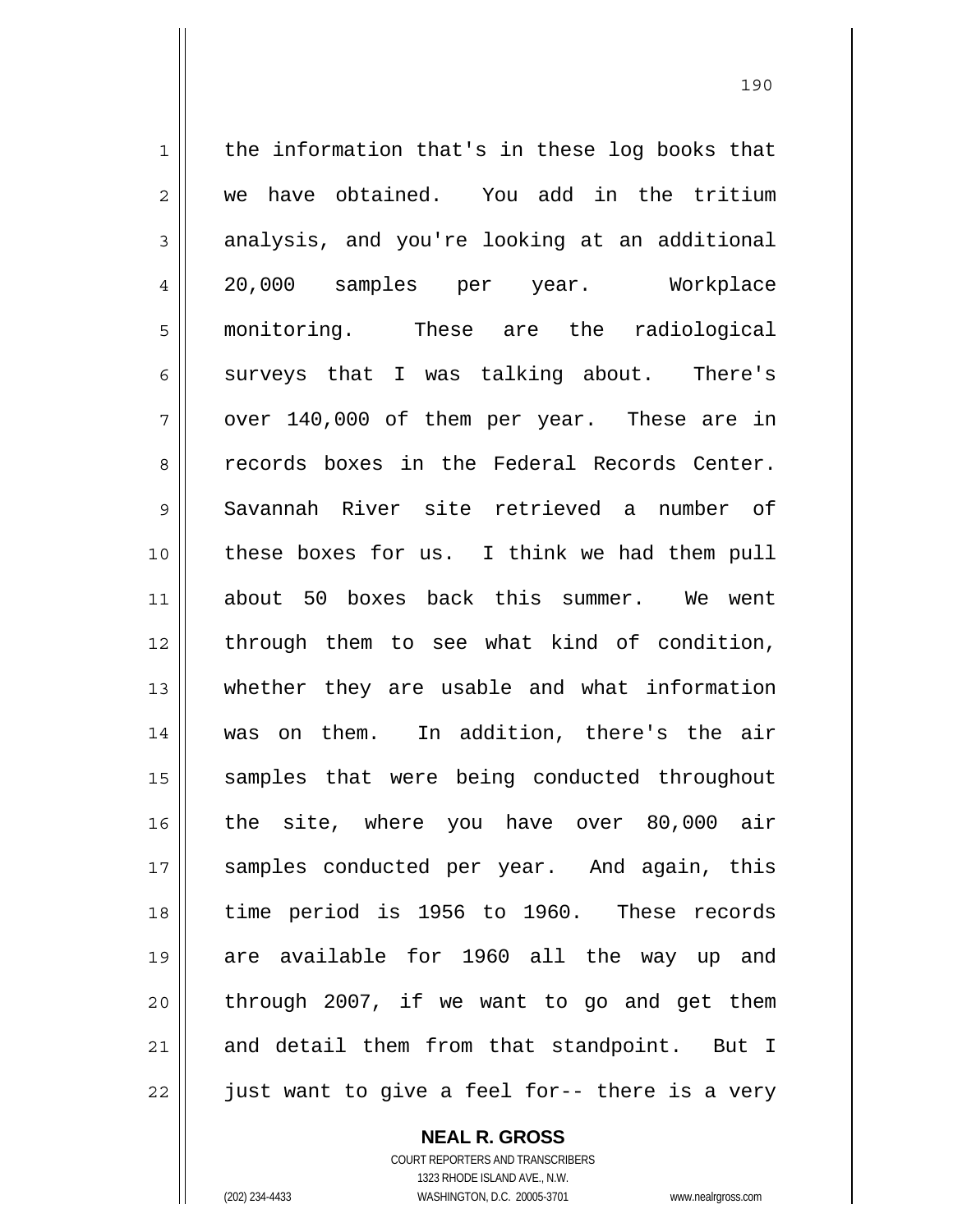the information that's in these log books that we have obtained. You add in the tritium analysis, and you're looking at an additional 20,000 samples per year. Workplace monitoring. These are the radiological surveys that I was talking about. There's over 140,000 of them per year. These are in records boxes in the Federal Records Center. Savannah River site retrieved a number of these boxes for us. I think we had them pull about 50 boxes back this summer. We went through them to see what kind of condition, whether they are usable and what information was on them. In addition, there's the air samples that were being conducted throughout the site, where you have over 80,000 air samples conducted per year. And again, this time period is 1956 to 1960. These records are available for 1960 all the way up and through 2007, if we want to go and get them and detail them from that standpoint. But I just want to give a feel for-- there is a very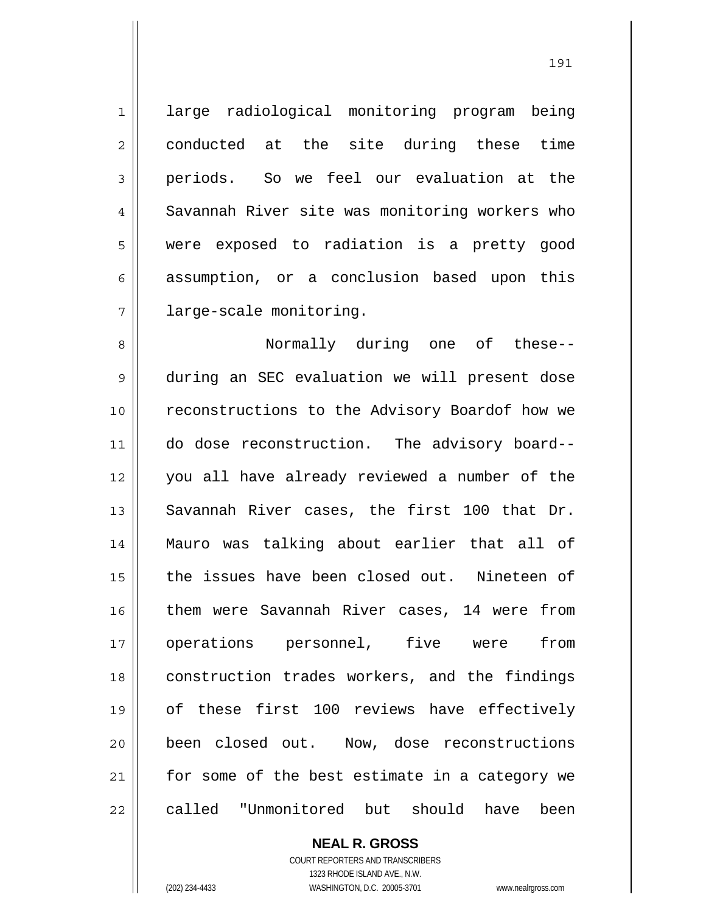large radiological monitoring program being conducted at the site during these time periods. So we feel our evaluation at the Savannah River site was monitoring workers who were exposed to radiation is a pretty good assumption, or a conclusion based upon this large-scale monitoring.

Normally during one of these-- during an SEC evaluation we will present dose reconstructions to the Advisory Boardof how we do dose reconstruction. The advisory board-- you all have already reviewed a number of the Savannah River cases, the first 100 that Dr. Mauro was talking about earlier that all of the issues have been closed out. Nineteen of them were Savannah River cases, 14 were from operations personnel, five were from construction trades workers, and the findings of these first 100 reviews have effectively been closed out. Now, dose reconstructions for some of the best estimate in a category we called "Unmonitored but should have been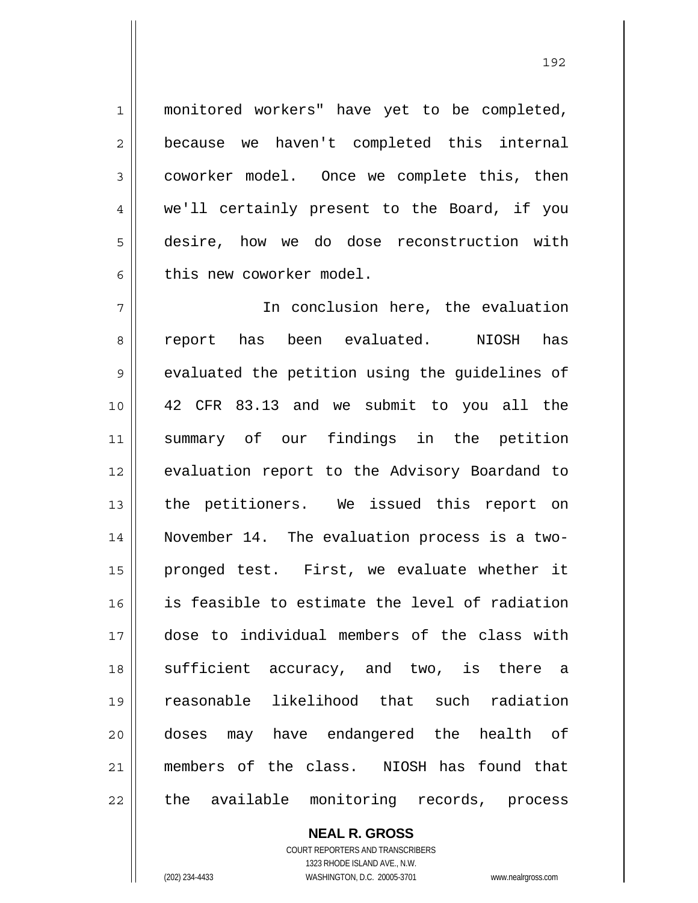monitored workers" have yet to be completed, because we haven't completed this internal coworker model. Once we complete this, then we'll certainly present to the Board, if you desire, how we do dose reconstruction with this new coworker model.

In conclusion here, the evaluation report has been evaluated. NIOSH has evaluated the petition using the guidelines of 42 CFR 83.13 and we submit to you all the summary of our findings in the petition evaluation report to the Advisory Boardand to the petitioners. We issued this report on November 14. The evaluation process is a two-pronged test. First, we evaluate whether it is feasible to estimate the level of radiation dose to individual members of the class with sufficient accuracy, and two, is there a reasonable likelihood that such radiation doses may have endangered the health of members of the class. NIOSH has found that the available monitoring records, process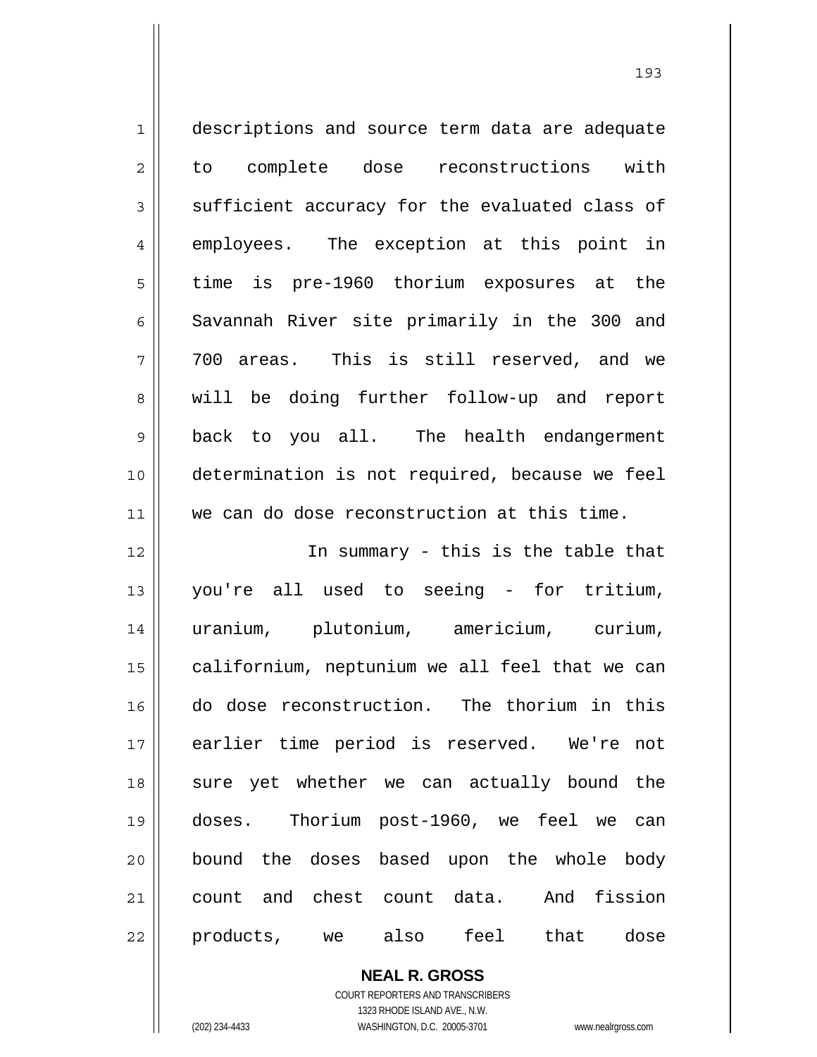descriptions and source term data are adequate to complete dose reconstructions with sufficient accuracy for the evaluated class of employees. The exception at this point in time is pre-1960 thorium exposures at the Savannah River site primarily in the 300 and 700 areas. This is still reserved, and we will be doing further follow-up and report back to you all. The health endangerment determination is not required, because we feel we can do dose reconstruction at this time.

In summary - this is the table that you're all used to seeing - for tritium, uranium, plutonium, americium, curium, californium, neptunium we all feel that we can do dose reconstruction. The thorium in this earlier time period is reserved. We're not sure yet whether we can actually bound the doses. Thorium post-1960, we feel we can bound the doses based upon the whole body count and chest count data. And fission products, we also feel that dose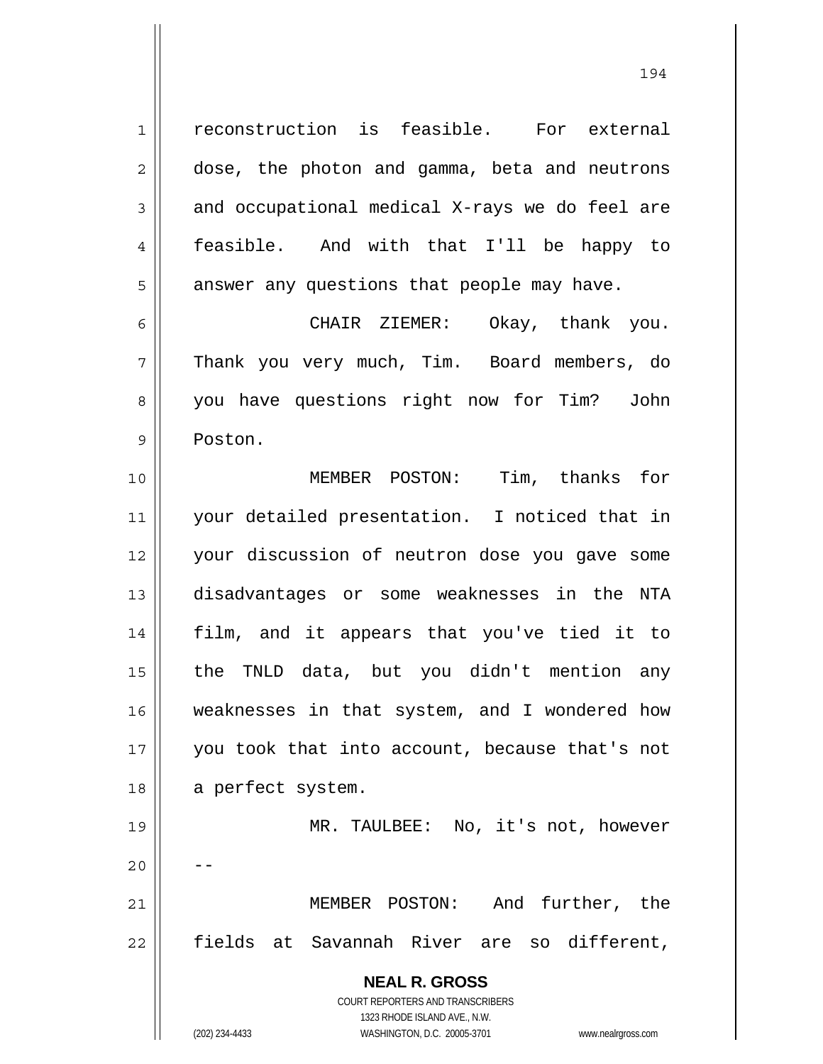reconstruction is feasible. For external dose, the photon and gamma, beta and neutrons and occupational medical X-rays we do feel are feasible. And with that I'll be happy to answer any questions that people may have.

CHAIR ZIEMER: Okay, thank you. Thank you very much, Tim. Board members, do you have questions right now for Tim? John Poston.

MEMBER POSTON: Tim, thanks for your detailed presentation. I noticed that in your discussion of neutron dose you gave some disadvantages or some weaknesses in the NTA film, and it appears that you've tied it to the TNLD data, but you didn't mention any weaknesses in that system, and I wondered how you took that into account, because that's not a perfect system.

MR. TAULBEE: No, it's not, however --

MEMBER POSTON: And further, the fields at Savannah River are so different,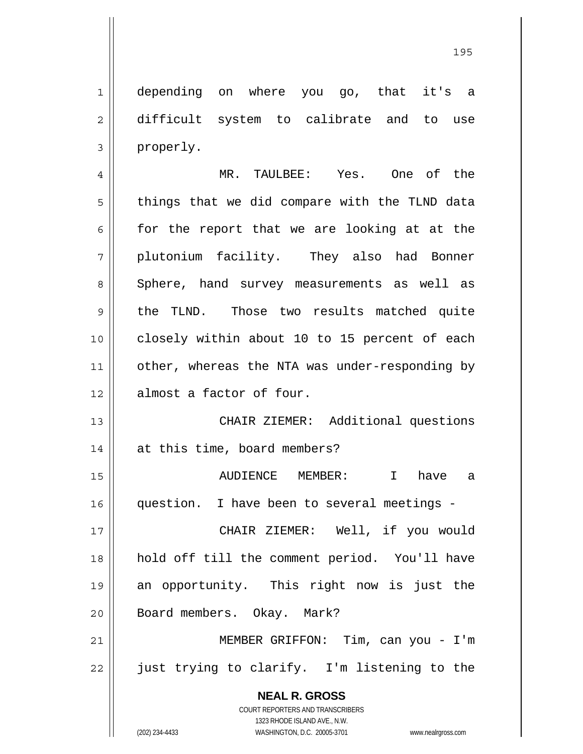depending on where you go, that it's a difficult system to calibrate and to use properly.

MR. TAULBEE: Yes. One of the things that we did compare with the TLND data for the report that we are looking at at the plutonium facility. They also had Bonner Sphere, hand survey measurements as well as the TLND. Those two results matched quite closely within about 10 to 15 percent of each other, whereas the NTA was under-responding by almost a factor of four.

CHAIR ZIEMER: Additional questions at this time, board members?

AUDIENCE MEMBER: I have a question. I have been to several meetings -

CHAIR ZIEMER: Well, if you would hold off till the comment period. You'll have an opportunity. This right now is just the Board members. Okay. Mark?

MEMBER GRIFFON: Tim, can you - I'm just trying to clarify. I'm listening to the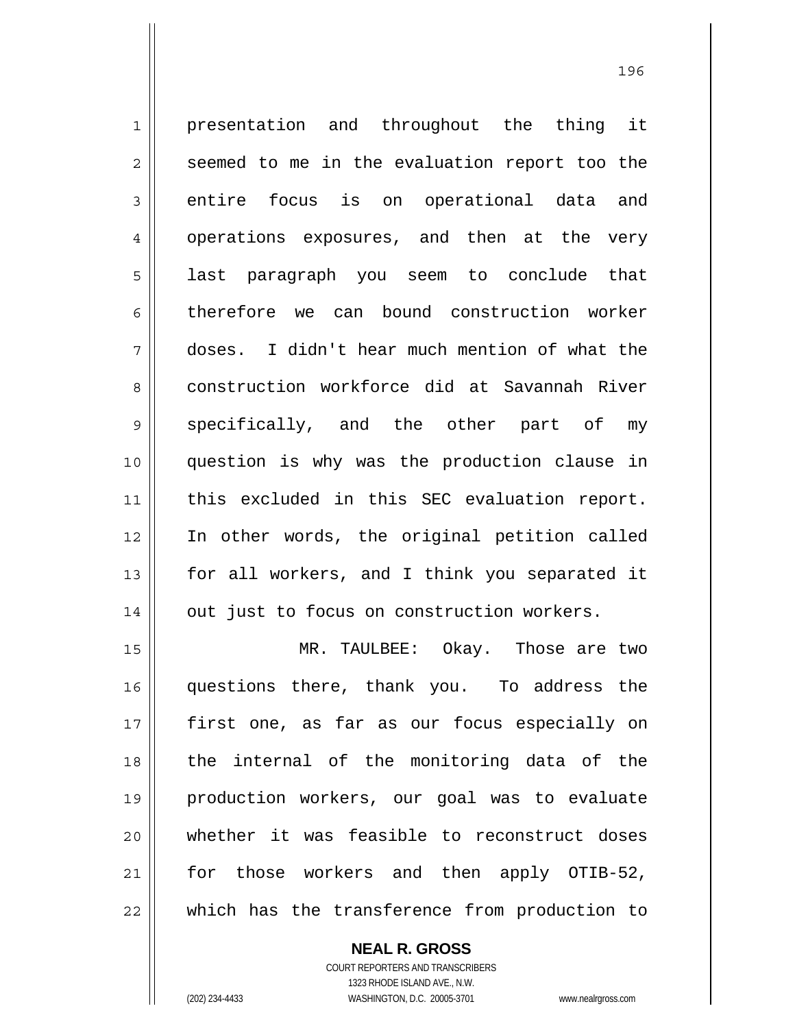presentation and throughout the thing it seemed to me in the evaluation report too the entire focus is on operational data and operations exposures, and then at the very last paragraph you seem to conclude that therefore we can bound construction worker doses. I didn't hear much mention of what the construction workforce did at Savannah River specifically, and the other part of my question is why was the production clause in this excluded in this SEC evaluation report. In other words, the original petition called for all workers, and I think you separated it out just to focus on construction workers.

MR. TAULBEE: Okay. Those are two questions there, thank you. To address the first one, as far as our focus especially on the internal of the monitoring data of the production workers, our goal was to evaluate whether it was feasible to reconstruct doses for those workers and then apply OTIB-52, which has the transference from production to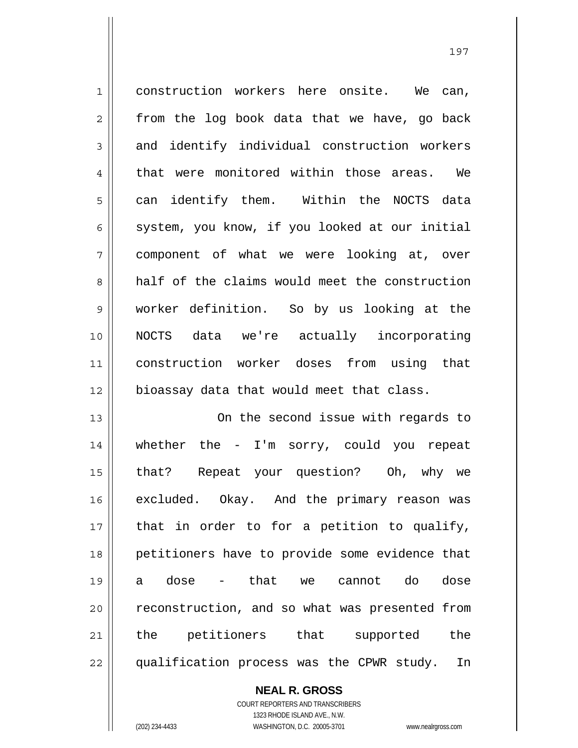construction workers here onsite. We can, from the log book data that we have, go back and identify individual construction workers that were monitored within those areas. We can identify them. Within the NOCTS data system, you know, if you looked at our initial component of what we were looking at, over half of the claims would meet the construction worker definition. So by us looking at the NOCTS data we're actually incorporating construction worker doses from using that bioassay data that would meet that class.

On the second issue with regards to whether the - I'm sorry, could you repeat that? Repeat your question? Oh, why we excluded. Okay. And the primary reason was that in order to for a petition to qualify, petitioners have to provide some evidence that a dose - that we cannot do dose reconstruction, and so what was presented from the petitioners that supported the qualification process was the CPWR study. In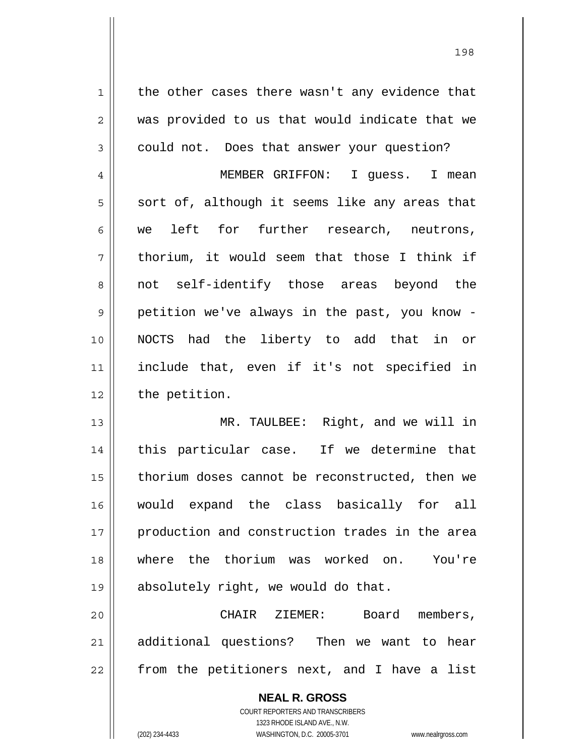the other cases there wasn't any evidence that was provided to us that would indicate that we could not. Does that answer your question?

MEMBER GRIFFON: I guess. I mean sort of, although it seems like any areas that we left for further research, neutrons, thorium, it would seem that those I think if not self-identify those areas beyond the petition we've always in the past, you know - NOCTS had the liberty to add that in or include that, even if it's not specified in the petition.

MR. TAULBEE: Right, and we will in this particular case. If we determine that thorium doses cannot be reconstructed, then we would expand the class basically for all production and construction trades in the area where the thorium was worked on. You're absolutely right, we would do that.

CHAIR ZIEMER: Board members, additional questions? Then we want to hear from the petitioners next, and I have a list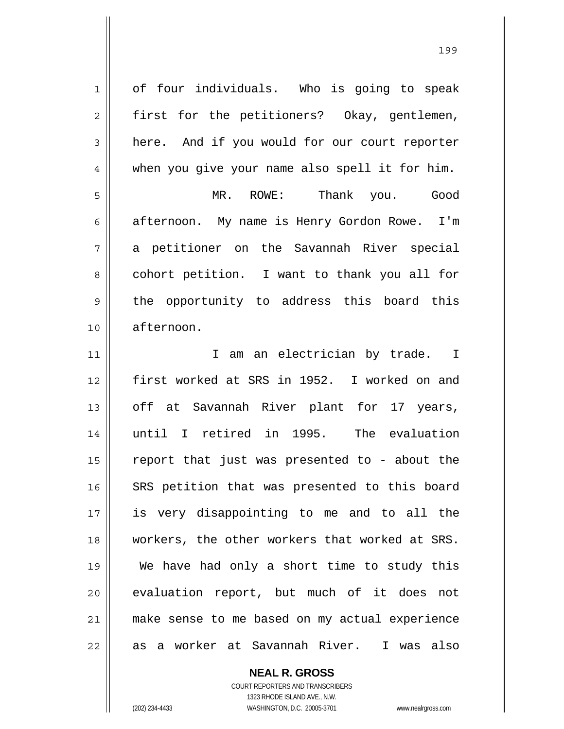of four individuals. Who is going to speak first for the petitioners? Okay, gentlemen, here. And if you would for our court reporter when you give your name also spell it for him.

MR. ROWE: Thank you. Good afternoon. My name is Henry Gordon Rowe. I'm a petitioner on the Savannah River special cohort petition. I want to thank you all for the opportunity to address this board this afternoon.

I am an electrician by trade. I first worked at SRS in 1952. I worked on and off at Savannah River plant for 17 years, until I retired in 1995. The evaluation report that just was presented to - about the SRS petition that was presented to this board is very disappointing to me and to all the workers, the other workers that worked at SRS. We have had only a short time to study this evaluation report, but much of it does not make sense to me based on my actual experience as a worker at Savannah River. I was also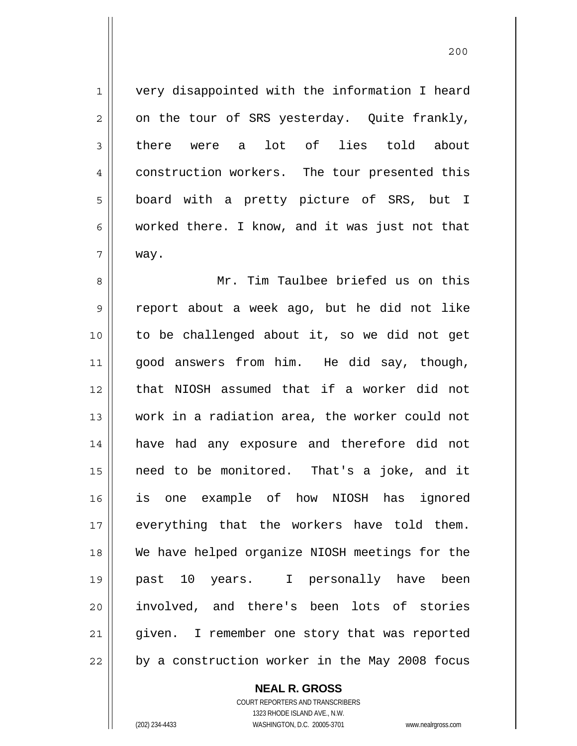very disappointed with the information I heard on the tour of SRS yesterday. Quite frankly, there were a lot of lies told about construction workers. The tour presented this board with a pretty picture of SRS, but I worked there. I know, and it was just not that way.

Mr. Tim Taulbee briefed us on this report about a week ago, but he did not like to be challenged about it, so we did not get good answers from him. He did say, though, that NIOSH assumed that if a worker did not work in a radiation area, the worker could not have had any exposure and therefore did not need to be monitored. That's a joke, and it is one example of how NIOSH has ignored everything that the workers have told them. We have helped organize NIOSH meetings for the past 10 years. I personally have been involved, and there's been lots of stories given. I remember one story that was reported by a construction worker in the May 2008 focus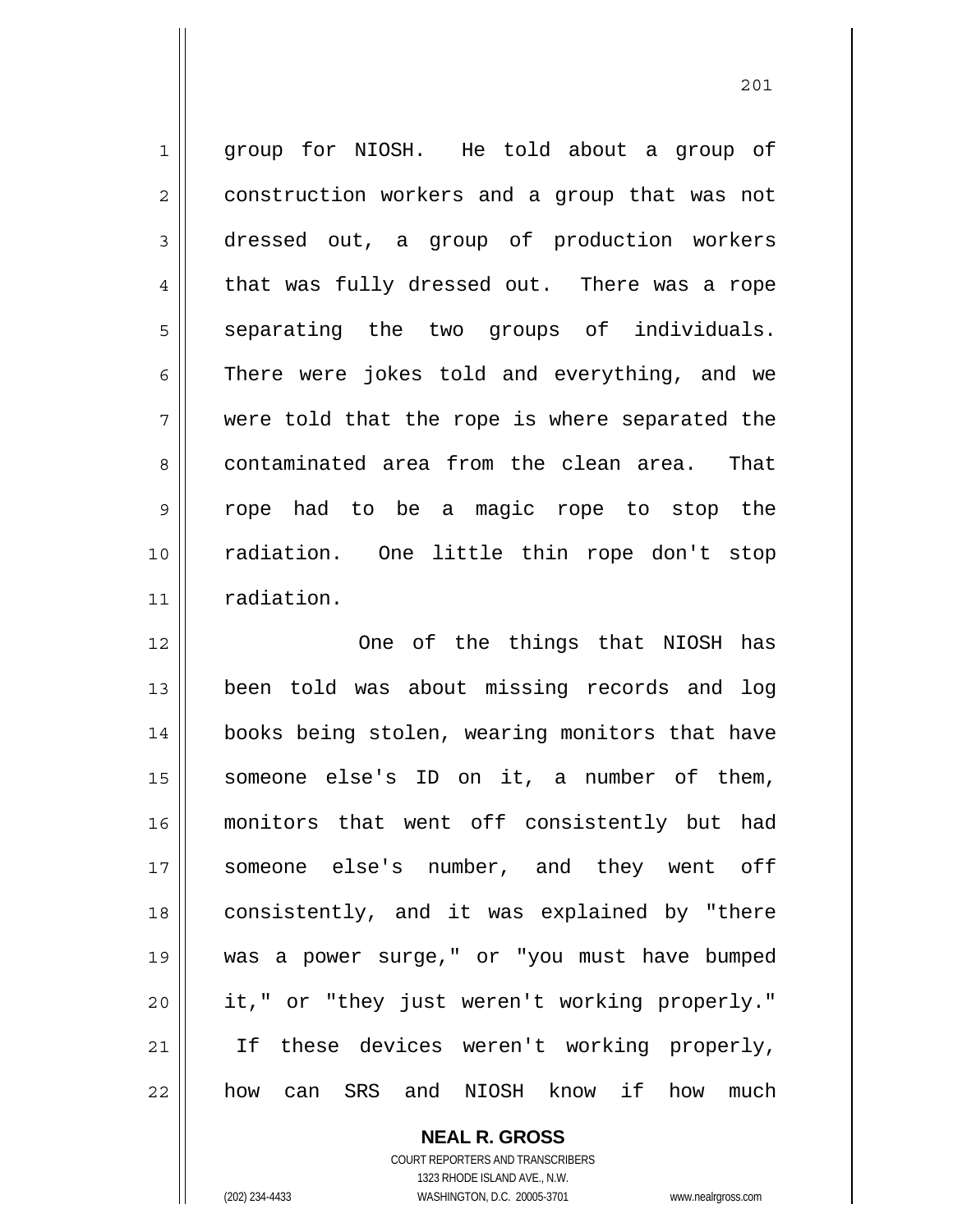group for NIOSH. He told about a group of construction workers and a group that was not dressed out, a group of production workers that was fully dressed out. There was a rope separating the two groups of individuals. There were jokes told and everything, and we were told that the rope is where separated the contaminated area from the clean area. That rope had to be a magic rope to stop the radiation. One little thin rope don't stop radiation.

One of the things that NIOSH has been told was about missing records and log books being stolen, wearing monitors that have someone else's ID on it, a number of them, monitors that went off consistently but had someone else's number, and they went off consistently, and it was explained by "there was a power surge," or "you must have bumped it," or "they just weren't working properly." If these devices weren't working properly, how can SRS and NIOSH know if how much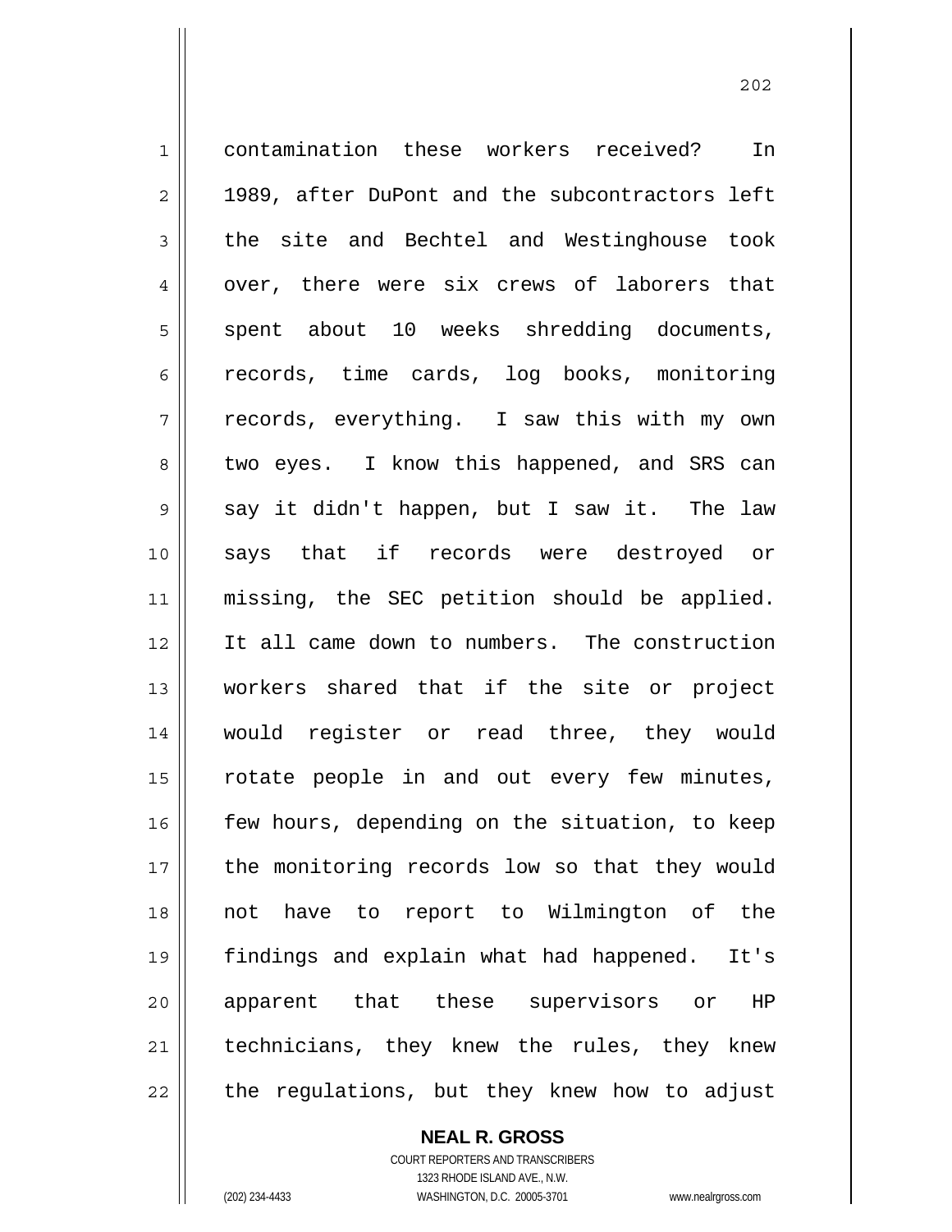contamination these workers received? In 1989, after DuPont and the subcontractors left the site and Bechtel and Westinghouse took over, there were six crews of laborers that spent about 10 weeks shredding documents, records, time cards, log books, monitoring records, everything. I saw this with my own two eyes. I know this happened, and SRS can say it didn't happen, but I saw it. The law says that if records were destroyed or missing, the SEC petition should be applied. It all came down to numbers. The construction workers shared that if the site or project would register or read three, they would rotate people in and out every few minutes, few hours, depending on the situation, to keep the monitoring records low so that they would not have to report to Wilmington of the findings and explain what had happened. It's apparent that these supervisors or HP technicians, they knew the rules, they knew the regulations, but they knew how to adjust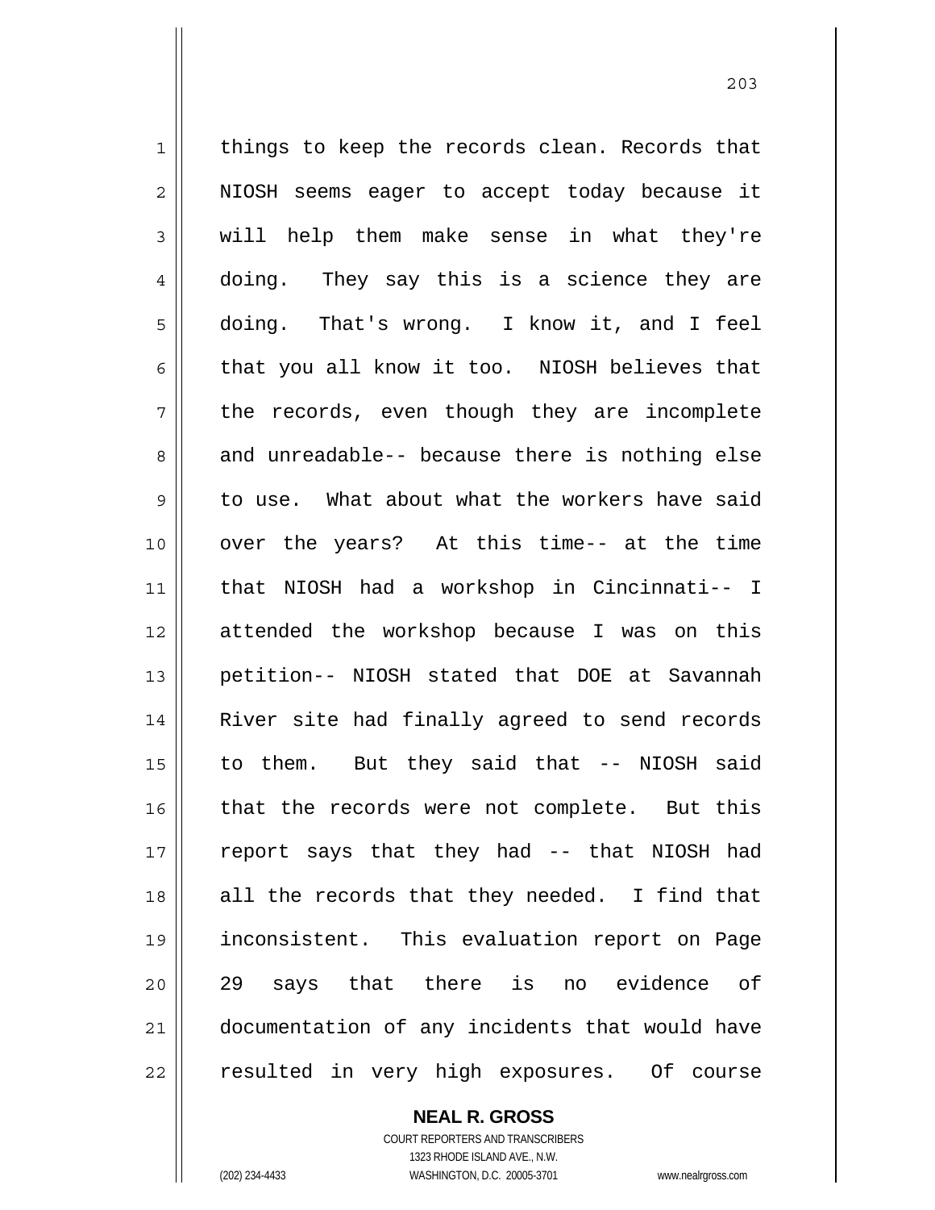things to keep the records clean. Records that NIOSH seems eager to accept today because it will help them make sense in what they're doing. They say this is a science they are doing. That's wrong. I know it, and I feel that you all know it too. NIOSH believes that the records, even though they are incomplete and unreadable-- because there is nothing else to use. What about what the workers have said over the years? At this time-- at the time that NIOSH had a workshop in Cincinnati-- I attended the workshop because I was on this petition-- NIOSH stated that DOE at Savannah River site had finally agreed to send records to them. But they said that -- NIOSH said that the records were not complete. But this report says that they had -- that NIOSH had all the records that they needed. I find that inconsistent. This evaluation report on Page 29 says that there is no evidence of documentation of any incidents that would have resulted in very high exposures. Of course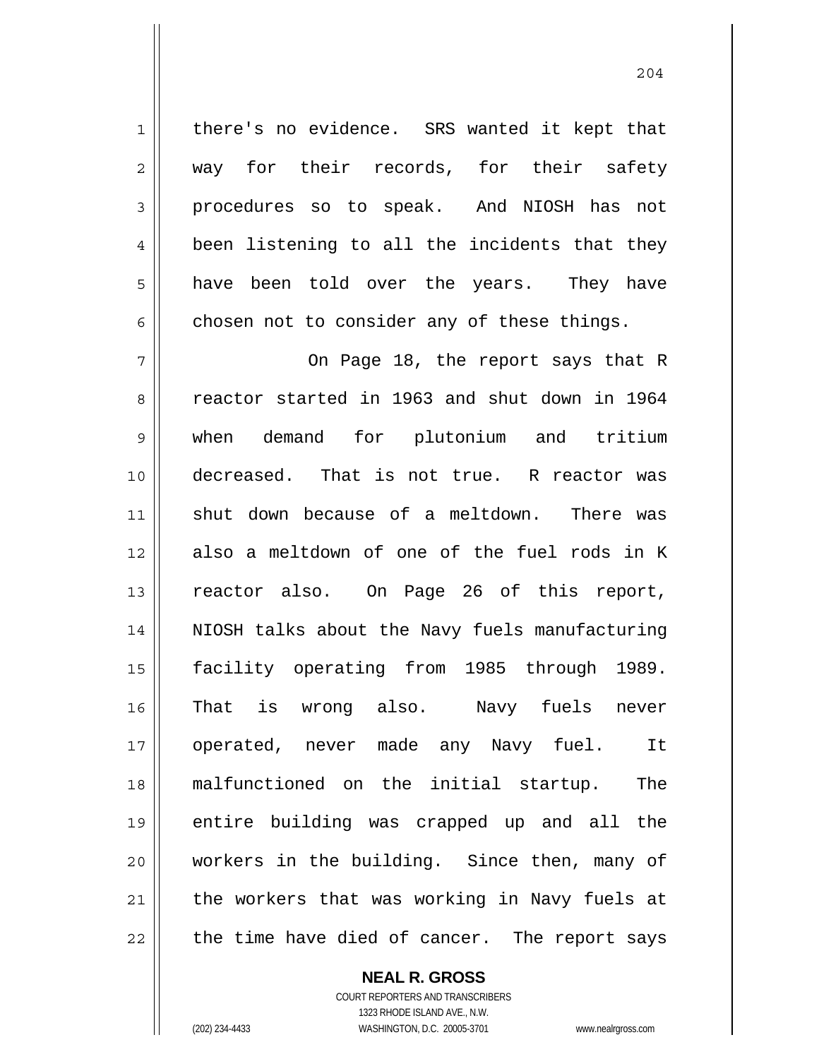there's no evidence. SRS wanted it kept that way for their records, for their safety procedures so to speak. And NIOSH has not been listening to all the incidents that they have been told over the years. They have chosen not to consider any of these things.

On Page 18, the report says that R reactor started in 1963 and shut down in 1964 when demand for plutonium and tritium decreased. That is not true. R reactor was shut down because of a meltdown. There was also a meltdown of one of the fuel rods in K reactor also. On Page 26 of this report, NIOSH talks about the Navy fuels manufacturing facility operating from 1985 through 1989. That is wrong also. Navy fuels never operated, never made any Navy fuel. It malfunctioned on the initial startup. The entire building was crapped up and all the workers in the building. Since then, many of the workers that was working in Navy fuels at the time have died of cancer. The report says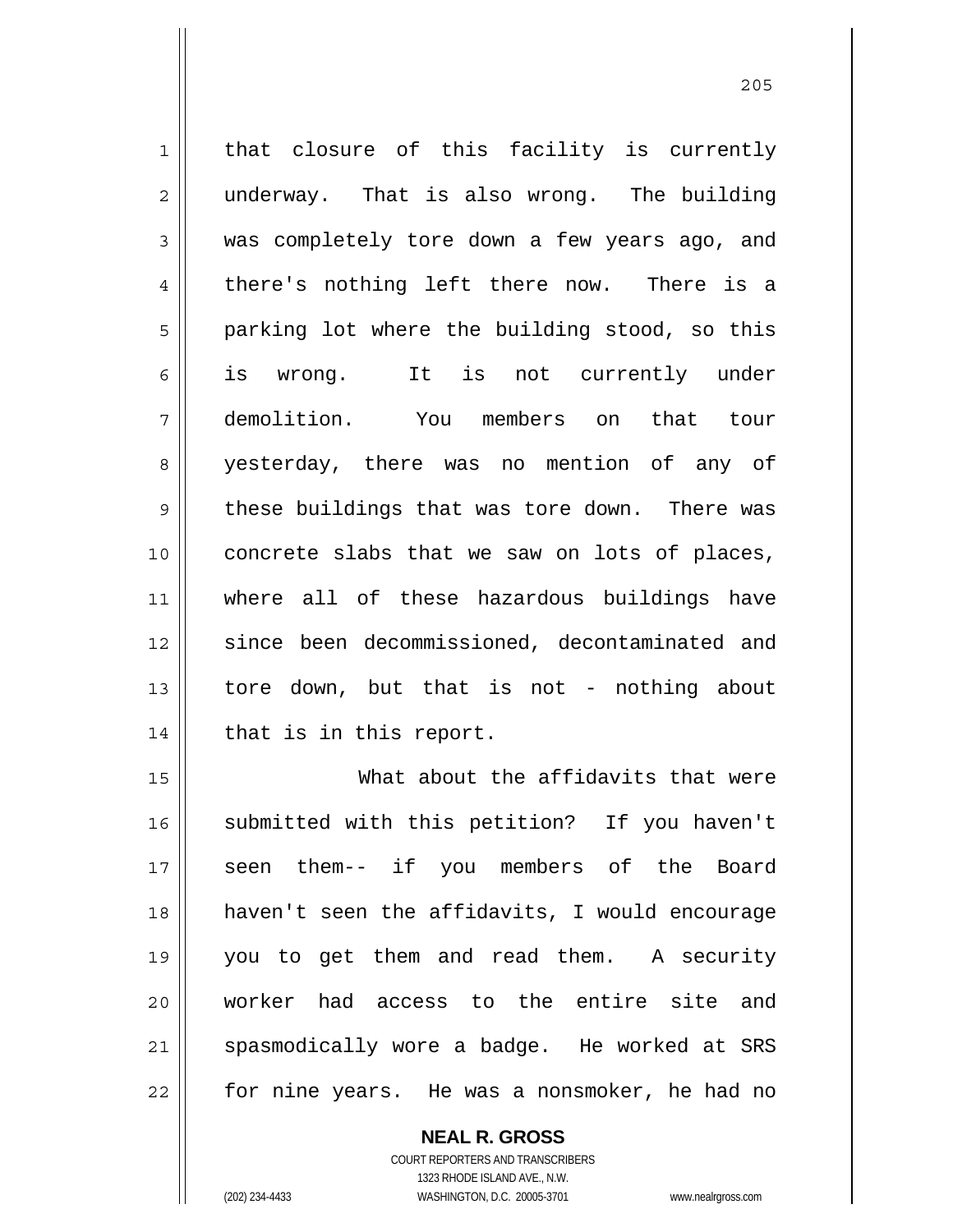that closure of this facility is currently underway. That is also wrong. The building was completely tore down a few years ago, and there's nothing left there now. There is a parking lot where the building stood, so this is wrong. It is not currently under demolition. You members on that tour yesterday, there was no mention of any of these buildings that was tore down. There was concrete slabs that we saw on lots of places, where all of these hazardous buildings have since been decommissioned, decontaminated and tore down, but that is not - nothing about that is in this report.

What about the affidavits that were submitted with this petition? If you haven't seen them-- if you members of the Board haven't seen the affidavits, I would encourage you to get them and read them. A security worker had access to the entire site and spasmodically wore a badge. He worked at SRS for nine years. He was a nonsmoker, he had no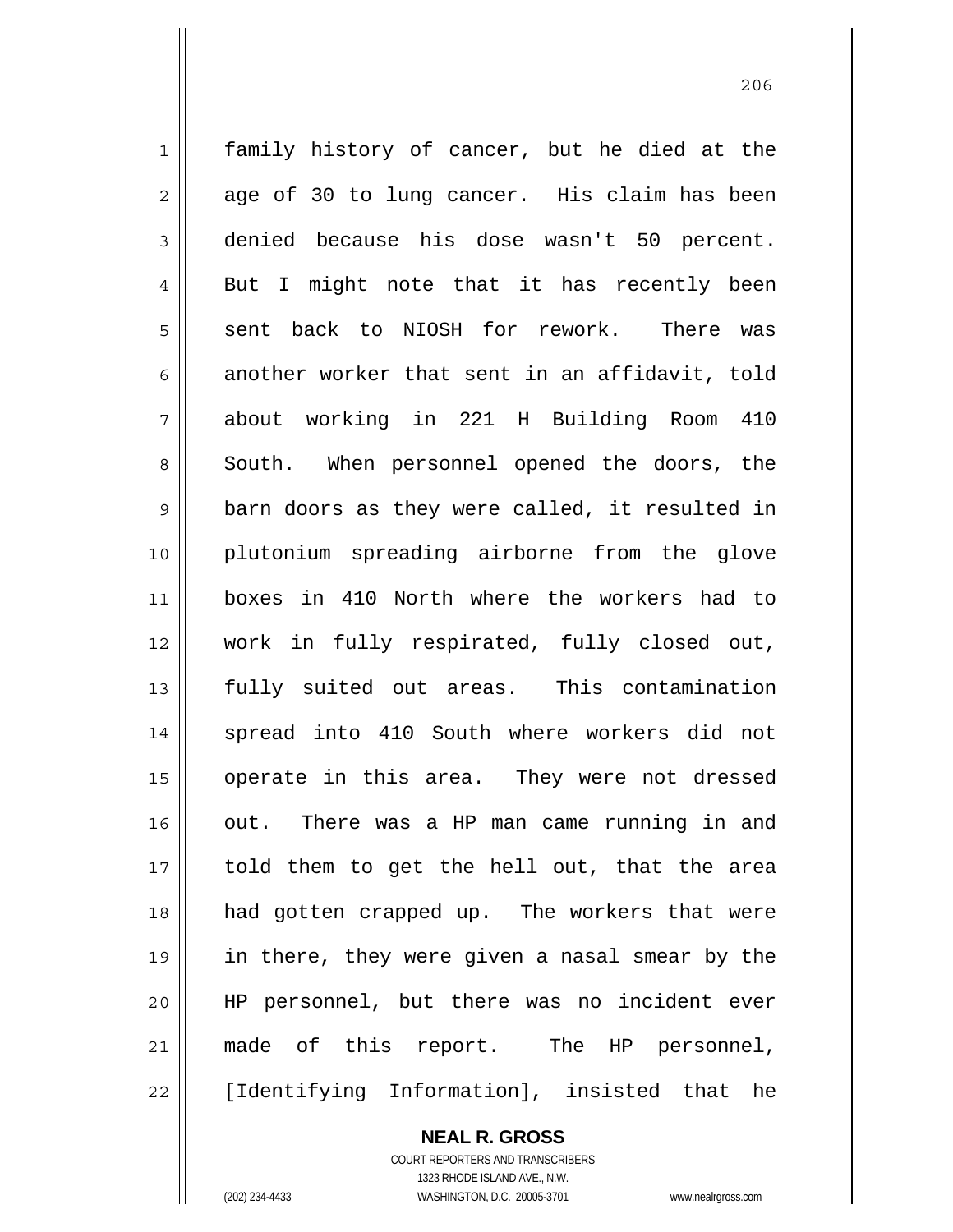family history of cancer, but he died at the age of 30 to lung cancer. His claim has been denied because his dose wasn't 50 percent. But I might note that it has recently been sent back to NIOSH for rework. There was another worker that sent in an affidavit, told about working in 221 H Building Room 410 South. When personnel opened the doors, the barn doors as they were called, it resulted in plutonium spreading airborne from the glove boxes in 410 North where the workers had to work in fully respirated, fully closed out, fully suited out areas. This contamination spread into 410 South where workers did not operate in this area. They were not dressed out. There was a HP man came running in and told them to get the hell out, that the area had gotten crapped up. The workers that were in there, they were given a nasal smear by the HP personnel, but there was no incident ever made of this report. The HP personnel, [Identifying Information], insisted that he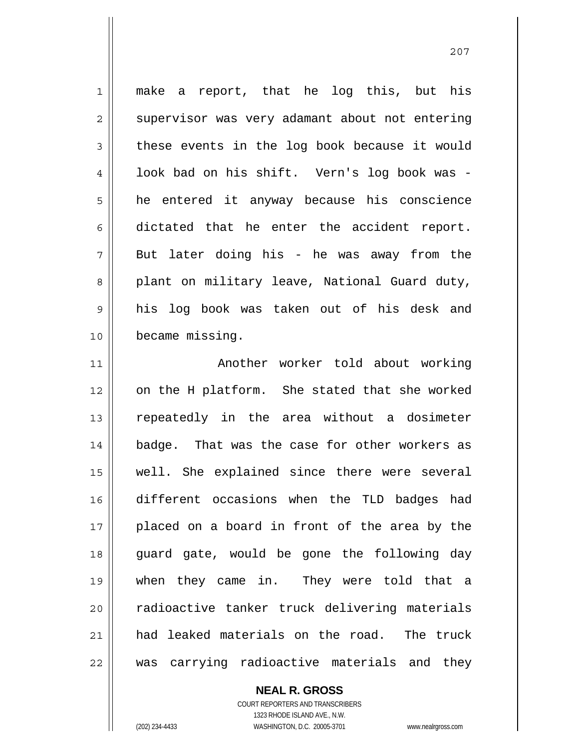make a report, that he log this, but his supervisor was very adamant about not entering these events in the log book because it would look bad on his shift. Vern's log book was - he entered it anyway because his conscience dictated that he enter the accident report. But later doing his - he was away from the plant on military leave, National Guard duty, his log book was taken out of his desk and became missing.

Another worker told about working on the H platform. She stated that she worked repeatedly in the area without a dosimeter badge. That was the case for other workers as well. She explained since there were several different occasions when the TLD badges had placed on a board in front of the area by the guard gate, would be gone the following day when they came in. They were told that a radioactive tanker truck delivering materials had leaked materials on the road. The truck was carrying radioactive materials and they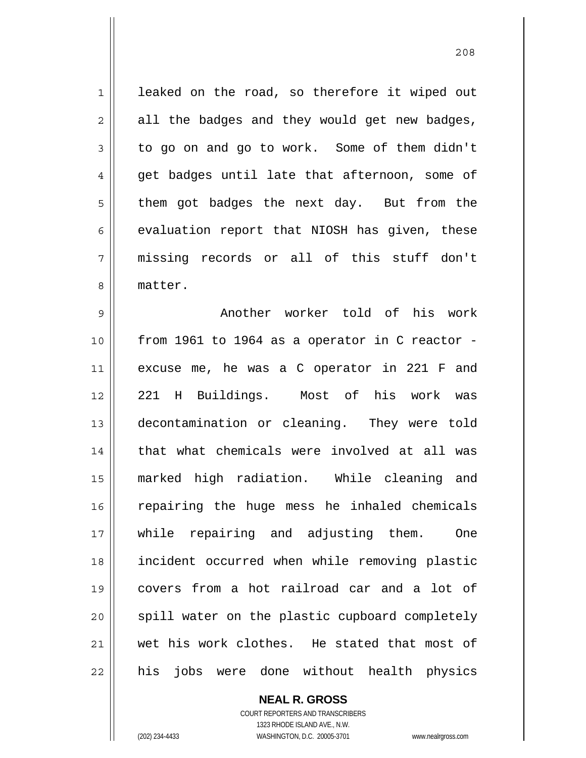leaked on the road, so therefore it wiped out all the badges and they would get new badges, to go on and go to work. Some of them didn't get badges until late that afternoon, some of them got badges the next day. But from the evaluation report that NIOSH has given, these missing records or all of this stuff don't matter.

Another worker told of his work from 1961 to 1964 as a operator in C reactor - excuse me, he was a C operator in 221 F and 221 H Buildings. Most of his work was decontamination or cleaning. They were told that what chemicals were involved at all was marked high radiation. While cleaning and repairing the huge mess he inhaled chemicals while repairing and adjusting them. One incident occurred when while removing plastic covers from a hot railroad car and a lot of spill water on the plastic cupboard completely wet his work clothes. He stated that most of his jobs were done without health physics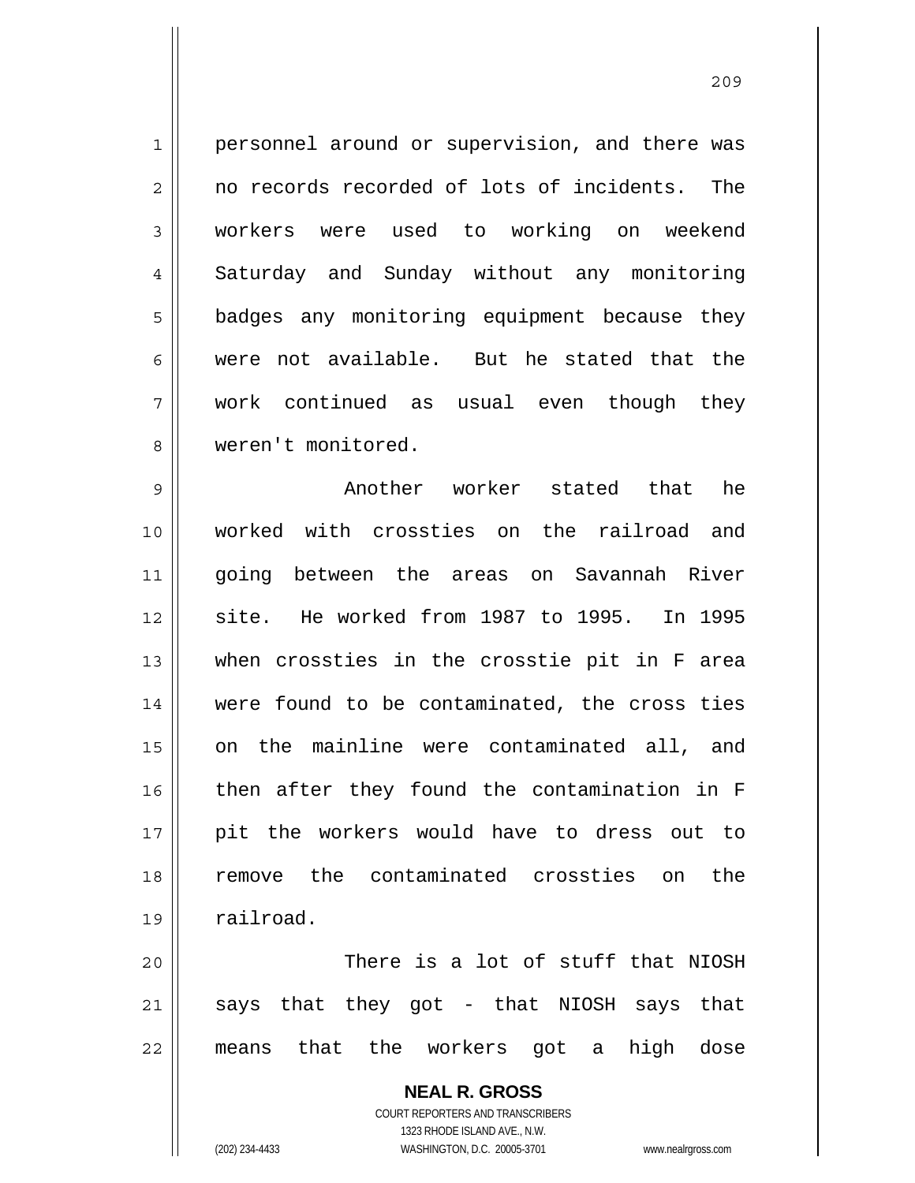personnel around or supervision, and there was no records recorded of lots of incidents. The workers were used to working on weekend Saturday and Sunday without any monitoring badges any monitoring equipment because they were not available. But he stated that the work continued as usual even though they weren't monitored.

Another worker stated that he worked with crossties on the railroad and going between the areas on Savannah River site. He worked from 1987 to 1995. In 1995 when crossties in the crosstie pit in F area were found to be contaminated, the cross ties on the mainline were contaminated all, and then after they found the contamination in F pit the workers would have to dress out to remove the contaminated crossties on the railroad.

There is a lot of stuff that NIOSH says that they got - that NIOSH says that means that the workers got a high dose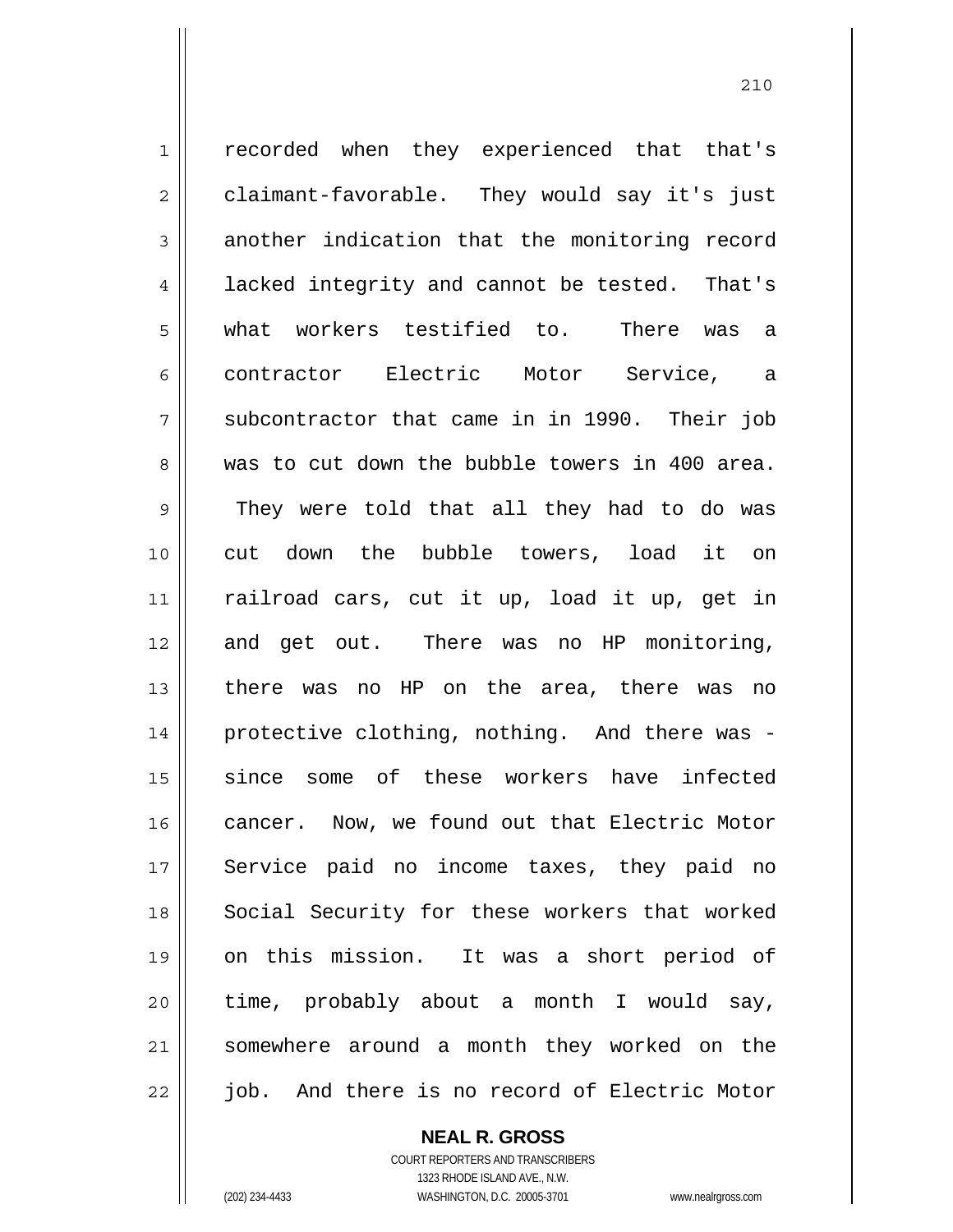recorded when they experienced that that's claimant-favorable. They would say it's just another indication that the monitoring record lacked integrity and cannot be tested. That's what workers testified to. There was a contractor Electric Motor Service, a subcontractor that came in in 1990. Their job was to cut down the bubble towers in 400 area. They were told that all they had to do was cut down the bubble towers, load it on railroad cars, cut it up, load it up, get in and get out. There was no HP monitoring, there was no HP on the area, there was no protective clothing, nothing. And there was - since some of these workers have infected cancer. Now, we found out that Electric Motor Service paid no income taxes, they paid no Social Security for these workers that worked on this mission. It was a short period of time, probably about a month I would say, somewhere around a month they worked on the job. And there is no record of Electric Motor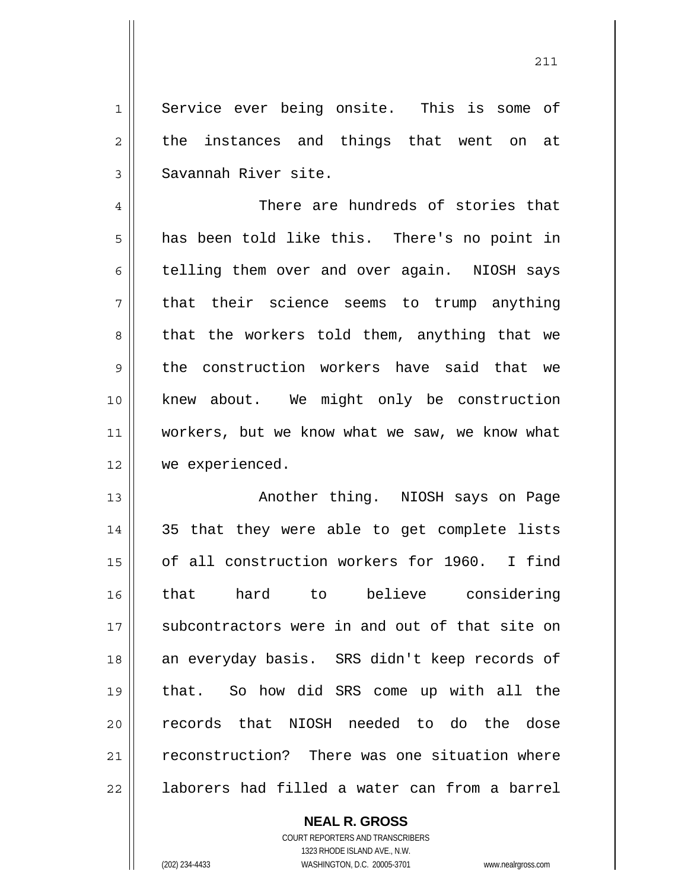Service ever being onsite. This is some of the instances and things that went on at Savannah River site.

There are hundreds of stories that has been told like this. There's no point in telling them over and over again. NIOSH says that their science seems to trump anything that the workers told them, anything that we the construction workers have said that we knew about. We might only be construction workers, but we know what we saw, we know what we experienced.

Another thing. NIOSH says on Page 35 that they were able to get complete lists of all construction workers for 1960. I find that hard to believe considering subcontractors were in and out of that site on an everyday basis. SRS didn't keep records of that. So how did SRS come up with all the records that NIOSH needed to do the dose reconstruction? There was one situation where laborers had filled a water can from a barrel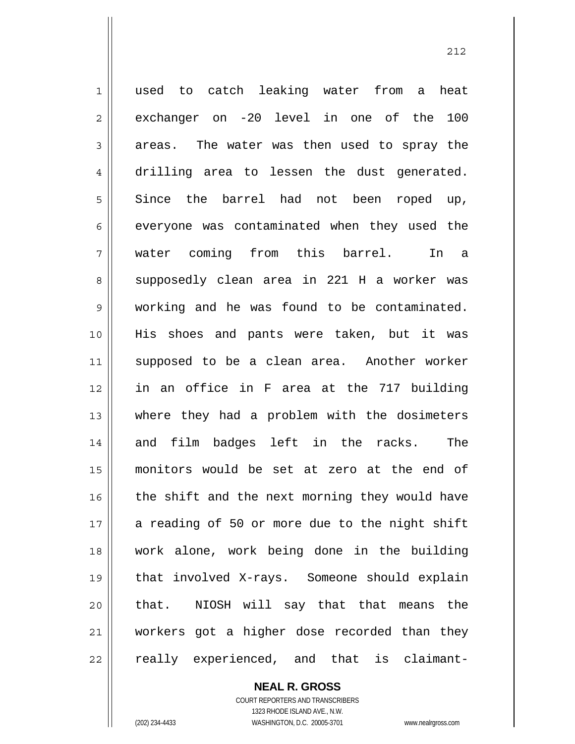used to catch leaking water from a heat exchanger on -20 level in one of the 100 areas. The water was then used to spray the drilling area to lessen the dust generated. Since the barrel had not been roped up, everyone was contaminated when they used the water coming from this barrel. In a supposedly clean area in 221 H a worker was working and he was found to be contaminated. His shoes and pants were taken, but it was supposed to be a clean area. Another worker in an office in F area at the 717 building where they had a problem with the dosimeters and film badges left in the racks. The monitors would be set at zero at the end of the shift and the next morning they would have a reading of 50 or more due to the night shift work alone, work being done in the building that involved X-rays. Someone should explain that. NIOSH will say that that means the workers got a higher dose recorded than they really experienced, and that is claimant-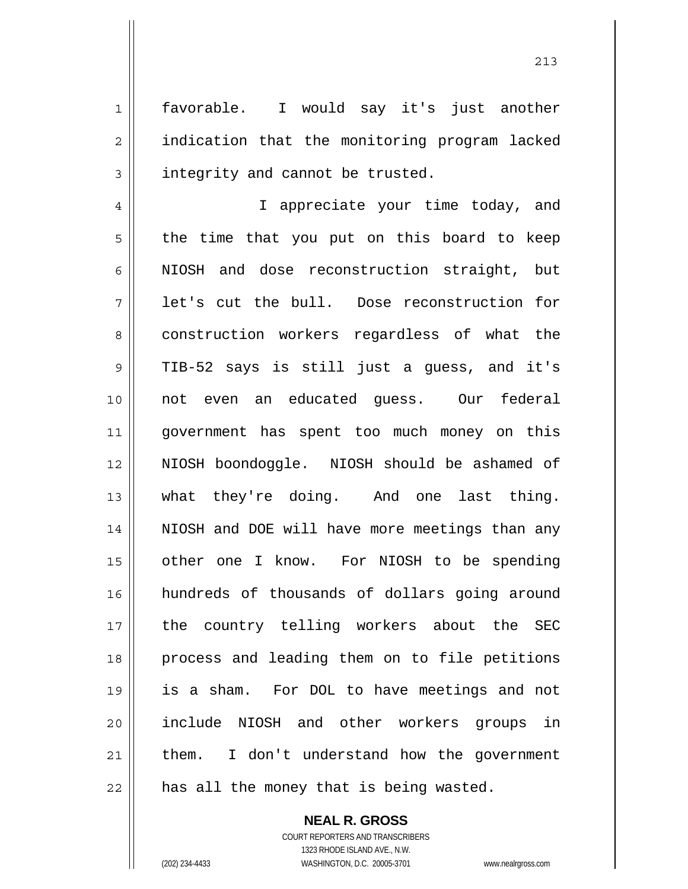favorable. I would say it's just another indication that the monitoring program lacked integrity and cannot be trusted.

I appreciate your time today, and the time that you put on this board to keep NIOSH and dose reconstruction straight, but let's cut the bull. Dose reconstruction for construction workers regardless of what the TIB-52 says is still just a guess, and it's not even an educated guess. Our federal government has spent too much money on this NIOSH boondoggle. NIOSH should be ashamed of what they're doing. And one last thing. NIOSH and DOE will have more meetings than any other one I know. For NIOSH to be spending hundreds of thousands of dollars going around the country telling workers about the SEC process and leading them on to file petitions is a sham. For DOL to have meetings and not include NIOSH and other workers groups in them. I don't understand how the government has all the money that is being wasted.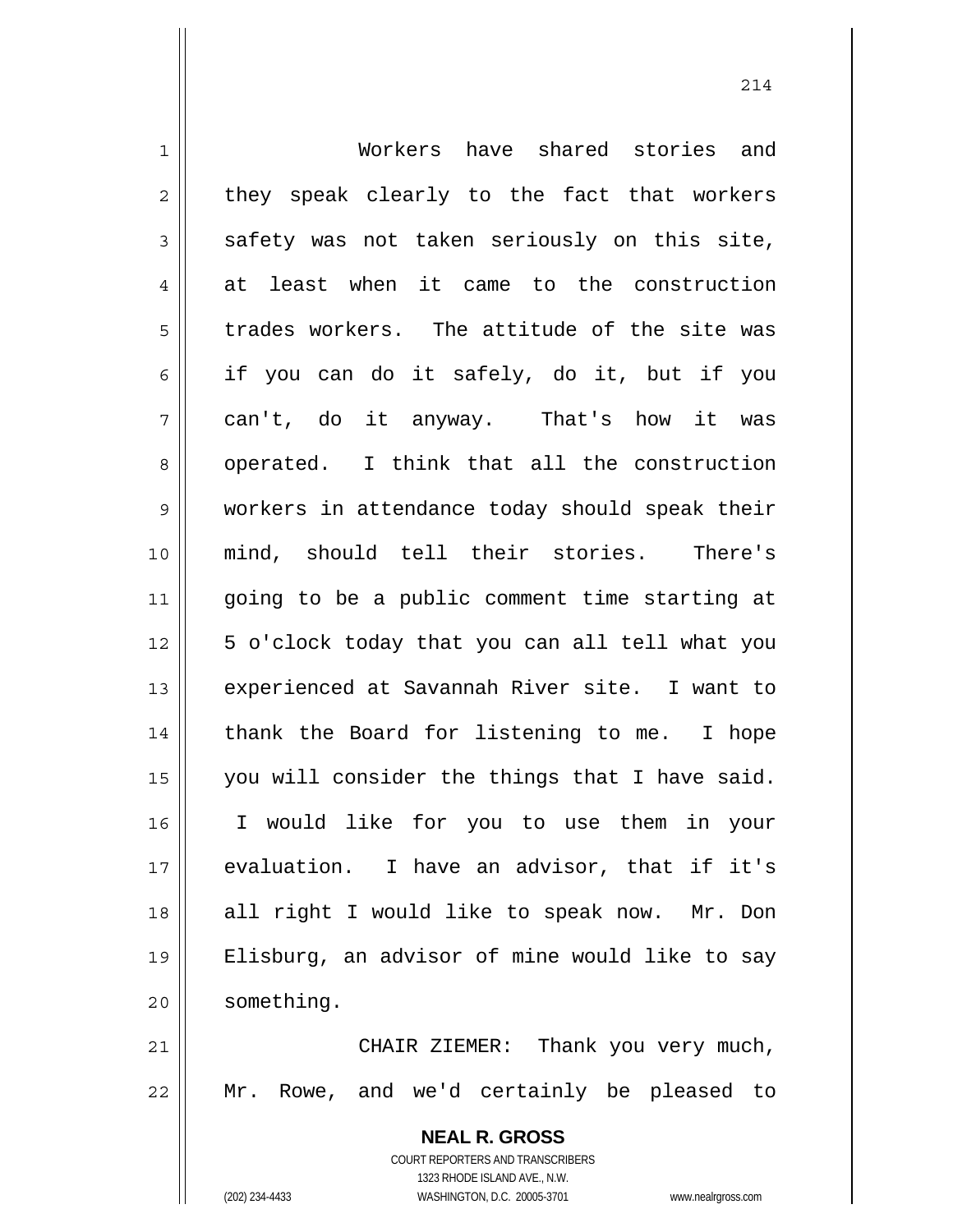Workers have shared stories and they speak clearly to the fact that workers safety was not taken seriously on this site, at least when it came to the construction trades workers. The attitude of the site was if you can do it safely, do it, but if you can't, do it anyway. That's how it was operated. I think that all the construction workers in attendance today should speak their mind, should tell their stories. There's going to be a public comment time starting at 5 o'clock today that you can all tell what you experienced at Savannah River site. I want to thank the Board for listening to me. I hope you will consider the things that I have said. I would like for you to use them in your evaluation. I have an advisor, that if it's all right I would like to speak now. Mr. Don Elisburg, an advisor of mine would like to say something.

CHAIR ZIEMER: Thank you very much, Mr. Rowe, and we'd certainly be pleased to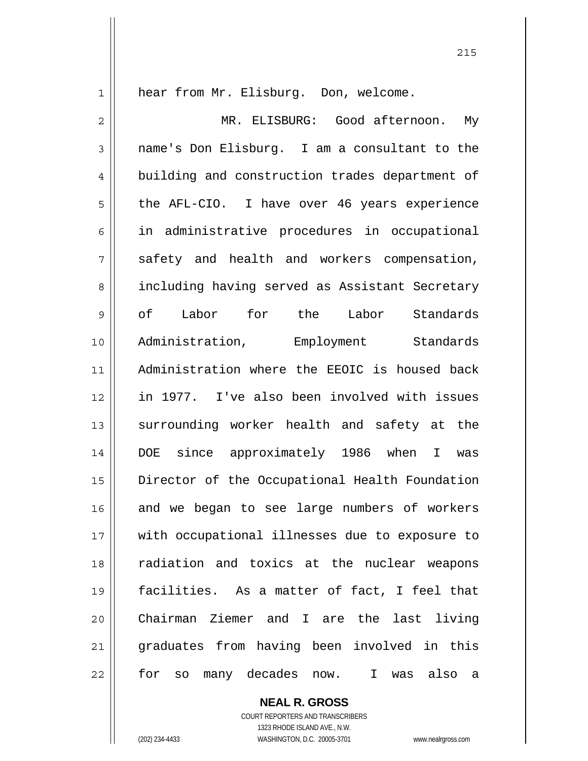hear from Mr. Elisburg. Don, welcome.

MR. ELISBURG: Good afternoon. My name's Don Elisburg. I am a consultant to the building and construction trades department of the AFL-CIO. I have over 46 years experience in administrative procedures in occupational safety and health and workers compensation, including having served as Assistant Secretary of Labor for the Labor Standards Administration, Employment Standards Administration where the EEOIC is housed back in 1977. I've also been involved with issues surrounding worker health and safety at the DOE since approximately 1986 when I was Director of the Occupational Health Foundation and we began to see large numbers of workers with occupational illnesses due to exposure to radiation and toxics at the nuclear weapons facilities. As a matter of fact, I feel that Chairman Ziemer and I are the last living graduates from having been involved in this for so many decades now. I was also a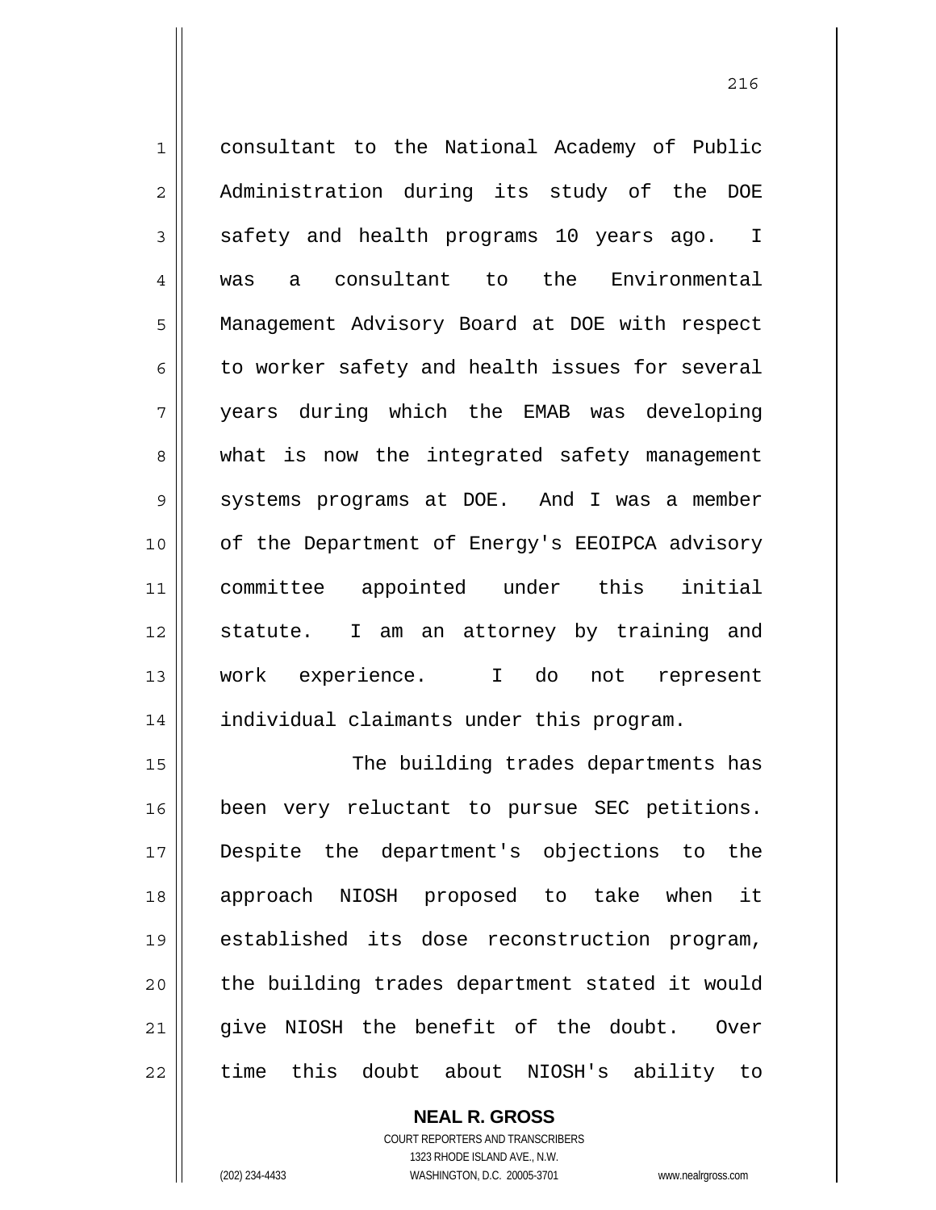consultant to the National Academy of Public Administration during its study of the DOE safety and health programs 10 years ago. I was a consultant to the Environmental Management Advisory Board at DOE with respect to worker safety and health issues for several years during which the EMAB was developing what is now the integrated safety management systems programs at DOE. And I was a member of the Department of Energy's EEOIPCA advisory committee appointed under this initial statute. I am an attorney by training and work experience. I do not represent individual claimants under this program.

The building trades departments has been very reluctant to pursue SEC petitions. Despite the department's objections to the approach NIOSH proposed to take when it established its dose reconstruction program, the building trades department stated it would give NIOSH the benefit of the doubt. Over time this doubt about NIOSH's ability to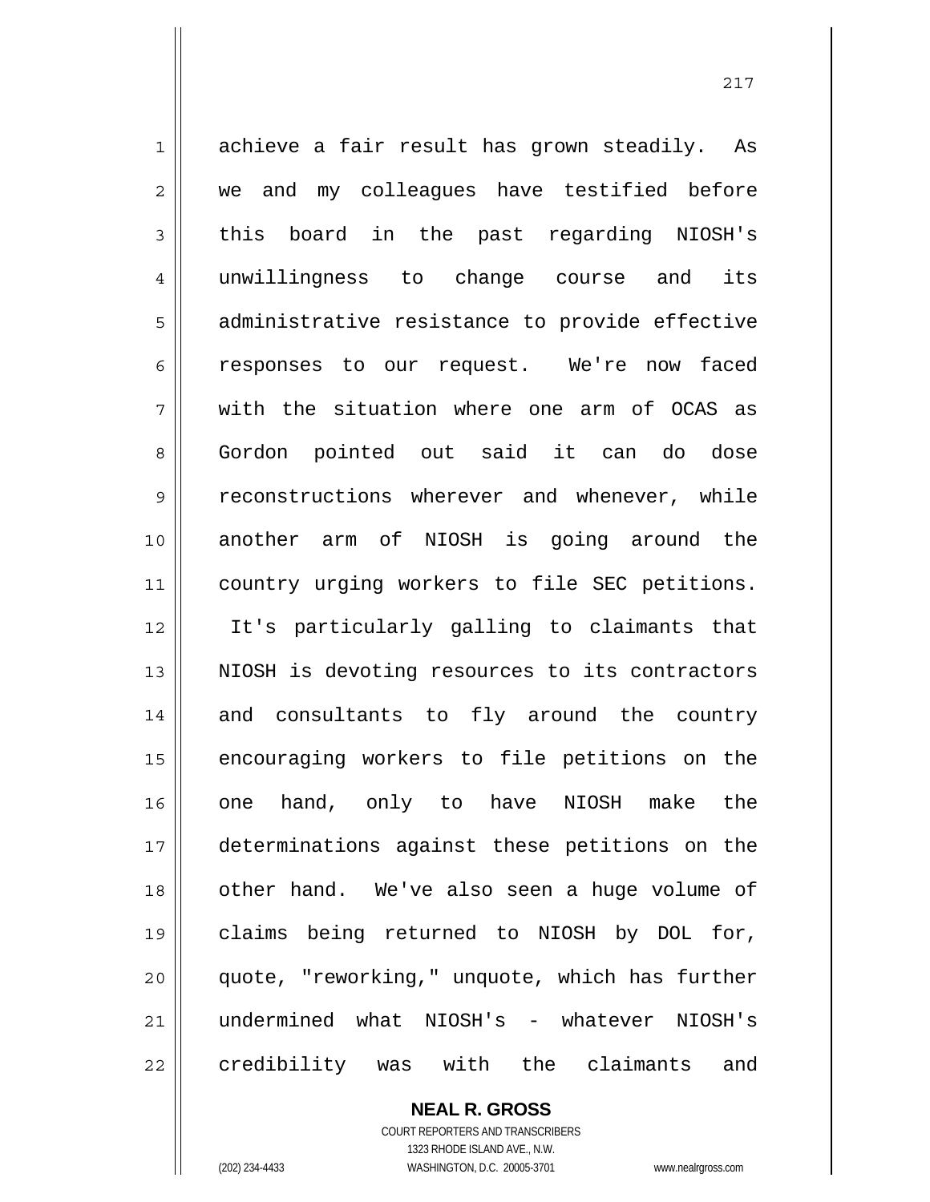achieve a fair result has grown steadily. As we and my colleagues have testified before this board in the past regarding NIOSH's unwillingness to change course and its administrative resistance to provide effective responses to our request. We're now faced with the situation where one arm of OCAS as Gordon pointed out said it can do dose reconstructions wherever and whenever, while another arm of NIOSH is going around the country urging workers to file SEC petitions. It's particularly galling to claimants that NIOSH is devoting resources to its contractors and consultants to fly around the country encouraging workers to file petitions on the one hand, only to have NIOSH make the determinations against these petitions on the other hand. We've also seen a huge volume of claims being returned to NIOSH by DOL for, quote, "reworking," unquote, which has further undermined what NIOSH's - whatever NIOSH's credibility was with the claimants and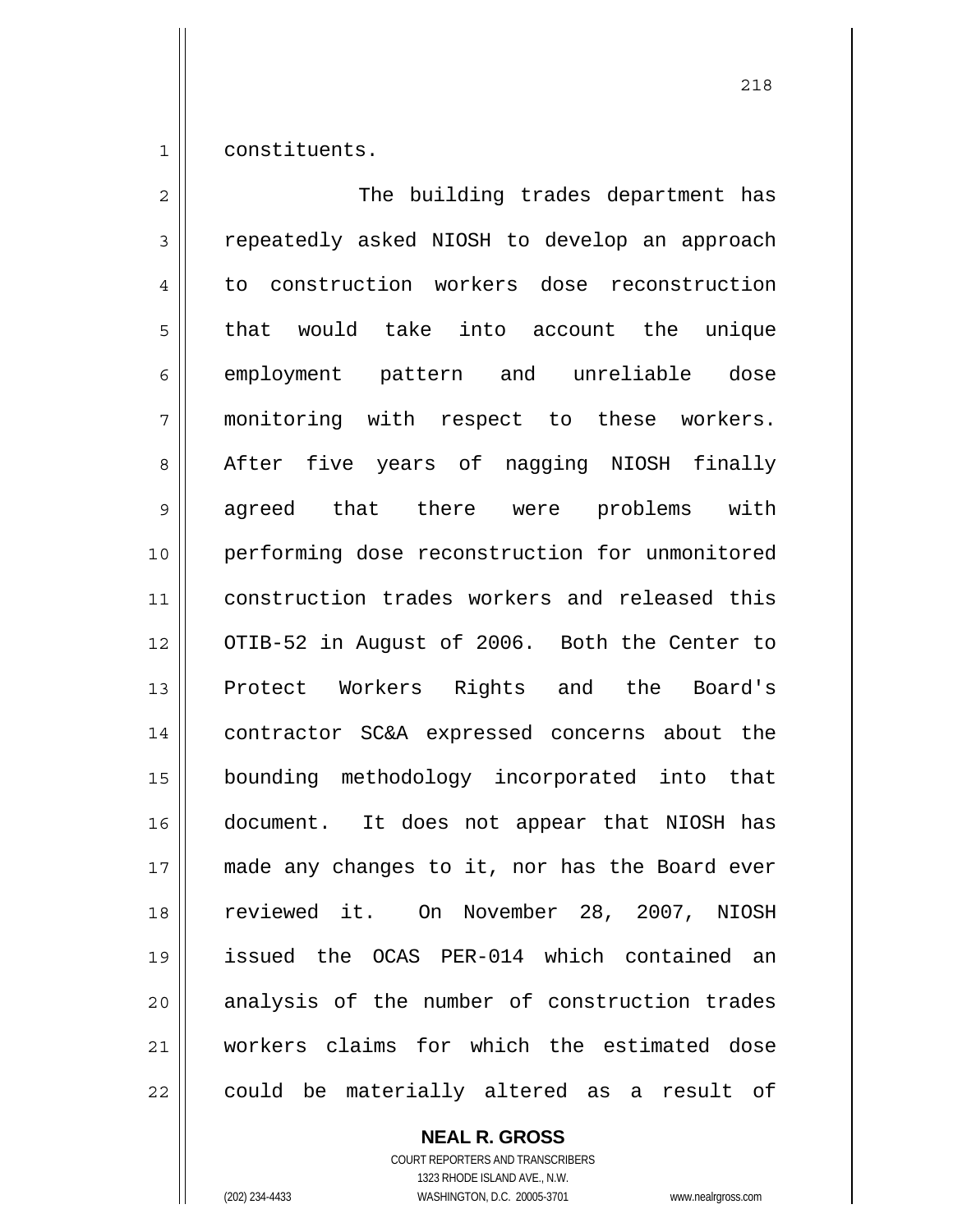constituents.

The building trades department has repeatedly asked NIOSH to develop an approach to construction workers dose reconstruction that would take into account the unique employment pattern and unreliable dose monitoring with respect to these workers. After five years of nagging NIOSH finally agreed that there were problems with performing dose reconstruction for unmonitored construction trades workers and released this OTIB-52 in August of 2006. Both the Center to Protect Workers Rights and the Board's contractor SC&A expressed concerns about the bounding methodology incorporated into that document. It does not appear that NIOSH has made any changes to it, nor has the Board ever reviewed it. On November 28, 2007, NIOSH issued the OCAS PER-014 which contained an analysis of the number of construction trades workers claims for which the estimated dose could be materially altered as a result of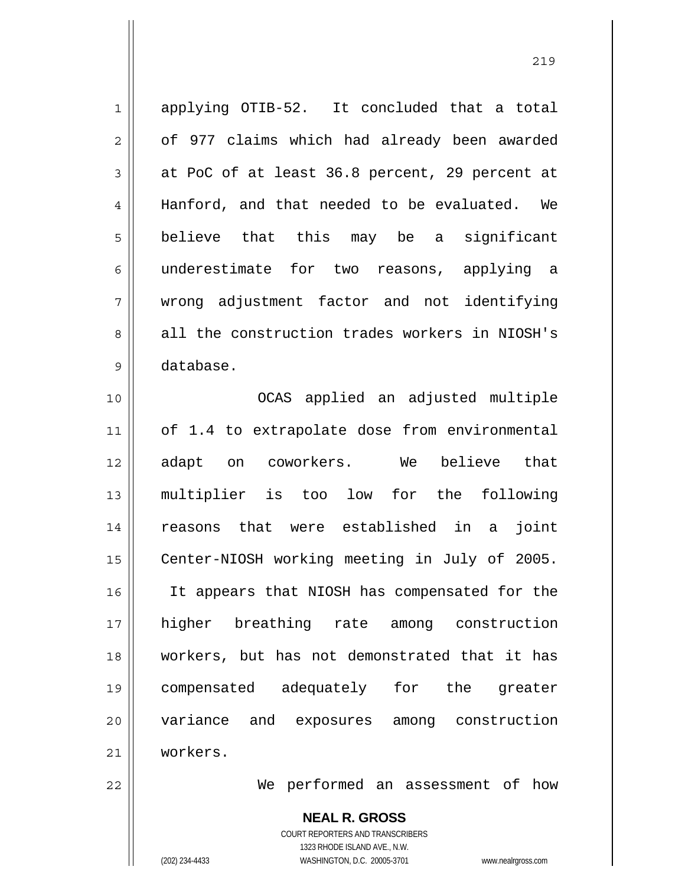applying OTIB-52. It concluded that a total of 977 claims which had already been awarded at PoC of at least 36.8 percent, 29 percent at Hanford, and that needed to be evaluated. We believe that this may be a significant underestimate for two reasons, applying a wrong adjustment factor and not identifying all the construction trades workers in NIOSH's database.

OCAS applied an adjusted multiple of 1.4 to extrapolate dose from environmental adapt on coworkers. We believe that multiplier is too low for the following reasons that were established in a joint Center-NIOSH working meeting in July of 2005. It appears that NIOSH has compensated for the higher breathing rate among construction workers, but has not demonstrated that it has compensated adequately for the greater variance and exposures among construction workers.

We performed an assessment of how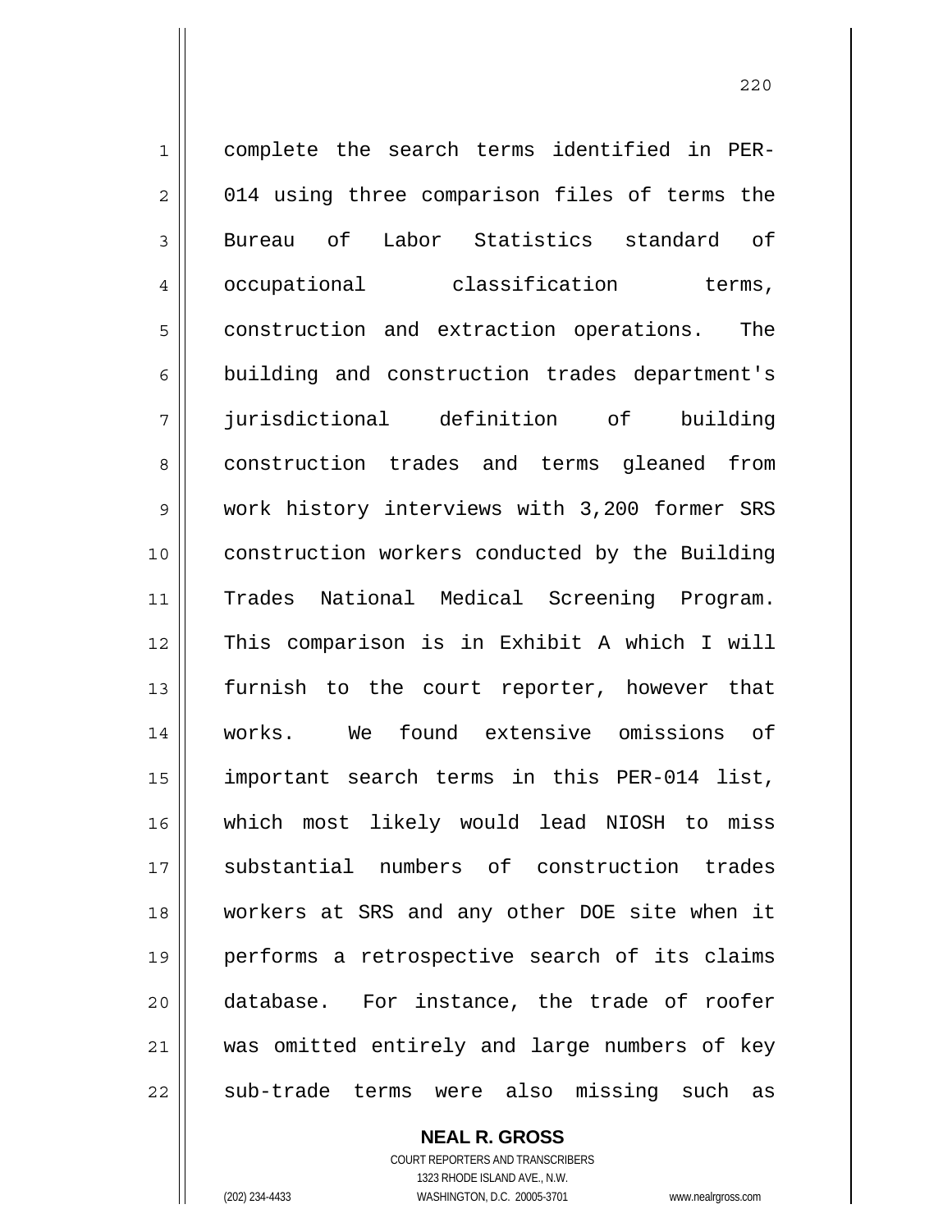complete the search terms identified in PER-014 using three comparison files of terms the Bureau of Labor Statistics standard of occupational classification terms, construction and extraction operations. The building and construction trades department's jurisdictional definition of building construction trades and terms gleaned from work history interviews with 3,200 former SRS construction workers conducted by the Building Trades National Medical Screening Program. This comparison is in Exhibit A which I will furnish to the court reporter, however that works. We found extensive omissions of important search terms in this PER-014 list, which most likely would lead NIOSH to miss substantial numbers of construction trades workers at SRS and any other DOE site when it performs a retrospective search of its claims database. For instance, the trade of roofer was omitted entirely and large numbers of key sub-trade terms were also missing such as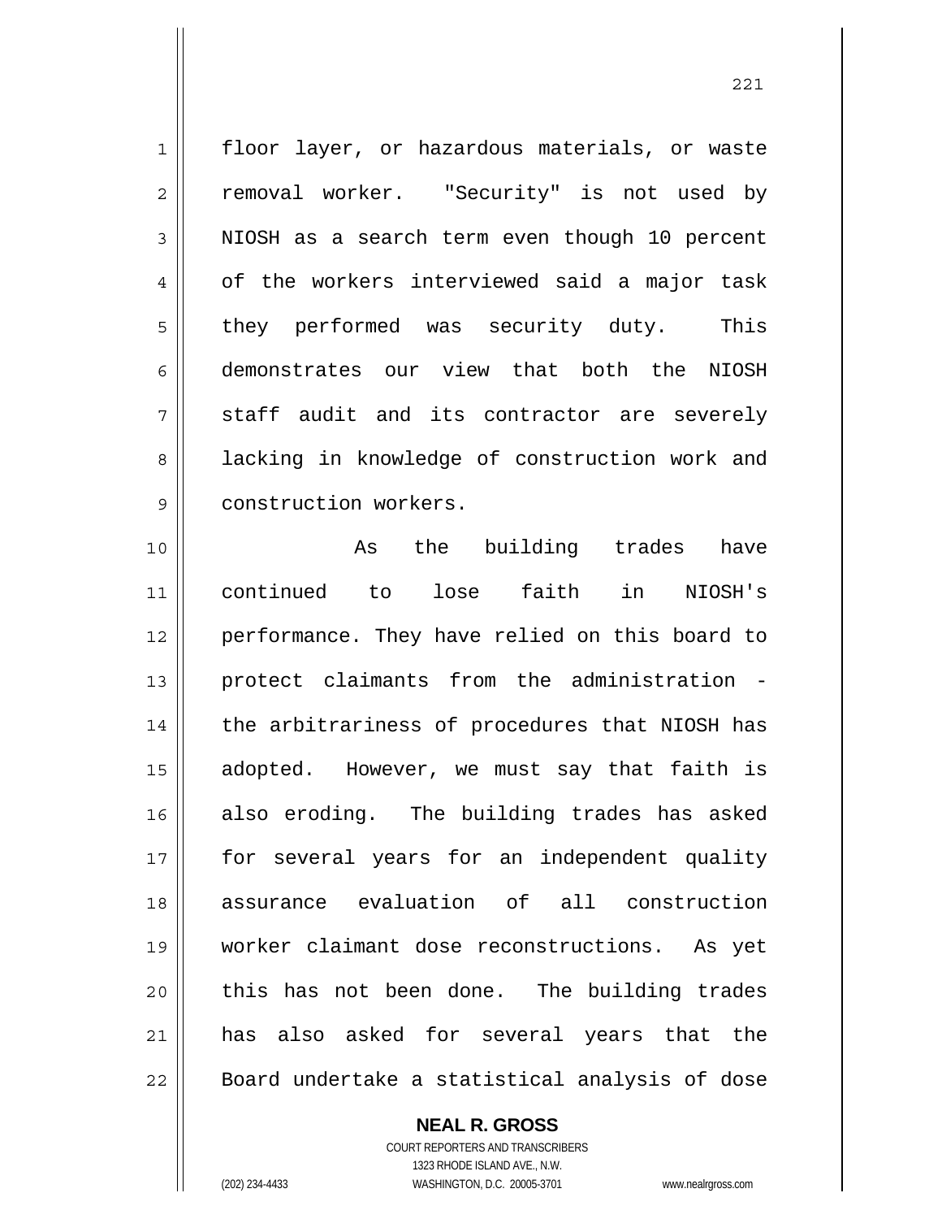floor layer, or hazardous materials, or waste removal worker. "Security" is not used by NIOSH as a search term even though 10 percent of the workers interviewed said a major task they performed was security duty. This demonstrates our view that both the NIOSH staff audit and its contractor are severely lacking in knowledge of construction work and construction workers.

As the building trades have continued to lose faith in NIOSH's performance. They have relied on this board to protect claimants from the administration - the arbitrariness of procedures that NIOSH has adopted. However, we must say that faith is also eroding. The building trades has asked for several years for an independent quality assurance evaluation of all construction worker claimant dose reconstructions. As yet this has not been done. The building trades has also asked for several years that the Board undertake a statistical analysis of dose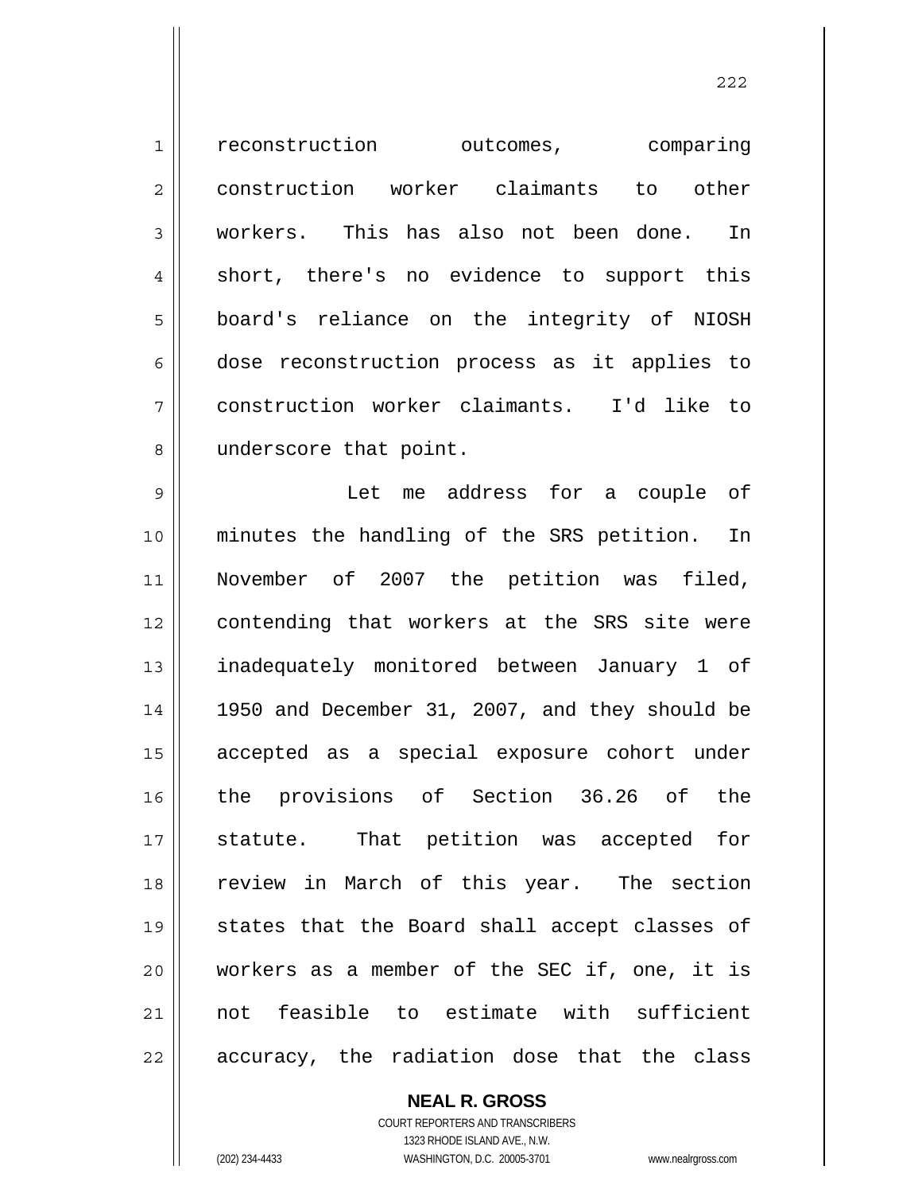reconstruction outcomes, comparing construction worker claimants to other workers. This has also not been done. In short, there's no evidence to support this board's reliance on the integrity of NIOSH dose reconstruction process as it applies to construction worker claimants. I'd like to underscore that point.

Let me address for a couple of minutes the handling of the SRS petition. In November of 2007 the petition was filed, contending that workers at the SRS site were inadequately monitored between January 1 of 1950 and December 31, 2007, and they should be accepted as a special exposure cohort under the provisions of Section 36.26 of the statute. That petition was accepted for review in March of this year. The section states that the Board shall accept classes of workers as a member of the SEC if, one, it is not feasible to estimate with sufficient accuracy, the radiation dose that the class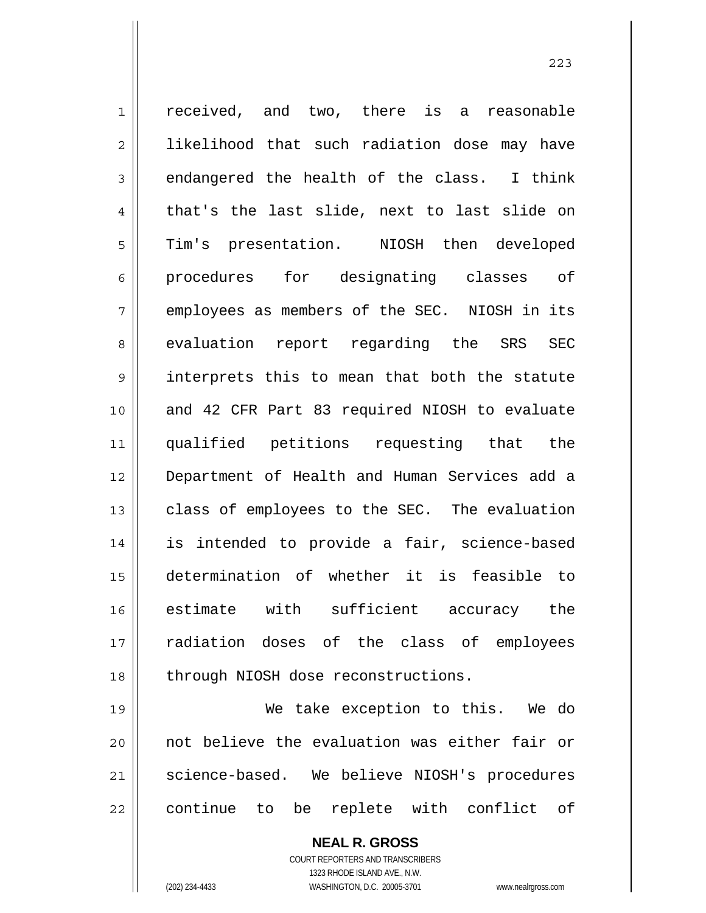received, and two, there is a reasonable likelihood that such radiation dose may have endangered the health of the class. I think that's the last slide, next to last slide on Tim's presentation. NIOSH then developed procedures for designating classes of employees as members of the SEC. NIOSH in its evaluation report regarding the SRS SEC interprets this to mean that both the statute and 42 CFR Part 83 required NIOSH to evaluate qualified petitions requesting that the Department of Health and Human Services add a class of employees to the SEC. The evaluation is intended to provide a fair, science-based determination of whether it is feasible to estimate with sufficient accuracy the radiation doses of the class of employees through NIOSH dose reconstructions.

We take exception to this. We do not believe the evaluation was either fair or science-based. We believe NIOSH's procedures continue to be replete with conflict of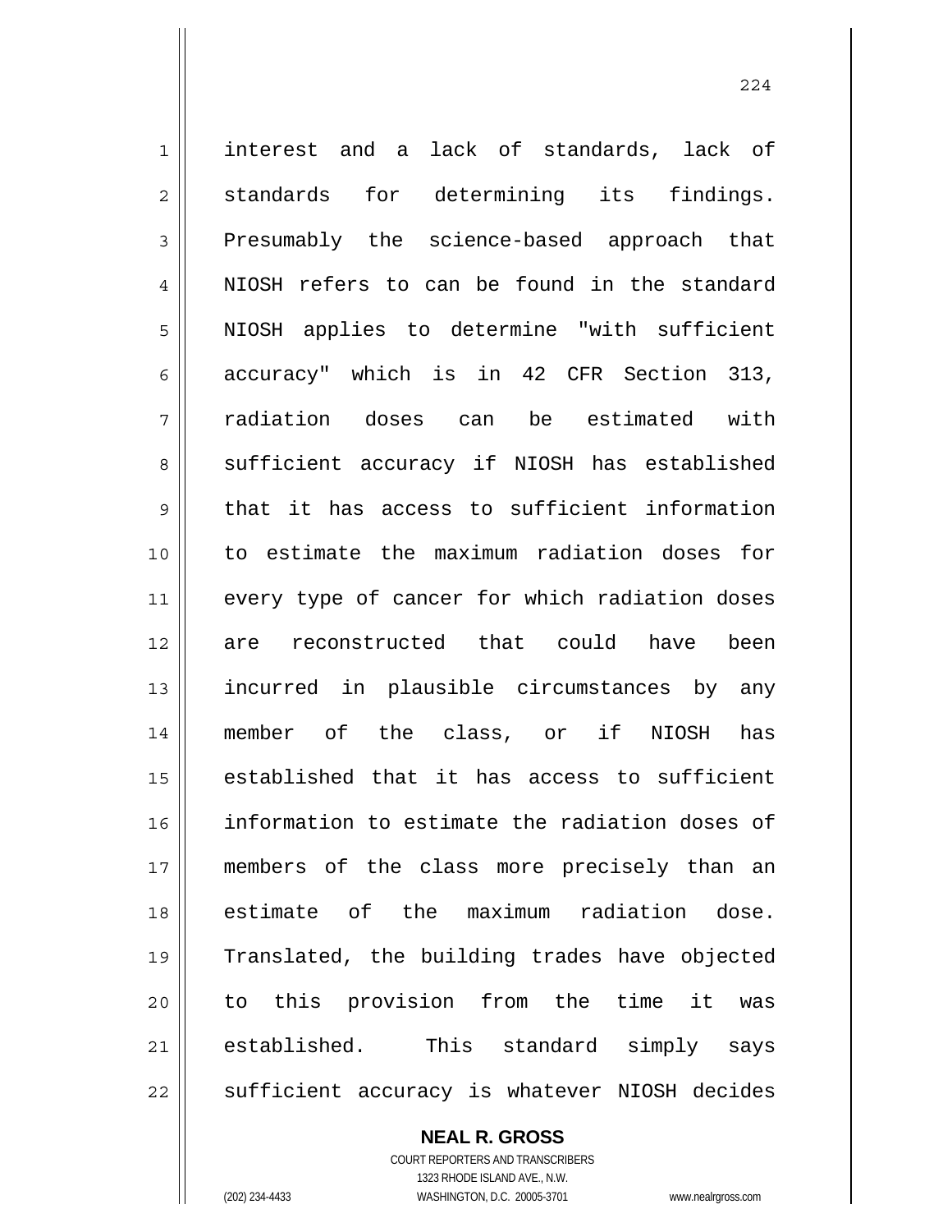interest and a lack of standards, lack of standards for determining its findings. Presumably the science-based approach that NIOSH refers to can be found in the standard NIOSH applies to determine "with sufficient accuracy" which is in 42 CFR Section 313, radiation doses can be estimated with sufficient accuracy if NIOSH has established that it has access to sufficient information to estimate the maximum radiation doses for every type of cancer for which radiation doses are reconstructed that could have been incurred in plausible circumstances by any member of the class, or if NIOSH has established that it has access to sufficient information to estimate the radiation doses of members of the class more precisely than an estimate of the maximum radiation dose. Translated, the building trades have objected to this provision from the time it was established. This standard simply says sufficient accuracy is whatever NIOSH decides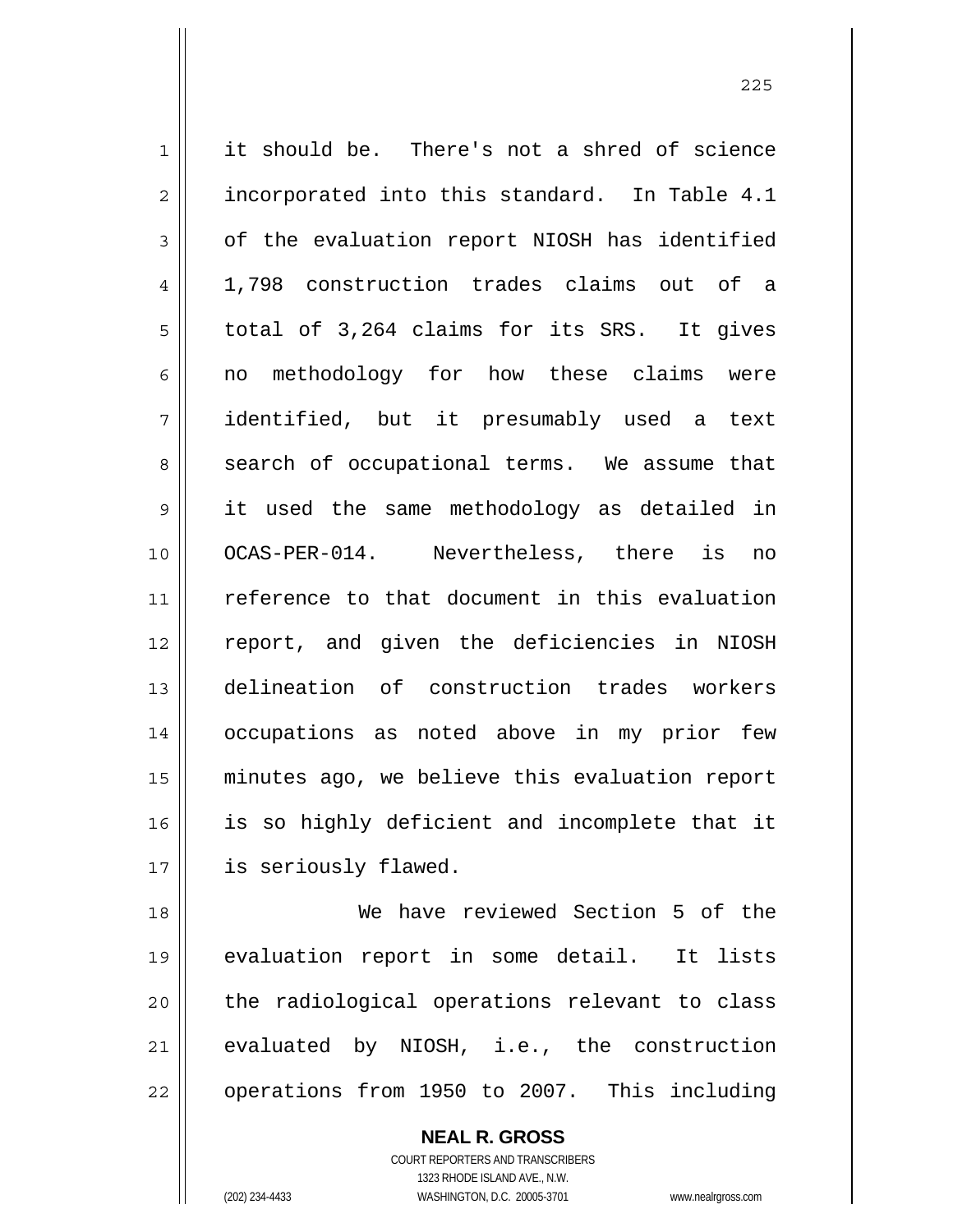it should be. There's not a shred of science incorporated into this standard. In Table 4.1 of the evaluation report NIOSH has identified 1,798 construction trades claims out of a total of 3,264 claims for its SRS. It gives no methodology for how these claims were identified, but it presumably used a text search of occupational terms. We assume that it used the same methodology as detailed in OCAS-PER-014. Nevertheless, there is no reference to that document in this evaluation report, and given the deficiencies in NIOSH delineation of construction trades workers occupations as noted above in my prior few minutes ago, we believe this evaluation report is so highly deficient and incomplete that it is seriously flawed.

We have reviewed Section 5 of the evaluation report in some detail. It lists the radiological operations relevant to class evaluated by NIOSH, i.e., the construction operations from 1950 to 2007. This including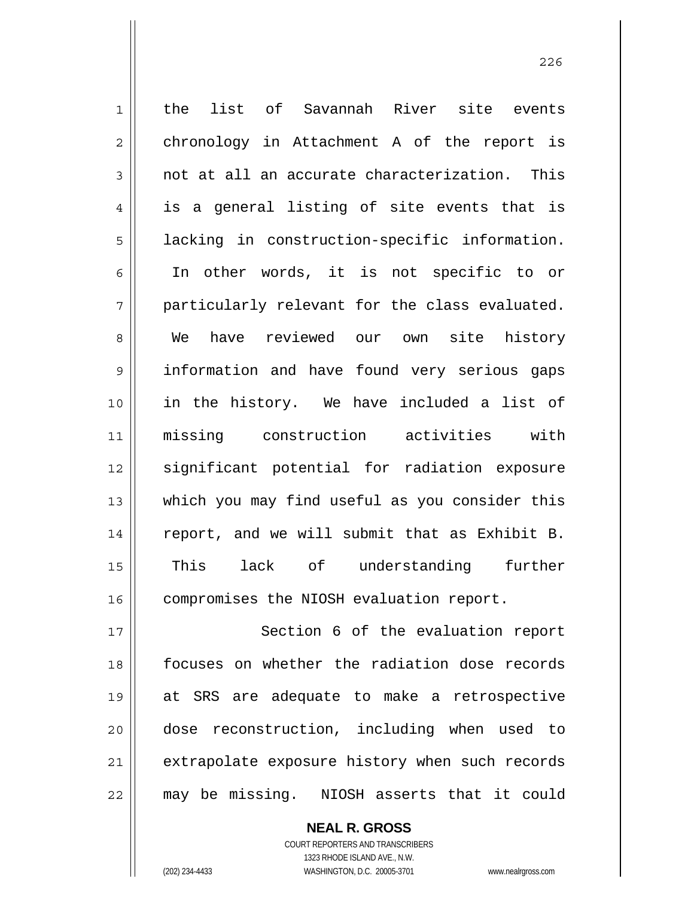the list of Savannah River site events chronology in Attachment A of the report is not at all an accurate characterization. This is a general listing of site events that is lacking in construction-specific information. In other words, it is not specific to or particularly relevant for the class evaluated. We have reviewed our own site history information and have found very serious gaps in the history. We have included a list of missing construction activities with significant potential for radiation exposure which you may find useful as you consider this report, and we will submit that as Exhibit B. This lack of understanding further compromises the NIOSH evaluation report.

Section 6 of the evaluation report focuses on whether the radiation dose records at SRS are adequate to make a retrospective dose reconstruction, including when used to extrapolate exposure history when such records may be missing. NIOSH asserts that it could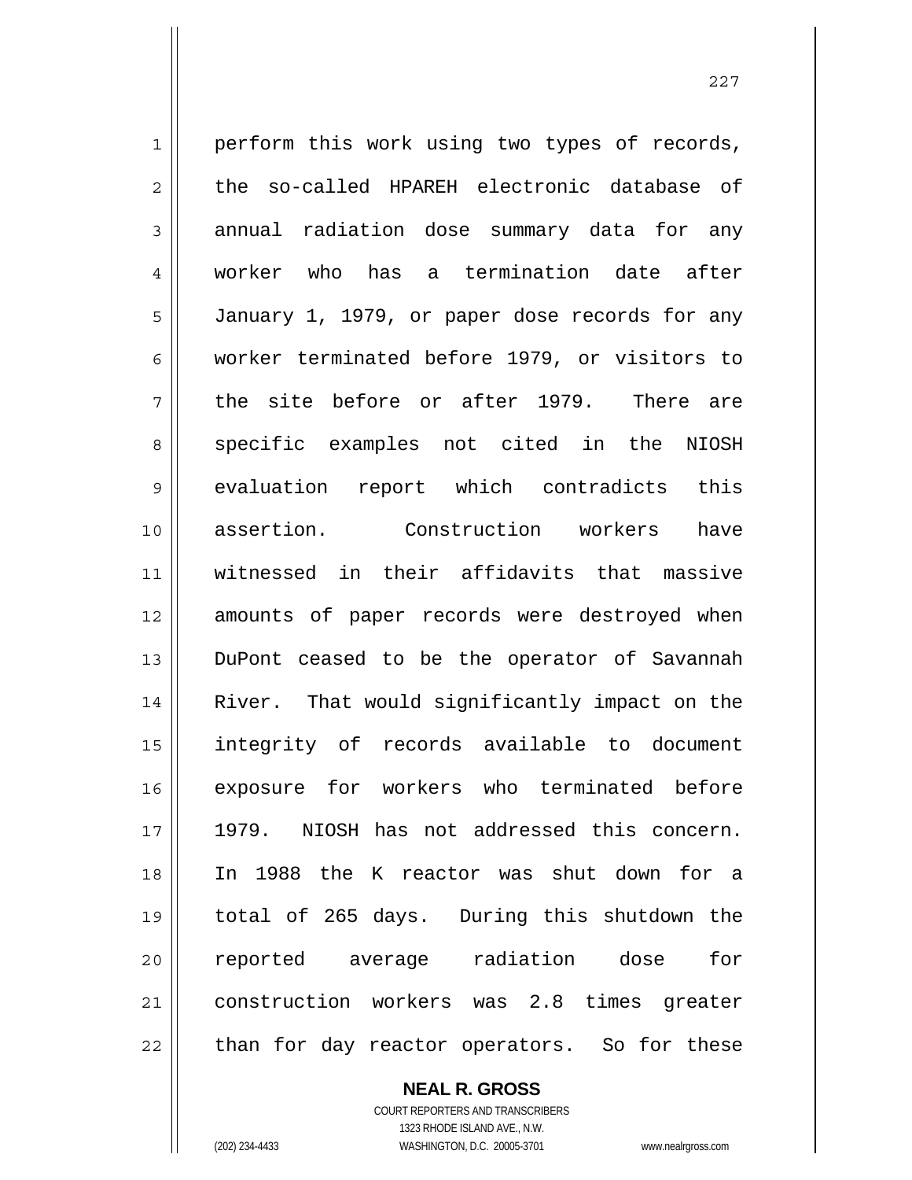perform this work using two types of records, the so-called HPAREH electronic database of annual radiation dose summary data for any worker who has a termination date after January 1, 1979, or paper dose records for any worker terminated before 1979, or visitors to the site before or after 1979. There are specific examples not cited in the NIOSH evaluation report which contradicts this assertion. Construction workers have witnessed in their affidavits that massive amounts of paper records were destroyed when DuPont ceased to be the operator of Savannah River. That would significantly impact on the integrity of records available to document exposure for workers who terminated before 1979. NIOSH has not addressed this concern. In 1988 the K reactor was shut down for a total of 265 days. During this shutdown the reported average radiation dose for construction workers was 2.8 times greater than for day reactor operators. So for these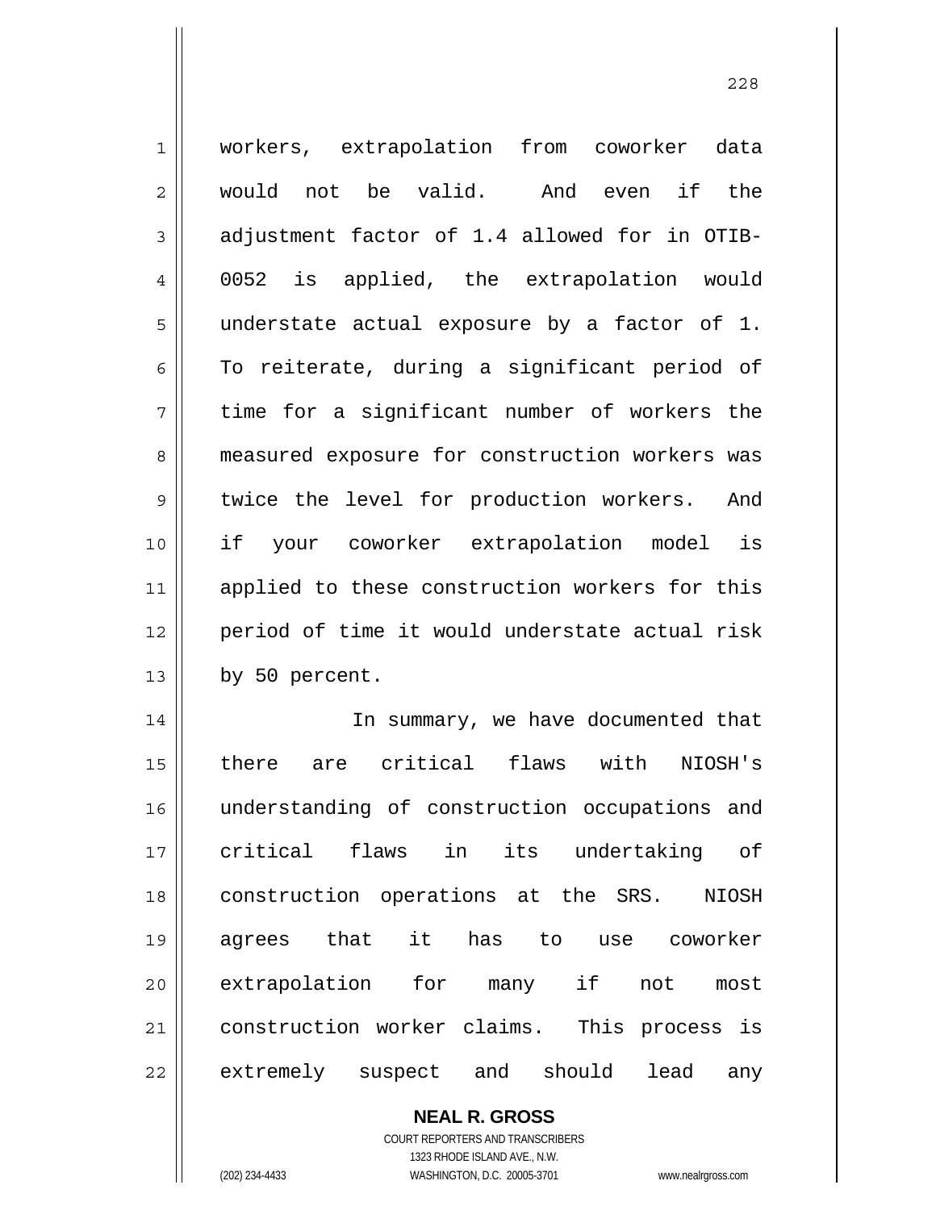workers, extrapolation from coworker data would not be valid. And even if the adjustment factor of 1.4 allowed for in OTIB-0052 is applied, the extrapolation would understate actual exposure by a factor of 1. To reiterate, during a significant period of time for a significant number of workers the measured exposure for construction workers was twice the level for production workers. And if your coworker extrapolation model is applied to these construction workers for this period of time it would understate actual risk by 50 percent.

In summary, we have documented that there are critical flaws with NIOSH's understanding of construction occupations and critical flaws in its undertaking of construction operations at the SRS. NIOSH agrees that it has to use coworker extrapolation for many if not most construction worker claims. This process is extremely suspect and should lead any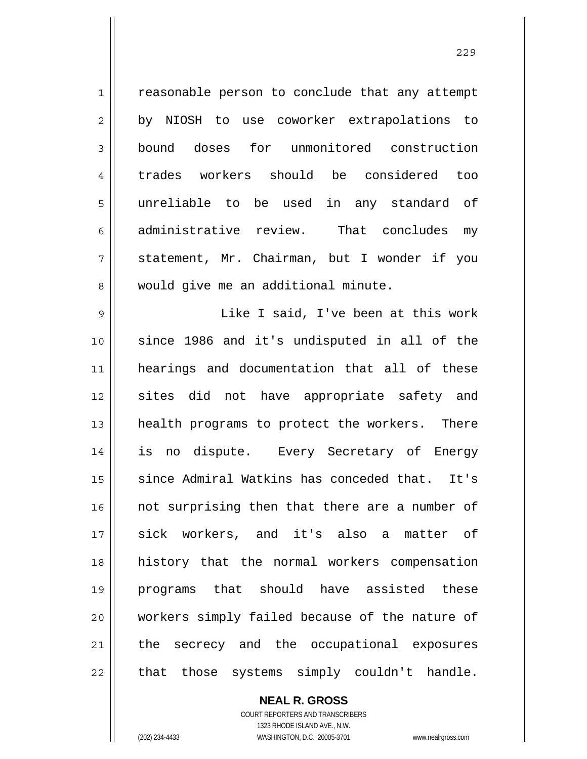reasonable person to conclude that any attempt by NIOSH to use coworker extrapolations to bound doses for unmonitored construction trades workers should be considered too unreliable to be used in any standard of administrative review. That concludes my statement, Mr. Chairman, but I wonder if you would give me an additional minute.

Like I said, I've been at this work since 1986 and it's undisputed in all of the hearings and documentation that all of these sites did not have appropriate safety and health programs to protect the workers. There is no dispute. Every Secretary of Energy since Admiral Watkins has conceded that. It's not surprising then that there are a number of sick workers, and it's also a matter of history that the normal workers compensation programs that should have assisted these workers simply failed because of the nature of the secrecy and the occupational exposures that those systems simply couldn't handle.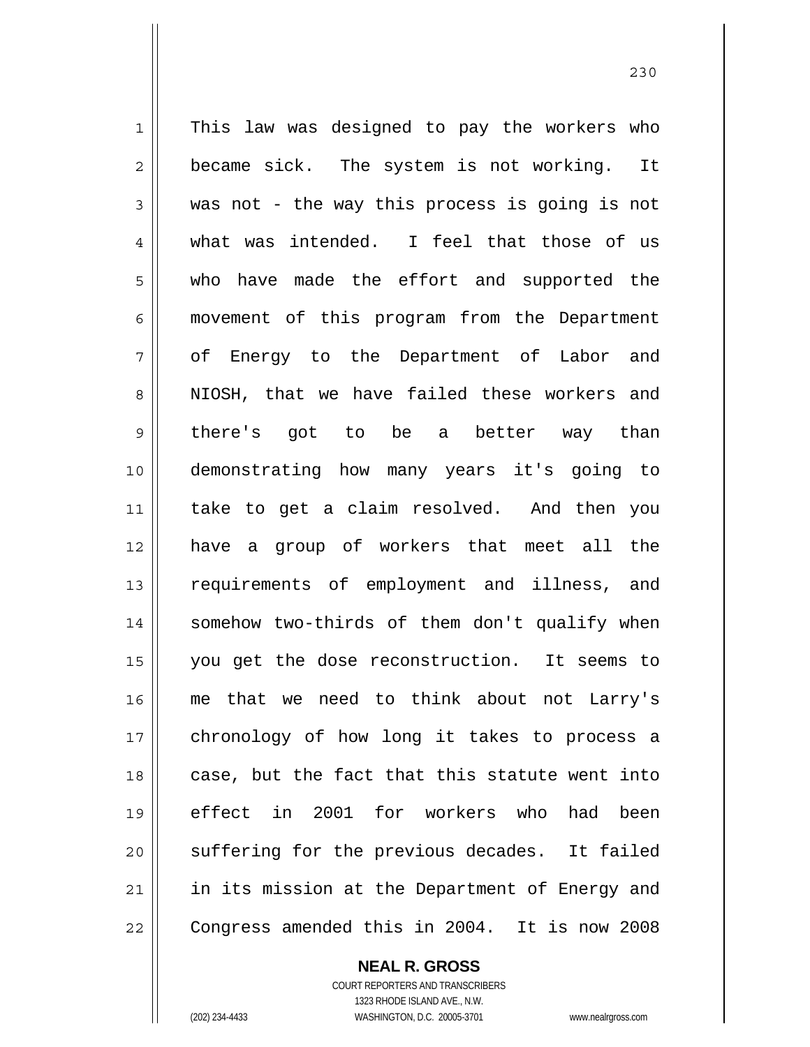This law was designed to pay the workers who became sick. The system is not working. It was not - the way this process is going is not what was intended. I feel that those of us who have made the effort and supported the movement of this program from the Department of Energy to the Department of Labor and NIOSH, that we have failed these workers and there's got to be a better way than demonstrating how many years it's going to take to get a claim resolved. And then you have a group of workers that meet all the requirements of employment and illness, and somehow two-thirds of them don't qualify when you get the dose reconstruction. It seems to me that we need to think about not Larry's chronology of how long it takes to process a case, but the fact that this statute went into effect in 2001 for workers who had been suffering for the previous decades. It failed in its mission at the Department of Energy and Congress amended this in 2004. It is now 2008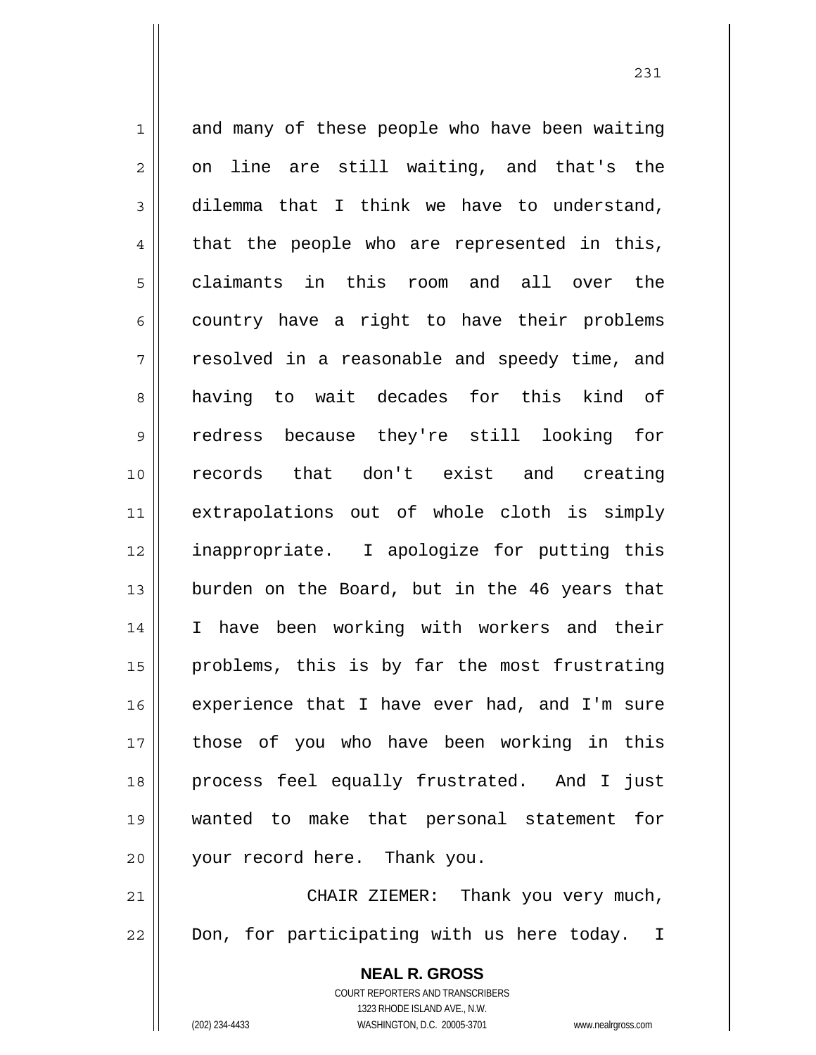and many of these people who have been waiting on line are still waiting, and that's the dilemma that I think we have to understand, that the people who are represented in this, claimants in this room and all over the country have a right to have their problems resolved in a reasonable and speedy time, and having to wait decades for this kind of redress because they're still looking for records that don't exist and creating extrapolations out of whole cloth is simply inappropriate. I apologize for putting this burden on the Board, but in the 46 years that I have been working with workers and their problems, this is by far the most frustrating experience that I have ever had, and I'm sure those of you who have been working in this process feel equally frustrated. And I just wanted to make that personal statement for your record here. Thank you.

CHAIR ZIEMER: Thank you very much, Don, for participating with us here today. I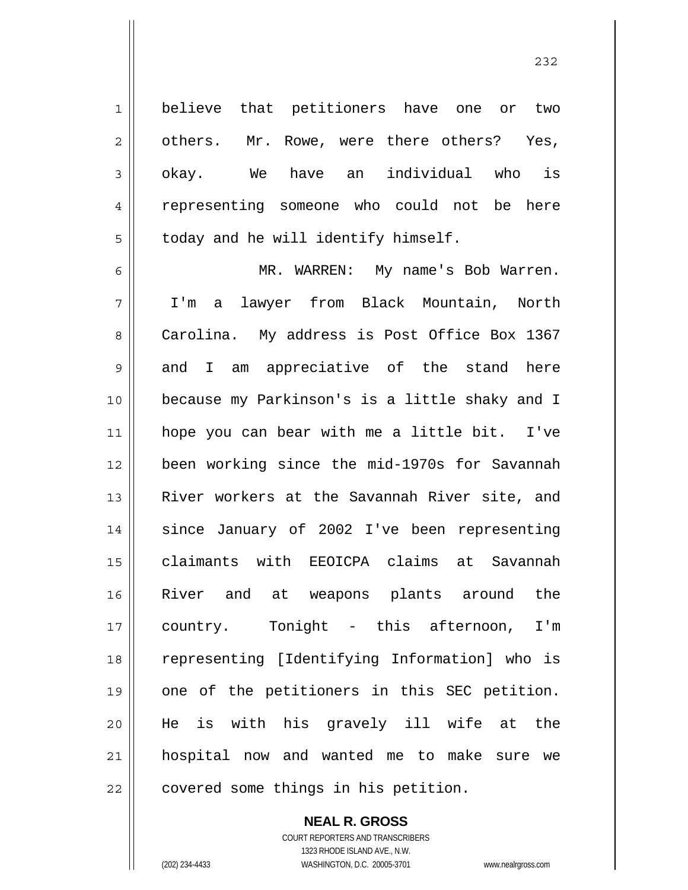believe that petitioners have one or two others. Mr. Rowe, were there others? Yes, okay. We have an individual who is representing someone who could not be here today and he will identify himself.

MR. WARREN: My name's Bob Warren. I'm a lawyer from Black Mountain, North Carolina. My address is Post Office Box 1367 and I am appreciative of the stand here because my Parkinson's is a little shaky and I hope you can bear with me a little bit. I've been working since the mid-1970s for Savannah River workers at the Savannah River site, and since January of 2002 I've been representing claimants with EEOICPA claims at Savannah River and at weapons plants around the country. Tonight - this afternoon, I'm representing [Identifying Information] who is one of the petitioners in this SEC petition. He is with his gravely ill wife at the hospital now and wanted me to make sure we covered some things in his petition.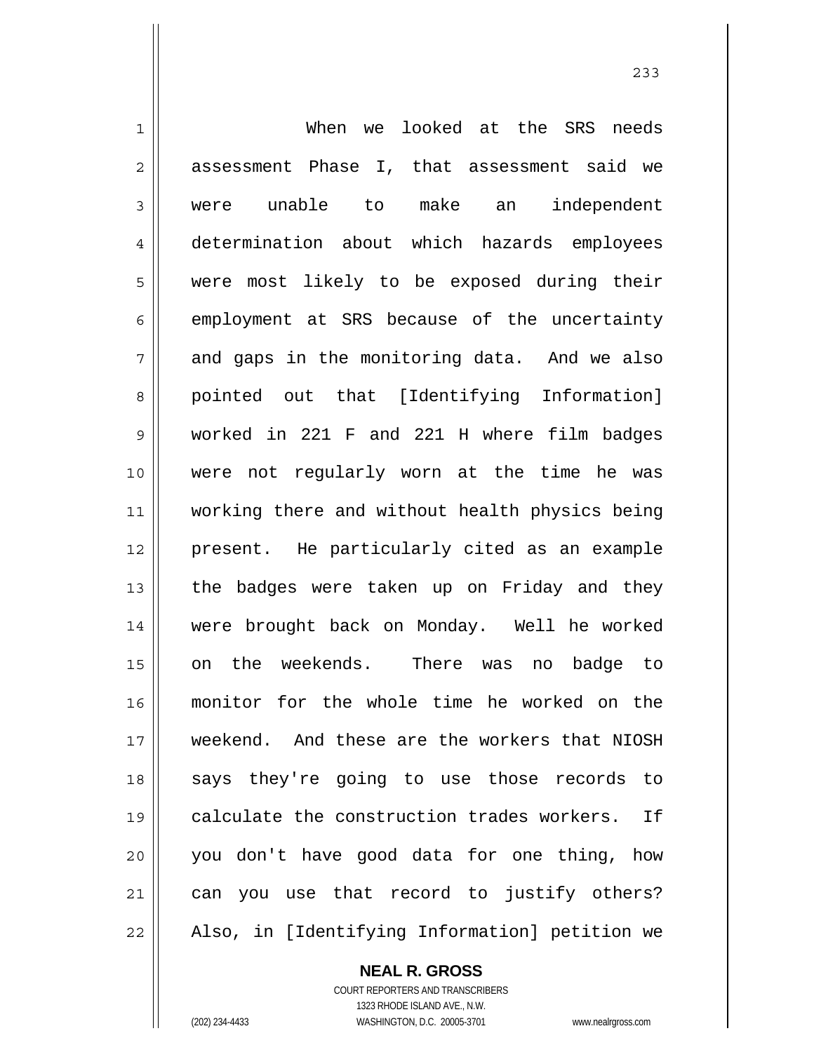When we looked at the SRS needs assessment Phase I, that assessment said we were unable to make an independent determination about which hazards employees were most likely to be exposed during their employment at SRS because of the uncertainty and gaps in the monitoring data. And we also pointed out that [Identifying Information] worked in 221 F and 221 H where film badges were not regularly worn at the time he was working there and without health physics being present. He particularly cited as an example the badges were taken up on Friday and they were brought back on Monday. Well he worked on the weekends. There was no badge to monitor for the whole time he worked on the weekend. And these are the workers that NIOSH says they're going to use those records to calculate the construction trades workers. If you don't have good data for one thing, how can you use that record to justify others? Also, in [Identifying Information] petition we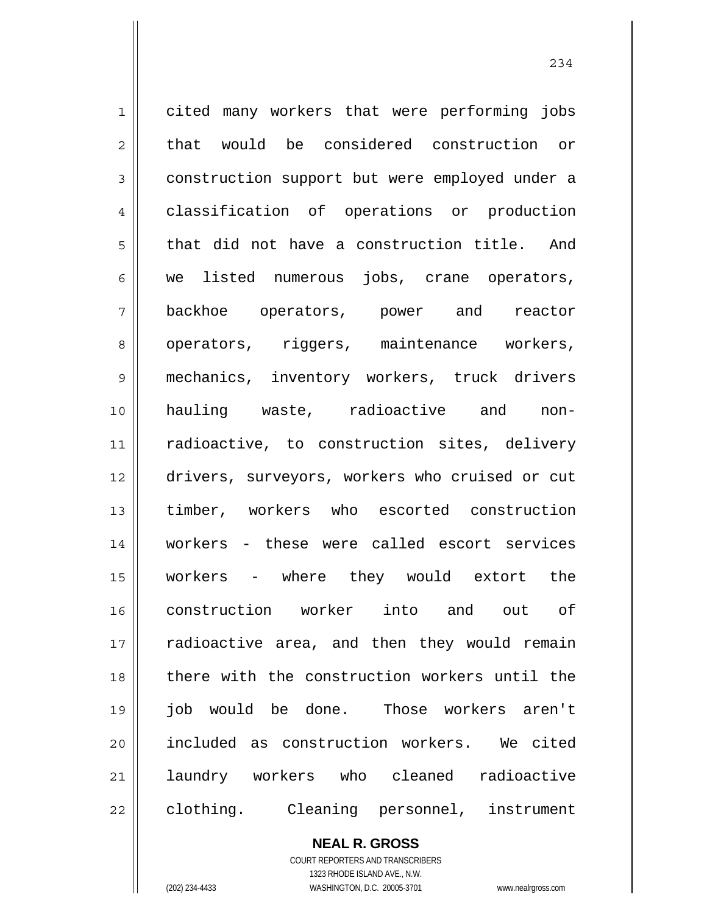cited many workers that were performing jobs that would be considered construction or construction support but were employed under a classification of operations or production that did not have a construction title. And we listed numerous jobs, crane operators, backhoe operators, power and reactor operators, riggers, maintenance workers, mechanics, inventory workers, truck drivers hauling waste, radioactive and non-radioactive, to construction sites, delivery drivers, surveyors, workers who cruised or cut timber, workers who escorted construction workers - these were called escort services workers - where they would extort the construction worker into and out of radioactive area, and then they would remain there with the construction workers until the job would be done. Those workers aren't included as construction workers. We cited laundry workers who cleaned radioactive clothing. Cleaning personnel, instrument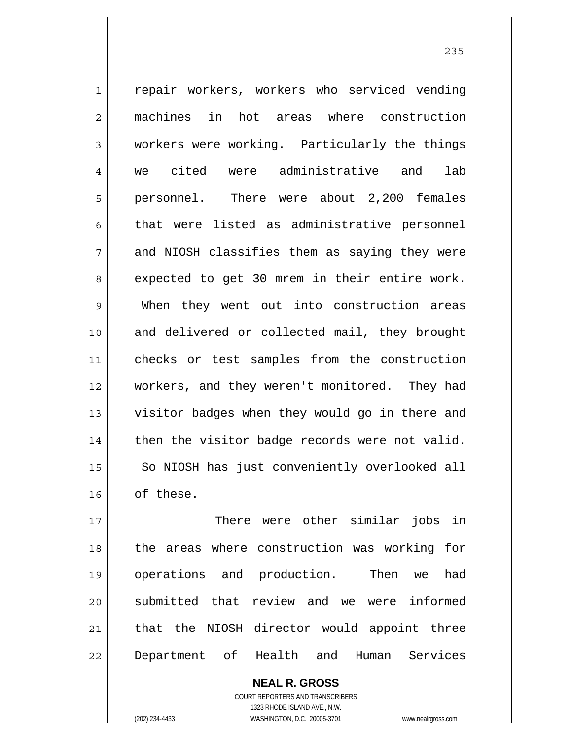repair workers, workers who serviced vending machines in hot areas where construction workers were working. Particularly the things we cited were administrative and lab personnel. There were about 2,200 females that were listed as administrative personnel and NIOSH classifies them as saying they were expected to get 30 mrem in their entire work. When they went out into construction areas and delivered or collected mail, they brought checks or test samples from the construction workers, and they weren't monitored. They had visitor badges when they would go in there and then the visitor badge records were not valid. So NIOSH has just conveniently overlooked all of these.

There were other similar jobs in the areas where construction was working for operations and production. Then we had submitted that review and we were informed that the NIOSH director would appoint three Department of Health and Human Services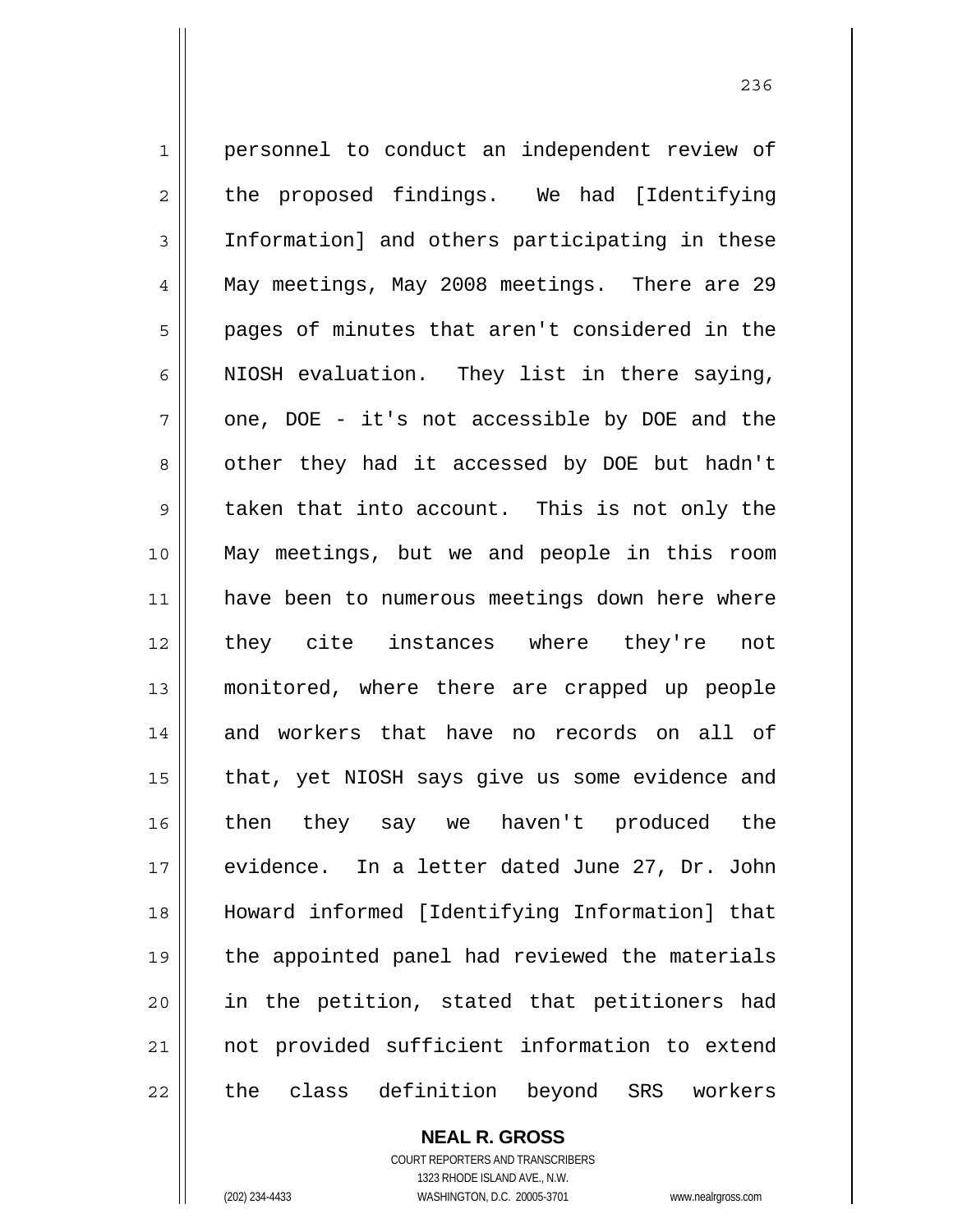personnel to conduct an independent review of the proposed findings. We had [Identifying Information] and others participating in these May meetings, May 2008 meetings. There are 29 pages of minutes that aren't considered in the NIOSH evaluation. They list in there saying, one, DOE - it's not accessible by DOE and the other they had it accessed by DOE but hadn't taken that into account. This is not only the May meetings, but we and people in this room have been to numerous meetings down here where they cite instances where they're not monitored, where there are crapped up people and workers that have no records on all of that, yet NIOSH says give us some evidence and then they say we haven't produced the evidence. In a letter dated June 27, Dr. John Howard informed [Identifying Information] that the appointed panel had reviewed the materials in the petition, stated that petitioners had not provided sufficient information to extend the class definition beyond SRS workers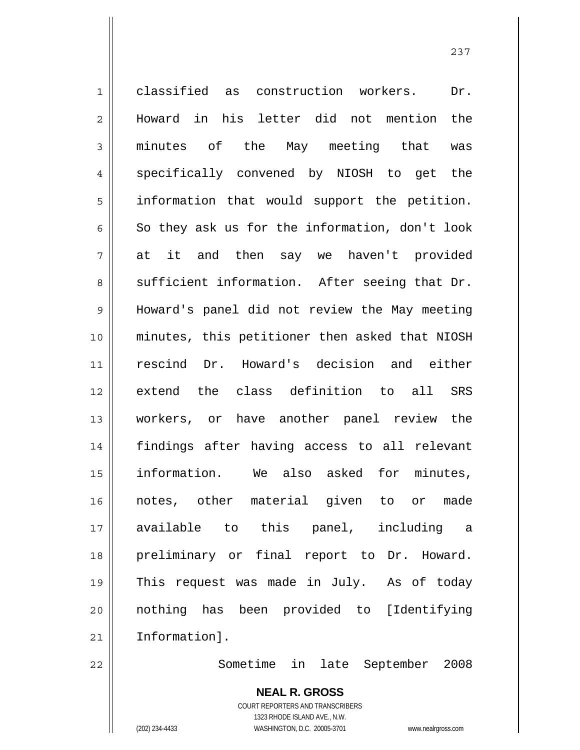classified as construction workers. Dr. Howard in his letter did not mention the minutes of the May meeting that was specifically convened by NIOSH to get the information that would support the petition. So they ask us for the information, don't look at it and then say we haven't provided sufficient information. After seeing that Dr. Howard's panel did not review the May meeting minutes, this petitioner then asked that NIOSH rescind Dr. Howard's decision and either extend the class definition to all SRS workers, or have another panel review the findings after having access to all relevant information. We also asked for minutes, notes, other material given to or made available to this panel, including a preliminary or final report to Dr. Howard. This request was made in July. As of today nothing has been provided to [Identifying Information].

Sometime in late September 2008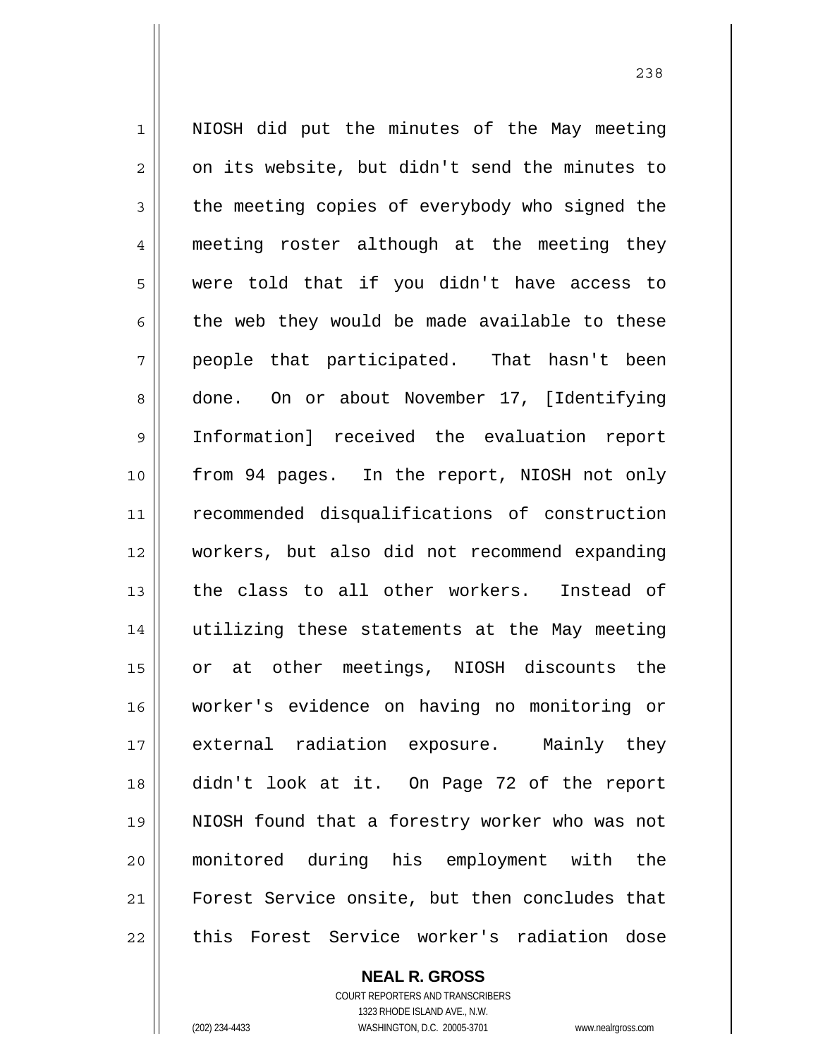NIOSH did put the minutes of the May meeting on its website, but didn't send the minutes to the meeting copies of everybody who signed the meeting roster although at the meeting they were told that if you didn't have access to the web they would be made available to these people that participated. That hasn't been done. On or about November 17, [Identifying Information] received the evaluation report from 94 pages. In the report, NIOSH not only recommended disqualifications of construction workers, but also did not recommend expanding the class to all other workers. Instead of utilizing these statements at the May meeting or at other meetings, NIOSH discounts the worker's evidence on having no monitoring or external radiation exposure. Mainly they didn't look at it. On Page 72 of the report NIOSH found that a forestry worker who was not monitored during his employment with the Forest Service onsite, but then concludes that this Forest Service worker's radiation dose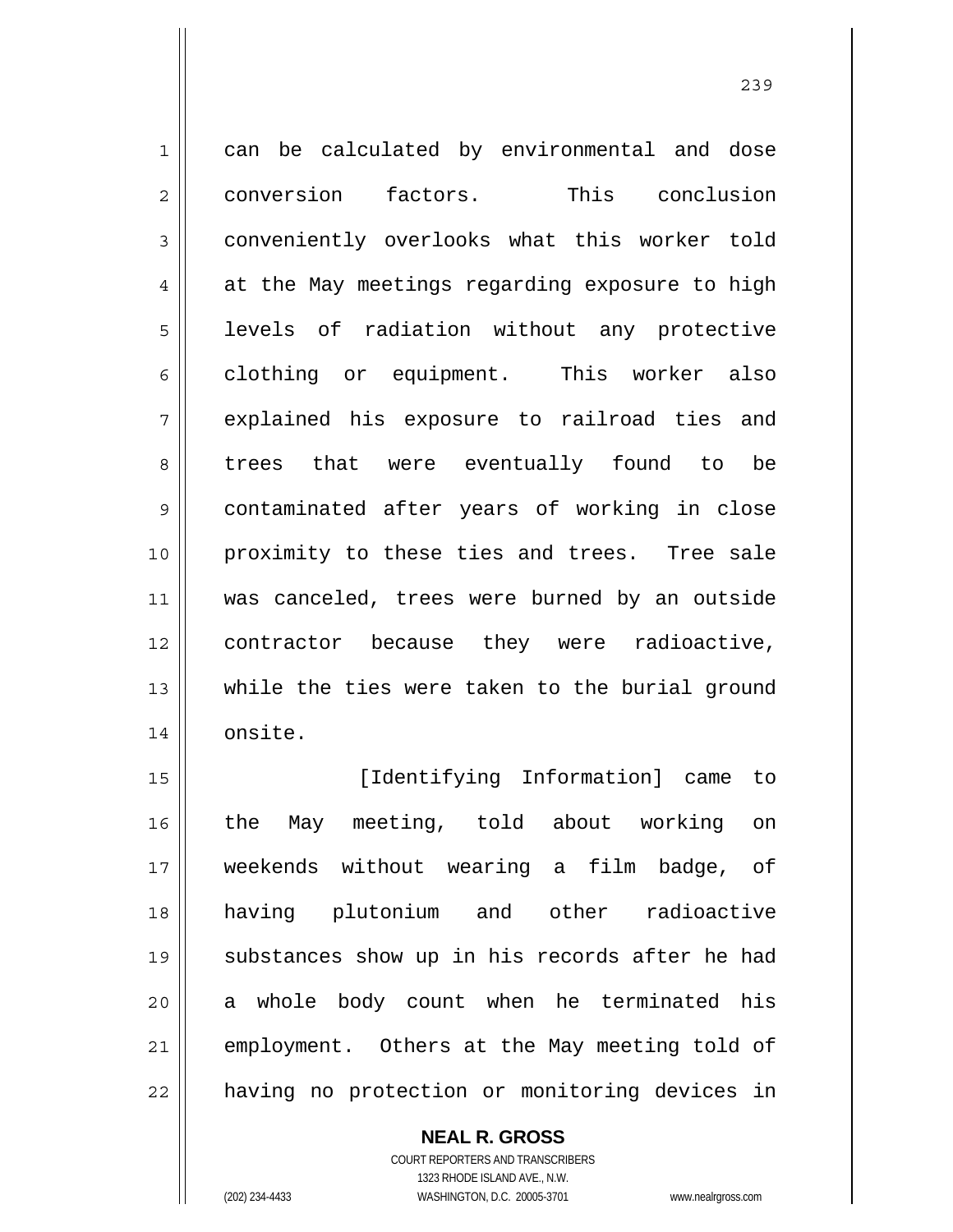can be calculated by environmental and dose conversion factors. This conclusion conveniently overlooks what this worker told at the May meetings regarding exposure to high levels of radiation without any protective clothing or equipment. This worker also explained his exposure to railroad ties and trees that were eventually found to be contaminated after years of working in close proximity to these ties and trees. Tree sale was canceled, trees were burned by an outside contractor because they were radioactive, while the ties were taken to the burial ground onsite.

[Identifying Information] came to the May meeting, told about working on weekends without wearing a film badge, of having plutonium and other radioactive substances show up in his records after he had a whole body count when he terminated his employment. Others at the May meeting told of having no protection or monitoring devices in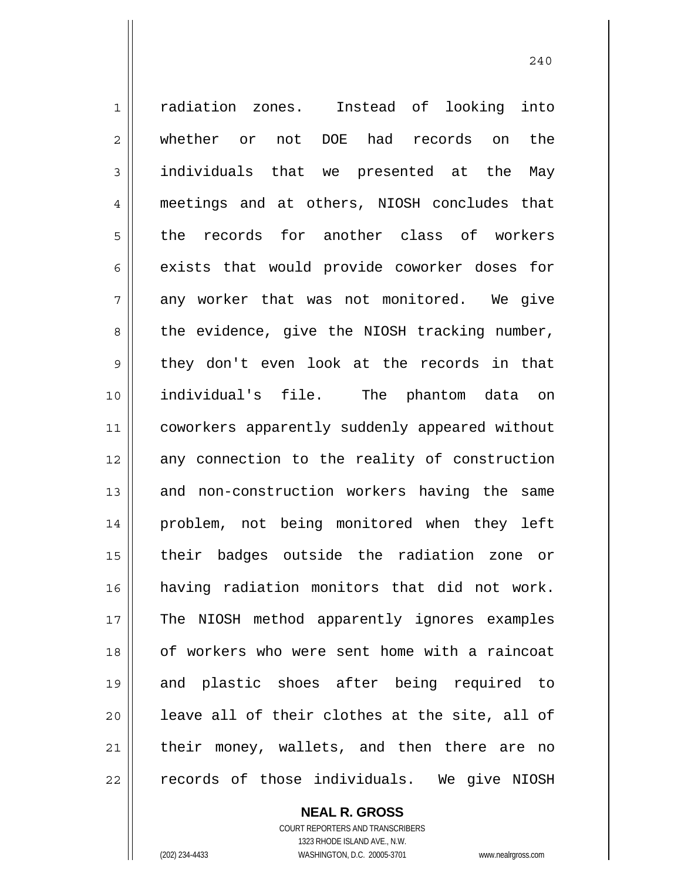radiation zones. Instead of looking into whether or not DOE had records on the individuals that we presented at the May meetings and at others, NIOSH concludes that the records for another class of workers exists that would provide coworker doses for any worker that was not monitored. We give the evidence, give the NIOSH tracking number, they don't even look at the records in that individual's file. The phantom data on coworkers apparently suddenly appeared without any connection to the reality of construction and non-construction workers having the same problem, not being monitored when they left their badges outside the radiation zone or having radiation monitors that did not work. The NIOSH method apparently ignores examples of workers who were sent home with a raincoat and plastic shoes after being required to leave all of their clothes at the site, all of their money, wallets, and then there are no records of those individuals. We give NIOSH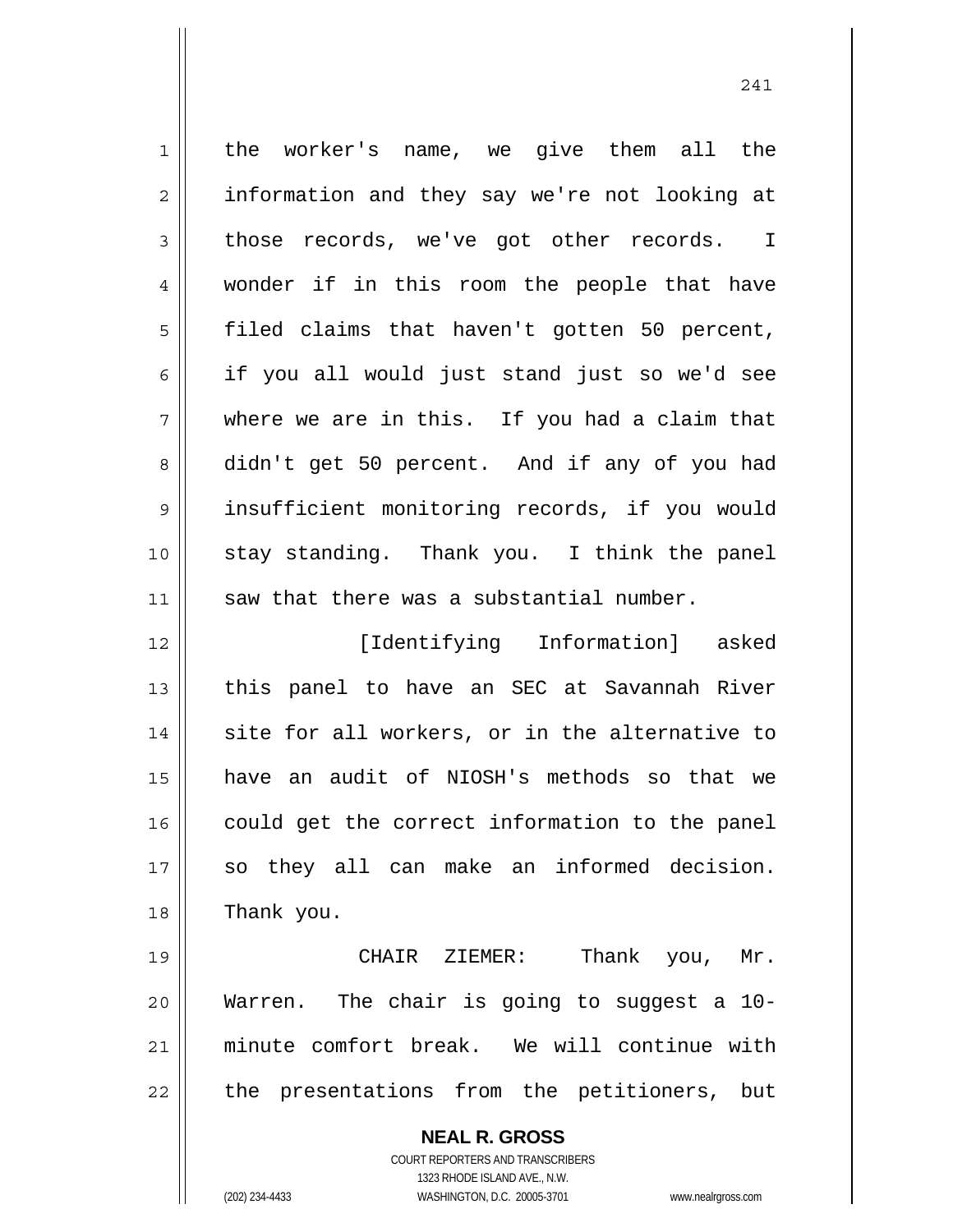the worker's name, we give them all the information and they say we're not looking at those records, we've got other records. I wonder if in this room the people that have filed claims that haven't gotten 50 percent, if you all would just stand just so we'd see where we are in this. If you had a claim that didn't get 50 percent. And if any of you had insufficient monitoring records, if you would stay standing. Thank you. I think the panel saw that there was a substantial number.

[Identifying Information] asked this panel to have an SEC at Savannah River site for all workers, or in the alternative to have an audit of NIOSH's methods so that we could get the correct information to the panel so they all can make an informed decision. Thank you.

CHAIR ZIEMER: Thank you, Mr. Warren. The chair is going to suggest a 10-minute comfort break. We will continue with the presentations from the petitioners, but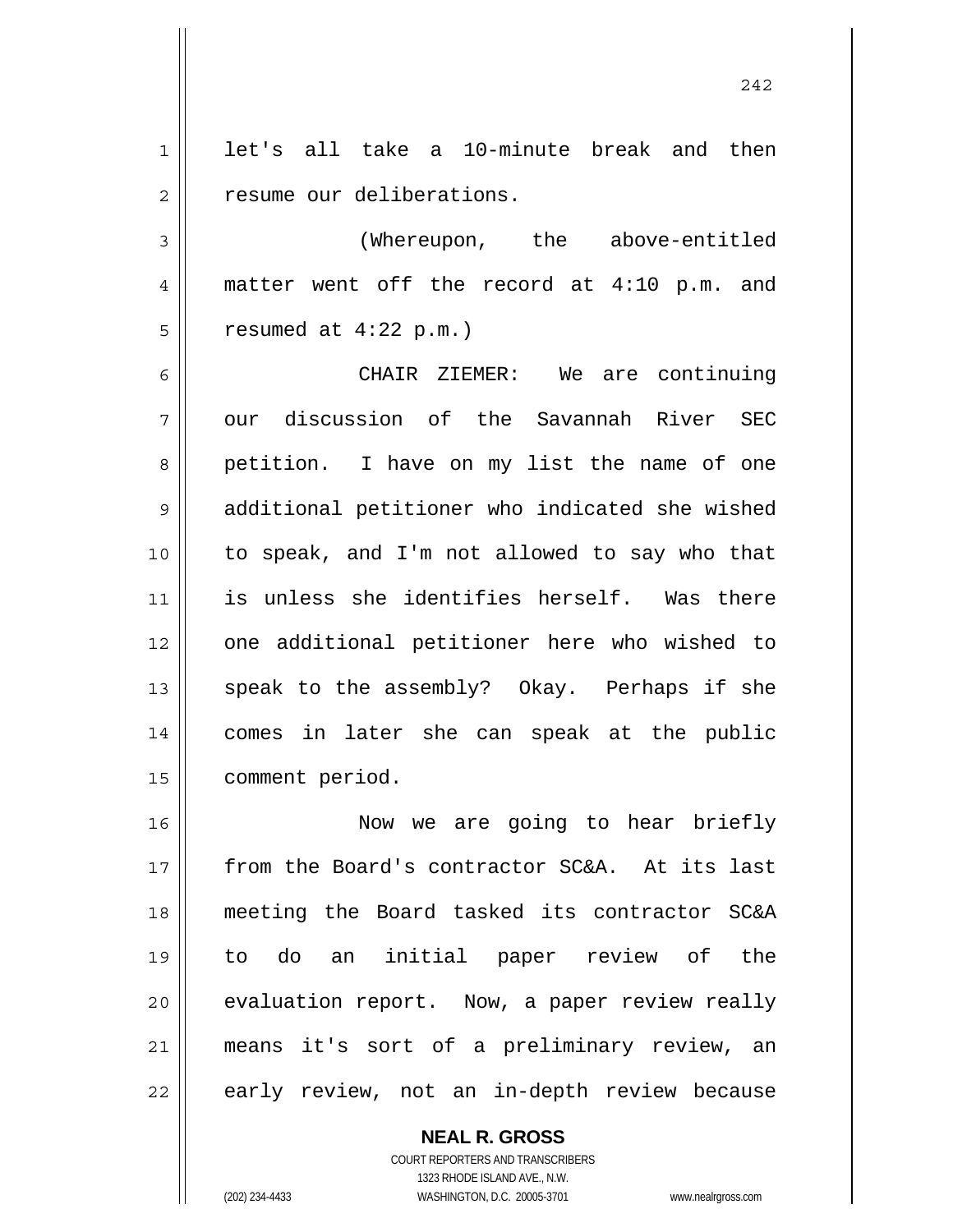let's all take a 10-minute break and then resume our deliberations.

(Whereupon, the above-entitled matter went off the record at 4:10 p.m. and resumed at 4:22 p.m.)

CHAIR ZIEMER: We are continuing our discussion of the Savannah River SEC petition. I have on my list the name of one additional petitioner who indicated she wished to speak, and I'm not allowed to say who that is unless she identifies herself. Was there one additional petitioner here who wished to speak to the assembly? Okay. Perhaps if she comes in later she can speak at the public comment period.

Now we are going to hear briefly from the Board's contractor SC&A. At its last meeting the Board tasked its contractor SC&A to do an initial paper review of the evaluation report. Now, a paper review really means it's sort of a preliminary review, an early review, not an in-depth review because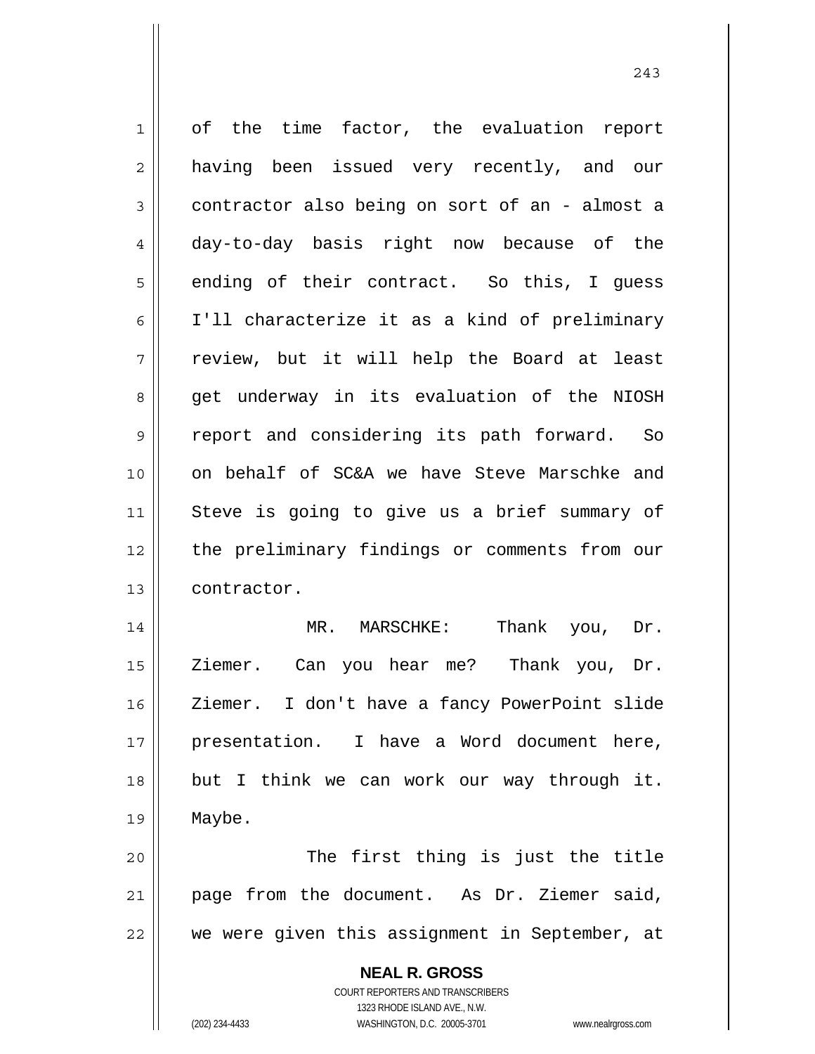of the time factor, the evaluation report having been issued very recently, and our contractor also being on sort of an - almost a day-to-day basis right now because of the ending of their contract. So this, I guess I'll characterize it as a kind of preliminary review, but it will help the Board at least get underway in its evaluation of the NIOSH report and considering its path forward. So on behalf of SC&A we have Steve Marschke and Steve is going to give us a brief summary of the preliminary findings or comments from our contractor.

MR. MARSCHKE: Thank you, Dr. Ziemer. Can you hear me? Thank you, Dr. Ziemer. I don't have a fancy PowerPoint slide presentation. I have a Word document here, but I think we can work our way through it. Maybe.

The first thing is just the title page from the document. As Dr. Ziemer said, we were given this assignment in September, at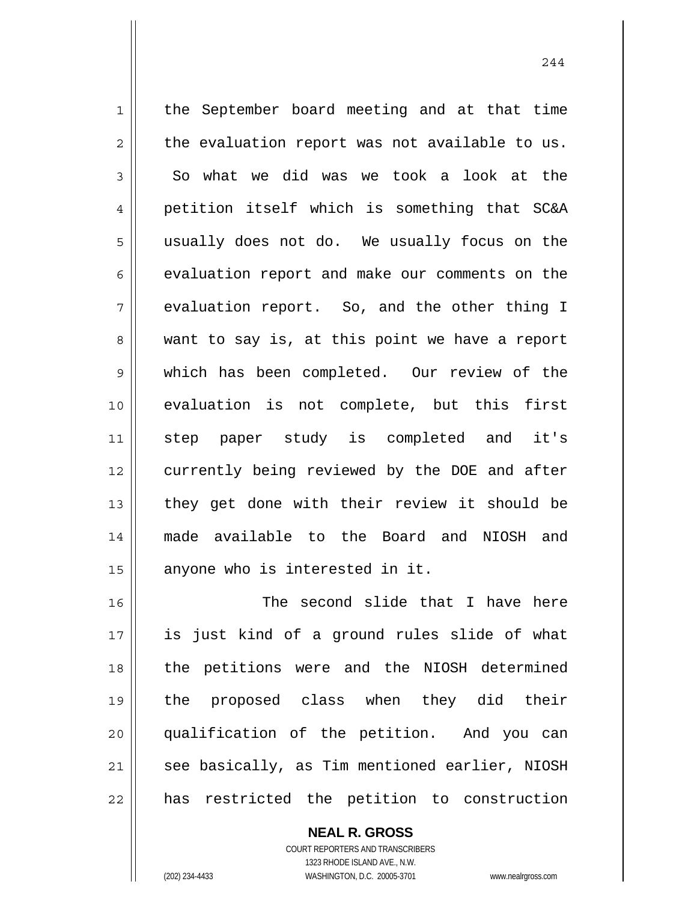the September board meeting and at that time the evaluation report was not available to us. So what we did was we took a look at the petition itself which is something that SC&A usually does not do. We usually focus on the evaluation report and make our comments on the evaluation report. So, and the other thing I want to say is, at this point we have a report which has been completed. Our review of the evaluation is not complete, but this first step paper study is completed and it's currently being reviewed by the DOE and after they get done with their review it should be made available to the Board and NIOSH and anyone who is interested in it.

The second slide that I have here is just kind of a ground rules slide of what the petitions were and the NIOSH determined the proposed class when they did their qualification of the petition. And you can see basically, as Tim mentioned earlier, NIOSH has restricted the petition to construction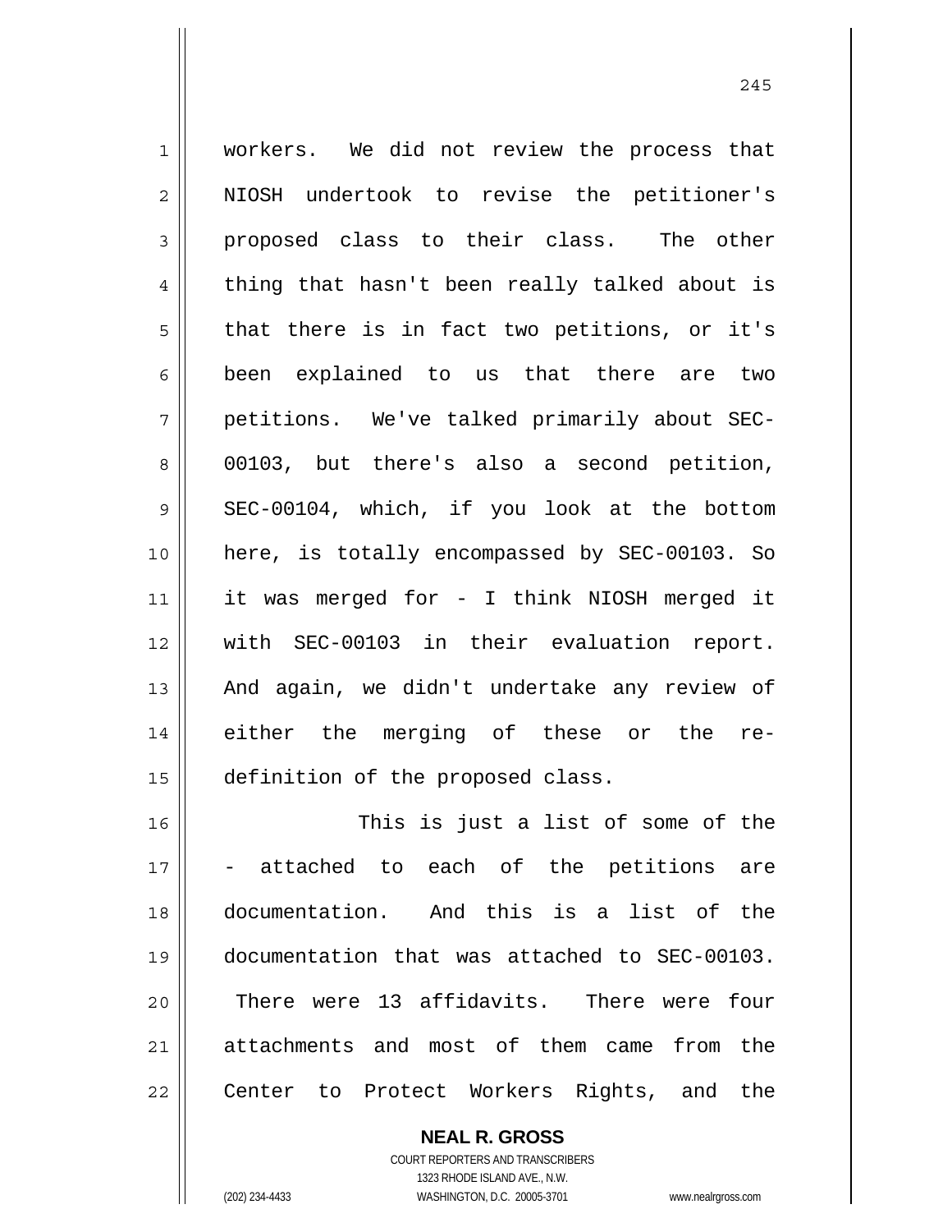workers. We did not review the process that NIOSH undertook to revise the petitioner's proposed class to their class. The other thing that hasn't been really talked about is that there is in fact two petitions, or it's been explained to us that there are two petitions. We've talked primarily about SEC-00103, but there's also a second petition, SEC-00104, which, if you look at the bottom here, is totally encompassed by SEC-00103. So it was merged for - I think NIOSH merged it with SEC-00103 in their evaluation report. And again, we didn't undertake any review of either the merging of these or the re-definition of the proposed class.

This is just a list of some of the - attached to each of the petitions are documentation. And this is a list of the documentation that was attached to SEC-00103. There were 13 affidavits. There were four attachments and most of them came from the Center to Protect Workers Rights, and the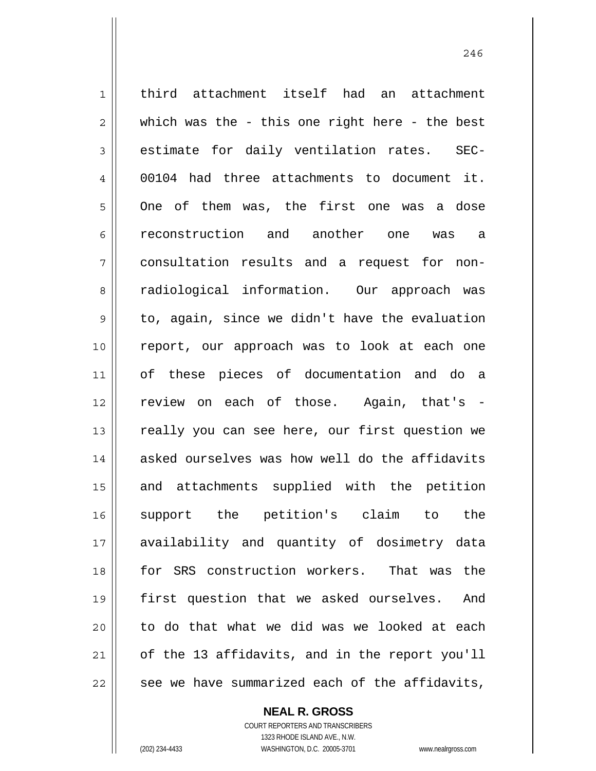third attachment itself had an attachment which was the - this one right here - the best estimate for daily ventilation rates. SEC-00104 had three attachments to document it. One of them was, the first one was a dose reconstruction and another one was a consultation results and a request for non-radiological information. Our approach was to, again, since we didn't have the evaluation report, our approach was to look at each one of these pieces of documentation and do a review on each of those. Again, that's - really you can see here, our first question we asked ourselves was how well do the affidavits and attachments supplied with the petition support the petition's claim to the availability and quantity of dosimetry data for SRS construction workers. That was the first question that we asked ourselves. And to do that what we did was we looked at each of the 13 affidavits, and in the report you'll see we have summarized each of the affidavits,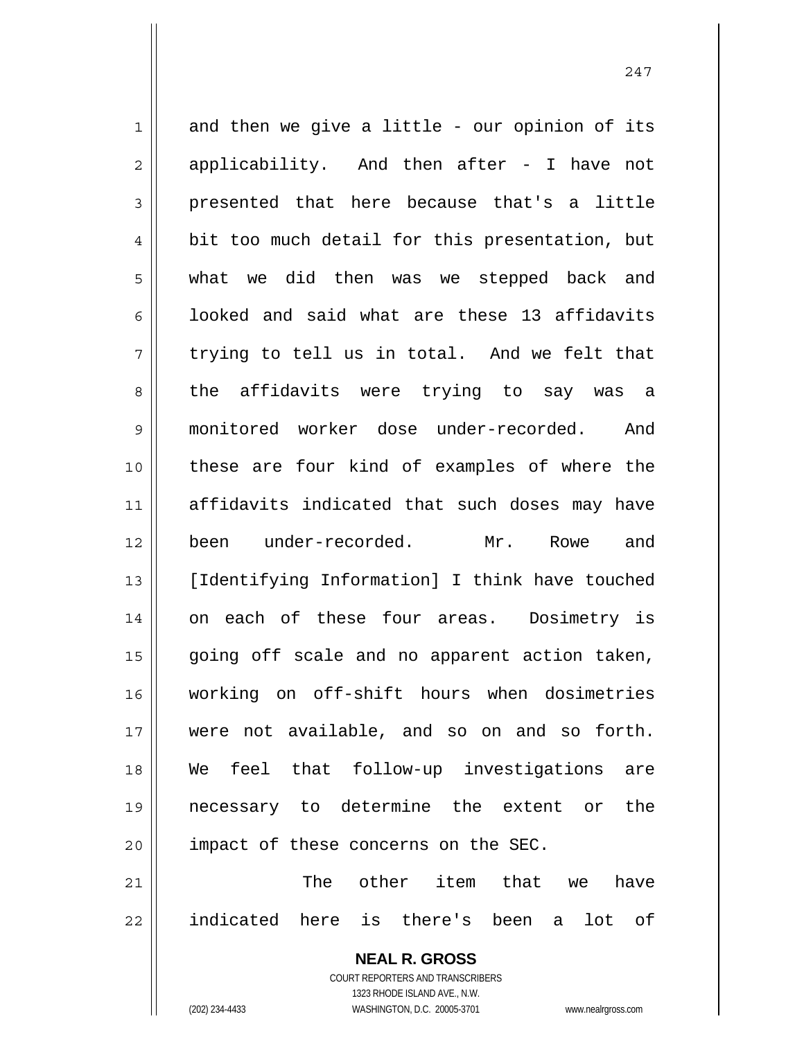and then we give a little - our opinion of its applicability. And then after - I have not presented that here because that's a little bit too much detail for this presentation, but what we did then was we stepped back and looked and said what are these 13 affidavits trying to tell us in total. And we felt that the affidavits were trying to say was a monitored worker dose under-recorded. And these are four kind of examples of where the affidavits indicated that such doses may have been under-recorded. Mr. Rowe and [Identifying Information] I think have touched on each of these four areas. Dosimetry is going off scale and no apparent action taken, working on off-shift hours when dosimetries were not available, and so on and so forth. We feel that follow-up investigations are necessary to determine the extent or the impact of these concerns on the SEC.

The other item that we have indicated here is there's been a lot of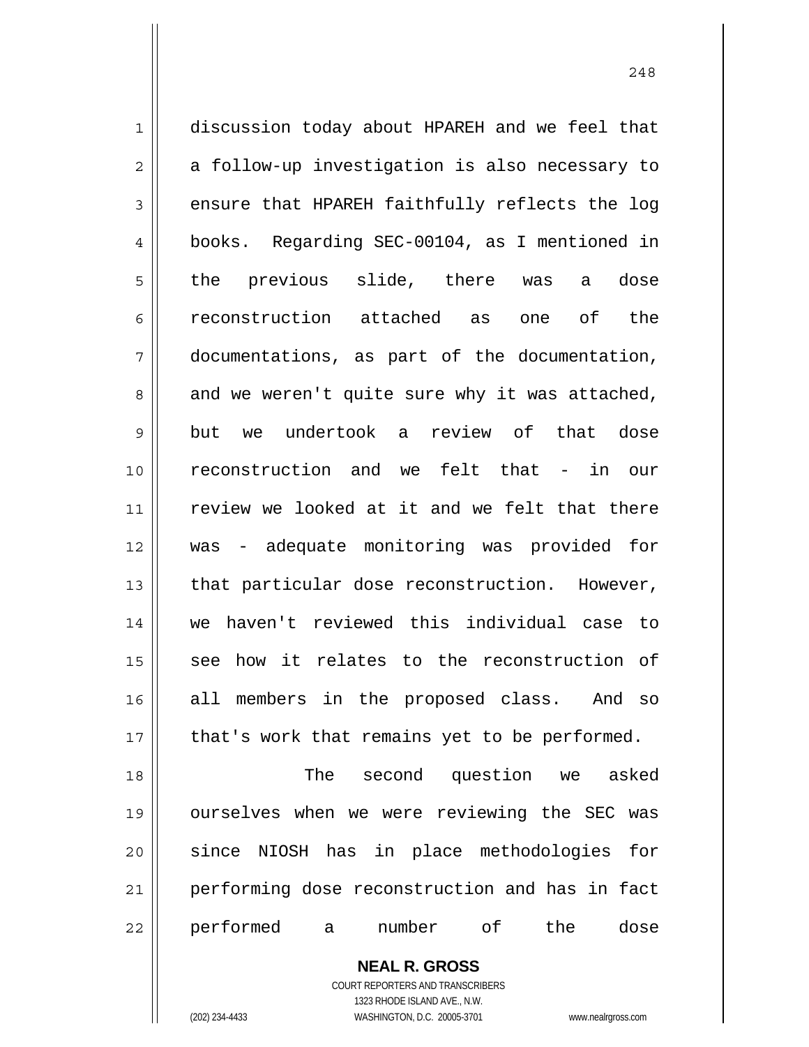discussion today about HPAREH and we feel that a follow-up investigation is also necessary to ensure that HPAREH faithfully reflects the log books. Regarding SEC-00104, as I mentioned in the previous slide, there was a dose reconstruction attached as one of the documentations, as part of the documentation, and we weren't quite sure why it was attached, but we undertook a review of that dose reconstruction and we felt that - in our review we looked at it and we felt that there was - adequate monitoring was provided for that particular dose reconstruction. However, we haven't reviewed this individual case to see how it relates to the reconstruction of all members in the proposed class. And so that's work that remains yet to be performed.

The second question we asked ourselves when we were reviewing the SEC was since NIOSH has in place methodologies for performing dose reconstruction and has in fact performed a number of the dose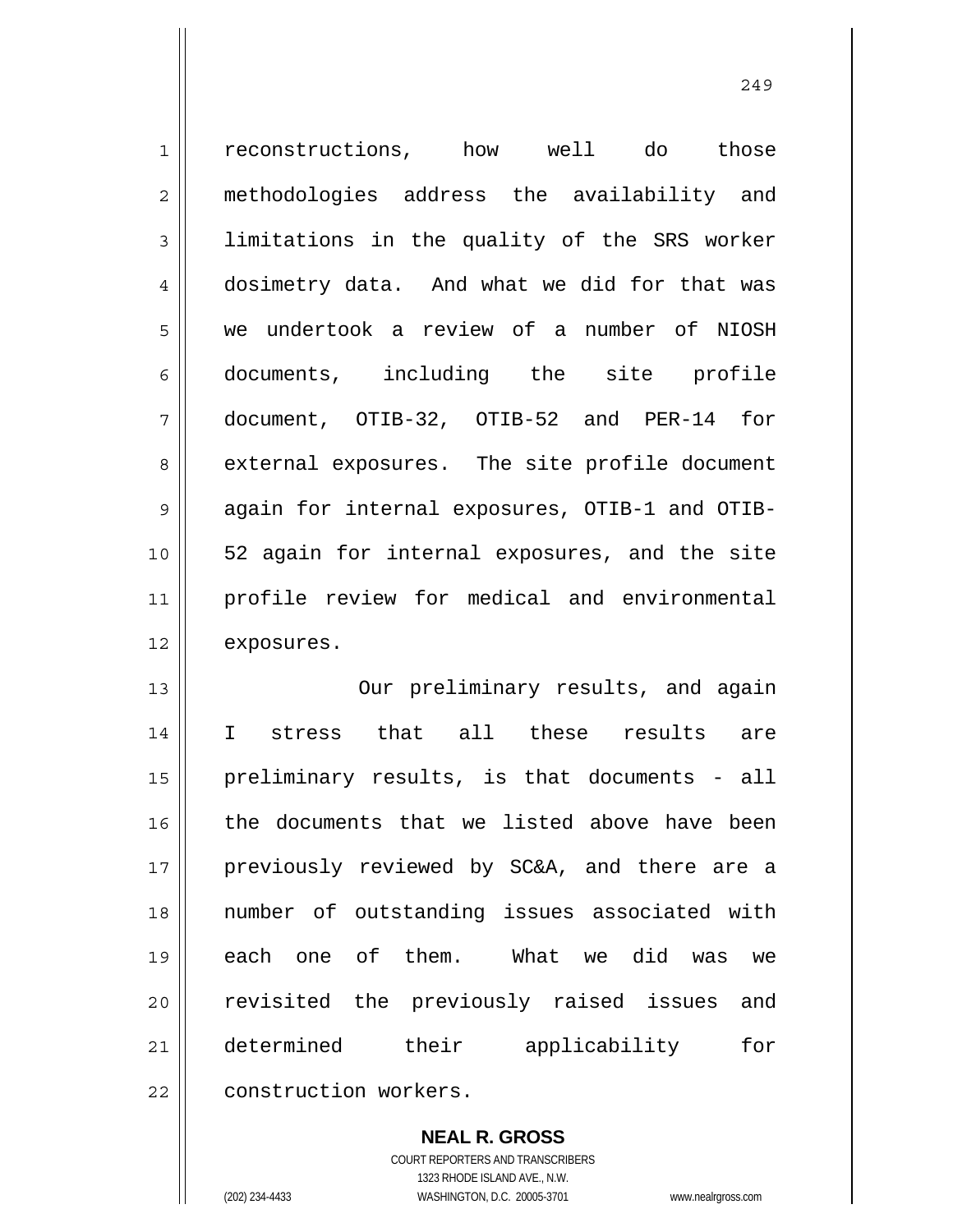reconstructions, how well do those methodologies address the availability and limitations in the quality of the SRS worker dosimetry data. And what we did for that was we undertook a review of a number of NIOSH documents, including the site profile document, OTIB-32, OTIB-52 and PER-14 for external exposures. The site profile document again for internal exposures, OTIB-1 and OTIB-52 again for internal exposures, and the site profile review for medical and environmental exposures.

Our preliminary results, and again I stress that all these results are preliminary results, is that documents - all the documents that we listed above have been previously reviewed by SC&A, and there are a number of outstanding issues associated with each one of them. What we did was we revisited the previously raised issues and determined their applicability for construction workers.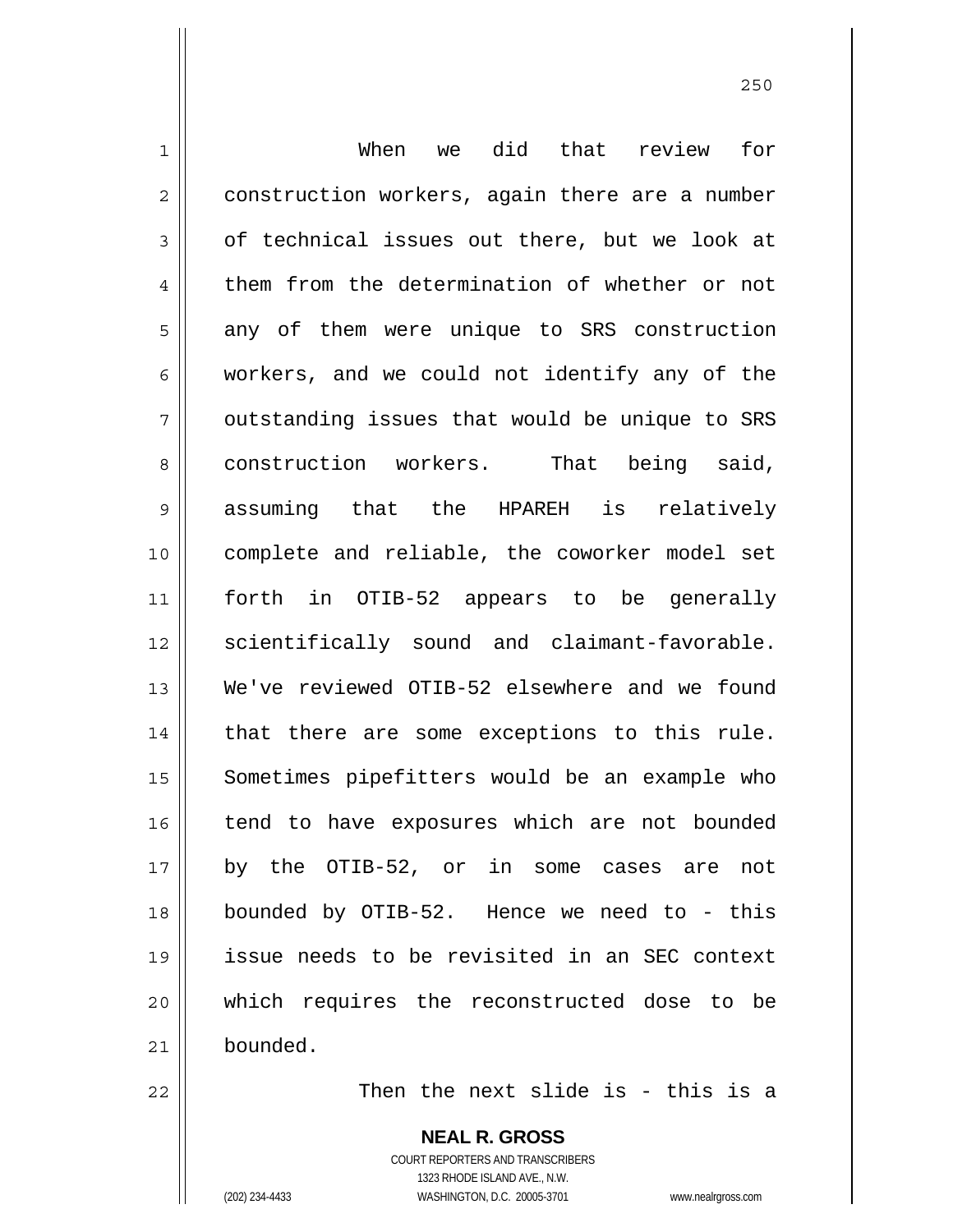When we did that review for construction workers, again there are a number of technical issues out there, but we look at them from the determination of whether or not any of them were unique to SRS construction workers, and we could not identify any of the outstanding issues that would be unique to SRS construction workers. That being said, assuming that the HPAREH is relatively complete and reliable, the coworker model set forth in OTIB-52 appears to be generally scientifically sound and claimant-favorable. We've reviewed OTIB-52 elsewhere and we found that there are some exceptions to this rule. Sometimes pipefitters would be an example who tend to have exposures which are not bounded by the OTIB-52, or in some cases are not bounded by OTIB-52. Hence we need to - this issue needs to be revisited in an SEC context which requires the reconstructed dose to be bounded.

Then the next slide is - this is a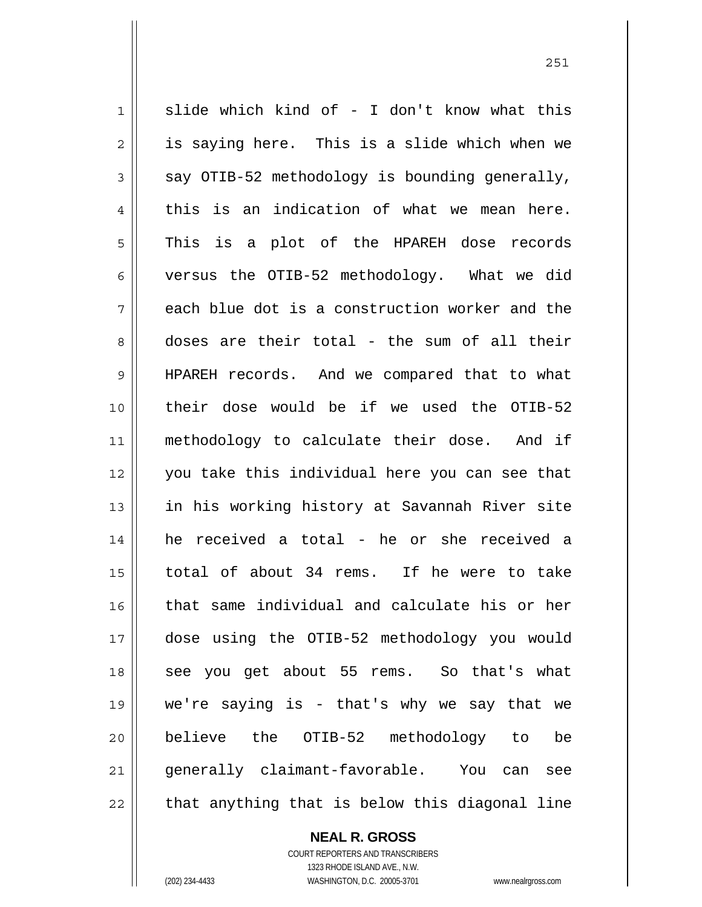slide which kind of - I don't know what this is saying here. This is a slide which when we say OTIB-52 methodology is bounding generally, this is an indication of what we mean here. This is a plot of the HPAREH dose records versus the OTIB-52 methodology. What we did each blue dot is a construction worker and the doses are their total - the sum of all their HPAREH records. And we compared that to what their dose would be if we used the OTIB-52 methodology to calculate their dose. And if you take this individual here you can see that in his working history at Savannah River site he received a total - he or she received a total of about 34 rems. If he were to take that same individual and calculate his or her dose using the OTIB-52 methodology you would see you get about 55 rems. So that's what we're saying is - that's why we say that we believe the OTIB-52 methodology to be generally claimant-favorable. You can see that anything that is below this diagonal line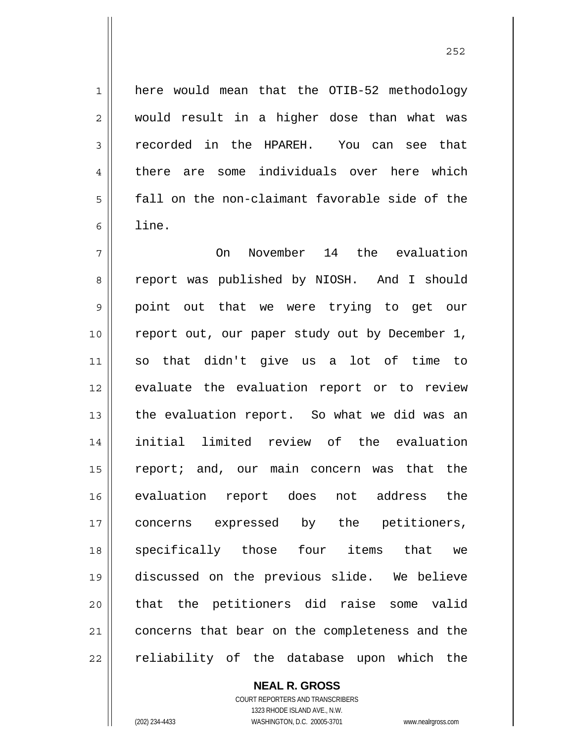here would mean that the OTIB-52 methodology would result in a higher dose than what was recorded in the HPAREH. You can see that there are some individuals over here which fall on the non-claimant favorable side of the line.

On November 14 the evaluation report was published by NIOSH. And I should point out that we were trying to get our report out, our paper study out by December 1, so that didn't give us a lot of time to evaluate the evaluation report or to review the evaluation report. So what we did was an initial limited review of the evaluation report; and, our main concern was that the evaluation report does not address the concerns expressed by the petitioners, specifically those four items that we discussed on the previous slide. We believe that the petitioners did raise some valid concerns that bear on the completeness and the reliability of the database upon which the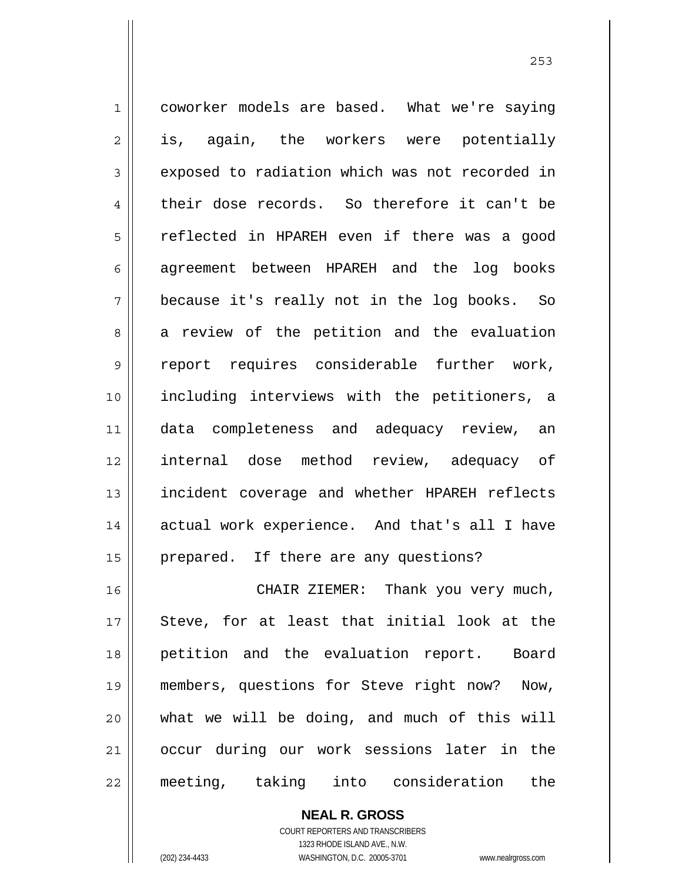coworker models are based. What we're saying is, again, the workers were potentially exposed to radiation which was not recorded in their dose records. So therefore it can't be reflected in HPAREH even if there was a good agreement between HPAREH and the log books because it's really not in the log books. So a review of the petition and the evaluation report requires considerable further work, including interviews with the petitioners, a data completeness and adequacy review, an internal dose method review, adequacy of incident coverage and whether HPAREH reflects actual work experience. And that's all I have prepared. If there are any questions?

CHAIR ZIEMER: Thank you very much, Steve, for at least that initial look at the petition and the evaluation report. Board members, questions for Steve right now? Now, what we will be doing, and much of this will occur during our work sessions later in the meeting, taking into consideration the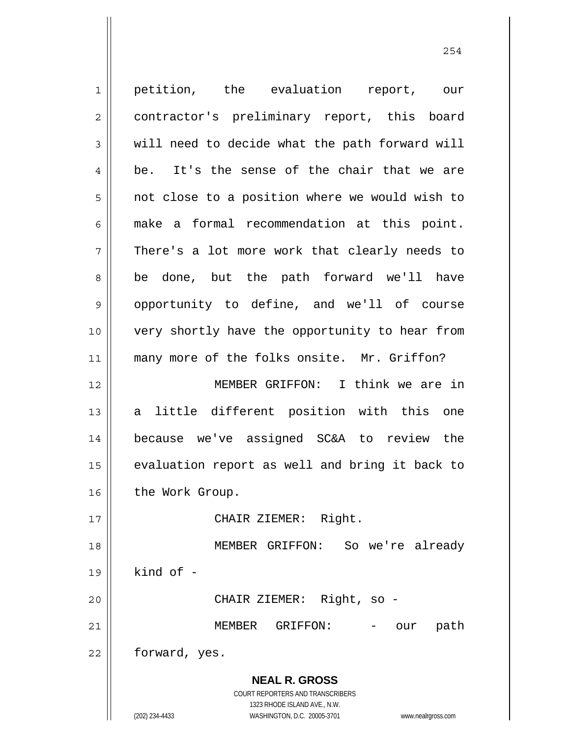petition, the evaluation report, our contractor's preliminary report, this board will need to decide what the path forward will be. It's the sense of the chair that we are not close to a position where we would wish to make a formal recommendation at this point. There's a lot more work that clearly needs to be done, but the path forward we'll have opportunity to define, and we'll of course very shortly have the opportunity to hear from many more of the folks onsite. Mr. Griffon?

MEMBER GRIFFON: I think we are in a little different position with this one because we've assigned SC&A to review the evaluation report as well and bring it back to the Work Group.

CHAIR ZIEMER: Right.

MEMBER GRIFFON: So we're already kind of -

CHAIR ZIEMER: Right, so -

MEMBER GRIFFON: - our path forward, yes.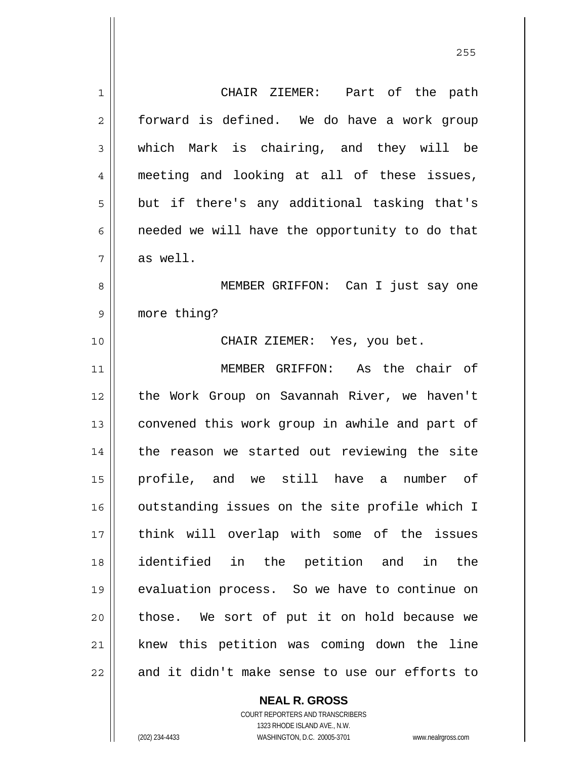CHAIR ZIEMER: Part of the path forward is defined. We do have a work group which Mark is chairing, and they will be meeting and looking at all of these issues, but if there's any additional tasking that's needed we will have the opportunity to do that as well.

MEMBER GRIFFON: Can I just say one more thing?

CHAIR ZIEMER: Yes, you bet.

MEMBER GRIFFON: As the chair of the Work Group on Savannah River, we haven't convened this work group in awhile and part of the reason we started out reviewing the site profile, and we still have a number of outstanding issues on the site profile which I think will overlap with some of the issues identified in the petition and in the evaluation process. So we have to continue on those. We sort of put it on hold because we knew this petition was coming down the line and it didn't make sense to use our efforts to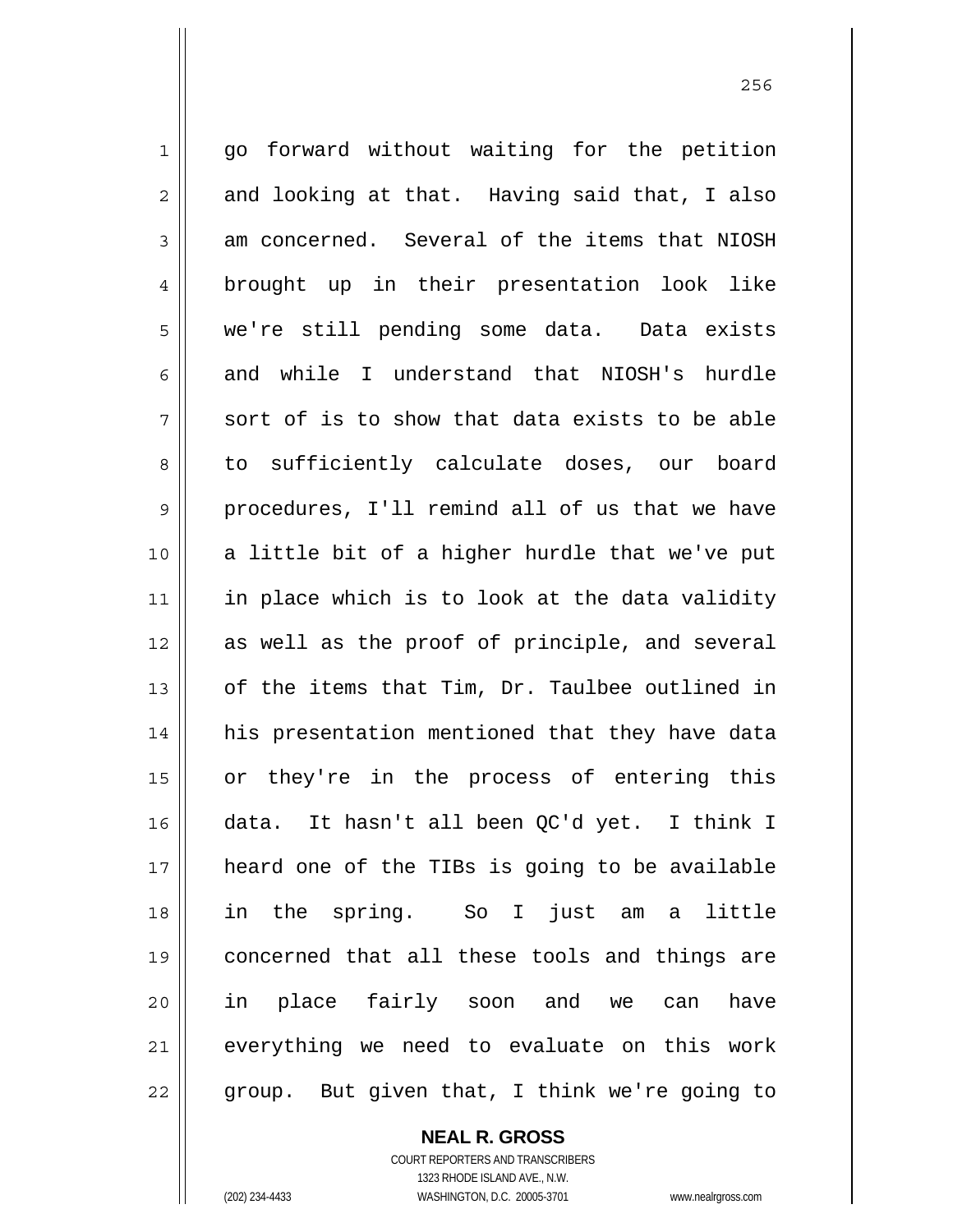go forward without waiting for the petition and looking at that. Having said that, I also am concerned. Several of the items that NIOSH brought up in their presentation look like we're still pending some data. Data exists and while I understand that NIOSH's hurdle sort of is to show that data exists to be able to sufficiently calculate doses, our board procedures, I'll remind all of us that we have a little bit of a higher hurdle that we've put in place which is to look at the data validity as well as the proof of principle, and several of the items that Tim, Dr. Taulbee outlined in his presentation mentioned that they have data or they're in the process of entering this data. It hasn't all been QC'd yet. I think I heard one of the TIBs is going to be available in the spring. So I just am a little concerned that all these tools and things are in place fairly soon and we can have everything we need to evaluate on this work group. But given that, I think we're going to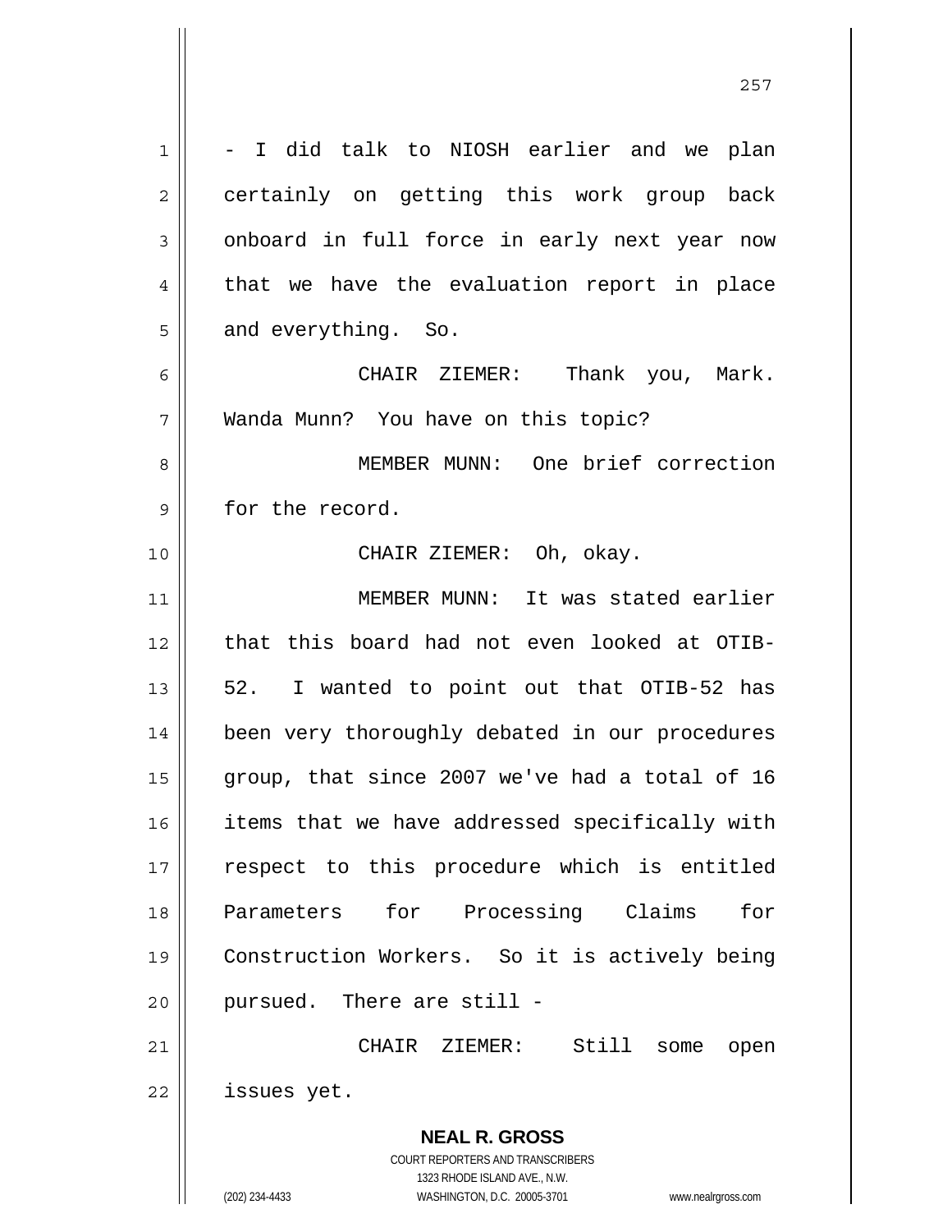- I did talk to NIOSH earlier and we plan certainly on getting this work group back onboard in full force in early next year now that we have the evaluation report in place and everything. So.

CHAIR ZIEMER: Thank you, Mark. Wanda Munn? You have on this topic?

MEMBER MUNN: One brief correction for the record.

CHAIR ZIEMER: Oh, okay.

MEMBER MUNN: It was stated earlier that this board had not even looked at OTIB-52. I wanted to point out that OTIB-52 has been very thoroughly debated in our procedures group, that since 2007 we've had a total of 16 items that we have addressed specifically with respect to this procedure which is entitled Parameters for Processing Claims for Construction Workers. So it is actively being pursued. There are still -

CHAIR ZIEMER: Still some open issues yet.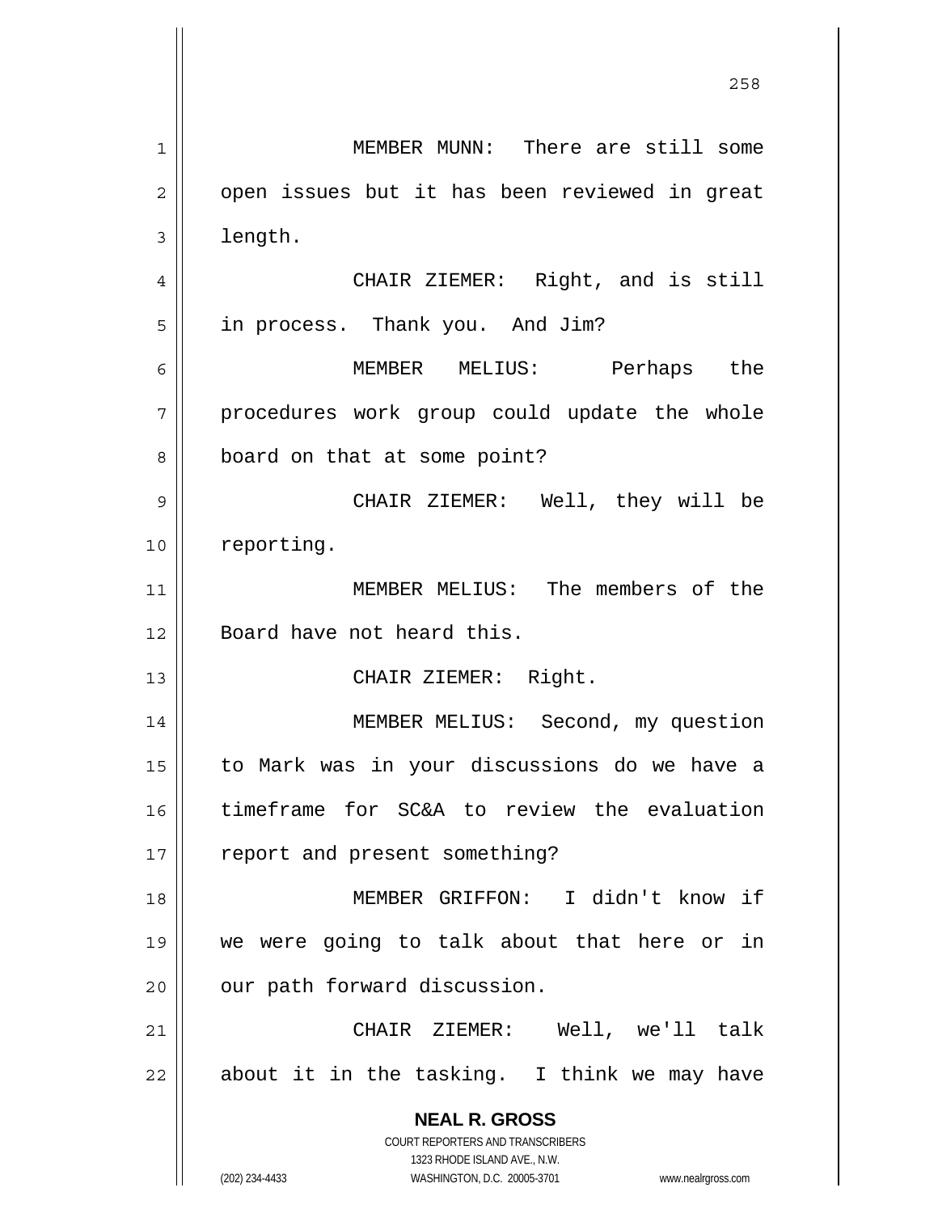MEMBER MUNN: There are still some open issues but it has been reviewed in great length.

CHAIR ZIEMER: Right, and is still in process. Thank you. And Jim?

MEMBER MELIUS: Perhaps the procedures work group could update the whole board on that at some point?

CHAIR ZIEMER: Well, they will be reporting.

MEMBER MELIUS: The members of the Board have not heard this.

CHAIR ZIEMER: Right.

MEMBER MELIUS: Second, my question to Mark was in your discussions do we have a timeframe for SC&A to review the evaluation report and present something?

MEMBER GRIFFON: I didn't know if we were going to talk about that here or in our path forward discussion.

CHAIR ZIEMER: Well, we'll talk about it in the tasking. I think we may have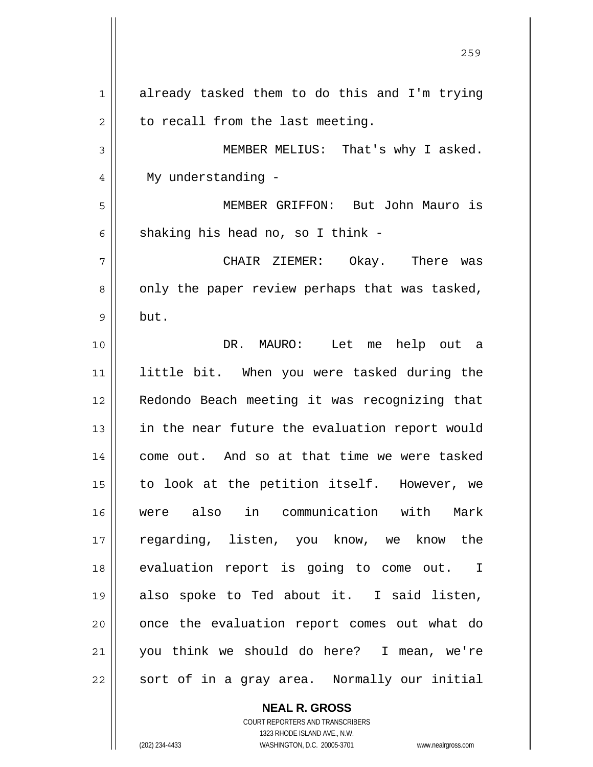already tasked them to do this and I'm trying to recall from the last meeting.

MEMBER MELIUS: That's why I asked. My understanding -

MEMBER GRIFFON: But John Mauro is shaking his head no, so I think -

CHAIR ZIEMER: Okay. There was only the paper review perhaps that was tasked, but.

DR. MAURO: Let me help out a little bit. When you were tasked during the Redondo Beach meeting it was recognizing that in the near future the evaluation report would come out. And so at that time we were tasked to look at the petition itself. However, we were also in communication with Mark regarding, listen, you know, we know the evaluation report is going to come out. I also spoke to Ted about it. I said listen, once the evaluation report comes out what do you think we should do here? I mean, we're sort of in a gray area. Normally our initial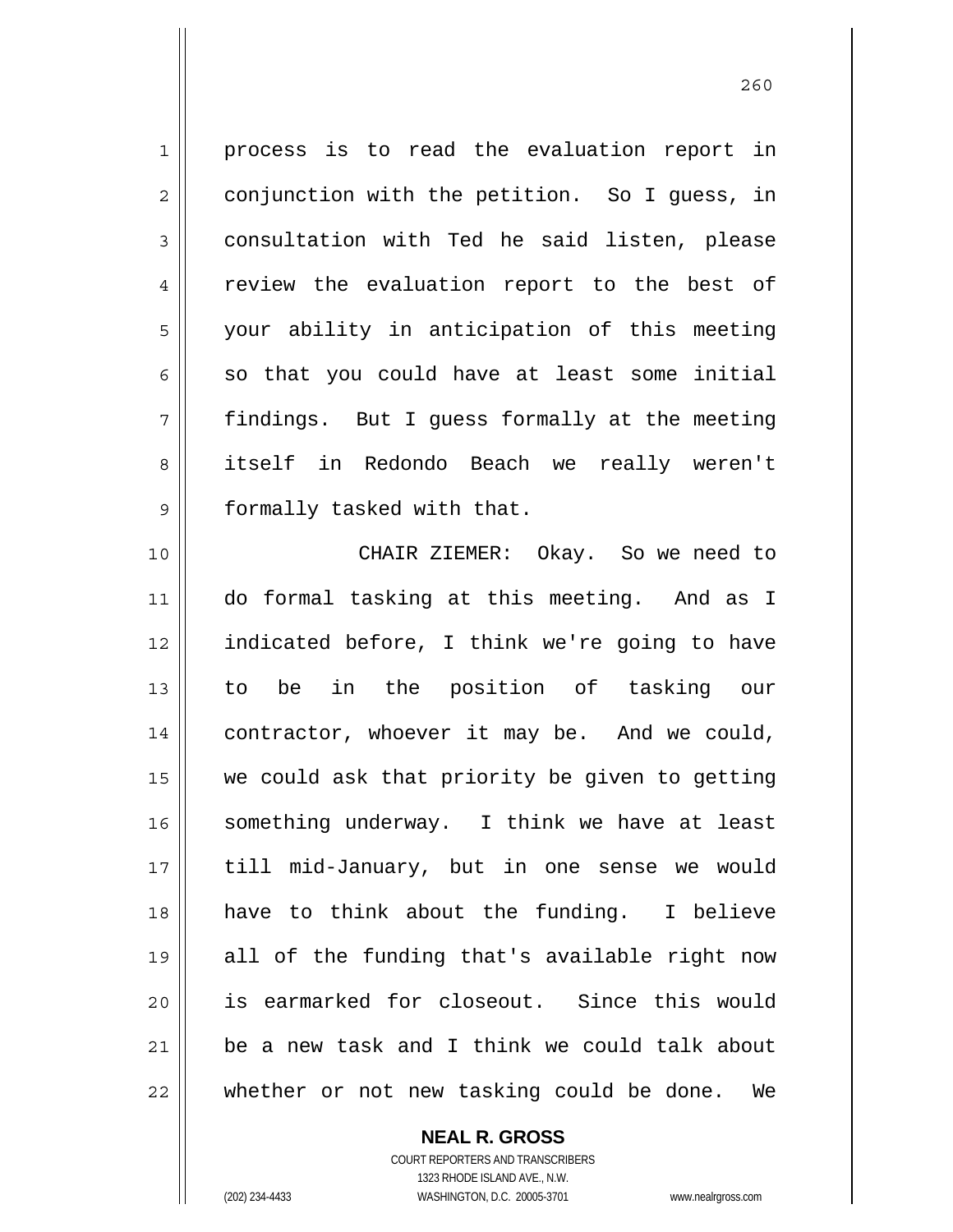process is to read the evaluation report in conjunction with the petition. So I guess, in consultation with Ted he said listen, please review the evaluation report to the best of your ability in anticipation of this meeting so that you could have at least some initial findings. But I guess formally at the meeting itself in Redondo Beach we really weren't formally tasked with that.

CHAIR ZIEMER: Okay. So we need to do formal tasking at this meeting. And as I indicated before, I think we're going to have to be in the position of tasking our contractor, whoever it may be. And we could, we could ask that priority be given to getting something underway. I think we have at least till mid-January, but in one sense we would have to think about the funding. I believe all of the funding that's available right now is earmarked for closeout. Since this would be a new task and I think we could talk about whether or not new tasking could be done. We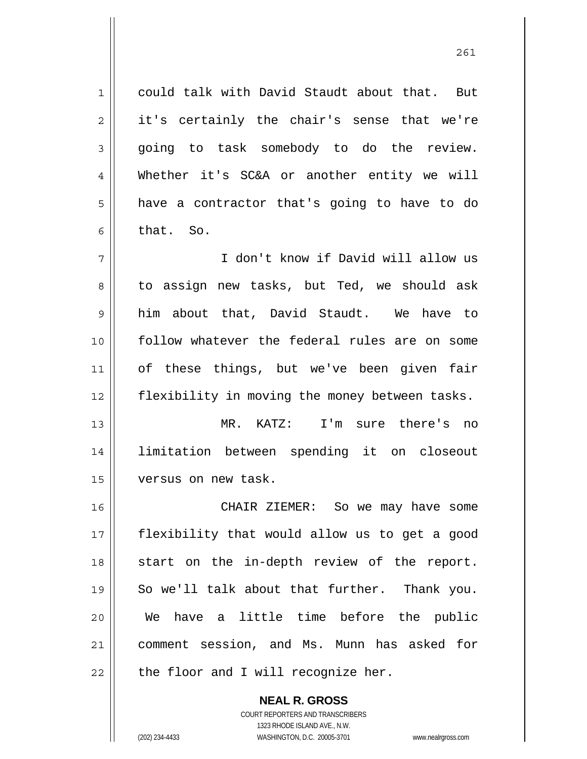could talk with David Staudt about that. But it's certainly the chair's sense that we're going to task somebody to do the review. Whether it's SC&A or another entity we will have a contractor that's going to have to do that. So.

I don't know if David will allow us to assign new tasks, but Ted, we should ask him about that, David Staudt. We have to follow whatever the federal rules are on some of these things, but we've been given fair flexibility in moving the money between tasks.

MR. KATZ: I'm sure there's no limitation between spending it on closeout versus on new task.

CHAIR ZIEMER: So we may have some flexibility that would allow us to get a good start on the in-depth review of the report. So we'll talk about that further. Thank you. We have a little time before the public comment session, and Ms. Munn has asked for the floor and I will recognize her.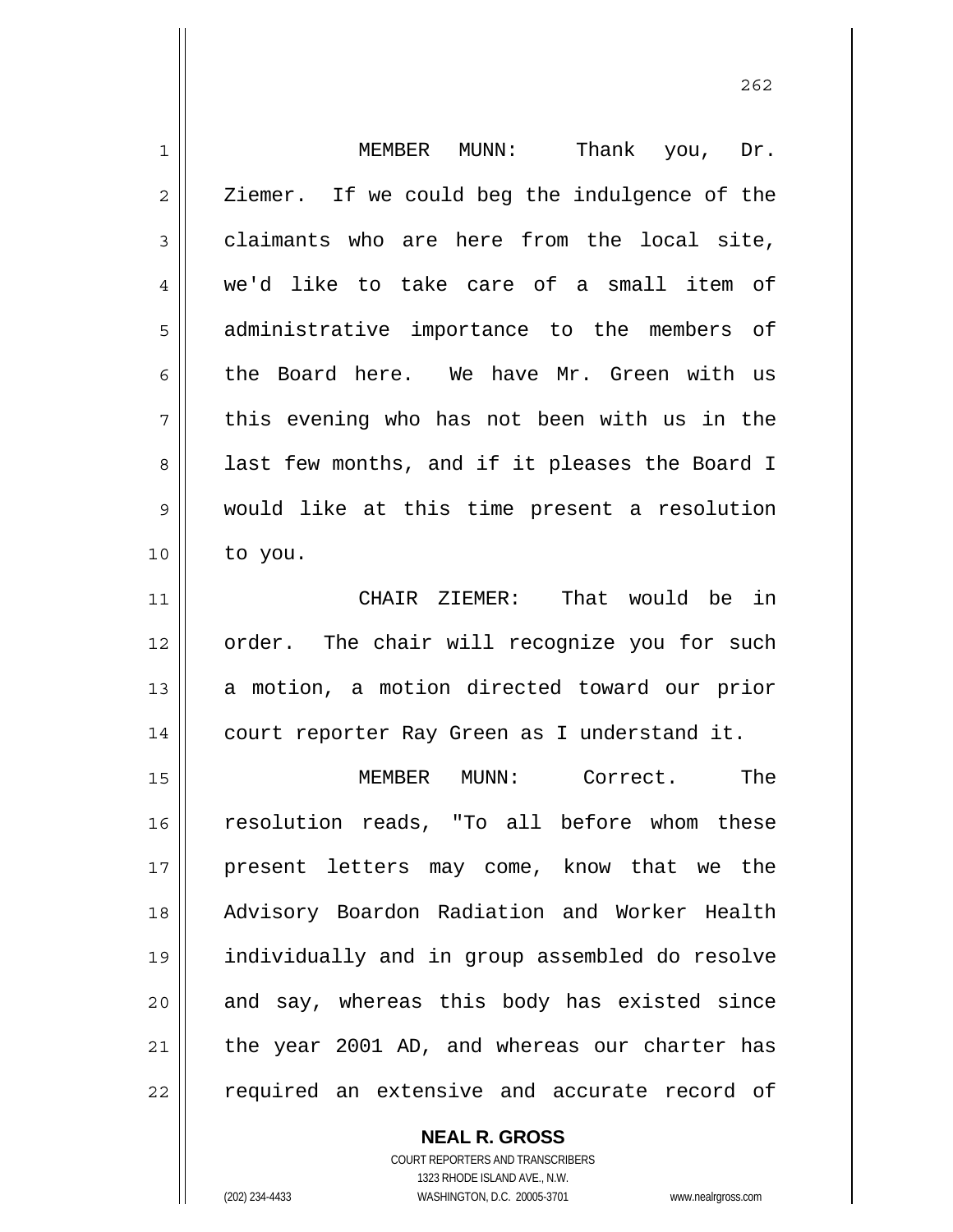MEMBER MUNN: Thank you, Dr. Ziemer. If we could beg the indulgence of the claimants who are here from the local site, we'd like to take care of a small item of administrative importance to the members of the Board here. We have Mr. Green with us this evening who has not been with us in the last few months, and if it pleases the Board I would like at this time present a resolution to you.

CHAIR ZIEMER: That would be in order. The chair will recognize you for such a motion, a motion directed toward our prior court reporter Ray Green as I understand it.

MEMBER MUNN: Correct. The resolution reads, "To all before whom these present letters may come, know that we the Advisory Boardon Radiation and Worker Health individually and in group assembled do resolve and say, whereas this body has existed since the year 2001 AD, and whereas our charter has required an extensive and accurate record of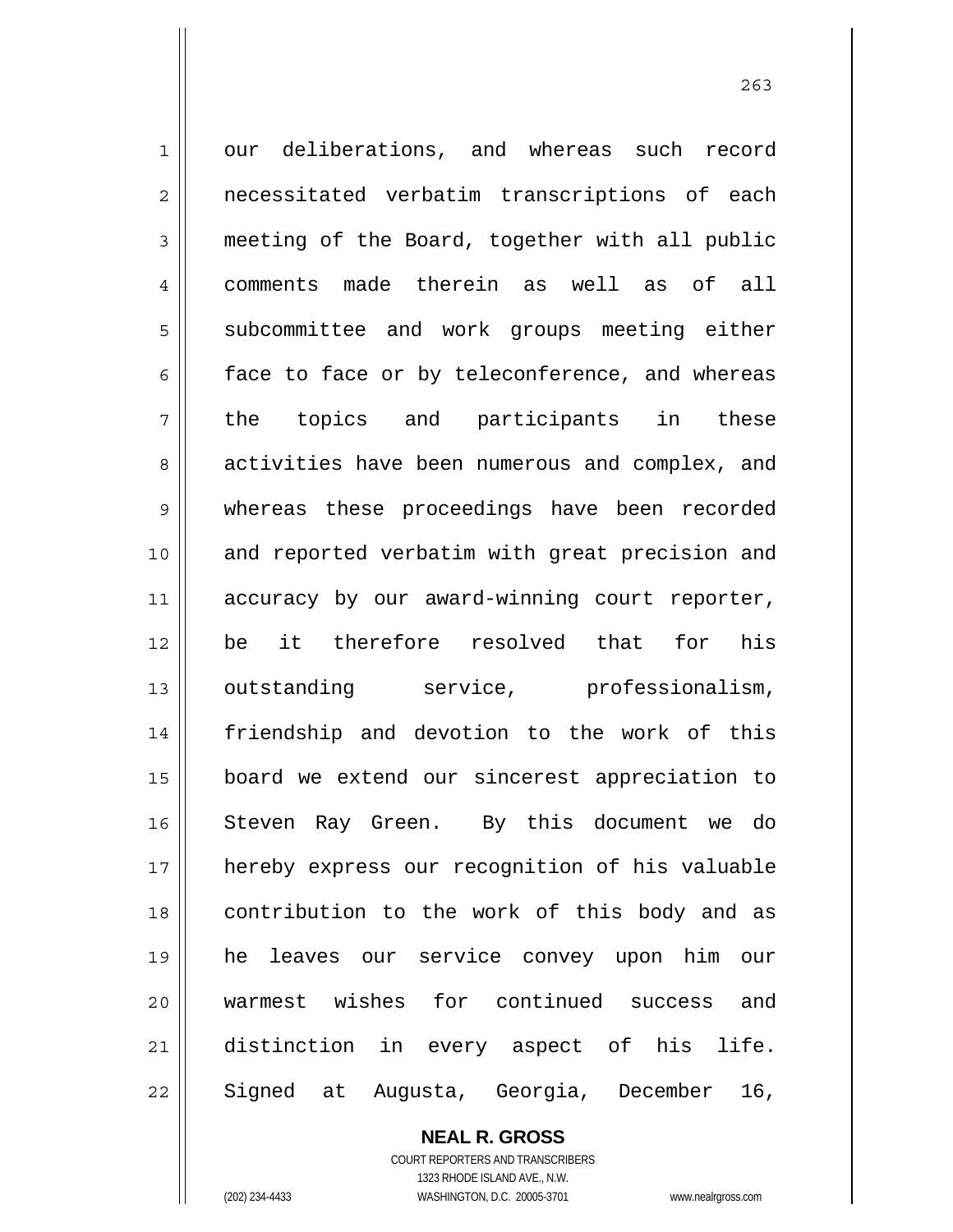our deliberations, and whereas such record necessitated verbatim transcriptions of each meeting of the Board, together with all public comments made therein as well as of all subcommittee and work groups meeting either face to face or by teleconference, and whereas the topics and participants in these activities have been numerous and complex, and whereas these proceedings have been recorded and reported verbatim with great precision and accuracy by our award-winning court reporter, be it therefore resolved that for his outstanding service, professionalism, friendship and devotion to the work of this board we extend our sincerest appreciation to Steven Ray Green. By this document we do hereby express our recognition of his valuable contribution to the work of this body and as he leaves our service convey upon him our warmest wishes for continued success and distinction in every aspect of his life. Signed at Augusta, Georgia, December 16,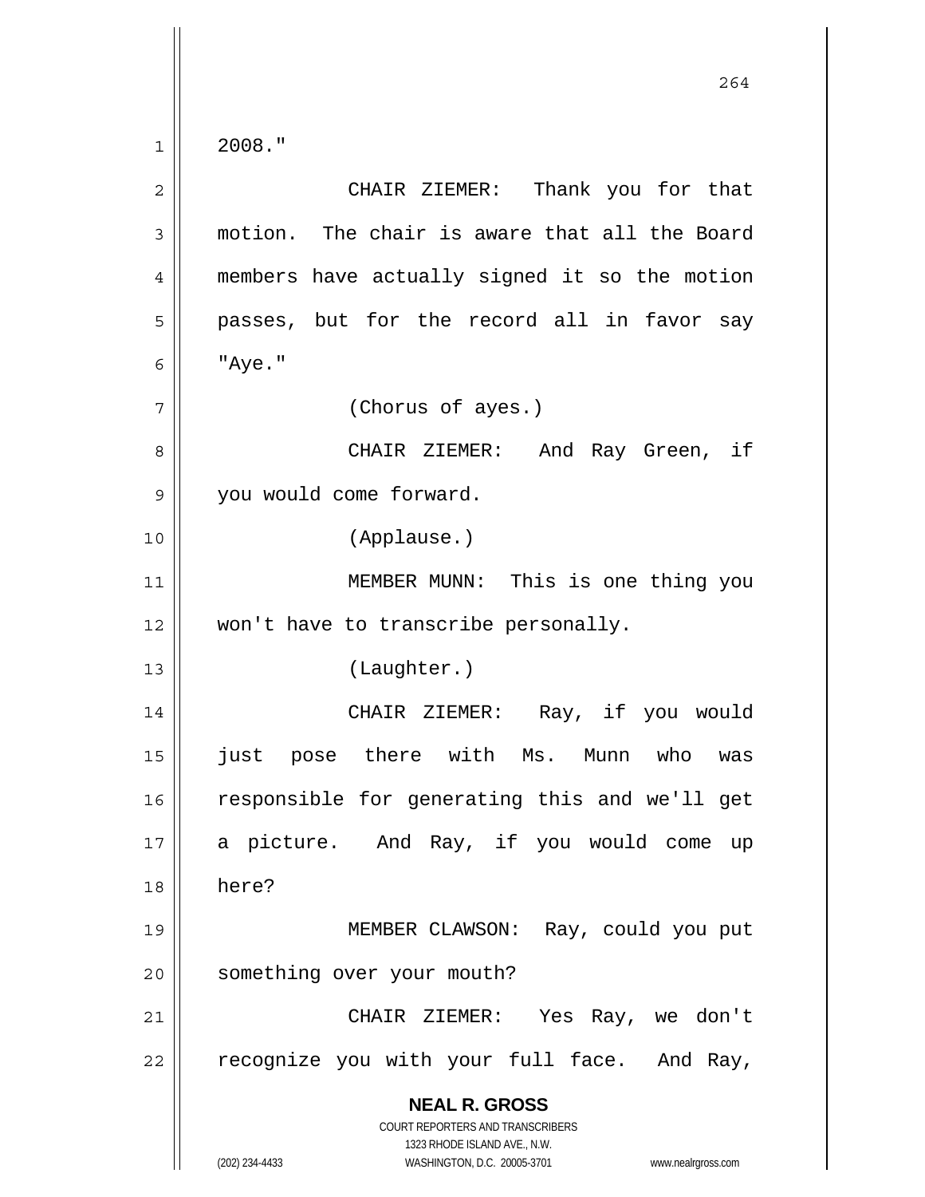2008."

CHAIR ZIEMER: Thank you for that motion. The chair is aware that all the Board members have actually signed it so the motion passes, but for the record all in favor say "Aye."

(Chorus of ayes.)

CHAIR ZIEMER: And Ray Green, if you would come forward.

(Applause.)

MEMBER MUNN: This is one thing you won't have to transcribe personally.

(Laughter.)

CHAIR ZIEMER: Ray, if you would just pose there with Ms. Munn who was responsible for generating this and we'll get a picture. And Ray, if you would come up here?

MEMBER CLAWSON: Ray, could you put something over your mouth?

CHAIR ZIEMER: Yes Ray, we don't recognize you with your full face. And Ray,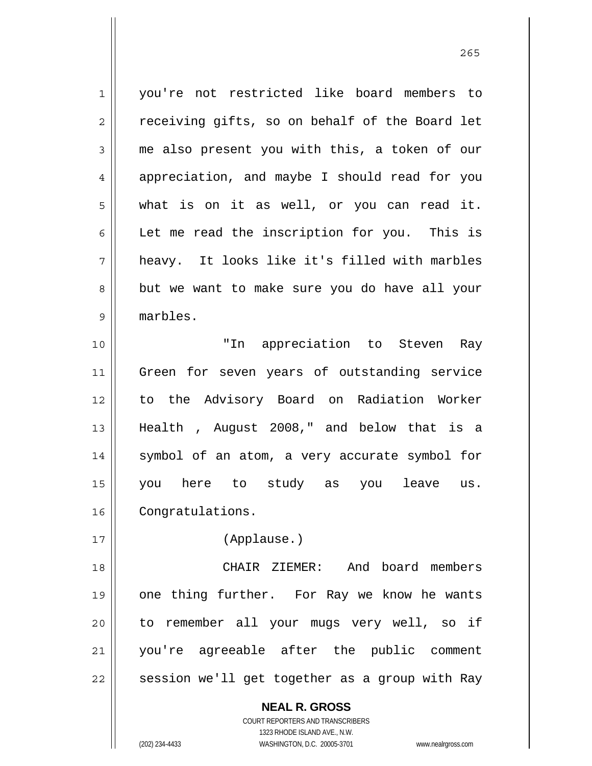you're not restricted like board members to receiving gifts, so on behalf of the Board let me also present you with this, a token of our appreciation, and maybe I should read for you what is on it as well, or you can read it. Let me read the inscription for you. This is heavy. It looks like it's filled with marbles but we want to make sure you do have all your marbles.

"In appreciation to Steven Ray Green for seven years of outstanding service to the Advisory Board on Radiation Worker Health , August 2008," and below that is a symbol of an atom, a very accurate symbol for you here to study as you leave us. Congratulations.

(Applause.)

CHAIR ZIEMER: And board members one thing further. For Ray we know he wants to remember all your mugs very well, so if you're agreeable after the public comment session we'll get together as a group with Ray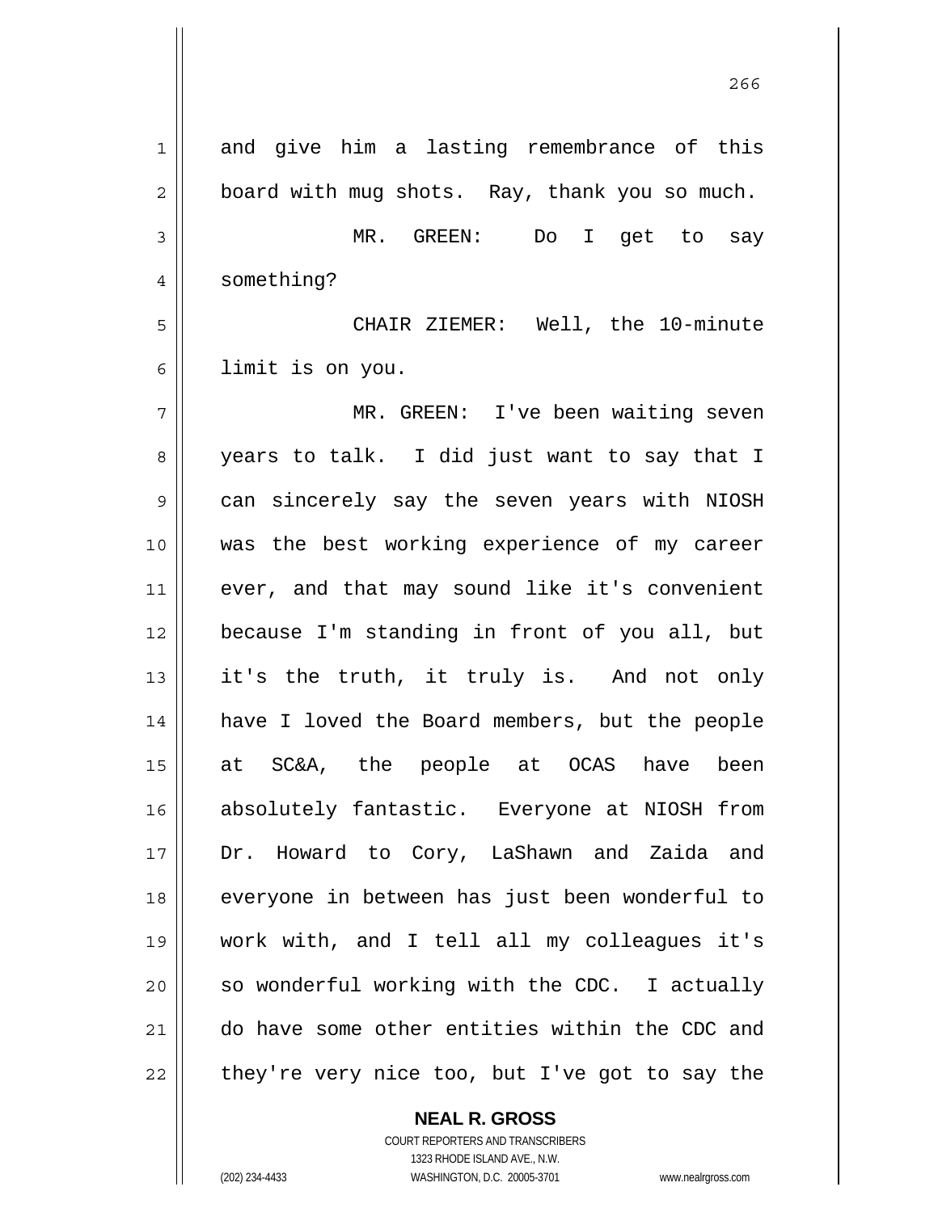and give him a lasting remembrance of this board with mug shots. Ray, thank you so much.

MR. GREEN: Do I get to say something?

CHAIR ZIEMER: Well, the 10-minute limit is on you.

MR. GREEN: I've been waiting seven years to talk. I did just want to say that I can sincerely say the seven years with NIOSH was the best working experience of my career ever, and that may sound like it's convenient because I'm standing in front of you all, but it's the truth, it truly is. And not only have I loved the Board members, but the people at SC&A, the people at OCAS have been absolutely fantastic. Everyone at NIOSH from Dr. Howard to Cory, LaShawn and Zaida and everyone in between has just been wonderful to work with, and I tell all my colleagues it's so wonderful working with the CDC. I actually do have some other entities within the CDC and they're very nice too, but I've got to say the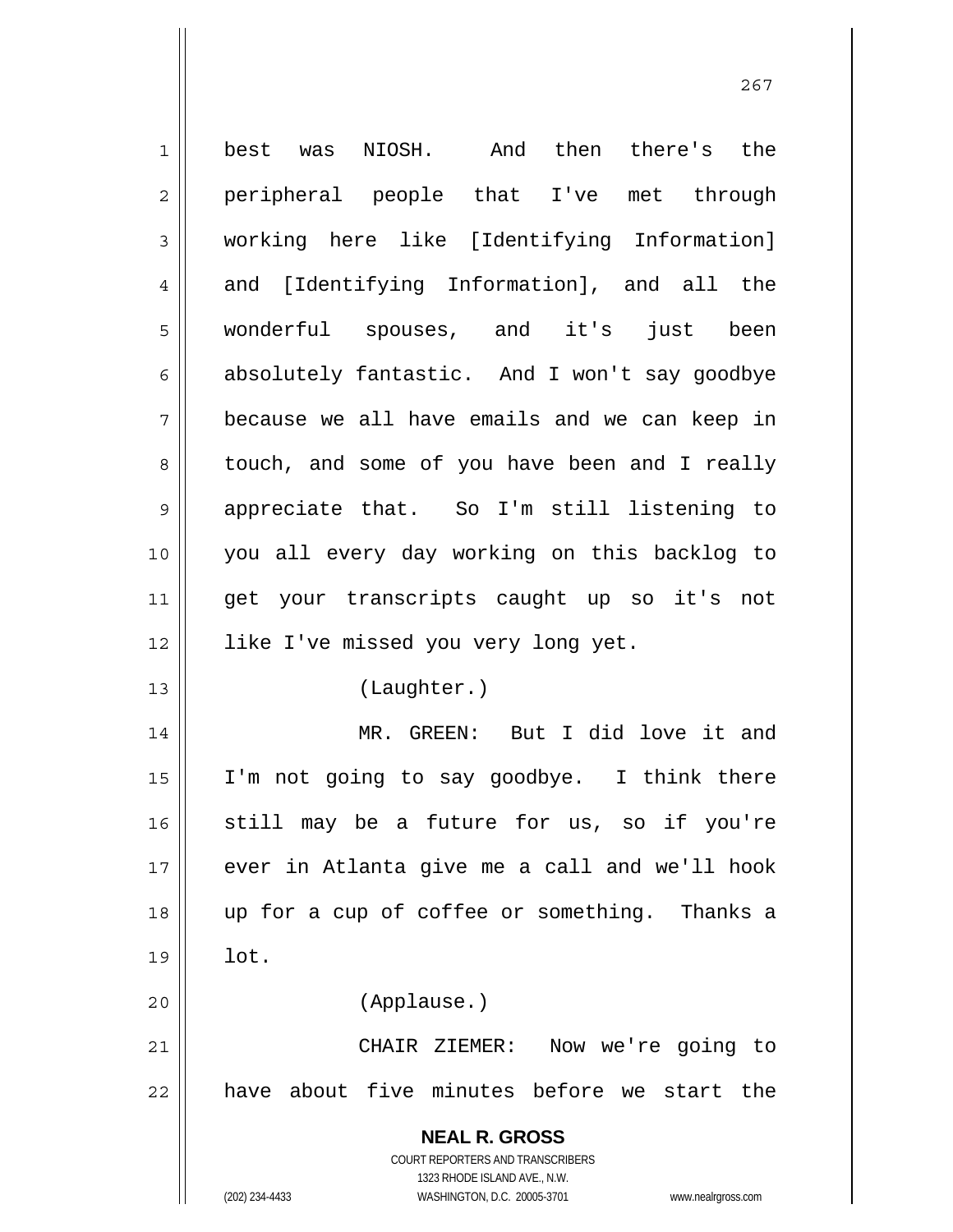best was NIOSH. And then there's the peripheral people that I've met through working here like [Identifying Information] and [Identifying Information], and all the wonderful spouses, and it's just been absolutely fantastic. And I won't say goodbye because we all have emails and we can keep in touch, and some of you have been and I really appreciate that. So I'm still listening to you all every day working on this backlog to get your transcripts caught up so it's not like I've missed you very long yet.

(Laughter.)

MR. GREEN: But I did love it and I'm not going to say goodbye. I think there still may be a future for us, so if you're ever in Atlanta give me a call and we'll hook up for a cup of coffee or something. Thanks a lot.

(Applause.)

CHAIR ZIEMER: Now we're going to have about five minutes before we start the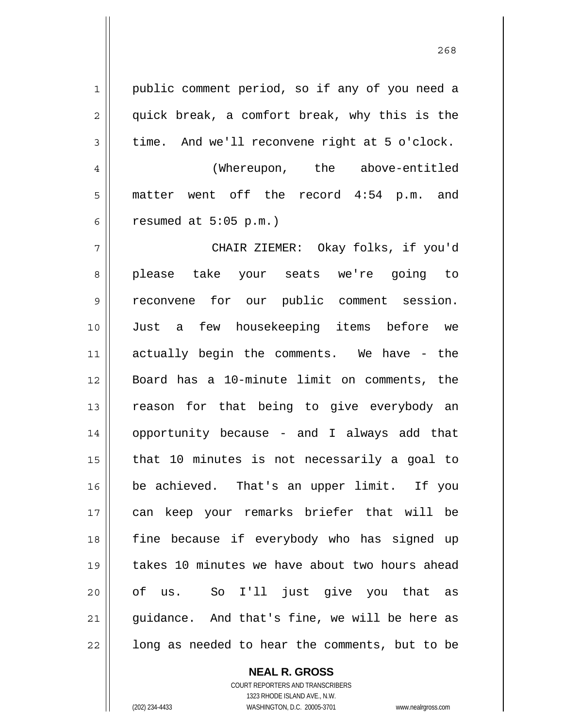public comment period, so if any of you need a quick break, a comfort break, why this is the time. And we'll reconvene right at 5 o'clock.

(Whereupon, the above-entitled matter went off the record 4:54 p.m. and resumed at 5:05 p.m.)

CHAIR ZIEMER: Okay folks, if you'd please take your seats we're going to reconvene for our public comment session. Just a few housekeeping items before we actually begin the comments. We have - the Board has a 10-minute limit on comments, the reason for that being to give everybody an opportunity because - and I always add that that 10 minutes is not necessarily a goal to be achieved. That's an upper limit. If you can keep your remarks briefer that will be fine because if everybody who has signed up takes 10 minutes we have about two hours ahead of us. So I'll just give you that as guidance. And that's fine, we will be here as long as needed to hear the comments, but to be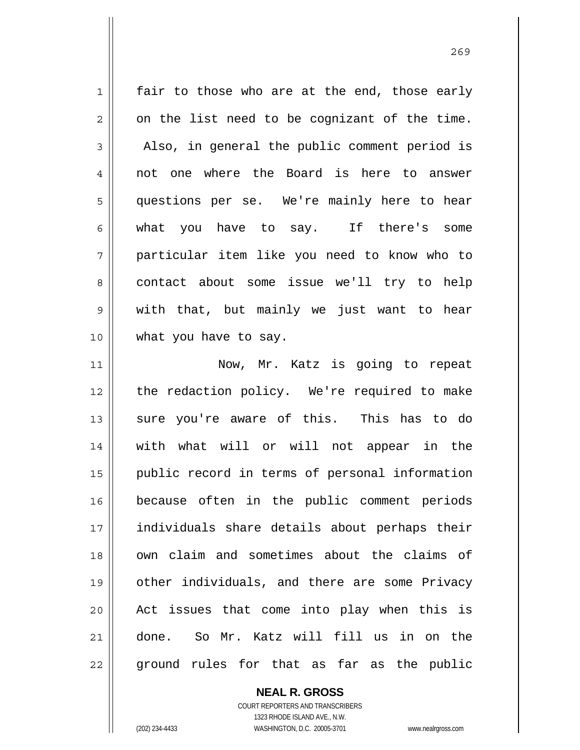fair to those who are at the end, those early on the list need to be cognizant of the time. Also, in general the public comment period is not one where the Board is here to answer questions per se. We're mainly here to hear what you have to say. If there's some particular item like you need to know who to contact about some issue we'll try to help with that, but mainly we just want to hear what you have to say.

Now, Mr. Katz is going to repeat the redaction policy. We're required to make sure you're aware of this. This has to do with what will or will not appear in the public record in terms of personal information because often in the public comment periods individuals share details about perhaps their own claim and sometimes about the claims of other individuals, and there are some Privacy Act issues that come into play when this is done. So Mr. Katz will fill us in on the ground rules for that as far as the public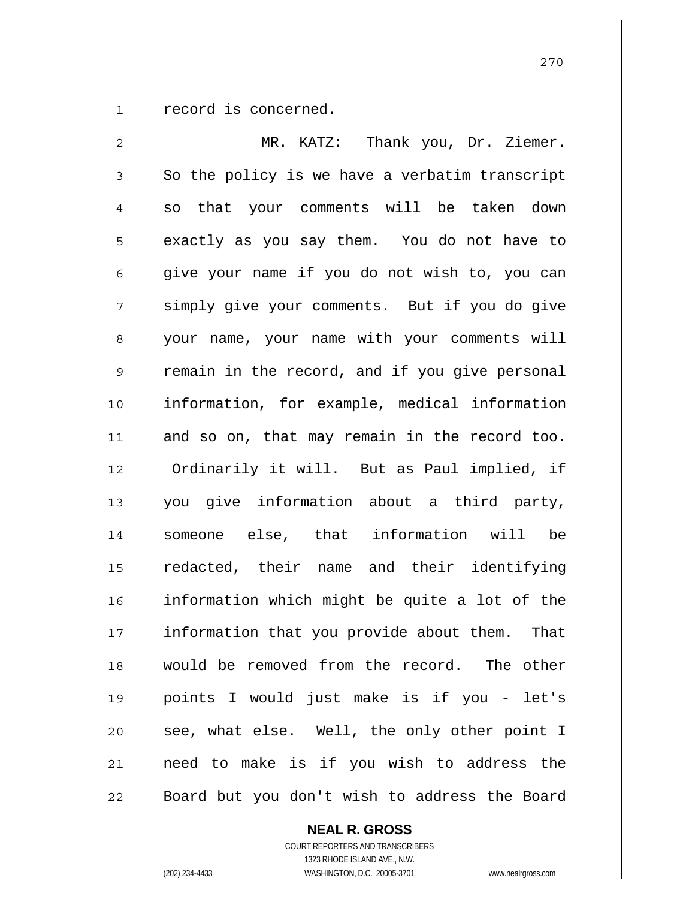record is concerned.

MR. KATZ: Thank you, Dr. Ziemer. So the policy is we have a verbatim transcript so that your comments will be taken down exactly as you say them. You do not have to give your name if you do not wish to, you can simply give your comments. But if you do give your name, your name with your comments will remain in the record, and if you give personal information, for example, medical information and so on, that may remain in the record too. Ordinarily it will. But as Paul implied, if you give information about a third party, someone else, that information will be redacted, their name and their identifying information which might be quite a lot of the information that you provide about them. That would be removed from the record. The other points I would just make is if you - let's see, what else. Well, the only other point I need to make is if you wish to address the Board but you don't wish to address the Board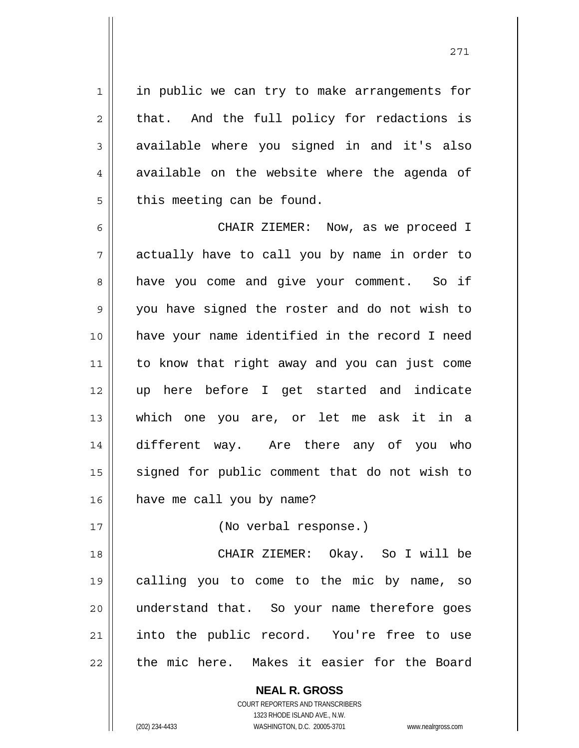in public we can try to make arrangements for that. And the full policy for redactions is available where you signed in and it's also available on the website where the agenda of this meeting can be found.

CHAIR ZIEMER: Now, as we proceed I actually have to call you by name in order to have you come and give your comment. So if you have signed the roster and do not wish to have your name identified in the record I need to know that right away and you can just come up here before I get started and indicate which one you are, or let me ask it in a different way. Are there any of you who signed for public comment that do not wish to have me call you by name?

(No verbal response.)

CHAIR ZIEMER: Okay. So I will be calling you to come to the mic by name, so understand that. So your name therefore goes into the public record. You're free to use the mic here. Makes it easier for the Board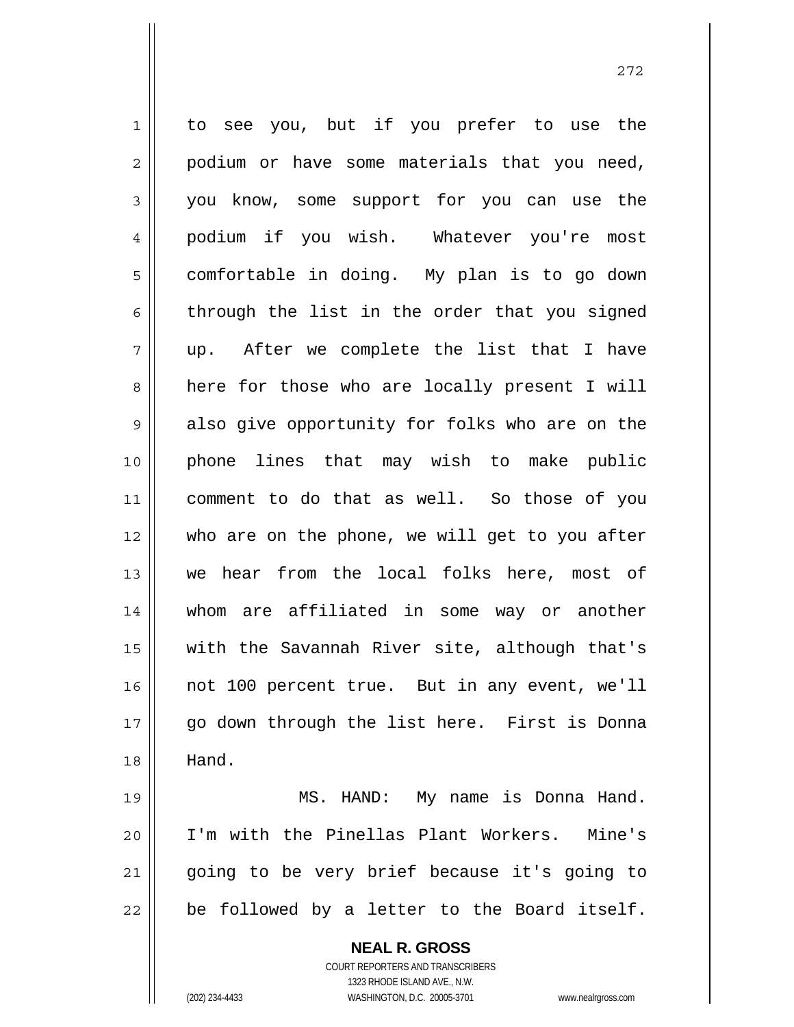to see you, but if you prefer to use the podium or have some materials that you need, you know, some support for you can use the podium if you wish. Whatever you're most comfortable in doing. My plan is to go down through the list in the order that you signed up. After we complete the list that I have here for those who are locally present I will also give opportunity for folks who are on the phone lines that may wish to make public comment to do that as well. So those of you who are on the phone, we will get to you after we hear from the local folks here, most of whom are affiliated in some way or another with the Savannah River site, although that's not 100 percent true. But in any event, we'll go down through the list here. First is Donna Hand.

MS. HAND: My name is Donna Hand. I'm with the Pinellas Plant Workers. Mine's going to be very brief because it's going to be followed by a letter to the Board itself.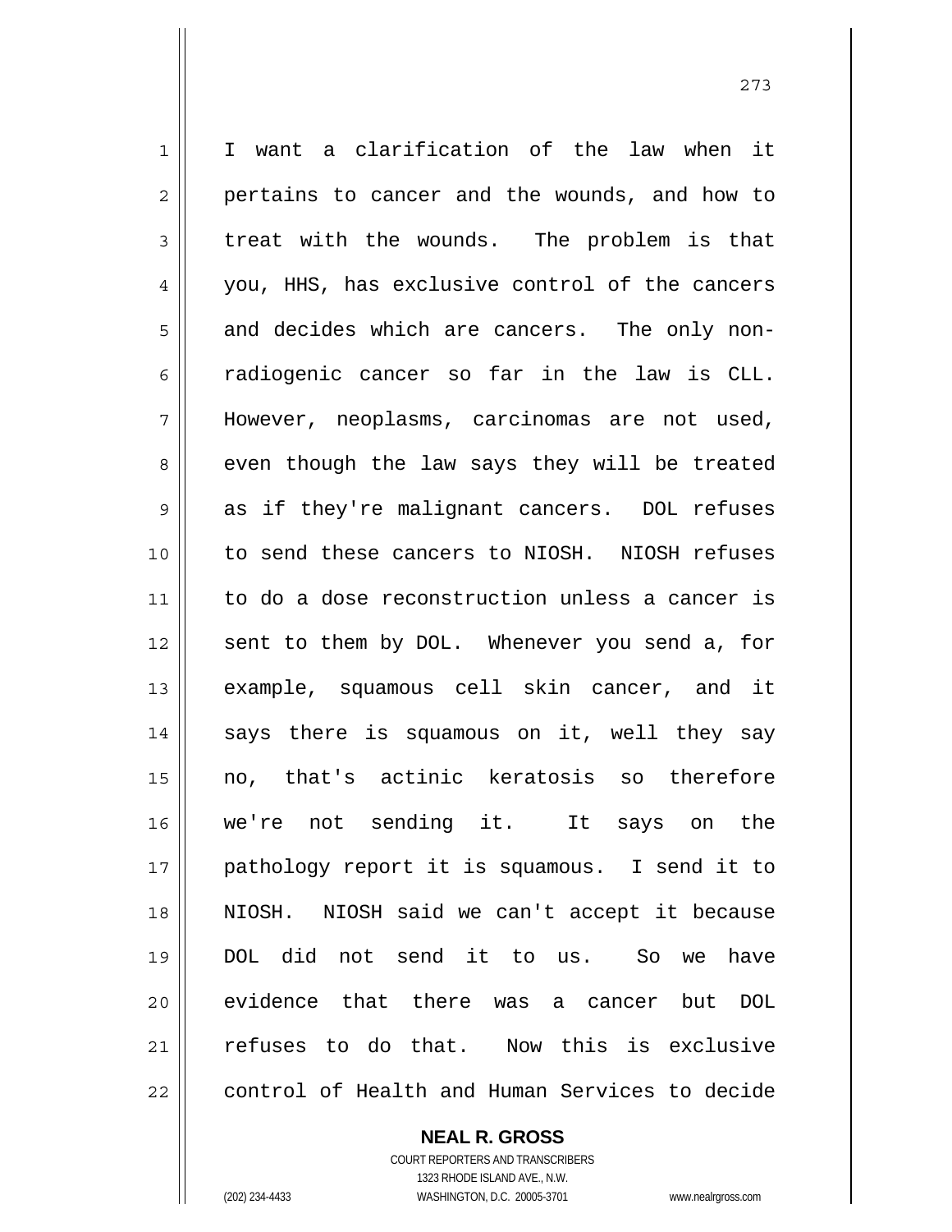I want a clarification of the law when it pertains to cancer and the wounds, and how to treat with the wounds. The problem is that you, HHS, has exclusive control of the cancers and decides which are cancers. The only non-radiogenic cancer so far in the law is CLL. However, neoplasms, carcinomas are not used, even though the law says they will be treated as if they're malignant cancers. DOL refuses to send these cancers to NIOSH. NIOSH refuses to do a dose reconstruction unless a cancer is sent to them by DOL. Whenever you send a, for example, squamous cell skin cancer, and it says there is squamous on it, well they say no, that's actinic keratosis so therefore we're not sending it. It says on the pathology report it is squamous. I send it to NIOSH. NIOSH said we can't accept it because DOL did not send it to us. So we have evidence that there was a cancer but DOL refuses to do that. Now this is exclusive control of Health and Human Services to decide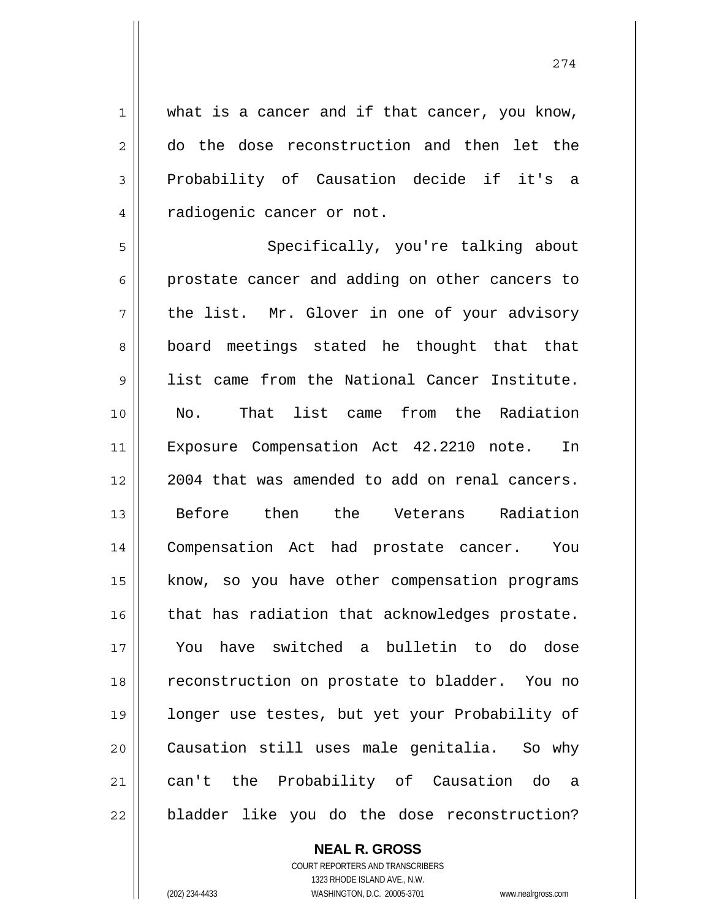what is a cancer and if that cancer, you know, do the dose reconstruction and then let the Probability of Causation decide if it's a radiogenic cancer or not.

Specifically, you're talking about prostate cancer and adding on other cancers to the list. Mr. Glover in one of your advisory board meetings stated he thought that that list came from the National Cancer Institute. No. That list came from the Radiation Exposure Compensation Act 42.2210 note. In 2004 that was amended to add on renal cancers. Before then the Veterans Radiation Compensation Act had prostate cancer. You know, so you have other compensation programs that has radiation that acknowledges prostate. You have switched a bulletin to do dose reconstruction on prostate to bladder. You no longer use testes, but yet your Probability of Causation still uses male genitalia. So why can't the Probability of Causation do a bladder like you do the dose reconstruction?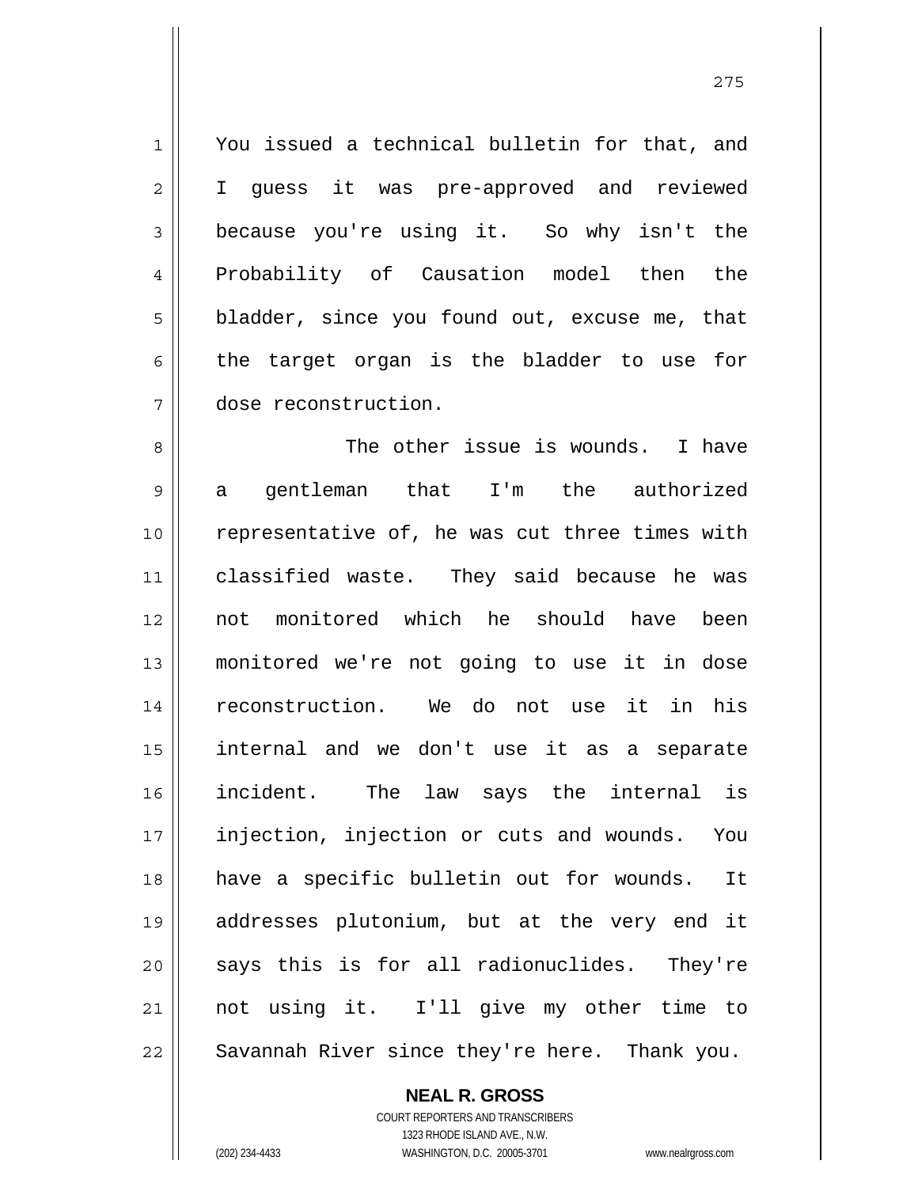You issued a technical bulletin for that, and I guess it was pre-approved and reviewed because you're using it. So why isn't the Probability of Causation model then the bladder, since you found out, excuse me, that the target organ is the bladder to use for dose reconstruction.

The other issue is wounds. I have a gentleman that I'm the authorized representative of, he was cut three times with classified waste. They said because he was not monitored which he should have been monitored we're not going to use it in dose reconstruction. We do not use it in his internal and we don't use it as a separate incident. The law says the internal is injection, injection or cuts and wounds. You have a specific bulletin out for wounds. It addresses plutonium, but at the very end it says this is for all radionuclides. They're not using it. I'll give my other time to Savannah River since they're here. Thank you.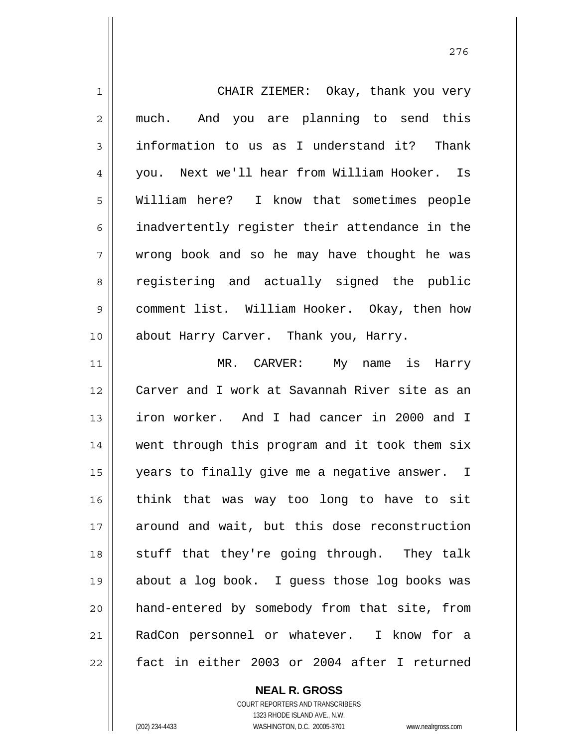CHAIR ZIEMER: Okay, thank you very much. And you are planning to send this information to us as I understand it? Thank you. Next we'll hear from William Hooker. Is William here? I know that sometimes people inadvertently register their attendance in the wrong book and so he may have thought he was registering and actually signed the public comment list. William Hooker. Okay, then how about Harry Carver. Thank you, Harry.

MR. CARVER: My name is Harry Carver and I work at Savannah River site as an iron worker. And I had cancer in 2000 and I went through this program and it took them six years to finally give me a negative answer. I think that was way too long to have to sit around and wait, but this dose reconstruction stuff that they're going through. They talk about a log book. I guess those log books was hand-entered by somebody from that site, from RadCon personnel or whatever. I know for a fact in either 2003 or 2004 after I returned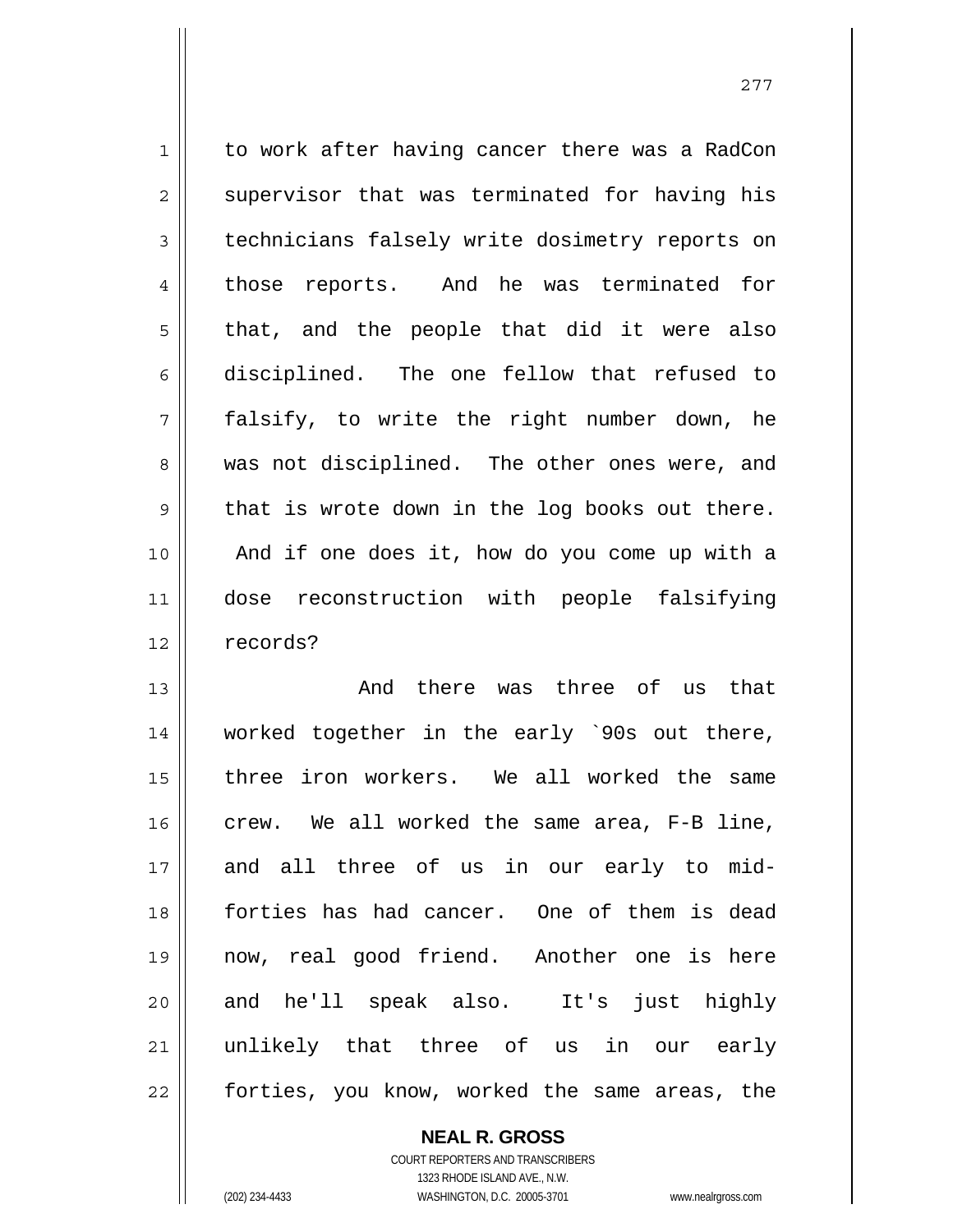to work after having cancer there was a RadCon supervisor that was terminated for having his technicians falsely write dosimetry reports on those reports. And he was terminated for that, and the people that did it were also disciplined. The one fellow that refused to falsify, to write the right number down, he was not disciplined. The other ones were, and that is wrote down in the log books out there. And if one does it, how do you come up with a dose reconstruction with people falsifying records?

And there was three of us that worked together in the early `90s out there, three iron workers. We all worked the same crew. We all worked the same area, F-B line, and all three of us in our early to mid-forties has had cancer. One of them is dead now, real good friend. Another one is here and he'll speak also. It's just highly unlikely that three of us in our early forties, you know, worked the same areas, the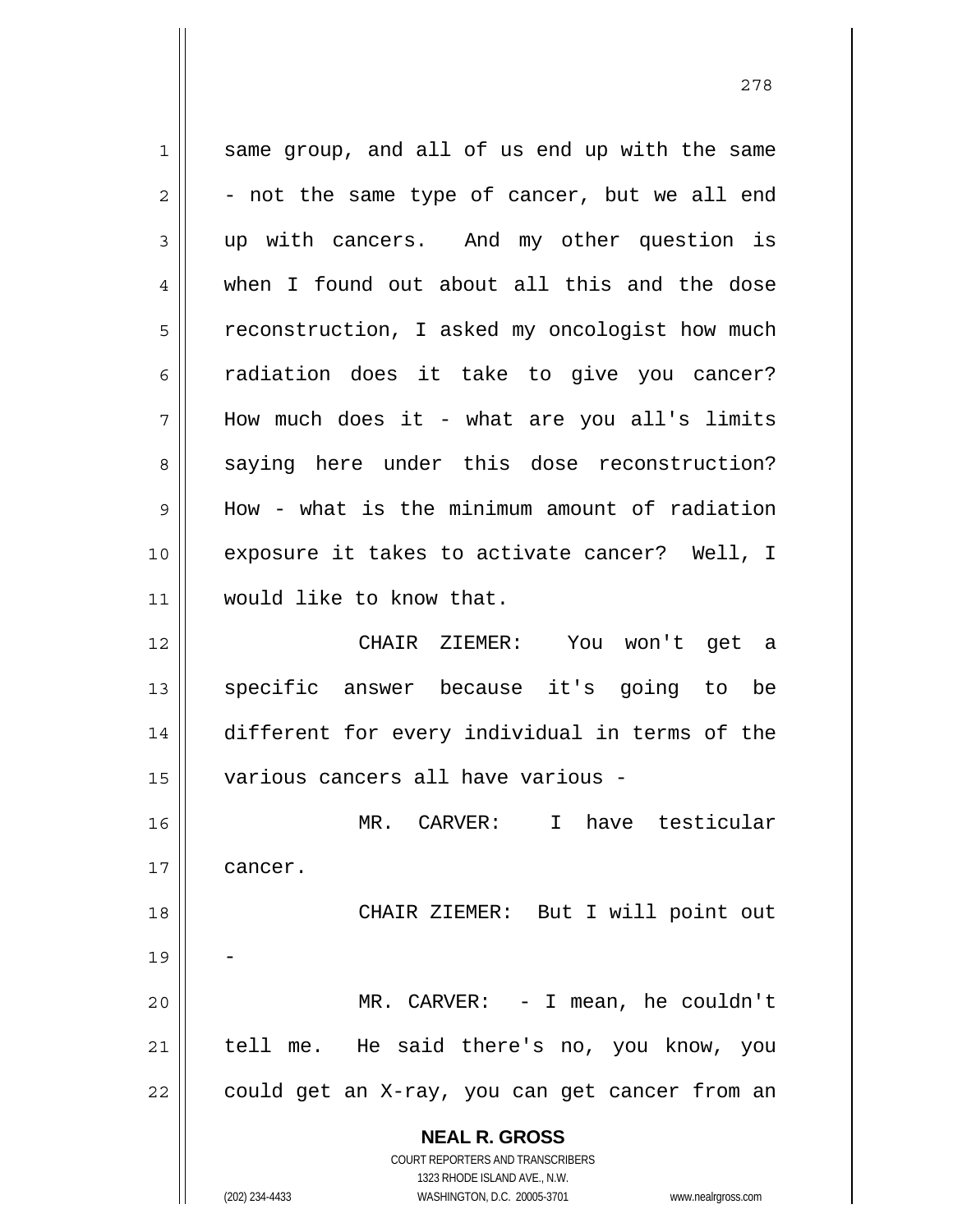same group, and all of us end up with the same - not the same type of cancer, but we all end up with cancers. And my other question is when I found out about all this and the dose reconstruction, I asked my oncologist how much radiation does it take to give you cancer? How much does it - what are you all's limits saying here under this dose reconstruction? How - what is the minimum amount of radiation exposure it takes to activate cancer? Well, I would like to know that.

CHAIR ZIEMER: You won't get a specific answer because it's going to be different for every individual in terms of the various cancers all have various -

MR. CARVER: I have testicular cancer.

CHAIR ZIEMER: But I will point out -

MR. CARVER: - I mean, he couldn't tell me. He said there's no, you know, you could get an X-ray, you can get cancer from an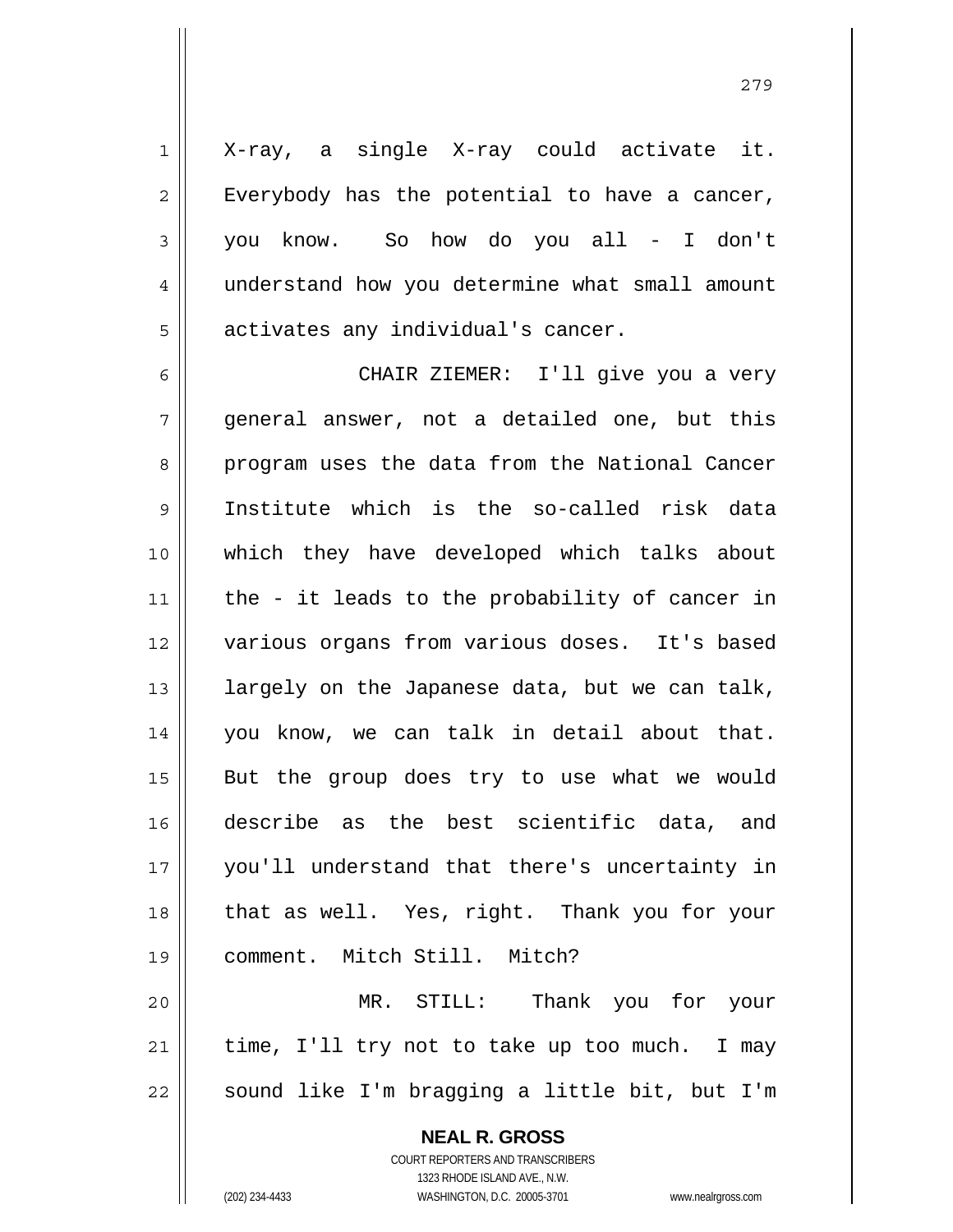X-ray, a single X-ray could activate it. Everybody has the potential to have a cancer, you know. So how do you all - I don't understand how you determine what small amount activates any individual's cancer.

CHAIR ZIEMER: I'll give you a very general answer, not a detailed one, but this program uses the data from the National Cancer Institute which is the so-called risk data which they have developed which talks about the - it leads to the probability of cancer in various organs from various doses. It's based largely on the Japanese data, but we can talk, you know, we can talk in detail about that. But the group does try to use what we would describe as the best scientific data, and you'll understand that there's uncertainty in that as well. Yes, right. Thank you for your comment. Mitch Still. Mitch?

MR. STILL: Thank you for your time, I'll try not to take up too much. I may sound like I'm bragging a little bit, but I'm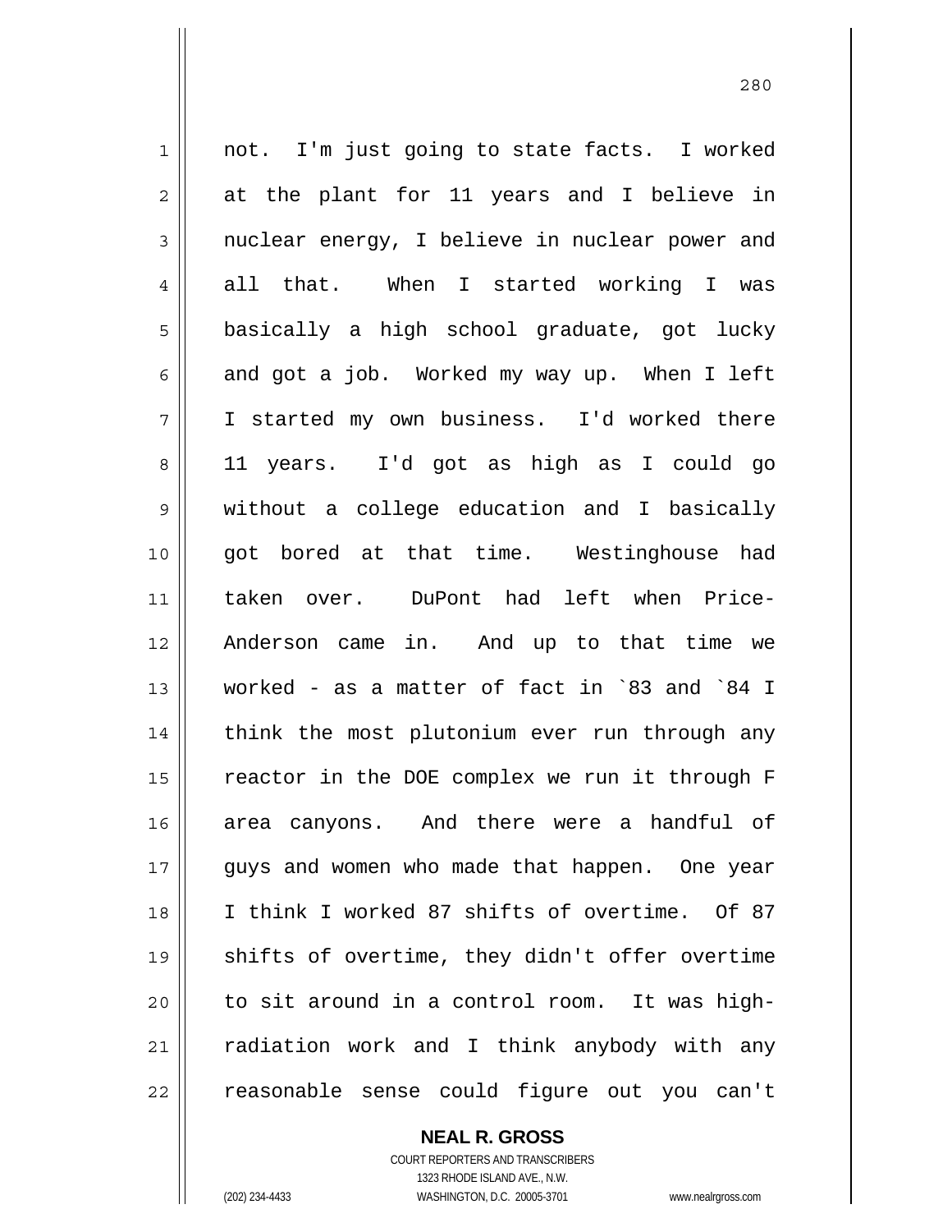not. I'm just going to state facts. I worked at the plant for 11 years and I believe in nuclear energy, I believe in nuclear power and all that. When I started working I was basically a high school graduate, got lucky and got a job. Worked my way up. When I left I started my own business. I'd worked there 11 years. I'd got as high as I could go without a college education and I basically got bored at that time. Westinghouse had taken over. DuPont had left when Price-Anderson came in. And up to that time we worked - as a matter of fact in `83 and `84 I think the most plutonium ever run through any reactor in the DOE complex we run it through F area canyons. And there were a handful of guys and women who made that happen. One year I think I worked 87 shifts of overtime. Of 87 shifts of overtime, they didn't offer overtime to sit around in a control room. It was high-radiation work and I think anybody with any reasonable sense could figure out you can't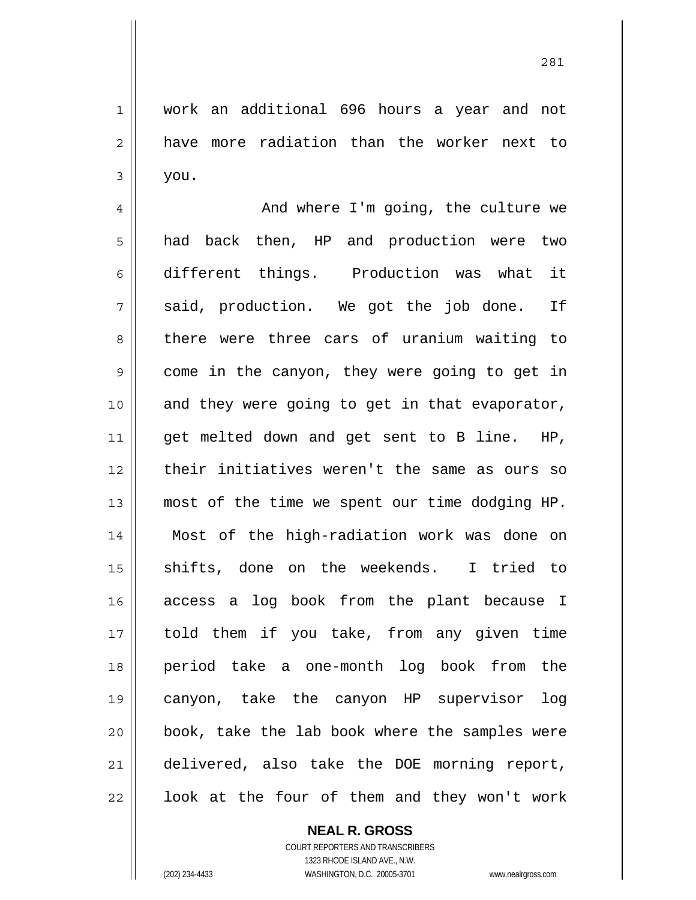work an additional 696 hours a year and not have more radiation than the worker next to you.

And where I'm going, the culture we had back then, HP and production were two different things. Production was what it said, production. We got the job done. If there were three cars of uranium waiting to come in the canyon, they were going to get in and they were going to get in that evaporator, get melted down and get sent to B line. HP, their initiatives weren't the same as ours so most of the time we spent our time dodging HP. Most of the high-radiation work was done on shifts, done on the weekends. I tried to access a log book from the plant because I told them if you take, from any given time period take a one-month log book from the canyon, take the canyon HP supervisor log book, take the lab book where the samples were delivered, also take the DOE morning report, look at the four of them and they won't work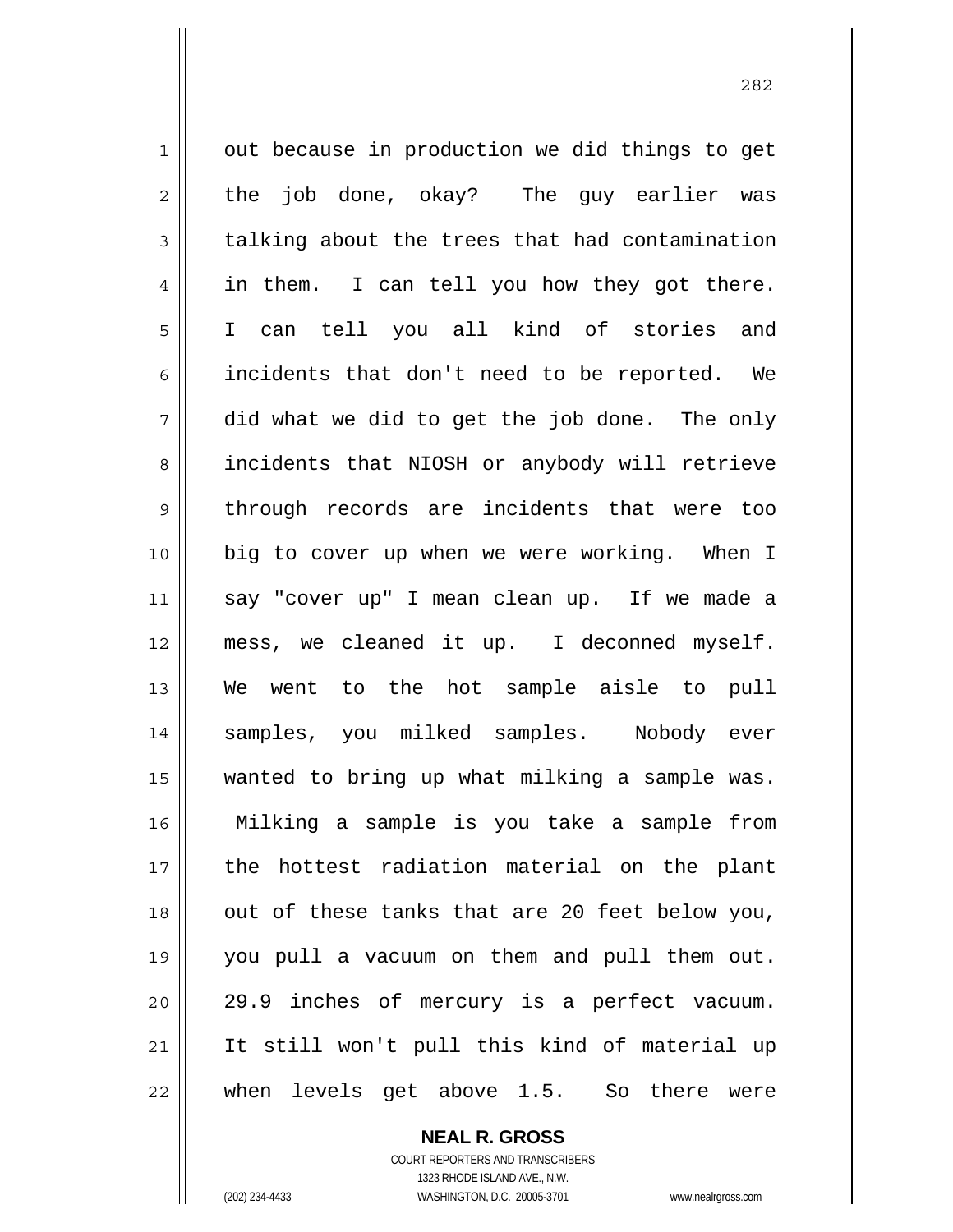out because in production we did things to get the job done, okay? The guy earlier was talking about the trees that had contamination in them. I can tell you how they got there. I can tell you all kind of stories and incidents that don't need to be reported. We did what we did to get the job done. The only incidents that NIOSH or anybody will retrieve through records are incidents that were too big to cover up when we were working. When I say "cover up" I mean clean up. If we made a mess, we cleaned it up. I deconned myself. We went to the hot sample aisle to pull samples, you milked samples. Nobody ever wanted to bring up what milking a sample was. Milking a sample is you take a sample from the hottest radiation material on the plant out of these tanks that are 20 feet below you, you pull a vacuum on them and pull them out. 29.9 inches of mercury is a perfect vacuum. It still won't pull this kind of material up when levels get above 1.5. So there were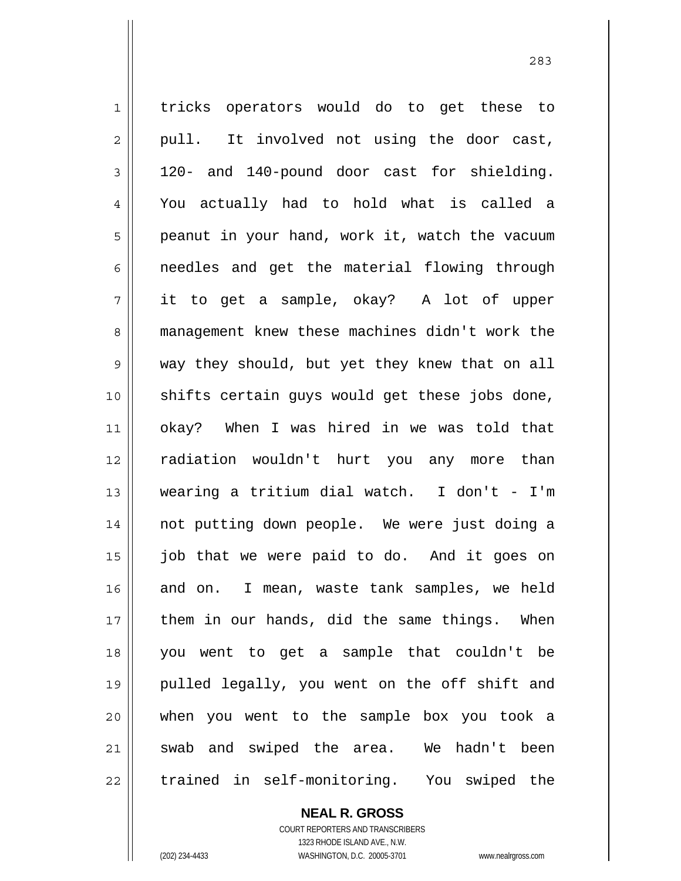tricks operators would do to get these to pull. It involved not using the door cast, 120- and 140-pound door cast for shielding. You actually had to hold what is called a peanut in your hand, work it, watch the vacuum needles and get the material flowing through it to get a sample, okay? A lot of upper management knew these machines didn't work the way they should, but yet they knew that on all shifts certain guys would get these jobs done, okay? When I was hired in we was told that radiation wouldn't hurt you any more than wearing a tritium dial watch. I don't - I'm not putting down people. We were just doing a job that we were paid to do. And it goes on and on. I mean, waste tank samples, we held them in our hands, did the same things. When you went to get a sample that couldn't be pulled legally, you went on the off shift and when you went to the sample box you took a swab and swiped the area. We hadn't been trained in self-monitoring. You swiped the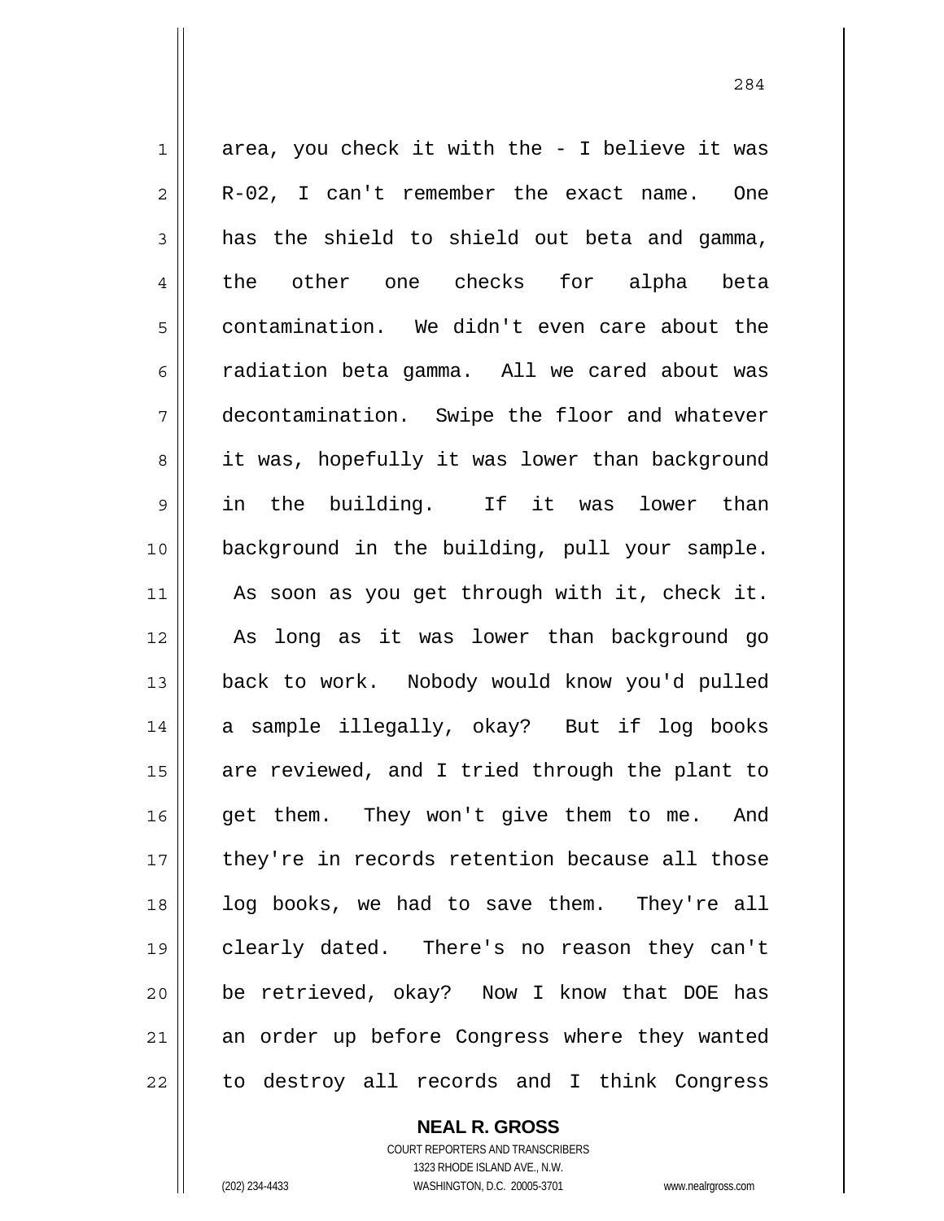area, you check it with the - I believe it was R-02, I can't remember the exact name. One has the shield to shield out beta and gamma, the other one checks for alpha beta contamination. We didn't even care about the radiation beta gamma. All we cared about was decontamination. Swipe the floor and whatever it was, hopefully it was lower than background in the building. If it was lower than background in the building, pull your sample. As soon as you get through with it, check it. As long as it was lower than background go back to work. Nobody would know you'd pulled a sample illegally, okay? But if log books are reviewed, and I tried through the plant to get them. They won't give them to me. And they're in records retention because all those log books, we had to save them. They're all clearly dated. There's no reason they can't be retrieved, okay? Now I know that DOE has an order up before Congress where they wanted to destroy all records and I think Congress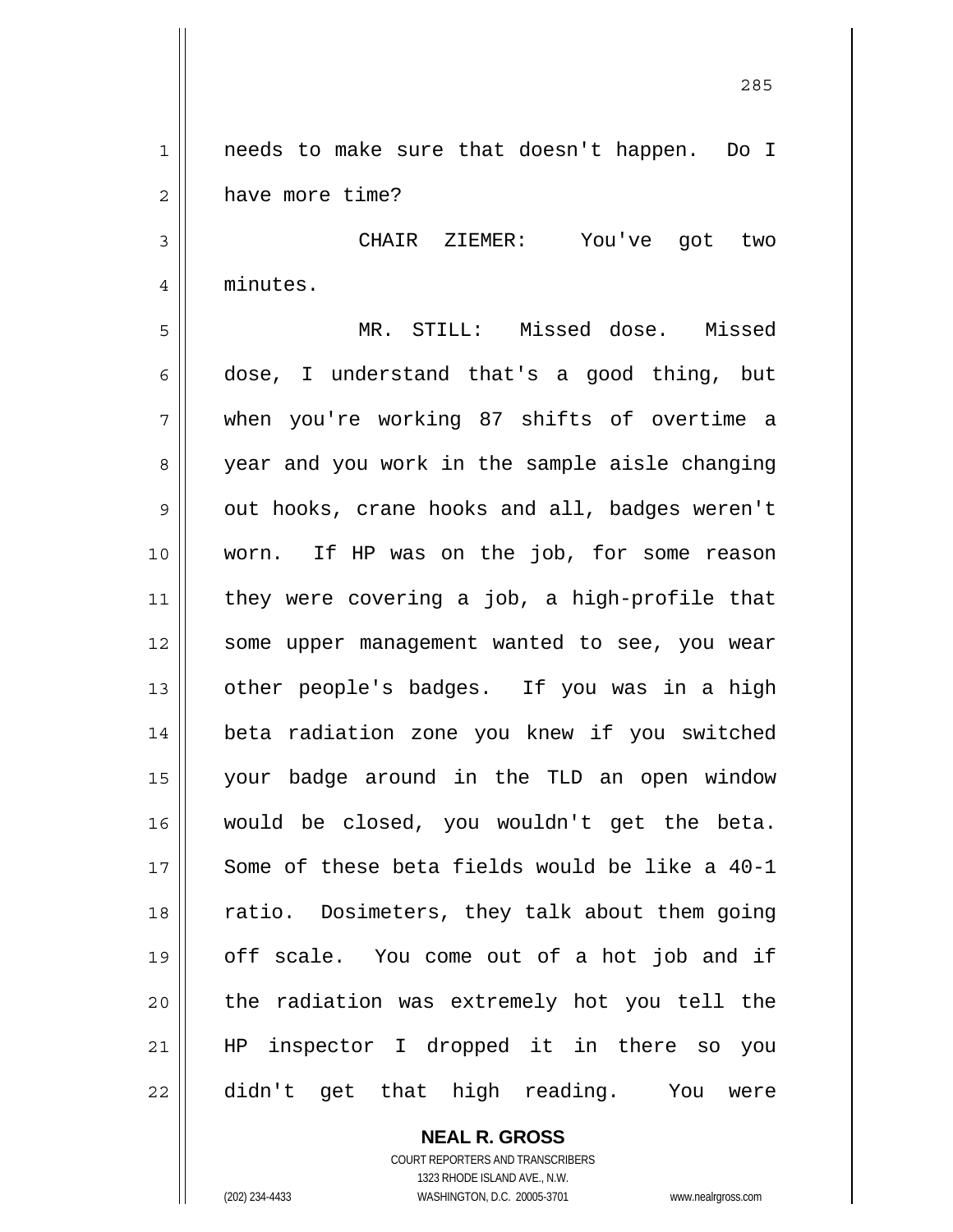needs to make sure that doesn't happen. Do I have more time?

CHAIR ZIEMER: You've got two minutes.

MR. STILL: Missed dose. Missed dose, I understand that's a good thing, but when you're working 87 shifts of overtime a year and you work in the sample aisle changing out hooks, crane hooks and all, badges weren't worn. If HP was on the job, for some reason they were covering a job, a high-profile that some upper management wanted to see, you wear other people's badges. If you was in a high beta radiation zone you knew if you switched your badge around in the TLD an open window would be closed, you wouldn't get the beta. Some of these beta fields would be like a 40-1 ratio. Dosimeters, they talk about them going off scale. You come out of a hot job and if the radiation was extremely hot you tell the HP inspector I dropped it in there so you didn't get that high reading. You were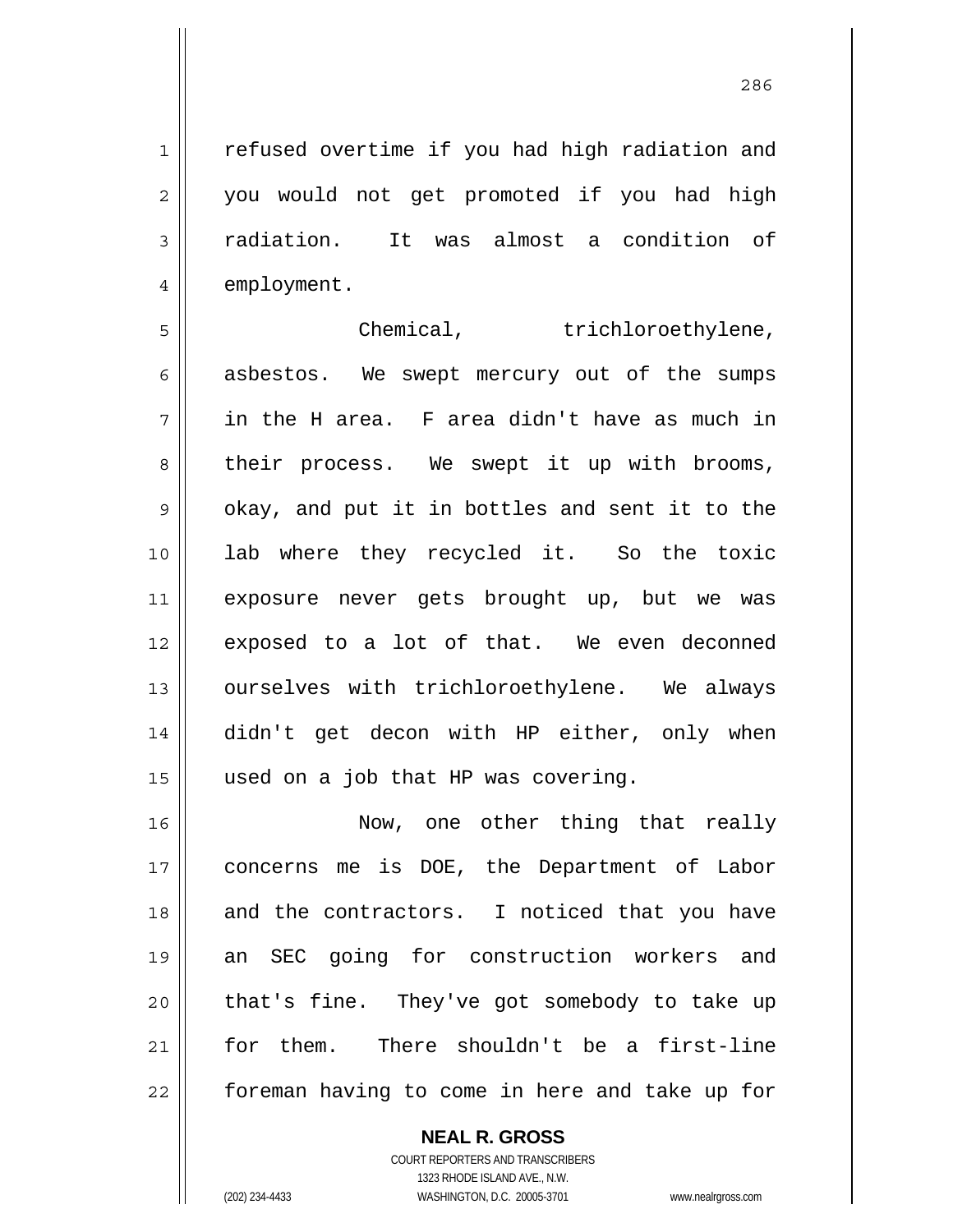refused overtime if you had high radiation and you would not get promoted if you had high radiation. It was almost a condition of employment.

Chemical, trichloroethylene, asbestos. We swept mercury out of the sumps in the H area. F area didn't have as much in their process. We swept it up with brooms, okay, and put it in bottles and sent it to the lab where they recycled it. So the toxic exposure never gets brought up, but we was exposed to a lot of that. We even deconned ourselves with trichloroethylene. We always didn't get decon with HP either, only when used on a job that HP was covering.

Now, one other thing that really concerns me is DOE, the Department of Labor and the contractors. I noticed that you have an SEC going for construction workers and that's fine. They've got somebody to take up for them. There shouldn't be a first-line foreman having to come in here and take up for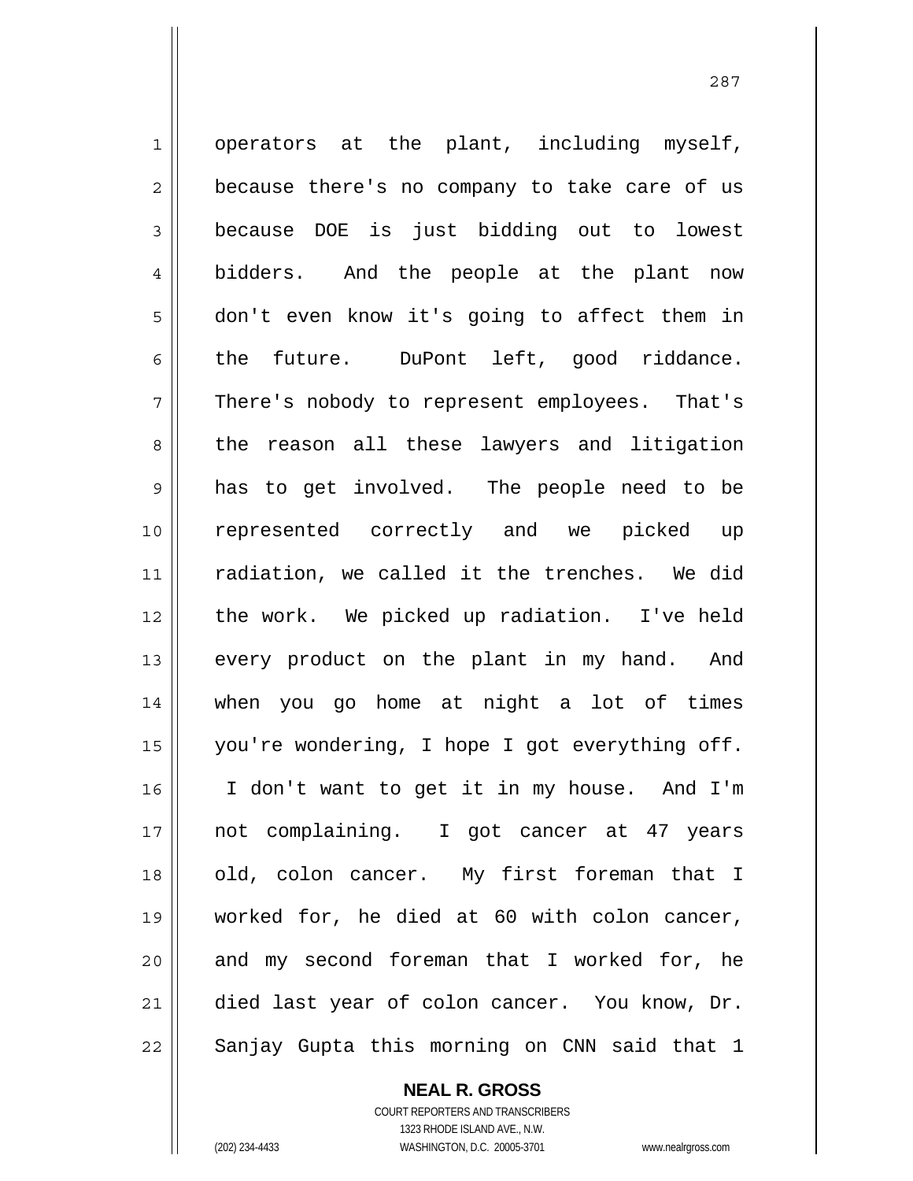operators at the plant, including myself, because there's no company to take care of us because DOE is just bidding out to lowest bidders. And the people at the plant now don't even know it's going to affect them in the future. DuPont left, good riddance. There's nobody to represent employees. That's the reason all these lawyers and litigation has to get involved. The people need to be represented correctly and we picked up radiation, we called it the trenches. We did the work. We picked up radiation. I've held every product on the plant in my hand. And when you go home at night a lot of times you're wondering, I hope I got everything off. I don't want to get it in my house. And I'm not complaining. I got cancer at 47 years old, colon cancer. My first foreman that I worked for, he died at 60 with colon cancer, and my second foreman that I worked for, he died last year of colon cancer. You know, Dr. Sanjay Gupta this morning on CNN said that 1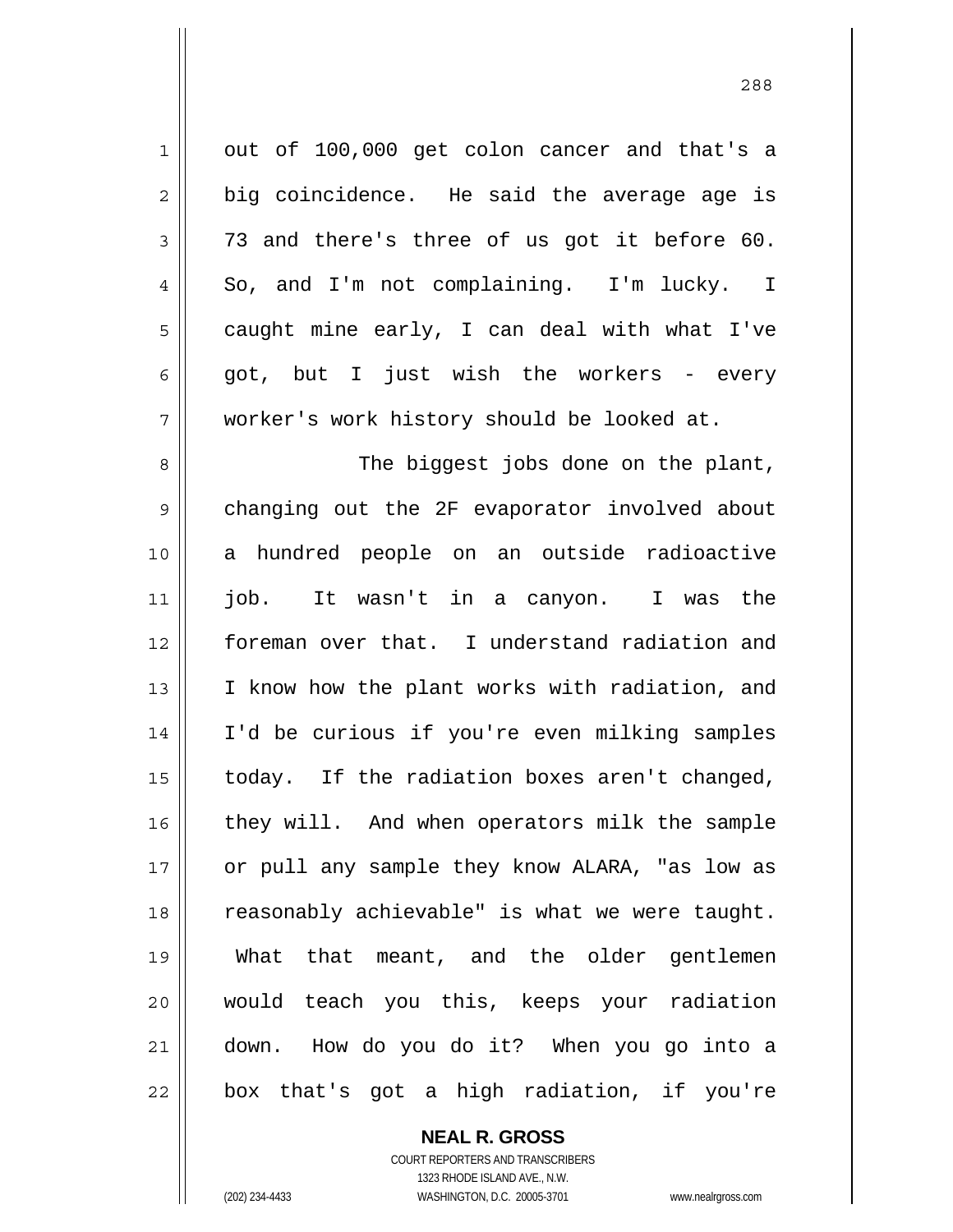out of 100,000 get colon cancer and that's a big coincidence. He said the average age is 73 and there's three of us got it before 60. So, and I'm not complaining. I'm lucky. I caught mine early, I can deal with what I've got, but I just wish the workers - every worker's work history should be looked at.

The biggest jobs done on the plant, changing out the 2F evaporator involved about a hundred people on an outside radioactive job. It wasn't in a canyon. I was the foreman over that. I understand radiation and I know how the plant works with radiation, and I'd be curious if you're even milking samples today. If the radiation boxes aren't changed, they will. And when operators milk the sample or pull any sample they know ALARA, "as low as reasonably achievable" is what we were taught. What that meant, and the older gentlemen would teach you this, keeps your radiation down. How do you do it? When you go into a box that's got a high radiation, if you're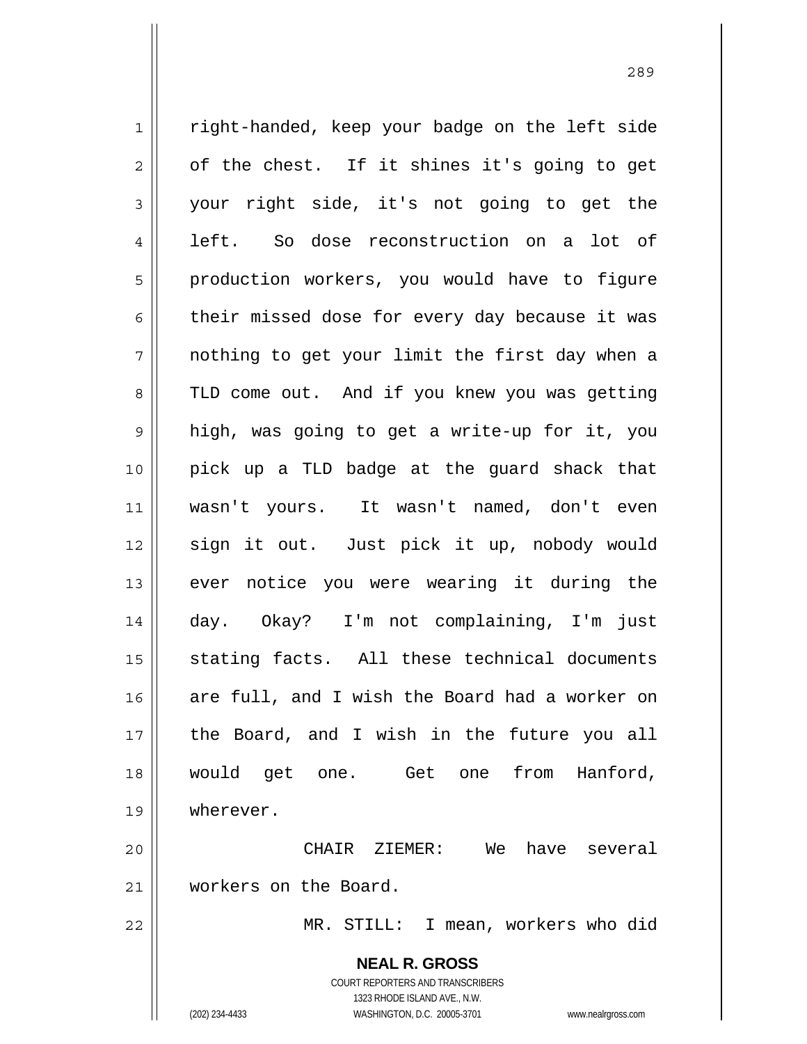right-handed, keep your badge on the left side of the chest. If it shines it's going to get your right side, it's not going to get the left. So dose reconstruction on a lot of production workers, you would have to figure their missed dose for every day because it was nothing to get your limit the first day when a TLD come out. And if you knew you was getting high, was going to get a write-up for it, you pick up a TLD badge at the guard shack that wasn't yours. It wasn't named, don't even sign it out. Just pick it up, nobody would ever notice you were wearing it during the day. Okay? I'm not complaining, I'm just stating facts. All these technical documents are full, and I wish the Board had a worker on the Board, and I wish in the future you all would get one. Get one from Hanford, wherever.

CHAIR ZIEMER: We have several workers on the Board.

MR. STILL: I mean, workers who did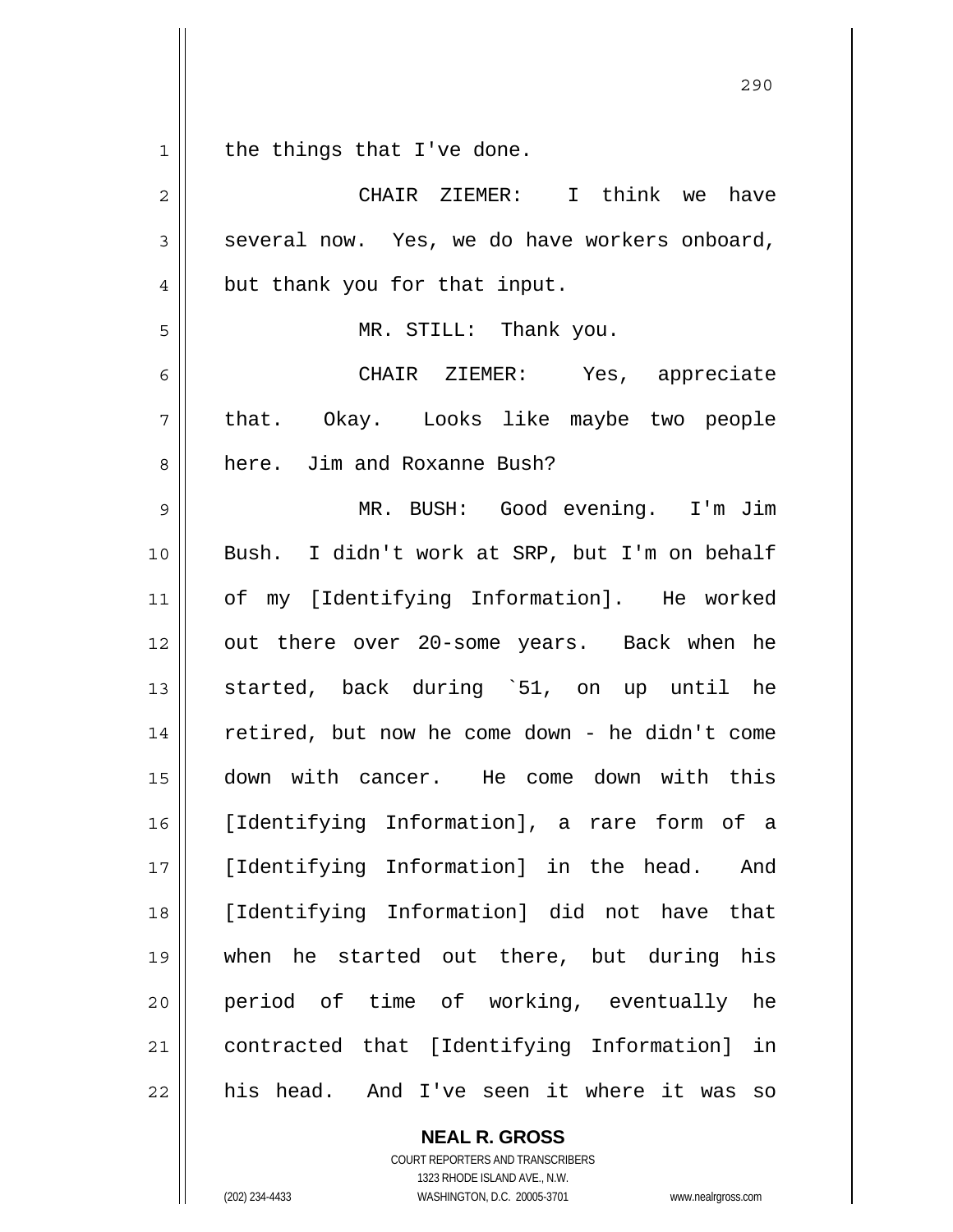the things that I've done.

CHAIR ZIEMER: I think we have several now. Yes, we do have workers onboard, but thank you for that input.

MR. STILL: Thank you.

CHAIR ZIEMER: Yes, appreciate that. Okay. Looks like maybe two people here. Jim and Roxanne Bush?

MR. BUSH: Good evening. I'm Jim Bush. I didn't work at SRP, but I'm on behalf of my [Identifying Information]. He worked out there over 20-some years. Back when he started, back during `51, on up until he retired, but now he come down - he didn't come down with cancer. He come down with this [Identifying Information], a rare form of a [Identifying Information] in the head. And [Identifying Information] did not have that when he started out there, but during his period of time of working, eventually he contracted that [Identifying Information] in his head. And I've seen it where it was so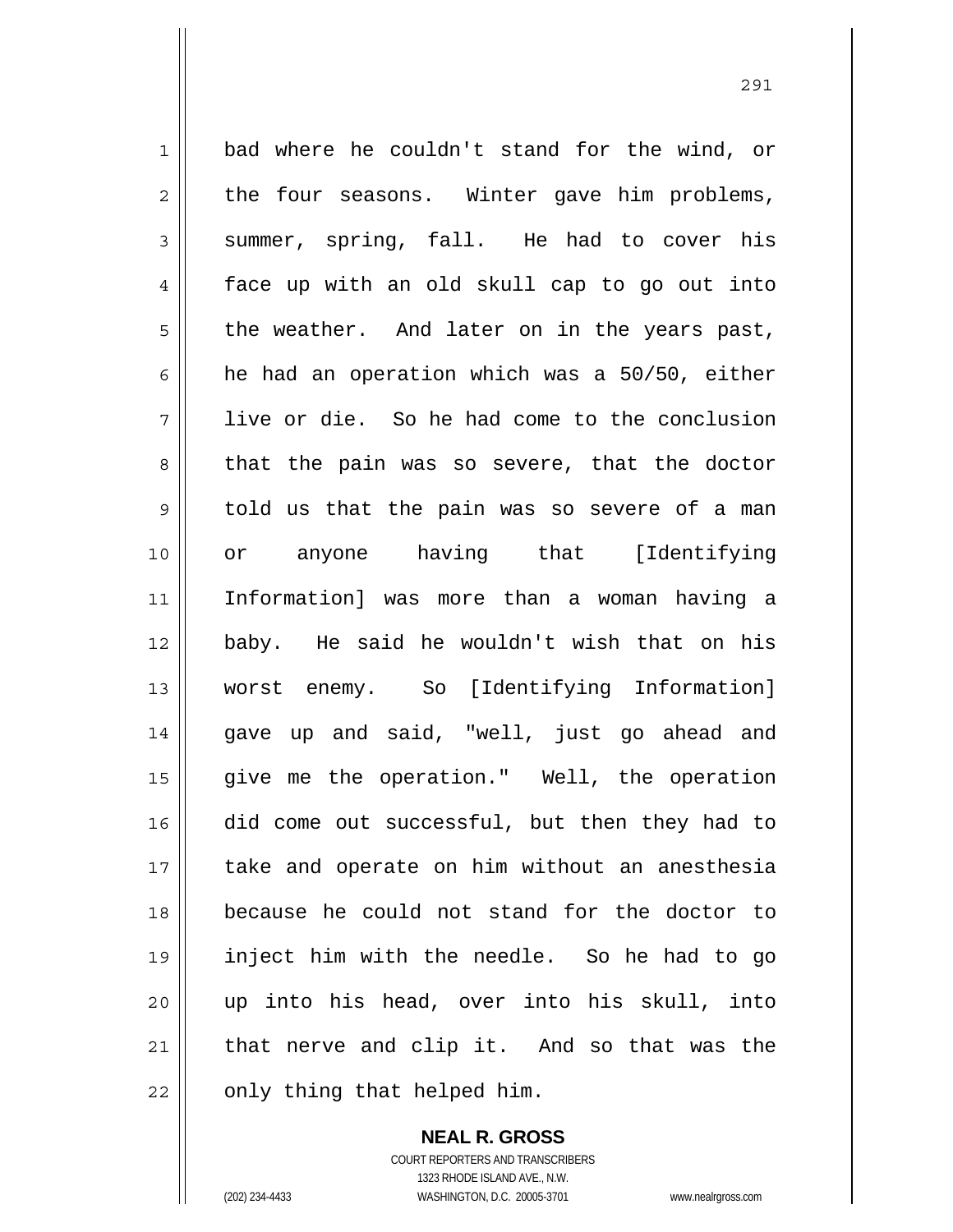bad where he couldn't stand for the wind, or the four seasons. Winter gave him problems, summer, spring, fall. He had to cover his face up with an old skull cap to go out into the weather. And later on in the years past, he had an operation which was a 50/50, either live or die. So he had come to the conclusion that the pain was so severe, that the doctor told us that the pain was so severe of a man or anyone having that [Identifying Information] was more than a woman having a baby. He said he wouldn't wish that on his worst enemy. So [Identifying Information] gave up and said, "well, just go ahead and give me the operation." Well, the operation did come out successful, but then they had to take and operate on him without an anesthesia because he could not stand for the doctor to inject him with the needle. So he had to go up into his head, over into his skull, into that nerve and clip it. And so that was the only thing that helped him.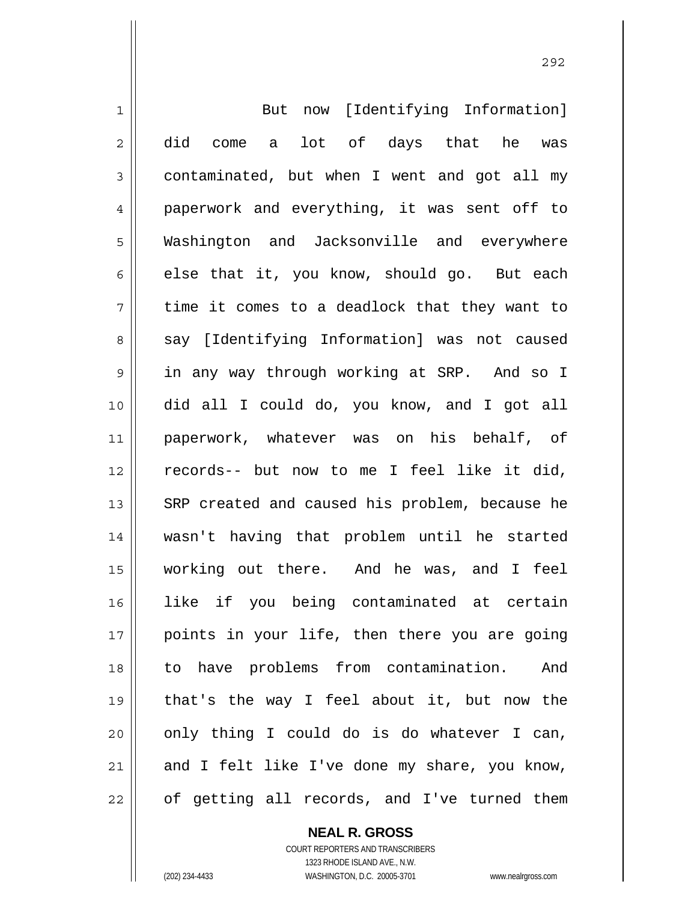But now [Identifying Information] did come a lot of days that he was contaminated, but when I went and got all my paperwork and everything, it was sent off to Washington and Jacksonville and everywhere else that it, you know, should go. But each time it comes to a deadlock that they want to say [Identifying Information] was not caused in any way through working at SRP. And so I did all I could do, you know, and I got all paperwork, whatever was on his behalf, of records-- but now to me I feel like it did, SRP created and caused his problem, because he wasn't having that problem until he started working out there. And he was, and I feel like if you being contaminated at certain points in your life, then there you are going to have problems from contamination. And that's the way I feel about it, but now the only thing I could do is do whatever I can, and I felt like I've done my share, you know, of getting all records, and I've turned them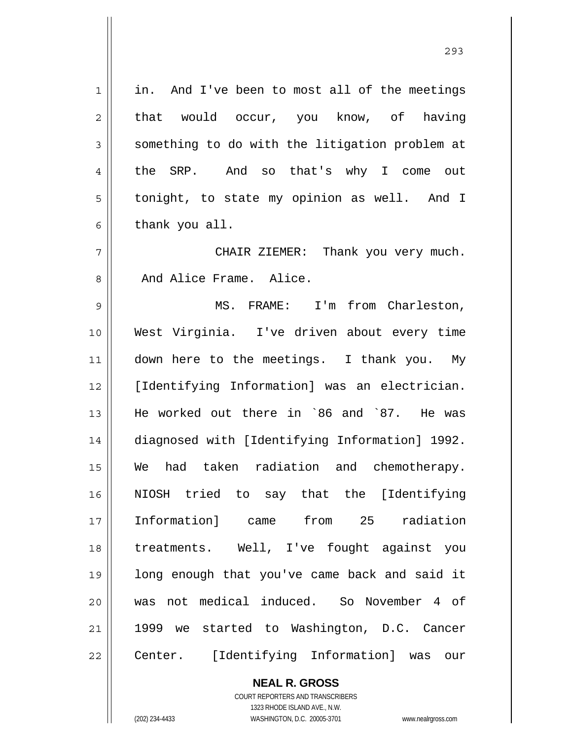in. And I've been to most all of the meetings that would occur, you know, of having something to do with the litigation problem at the SRP. And so that's why I come out tonight, to state my opinion as well. And I thank you all.

CHAIR ZIEMER: Thank you very much. And Alice Frame. Alice.

MS. FRAME: I'm from Charleston, West Virginia. I've driven about every time down here to the meetings. I thank you. My [Identifying Information] was an electrician. He worked out there in `86 and `87. He was diagnosed with [Identifying Information] 1992. We had taken radiation and chemotherapy. NIOSH tried to say that the [Identifying Information] came from 25 radiation treatments. Well, I've fought against you long enough that you've came back and said it was not medical induced. So November 4 of 1999 we started to Washington, D.C. Cancer Center. [Identifying Information] was our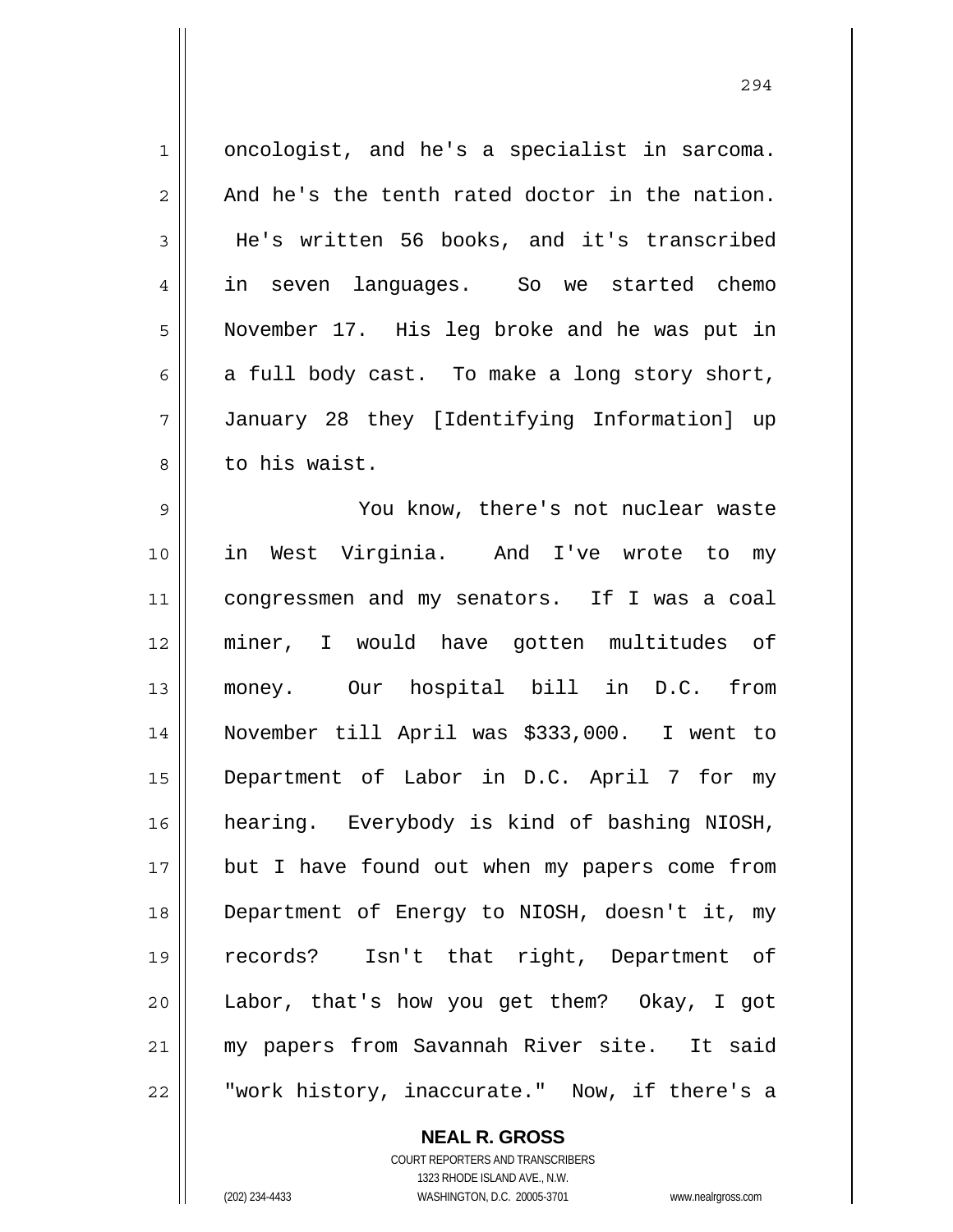oncologist, and he's a specialist in sarcoma. And he's the tenth rated doctor in the nation. He's written 56 books, and it's transcribed in seven languages. So we started chemo November 17. His leg broke and he was put in a full body cast. To make a long story short, January 28 they [Identifying Information] up to his waist.

You know, there's not nuclear waste in West Virginia. And I've wrote to my congressmen and my senators. If I was a coal miner, I would have gotten multitudes of money. Our hospital bill in D.C. from November till April was $333,000. I went to Department of Labor in D.C. April 7 for my hearing. Everybody is kind of bashing NIOSH, but I have found out when my papers come from Department of Energy to NIOSH, doesn't it, my records? Isn't that right, Department of Labor, that's how you get them? Okay, I got my papers from Savannah River site. It said "work history, inaccurate." Now, if there's a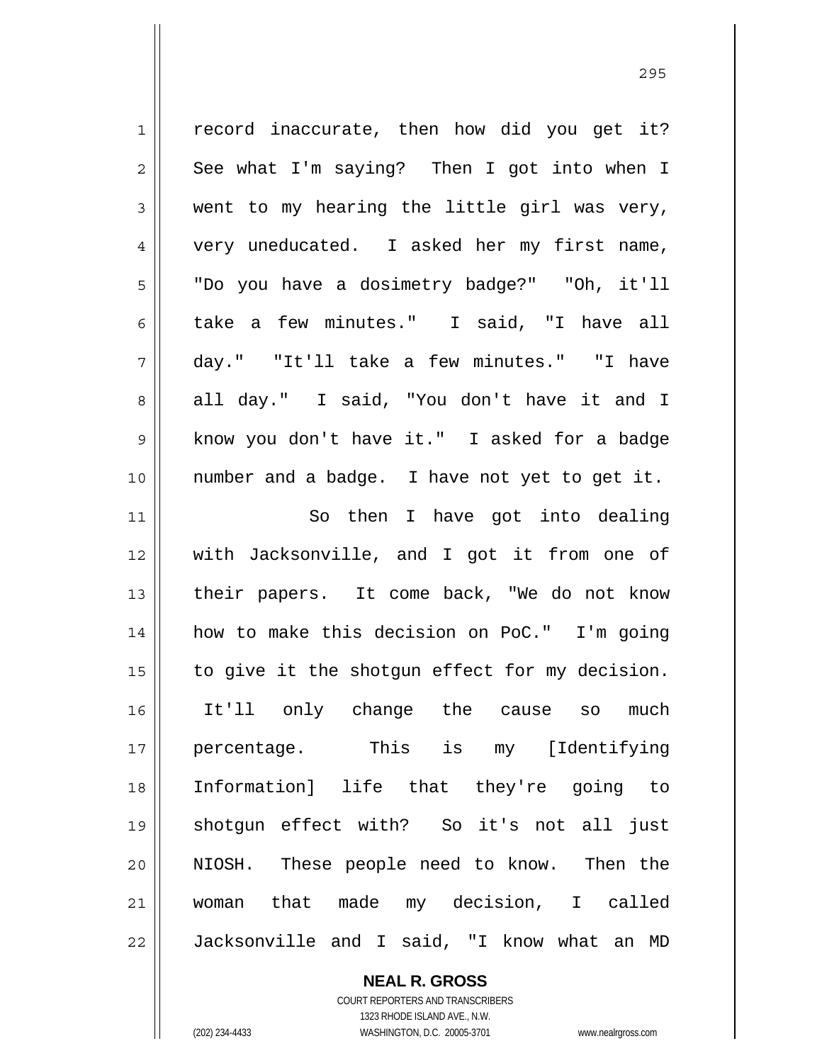record inaccurate, then how did you get it? See what I'm saying? Then I got into when I went to my hearing the little girl was very, very uneducated. I asked her my first name, "Do you have a dosimetry badge?" "Oh, it'll take a few minutes." I said, "I have all day." "It'll take a few minutes." "I have all day." I said, "You don't have it and I know you don't have it." I asked for a badge number and a badge. I have not yet to get it.

So then I have got into dealing with Jacksonville, and I got it from one of their papers. It come back, "We do not know how to make this decision on PoC." I'm going to give it the shotgun effect for my decision. It'll only change the cause so much percentage. This is my [Identifying Information] life that they're going to shotgun effect with? So it's not all just NIOSH. These people need to know. Then the woman that made my decision, I called Jacksonville and I said, "I know what an MD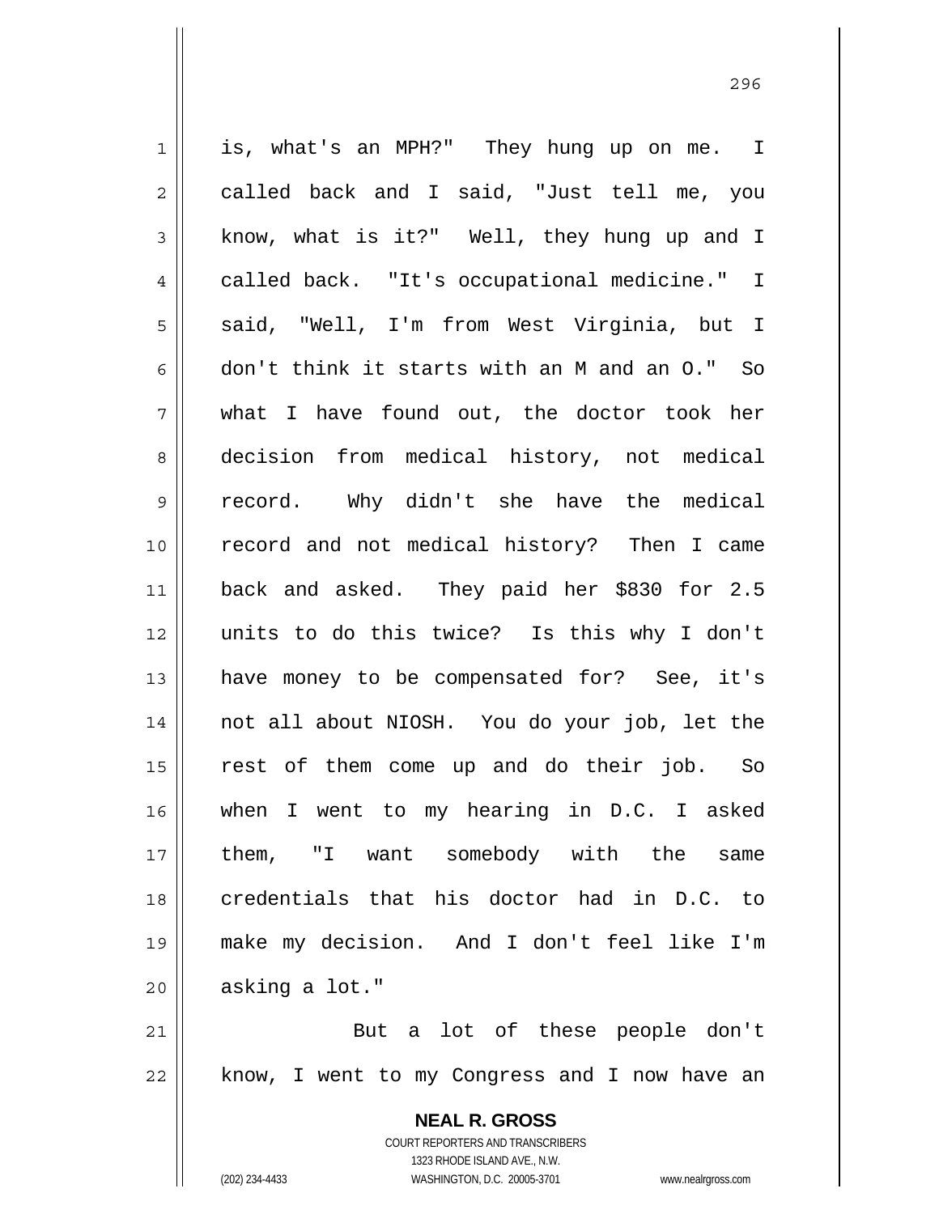is, what's an MPH?" They hung up on me. I called back and I said, "Just tell me, you know, what is it?" Well, they hung up and I called back. "It's occupational medicine." I said, "Well, I'm from West Virginia, but I don't think it starts with an M and an O." So what I have found out, the doctor took her decision from medical history, not medical record. Why didn't she have the medical record and not medical history? Then I came back and asked. They paid her $830 for 2.5 units to do this twice? Is this why I don't have money to be compensated for? See, it's not all about NIOSH. You do your job, let the rest of them come up and do their job. So when I went to my hearing in D.C. I asked them, "I want somebody with the same credentials that his doctor had in D.C. to make my decision. And I don't feel like I'm asking a lot."

But a lot of these people don't know, I went to my Congress and I now have an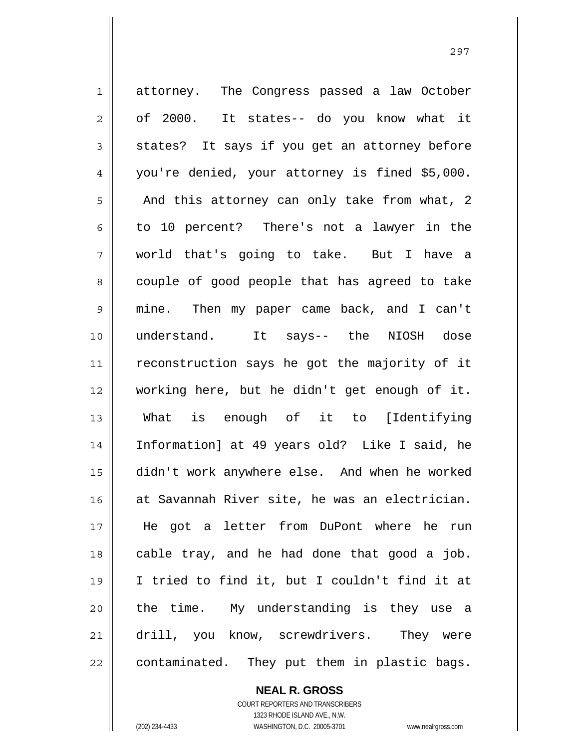attorney. The Congress passed a law October of 2000. It states-- do you know what it states? It says if you get an attorney before you're denied, your attorney is fined $5,000. And this attorney can only take from what, 2 to 10 percent? There's not a lawyer in the world that's going to take. But I have a couple of good people that has agreed to take mine. Then my paper came back, and I can't understand. It says-- the NIOSH dose reconstruction says he got the majority of it working here, but he didn't get enough of it. What is enough of it to [Identifying Information] at 49 years old? Like I said, he didn't work anywhere else. And when he worked at Savannah River site, he was an electrician. He got a letter from DuPont where he run cable tray, and he had done that good a job. I tried to find it, but I couldn't find it at the time. My understanding is they use a drill, you know, screwdrivers. They were contaminated. They put them in plastic bags.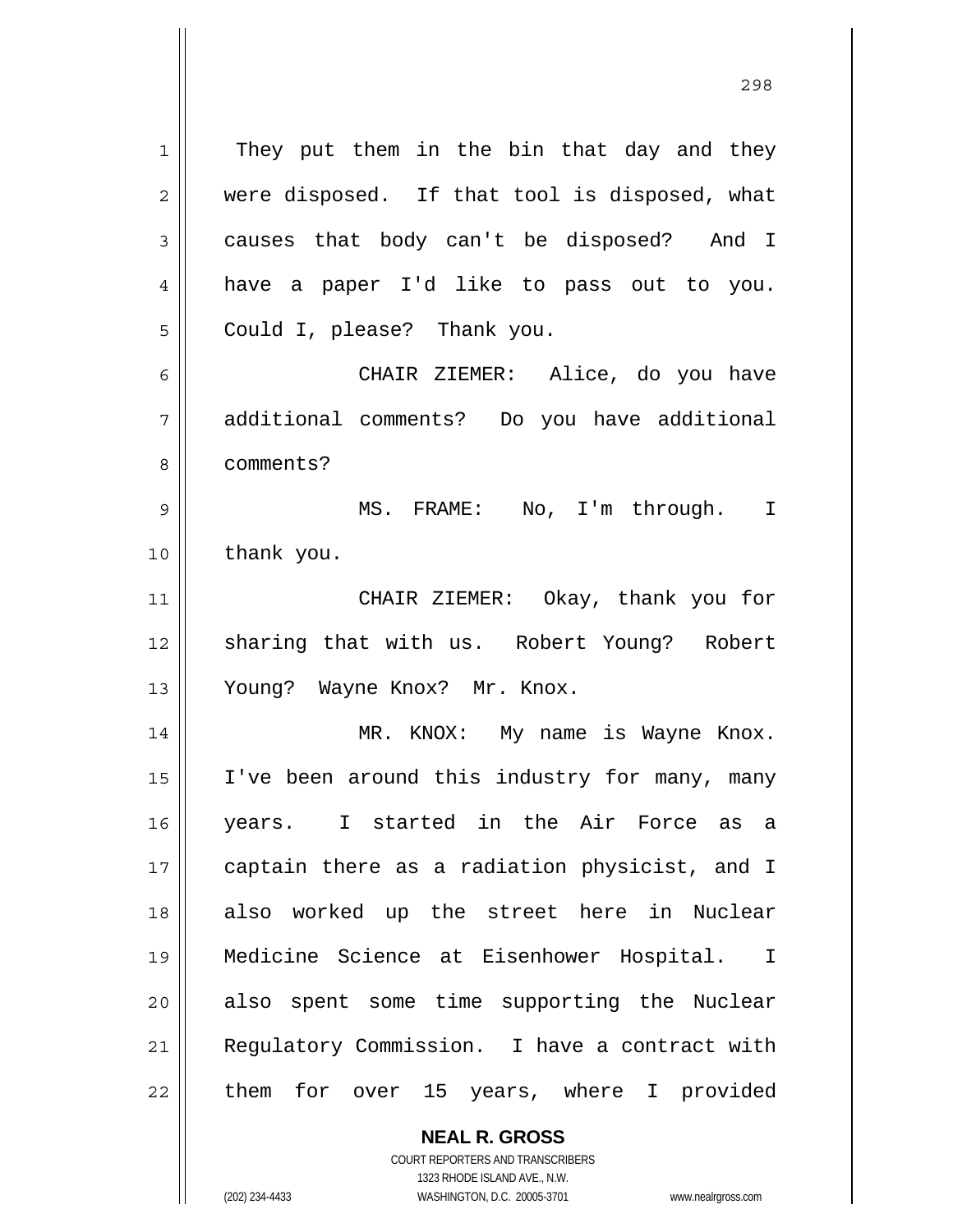They put them in the bin that day and they were disposed. If that tool is disposed, what causes that body can't be disposed? And I have a paper I'd like to pass out to you. Could I, please? Thank you.

CHAIR ZIEMER: Alice, do you have additional comments? Do you have additional comments?

MS. FRAME: No, I'm through. I thank you.

CHAIR ZIEMER: Okay, thank you for sharing that with us. Robert Young? Robert Young? Wayne Knox? Mr. Knox.

MR. KNOX: My name is Wayne Knox. I've been around this industry for many, many years. I started in the Air Force as a captain there as a radiation physicist, and I also worked up the street here in Nuclear Medicine Science at Eisenhower Hospital. I also spent some time supporting the Nuclear Regulatory Commission. I have a contract with them for over 15 years, where I provided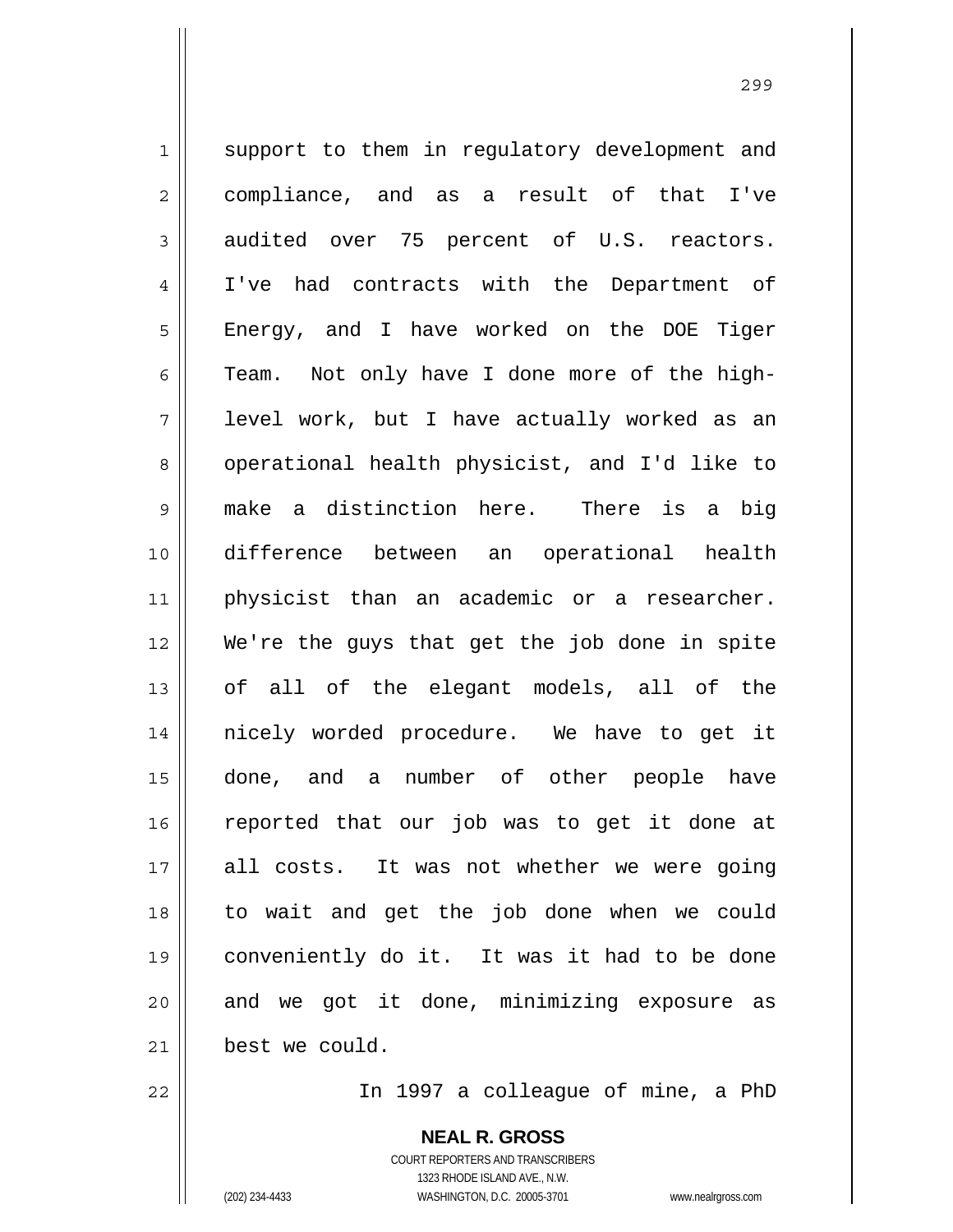support to them in regulatory development and compliance, and as a result of that I've audited over 75 percent of U.S. reactors. I've had contracts with the Department of Energy, and I have worked on the DOE Tiger Team. Not only have I done more of the high-level work, but I have actually worked as an operational health physicist, and I'd like to make a distinction here. There is a big difference between an operational health physicist than an academic or a researcher. We're the guys that get the job done in spite of all of the elegant models, all of the nicely worded procedure. We have to get it done, and a number of other people have reported that our job was to get it done at all costs. It was not whether we were going to wait and get the job done when we could conveniently do it. It was it had to be done and we got it done, minimizing exposure as best we could.

In 1997 a colleague of mine, a PhD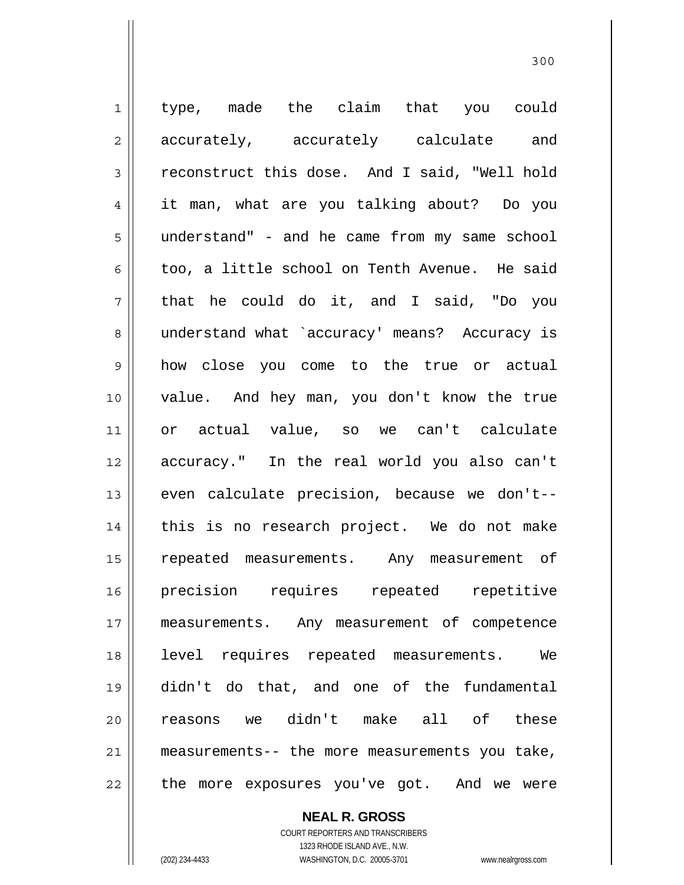type, made the claim that you could accurately, accurately calculate and reconstruct this dose. And I said, "Well hold it man, what are you talking about? Do you understand" - and he came from my same school too, a little school on Tenth Avenue. He said that he could do it, and I said, "Do you understand what `accuracy' means? Accuracy is how close you come to the true or actual value. And hey man, you don't know the true or actual value, so we can't calculate accuracy." In the real world you also can't even calculate precision, because we don't-- this is no research project. We do not make repeated measurements. Any measurement of precision requires repeated repetitive measurements. Any measurement of competence level requires repeated measurements. We didn't do that, and one of the fundamental reasons we didn't make all of these measurements-- the more measurements you take, the more exposures you've got. And we were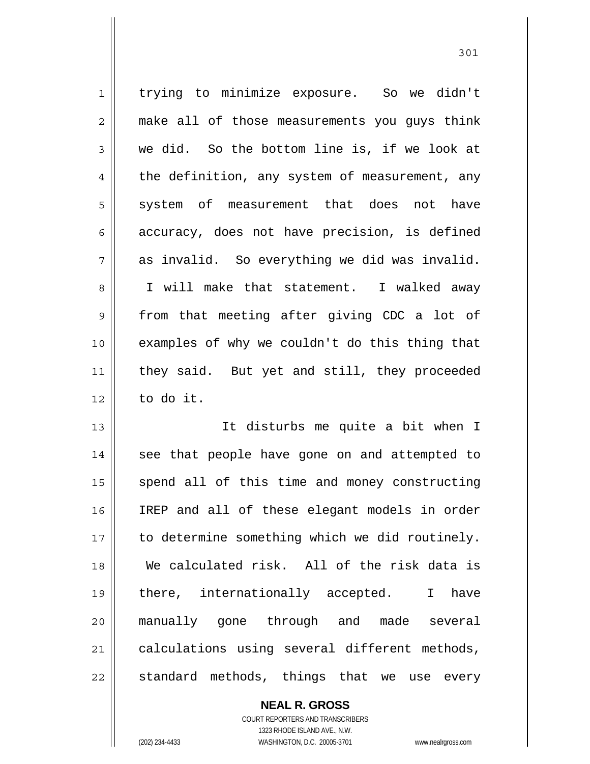trying to minimize exposure. So we didn't make all of those measurements you guys think we did. So the bottom line is, if we look at the definition, any system of measurement, any system of measurement that does not have accuracy, does not have precision, is defined as invalid. So everything we did was invalid. I will make that statement. I walked away from that meeting after giving CDC a lot of examples of why we couldn't do this thing that they said. But yet and still, they proceeded to do it.

It disturbs me quite a bit when I see that people have gone on and attempted to spend all of this time and money constructing IREP and all of these elegant models in order to determine something which we did routinely. We calculated risk. All of the risk data is there, internationally accepted. I have manually gone through and made several calculations using several different methods, standard methods, things that we use every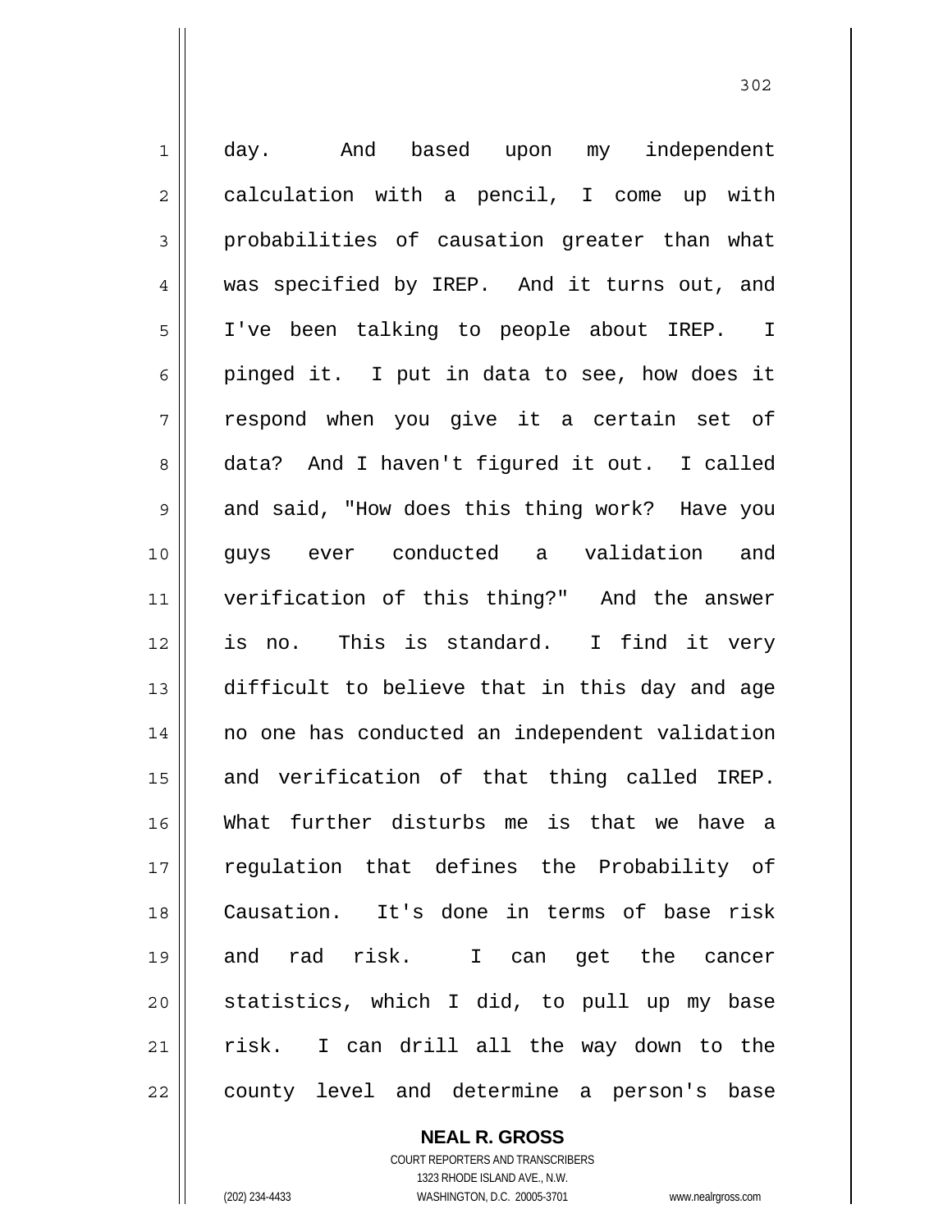day. And based upon my independent calculation with a pencil, I come up with probabilities of causation greater than what was specified by IREP. And it turns out, and I've been talking to people about IREP. I pinged it. I put in data to see, how does it respond when you give it a certain set of data? And I haven't figured it out. I called and said, "How does this thing work? Have you guys ever conducted a validation and verification of this thing?" And the answer is no. This is standard. I find it very difficult to believe that in this day and age no one has conducted an independent validation and verification of that thing called IREP. What further disturbs me is that we have a regulation that defines the Probability of Causation. It's done in terms of base risk and rad risk. I can get the cancer statistics, which I did, to pull up my base risk. I can drill all the way down to the county level and determine a person's base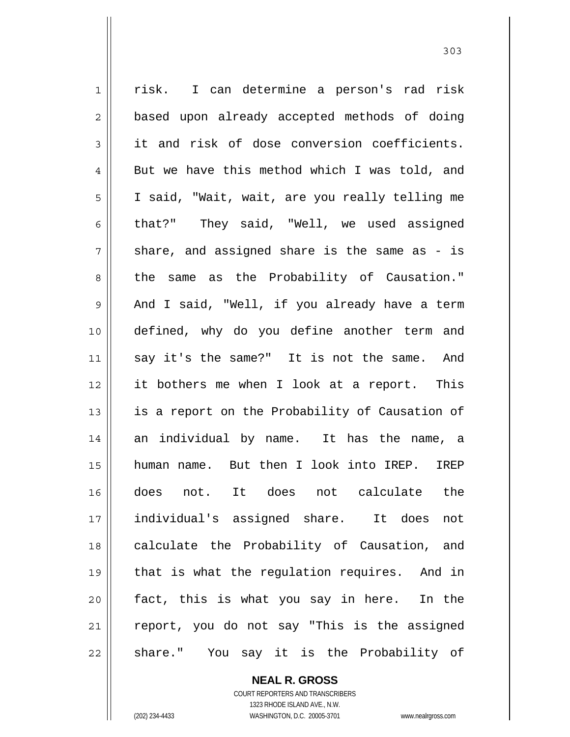risk. I can determine a person's rad risk based upon already accepted methods of doing it and risk of dose conversion coefficients. But we have this method which I was told, and I said, "Wait, wait, are you really telling me that?" They said, "Well, we used assigned share, and assigned share is the same as - is the same as the Probability of Causation." And I said, "Well, if you already have a term defined, why do you define another term and say it's the same?" It is not the same. And it bothers me when I look at a report. This is a report on the Probability of Causation of an individual by name. It has the name, a human name. But then I look into IREP. IREP does not. It does not calculate the individual's assigned share. It does not calculate the Probability of Causation, and that is what the regulation requires. And in fact, this is what you say in here. In the report, you do not say "This is the assigned share." You say it is the Probability of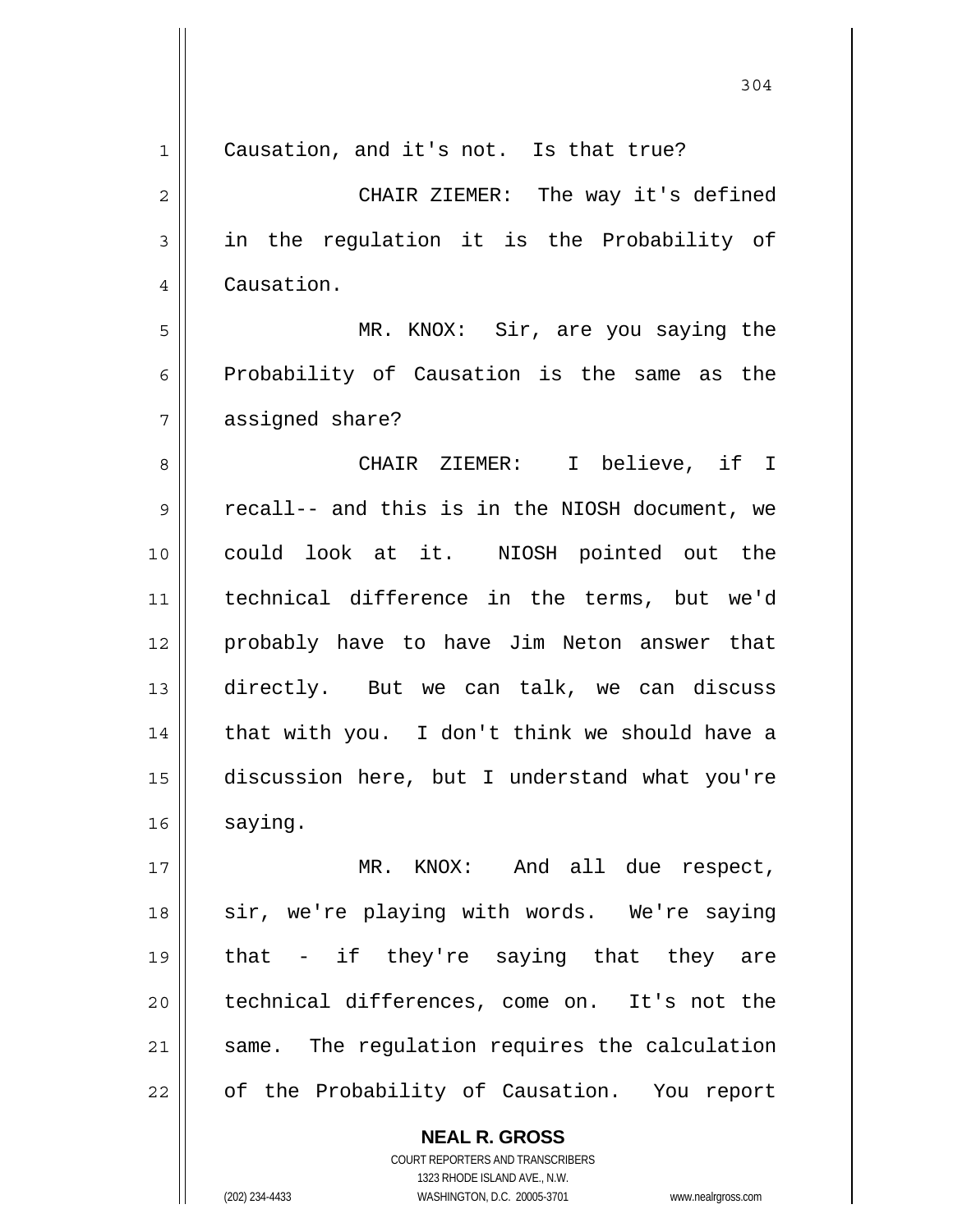Causation, and it's not. Is that true?

CHAIR ZIEMER: The way it's defined in the regulation it is the Probability of Causation.

MR. KNOX: Sir, are you saying the Probability of Causation is the same as the assigned share?

CHAIR ZIEMER: I believe, if I recall-- and this is in the NIOSH document, we could look at it. NIOSH pointed out the technical difference in the terms, but we'd probably have to have Jim Neton answer that directly. But we can talk, we can discuss that with you. I don't think we should have a discussion here, but I understand what you're saying.

MR. KNOX: And all due respect, sir, we're playing with words. We're saying that - if they're saying that they are technical differences, come on. It's not the same. The regulation requires the calculation of the Probability of Causation. You report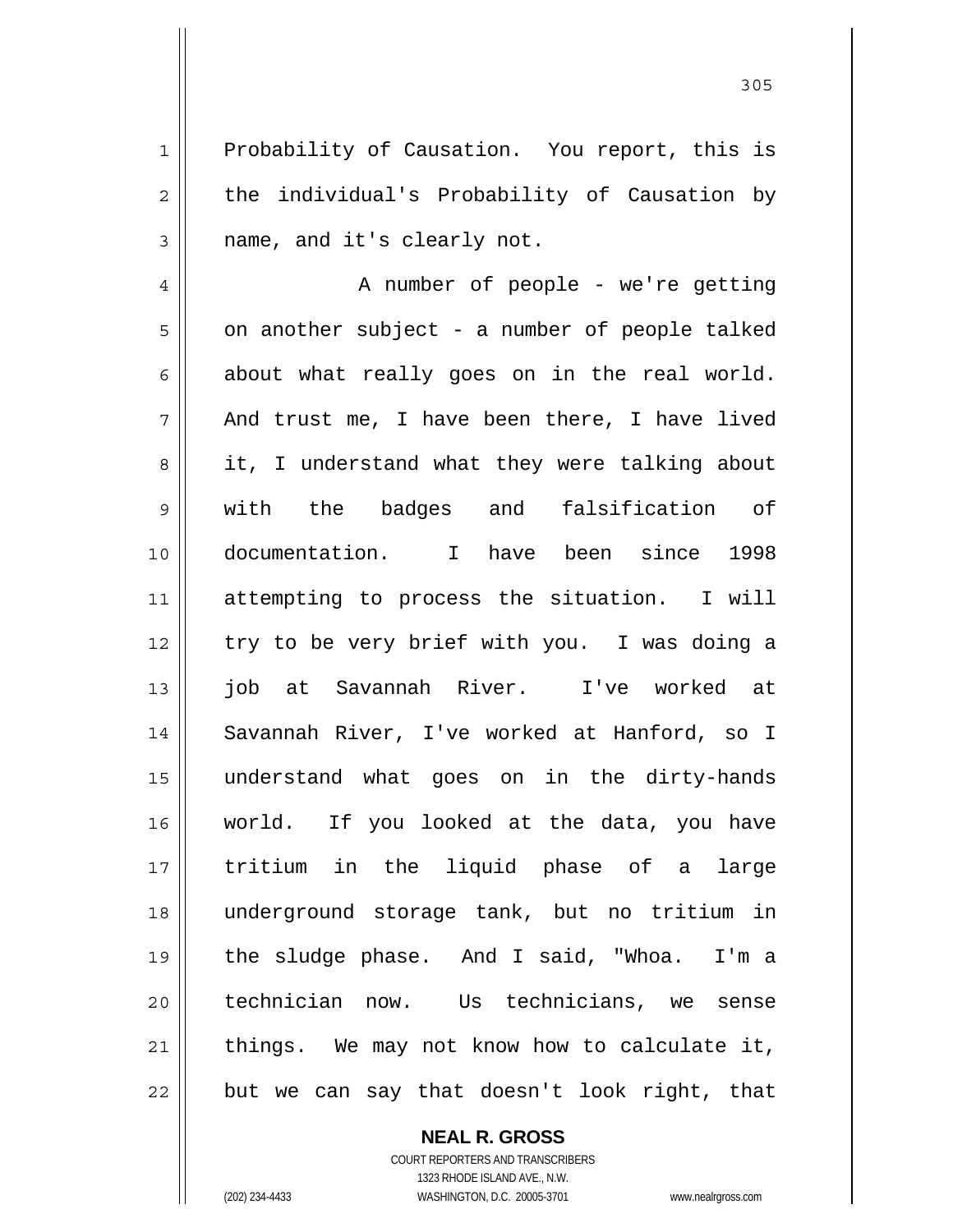Probability of Causation. You report, this is the individual's Probability of Causation by name, and it's clearly not.

A number of people - we're getting on another subject - a number of people talked about what really goes on in the real world. And trust me, I have been there, I have lived it, I understand what they were talking about with the badges and falsification of documentation. I have been since 1998 attempting to process the situation. I will try to be very brief with you. I was doing a job at Savannah River. I've worked at Savannah River, I've worked at Hanford, so I understand what goes on in the dirty-hands world. If you looked at the data, you have tritium in the liquid phase of a large underground storage tank, but no tritium in the sludge phase. And I said, "Whoa. I'm a technician now. Us technicians, we sense things. We may not know how to calculate it, but we can say that doesn't look right, that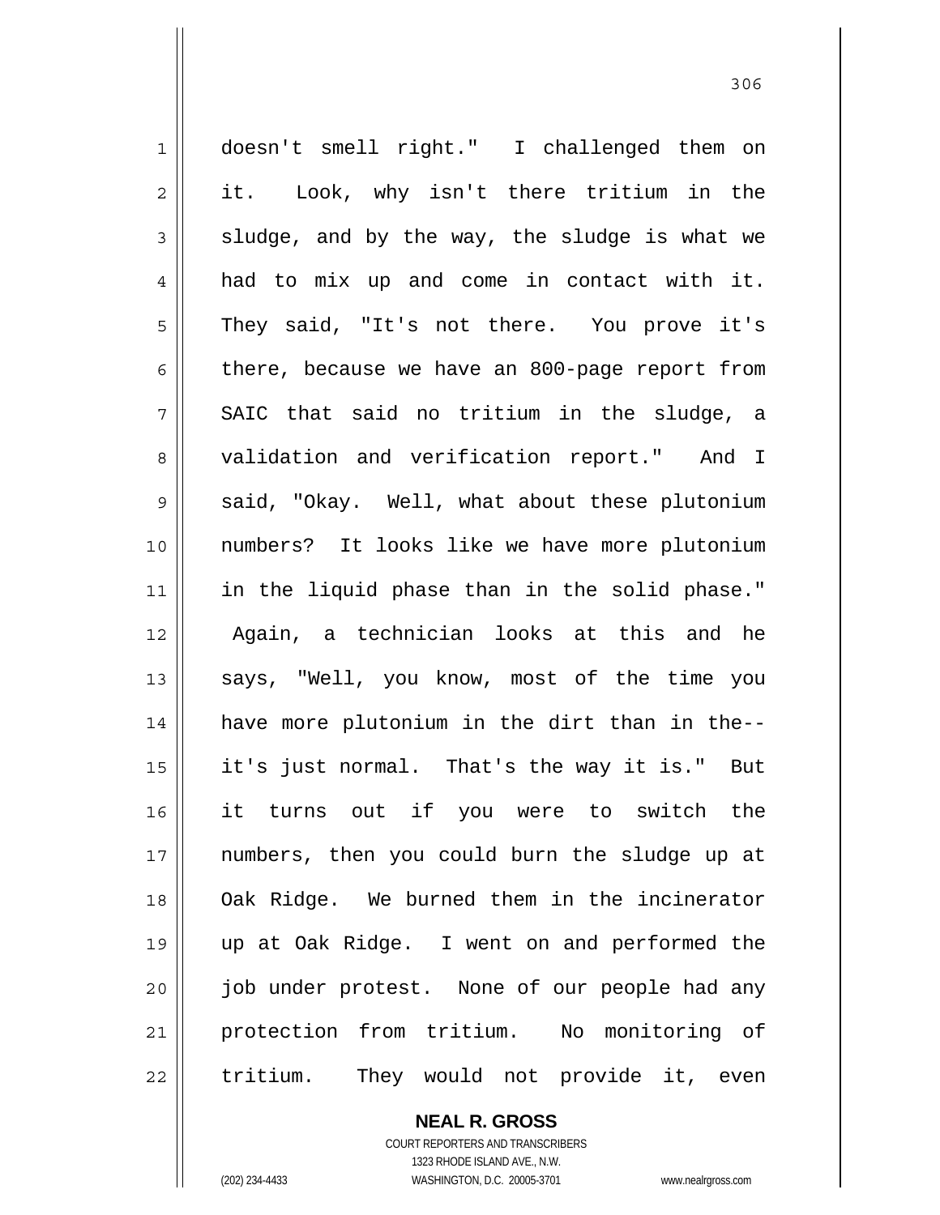doesn't smell right." I challenged them on it. Look, why isn't there tritium in the sludge, and by the way, the sludge is what we had to mix up and come in contact with it. They said, "It's not there. You prove it's there, because we have an 800-page report from SAIC that said no tritium in the sludge, a validation and verification report." And I said, "Okay. Well, what about these plutonium numbers? It looks like we have more plutonium in the liquid phase than in the solid phase." Again, a technician looks at this and he says, "Well, you know, most of the time you have more plutonium in the dirt than in the-- it's just normal. That's the way it is." But it turns out if you were to switch the numbers, then you could burn the sludge up at Oak Ridge. We burned them in the incinerator up at Oak Ridge. I went on and performed the job under protest. None of our people had any protection from tritium. No monitoring of tritium. They would not provide it, even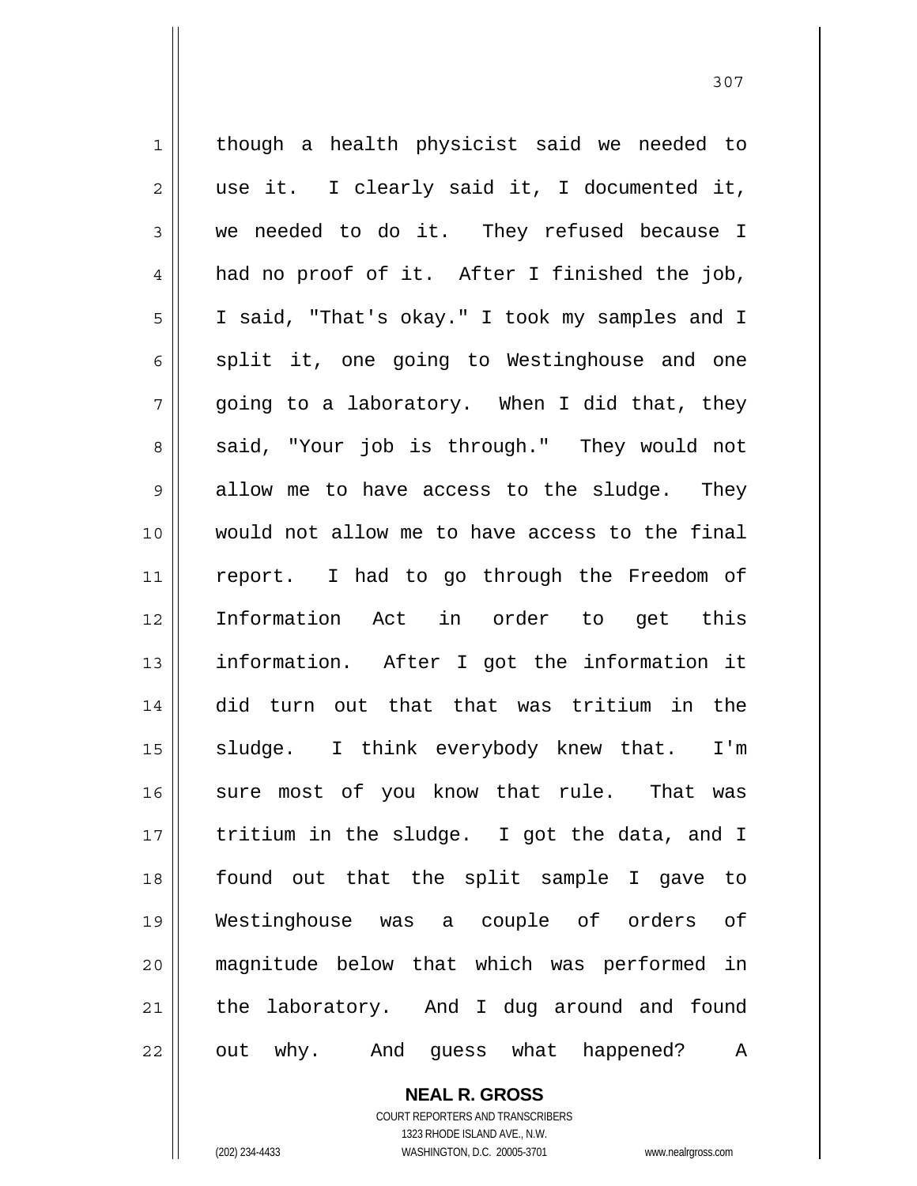though a health physicist said we needed to use it. I clearly said it, I documented it, we needed to do it. They refused because I had no proof of it. After I finished the job, I said, "That's okay." I took my samples and I split it, one going to Westinghouse and one going to a laboratory. When I did that, they said, "Your job is through." They would not allow me to have access to the sludge. They would not allow me to have access to the final report. I had to go through the Freedom of Information Act in order to get this information. After I got the information it did turn out that that was tritium in the sludge. I think everybody knew that. I'm sure most of you know that rule. That was tritium in the sludge. I got the data, and I found out that the split sample I gave to Westinghouse was a couple of orders of magnitude below that which was performed in the laboratory. And I dug around and found out why. And guess what happened? A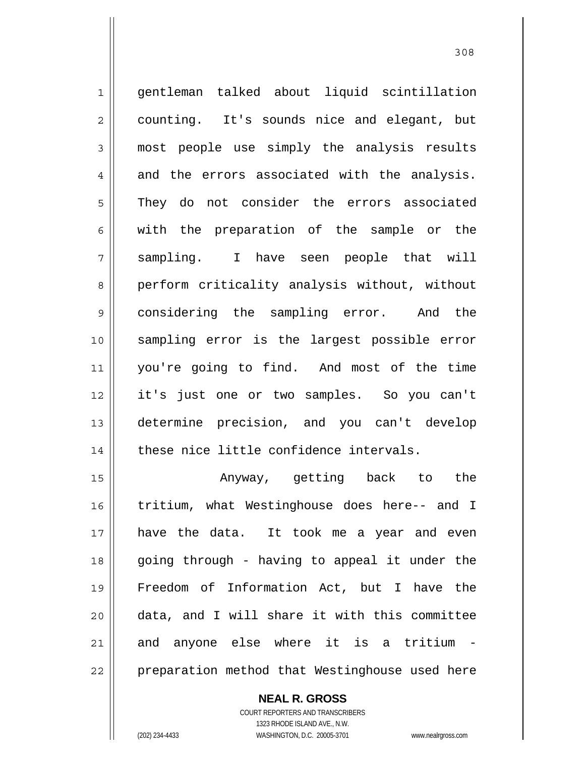gentleman talked about liquid scintillation counting. It's sounds nice and elegant, but most people use simply the analysis results and the errors associated with the analysis. They do not consider the errors associated with the preparation of the sample or the sampling. I have seen people that will perform criticality analysis without, without considering the sampling error. And the sampling error is the largest possible error you're going to find. And most of the time it's just one or two samples. So you can't determine precision, and you can't develop these nice little confidence intervals.

Anyway, getting back to the tritium, what Westinghouse does here-- and I have the data. It took me a year and even going through - having to appeal it under the Freedom of Information Act, but I have the data, and I will share it with this committee and anyone else where it is a tritium - preparation method that Westinghouse used here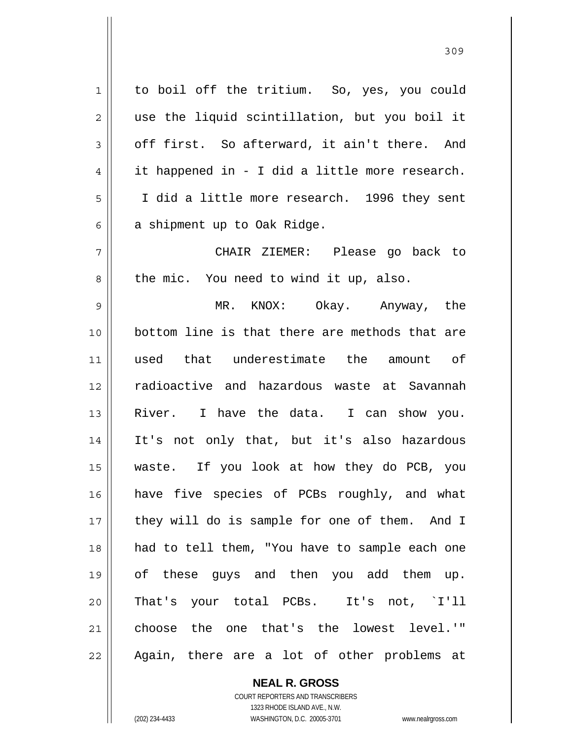to boil off the tritium. So, yes, you could use the liquid scintillation, but you boil it off first. So afterward, it ain't there. And it happened in - I did a little more research. I did a little more research. 1996 they sent a shipment up to Oak Ridge.

CHAIR ZIEMER: Please go back to the mic. You need to wind it up, also.

MR. KNOX: Okay. Anyway, the bottom line is that there are methods that are used that underestimate the amount of radioactive and hazardous waste at Savannah River. I have the data. I can show you. It's not only that, but it's also hazardous waste. If you look at how they do PCB, you have five species of PCBs roughly, and what they will do is sample for one of them. And I had to tell them, "You have to sample each one of these guys and then you add them up. That's your total PCBs. It's not, `I'll choose the one that's the lowest level.'" Again, there are a lot of other problems at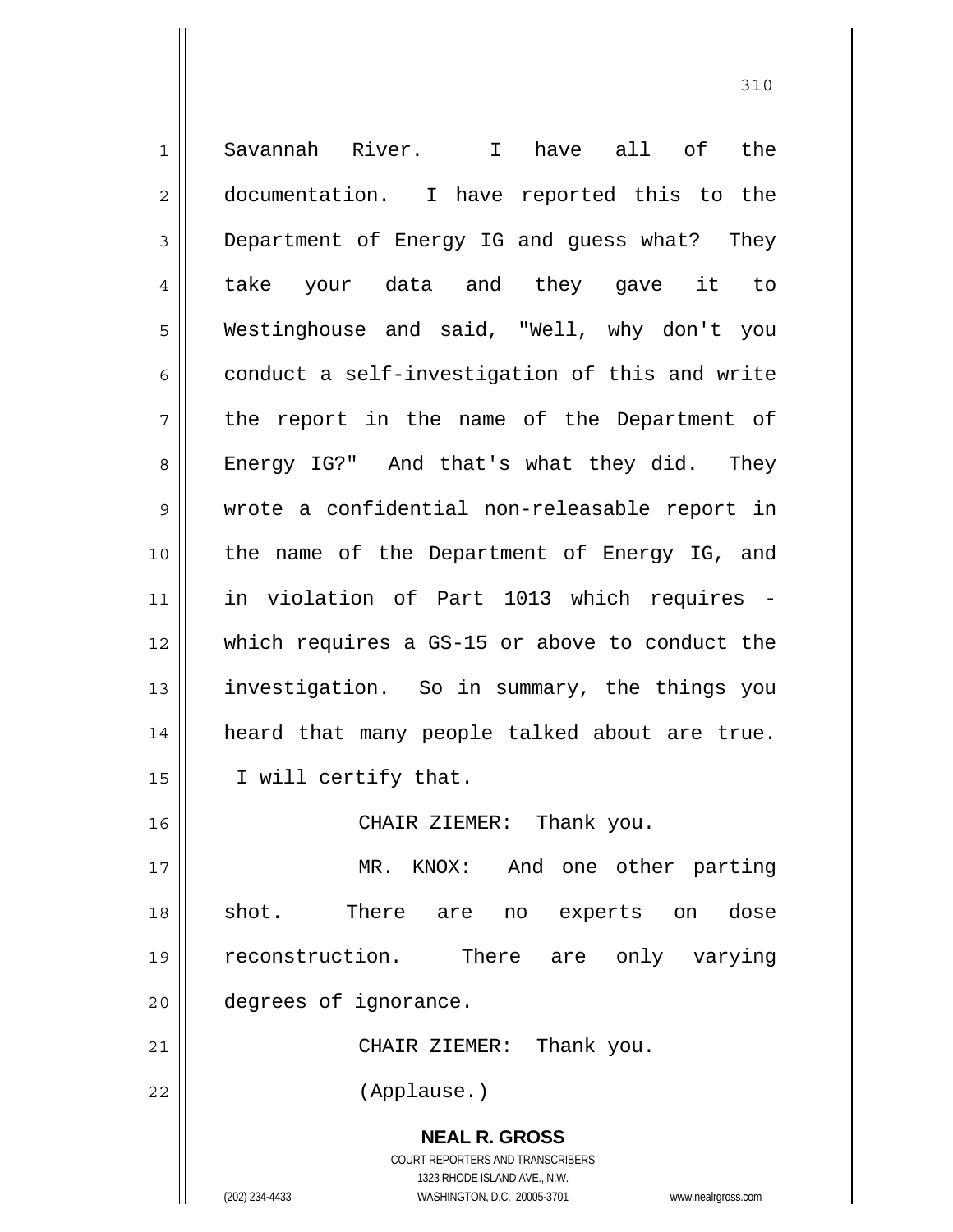Savannah River. I have all of the documentation. I have reported this to the Department of Energy IG and guess what? They take your data and they gave it to Westinghouse and said, "Well, why don't you conduct a self-investigation of this and write the report in the name of the Department of Energy IG?" And that's what they did. They wrote a confidential non-releasable report in the name of the Department of Energy IG, and in violation of Part 1013 which requires - which requires a GS-15 or above to conduct the investigation. So in summary, the things you heard that many people talked about are true. I will certify that.

CHAIR ZIEMER: Thank you.

MR. KNOX: And one other parting shot. There are no experts on dose reconstruction. There are only varying degrees of ignorance.

CHAIR ZIEMER: Thank you.

(Applause.)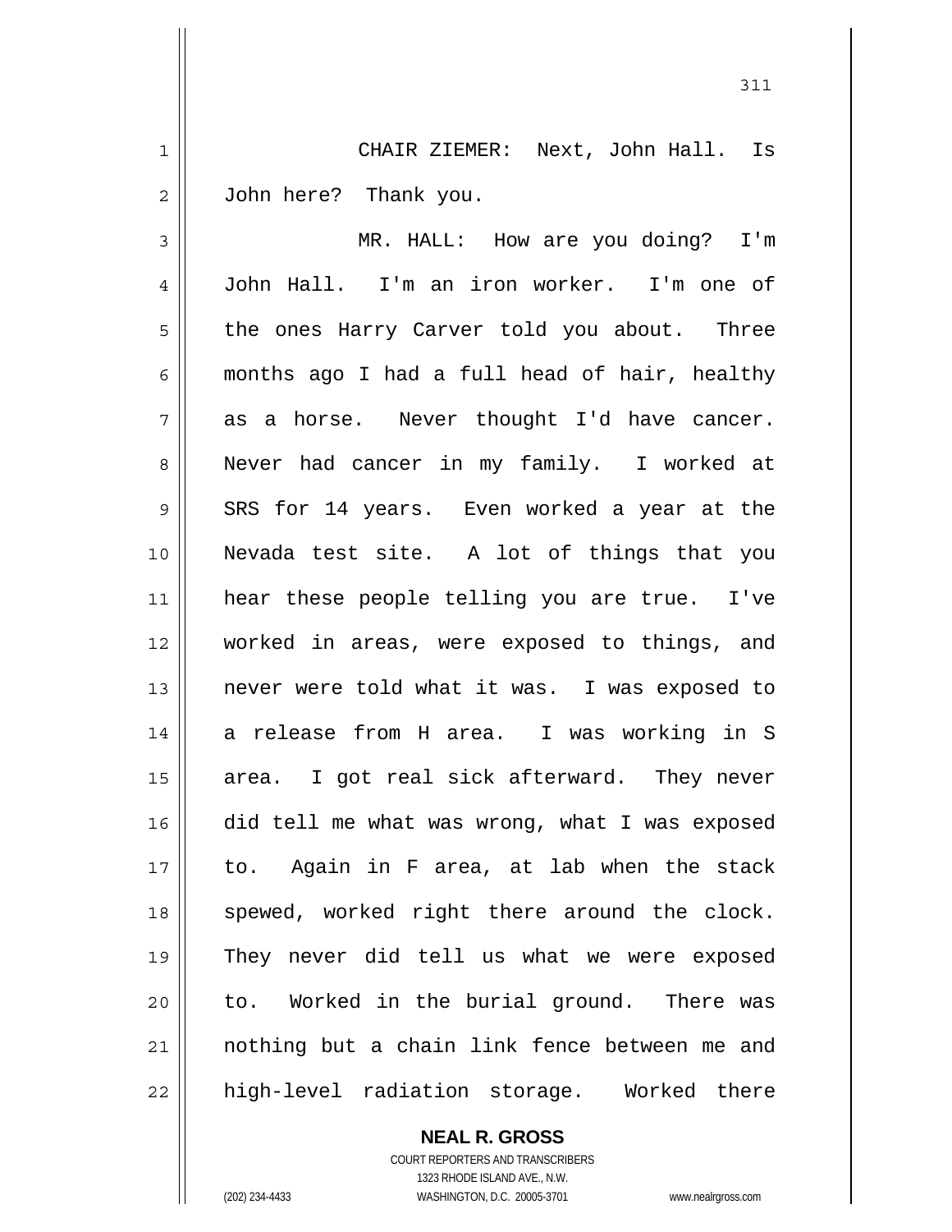CHAIR ZIEMER: Next, John Hall. Is John here? Thank you.

MR. HALL: How are you doing? I'm John Hall. I'm an iron worker. I'm one of the ones Harry Carver told you about. Three months ago I had a full head of hair, healthy as a horse. Never thought I'd have cancer. Never had cancer in my family. I worked at SRS for 14 years. Even worked a year at the Nevada test site. A lot of things that you hear these people telling you are true. I've worked in areas, were exposed to things, and never were told what it was. I was exposed to a release from H area. I was working in S area. I got real sick afterward. They never did tell me what was wrong, what I was exposed to. Again in F area, at lab when the stack spewed, worked right there around the clock. They never did tell us what we were exposed to. Worked in the burial ground. There was nothing but a chain link fence between me and high-level radiation storage. Worked there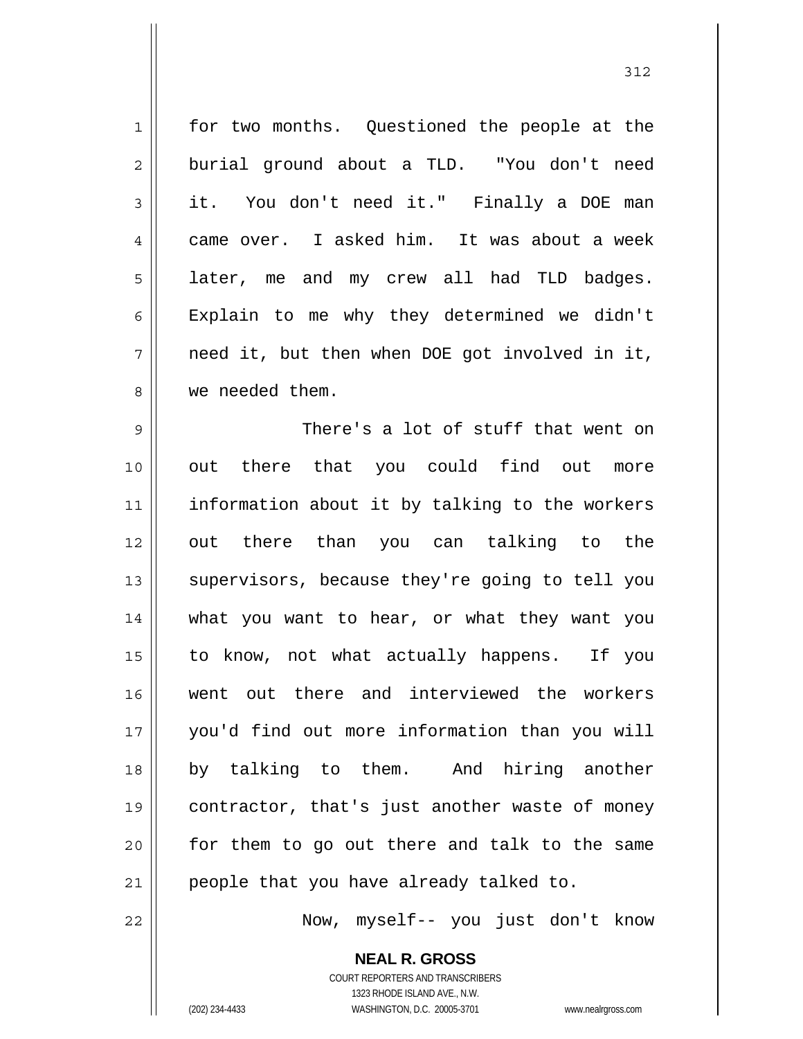for two months. Questioned the people at the burial ground about a TLD. "You don't need it. You don't need it." Finally a DOE man came over. I asked him. It was about a week later, me and my crew all had TLD badges. Explain to me why they determined we didn't need it, but then when DOE got involved in it, we needed them.

There's a lot of stuff that went on out there that you could find out more information about it by talking to the workers out there than you can talking to the supervisors, because they're going to tell you what you want to hear, or what they want you to know, not what actually happens. If you went out there and interviewed the workers you'd find out more information than you will by talking to them. And hiring another contractor, that's just another waste of money for them to go out there and talk to the same people that you have already talked to.

Now, myself-- you just don't know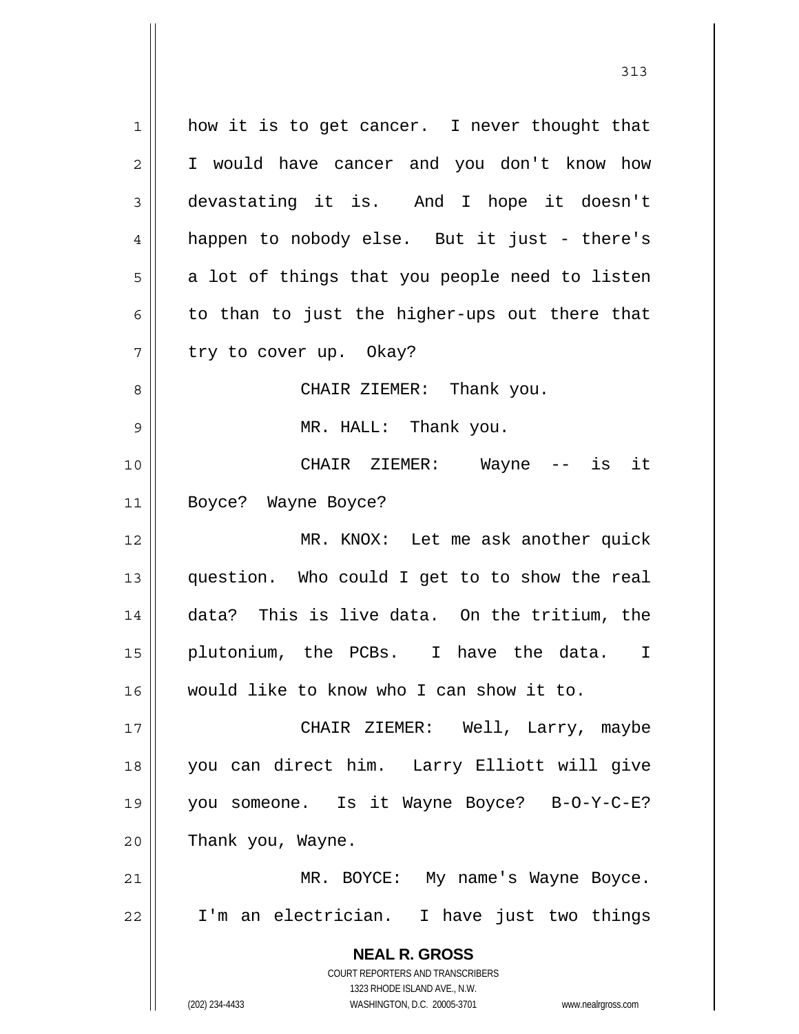how it is to get cancer. I never thought that I would have cancer and you don't know how devastating it is. And I hope it doesn't happen to nobody else. But it just - there's a lot of things that you people need to listen to than to just the higher-ups out there that try to cover up. Okay?

CHAIR ZIEMER: Thank you.

MR. HALL: Thank you.

CHAIR ZIEMER: Wayne -- is it Boyce? Wayne Boyce?

MR. KNOX: Let me ask another quick question. Who could I get to to show the real data? This is live data. On the tritium, the plutonium, the PCBs. I have the data. I would like to know who I can show it to.

CHAIR ZIEMER: Well, Larry, maybe you can direct him. Larry Elliott will give you someone. Is it Wayne Boyce? B-O-Y-C-E? Thank you, Wayne.

MR. BOYCE: My name's Wayne Boyce. I'm an electrician. I have just two things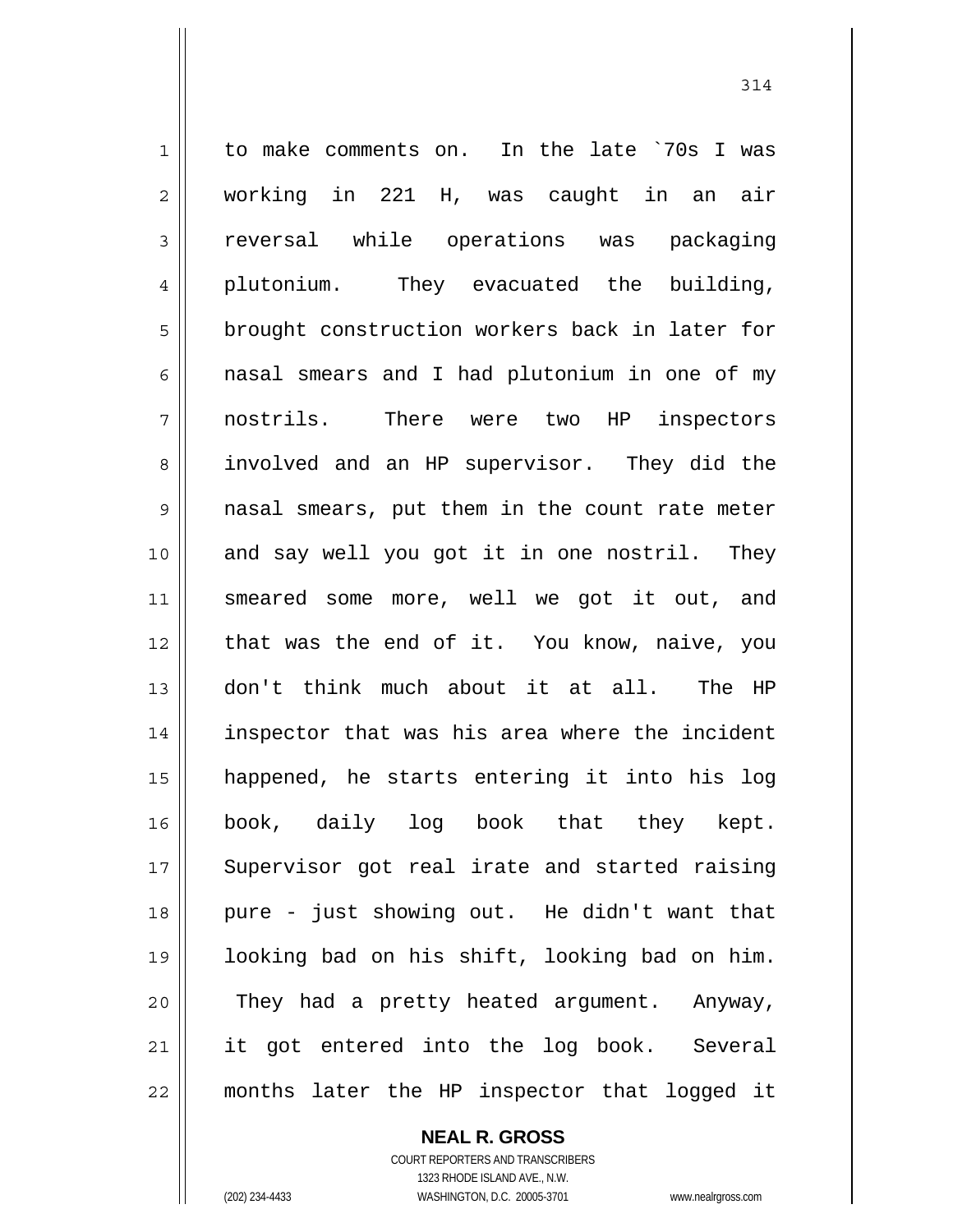to make comments on. In the late `70s I was working in 221 H, was caught in an air reversal while operations was packaging plutonium. They evacuated the building, brought construction workers back in later for nasal smears and I had plutonium in one of my nostrils. There were two HP inspectors involved and an HP supervisor. They did the nasal smears, put them in the count rate meter and say well you got it in one nostril. They smeared some more, well we got it out, and that was the end of it. You know, naive, you don't think much about it at all. The HP inspector that was his area where the incident happened, he starts entering it into his log book, daily log book that they kept. Supervisor got real irate and started raising pure - just showing out. He didn't want that looking bad on his shift, looking bad on him. They had a pretty heated argument. Anyway, it got entered into the log book. Several months later the HP inspector that logged it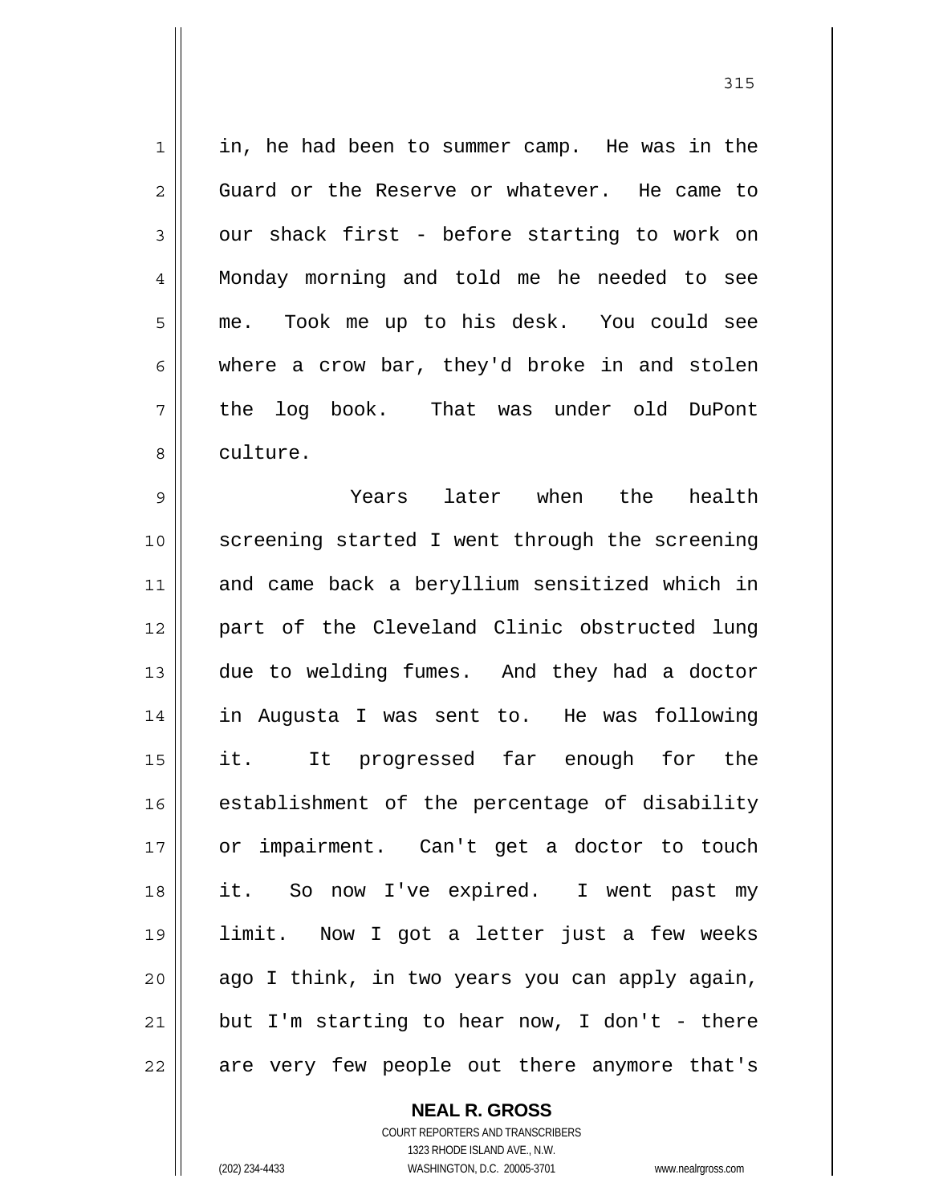in, he had been to summer camp. He was in the Guard or the Reserve or whatever. He came to our shack first - before starting to work on Monday morning and told me he needed to see me. Took me up to his desk. You could see where a crow bar, they'd broke in and stolen the log book. That was under old DuPont culture.

Years later when the health screening started I went through the screening and came back a beryllium sensitized which in part of the Cleveland Clinic obstructed lung due to welding fumes. And they had a doctor in Augusta I was sent to. He was following it. It progressed far enough for the establishment of the percentage of disability or impairment. Can't get a doctor to touch it. So now I've expired. I went past my limit. Now I got a letter just a few weeks ago I think, in two years you can apply again, but I'm starting to hear now, I don't - there are very few people out there anymore that's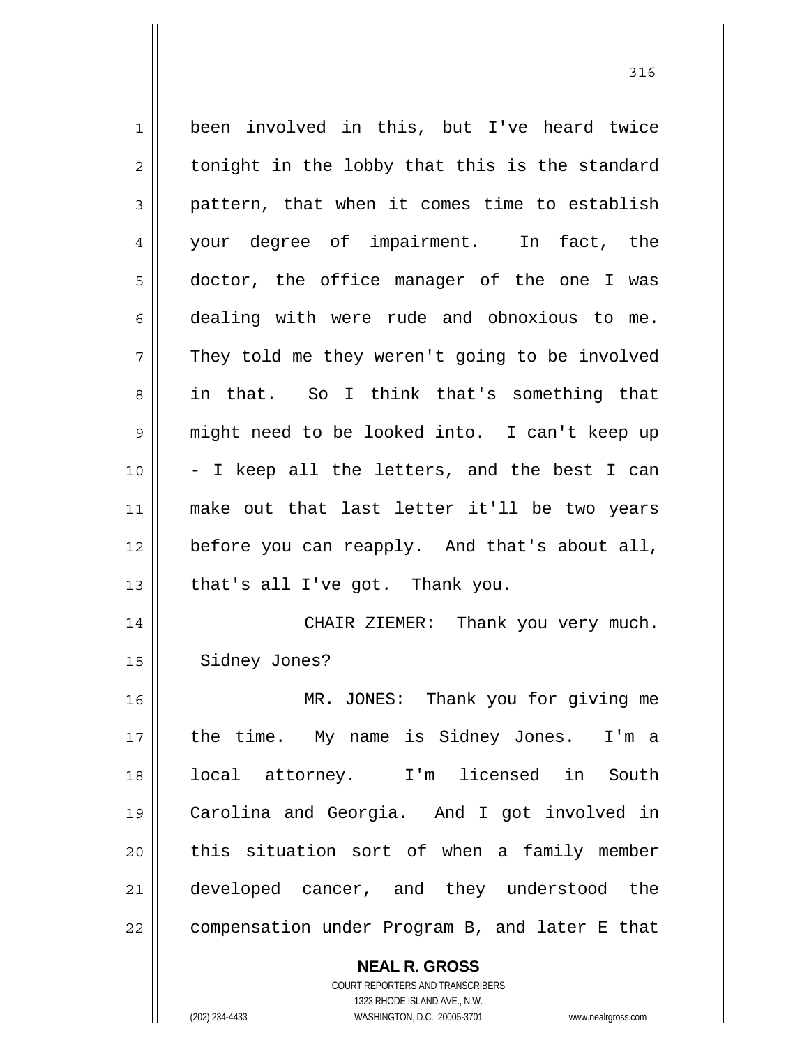been involved in this, but I've heard twice tonight in the lobby that this is the standard pattern, that when it comes time to establish your degree of impairment. In fact, the doctor, the office manager of the one I was dealing with were rude and obnoxious to me. They told me they weren't going to be involved in that. So I think that's something that might need to be looked into. I can't keep up - I keep all the letters, and the best I can make out that last letter it'll be two years before you can reapply. And that's about all, that's all I've got. Thank you.

CHAIR ZIEMER: Thank you very much. Sidney Jones?

MR. JONES: Thank you for giving me the time. My name is Sidney Jones. I'm a local attorney. I'm licensed in South Carolina and Georgia. And I got involved in this situation sort of when a family member developed cancer, and they understood the compensation under Program B, and later E that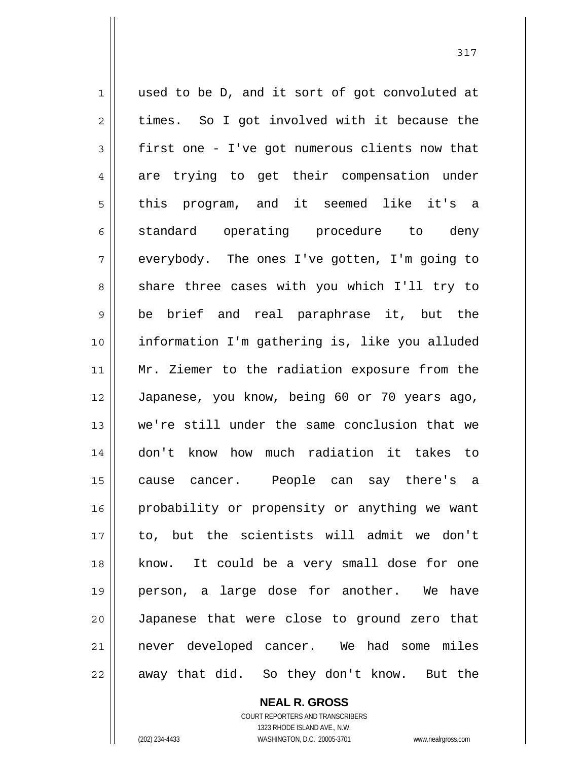used to be D, and it sort of got convoluted at times. So I got involved with it because the first one - I've got numerous clients now that are trying to get their compensation under this program, and it seemed like it's a standard operating procedure to deny everybody. The ones I've gotten, I'm going to share three cases with you which I'll try to be brief and real paraphrase it, but the information I'm gathering is, like you alluded Mr. Ziemer to the radiation exposure from the Japanese, you know, being 60 or 70 years ago, we're still under the same conclusion that we don't know how much radiation it takes to cause cancer. People can say there's a probability or propensity or anything we want to, but the scientists will admit we don't know. It could be a very small dose for one person, a large dose for another. We have Japanese that were close to ground zero that never developed cancer. We had some miles away that did. So they don't know. But the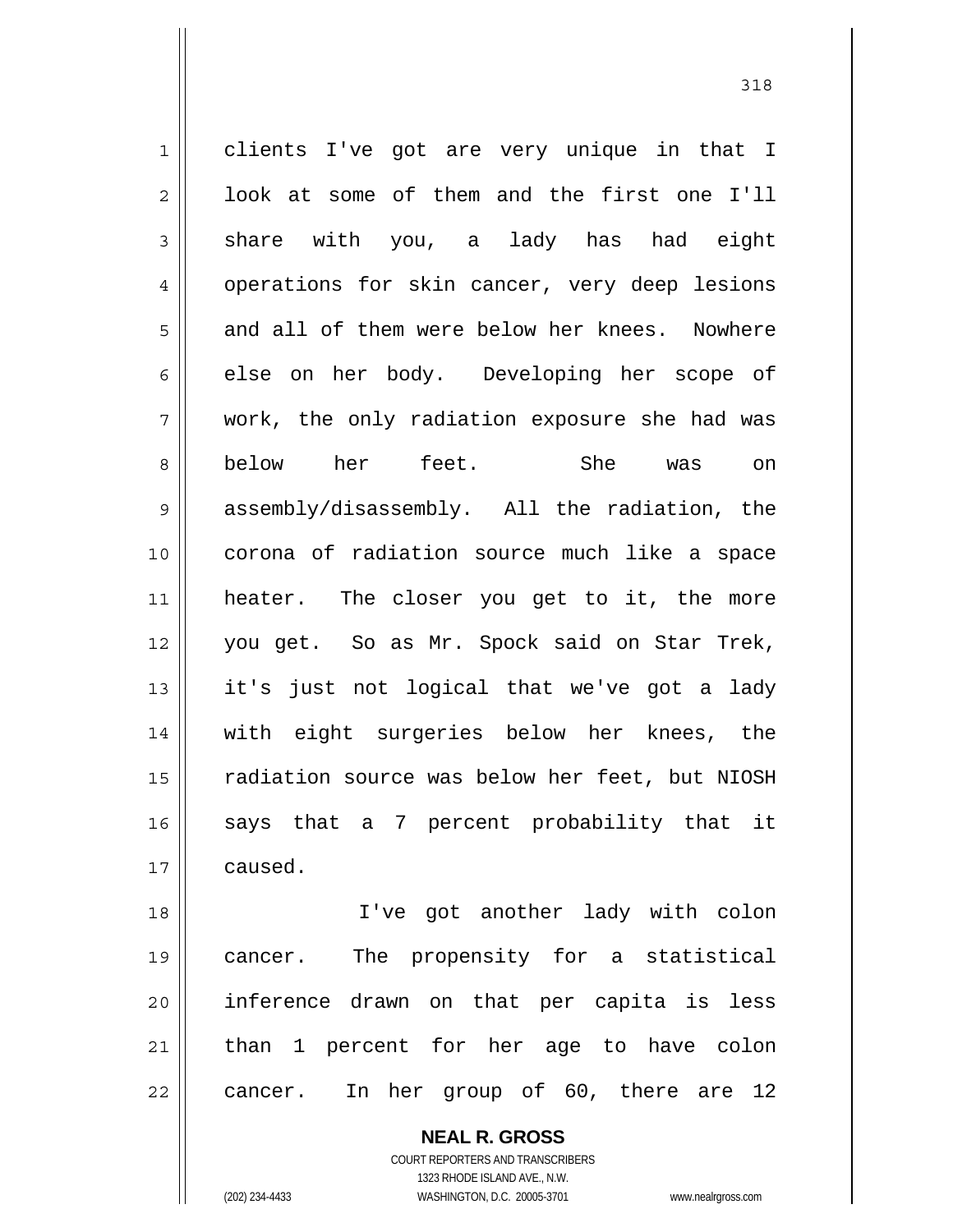clients I've got are very unique in that I look at some of them and the first one I'll share with you, a lady has had eight operations for skin cancer, very deep lesions and all of them were below her knees. Nowhere else on her body. Developing her scope of work, the only radiation exposure she had was below her feet. She was on assembly/disassembly. All the radiation, the corona of radiation source much like a space heater. The closer you get to it, the more you get. So as Mr. Spock said on Star Trek, it's just not logical that we've got a lady with eight surgeries below her knees, the radiation source was below her feet, but NIOSH says that a 7 percent probability that it caused.

I've got another lady with colon cancer. The propensity for a statistical inference drawn on that per capita is less than 1 percent for her age to have colon cancer. In her group of 60, there are 12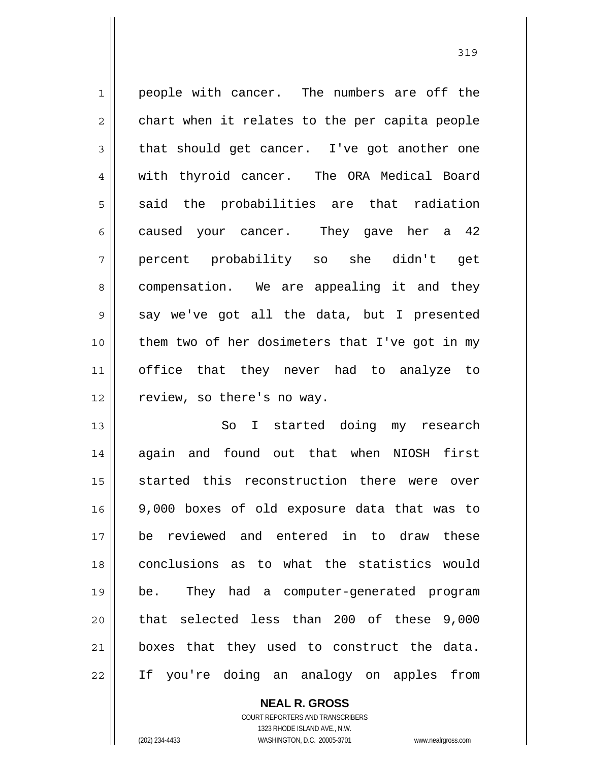people with cancer. The numbers are off the chart when it relates to the per capita people that should get cancer. I've got another one with thyroid cancer. The ORA Medical Board said the probabilities are that radiation caused your cancer. They gave her a 42 percent probability so she didn't get compensation. We are appealing it and they say we've got all the data, but I presented them two of her dosimeters that I've got in my office that they never had to analyze to review, so there's no way.

So I started doing my research again and found out that when NIOSH first started this reconstruction there were over 9,000 boxes of old exposure data that was to be reviewed and entered in to draw these conclusions as to what the statistics would be. They had a computer-generated program that selected less than 200 of these 9,000 boxes that they used to construct the data. If you're doing an analogy on apples from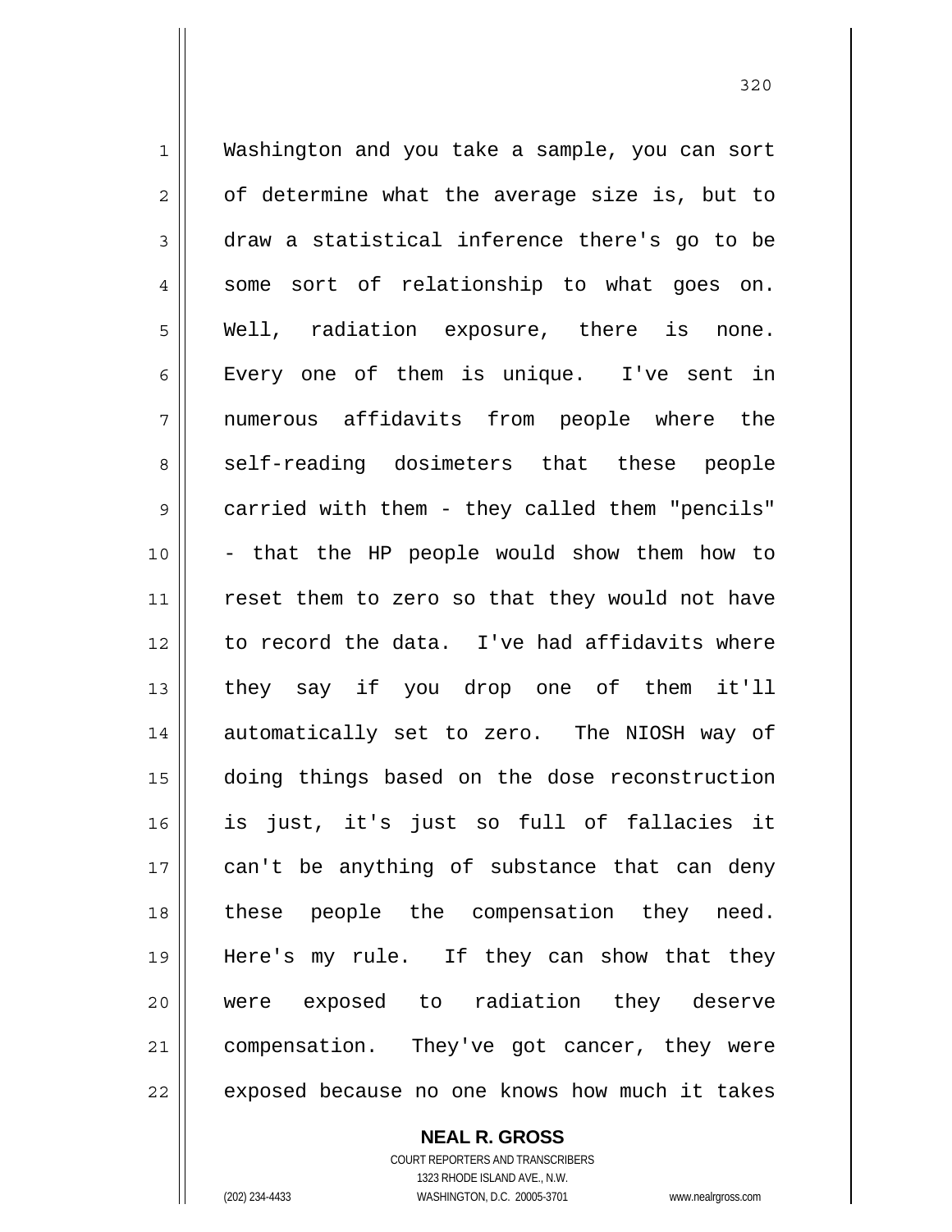Washington and you take a sample, you can sort of determine what the average size is, but to draw a statistical inference there's go to be some sort of relationship to what goes on. Well, radiation exposure, there is none. Every one of them is unique. I've sent in numerous affidavits from people where the self-reading dosimeters that these people carried with them - they called them "pencils" - that the HP people would show them how to reset them to zero so that they would not have to record the data. I've had affidavits where they say if you drop one of them it'll automatically set to zero. The NIOSH way of doing things based on the dose reconstruction is just, it's just so full of fallacies it can't be anything of substance that can deny these people the compensation they need. Here's my rule. If they can show that they were exposed to radiation they deserve compensation. They've got cancer, they were exposed because no one knows how much it takes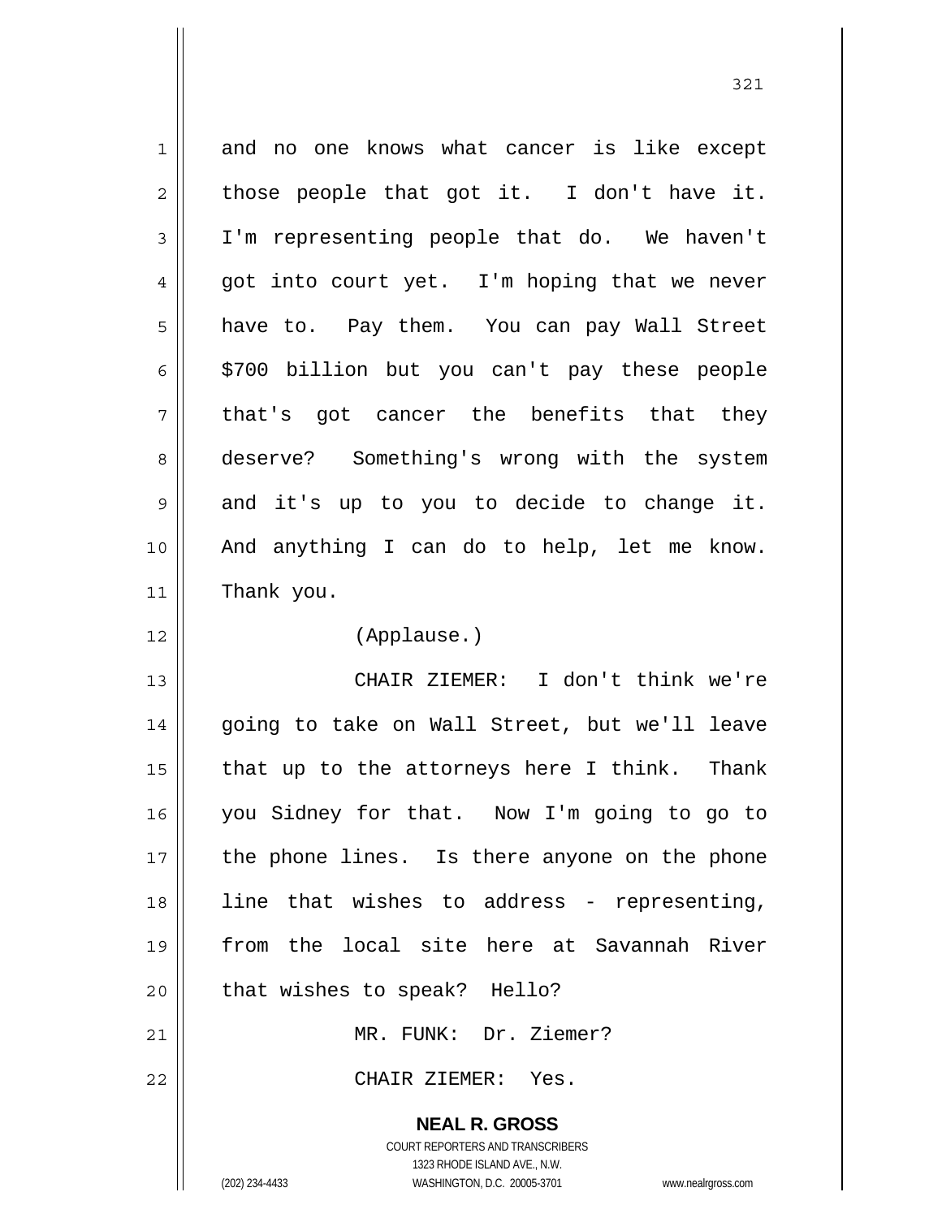and no one knows what cancer is like except those people that got it. I don't have it. I'm representing people that do. We haven't got into court yet. I'm hoping that we never have to. Pay them. You can pay Wall Street $700 billion but you can't pay these people that's got cancer the benefits that they deserve? Something's wrong with the system and it's up to you to decide to change it. And anything I can do to help, let me know. Thank you.

(Applause.)

CHAIR ZIEMER: I don't think we're going to take on Wall Street, but we'll leave that up to the attorneys here I think. Thank you Sidney for that. Now I'm going to go to the phone lines. Is there anyone on the phone line that wishes to address - representing, from the local site here at Savannah River that wishes to speak? Hello?

MR. FUNK: Dr. Ziemer?

CHAIR ZIEMER: Yes.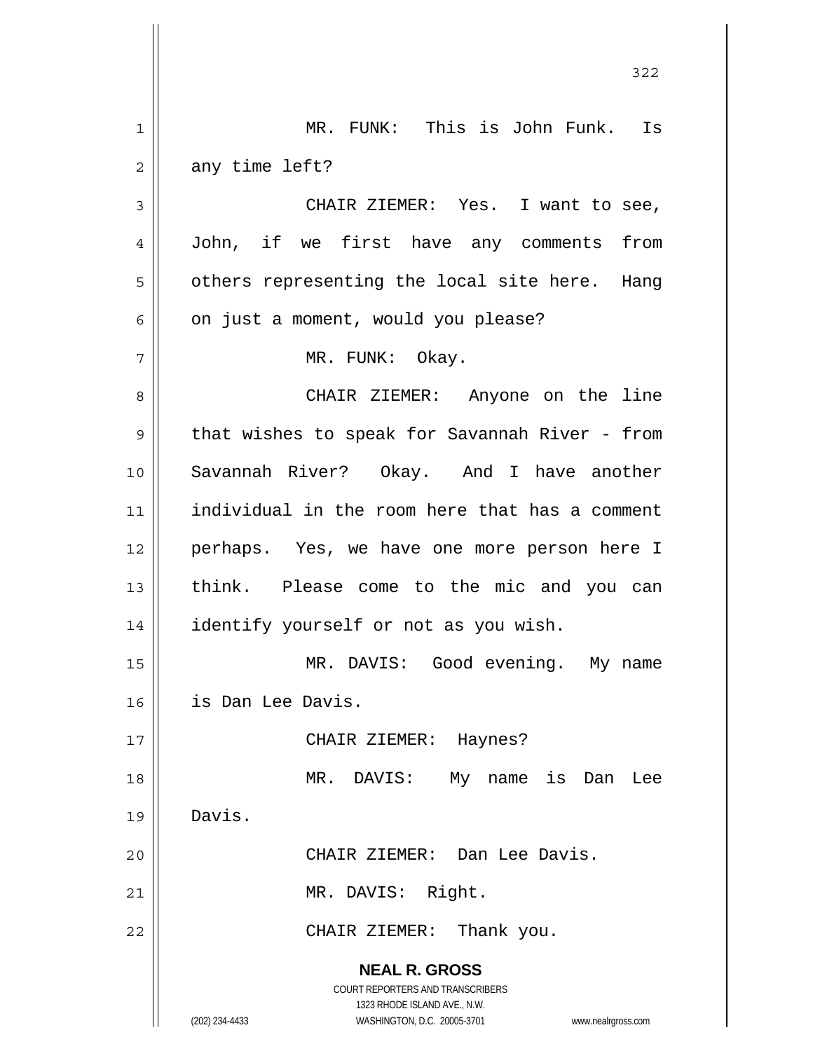MR. FUNK: This is John Funk. Is any time left?

CHAIR ZIEMER: Yes. I want to see, John, if we first have any comments from others representing the local site here. Hang on just a moment, would you please?

MR. FUNK: Okay.

CHAIR ZIEMER: Anyone on the line that wishes to speak for Savannah River - from Savannah River? Okay. And I have another individual in the room here that has a comment perhaps. Yes, we have one more person here I think. Please come to the mic and you can identify yourself or not as you wish.

MR. DAVIS: Good evening. My name is Dan Lee Davis.

CHAIR ZIEMER: Haynes?

MR. DAVIS: My name is Dan Lee Davis.

CHAIR ZIEMER: Dan Lee Davis.

MR. DAVIS: Right.

CHAIR ZIEMER: Thank you.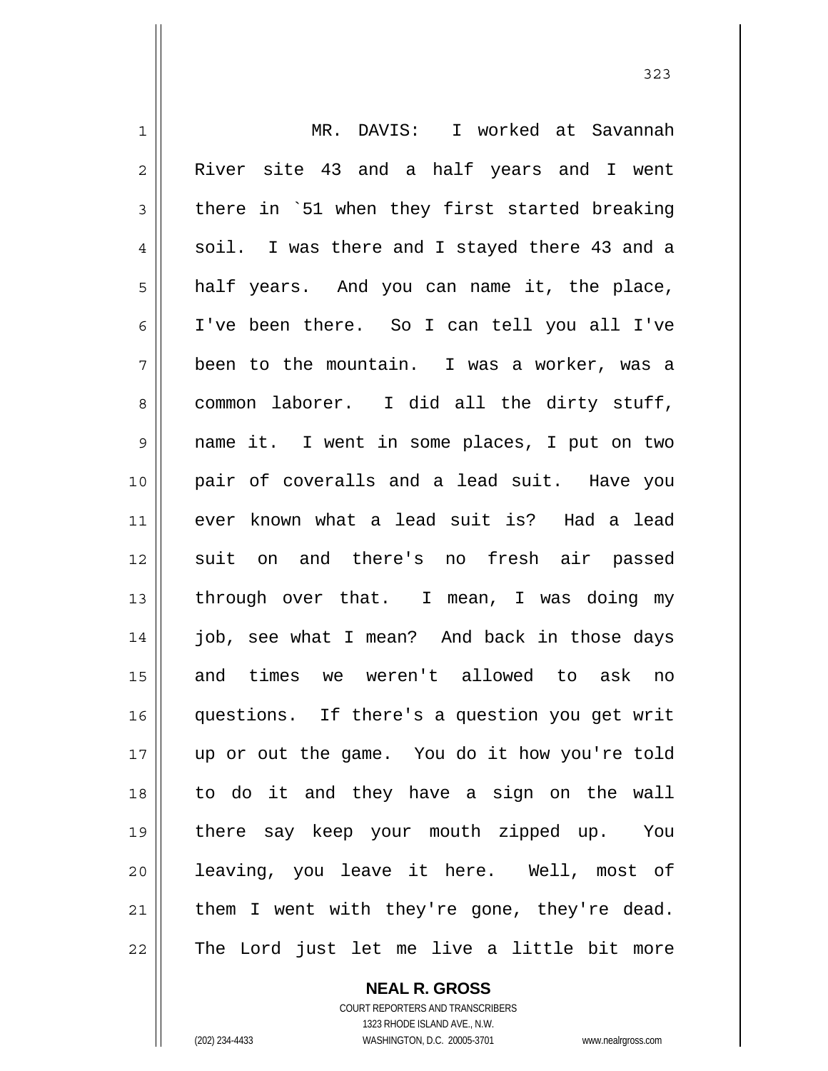MR. DAVIS: I worked at Savannah River site 43 and a half years and I went there in `51 when they first started breaking soil. I was there and I stayed there 43 and a half years. And you can name it, the place, I've been there. So I can tell you all I've been to the mountain. I was a worker, was a common laborer. I did all the dirty stuff, name it. I went in some places, I put on two pair of coveralls and a lead suit. Have you ever known what a lead suit is? Had a lead suit on and there's no fresh air passed through over that. I mean, I was doing my job, see what I mean? And back in those days and times we weren't allowed to ask no questions. If there's a question you get writ up or out the game. You do it how you're told to do it and they have a sign on the wall there say keep your mouth zipped up. You leaving, you leave it here. Well, most of them I went with they're gone, they're dead. The Lord just let me live a little bit more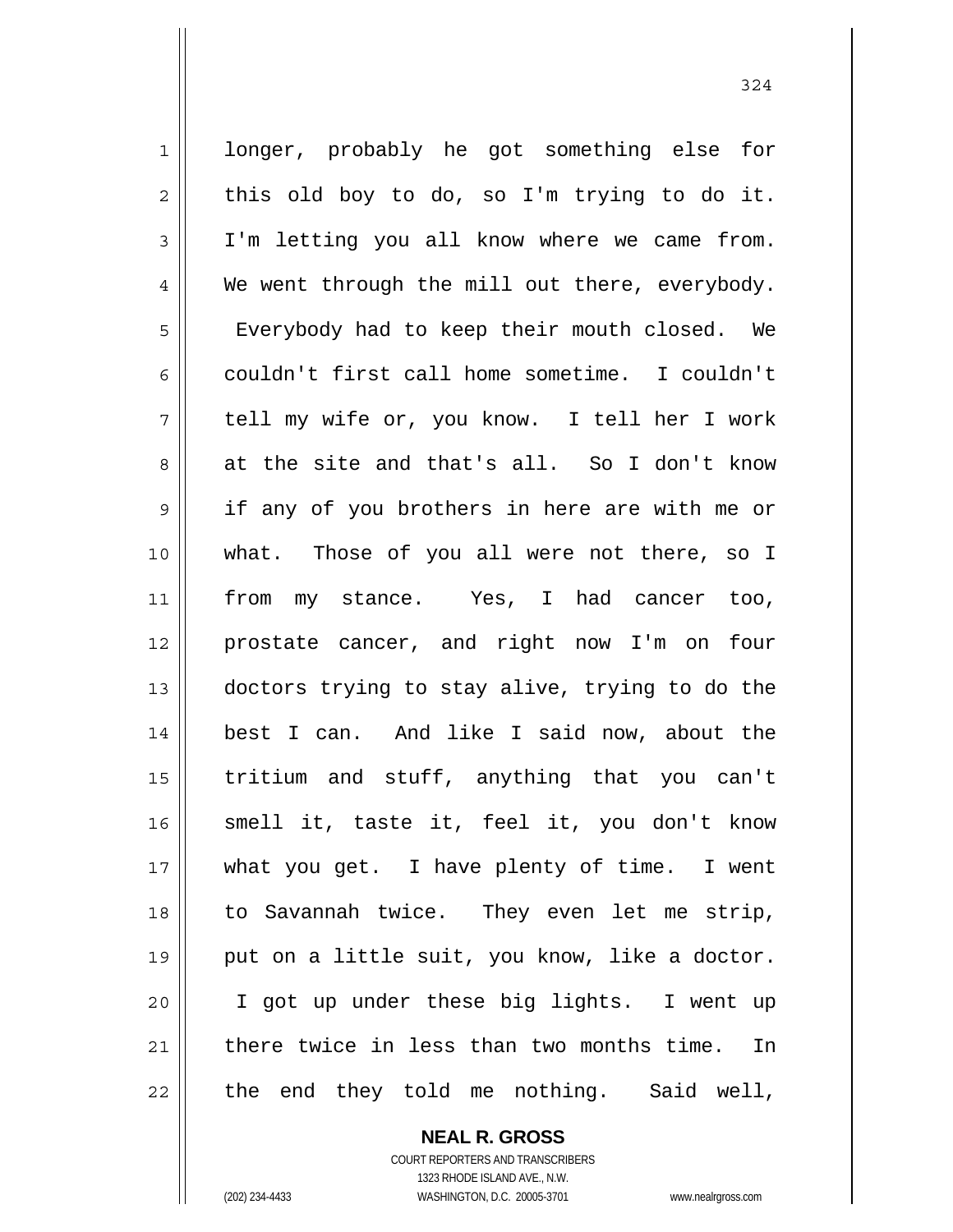longer, probably he got something else for this old boy to do, so I'm trying to do it. I'm letting you all know where we came from. We went through the mill out there, everybody. Everybody had to keep their mouth closed. We couldn't first call home sometime. I couldn't tell my wife or, you know. I tell her I work at the site and that's all. So I don't know if any of you brothers in here are with me or what. Those of you all were not there, so I from my stance. Yes, I had cancer too, prostate cancer, and right now I'm on four doctors trying to stay alive, trying to do the best I can. And like I said now, about the tritium and stuff, anything that you can't smell it, taste it, feel it, you don't know what you get. I have plenty of time. I went to Savannah twice. They even let me strip, put on a little suit, you know, like a doctor. I got up under these big lights. I went up there twice in less than two months time. In the end they told me nothing. Said well,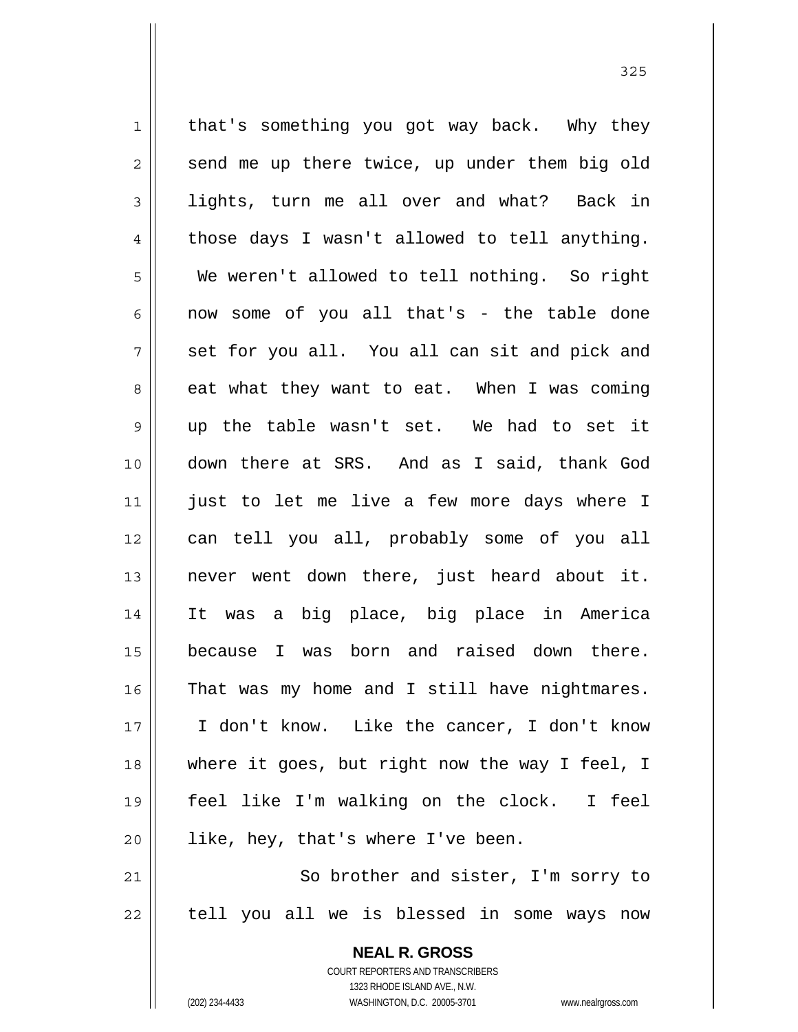that's something you got way back. Why they send me up there twice, up under them big old lights, turn me all over and what? Back in those days I wasn't allowed to tell anything. We weren't allowed to tell nothing. So right now some of you all that's - the table done set for you all. You all can sit and pick and eat what they want to eat. When I was coming up the table wasn't set. We had to set it down there at SRS. And as I said, thank God just to let me live a few more days where I can tell you all, probably some of you all never went down there, just heard about it. It was a big place, big place in America because I was born and raised down there. That was my home and I still have nightmares. I don't know. Like the cancer, I don't know where it goes, but right now the way I feel, I feel like I'm walking on the clock. I feel like, hey, that's where I've been.

So brother and sister, I'm sorry to tell you all we is blessed in some ways now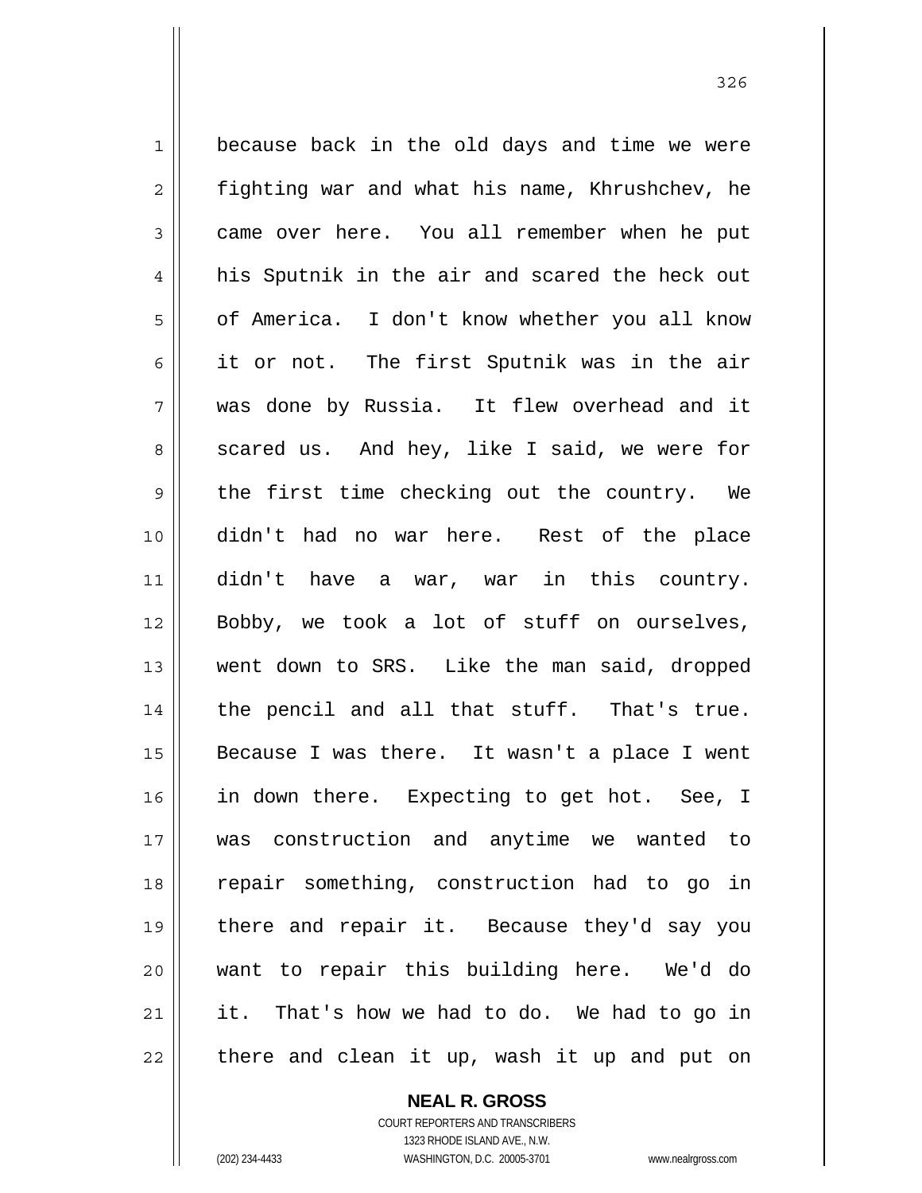because back in the old days and time we were fighting war and what his name, Khrushchev, he came over here. You all remember when he put his Sputnik in the air and scared the heck out of America. I don't know whether you all know it or not. The first Sputnik was in the air was done by Russia. It flew overhead and it scared us. And hey, like I said, we were for the first time checking out the country. We didn't had no war here. Rest of the place didn't have a war, war in this country. Bobby, we took a lot of stuff on ourselves, went down to SRS. Like the man said, dropped the pencil and all that stuff. That's true. Because I was there. It wasn't a place I went in down there. Expecting to get hot. See, I was construction and anytime we wanted to repair something, construction had to go in there and repair it. Because they'd say you want to repair this building here. We'd do it. That's how we had to do. We had to go in there and clean it up, wash it up and put on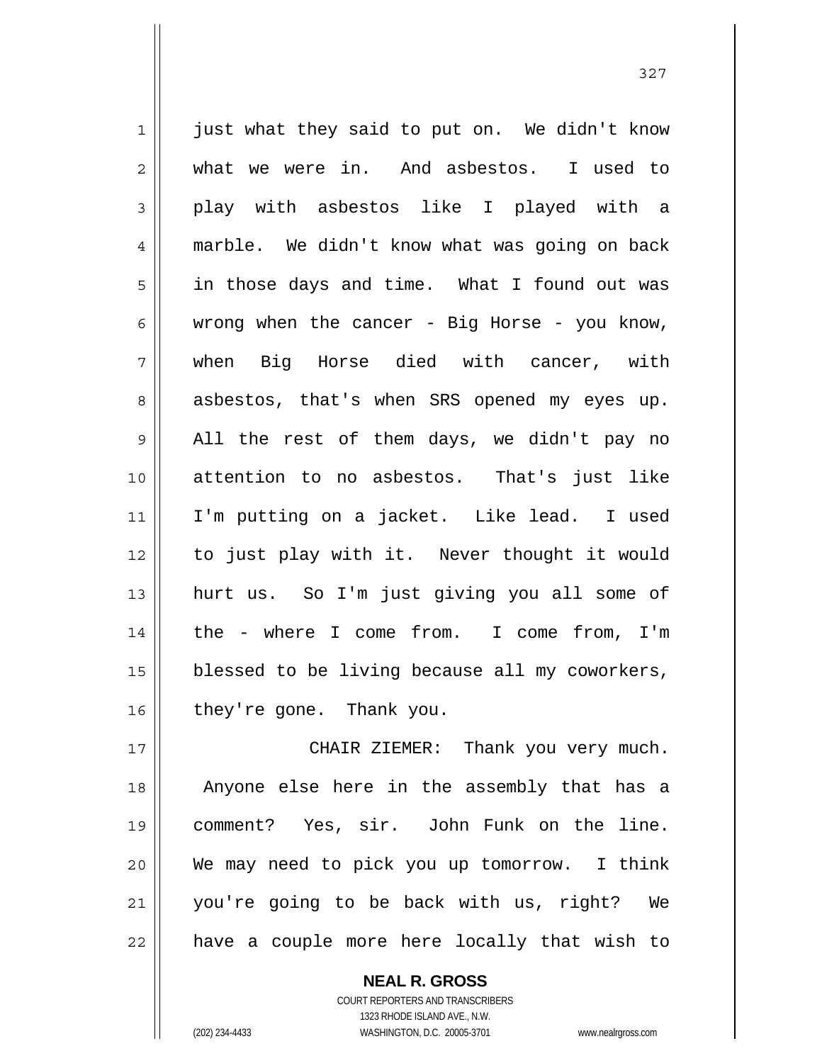just what they said to put on. We didn't know what we were in. And asbestos. I used to play with asbestos like I played with a marble. We didn't know what was going on back in those days and time. What I found out was wrong when the cancer - Big Horse - you know, when Big Horse died with cancer, with asbestos, that's when SRS opened my eyes up. All the rest of them days, we didn't pay no attention to no asbestos. That's just like I'm putting on a jacket. Like lead. I used to just play with it. Never thought it would hurt us. So I'm just giving you all some of the - where I come from. I come from, I'm blessed to be living because all my coworkers, they're gone. Thank you.

CHAIR ZIEMER: Thank you very much. Anyone else here in the assembly that has a comment? Yes, sir. John Funk on the line. We may need to pick you up tomorrow. I think you're going to be back with us, right? We have a couple more here locally that wish to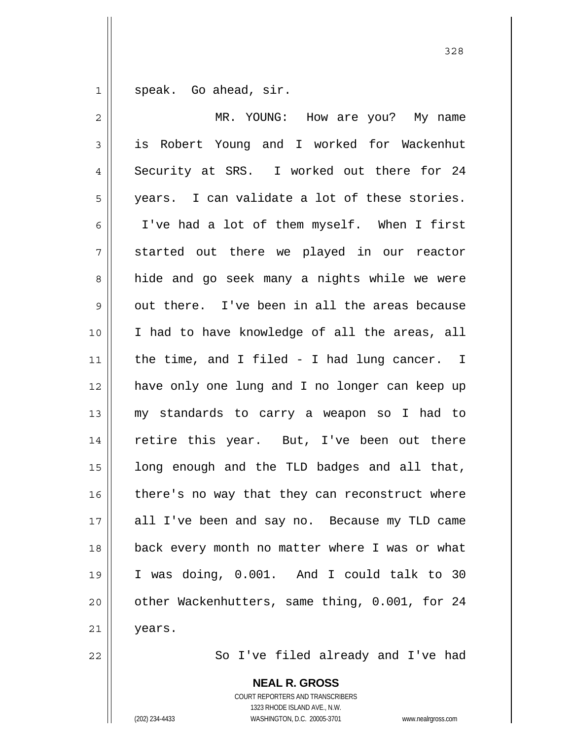speak. Go ahead, sir.

MR. YOUNG: How are you? My name is Robert Young and I worked for Wackenhut Security at SRS. I worked out there for 24 years. I can validate a lot of these stories. I've had a lot of them myself. When I first started out there we played in our reactor hide and go seek many a nights while we were out there. I've been in all the areas because I had to have knowledge of all the areas, all the time, and I filed - I had lung cancer. I have only one lung and I no longer can keep up my standards to carry a weapon so I had to retire this year. But, I've been out there long enough and the TLD badges and all that, there's no way that they can reconstruct where all I've been and say no. Because my TLD came back every month no matter where I was or what I was doing, 0.001. And I could talk to 30 other Wackenhutters, same thing, 0.001, for 24 years.

So I've filed already and I've had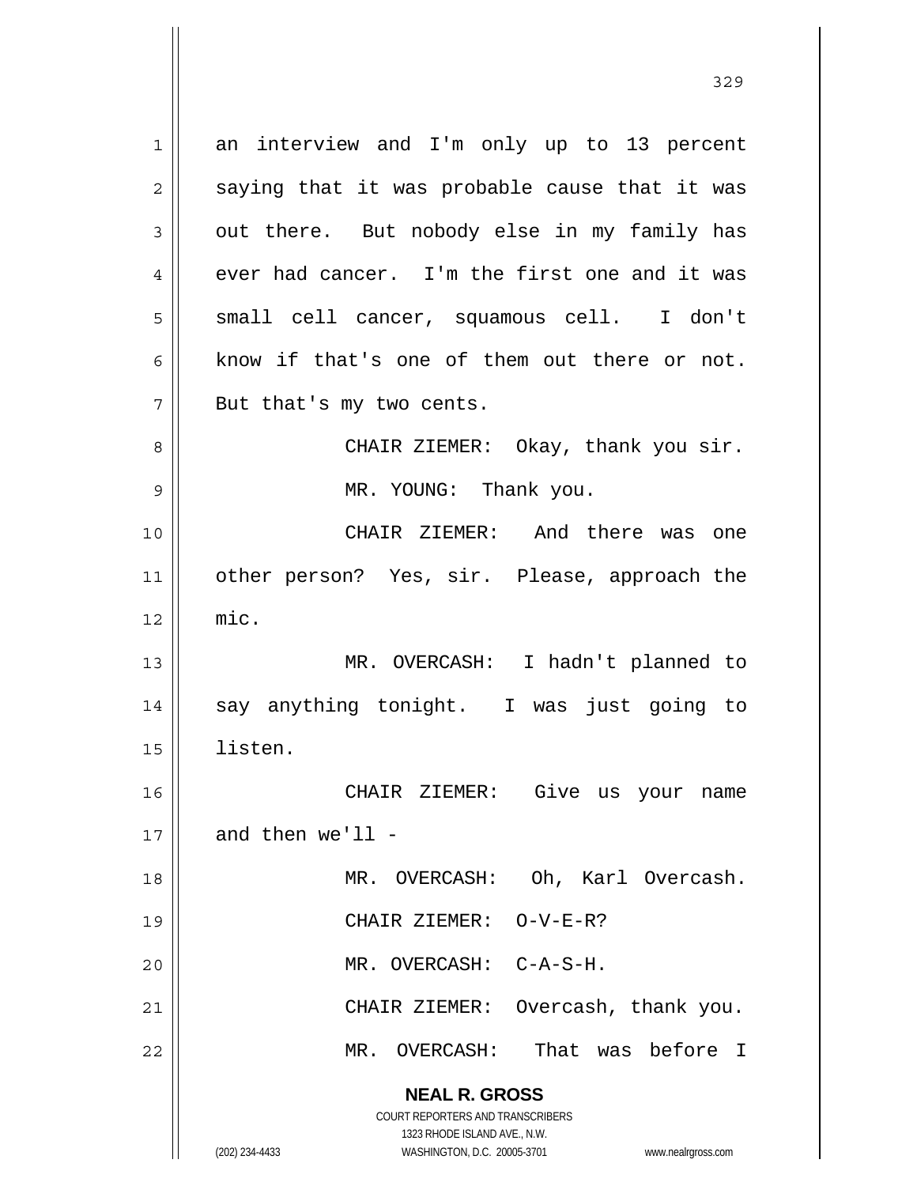an interview and I'm only up to 13 percent saying that it was probable cause that it was out there. But nobody else in my family has ever had cancer. I'm the first one and it was small cell cancer, squamous cell. I don't know if that's one of them out there or not. But that's my two cents.

CHAIR ZIEMER: Okay, thank you sir.

MR. YOUNG: Thank you.

CHAIR ZIEMER: And there was one other person? Yes, sir. Please, approach the mic.

MR. OVERCASH: I hadn't planned to say anything tonight. I was just going to listen.

CHAIR ZIEMER: Give us your name and then we'll -

MR. OVERCASH: Oh, Karl Overcash.

CHAIR ZIEMER: O-V-E-R?

MR. OVERCASH: C-A-S-H.

CHAIR ZIEMER: Overcash, thank you.

MR. OVERCASH: That was before I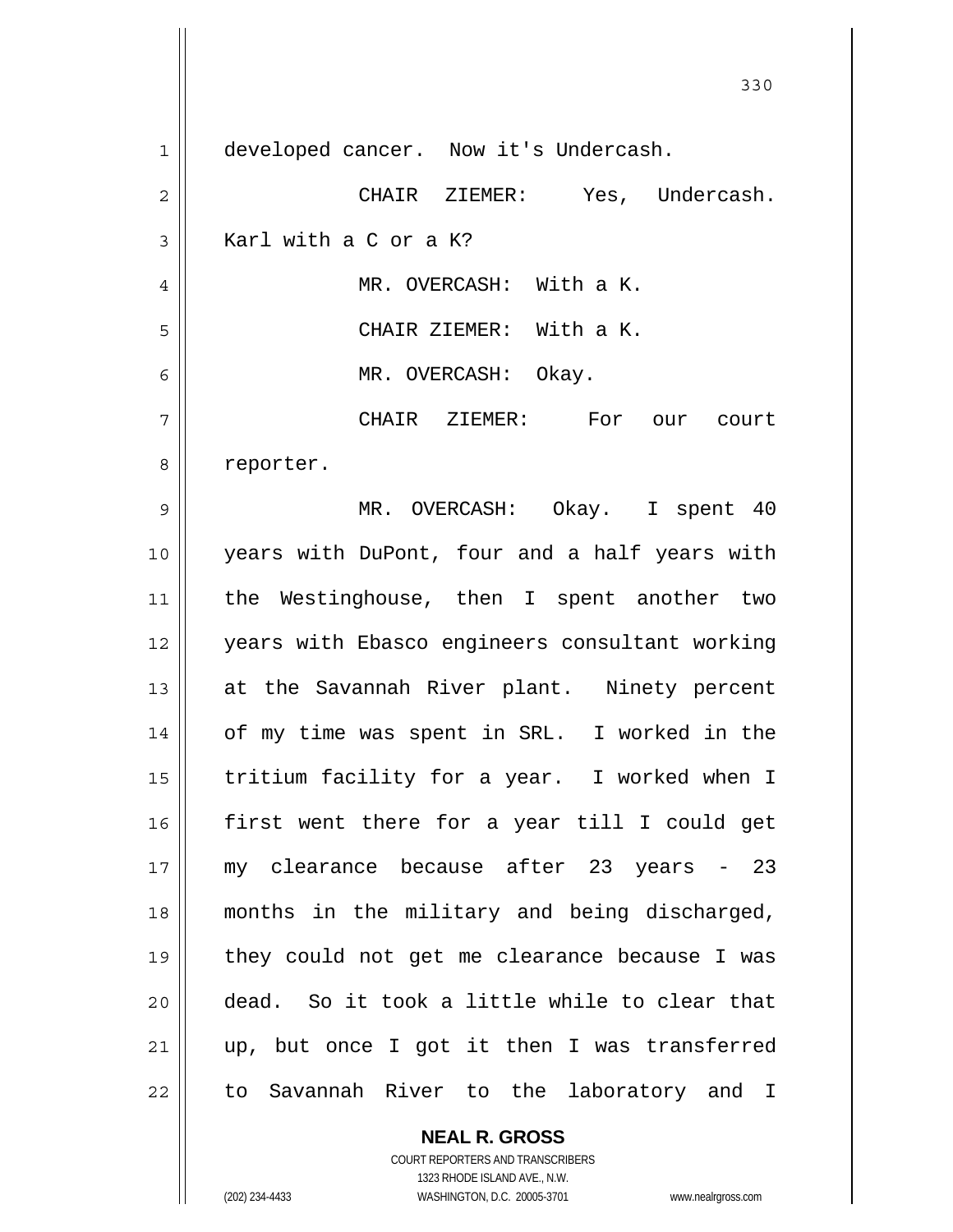developed cancer. Now it's Undercash.

CHAIR ZIEMER: Yes, Undercash. Karl with a C or a K?

MR. OVERCASH: With a K.

CHAIR ZIEMER: With a K.

MR. OVERCASH: Okay.

CHAIR ZIEMER: For our court reporter.

MR. OVERCASH: Okay. I spent 40 years with DuPont, four and a half years with the Westinghouse, then I spent another two years with Ebasco engineers consultant working at the Savannah River plant. Ninety percent of my time was spent in SRL. I worked in the tritium facility for a year. I worked when I first went there for a year till I could get my clearance because after 23 years - 23 months in the military and being discharged, they could not get me clearance because I was dead. So it took a little while to clear that up, but once I got it then I was transferred to Savannah River to the laboratory and I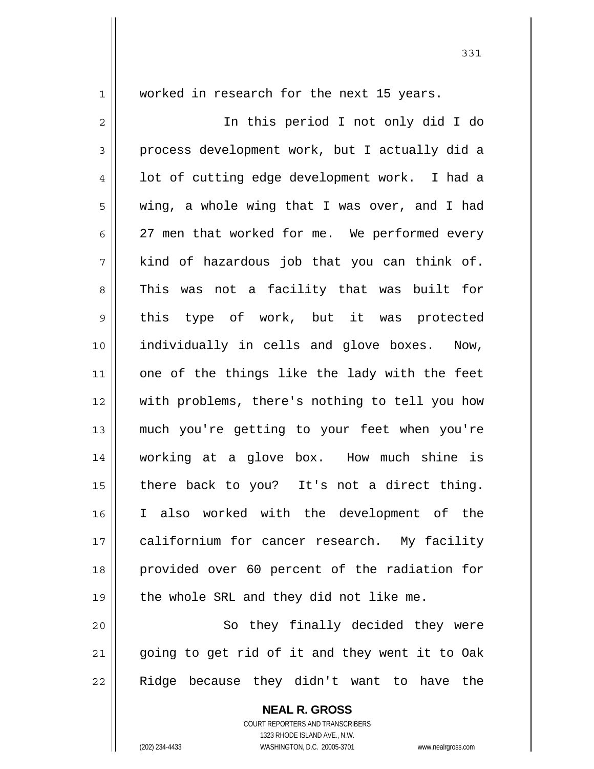worked in research for the next 15 years.

In this period I not only did I do process development work, but I actually did a lot of cutting edge development work. I had a wing, a whole wing that I was over, and I had 27 men that worked for me. We performed every kind of hazardous job that you can think of. This was not a facility that was built for this type of work, but it was protected individually in cells and glove boxes. Now, one of the things like the lady with the feet with problems, there's nothing to tell you how much you're getting to your feet when you're working at a glove box. How much shine is there back to you? It's not a direct thing. I also worked with the development of the californium for cancer research. My facility provided over 60 percent of the radiation for the whole SRL and they did not like me.

So they finally decided they were going to get rid of it and they went it to Oak Ridge because they didn't want to have the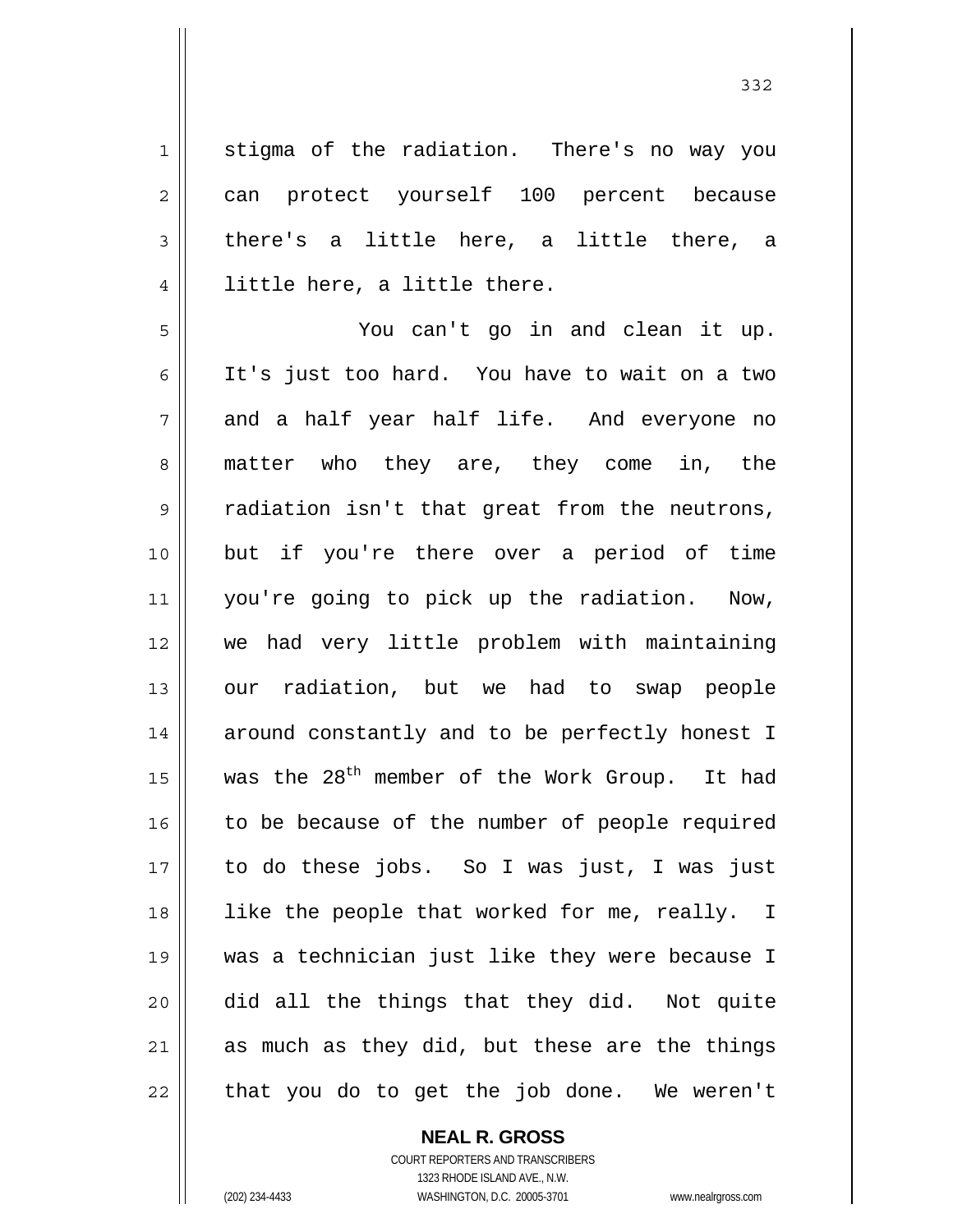stigma of the radiation. There's no way you can protect yourself 100 percent because there's a little here, a little there, a little here, a little there.

You can't go in and clean it up. It's just too hard. You have to wait on a two and a half year half life. And everyone no matter who they are, they come in, the radiation isn't that great from the neutrons, but if you're there over a period of time you're going to pick up the radiation. Now, we had very little problem with maintaining our radiation, but we had to swap people around constantly and to be perfectly honest I was the 28th member of the Work Group. It had to be because of the number of people required to do these jobs. So I was just, I was just like the people that worked for me, really. I was a technician just like they were because I did all the things that they did. Not quite as much as they did, but these are the things that you do to get the job done. We weren't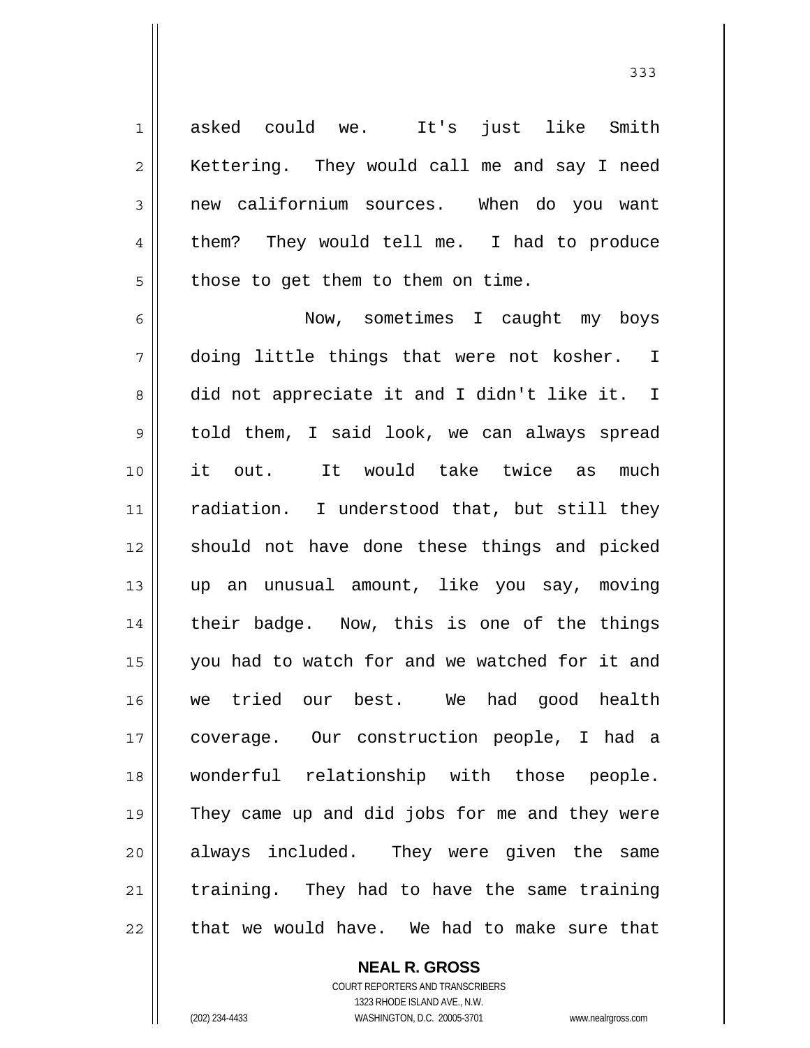asked could we. It's just like Smith Kettering. They would call me and say I need new californium sources. When do you want them? They would tell me. I had to produce those to get them to them on time.

Now, sometimes I caught my boys doing little things that were not kosher. I did not appreciate it and I didn't like it. I told them, I said look, we can always spread it out. It would take twice as much radiation. I understood that, but still they should not have done these things and picked up an unusual amount, like you say, moving their badge. Now, this is one of the things you had to watch for and we watched for it and we tried our best. We had good health coverage. Our construction people, I had a wonderful relationship with those people. They came up and did jobs for me and they were always included. They were given the same training. They had to have the same training that we would have. We had to make sure that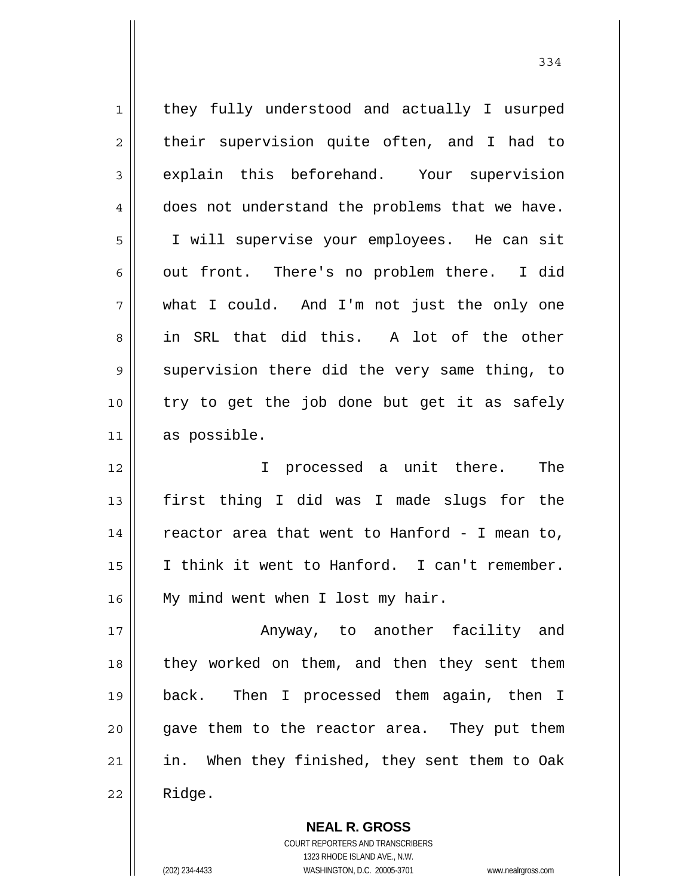they fully understood and actually I usurped their supervision quite often, and I had to explain this beforehand. Your supervision does not understand the problems that we have. I will supervise your employees. He can sit out front. There's no problem there. I did what I could. And I'm not just the only one in SRL that did this. A lot of the other supervision there did the very same thing, to try to get the job done but get it as safely as possible.

I processed a unit there. The first thing I did was I made slugs for the reactor area that went to Hanford - I mean to, I think it went to Hanford. I can't remember. My mind went when I lost my hair.

Anyway, to another facility and they worked on them, and then they sent them back. Then I processed them again, then I gave them to the reactor area. They put them in. When they finished, they sent them to Oak Ridge.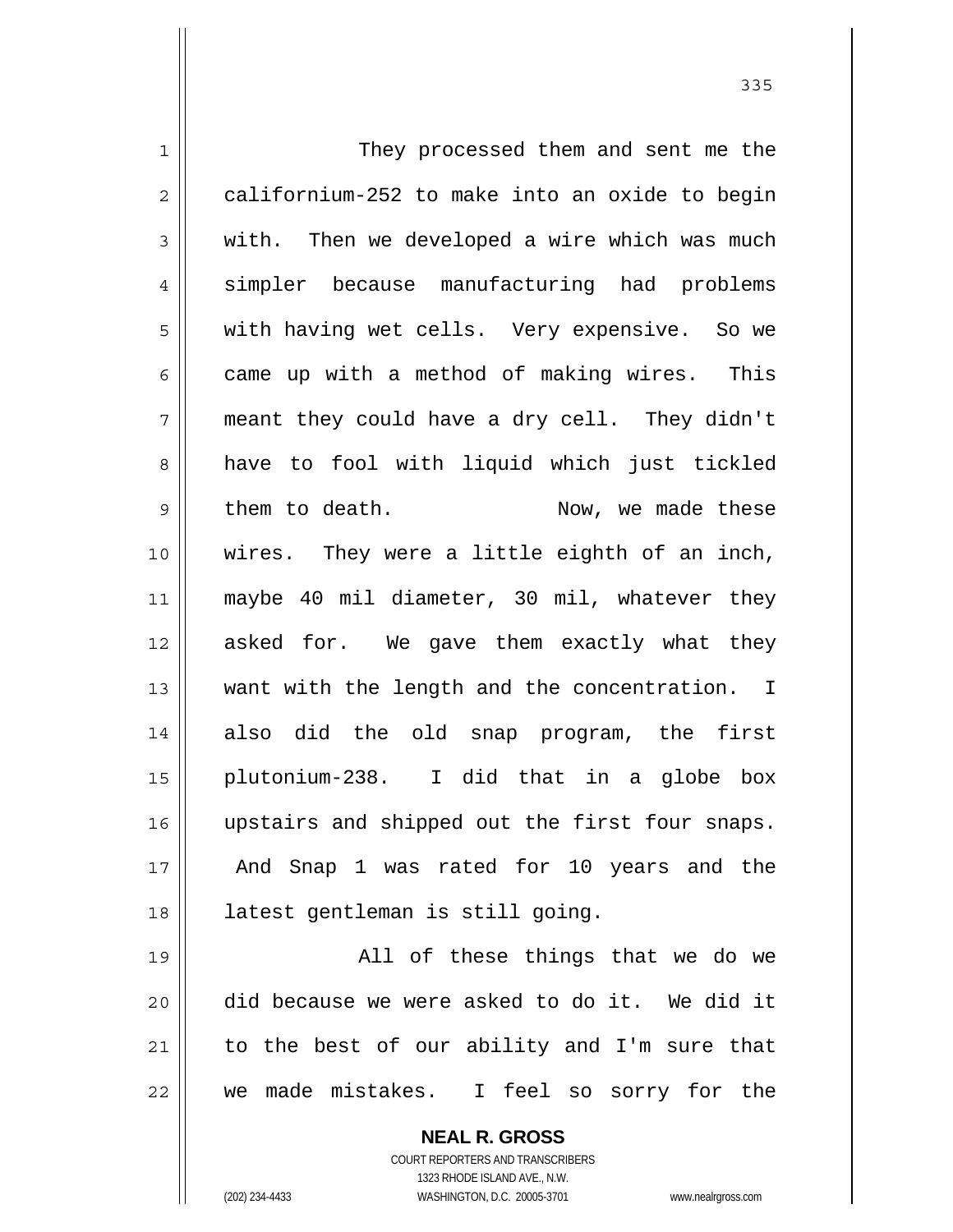They processed them and sent me the californium-252 to make into an oxide to begin with. Then we developed a wire which was much simpler because manufacturing had problems with having wet cells. Very expensive. So we came up with a method of making wires. This meant they could have a dry cell. They didn't have to fool with liquid which just tickled them to death. Now, we made these wires. They were a little eighth of an inch, maybe 40 mil diameter, 30 mil, whatever they asked for. We gave them exactly what they want with the length and the concentration. I also did the old snap program, the first plutonium-238. I did that in a globe box upstairs and shipped out the first four snaps. And Snap 1 was rated for 10 years and the latest gentleman is still going.

All of these things that we do we did because we were asked to do it. We did it to the best of our ability and I'm sure that we made mistakes. I feel so sorry for the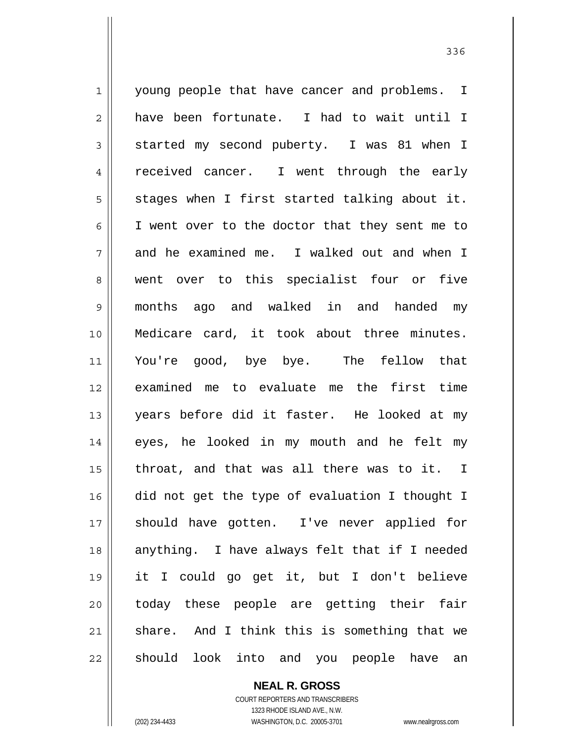young people that have cancer and problems. I have been fortunate. I had to wait until I started my second puberty. I was 81 when I received cancer. I went through the early stages when I first started talking about it. I went over to the doctor that they sent me to and he examined me. I walked out and when I went over to this specialist four or five months ago and walked in and handed my Medicare card, it took about three minutes. You're good, bye bye. The fellow that examined me to evaluate me the first time years before did it faster. He looked at my eyes, he looked in my mouth and he felt my throat, and that was all there was to it. I did not get the type of evaluation I thought I should have gotten. I've never applied for anything. I have always felt that if I needed it I could go get it, but I don't believe today these people are getting their fair share. And I think this is something that we should look into and you people have an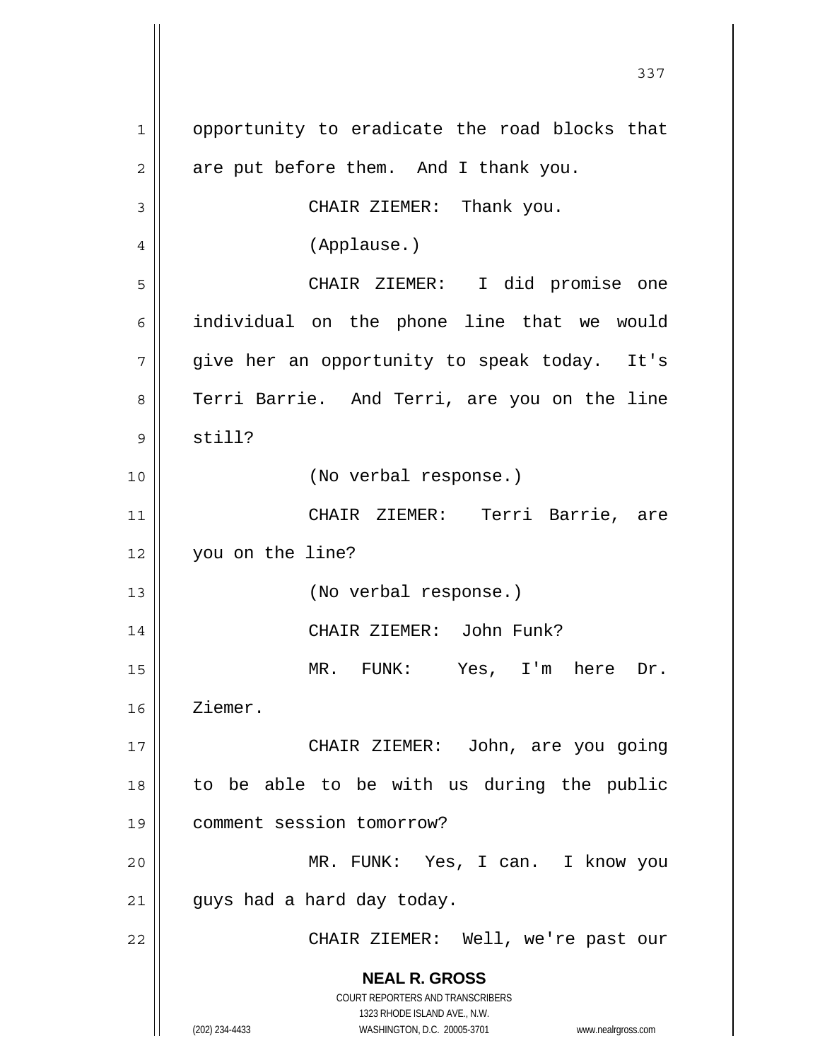opportunity to eradicate the road blocks that are put before them. And I thank you.

CHAIR ZIEMER: Thank you.

(Applause.)

CHAIR ZIEMER: I did promise one individual on the phone line that we would give her an opportunity to speak today. It's Terri Barrie. And Terri, are you on the line still?

(No verbal response.)

CHAIR ZIEMER: Terri Barrie, are you on the line?

(No verbal response.)

CHAIR ZIEMER: John Funk?

MR. FUNK: Yes, I'm here Dr. Ziemer.

CHAIR ZIEMER: John, are you going to be able to be with us during the public comment session tomorrow?

MR. FUNK: Yes, I can. I know you guys had a hard day today.

CHAIR ZIEMER: Well, we're past our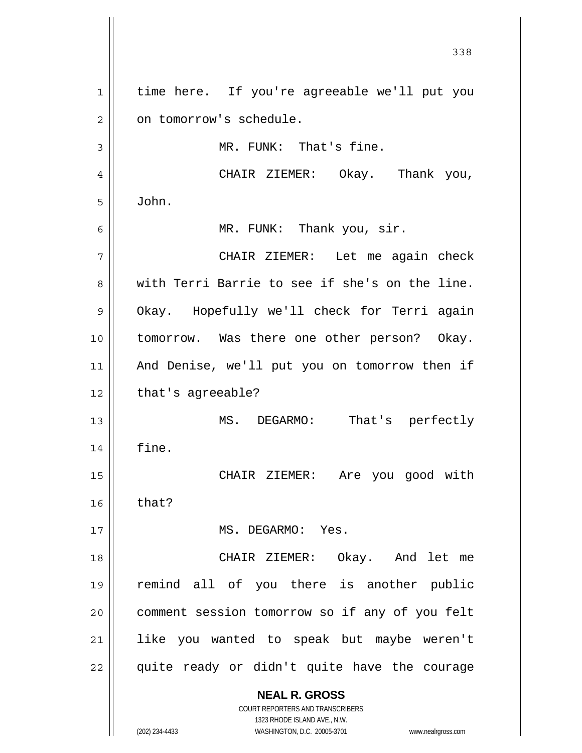time here. If you're agreeable we'll put you on tomorrow's schedule.

MR. FUNK: That's fine.

CHAIR ZIEMER: Okay. Thank you, John.

MR. FUNK: Thank you, sir.

CHAIR ZIEMER: Let me again check with Terri Barrie to see if she's on the line. Okay. Hopefully we'll check for Terri again tomorrow. Was there one other person? Okay. And Denise, we'll put you on tomorrow then if that's agreeable?

MS. DEGARMO: That's perfectly fine.

CHAIR ZIEMER: Are you good with that?

MS. DEGARMO: Yes.

CHAIR ZIEMER: Okay. And let me remind all of you there is another public comment session tomorrow so if any of you felt like you wanted to speak but maybe weren't quite ready or didn't quite have the courage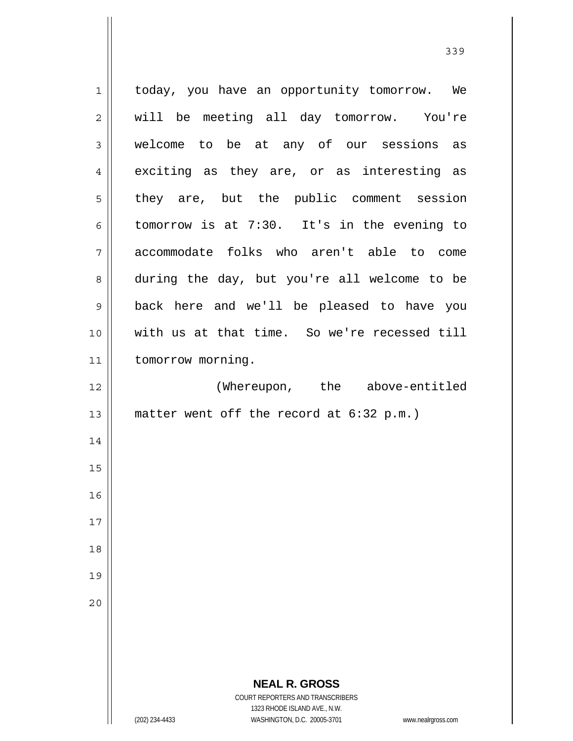today, you have an opportunity tomorrow. We will be meeting all day tomorrow. You're welcome to be at any of our sessions as exciting as they are, or as interesting as they are, but the public comment session tomorrow is at 7:30. It's in the evening to accommodate folks who aren't able to come during the day, but you're all welcome to be back here and we'll be pleased to have you with us at that time. So we're recessed till tomorrow morning.

(Whereupon, the above-entitled matter went off the record at 6:32 p.m.)